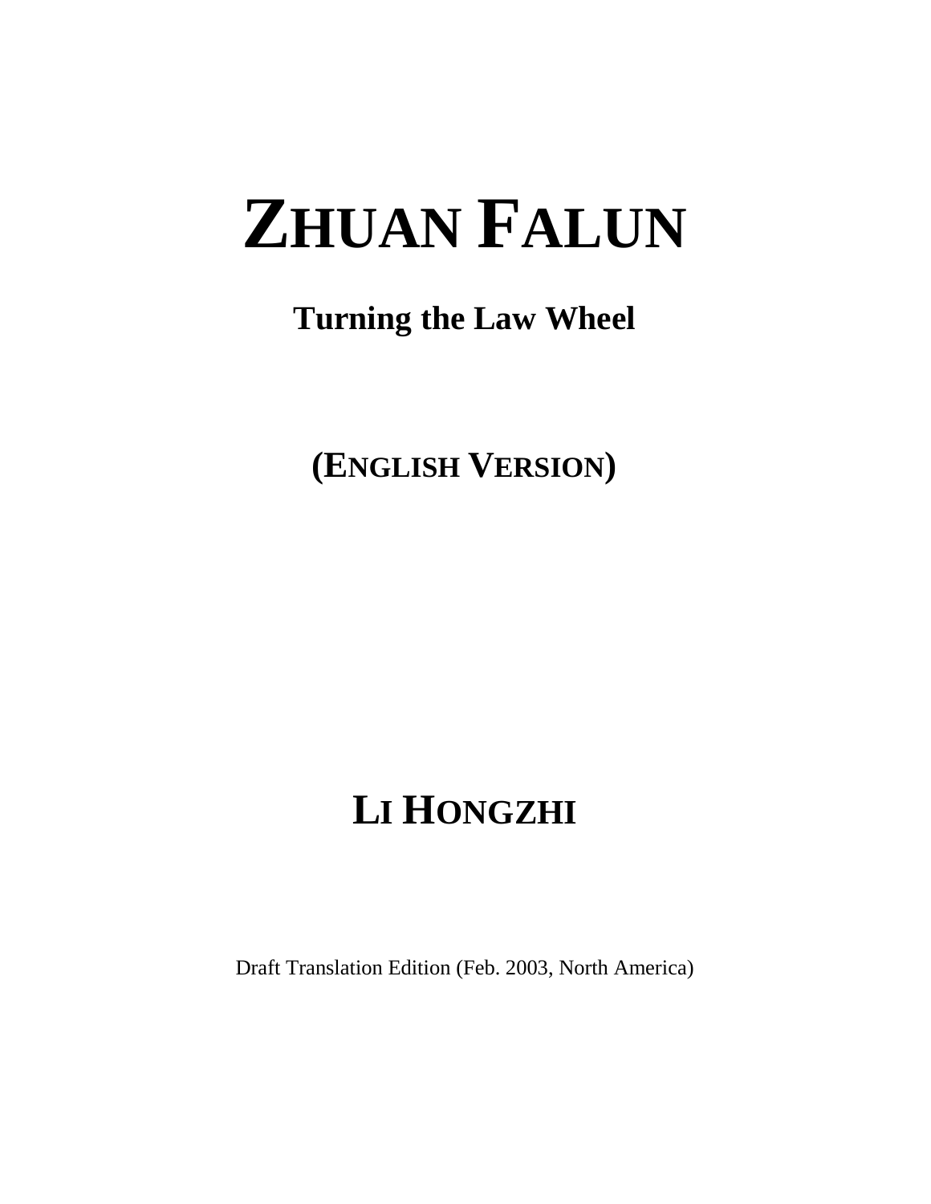# ZHUAN FALUN

## Turning the Law Wheel

## (ENGLISH VERSION)

## LI HONGZHI

Draft Translation Edition (Feb. 2003, North America)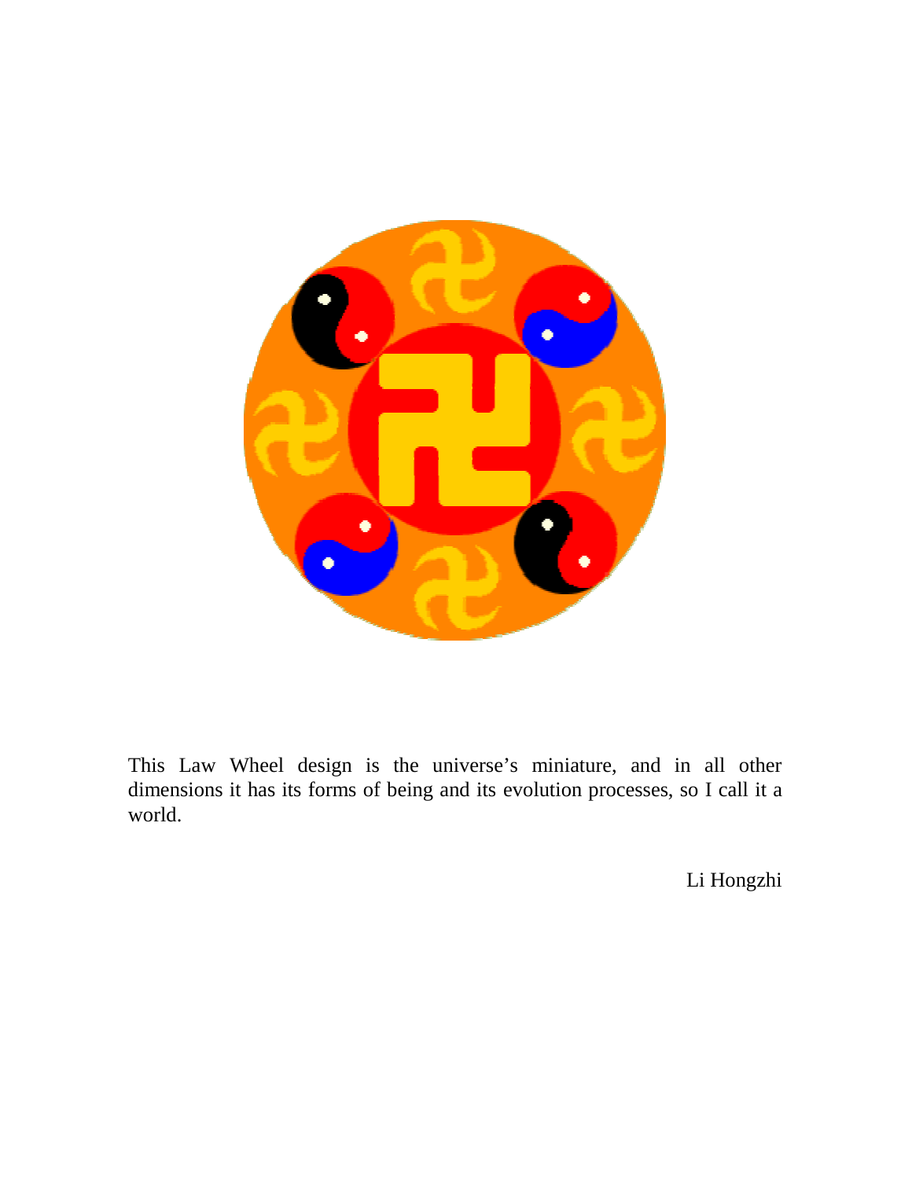This Law Wheel design is the universe's miniature, and in all other dimensions it has its forms of being and its evolution processes, so I call it a world.

Li Hongzhi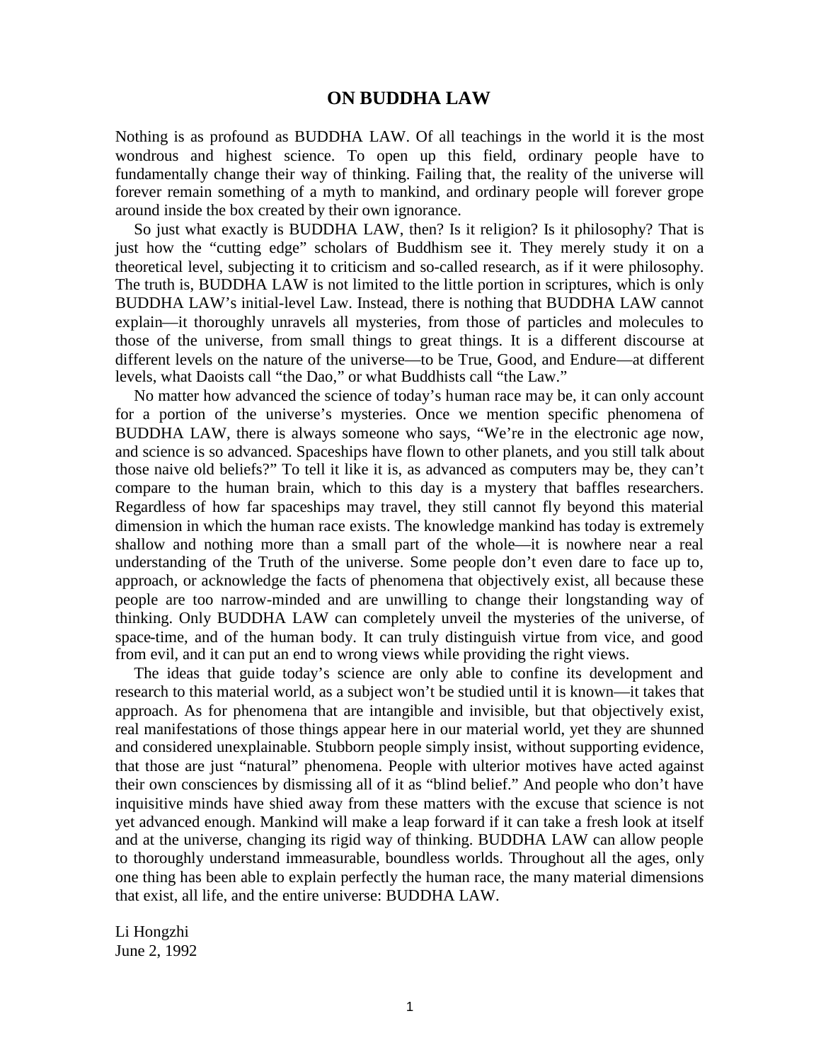# ON BUDDHA LAW

Nothing is as profound as BUDDHA LAW. Of all teachings in the world it is the most wondrous and highest science. To open up this field, ordinary people have to fundamentally change their way of thinking. Failing that, the reality of the universe will forever remain something of a myth to mankind, and ordinary people will forever grope around inside the box created by their own ignorance.

So just what exactly is BUDDHA LAW, then? Is it religion? Is it philosophy? That is just how the "cutting edge" scholars of Buddhism see it. They merely study it on a theoretical level, subjecting it to criticism and so-called research, as if it were philosophy. The truth is, BUDDHA LAW is not limited to the little portion in scriptures, which is only BUDDHA LAW's initial-level Law. Instead, there is nothing that BUDDHA LAW cannot explain—it thoroughly unravels all mysteries, from those of particles and molecules to those of the universe, from small things to great things. It is a different discourse at different levels on the nature of the universe—to be True, Good, and Endure—at different levels, what Daoists call "the Dao," or what Buddhists call "the Law."

No matter how advanced the science of today's human race may be, it can only account for a portion of the universe's mysteries. Once we mention specific phenomena of BUDDHA LAW, there is always someone who says, "We're in the electronic age now, and science is so advanced. Spaceships have flown to other planets, and you still talk about those naive old beliefs?" To tell it like it is, as advanced as computers may be, they can't compare to the human brain, which to this day is a mystery that baffles researchers. Regardless of how far spaceships may travel, they still cannot fly beyond this material dimension in which the human race exists. The knowledge mankind has today is extremely shallow and nothing more than a small part of the whole—it is nowhere near a real understanding of the Truth of the universe. Some people don't even dare to face up to, approach, or acknowledge the facts of phenomena that objectively exist, all because these people are too narrow-minded and are unwilling to change their longstanding way of thinking. Only BUDDHA LAW can completely unveil the mysteries of the universe, of space-time, and of the human body. It can truly distinguish virtue from vice, and good from evil, and it can put an end to wrong views while providing the right views.

The ideas that guide today's science are only able to confine its development and research to this material world, as a subject won't be studied until it is known—it takes that approach. As for phenomena that are intangible and invisible, but that objectively exist, real manifestations of those things appear here in our material world, yet they are shunned and considered unexplainable. Stubborn people simply insist, without supporting evidence, that those are just "natural" phenomena. People with ulterior motives have acted against their own consciences by dismissing all of it as "blind belief." And people who don't have inquisitive minds have shied away from these matters with the excuse that science is not yet advanced enough. Mankind will make a leap forward if it can take a fresh look at itself and at the universe, changing its rigid way of thinking. BUDDHA LAW can allow people to thoroughly understand immeasurable, boundless worlds. Throughout all the ages, only one thing has been able to explain perfectly the human race, the many material dimensions that exist, all life, and the entire universe: BUDDHA LAW.

Li Hongzhi
June 2, 1992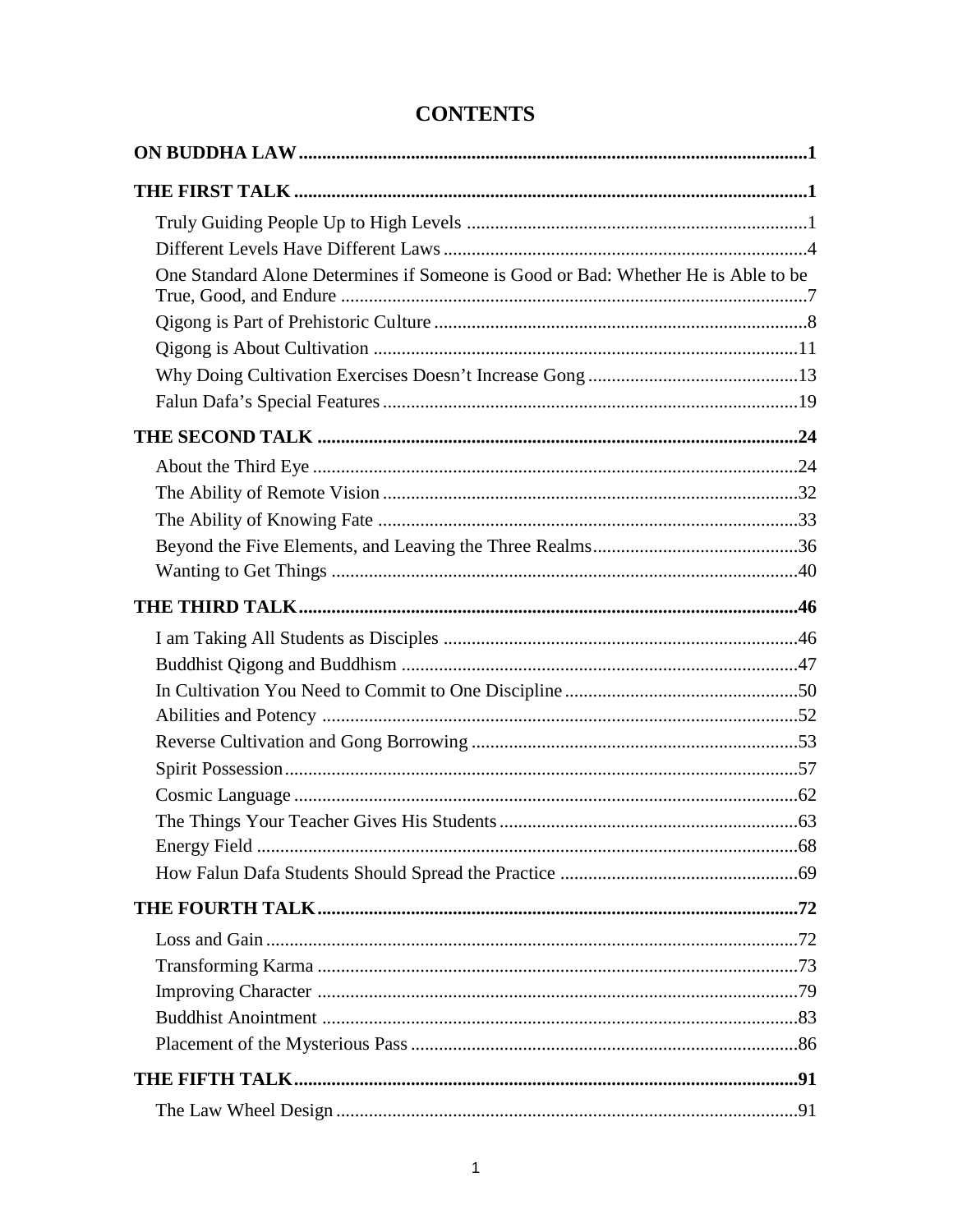# CONTENTS

**ON BUDDHA LAW** 1

**THE FIRST TALK** 1

- Truly Guiding People Up to High Levels 1
- Different Levels Have Different Laws 4
- One Standard Alone Determines if Someone is Good or Bad: Whether He is Able to be True, Good, and Endure 7
- Qigong is Part of Prehistoric Culture 8
- Qigong is About Cultivation 11
- Why Doing Cultivation Exercises Doesn't Increase Gong 13
- Falun Dafa's Special Features 19

**THE SECOND TALK** 24

- About the Third Eye 24
- The Ability of Remote Vision 32
- The Ability of Knowing Fate 33
- Beyond the Five Elements, and Leaving the Three Realms 36
- Wanting to Get Things 40

**THE THIRD TALK** 46

- I am Taking All Students as Disciples 46
- Buddhist Qigong and Buddhism 47
- In Cultivation You Need to Commit to One Discipline 50
- Abilities and Potency 52
- Reverse Cultivation and Gong Borrowing 53
- Spirit Possession 57
- Cosmic Language 62
- The Things Your Teacher Gives His Students 63
- Energy Field 68
- How Falun Dafa Students Should Spread the Practice 69

**THE FOURTH TALK** 72

- Loss and Gain 72
- Transforming Karma 73
- Improving Character 79
- Buddhist Anointment 83
- Placement of the Mysterious Pass 86

**THE FIFTH TALK** 91

- The Law Wheel Design 91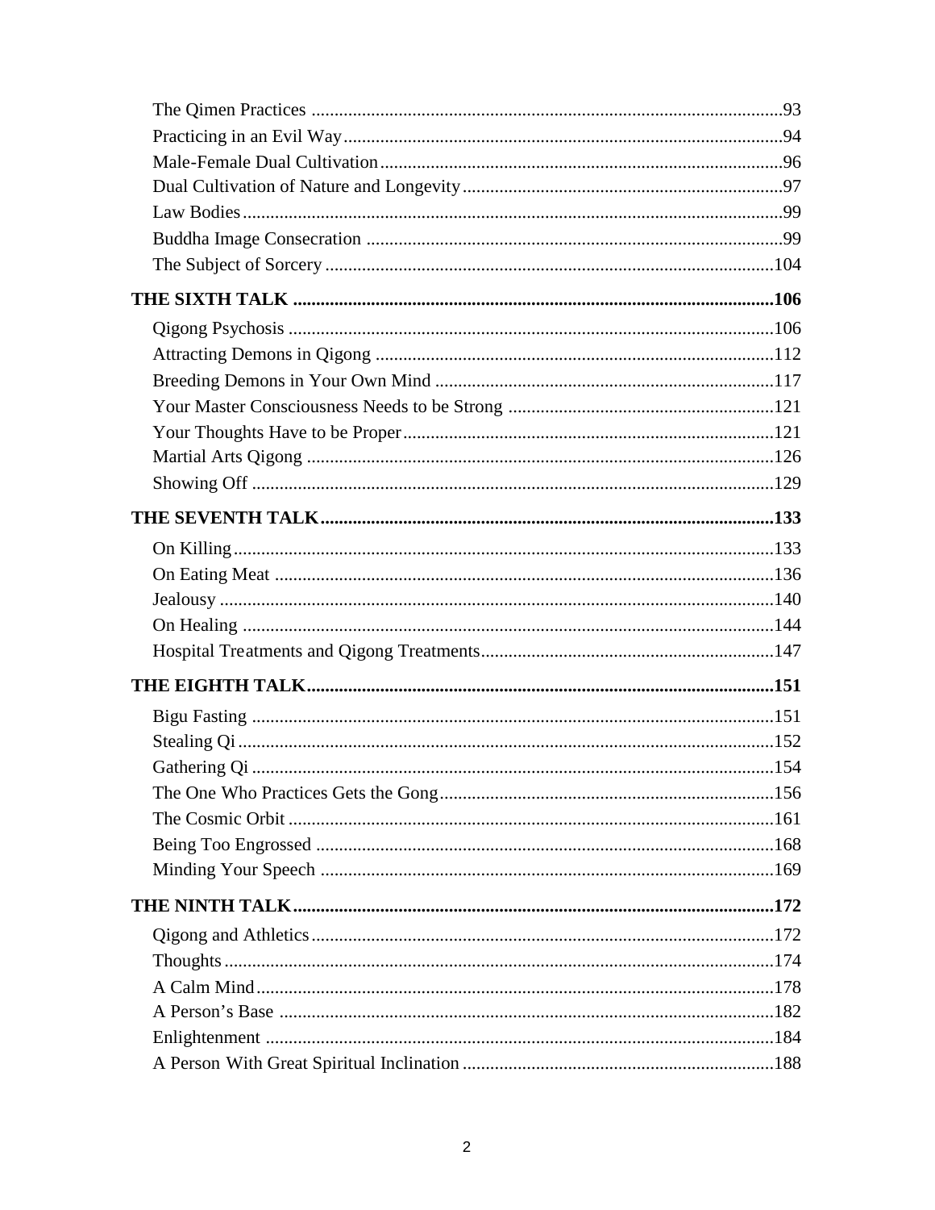The Qimen Practices ......................................................................................................93
Practicing in an Evil Way...............................................................................................94
Male-Female Dual Cultivation.......................................................................................96
Dual Cultivation of Nature and Longevity.....................................................................97
Law Bodies....................................................................................................................99
Buddha Image Consecration ..........................................................................................99
The Subject of Sorcery .................................................................................................104

**THE SIXTH TALK .........................................................................................................106**

Qigong Psychosis .........................................................................................................106
Attracting Demons in Qigong ......................................................................................112
Breeding Demons in Your Own Mind .........................................................................117
Your Master Consciousness Needs to be Strong ..........................................................121
Your Thoughts Have to be Proper................................................................................121
Martial Arts Qigong .....................................................................................................126
Showing Off ................................................................................................................129

**THE SEVENTH TALK...................................................................................................133**

On Killing.....................................................................................................................133
On Eating Meat ............................................................................................................136
Jealousy ........................................................................................................................140
On Healing ...................................................................................................................144
Hospital Treatments and Qigong Treatments................................................................147

**THE EIGHTH TALK......................................................................................................151**

Bigu Fasting .................................................................................................................151
Stealing Qi....................................................................................................................152
Gathering Qi .................................................................................................................154
The One Who Practices Gets the Gong.........................................................................156
The Cosmic Orbit .........................................................................................................161
Being Too Engrossed ...................................................................................................168
Minding Your Speech ..................................................................................................169

**THE NINTH TALK.........................................................................................................172**

Qigong and Athletics....................................................................................................172
Thoughts.......................................................................................................................174
A Calm Mind................................................................................................................178
A Person's Base ...........................................................................................................182
Enlightenment ..............................................................................................................184
A Person With Great Spiritual Inclination ...................................................................188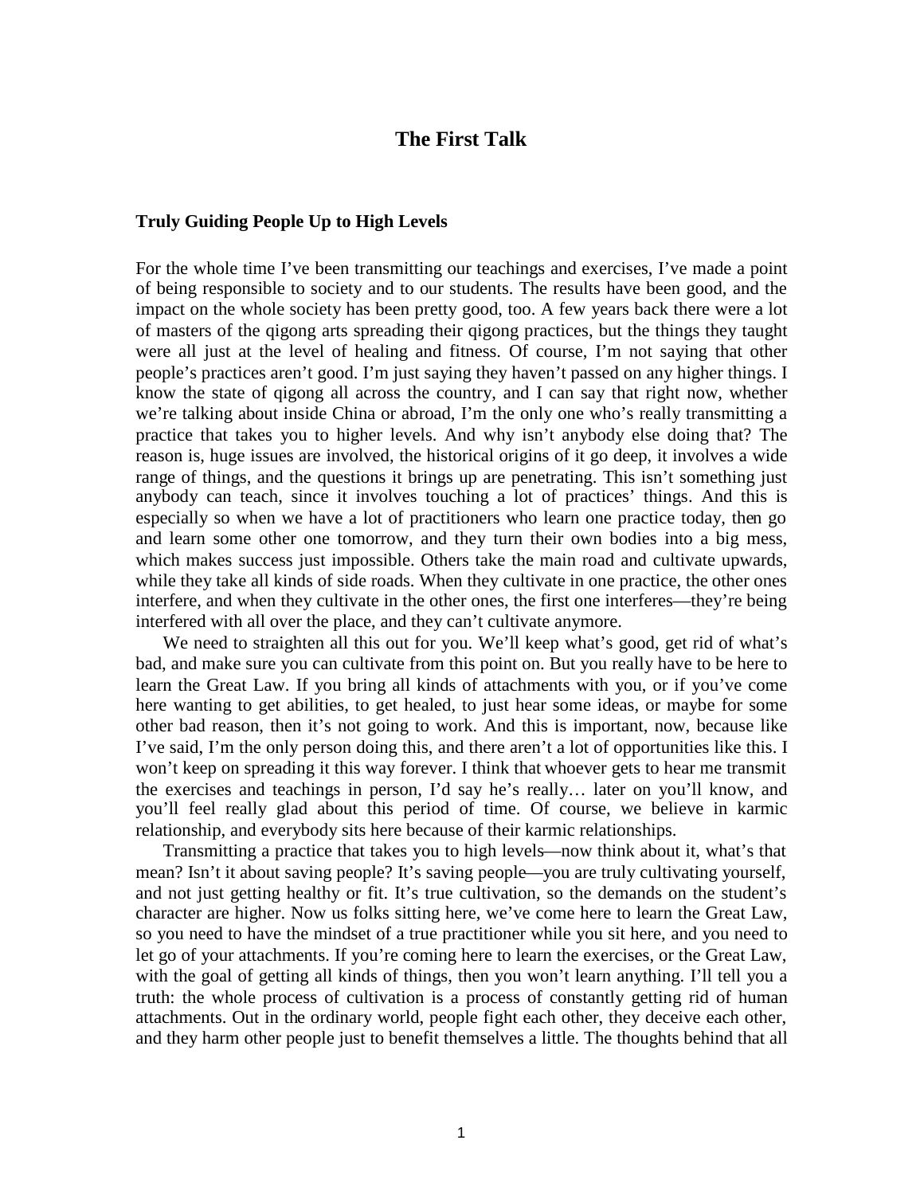# The First Talk

### Truly Guiding People Up to High Levels

For the whole time I've been transmitting our teachings and exercises, I've made a point of being responsible to society and to our students. The results have been good, and the impact on the whole society has been pretty good, too. A few years back there were a lot of masters of the qigong arts spreading their qigong practices, but the things they taught were all just at the level of healing and fitness. Of course, I'm not saying that other people's practices aren't good. I'm just saying they haven't passed on any higher things. I know the state of qigong all across the country, and I can say that right now, whether we're talking about inside China or abroad, I'm the only one who's really transmitting a practice that takes you to higher levels. And why isn't anybody else doing that? The reason is, huge issues are involved, the historical origins of it go deep, it involves a wide range of things, and the questions it brings up are penetrating. This isn't something just anybody can teach, since it involves touching a lot of practices' things. And this is especially so when we have a lot of practitioners who learn one practice today, then go and learn some other one tomorrow, and they turn their own bodies into a big mess, which makes success just impossible. Others take the main road and cultivate upwards, while they take all kinds of side roads. When they cultivate in one practice, the other ones interfere, and when they cultivate in the other ones, the first one interferes—they're being interfered with all over the place, and they can't cultivate anymore.

We need to straighten all this out for you. We'll keep what's good, get rid of what's bad, and make sure you can cultivate from this point on. But you really have to be here to learn the Great Law. If you bring all kinds of attachments with you, or if you've come here wanting to get abilities, to get healed, to just hear some ideas, or maybe for some other bad reason, then it's not going to work. And this is important, now, because like I've said, I'm the only person doing this, and there aren't a lot of opportunities like this. I won't keep on spreading it this way forever. I think that whoever gets to hear me transmit the exercises and teachings in person, I'd say he's really… later on you'll know, and you'll feel really glad about this period of time. Of course, we believe in karmic relationship, and everybody sits here because of their karmic relationships.

Transmitting a practice that takes you to high levels—now think about it, what's that mean? Isn't it about saving people? It's saving people—you are truly cultivating yourself, and not just getting healthy or fit. It's true cultivation, so the demands on the student's character are higher. Now us folks sitting here, we've come here to learn the Great Law, so you need to have the mindset of a true practitioner while you sit here, and you need to let go of your attachments. If you're coming here to learn the exercises, or the Great Law, with the goal of getting all kinds of things, then you won't learn anything. I'll tell you a truth: the whole process of cultivation is a process of constantly getting rid of human attachments. Out in the ordinary world, people fight each other, they deceive each other, and they harm other people just to benefit themselves a little. The thoughts behind that all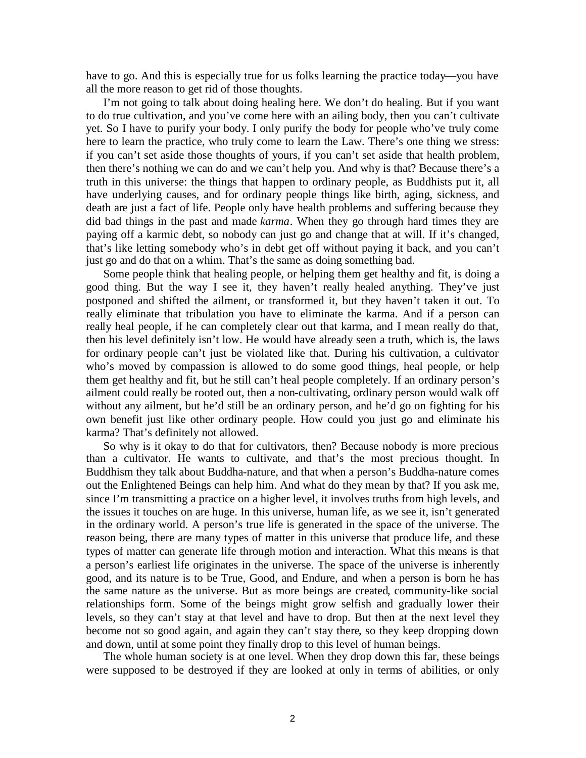have to go. And this is especially true for us folks learning the practice today—you have all the more reason to get rid of those thoughts.

I'm not going to talk about doing healing here. We don't do healing. But if you want to do true cultivation, and you've come here with an ailing body, then you can't cultivate yet. So I have to purify your body. I only purify the body for people who've truly come here to learn the practice, who truly come to learn the Law. There's one thing we stress: if you can't set aside those thoughts of yours, if you can't set aside that health problem, then there's nothing we can do and we can't help you. And why is that? Because there's a truth in this universe: the things that happen to ordinary people, as Buddhists put it, all have underlying causes, and for ordinary people things like birth, aging, sickness, and death are just a fact of life. People only have health problems and suffering because they did bad things in the past and made *karma*. When they go through hard times they are paying off a karmic debt, so nobody can just go and change that at will. If it's changed, that's like letting somebody who's in debt get off without paying it back, and you can't just go and do that on a whim. That's the same as doing something bad.

Some people think that healing people, or helping them get healthy and fit, is doing a good thing. But the way I see it, they haven't really healed anything. They've just postponed and shifted the ailment, or transformed it, but they haven't taken it out. To really eliminate that tribulation you have to eliminate the karma. And if a person can really heal people, if he can completely clear out that karma, and I mean really do that, then his level definitely isn't low. He would have already seen a truth, which is, the laws for ordinary people can't just be violated like that. During his cultivation, a cultivator who's moved by compassion is allowed to do some good things, heal people, or help them get healthy and fit, but he still can't heal people completely. If an ordinary person's ailment could really be rooted out, then a non-cultivating, ordinary person would walk off without any ailment, but he'd still be an ordinary person, and he'd go on fighting for his own benefit just like other ordinary people. How could you just go and eliminate his karma? That's definitely not allowed.

So why is it okay to do that for cultivators, then? Because nobody is more precious than a cultivator. He wants to cultivate, and that's the most precious thought. In Buddhism they talk about Buddha-nature, and that when a person's Buddha-nature comes out the Enlightened Beings can help him. And what do they mean by that? If you ask me, since I'm transmitting a practice on a higher level, it involves truths from high levels, and the issues it touches on are huge. In this universe, human life, as we see it, isn't generated in the ordinary world. A person's true life is generated in the space of the universe. The reason being, there are many types of matter in this universe that produce life, and these types of matter can generate life through motion and interaction. What this means is that a person's earliest life originates in the universe. The space of the universe is inherently good, and its nature is to be True, Good, and Endure, and when a person is born he has the same nature as the universe. But as more beings are created, community-like social relationships form. Some of the beings might grow selfish and gradually lower their levels, so they can't stay at that level and have to drop. But then at the next level they become not so good again, and again they can't stay there, so they keep dropping down and down, until at some point they finally drop to this level of human beings.

The whole human society is at one level. When they drop down this far, these beings were supposed to be destroyed if they are looked at only in terms of abilities, or only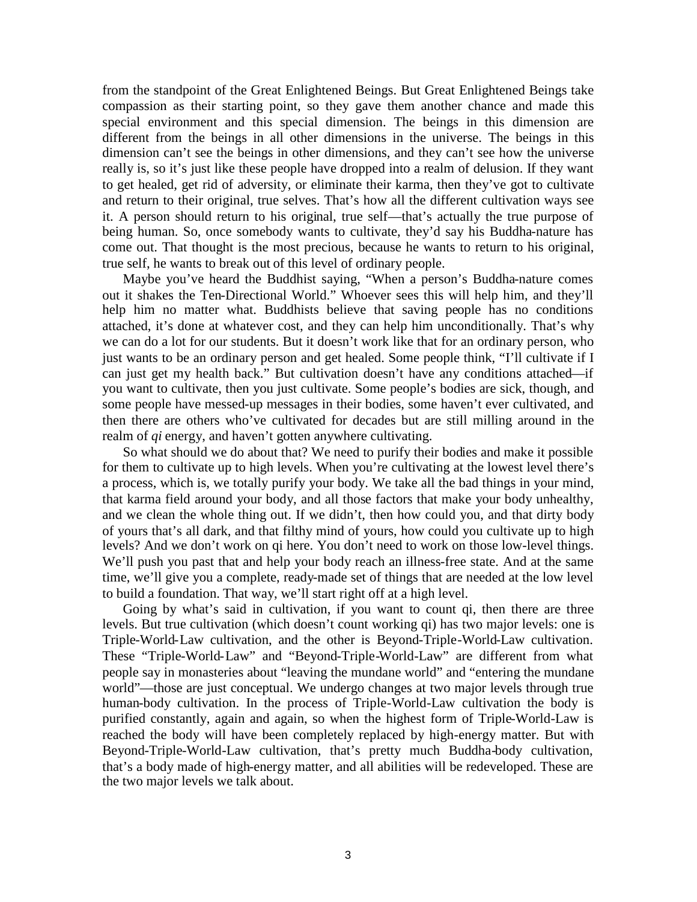from the standpoint of the Great Enlightened Beings. But Great Enlightened Beings take compassion as their starting point, so they gave them another chance and made this special environment and this special dimension. The beings in this dimension are different from the beings in all other dimensions in the universe. The beings in this dimension can't see the beings in other dimensions, and they can't see how the universe really is, so it's just like these people have dropped into a realm of delusion. If they want to get healed, get rid of adversity, or eliminate their karma, then they've got to cultivate and return to their original, true selves. That's how all the different cultivation ways see it. A person should return to his original, true self—that's actually the true purpose of being human. So, once somebody wants to cultivate, they'd say his Buddha-nature has come out. That thought is the most precious, because he wants to return to his original, true self, he wants to break out of this level of ordinary people.

Maybe you've heard the Buddhist saying, "When a person's Buddha-nature comes out it shakes the Ten-Directional World." Whoever sees this will help him, and they'll help him no matter what. Buddhists believe that saving people has no conditions attached, it's done at whatever cost, and they can help him unconditionally. That's why we can do a lot for our students. But it doesn't work like that for an ordinary person, who just wants to be an ordinary person and get healed. Some people think, "I'll cultivate if I can just get my health back." But cultivation doesn't have any conditions attached—if you want to cultivate, then you just cultivate. Some people's bodies are sick, though, and some people have messed-up messages in their bodies, some haven't ever cultivated, and then there are others who've cultivated for decades but are still milling around in the realm of *qi* energy, and haven't gotten anywhere cultivating.

So what should we do about that? We need to purify their bodies and make it possible for them to cultivate up to high levels. When you're cultivating at the lowest level there's a process, which is, we totally purify your body. We take all the bad things in your mind, that karma field around your body, and all those factors that make your body unhealthy, and we clean the whole thing out. If we didn't, then how could you, and that dirty body of yours that's all dark, and that filthy mind of yours, how could you cultivate up to high levels? And we don't work on qi here. You don't need to work on those low-level things. We'll push you past that and help your body reach an illness-free state. And at the same time, we'll give you a complete, ready-made set of things that are needed at the low level to build a foundation. That way, we'll start right off at a high level.

Going by what's said in cultivation, if you want to count qi, then there are three levels. But true cultivation (which doesn't count working qi) has two major levels: one is Triple-World-Law cultivation, and the other is Beyond-Triple-World-Law cultivation. These "Triple-World-Law" and "Beyond-Triple-World-Law" are different from what people say in monasteries about "leaving the mundane world" and "entering the mundane world"—those are just conceptual. We undergo changes at two major levels through true human-body cultivation. In the process of Triple-World-Law cultivation the body is purified constantly, again and again, so when the highest form of Triple-World-Law is reached the body will have been completely replaced by high-energy matter. But with Beyond-Triple-World-Law cultivation, that's pretty much Buddha-body cultivation, that's a body made of high-energy matter, and all abilities will be redeveloped. These are the two major levels we talk about.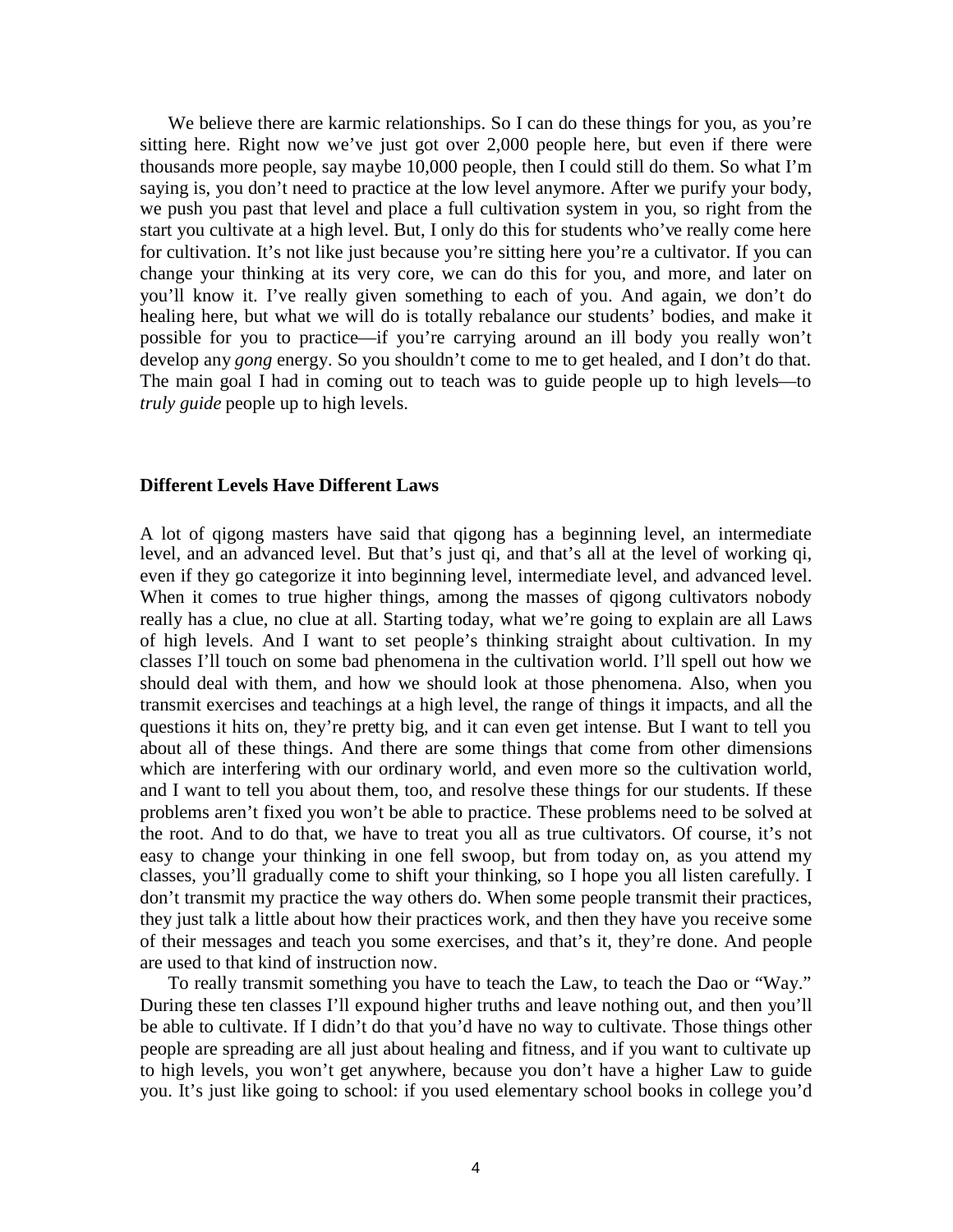We believe there are karmic relationships. So I can do these things for you, as you're sitting here. Right now we've just got over 2,000 people here, but even if there were thousands more people, say maybe 10,000 people, then I could still do them. So what I'm saying is, you don't need to practice at the low level anymore. After we purify your body, we push you past that level and place a full cultivation system in you, so right from the start you cultivate at a high level. But, I only do this for students who've really come here for cultivation. It's not like just because you're sitting here you're a cultivator. If you can change your thinking at its very core, we can do this for you, and more, and later on you'll know it. I've really given something to each of you. And again, we don't do healing here, but what we will do is totally rebalance our students' bodies, and make it possible for you to practice—if you're carrying around an ill body you really won't develop any *gong* energy. So you shouldn't come to me to get healed, and I don't do that. The main goal I had in coming out to teach was to guide people up to high levels—to *truly guide* people up to high levels.

### Different Levels Have Different Laws

A lot of qigong masters have said that qigong has a beginning level, an intermediate level, and an advanced level. But that's just qi, and that's all at the level of working qi, even if they go categorize it into beginning level, intermediate level, and advanced level. When it comes to true higher things, among the masses of qigong cultivators nobody really has a clue, no clue at all. Starting today, what we're going to explain are all Laws of high levels. And I want to set people's thinking straight about cultivation. In my classes I'll touch on some bad phenomena in the cultivation world. I'll spell out how we should deal with them, and how we should look at those phenomena. Also, when you transmit exercises and teachings at a high level, the range of things it impacts, and all the questions it hits on, they're pretty big, and it can even get intense. But I want to tell you about all of these things. And there are some things that come from other dimensions which are interfering with our ordinary world, and even more so the cultivation world, and I want to tell you about them, too, and resolve these things for our students. If these problems aren't fixed you won't be able to practice. These problems need to be solved at the root. And to do that, we have to treat you all as true cultivators. Of course, it's not easy to change your thinking in one fell swoop, but from today on, as you attend my classes, you'll gradually come to shift your thinking, so I hope you all listen carefully. I don't transmit my practice the way others do. When some people transmit their practices, they just talk a little about how their practices work, and then they have you receive some of their messages and teach you some exercises, and that's it, they're done. And people are used to that kind of instruction now.

To really transmit something you have to teach the Law, to teach the Dao or "Way." During these ten classes I'll expound higher truths and leave nothing out, and then you'll be able to cultivate. If I didn't do that you'd have no way to cultivate. Those things other people are spreading are all just about healing and fitness, and if you want to cultivate up to high levels, you won't get anywhere, because you don't have a higher Law to guide you. It's just like going to school: if you used elementary school books in college you'd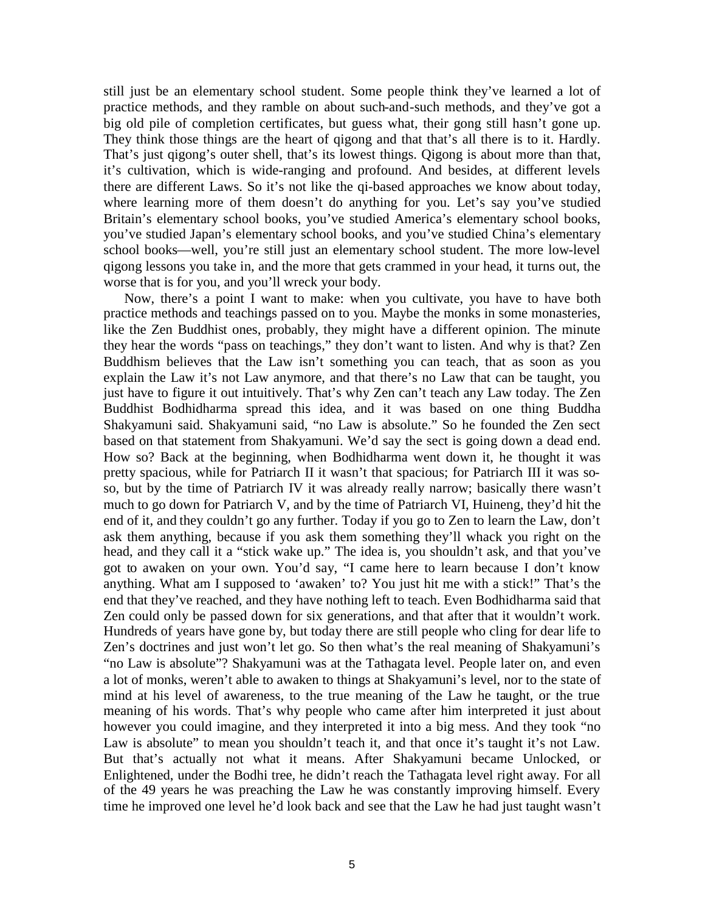still just be an elementary school student. Some people think they've learned a lot of practice methods, and they ramble on about such-and-such methods, and they've got a big old pile of completion certificates, but guess what, their gong still hasn't gone up. They think those things are the heart of qigong and that that's all there is to it. Hardly. That's just qigong's outer shell, that's its lowest things. Qigong is about more than that, it's cultivation, which is wide-ranging and profound. And besides, at different levels there are different Laws. So it's not like the qi-based approaches we know about today, where learning more of them doesn't do anything for you. Let's say you've studied Britain's elementary school books, you've studied America's elementary school books, you've studied Japan's elementary school books, and you've studied China's elementary school books—well, you're still just an elementary school student. The more low-level qigong lessons you take in, and the more that gets crammed in your head, it turns out, the worse that is for you, and you'll wreck your body.

Now, there's a point I want to make: when you cultivate, you have to have both practice methods and teachings passed on to you. Maybe the monks in some monasteries, like the Zen Buddhist ones, probably, they might have a different opinion. The minute they hear the words "pass on teachings," they don't want to listen. And why is that? Zen Buddhism believes that the Law isn't something you can teach, that as soon as you explain the Law it's not Law anymore, and that there's no Law that can be taught, you just have to figure it out intuitively. That's why Zen can't teach any Law today. The Zen Buddhist Bodhidharma spread this idea, and it was based on one thing Buddha Shakyamuni said. Shakyamuni said, "no Law is absolute." So he founded the Zen sect based on that statement from Shakyamuni. We'd say the sect is going down a dead end. How so? Back at the beginning, when Bodhidharma went down it, he thought it was pretty spacious, while for Patriarch II it wasn't that spacious; for Patriarch III it was so-so, but by the time of Patriarch IV it was already really narrow; basically there wasn't much to go down for Patriarch V, and by the time of Patriarch VI, Huineng, they'd hit the end of it, and they couldn't go any further. Today if you go to Zen to learn the Law, don't ask them anything, because if you ask them something they'll whack you right on the head, and they call it a "stick wake up." The idea is, you shouldn't ask, and that you've got to awaken on your own. You'd say, "I came here to learn because I don't know anything. What am I supposed to 'awaken' to? You just hit me with a stick!" That's the end that they've reached, and they have nothing left to teach. Even Bodhidharma said that Zen could only be passed down for six generations, and that after that it wouldn't work. Hundreds of years have gone by, but today there are still people who cling for dear life to Zen's doctrines and just won't let go. So then what's the real meaning of Shakyamuni's "no Law is absolute"? Shakyamuni was at the Tathagata level. People later on, and even a lot of monks, weren't able to awaken to things at Shakyamuni's level, nor to the state of mind at his level of awareness, to the true meaning of the Law he taught, or the true meaning of his words. That's why people who came after him interpreted it just about however you could imagine, and they interpreted it into a big mess. And they took "no Law is absolute" to mean you shouldn't teach it, and that once it's taught it's not Law. But that's actually not what it means. After Shakyamuni became Unlocked, or Enlightened, under the Bodhi tree, he didn't reach the Tathagata level right away. For all of the 49 years he was preaching the Law he was constantly improving himself. Every time he improved one level he'd look back and see that the Law he had just taught wasn't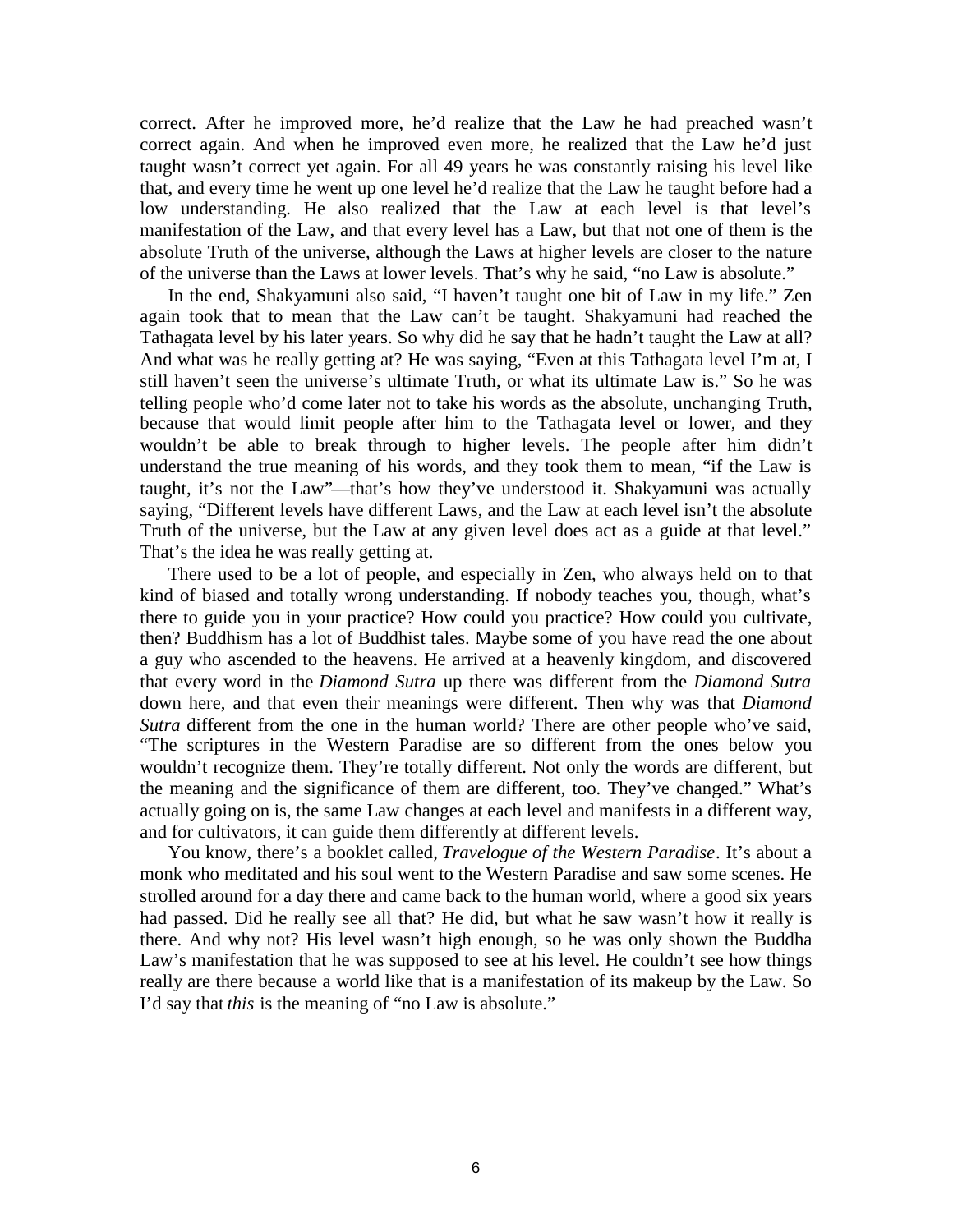correct. After he improved more, he'd realize that the Law he had preached wasn't correct again. And when he improved even more, he realized that the Law he'd just taught wasn't correct yet again. For all 49 years he was constantly raising his level like that, and every time he went up one level he'd realize that the Law he taught before had a low understanding. He also realized that the Law at each level is that level's manifestation of the Law, and that every level has a Law, but that not one of them is the absolute Truth of the universe, although the Laws at higher levels are closer to the nature of the universe than the Laws at lower levels. That's why he said, "no Law is absolute."

In the end, Shakyamuni also said, "I haven't taught one bit of Law in my life." Zen again took that to mean that the Law can't be taught. Shakyamuni had reached the Tathagata level by his later years. So why did he say that he hadn't taught the Law at all? And what was he really getting at? He was saying, "Even at this Tathagata level I'm at, I still haven't seen the universe's ultimate Truth, or what its ultimate Law is." So he was telling people who'd come later not to take his words as the absolute, unchanging Truth, because that would limit people after him to the Tathagata level or lower, and they wouldn't be able to break through to higher levels. The people after him didn't understand the true meaning of his words, and they took them to mean, "if the Law is taught, it's not the Law"—that's how they've understood it. Shakyamuni was actually saying, "Different levels have different Laws, and the Law at each level isn't the absolute Truth of the universe, but the Law at any given level does act as a guide at that level." That's the idea he was really getting at.

There used to be a lot of people, and especially in Zen, who always held on to that kind of biased and totally wrong understanding. If nobody teaches you, though, what's there to guide you in your practice? How could you practice? How could you cultivate, then? Buddhism has a lot of Buddhist tales. Maybe some of you have read the one about a guy who ascended to the heavens. He arrived at a heavenly kingdom, and discovered that every word in the *Diamond Sutra* up there was different from the *Diamond Sutra* down here, and that even their meanings were different. Then why was that *Diamond Sutra* different from the one in the human world? There are other people who've said, "The scriptures in the Western Paradise are so different from the ones below you wouldn't recognize them. They're totally different. Not only the words are different, but the meaning and the significance of them are different, too. They've changed." What's actually going on is, the same Law changes at each level and manifests in a different way, and for cultivators, it can guide them differently at different levels.

You know, there's a booklet called, *Travelogue of the Western Paradise*. It's about a monk who meditated and his soul went to the Western Paradise and saw some scenes. He strolled around for a day there and came back to the human world, where a good six years had passed. Did he really see all that? He did, but what he saw wasn't how it really is there. And why not? His level wasn't high enough, so he was only shown the Buddha Law's manifestation that he was supposed to see at his level. He couldn't see how things really are there because a world like that is a manifestation of its makeup by the Law. So I'd say that *this* is the meaning of "no Law is absolute."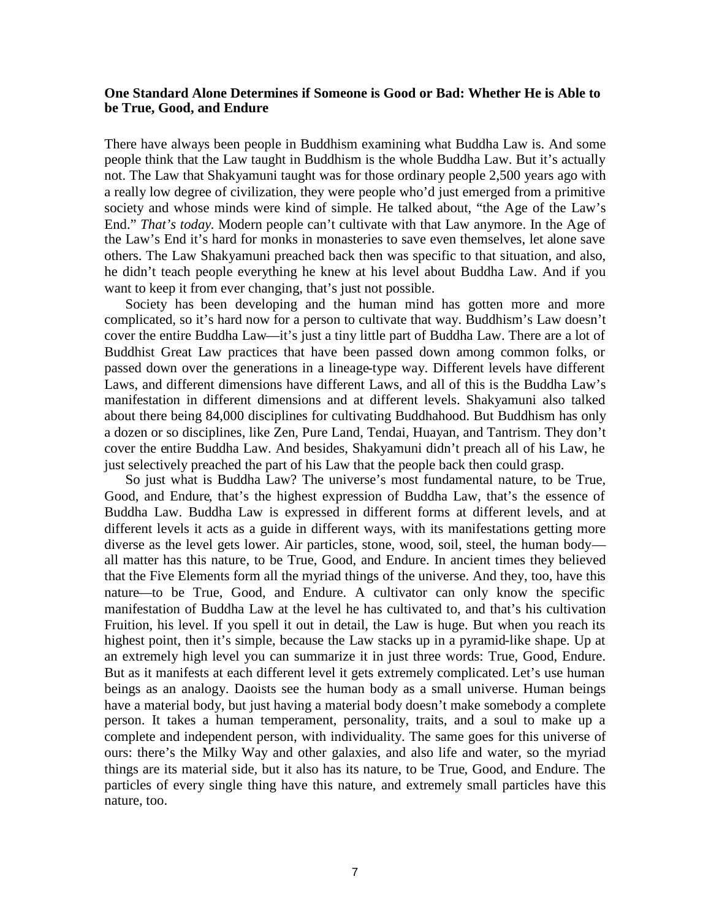**One Standard Alone Determines if Someone is Good or Bad: Whether He is Able to be True, Good, and Endure**

There have always been people in Buddhism examining what Buddha Law is. And some people think that the Law taught in Buddhism is the whole Buddha Law. But it's actually not. The Law that Shakyamuni taught was for those ordinary people 2,500 years ago with a really low degree of civilization, they were people who'd just emerged from a primitive society and whose minds were kind of simple. He talked about, "the Age of the Law's End." *That's today.* Modern people can't cultivate with that Law anymore. In the Age of the Law's End it's hard for monks in monasteries to save even themselves, let alone save others. The Law Shakyamuni preached back then was specific to that situation, and also, he didn't teach people everything he knew at his level about Buddha Law. And if you want to keep it from ever changing, that's just not possible.

Society has been developing and the human mind has gotten more and more complicated, so it's hard now for a person to cultivate that way. Buddhism's Law doesn't cover the entire Buddha Law—it's just a tiny little part of Buddha Law. There are a lot of Buddhist Great Law practices that have been passed down among common folks, or passed down over the generations in a lineage-type way. Different levels have different Laws, and different dimensions have different Laws, and all of this is the Buddha Law's manifestation in different dimensions and at different levels. Shakyamuni also talked about there being 84,000 disciplines for cultivating Buddhahood. But Buddhism has only a dozen or so disciplines, like Zen, Pure Land, Tendai, Huayan, and Tantrism. They don't cover the entire Buddha Law. And besides, Shakyamuni didn't preach all of his Law, he just selectively preached the part of his Law that the people back then could grasp.

So just what is Buddha Law? The universe's most fundamental nature, to be True, Good, and Endure, that's the highest expression of Buddha Law, that's the essence of Buddha Law. Buddha Law is expressed in different forms at different levels, and at different levels it acts as a guide in different ways, with its manifestations getting more diverse as the level gets lower. Air particles, stone, wood, soil, steel, the human body—all matter has this nature, to be True, Good, and Endure. In ancient times they believed that the Five Elements form all the myriad things of the universe. And they, too, have this nature—to be True, Good, and Endure. A cultivator can only know the specific manifestation of Buddha Law at the level he has cultivated to, and that's his cultivation Fruition, his level. If you spell it out in detail, the Law is huge. But when you reach its highest point, then it's simple, because the Law stacks up in a pyramid-like shape. Up at an extremely high level you can summarize it in just three words: True, Good, Endure. But as it manifests at each different level it gets extremely complicated. Let's use human beings as an analogy. Daoists see the human body as a small universe. Human beings have a material body, but just having a material body doesn't make somebody a complete person. It takes a human temperament, personality, traits, and a soul to make up a complete and independent person, with individuality. The same goes for this universe of ours: there's the Milky Way and other galaxies, and also life and water, so the myriad things are its material side, but it also has its nature, to be True, Good, and Endure. The particles of every single thing have this nature, and extremely small particles have this nature, too.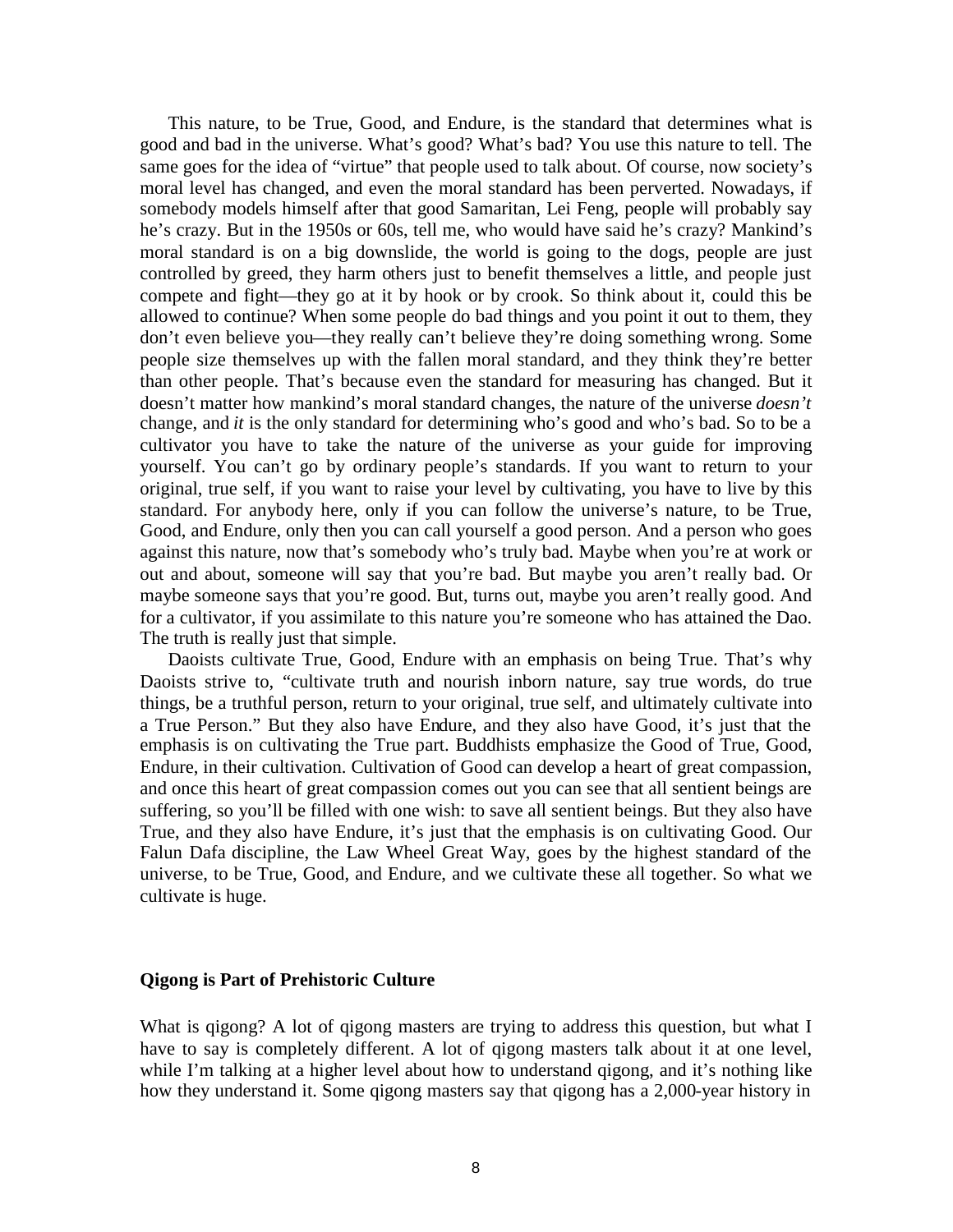This nature, to be True, Good, and Endure, is the standard that determines what is good and bad in the universe. What's good? What's bad? You use this nature to tell. The same goes for the idea of "virtue" that people used to talk about. Of course, now society's moral level has changed, and even the moral standard has been perverted. Nowadays, if somebody models himself after that good Samaritan, Lei Feng, people will probably say he's crazy. But in the 1950s or 60s, tell me, who would have said he's crazy? Mankind's moral standard is on a big downslide, the world is going to the dogs, people are just controlled by greed, they harm others just to benefit themselves a little, and people just compete and fight—they go at it by hook or by crook. So think about it, could this be allowed to continue? When some people do bad things and you point it out to them, they don't even believe you—they really can't believe they're doing something wrong. Some people size themselves up with the fallen moral standard, and they think they're better than other people. That's because even the standard for measuring has changed. But it doesn't matter how mankind's moral standard changes, the nature of the universe *doesn't* change, and *it* is the only standard for determining who's good and who's bad. So to be a cultivator you have to take the nature of the universe as your guide for improving yourself. You can't go by ordinary people's standards. If you want to return to your original, true self, if you want to raise your level by cultivating, you have to live by this standard. For anybody here, only if you can follow the universe's nature, to be True, Good, and Endure, only then you can call yourself a good person. And a person who goes against this nature, now that's somebody who's truly bad. Maybe when you're at work or out and about, someone will say that you're bad. But maybe you aren't really bad. Or maybe someone says that you're good. But, turns out, maybe you aren't really good. And for a cultivator, if you assimilate to this nature you're someone who has attained the Dao. The truth is really just that simple.

Daoists cultivate True, Good, Endure with an emphasis on being True. That's why Daoists strive to, "cultivate truth and nourish inborn nature, say true words, do true things, be a truthful person, return to your original, true self, and ultimately cultivate into a True Person." But they also have Endure, and they also have Good, it's just that the emphasis is on cultivating the True part. Buddhists emphasize the Good of True, Good, Endure, in their cultivation. Cultivation of Good can develop a heart of great compassion, and once this heart of great compassion comes out you can see that all sentient beings are suffering, so you'll be filled with one wish: to save all sentient beings. But they also have True, and they also have Endure, it's just that the emphasis is on cultivating Good. Our Falun Dafa discipline, the Law Wheel Great Way, goes by the highest standard of the universe, to be True, Good, and Endure, and we cultivate these all together. So what we cultivate is huge.

### Qigong is Part of Prehistoric Culture

What is qigong? A lot of qigong masters are trying to address this question, but what I have to say is completely different. A lot of qigong masters talk about it at one level, while I'm talking at a higher level about how to understand qigong, and it's nothing like how they understand it. Some qigong masters say that qigong has a 2,000-year history in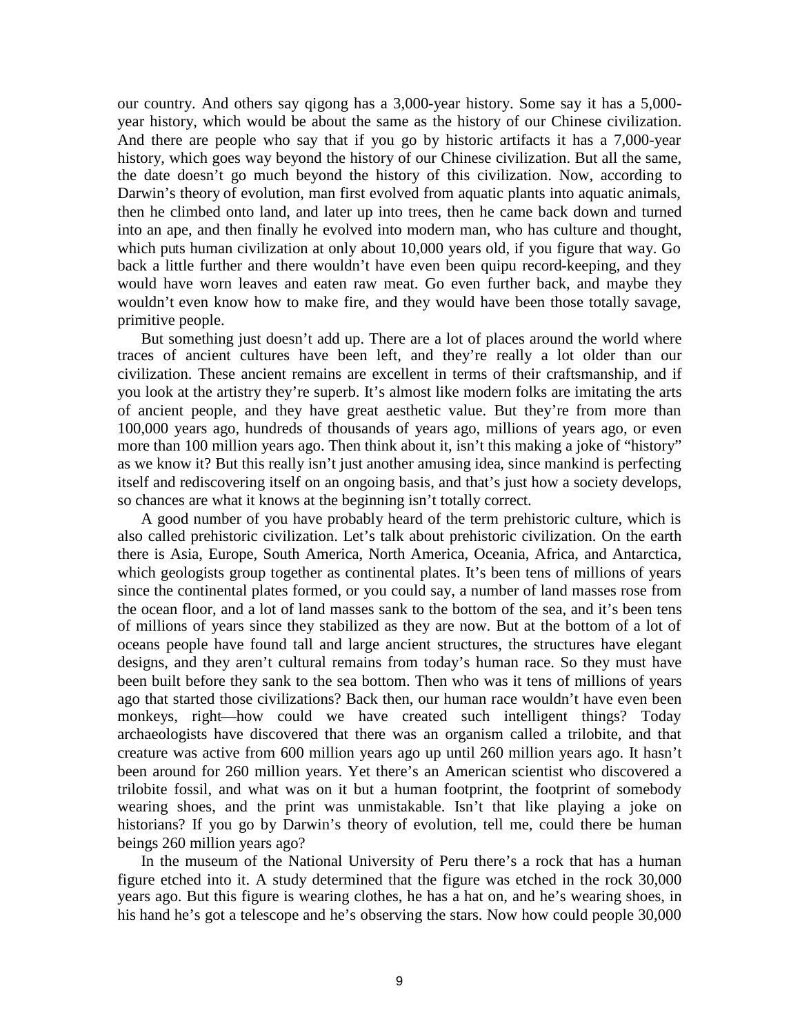our country. And others say qigong has a 3,000-year history. Some say it has a 5,000-year history, which would be about the same as the history of our Chinese civilization. And there are people who say that if you go by historic artifacts it has a 7,000-year history, which goes way beyond the history of our Chinese civilization. But all the same, the date doesn't go much beyond the history of this civilization. Now, according to Darwin's theory of evolution, man first evolved from aquatic plants into aquatic animals, then he climbed onto land, and later up into trees, then he came back down and turned into an ape, and then finally he evolved into modern man, who has culture and thought, which puts human civilization at only about 10,000 years old, if you figure that way. Go back a little further and there wouldn't have even been quipu record-keeping, and they would have worn leaves and eaten raw meat. Go even further back, and maybe they wouldn't even know how to make fire, and they would have been those totally savage, primitive people.

But something just doesn't add up. There are a lot of places around the world where traces of ancient cultures have been left, and they're really a lot older than our civilization. These ancient remains are excellent in terms of their craftsmanship, and if you look at the artistry they're superb. It's almost like modern folks are imitating the arts of ancient people, and they have great aesthetic value. But they're from more than 100,000 years ago, hundreds of thousands of years ago, millions of years ago, or even more than 100 million years ago. Then think about it, isn't this making a joke of "history" as we know it? But this really isn't just another amusing idea, since mankind is perfecting itself and rediscovering itself on an ongoing basis, and that's just how a society develops, so chances are what it knows at the beginning isn't totally correct.

A good number of you have probably heard of the term prehistoric culture, which is also called prehistoric civilization. Let's talk about prehistoric civilization. On the earth there is Asia, Europe, South America, North America, Oceania, Africa, and Antarctica, which geologists group together as continental plates. It's been tens of millions of years since the continental plates formed, or you could say, a number of land masses rose from the ocean floor, and a lot of land masses sank to the bottom of the sea, and it's been tens of millions of years since they stabilized as they are now. But at the bottom of a lot of oceans people have found tall and large ancient structures, the structures have elegant designs, and they aren't cultural remains from today's human race. So they must have been built before they sank to the sea bottom. Then who was it tens of millions of years ago that started those civilizations? Back then, our human race wouldn't have even been monkeys, right—how could we have created such intelligent things? Today archaeologists have discovered that there was an organism called a trilobite, and that creature was active from 600 million years ago up until 260 million years ago. It hasn't been around for 260 million years. Yet there's an American scientist who discovered a trilobite fossil, and what was on it but a human footprint, the footprint of somebody wearing shoes, and the print was unmistakable. Isn't that like playing a joke on historians? If you go by Darwin's theory of evolution, tell me, could there be human beings 260 million years ago?

In the museum of the National University of Peru there's a rock that has a human figure etched into it. A study determined that the figure was etched in the rock 30,000 years ago. But this figure is wearing clothes, he has a hat on, and he's wearing shoes, in his hand he's got a telescope and he's observing the stars. Now how could people 30,000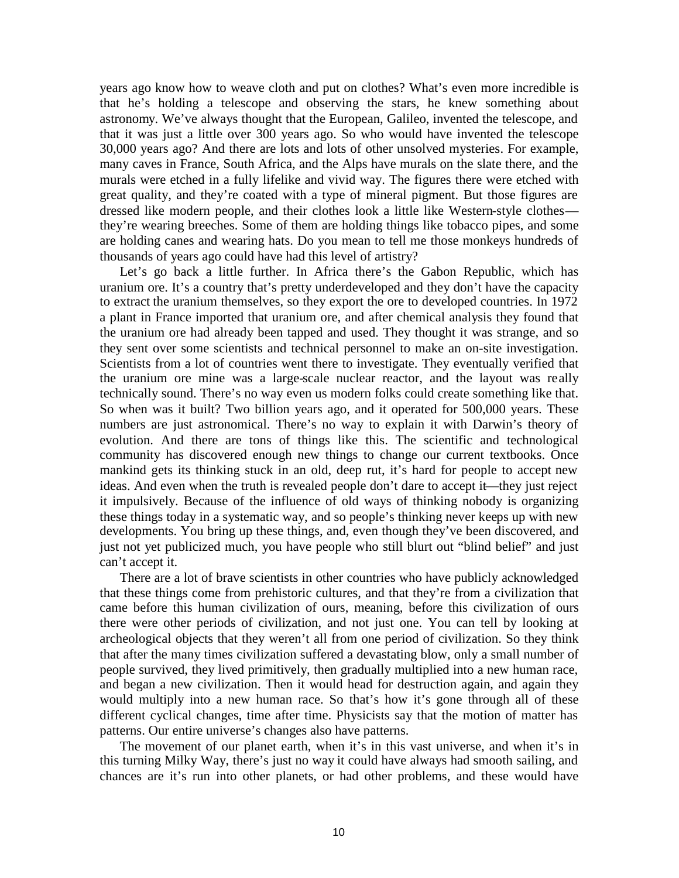years ago know how to weave cloth and put on clothes? What's even more incredible is that he's holding a telescope and observing the stars, he knew something about astronomy. We've always thought that the European, Galileo, invented the telescope, and that it was just a little over 300 years ago. So who would have invented the telescope 30,000 years ago? And there are lots and lots of other unsolved mysteries. For example, many caves in France, South Africa, and the Alps have murals on the slate there, and the murals were etched in a fully lifelike and vivid way. The figures there were etched with great quality, and they're coated with a type of mineral pigment. But those figures are dressed like modern people, and their clothes look a little like Western-style clothes—they're wearing breeches. Some of them are holding things like tobacco pipes, and some are holding canes and wearing hats. Do you mean to tell me those monkeys hundreds of thousands of years ago could have had this level of artistry?

Let's go back a little further. In Africa there's the Gabon Republic, which has uranium ore. It's a country that's pretty underdeveloped and they don't have the capacity to extract the uranium themselves, so they export the ore to developed countries. In 1972 a plant in France imported that uranium ore, and after chemical analysis they found that the uranium ore had already been tapped and used. They thought it was strange, and so they sent over some scientists and technical personnel to make an on-site investigation. Scientists from a lot of countries went there to investigate. They eventually verified that the uranium ore mine was a large-scale nuclear reactor, and the layout was really technically sound. There's no way even us modern folks could create something like that. So when was it built? Two billion years ago, and it operated for 500,000 years. These numbers are just astronomical. There's no way to explain it with Darwin's theory of evolution. And there are tons of things like this. The scientific and technological community has discovered enough new things to change our current textbooks. Once mankind gets its thinking stuck in an old, deep rut, it's hard for people to accept new ideas. And even when the truth is revealed people don't dare to accept it—they just reject it impulsively. Because of the influence of old ways of thinking nobody is organizing these things today in a systematic way, and so people's thinking never keeps up with new developments. You bring up these things, and, even though they've been discovered, and just not yet publicized much, you have people who still blurt out "blind belief" and just can't accept it.

There are a lot of brave scientists in other countries who have publicly acknowledged that these things come from prehistoric cultures, and that they're from a civilization that came before this human civilization of ours, meaning, before this civilization of ours there were other periods of civilization, and not just one. You can tell by looking at archeological objects that they weren't all from one period of civilization. So they think that after the many times civilization suffered a devastating blow, only a small number of people survived, they lived primitively, then gradually multiplied into a new human race, and began a new civilization. Then it would head for destruction again, and again they would multiply into a new human race. So that's how it's gone through all of these different cyclical changes, time after time. Physicists say that the motion of matter has patterns. Our entire universe's changes also have patterns.

The movement of our planet earth, when it's in this vast universe, and when it's in this turning Milky Way, there's just no way it could have always had smooth sailing, and chances are it's run into other planets, or had other problems, and these would have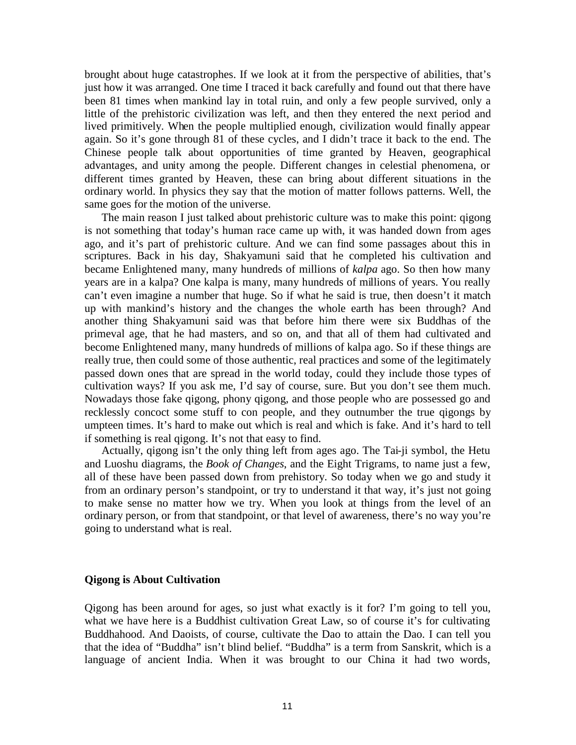brought about huge catastrophes. If we look at it from the perspective of abilities, that's just how it was arranged. One time I traced it back carefully and found out that there have been 81 times when mankind lay in total ruin, and only a few people survived, only a little of the prehistoric civilization was left, and then they entered the next period and lived primitively. When the people multiplied enough, civilization would finally appear again. So it's gone through 81 of these cycles, and I didn't trace it back to the end. The Chinese people talk about opportunities of time granted by Heaven, geographical advantages, and unity among the people. Different changes in celestial phenomena, or different times granted by Heaven, these can bring about different situations in the ordinary world. In physics they say that the motion of matter follows patterns. Well, the same goes for the motion of the universe.

The main reason I just talked about prehistoric culture was to make this point: qigong is not something that today's human race came up with, it was handed down from ages ago, and it's part of prehistoric culture. And we can find some passages about this in scriptures. Back in his day, Shakyamuni said that he completed his cultivation and became Enlightened many, many hundreds of millions of *kalpa* ago. So then how many years are in a kalpa? One kalpa is many, many hundreds of millions of years. You really can't even imagine a number that huge. So if what he said is true, then doesn't it match up with mankind's history and the changes the whole earth has been through? And another thing Shakyamuni said was that before him there were six Buddhas of the primeval age, that he had masters, and so on, and that all of them had cultivated and become Enlightened many, many hundreds of millions of kalpa ago. So if these things are really true, then could some of those authentic, real practices and some of the legitimately passed down ones that are spread in the world today, could they include those types of cultivation ways? If you ask me, I'd say of course, sure. But you don't see them much. Nowadays those fake qigong, phony qigong, and those people who are possessed go and recklessly concoct some stuff to con people, and they outnumber the true qigongs by umpteen times. It's hard to make out which is real and which is fake. And it's hard to tell if something is real qigong. It's not that easy to find.

Actually, qigong isn't the only thing left from ages ago. The Tai-ji symbol, the Hetu and Luoshu diagrams, the *Book of Changes*, and the Eight Trigrams, to name just a few, all of these have been passed down from prehistory. So today when we go and study it from an ordinary person's standpoint, or try to understand it that way, it's just not going to make sense no matter how we try. When you look at things from the level of an ordinary person, or from that standpoint, or that level of awareness, there's no way you're going to understand what is real.

### Qigong is About Cultivation

Qigong has been around for ages, so just what exactly is it for? I'm going to tell you, what we have here is a Buddhist cultivation Great Law, so of course it's for cultivating Buddhahood. And Daoists, of course, cultivate the Dao to attain the Dao. I can tell you that the idea of "Buddha" isn't blind belief. "Buddha" is a term from Sanskrit, which is a language of ancient India. When it was brought to our China it had two words,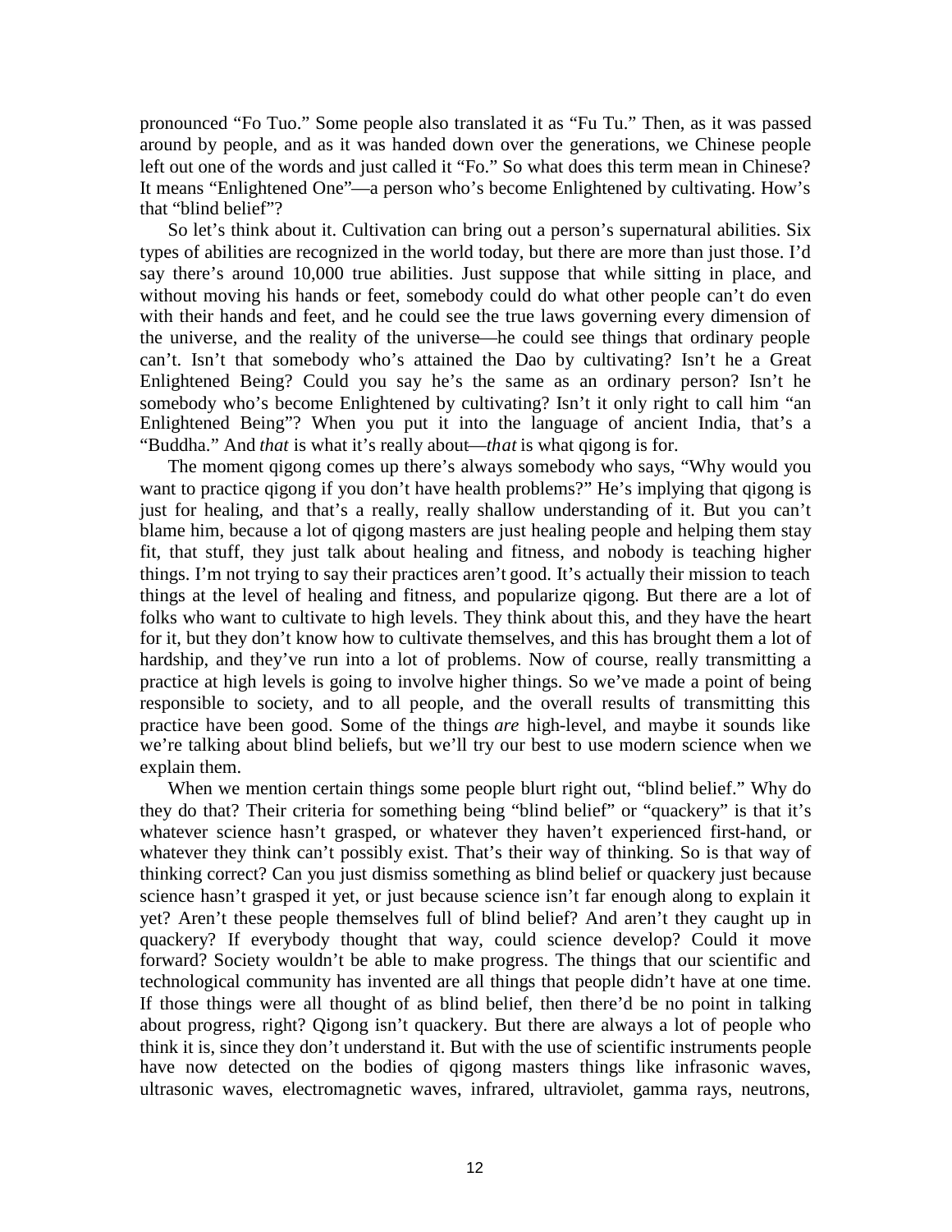pronounced "Fo Tuo." Some people also translated it as "Fu Tu." Then, as it was passed around by people, and as it was handed down over the generations, we Chinese people left out one of the words and just called it "Fo." So what does this term mean in Chinese? It means "Enlightened One"—a person who's become Enlightened by cultivating. How's that "blind belief"?

So let's think about it. Cultivation can bring out a person's supernatural abilities. Six types of abilities are recognized in the world today, but there are more than just those. I'd say there's around 10,000 true abilities. Just suppose that while sitting in place, and without moving his hands or feet, somebody could do what other people can't do even with their hands and feet, and he could see the true laws governing every dimension of the universe, and the reality of the universe—he could see things that ordinary people can't. Isn't that somebody who's attained the Dao by cultivating? Isn't he a Great Enlightened Being? Could you say he's the same as an ordinary person? Isn't he somebody who's become Enlightened by cultivating? Isn't it only right to call him "an Enlightened Being"? When you put it into the language of ancient India, that's a "Buddha." And *that* is what it's really about—*that* is what qigong is for.

The moment qigong comes up there's always somebody who says, "Why would you want to practice qigong if you don't have health problems?" He's implying that qigong is just for healing, and that's a really, really shallow understanding of it. But you can't blame him, because a lot of qigong masters are just healing people and helping them stay fit, that stuff, they just talk about healing and fitness, and nobody is teaching higher things. I'm not trying to say their practices aren't good. It's actually their mission to teach things at the level of healing and fitness, and popularize qigong. But there are a lot of folks who want to cultivate to high levels. They think about this, and they have the heart for it, but they don't know how to cultivate themselves, and this has brought them a lot of hardship, and they've run into a lot of problems. Now of course, really transmitting a practice at high levels is going to involve higher things. So we've made a point of being responsible to society, and to all people, and the overall results of transmitting this practice have been good. Some of the things *are* high-level, and maybe it sounds like we're talking about blind beliefs, but we'll try our best to use modern science when we explain them.

When we mention certain things some people blurt right out, "blind belief." Why do they do that? Their criteria for something being "blind belief" or "quackery" is that it's whatever science hasn't grasped, or whatever they haven't experienced first-hand, or whatever they think can't possibly exist. That's their way of thinking. So is that way of thinking correct? Can you just dismiss something as blind belief or quackery just because science hasn't grasped it yet, or just because science isn't far enough along to explain it yet? Aren't these people themselves full of blind belief? And aren't they caught up in quackery? If everybody thought that way, could science develop? Could it move forward? Society wouldn't be able to make progress. The things that our scientific and technological community has invented are all things that people didn't have at one time. If those things were all thought of as blind belief, then there'd be no point in talking about progress, right? Qigong isn't quackery. But there are always a lot of people who think it is, since they don't understand it. But with the use of scientific instruments people have now detected on the bodies of qigong masters things like infrasonic waves, ultrasonic waves, electromagnetic waves, infrared, ultraviolet, gamma rays, neutrons,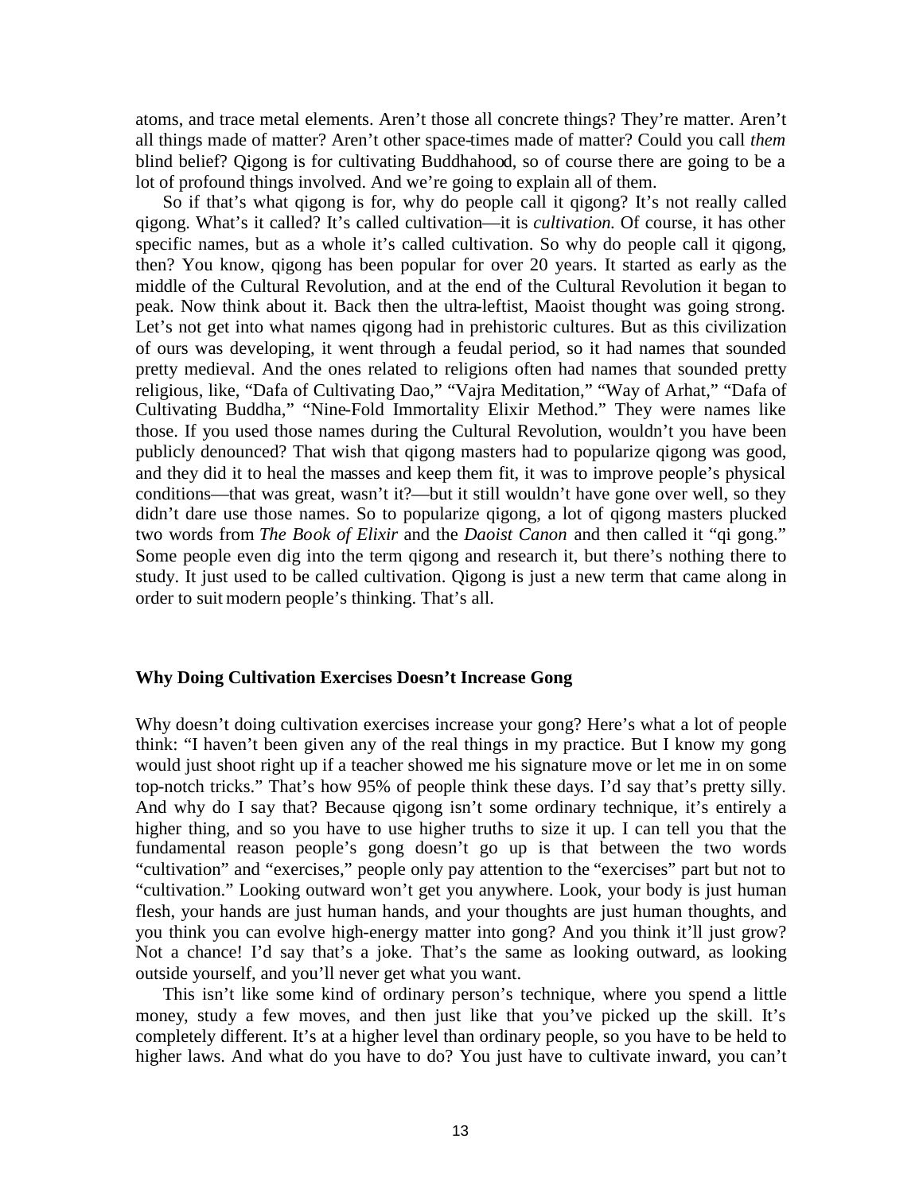atoms, and trace metal elements. Aren't those all concrete things? They're matter. Aren't all things made of matter? Aren't other space-times made of matter? Could you call *them* blind belief? Qigong is for cultivating Buddhahood, so of course there are going to be a lot of profound things involved. And we're going to explain all of them.

So if that's what qigong is for, why do people call it qigong? It's not really called qigong. What's it called? It's called cultivation—it is *cultivation.* Of course, it has other specific names, but as a whole it's called cultivation. So why do people call it qigong, then? You know, qigong has been popular for over 20 years. It started as early as the middle of the Cultural Revolution, and at the end of the Cultural Revolution it began to peak. Now think about it. Back then the ultra-leftist, Maoist thought was going strong. Let's not get into what names qigong had in prehistoric cultures. But as this civilization of ours was developing, it went through a feudal period, so it had names that sounded pretty medieval. And the ones related to religions often had names that sounded pretty religious, like, "Dafa of Cultivating Dao," "Vajra Meditation," "Way of Arhat," "Dafa of Cultivating Buddha," "Nine-Fold Immortality Elixir Method." They were names like those. If you used those names during the Cultural Revolution, wouldn't you have been publicly denounced? That wish that qigong masters had to popularize qigong was good, and they did it to heal the masses and keep them fit, it was to improve people's physical conditions—that was great, wasn't it?—but it still wouldn't have gone over well, so they didn't dare use those names. So to popularize qigong, a lot of qigong masters plucked two words from *The Book of Elixir* and the *Daoist Canon* and then called it "qi gong." Some people even dig into the term qigong and research it, but there's nothing there to study. It just used to be called cultivation. Qigong is just a new term that came along in order to suit modern people's thinking. That's all.

### Why Doing Cultivation Exercises Doesn't Increase Gong

Why doesn't doing cultivation exercises increase your gong? Here's what a lot of people think: "I haven't been given any of the real things in my practice. But I know my gong would just shoot right up if a teacher showed me his signature move or let me in on some top-notch tricks." That's how 95% of people think these days. I'd say that's pretty silly. And why do I say that? Because qigong isn't some ordinary technique, it's entirely a higher thing, and so you have to use higher truths to size it up. I can tell you that the fundamental reason people's gong doesn't go up is that between the two words "cultivation" and "exercises," people only pay attention to the "exercises" part but not to "cultivation." Looking outward won't get you anywhere. Look, your body is just human flesh, your hands are just human hands, and your thoughts are just human thoughts, and you think you can evolve high-energy matter into gong? And you think it'll just grow? Not a chance! I'd say that's a joke. That's the same as looking outward, as looking outside yourself, and you'll never get what you want.

This isn't like some kind of ordinary person's technique, where you spend a little money, study a few moves, and then just like that you've picked up the skill. It's completely different. It's at a higher level than ordinary people, so you have to be held to higher laws. And what do you have to do? You just have to cultivate inward, you can't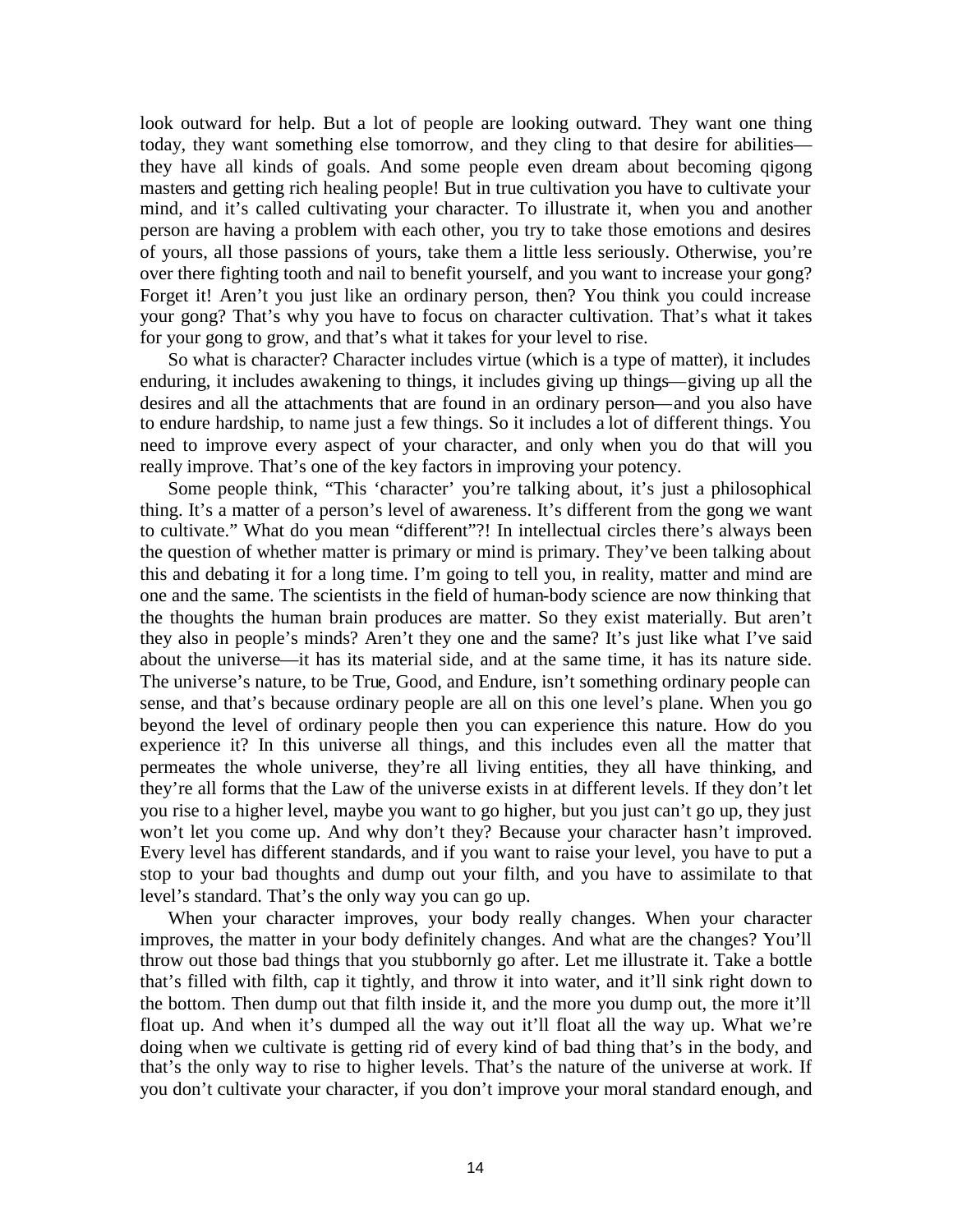look outward for help. But a lot of people are looking outward. They want one thing today, they want something else tomorrow, and they cling to that desire for abilities—they have all kinds of goals. And some people even dream about becoming qigong masters and getting rich healing people! But in true cultivation you have to cultivate your mind, and it's called cultivating your character. To illustrate it, when you and another person are having a problem with each other, you try to take those emotions and desires of yours, all those passions of yours, take them a little less seriously. Otherwise, you're over there fighting tooth and nail to benefit yourself, and you want to increase your gong? Forget it! Aren't you just like an ordinary person, then? You think you could increase your gong? That's why you have to focus on character cultivation. That's what it takes for your gong to grow, and that's what it takes for your level to rise.

So what is character? Character includes virtue (which is a type of matter), it includes enduring, it includes awakening to things, it includes giving up things—giving up all the desires and all the attachments that are found in an ordinary person—and you also have to endure hardship, to name just a few things. So it includes a lot of different things. You need to improve every aspect of your character, and only when you do that will you really improve. That's one of the key factors in improving your potency.

Some people think, "This 'character' you're talking about, it's just a philosophical thing. It's a matter of a person's level of awareness. It's different from the gong we want to cultivate." What do you mean "different"?! In intellectual circles there's always been the question of whether matter is primary or mind is primary. They've been talking about this and debating it for a long time. I'm going to tell you, in reality, matter and mind are one and the same. The scientists in the field of human-body science are now thinking that the thoughts the human brain produces are matter. So they exist materially. But aren't they also in people's minds? Aren't they one and the same? It's just like what I've said about the universe—it has its material side, and at the same time, it has its nature side. The universe's nature, to be True, Good, and Endure, isn't something ordinary people can sense, and that's because ordinary people are all on this one level's plane. When you go beyond the level of ordinary people then you can experience this nature. How do you experience it? In this universe all things, and this includes even all the matter that permeates the whole universe, they're all living entities, they all have thinking, and they're all forms that the Law of the universe exists in at different levels. If they don't let you rise to a higher level, maybe you want to go higher, but you just can't go up, they just won't let you come up. And why don't they? Because your character hasn't improved. Every level has different standards, and if you want to raise your level, you have to put a stop to your bad thoughts and dump out your filth, and you have to assimilate to that level's standard. That's the only way you can go up.

When your character improves, your body really changes. When your character improves, the matter in your body definitely changes. And what are the changes? You'll throw out those bad things that you stubbornly go after. Let me illustrate it. Take a bottle that's filled with filth, cap it tightly, and throw it into water, and it'll sink right down to the bottom. Then dump out that filth inside it, and the more you dump out, the more it'll float up. And when it's dumped all the way out it'll float all the way up. What we're doing when we cultivate is getting rid of every kind of bad thing that's in the body, and that's the only way to rise to higher levels. That's the nature of the universe at work. If you don't cultivate your character, if you don't improve your moral standard enough, and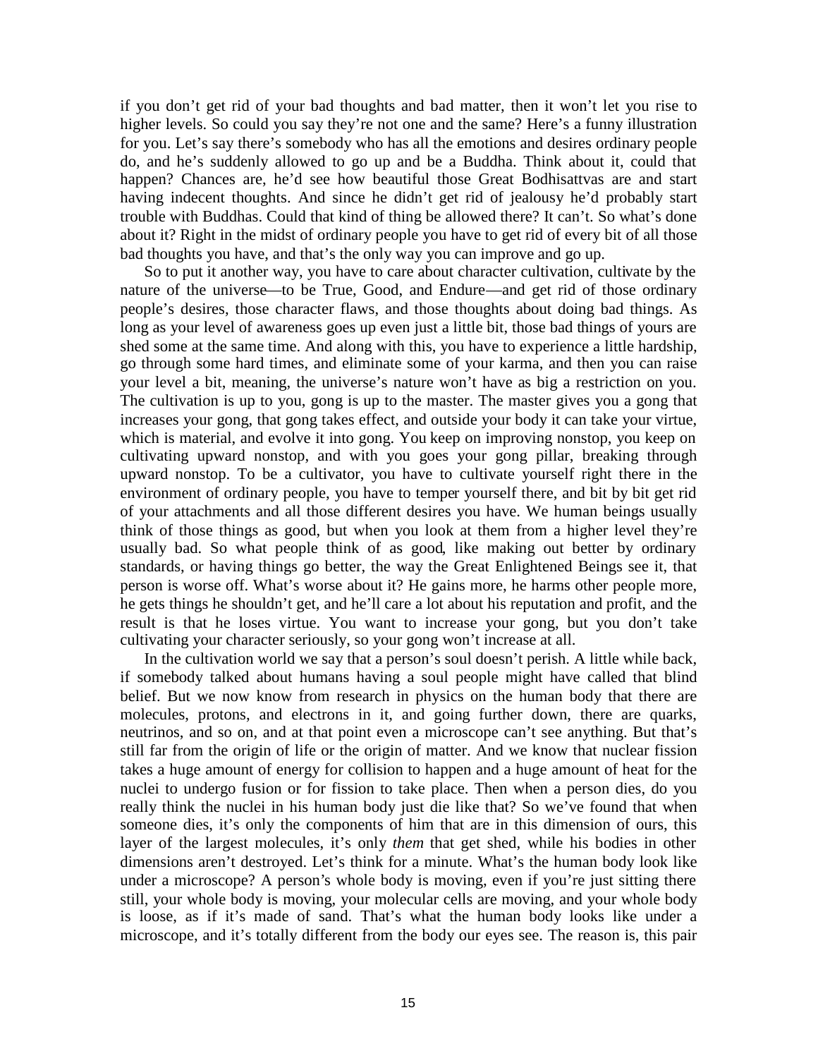if you don't get rid of your bad thoughts and bad matter, then it won't let you rise to higher levels. So could you say they're not one and the same? Here's a funny illustration for you. Let's say there's somebody who has all the emotions and desires ordinary people do, and he's suddenly allowed to go up and be a Buddha. Think about it, could that happen? Chances are, he'd see how beautiful those Great Bodhisattvas are and start having indecent thoughts. And since he didn't get rid of jealousy he'd probably start trouble with Buddhas. Could that kind of thing be allowed there? It can't. So what's done about it? Right in the midst of ordinary people you have to get rid of every bit of all those bad thoughts you have, and that's the only way you can improve and go up.

So to put it another way, you have to care about character cultivation, cultivate by the nature of the universe—to be True, Good, and Endure—and get rid of those ordinary people's desires, those character flaws, and those thoughts about doing bad things. As long as your level of awareness goes up even just a little bit, those bad things of yours are shed some at the same time. And along with this, you have to experience a little hardship, go through some hard times, and eliminate some of your karma, and then you can raise your level a bit, meaning, the universe's nature won't have as big a restriction on you. The cultivation is up to you, gong is up to the master. The master gives you a gong that increases your gong, that gong takes effect, and outside your body it can take your virtue, which is material, and evolve it into gong. You keep on improving nonstop, you keep on cultivating upward nonstop, and with you goes your gong pillar, breaking through upward nonstop. To be a cultivator, you have to cultivate yourself right there in the environment of ordinary people, you have to temper yourself there, and bit by bit get rid of your attachments and all those different desires you have. We human beings usually think of those things as good, but when you look at them from a higher level they're usually bad. So what people think of as good, like making out better by ordinary standards, or having things go better, the way the Great Enlightened Beings see it, that person is worse off. What's worse about it? He gains more, he harms other people more, he gets things he shouldn't get, and he'll care a lot about his reputation and profit, and the result is that he loses virtue. You want to increase your gong, but you don't take cultivating your character seriously, so your gong won't increase at all.

In the cultivation world we say that a person's soul doesn't perish. A little while back, if somebody talked about humans having a soul people might have called that blind belief. But we now know from research in physics on the human body that there are molecules, protons, and electrons in it, and going further down, there are quarks, neutrinos, and so on, and at that point even a microscope can't see anything. But that's still far from the origin of life or the origin of matter. And we know that nuclear fission takes a huge amount of energy for collision to happen and a huge amount of heat for the nuclei to undergo fusion or for fission to take place. Then when a person dies, do you really think the nuclei in his human body just die like that? So we've found that when someone dies, it's only the components of him that are in this dimension of ours, this layer of the largest molecules, it's only *them* that get shed, while his bodies in other dimensions aren't destroyed. Let's think for a minute. What's the human body look like under a microscope? A person's whole body is moving, even if you're just sitting there still, your whole body is moving, your molecular cells are moving, and your whole body is loose, as if it's made of sand. That's what the human body looks like under a microscope, and it's totally different from the body our eyes see. The reason is, this pair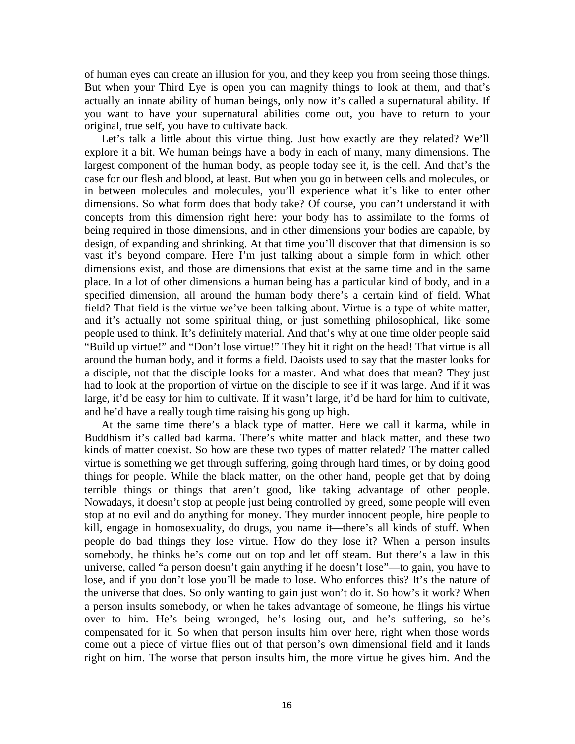of human eyes can create an illusion for you, and they keep you from seeing those things. But when your Third Eye is open you can magnify things to look at them, and that's actually an innate ability of human beings, only now it's called a supernatural ability. If you want to have your supernatural abilities come out, you have to return to your original, true self, you have to cultivate back.

Let's talk a little about this virtue thing. Just how exactly are they related? We'll explore it a bit. We human beings have a body in each of many, many dimensions. The largest component of the human body, as people today see it, is the cell. And that's the case for our flesh and blood, at least. But when you go in between cells and molecules, or in between molecules and molecules, you'll experience what it's like to enter other dimensions. So what form does that body take? Of course, you can't understand it with concepts from this dimension right here: your body has to assimilate to the forms of being required in those dimensions, and in other dimensions your bodies are capable, by design, of expanding and shrinking. At that time you'll discover that that dimension is so vast it's beyond compare. Here I'm just talking about a simple form in which other dimensions exist, and those are dimensions that exist at the same time and in the same place. In a lot of other dimensions a human being has a particular kind of body, and in a specified dimension, all around the human body there's a certain kind of field. What field? That field is the virtue we've been talking about. Virtue is a type of white matter, and it's actually not some spiritual thing, or just something philosophical, like some people used to think. It's definitely material. And that's why at one time older people said "Build up virtue!" and "Don't lose virtue!" They hit it right on the head! That virtue is all around the human body, and it forms a field. Daoists used to say that the master looks for a disciple, not that the disciple looks for a master. And what does that mean? They just had to look at the proportion of virtue on the disciple to see if it was large. And if it was large, it'd be easy for him to cultivate. If it wasn't large, it'd be hard for him to cultivate, and he'd have a really tough time raising his gong up high.

At the same time there's a black type of matter. Here we call it karma, while in Buddhism it's called bad karma. There's white matter and black matter, and these two kinds of matter coexist. So how are these two types of matter related? The matter called virtue is something we get through suffering, going through hard times, or by doing good things for people. While the black matter, on the other hand, people get that by doing terrible things or things that aren't good, like taking advantage of other people. Nowadays, it doesn't stop at people just being controlled by greed, some people will even stop at no evil and do anything for money. They murder innocent people, hire people to kill, engage in homosexuality, do drugs, you name it—there's all kinds of stuff. When people do bad things they lose virtue. How do they lose it? When a person insults somebody, he thinks he's come out on top and let off steam. But there's a law in this universe, called "a person doesn't gain anything if he doesn't lose"—to gain, you have to lose, and if you don't lose you'll be made to lose. Who enforces this? It's the nature of the universe that does. So only wanting to gain just won't do it. So how's it work? When a person insults somebody, or when he takes advantage of someone, he flings his virtue over to him. He's being wronged, he's losing out, and he's suffering, so he's compensated for it. So when that person insults him over here, right when those words come out a piece of virtue flies out of that person's own dimensional field and it lands right on him. The worse that person insults him, the more virtue he gives him. And the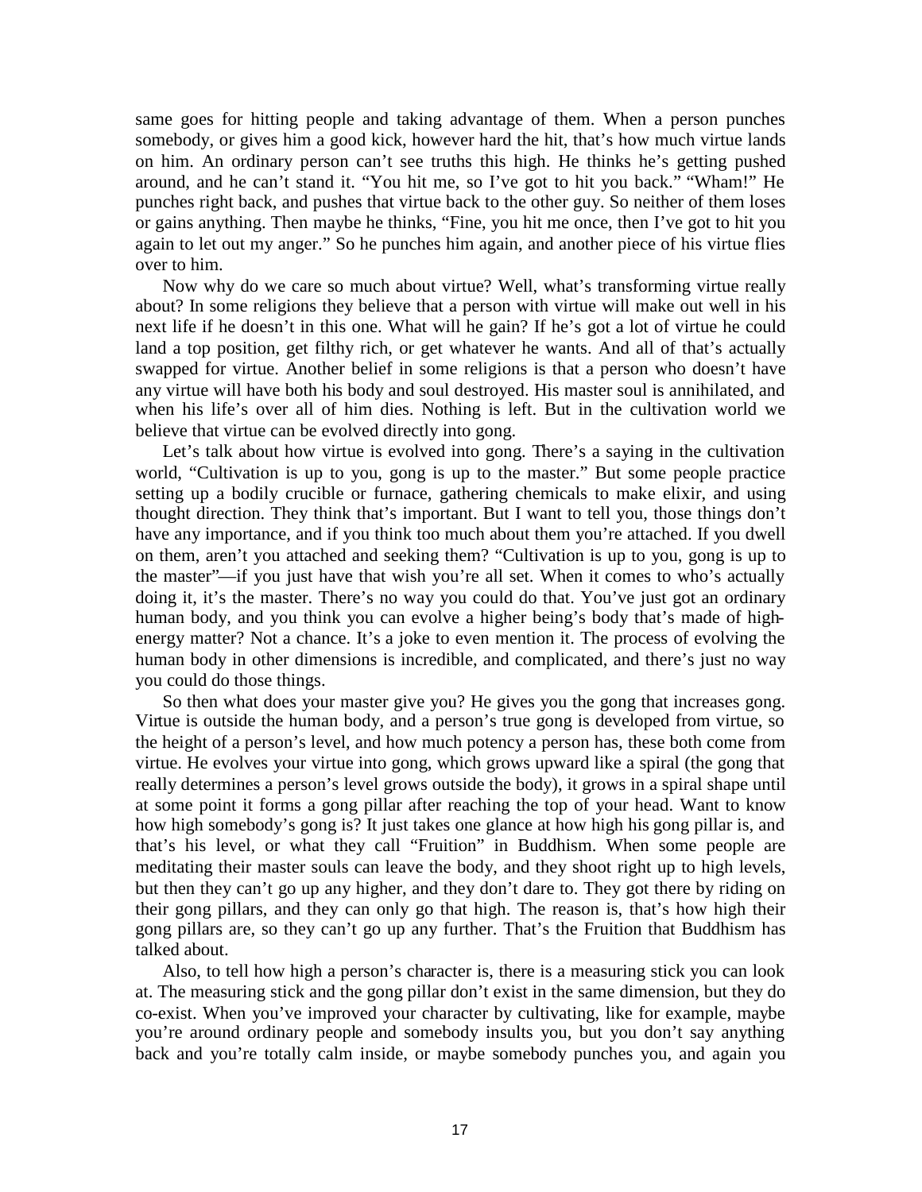same goes for hitting people and taking advantage of them. When a person punches somebody, or gives him a good kick, however hard the hit, that's how much virtue lands on him. An ordinary person can't see truths this high. He thinks he's getting pushed around, and he can't stand it. "You hit me, so I've got to hit you back." "Wham!" He punches right back, and pushes that virtue back to the other guy. So neither of them loses or gains anything. Then maybe he thinks, "Fine, you hit me once, then I've got to hit you again to let out my anger." So he punches him again, and another piece of his virtue flies over to him.

Now why do we care so much about virtue? Well, what's transforming virtue really about? In some religions they believe that a person with virtue will make out well in his next life if he doesn't in this one. What will he gain? If he's got a lot of virtue he could land a top position, get filthy rich, or get whatever he wants. And all of that's actually swapped for virtue. Another belief in some religions is that a person who doesn't have any virtue will have both his body and soul destroyed. His master soul is annihilated, and when his life's over all of him dies. Nothing is left. But in the cultivation world we believe that virtue can be evolved directly into gong.

Let's talk about how virtue is evolved into gong. There's a saying in the cultivation world, "Cultivation is up to you, gong is up to the master." But some people practice setting up a bodily crucible or furnace, gathering chemicals to make elixir, and using thought direction. They think that's important. But I want to tell you, those things don't have any importance, and if you think too much about them you're attached. If you dwell on them, aren't you attached and seeking them? "Cultivation is up to you, gong is up to the master"—if you just have that wish you're all set. When it comes to who's actually doing it, it's the master. There's no way you could do that. You've just got an ordinary human body, and you think you can evolve a higher being's body that's made of high-energy matter? Not a chance. It's a joke to even mention it. The process of evolving the human body in other dimensions is incredible, and complicated, and there's just no way you could do those things.

So then what does your master give you? He gives you the gong that increases gong. Virtue is outside the human body, and a person's true gong is developed from virtue, so the height of a person's level, and how much potency a person has, these both come from virtue. He evolves your virtue into gong, which grows upward like a spiral (the gong that really determines a person's level grows outside the body), it grows in a spiral shape until at some point it forms a gong pillar after reaching the top of your head. Want to know how high somebody's gong is? It just takes one glance at how high his gong pillar is, and that's his level, or what they call "Fruition" in Buddhism. When some people are meditating their master souls can leave the body, and they shoot right up to high levels, but then they can't go up any higher, and they don't dare to. They got there by riding on their gong pillars, and they can only go that high. The reason is, that's how high their gong pillars are, so they can't go up any further. That's the Fruition that Buddhism has talked about.

Also, to tell how high a person's character is, there is a measuring stick you can look at. The measuring stick and the gong pillar don't exist in the same dimension, but they do co-exist. When you've improved your character by cultivating, like for example, maybe you're around ordinary people and somebody insults you, but you don't say anything back and you're totally calm inside, or maybe somebody punches you, and again you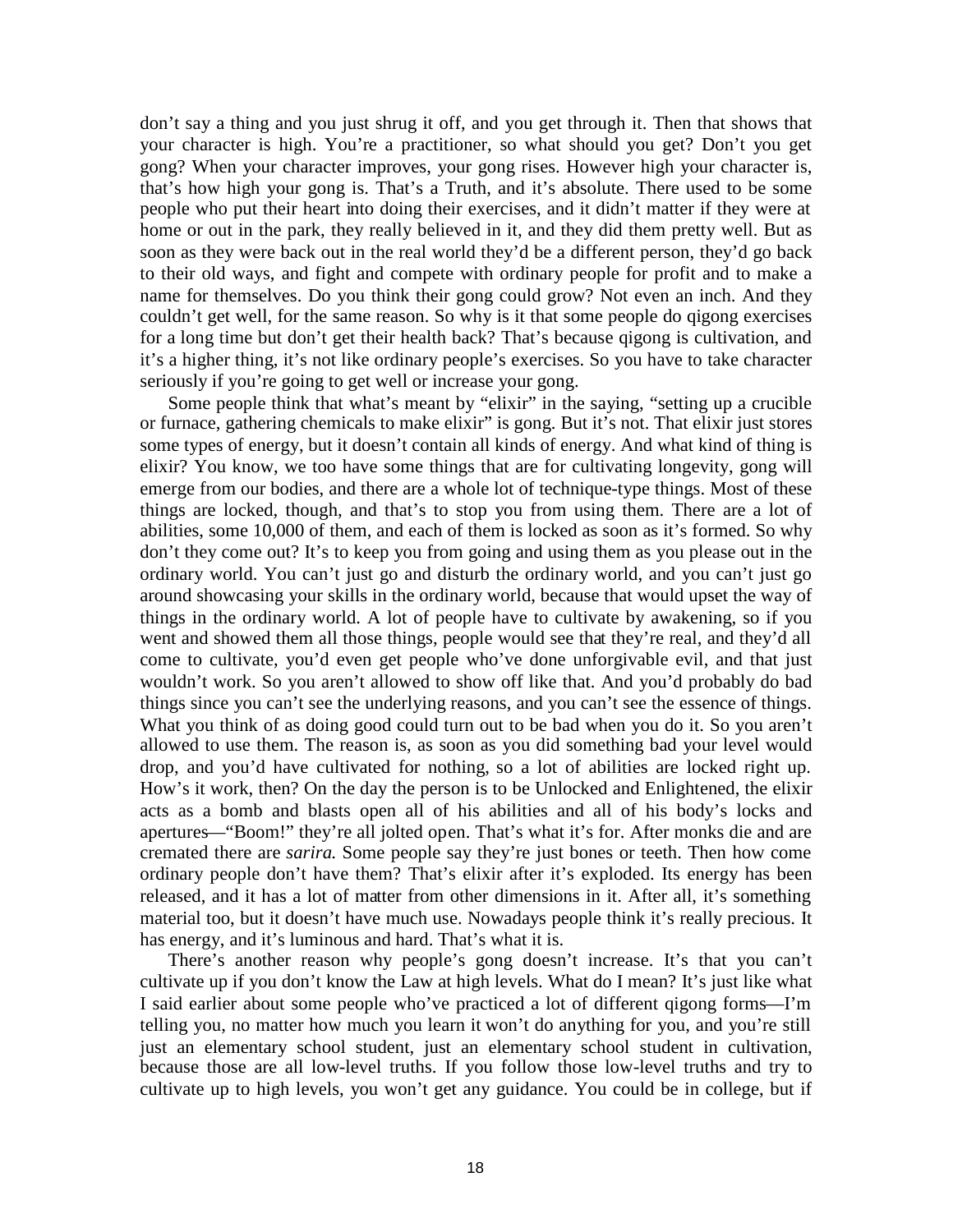don't say a thing and you just shrug it off, and you get through it. Then that shows that your character is high. You're a practitioner, so what should you get? Don't you get gong? When your character improves, your gong rises. However high your character is, that's how high your gong is. That's a Truth, and it's absolute. There used to be some people who put their heart into doing their exercises, and it didn't matter if they were at home or out in the park, they really believed in it, and they did them pretty well. But as soon as they were back out in the real world they'd be a different person, they'd go back to their old ways, and fight and compete with ordinary people for profit and to make a name for themselves. Do you think their gong could grow? Not even an inch. And they couldn't get well, for the same reason. So why is it that some people do qigong exercises for a long time but don't get their health back? That's because qigong is cultivation, and it's a higher thing, it's not like ordinary people's exercises. So you have to take character seriously if you're going to get well or increase your gong.

Some people think that what's meant by "elixir" in the saying, "setting up a crucible or furnace, gathering chemicals to make elixir" is gong. But it's not. That elixir just stores some types of energy, but it doesn't contain all kinds of energy. And what kind of thing is elixir? You know, we too have some things that are for cultivating longevity, gong will emerge from our bodies, and there are a whole lot of technique-type things. Most of these things are locked, though, and that's to stop you from using them. There are a lot of abilities, some 10,000 of them, and each of them is locked as soon as it's formed. So why don't they come out? It's to keep you from going and using them as you please out in the ordinary world. You can't just go and disturb the ordinary world, and you can't just go around showcasing your skills in the ordinary world, because that would upset the way of things in the ordinary world. A lot of people have to cultivate by awakening, so if you went and showed them all those things, people would see that they're real, and they'd all come to cultivate, you'd even get people who've done unforgivable evil, and that just wouldn't work. So you aren't allowed to show off like that. And you'd probably do bad things since you can't see the underlying reasons, and you can't see the essence of things. What you think of as doing good could turn out to be bad when you do it. So you aren't allowed to use them. The reason is, as soon as you did something bad your level would drop, and you'd have cultivated for nothing, so a lot of abilities are locked right up. How's it work, then? On the day the person is to be Unlocked and Enlightened, the elixir acts as a bomb and blasts open all of his abilities and all of his body's locks and apertures—"Boom!" they're all jolted open. That's what it's for. After monks die and are cremated there are *sarira.* Some people say they're just bones or teeth. Then how come ordinary people don't have them? That's elixir after it's exploded. Its energy has been released, and it has a lot of matter from other dimensions in it. After all, it's something material too, but it doesn't have much use. Nowadays people think it's really precious. It has energy, and it's luminous and hard. That's what it is.

There's another reason why people's gong doesn't increase. It's that you can't cultivate up if you don't know the Law at high levels. What do I mean? It's just like what I said earlier about some people who've practiced a lot of different qigong forms—I'm telling you, no matter how much you learn it won't do anything for you, and you're still just an elementary school student, just an elementary school student in cultivation, because those are all low-level truths. If you follow those low-level truths and try to cultivate up to high levels, you won't get any guidance. You could be in college, but if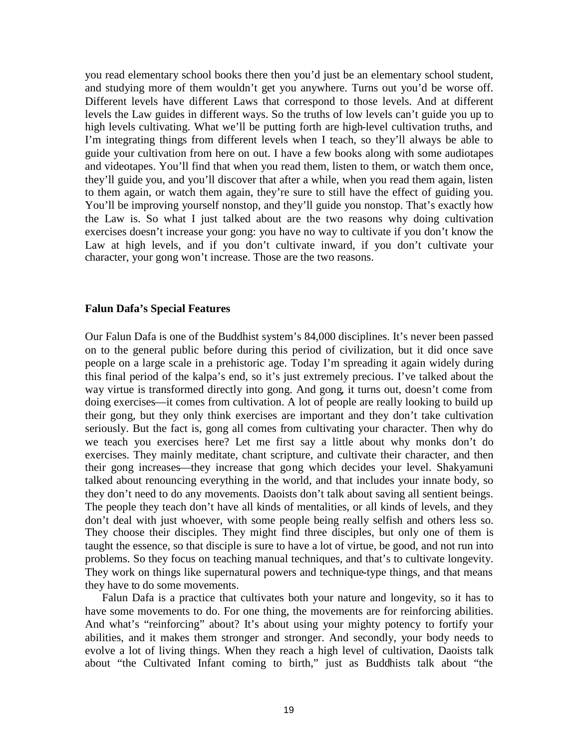you read elementary school books there then you'd just be an elementary school student, and studying more of them wouldn't get you anywhere. Turns out you'd be worse off. Different levels have different Laws that correspond to those levels. And at different levels the Law guides in different ways. So the truths of low levels can't guide you up to high levels cultivating. What we'll be putting forth are high-level cultivation truths, and I'm integrating things from different levels when I teach, so they'll always be able to guide your cultivation from here on out. I have a few books along with some audiotapes and videotapes. You'll find that when you read them, listen to them, or watch them once, they'll guide you, and you'll discover that after a while, when you read them again, listen to them again, or watch them again, they're sure to still have the effect of guiding you. You'll be improving yourself nonstop, and they'll guide you nonstop. That's exactly how the Law is. So what I just talked about are the two reasons why doing cultivation exercises doesn't increase your gong: you have no way to cultivate if you don't know the Law at high levels, and if you don't cultivate inward, if you don't cultivate your character, your gong won't increase. Those are the two reasons.

## Falun Dafa's Special Features

Our Falun Dafa is one of the Buddhist system's 84,000 disciplines. It's never been passed on to the general public before during this period of civilization, but it did once save people on a large scale in a prehistoric age. Today I'm spreading it again widely during this final period of the kalpa's end, so it's just extremely precious. I've talked about the way virtue is transformed directly into gong. And gong, it turns out, doesn't come from doing exercises—it comes from cultivation. A lot of people are really looking to build up their gong, but they only think exercises are important and they don't take cultivation seriously. But the fact is, gong all comes from cultivating your character. Then why do we teach you exercises here? Let me first say a little about why monks don't do exercises. They mainly meditate, chant scripture, and cultivate their character, and then their gong increases—they increase that gong which decides your level. Shakyamuni talked about renouncing everything in the world, and that includes your innate body, so they don't need to do any movements. Daoists don't talk about saving all sentient beings. The people they teach don't have all kinds of mentalities, or all kinds of levels, and they don't deal with just whoever, with some people being really selfish and others less so. They choose their disciples. They might find three disciples, but only one of them is taught the essence, so that disciple is sure to have a lot of virtue, be good, and not run into problems. So they focus on teaching manual techniques, and that's to cultivate longevity. They work on things like supernatural powers and technique-type things, and that means they have to do some movements.

Falun Dafa is a practice that cultivates both your nature and longevity, so it has to have some movements to do. For one thing, the movements are for reinforcing abilities. And what's "reinforcing" about? It's about using your mighty potency to fortify your abilities, and it makes them stronger and stronger. And secondly, your body needs to evolve a lot of living things. When they reach a high level of cultivation, Daoists talk about "the Cultivated Infant coming to birth," just as Buddhists talk about "the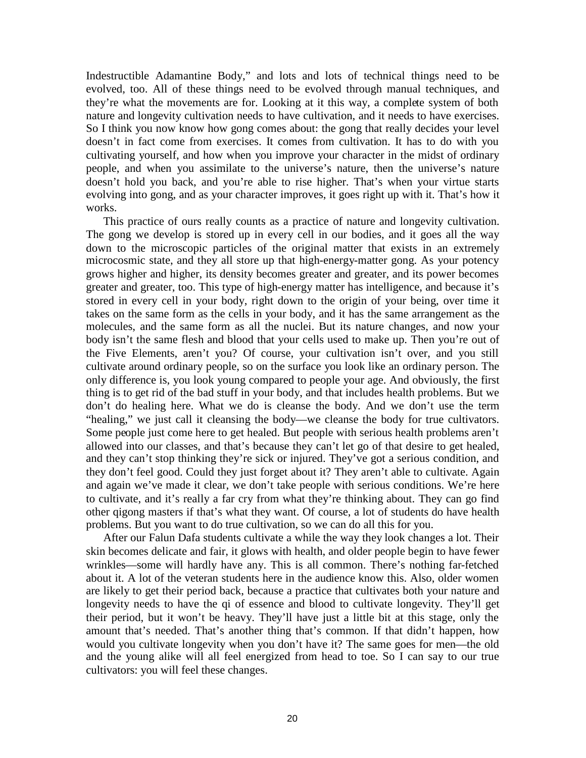Indestructible Adamantine Body," and lots and lots of technical things need to be evolved, too. All of these things need to be evolved through manual techniques, and they're what the movements are for. Looking at it this way, a complete system of both nature and longevity cultivation needs to have cultivation, and it needs to have exercises. So I think you now know how gong comes about: the gong that really decides your level doesn't in fact come from exercises. It comes from cultivation. It has to do with you cultivating yourself, and how when you improve your character in the midst of ordinary people, and when you assimilate to the universe's nature, then the universe's nature doesn't hold you back, and you're able to rise higher. That's when your virtue starts evolving into gong, and as your character improves, it goes right up with it. That's how it works.

This practice of ours really counts as a practice of nature and longevity cultivation. The gong we develop is stored up in every cell in our bodies, and it goes all the way down to the microscopic particles of the original matter that exists in an extremely microcosmic state, and they all store up that high-energy-matter gong. As your potency grows higher and higher, its density becomes greater and greater, and its power becomes greater and greater, too. This type of high-energy matter has intelligence, and because it's stored in every cell in your body, right down to the origin of your being, over time it takes on the same form as the cells in your body, and it has the same arrangement as the molecules, and the same form as all the nuclei. But its nature changes, and now your body isn't the same flesh and blood that your cells used to make up. Then you're out of the Five Elements, aren't you? Of course, your cultivation isn't over, and you still cultivate around ordinary people, so on the surface you look like an ordinary person. The only difference is, you look young compared to people your age. And obviously, the first thing is to get rid of the bad stuff in your body, and that includes health problems. But we don't do healing here. What we do is cleanse the body. And we don't use the term "healing," we just call it cleansing the body—we cleanse the body for true cultivators. Some people just come here to get healed. But people with serious health problems aren't allowed into our classes, and that's because they can't let go of that desire to get healed, and they can't stop thinking they're sick or injured. They've got a serious condition, and they don't feel good. Could they just forget about it? They aren't able to cultivate. Again and again we've made it clear, we don't take people with serious conditions. We're here to cultivate, and it's really a far cry from what they're thinking about. They can go find other qigong masters if that's what they want. Of course, a lot of students do have health problems. But you want to do true cultivation, so we can do all this for you.

After our Falun Dafa students cultivate a while the way they look changes a lot. Their skin becomes delicate and fair, it glows with health, and older people begin to have fewer wrinkles—some will hardly have any. This is all common. There's nothing far-fetched about it. A lot of the veteran students here in the audience know this. Also, older women are likely to get their period back, because a practice that cultivates both your nature and longevity needs to have the qi of essence and blood to cultivate longevity. They'll get their period, but it won't be heavy. They'll have just a little bit at this stage, only the amount that's needed. That's another thing that's common. If that didn't happen, how would you cultivate longevity when you don't have it? The same goes for men—the old and the young alike will all feel energized from head to toe. So I can say to our true cultivators: you will feel these changes.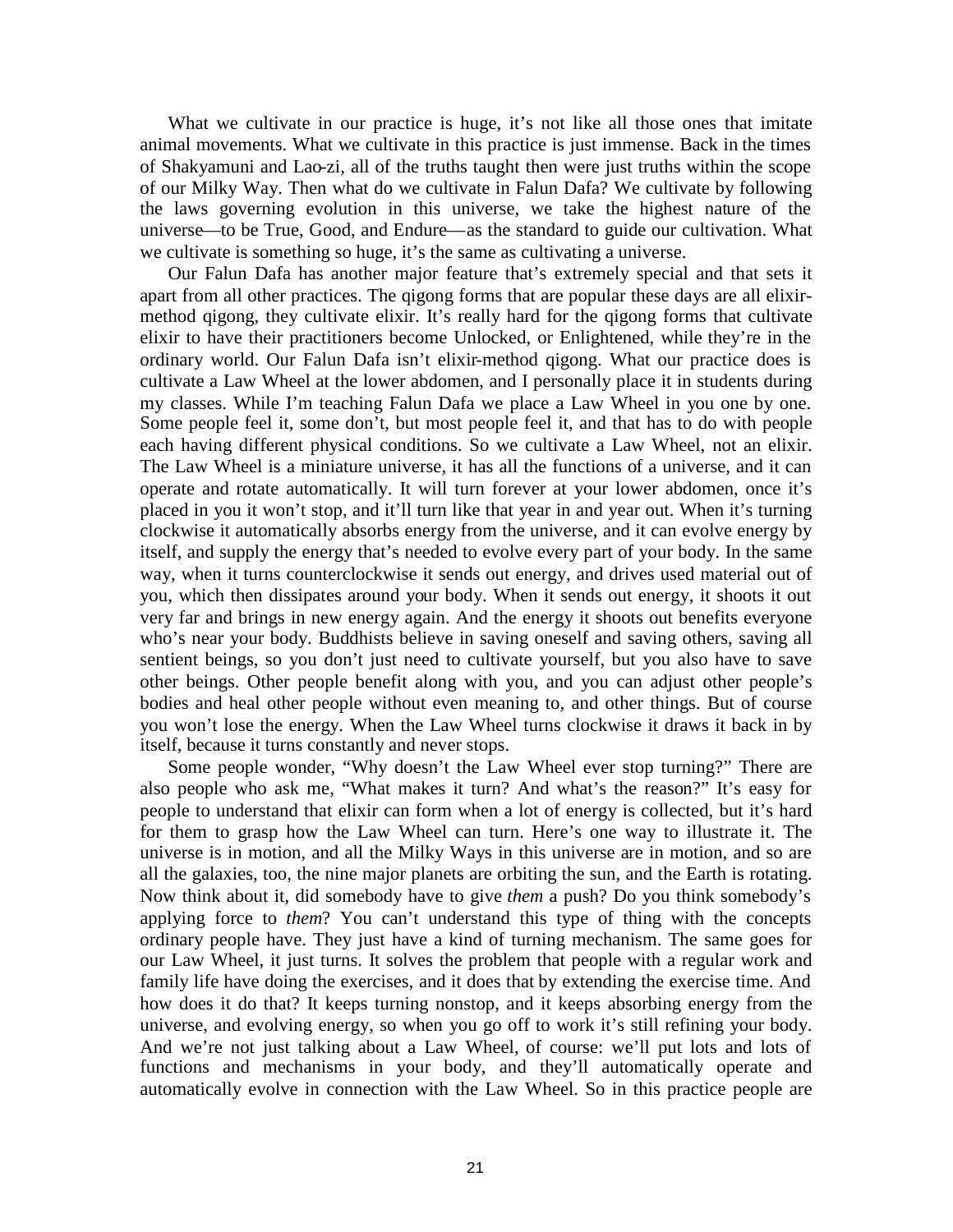What we cultivate in our practice is huge, it's not like all those ones that imitate animal movements. What we cultivate in this practice is just immense. Back in the times of Shakyamuni and Lao-zi, all of the truths taught then were just truths within the scope of our Milky Way. Then what do we cultivate in Falun Dafa? We cultivate by following the laws governing evolution in this universe, we take the highest nature of the universe—to be True, Good, and Endure—as the standard to guide our cultivation. What we cultivate is something so huge, it's the same as cultivating a universe.

Our Falun Dafa has another major feature that's extremely special and that sets it apart from all other practices. The qigong forms that are popular these days are all elixir-method qigong, they cultivate elixir. It's really hard for the qigong forms that cultivate elixir to have their practitioners become Unlocked, or Enlightened, while they're in the ordinary world. Our Falun Dafa isn't elixir-method qigong. What our practice does is cultivate a Law Wheel at the lower abdomen, and I personally place it in students during my classes. While I'm teaching Falun Dafa we place a Law Wheel in you one by one. Some people feel it, some don't, but most people feel it, and that has to do with people each having different physical conditions. So we cultivate a Law Wheel, not an elixir. The Law Wheel is a miniature universe, it has all the functions of a universe, and it can operate and rotate automatically. It will turn forever at your lower abdomen, once it's placed in you it won't stop, and it'll turn like that year in and year out. When it's turning clockwise it automatically absorbs energy from the universe, and it can evolve energy by itself, and supply the energy that's needed to evolve every part of your body. In the same way, when it turns counterclockwise it sends out energy, and drives used material out of you, which then dissipates around your body. When it sends out energy, it shoots it out very far and brings in new energy again. And the energy it shoots out benefits everyone who's near your body. Buddhists believe in saving oneself and saving others, saving all sentient beings, so you don't just need to cultivate yourself, but you also have to save other beings. Other people benefit along with you, and you can adjust other people's bodies and heal other people without even meaning to, and other things. But of course you won't lose the energy. When the Law Wheel turns clockwise it draws it back in by itself, because it turns constantly and never stops.

Some people wonder, "Why doesn't the Law Wheel ever stop turning?" There are also people who ask me, "What makes it turn? And what's the reason?" It's easy for people to understand that elixir can form when a lot of energy is collected, but it's hard for them to grasp how the Law Wheel can turn. Here's one way to illustrate it. The universe is in motion, and all the Milky Ways in this universe are in motion, and so are all the galaxies, too, the nine major planets are orbiting the sun, and the Earth is rotating. Now think about it, did somebody have to give *them* a push? Do you think somebody's applying force to *them*? You can't understand this type of thing with the concepts ordinary people have. They just have a kind of turning mechanism. The same goes for our Law Wheel, it just turns. It solves the problem that people with a regular work and family life have doing the exercises, and it does that by extending the exercise time. And how does it do that? It keeps turning nonstop, and it keeps absorbing energy from the universe, and evolving energy, so when you go off to work it's still refining your body. And we're not just talking about a Law Wheel, of course: we'll put lots and lots of functions and mechanisms in your body, and they'll automatically operate and automatically evolve in connection with the Law Wheel. So in this practice people are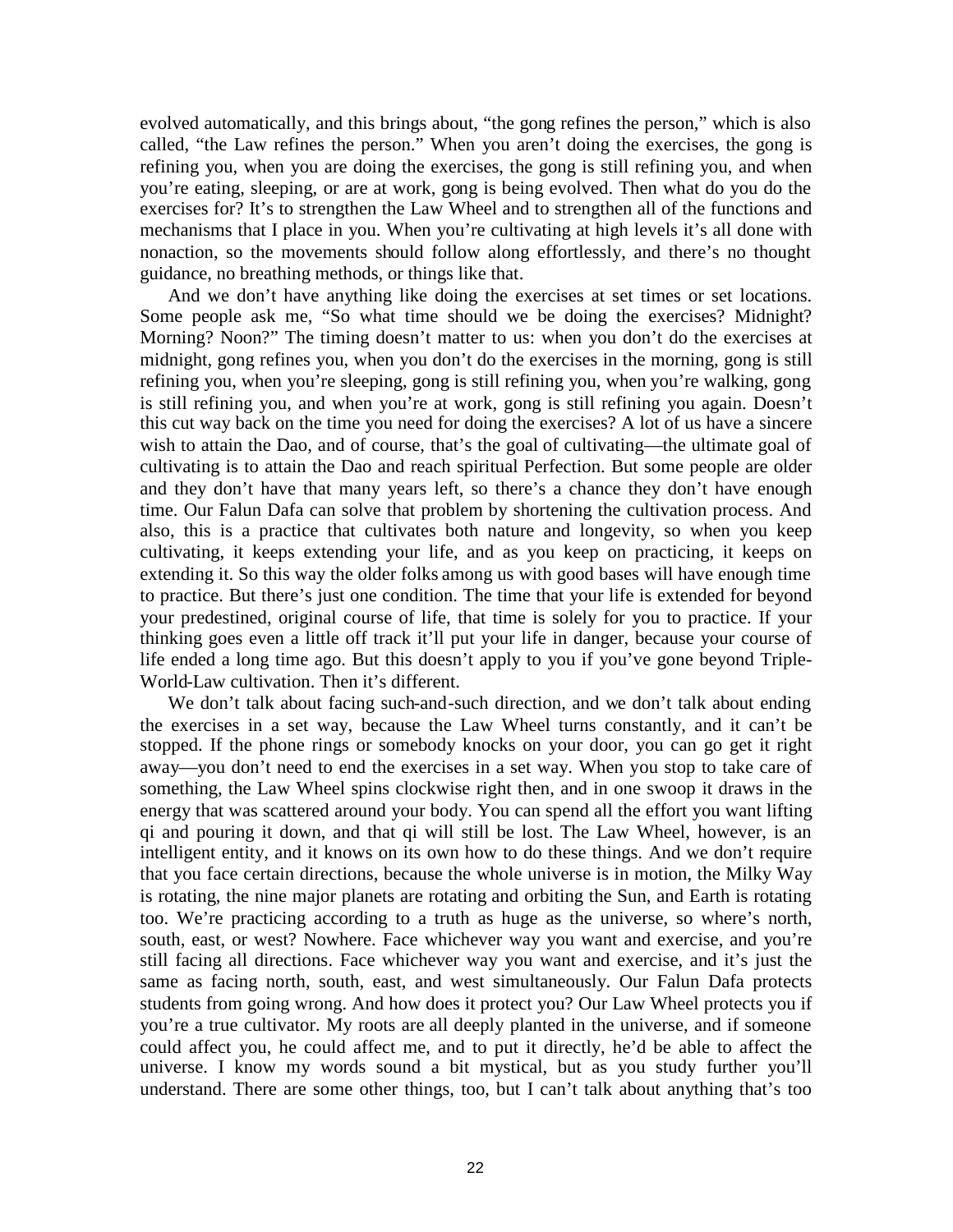evolved automatically, and this brings about, "the gong refines the person," which is also called, "the Law refines the person." When you aren't doing the exercises, the gong is refining you, when you are doing the exercises, the gong is still refining you, and when you're eating, sleeping, or are at work, gong is being evolved. Then what do you do the exercises for? It's to strengthen the Law Wheel and to strengthen all of the functions and mechanisms that I place in you. When you're cultivating at high levels it's all done with nonaction, so the movements should follow along effortlessly, and there's no thought guidance, no breathing methods, or things like that.

And we don't have anything like doing the exercises at set times or set locations. Some people ask me, "So what time should we be doing the exercises? Midnight? Morning? Noon?" The timing doesn't matter to us: when you don't do the exercises at midnight, gong refines you, when you don't do the exercises in the morning, gong is still refining you, when you're sleeping, gong is still refining you, when you're walking, gong is still refining you, and when you're at work, gong is still refining you again. Doesn't this cut way back on the time you need for doing the exercises? A lot of us have a sincere wish to attain the Dao, and of course, that's the goal of cultivating—the ultimate goal of cultivating is to attain the Dao and reach spiritual Perfection. But some people are older and they don't have that many years left, so there's a chance they don't have enough time. Our Falun Dafa can solve that problem by shortening the cultivation process. And also, this is a practice that cultivates both nature and longevity, so when you keep cultivating, it keeps extending your life, and as you keep on practicing, it keeps on extending it. So this way the older folks among us with good bases will have enough time to practice. But there's just one condition. The time that your life is extended for beyond your predestined, original course of life, that time is solely for you to practice. If your thinking goes even a little off track it'll put your life in danger, because your course of life ended a long time ago. But this doesn't apply to you if you've gone beyond Triple-World-Law cultivation. Then it's different.

We don't talk about facing such-and-such direction, and we don't talk about ending the exercises in a set way, because the Law Wheel turns constantly, and it can't be stopped. If the phone rings or somebody knocks on your door, you can go get it right away—you don't need to end the exercises in a set way. When you stop to take care of something, the Law Wheel spins clockwise right then, and in one swoop it draws in the energy that was scattered around your body. You can spend all the effort you want lifting qi and pouring it down, and that qi will still be lost. The Law Wheel, however, is an intelligent entity, and it knows on its own how to do these things. And we don't require that you face certain directions, because the whole universe is in motion, the Milky Way is rotating, the nine major planets are rotating and orbiting the Sun, and Earth is rotating too. We're practicing according to a truth as huge as the universe, so where's north, south, east, or west? Nowhere. Face whichever way you want and exercise, and you're still facing all directions. Face whichever way you want and exercise, and it's just the same as facing north, south, east, and west simultaneously. Our Falun Dafa protects students from going wrong. And how does it protect you? Our Law Wheel protects you if you're a true cultivator. My roots are all deeply planted in the universe, and if someone could affect you, he could affect me, and to put it directly, he'd be able to affect the universe. I know my words sound a bit mystical, but as you study further you'll understand. There are some other things, too, but I can't talk about anything that's too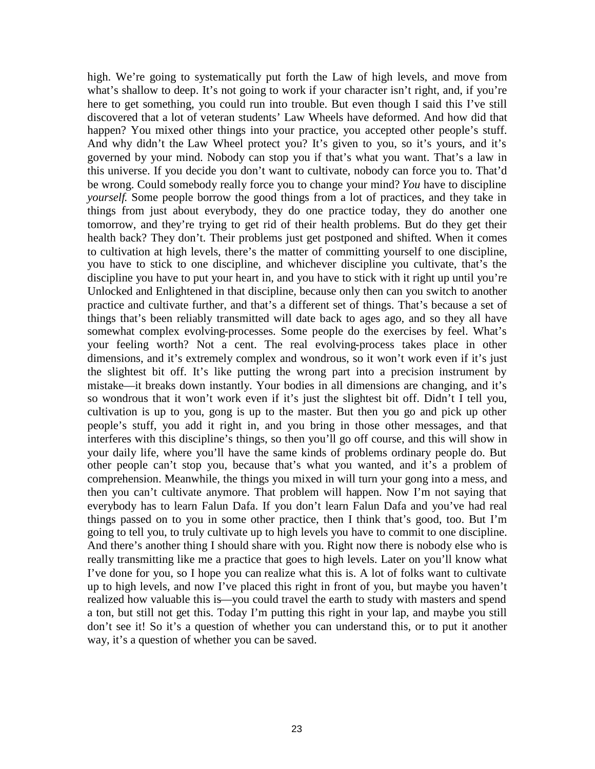high. We're going to systematically put forth the Law of high levels, and move from what's shallow to deep. It's not going to work if your character isn't right, and, if you're here to get something, you could run into trouble. But even though I said this I've still discovered that a lot of veteran students' Law Wheels have deformed. And how did that happen? You mixed other things into your practice, you accepted other people's stuff. And why didn't the Law Wheel protect you? It's given to you, so it's yours, and it's governed by your mind. Nobody can stop you if that's what you want. That's a law in this universe. If you decide you don't want to cultivate, nobody can force you to. That'd be wrong. Could somebody really force you to change your mind? *You* have to discipline *yourself.* Some people borrow the good things from a lot of practices, and they take in things from just about everybody, they do one practice today, they do another one tomorrow, and they're trying to get rid of their health problems. But do they get their health back? They don't. Their problems just get postponed and shifted. When it comes to cultivation at high levels, there's the matter of committing yourself to one discipline, you have to stick to one discipline, and whichever discipline you cultivate, that's the discipline you have to put your heart in, and you have to stick with it right up until you're Unlocked and Enlightened in that discipline, because only then can you switch to another practice and cultivate further, and that's a different set of things. That's because a set of things that's been reliably transmitted will date back to ages ago, and so they all have somewhat complex evolving-processes. Some people do the exercises by feel. What's your feeling worth? Not a cent. The real evolving-process takes place in other dimensions, and it's extremely complex and wondrous, so it won't work even if it's just the slightest bit off. It's like putting the wrong part into a precision instrument by mistake—it breaks down instantly. Your bodies in all dimensions are changing, and it's so wondrous that it won't work even if it's just the slightest bit off. Didn't I tell you, cultivation is up to you, gong is up to the master. But then you go and pick up other people's stuff, you add it right in, and you bring in those other messages, and that interferes with this discipline's things, so then you'll go off course, and this will show in your daily life, where you'll have the same kinds of problems ordinary people do. But other people can't stop you, because that's what you wanted, and it's a problem of comprehension. Meanwhile, the things you mixed in will turn your gong into a mess, and then you can't cultivate anymore. That problem will happen. Now I'm not saying that everybody has to learn Falun Dafa. If you don't learn Falun Dafa and you've had real things passed on to you in some other practice, then I think that's good, too. But I'm going to tell you, to truly cultivate up to high levels you have to commit to one discipline. And there's another thing I should share with you. Right now there is nobody else who is really transmitting like me a practice that goes to high levels. Later on you'll know what I've done for you, so I hope you can realize what this is. A lot of folks want to cultivate up to high levels, and now I've placed this right in front of you, but maybe you haven't realized how valuable this is—you could travel the earth to study with masters and spend a ton, but still not get this. Today I'm putting this right in your lap, and maybe you still don't see it! So it's a question of whether you can understand this, or to put it another way, it's a question of whether you can be saved.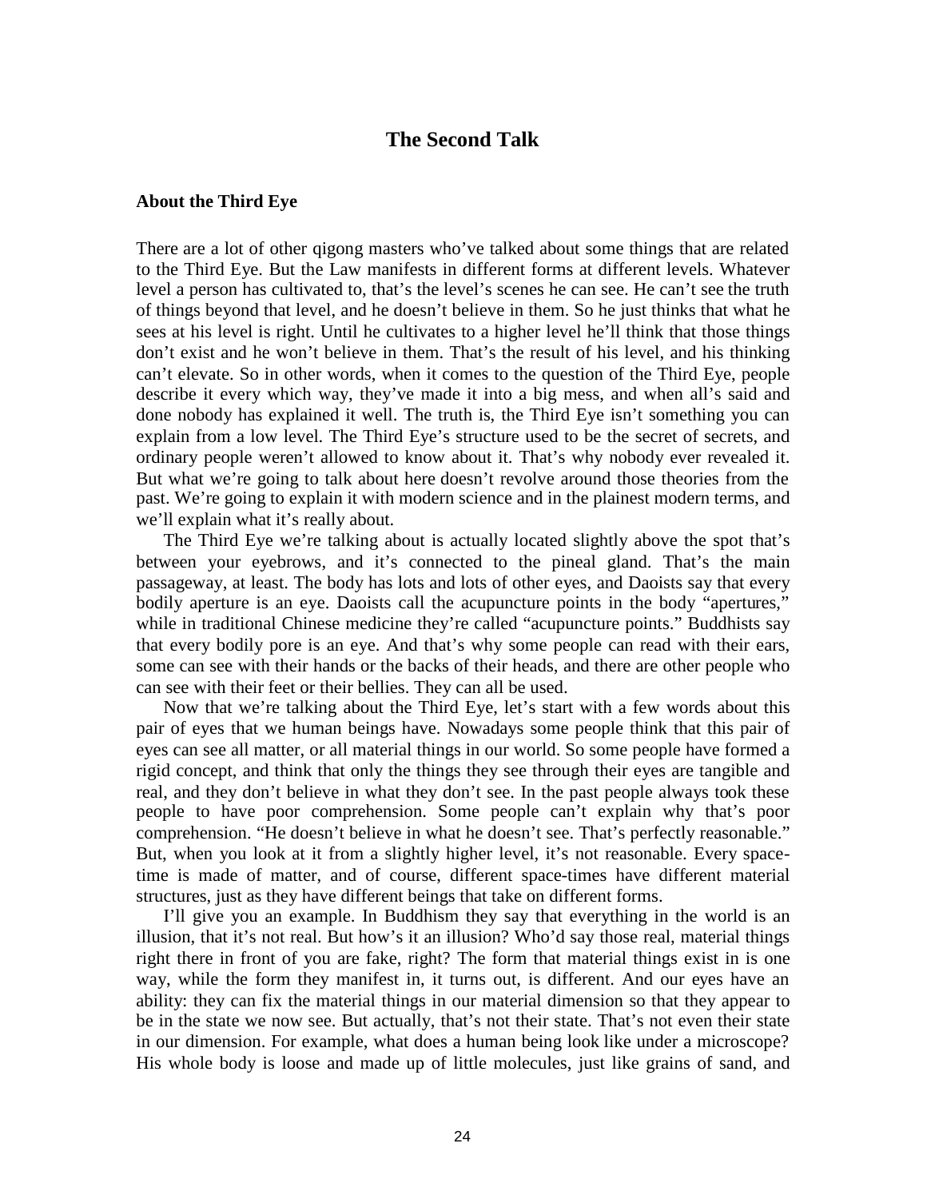## The Second Talk

### About the Third Eye

There are a lot of other qigong masters who've talked about some things that are related to the Third Eye. But the Law manifests in different forms at different levels. Whatever level a person has cultivated to, that's the level's scenes he can see. He can't see the truth of things beyond that level, and he doesn't believe in them. So he just thinks that what he sees at his level is right. Until he cultivates to a higher level he'll think that those things don't exist and he won't believe in them. That's the result of his level, and his thinking can't elevate. So in other words, when it comes to the question of the Third Eye, people describe it every which way, they've made it into a big mess, and when all's said and done nobody has explained it well. The truth is, the Third Eye isn't something you can explain from a low level. The Third Eye's structure used to be the secret of secrets, and ordinary people weren't allowed to know about it. That's why nobody ever revealed it. But what we're going to talk about here doesn't revolve around those theories from the past. We're going to explain it with modern science and in the plainest modern terms, and we'll explain what it's really about.

The Third Eye we're talking about is actually located slightly above the spot that's between your eyebrows, and it's connected to the pineal gland. That's the main passageway, at least. The body has lots and lots of other eyes, and Daoists say that every bodily aperture is an eye. Daoists call the acupuncture points in the body "apertures," while in traditional Chinese medicine they're called "acupuncture points." Buddhists say that every bodily pore is an eye. And that's why some people can read with their ears, some can see with their hands or the backs of their heads, and there are other people who can see with their feet or their bellies. They can all be used.

Now that we're talking about the Third Eye, let's start with a few words about this pair of eyes that we human beings have. Nowadays some people think that this pair of eyes can see all matter, or all material things in our world. So some people have formed a rigid concept, and think that only the things they see through their eyes are tangible and real, and they don't believe in what they don't see. In the past people always took these people to have poor comprehension. Some people can't explain why that's poor comprehension. "He doesn't believe in what he doesn't see. That's perfectly reasonable." But, when you look at it from a slightly higher level, it's not reasonable. Every space-time is made of matter, and of course, different space-times have different material structures, just as they have different beings that take on different forms.

I'll give you an example. In Buddhism they say that everything in the world is an illusion, that it's not real. But how's it an illusion? Who'd say those real, material things right there in front of you are fake, right? The form that material things exist in is one way, while the form they manifest in, it turns out, is different. And our eyes have an ability: they can fix the material things in our material dimension so that they appear to be in the state we now see. But actually, that's not their state. That's not even their state in our dimension. For example, what does a human being look like under a microscope? His whole body is loose and made up of little molecules, just like grains of sand, and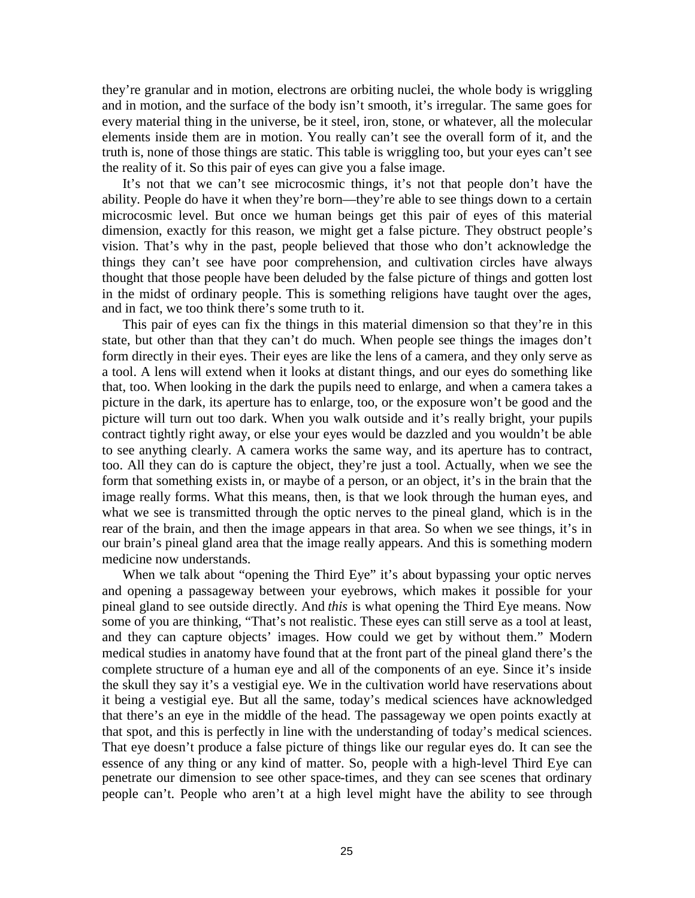they're granular and in motion, electrons are orbiting nuclei, the whole body is wriggling and in motion, and the surface of the body isn't smooth, it's irregular. The same goes for every material thing in the universe, be it steel, iron, stone, or whatever, all the molecular elements inside them are in motion. You really can't see the overall form of it, and the truth is, none of those things are static. This table is wriggling too, but your eyes can't see the reality of it. So this pair of eyes can give you a false image.

It's not that we can't see microcosmic things, it's not that people don't have the ability. People do have it when they're born—they're able to see things down to a certain microcosmic level. But once we human beings get this pair of eyes of this material dimension, exactly for this reason, we might get a false picture. They obstruct people's vision. That's why in the past, people believed that those who don't acknowledge the things they can't see have poor comprehension, and cultivation circles have always thought that those people have been deluded by the false picture of things and gotten lost in the midst of ordinary people. This is something religions have taught over the ages, and in fact, we too think there's some truth to it.

This pair of eyes can fix the things in this material dimension so that they're in this state, but other than that they can't do much. When people see things the images don't form directly in their eyes. Their eyes are like the lens of a camera, and they only serve as a tool. A lens will extend when it looks at distant things, and our eyes do something like that, too. When looking in the dark the pupils need to enlarge, and when a camera takes a picture in the dark, its aperture has to enlarge, too, or the exposure won't be good and the picture will turn out too dark. When you walk outside and it's really bright, your pupils contract tightly right away, or else your eyes would be dazzled and you wouldn't be able to see anything clearly. A camera works the same way, and its aperture has to contract, too. All they can do is capture the object, they're just a tool. Actually, when we see the form that something exists in, or maybe of a person, or an object, it's in the brain that the image really forms. What this means, then, is that we look through the human eyes, and what we see is transmitted through the optic nerves to the pineal gland, which is in the rear of the brain, and then the image appears in that area. So when we see things, it's in our brain's pineal gland area that the image really appears. And this is something modern medicine now understands.

When we talk about "opening the Third Eye" it's about bypassing your optic nerves and opening a passageway between your eyebrows, which makes it possible for your pineal gland to see outside directly. And *this* is what opening the Third Eye means. Now some of you are thinking, "That's not realistic. These eyes can still serve as a tool at least, and they can capture objects' images. How could we get by without them." Modern medical studies in anatomy have found that at the front part of the pineal gland there's the complete structure of a human eye and all of the components of an eye. Since it's inside the skull they say it's a vestigial eye. We in the cultivation world have reservations about it being a vestigial eye. But all the same, today's medical sciences have acknowledged that there's an eye in the middle of the head. The passageway we open points exactly at that spot, and this is perfectly in line with the understanding of today's medical sciences. That eye doesn't produce a false picture of things like our regular eyes do. It can see the essence of any thing or any kind of matter. So, people with a high-level Third Eye can penetrate our dimension to see other space-times, and they can see scenes that ordinary people can't. People who aren't at a high level might have the ability to see through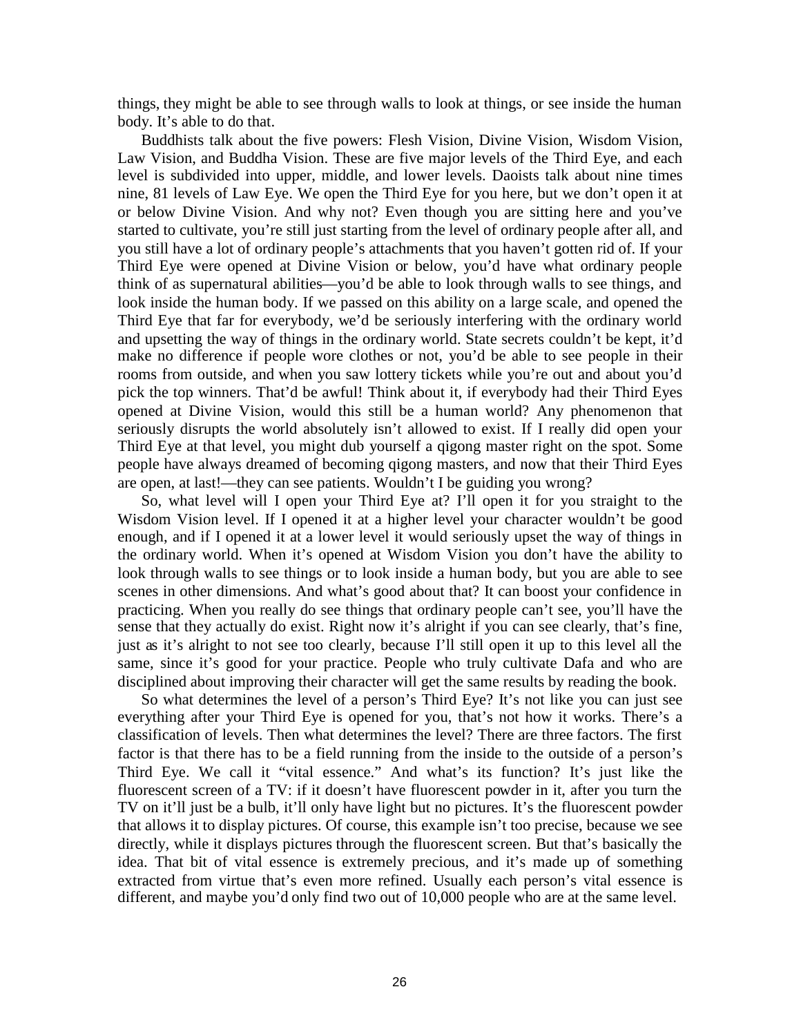things, they might be able to see through walls to look at things, or see inside the human body. It's able to do that.

Buddhists talk about the five powers: Flesh Vision, Divine Vision, Wisdom Vision, Law Vision, and Buddha Vision. These are five major levels of the Third Eye, and each level is subdivided into upper, middle, and lower levels. Daoists talk about nine times nine, 81 levels of Law Eye. We open the Third Eye for you here, but we don't open it at or below Divine Vision. And why not? Even though you are sitting here and you've started to cultivate, you're still just starting from the level of ordinary people after all, and you still have a lot of ordinary people's attachments that you haven't gotten rid of. If your Third Eye were opened at Divine Vision or below, you'd have what ordinary people think of as supernatural abilities—you'd be able to look through walls to see things, and look inside the human body. If we passed on this ability on a large scale, and opened the Third Eye that far for everybody, we'd be seriously interfering with the ordinary world and upsetting the way of things in the ordinary world. State secrets couldn't be kept, it'd make no difference if people wore clothes or not, you'd be able to see people in their rooms from outside, and when you saw lottery tickets while you're out and about you'd pick the top winners. That'd be awful! Think about it, if everybody had their Third Eyes opened at Divine Vision, would this still be a human world? Any phenomenon that seriously disrupts the world absolutely isn't allowed to exist. If I really did open your Third Eye at that level, you might dub yourself a qigong master right on the spot. Some people have always dreamed of becoming qigong masters, and now that their Third Eyes are open, at last!—they can see patients. Wouldn't I be guiding you wrong?

So, what level will I open your Third Eye at? I'll open it for you straight to the Wisdom Vision level. If I opened it at a higher level your character wouldn't be good enough, and if I opened it at a lower level it would seriously upset the way of things in the ordinary world. When it's opened at Wisdom Vision you don't have the ability to look through walls to see things or to look inside a human body, but you are able to see scenes in other dimensions. And what's good about that? It can boost your confidence in practicing. When you really do see things that ordinary people can't see, you'll have the sense that they actually do exist. Right now it's alright if you can see clearly, that's fine, just as it's alright to not see too clearly, because I'll still open it up to this level all the same, since it's good for your practice. People who truly cultivate Dafa and who are disciplined about improving their character will get the same results by reading the book.

So what determines the level of a person's Third Eye? It's not like you can just see everything after your Third Eye is opened for you, that's not how it works. There's a classification of levels. Then what determines the level? There are three factors. The first factor is that there has to be a field running from the inside to the outside of a person's Third Eye. We call it "vital essence." And what's its function? It's just like the fluorescent screen of a TV: if it doesn't have fluorescent powder in it, after you turn the TV on it'll just be a bulb, it'll only have light but no pictures. It's the fluorescent powder that allows it to display pictures. Of course, this example isn't too precise, because we see directly, while it displays pictures through the fluorescent screen. But that's basically the idea. That bit of vital essence is extremely precious, and it's made up of something extracted from virtue that's even more refined. Usually each person's vital essence is different, and maybe you'd only find two out of 10,000 people who are at the same level.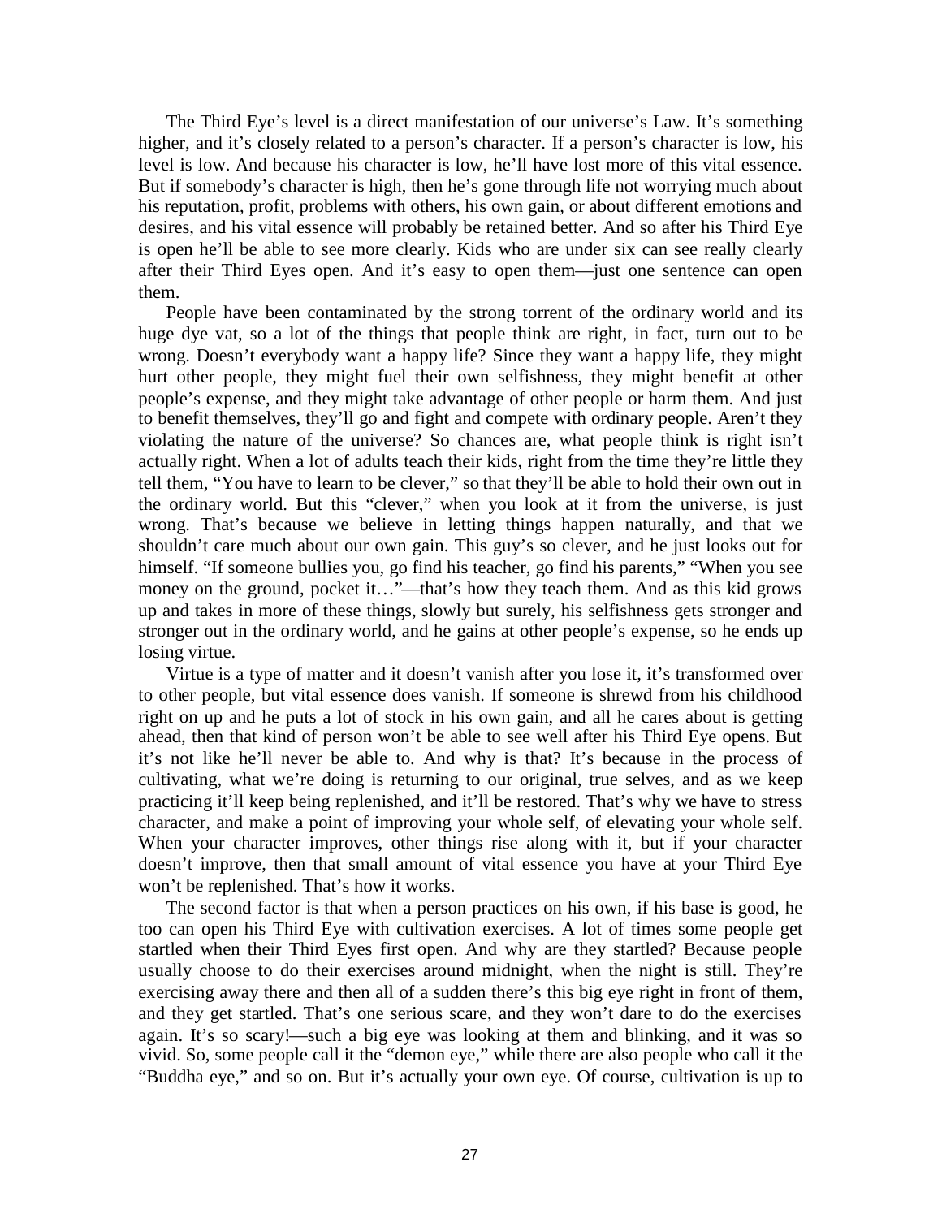The Third Eye's level is a direct manifestation of our universe's Law. It's something higher, and it's closely related to a person's character. If a person's character is low, his level is low. And because his character is low, he'll have lost more of this vital essence. But if somebody's character is high, then he's gone through life not worrying much about his reputation, profit, problems with others, his own gain, or about different emotions and desires, and his vital essence will probably be retained better. And so after his Third Eye is open he'll be able to see more clearly. Kids who are under six can see really clearly after their Third Eyes open. And it's easy to open them—just one sentence can open them.

People have been contaminated by the strong torrent of the ordinary world and its huge dye vat, so a lot of the things that people think are right, in fact, turn out to be wrong. Doesn't everybody want a happy life? Since they want a happy life, they might hurt other people, they might fuel their own selfishness, they might benefit at other people's expense, and they might take advantage of other people or harm them. And just to benefit themselves, they'll go and fight and compete with ordinary people. Aren't they violating the nature of the universe? So chances are, what people think is right isn't actually right. When a lot of adults teach their kids, right from the time they're little they tell them, "You have to learn to be clever," so that they'll be able to hold their own out in the ordinary world. But this "clever," when you look at it from the universe, is just wrong. That's because we believe in letting things happen naturally, and that we shouldn't care much about our own gain. This guy's so clever, and he just looks out for himself. "If someone bullies you, go find his teacher, go find his parents," "When you see money on the ground, pocket it…"—that's how they teach them. And as this kid grows up and takes in more of these things, slowly but surely, his selfishness gets stronger and stronger out in the ordinary world, and he gains at other people's expense, so he ends up losing virtue.

Virtue is a type of matter and it doesn't vanish after you lose it, it's transformed over to other people, but vital essence does vanish. If someone is shrewd from his childhood right on up and he puts a lot of stock in his own gain, and all he cares about is getting ahead, then that kind of person won't be able to see well after his Third Eye opens. But it's not like he'll never be able to. And why is that? It's because in the process of cultivating, what we're doing is returning to our original, true selves, and as we keep practicing it'll keep being replenished, and it'll be restored. That's why we have to stress character, and make a point of improving your whole self, of elevating your whole self. When your character improves, other things rise along with it, but if your character doesn't improve, then that small amount of vital essence you have at your Third Eye won't be replenished. That's how it works.

The second factor is that when a person practices on his own, if his base is good, he too can open his Third Eye with cultivation exercises. A lot of times some people get startled when their Third Eyes first open. And why are they startled? Because people usually choose to do their exercises around midnight, when the night is still. They're exercising away there and then all of a sudden there's this big eye right in front of them, and they get startled. That's one serious scare, and they won't dare to do the exercises again. It's so scary!—such a big eye was looking at them and blinking, and it was so vivid. So, some people call it the "demon eye," while there are also people who call it the "Buddha eye," and so on. But it's actually your own eye. Of course, cultivation is up to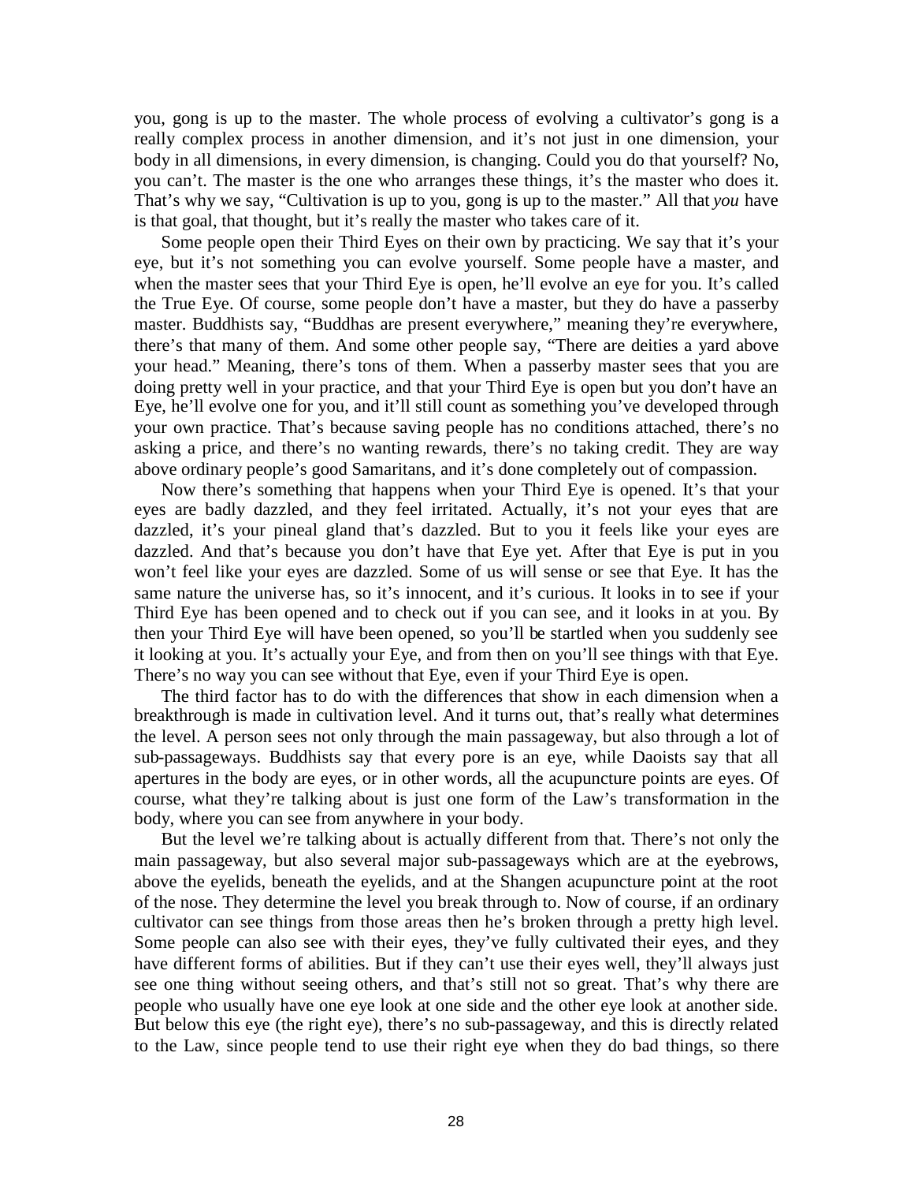you, gong is up to the master. The whole process of evolving a cultivator's gong is a really complex process in another dimension, and it's not just in one dimension, your body in all dimensions, in every dimension, is changing. Could you do that yourself? No, you can't. The master is the one who arranges these things, it's the master who does it. That's why we say, "Cultivation is up to you, gong is up to the master." All that *you* have is that goal, that thought, but it's really the master who takes care of it.

Some people open their Third Eyes on their own by practicing. We say that it's your eye, but it's not something you can evolve yourself. Some people have a master, and when the master sees that your Third Eye is open, he'll evolve an eye for you. It's called the True Eye. Of course, some people don't have a master, but they do have a passerby master. Buddhists say, "Buddhas are present everywhere," meaning they're everywhere, there's that many of them. And some other people say, "There are deities a yard above your head." Meaning, there's tons of them. When a passerby master sees that you are doing pretty well in your practice, and that your Third Eye is open but you don't have an Eye, he'll evolve one for you, and it'll still count as something you've developed through your own practice. That's because saving people has no conditions attached, there's no asking a price, and there's no wanting rewards, there's no taking credit. They are way above ordinary people's good Samaritans, and it's done completely out of compassion.

Now there's something that happens when your Third Eye is opened. It's that your eyes are badly dazzled, and they feel irritated. Actually, it's not your eyes that are dazzled, it's your pineal gland that's dazzled. But to you it feels like your eyes are dazzled. And that's because you don't have that Eye yet. After that Eye is put in you won't feel like your eyes are dazzled. Some of us will sense or see that Eye. It has the same nature the universe has, so it's innocent, and it's curious. It looks in to see if your Third Eye has been opened and to check out if you can see, and it looks in at you. By then your Third Eye will have been opened, so you'll be startled when you suddenly see it looking at you. It's actually your Eye, and from then on you'll see things with that Eye. There's no way you can see without that Eye, even if your Third Eye is open.

The third factor has to do with the differences that show in each dimension when a breakthrough is made in cultivation level. And it turns out, that's really what determines the level. A person sees not only through the main passageway, but also through a lot of sub-passageways. Buddhists say that every pore is an eye, while Daoists say that all apertures in the body are eyes, or in other words, all the acupuncture points are eyes. Of course, what they're talking about is just one form of the Law's transformation in the body, where you can see from anywhere in your body.

But the level we're talking about is actually different from that. There's not only the main passageway, but also several major sub-passageways which are at the eyebrows, above the eyelids, beneath the eyelids, and at the Shangen acupuncture point at the root of the nose. They determine the level you break through to. Now of course, if an ordinary cultivator can see things from those areas then he's broken through a pretty high level. Some people can also see with their eyes, they've fully cultivated their eyes, and they have different forms of abilities. But if they can't use their eyes well, they'll always just see one thing without seeing others, and that's still not so great. That's why there are people who usually have one eye look at one side and the other eye look at another side. But below this eye (the right eye), there's no sub-passageway, and this is directly related to the Law, since people tend to use their right eye when they do bad things, so there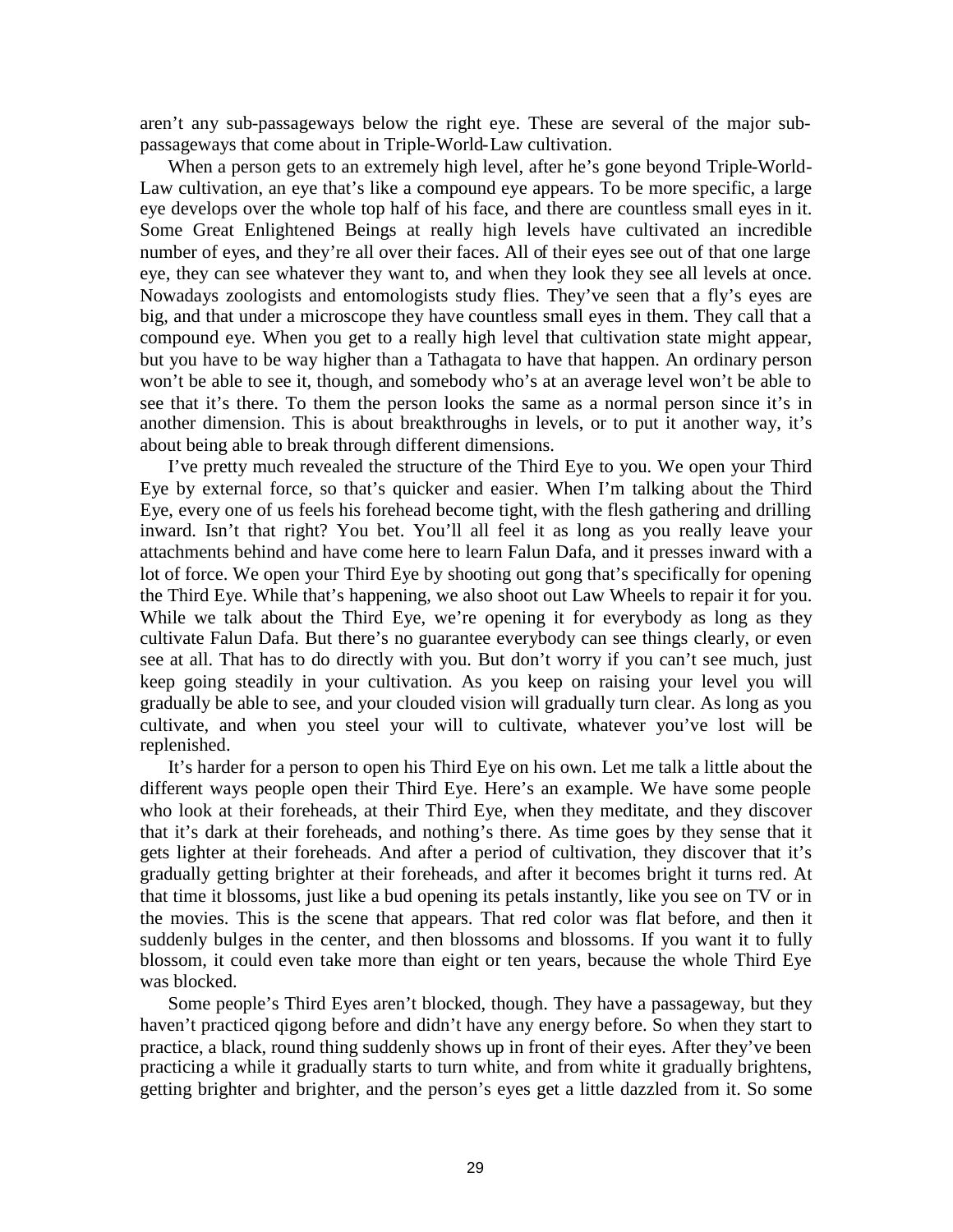aren't any sub-passageways below the right eye. These are several of the major sub-passageways that come about in Triple-World-Law cultivation.

When a person gets to an extremely high level, after he's gone beyond Triple-World-Law cultivation, an eye that's like a compound eye appears. To be more specific, a large eye develops over the whole top half of his face, and there are countless small eyes in it. Some Great Enlightened Beings at really high levels have cultivated an incredible number of eyes, and they're all over their faces. All of their eyes see out of that one large eye, they can see whatever they want to, and when they look they see all levels at once. Nowadays zoologists and entomologists study flies. They've seen that a fly's eyes are big, and that under a microscope they have countless small eyes in them. They call that a compound eye. When you get to a really high level that cultivation state might appear, but you have to be way higher than a Tathagata to have that happen. An ordinary person won't be able to see it, though, and somebody who's at an average level won't be able to see that it's there. To them the person looks the same as a normal person since it's in another dimension. This is about breakthroughs in levels, or to put it another way, it's about being able to break through different dimensions.

I've pretty much revealed the structure of the Third Eye to you. We open your Third Eye by external force, so that's quicker and easier. When I'm talking about the Third Eye, every one of us feels his forehead become tight, with the flesh gathering and drilling inward. Isn't that right? You bet. You'll all feel it as long as you really leave your attachments behind and have come here to learn Falun Dafa, and it presses inward with a lot of force. We open your Third Eye by shooting out gong that's specifically for opening the Third Eye. While that's happening, we also shoot out Law Wheels to repair it for you. While we talk about the Third Eye, we're opening it for everybody as long as they cultivate Falun Dafa. But there's no guarantee everybody can see things clearly, or even see at all. That has to do directly with you. But don't worry if you can't see much, just keep going steadily in your cultivation. As you keep on raising your level you will gradually be able to see, and your clouded vision will gradually turn clear. As long as you cultivate, and when you steel your will to cultivate, whatever you've lost will be replenished.

It's harder for a person to open his Third Eye on his own. Let me talk a little about the different ways people open their Third Eye. Here's an example. We have some people who look at their foreheads, at their Third Eye, when they meditate, and they discover that it's dark at their foreheads, and nothing's there. As time goes by they sense that it gets lighter at their foreheads. And after a period of cultivation, they discover that it's gradually getting brighter at their foreheads, and after it becomes bright it turns red. At that time it blossoms, just like a bud opening its petals instantly, like you see on TV or in the movies. This is the scene that appears. That red color was flat before, and then it suddenly bulges in the center, and then blossoms and blossoms. If you want it to fully blossom, it could even take more than eight or ten years, because the whole Third Eye was blocked.

Some people's Third Eyes aren't blocked, though. They have a passageway, but they haven't practiced qigong before and didn't have any energy before. So when they start to practice, a black, round thing suddenly shows up in front of their eyes. After they've been practicing a while it gradually starts to turn white, and from white it gradually brightens, getting brighter and brighter, and the person's eyes get a little dazzled from it. So some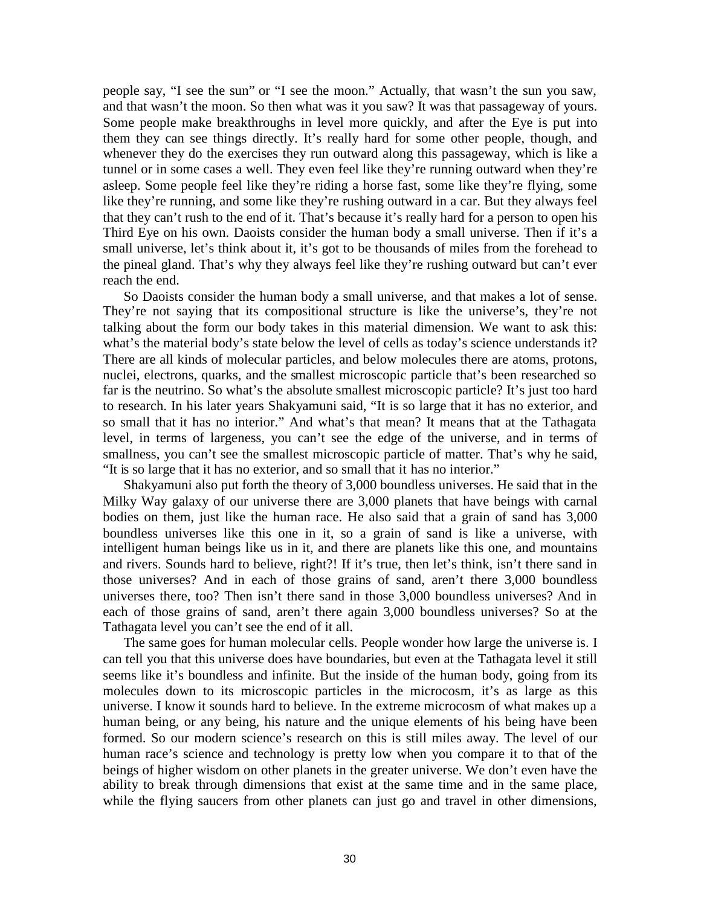people say, "I see the sun" or "I see the moon." Actually, that wasn't the sun you saw, and that wasn't the moon. So then what was it you saw? It was that passageway of yours. Some people make breakthroughs in level more quickly, and after the Eye is put into them they can see things directly. It's really hard for some other people, though, and whenever they do the exercises they run outward along this passageway, which is like a tunnel or in some cases a well. They even feel like they're running outward when they're asleep. Some people feel like they're riding a horse fast, some like they're flying, some like they're running, and some like they're rushing outward in a car. But they always feel that they can't rush to the end of it. That's because it's really hard for a person to open his Third Eye on his own. Daoists consider the human body a small universe. Then if it's a small universe, let's think about it, it's got to be thousands of miles from the forehead to the pineal gland. That's why they always feel like they're rushing outward but can't ever reach the end.

So Daoists consider the human body a small universe, and that makes a lot of sense. They're not saying that its compositional structure is like the universe's, they're not talking about the form our body takes in this material dimension. We want to ask this: what's the material body's state below the level of cells as today's science understands it? There are all kinds of molecular particles, and below molecules there are atoms, protons, nuclei, electrons, quarks, and the smallest microscopic particle that's been researched so far is the neutrino. So what's the absolute smallest microscopic particle? It's just too hard to research. In his later years Shakyamuni said, "It is so large that it has no exterior, and so small that it has no interior." And what's that mean? It means that at the Tathagata level, in terms of largeness, you can't see the edge of the universe, and in terms of smallness, you can't see the smallest microscopic particle of matter. That's why he said, "It is so large that it has no exterior, and so small that it has no interior."

Shakyamuni also put forth the theory of 3,000 boundless universes. He said that in the Milky Way galaxy of our universe there are 3,000 planets that have beings with carnal bodies on them, just like the human race. He also said that a grain of sand has 3,000 boundless universes like this one in it, so a grain of sand is like a universe, with intelligent human beings like us in it, and there are planets like this one, and mountains and rivers. Sounds hard to believe, right?! If it's true, then let's think, isn't there sand in those universes? And in each of those grains of sand, aren't there 3,000 boundless universes there, too? Then isn't there sand in those 3,000 boundless universes? And in each of those grains of sand, aren't there again 3,000 boundless universes? So at the Tathagata level you can't see the end of it all.

The same goes for human molecular cells. People wonder how large the universe is. I can tell you that this universe does have boundaries, but even at the Tathagata level it still seems like it's boundless and infinite. But the inside of the human body, going from its molecules down to its microscopic particles in the microcosm, it's as large as this universe. I know it sounds hard to believe. In the extreme microcosm of what makes up a human being, or any being, his nature and the unique elements of his being have been formed. So our modern science's research on this is still miles away. The level of our human race's science and technology is pretty low when you compare it to that of the beings of higher wisdom on other planets in the greater universe. We don't even have the ability to break through dimensions that exist at the same time and in the same place, while the flying saucers from other planets can just go and travel in other dimensions,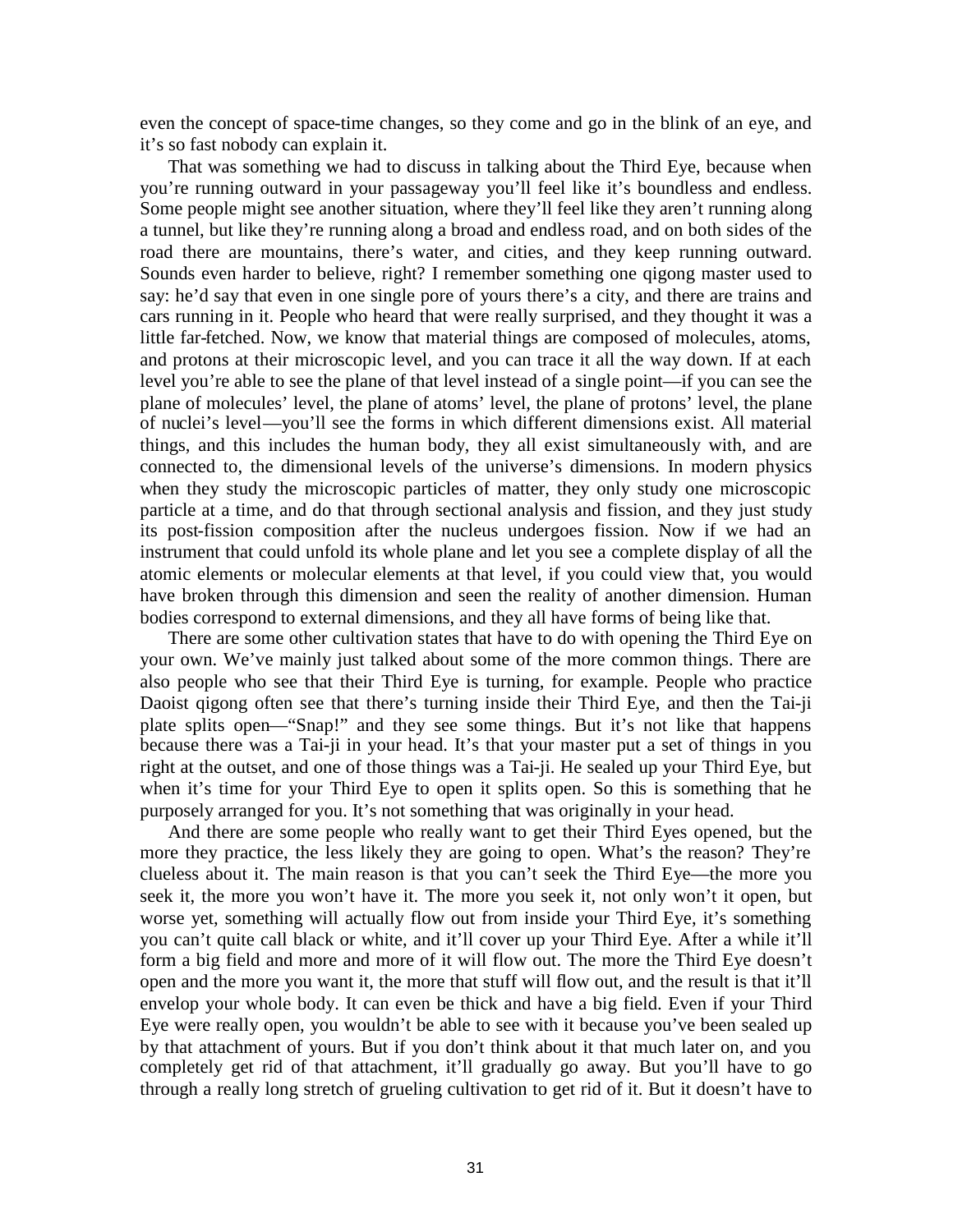even the concept of space-time changes, so they come and go in the blink of an eye, and it's so fast nobody can explain it.

That was something we had to discuss in talking about the Third Eye, because when you're running outward in your passageway you'll feel like it's boundless and endless. Some people might see another situation, where they'll feel like they aren't running along a tunnel, but like they're running along a broad and endless road, and on both sides of the road there are mountains, there's water, and cities, and they keep running outward. Sounds even harder to believe, right? I remember something one qigong master used to say: he'd say that even in one single pore of yours there's a city, and there are trains and cars running in it. People who heard that were really surprised, and they thought it was a little far-fetched. Now, we know that material things are composed of molecules, atoms, and protons at their microscopic level, and you can trace it all the way down. If at each level you're able to see the plane of that level instead of a single point—if you can see the plane of molecules' level, the plane of atoms' level, the plane of protons' level, the plane of nuclei's level—you'll see the forms in which different dimensions exist. All material things, and this includes the human body, they all exist simultaneously with, and are connected to, the dimensional levels of the universe's dimensions. In modern physics when they study the microscopic particles of matter, they only study one microscopic particle at a time, and do that through sectional analysis and fission, and they just study its post-fission composition after the nucleus undergoes fission. Now if we had an instrument that could unfold its whole plane and let you see a complete display of all the atomic elements or molecular elements at that level, if you could view that, you would have broken through this dimension and seen the reality of another dimension. Human bodies correspond to external dimensions, and they all have forms of being like that.

There are some other cultivation states that have to do with opening the Third Eye on your own. We've mainly just talked about some of the more common things. There are also people who see that their Third Eye is turning, for example. People who practice Daoist qigong often see that there's turning inside their Third Eye, and then the Tai-ji plate splits open—"Snap!" and they see some things. But it's not like that happens because there was a Tai-ji in your head. It's that your master put a set of things in you right at the outset, and one of those things was a Tai-ji. He sealed up your Third Eye, but when it's time for your Third Eye to open it splits open. So this is something that he purposely arranged for you. It's not something that was originally in your head.

And there are some people who really want to get their Third Eyes opened, but the more they practice, the less likely they are going to open. What's the reason? They're clueless about it. The main reason is that you can't seek the Third Eye—the more you seek it, the more you won't have it. The more you seek it, not only won't it open, but worse yet, something will actually flow out from inside your Third Eye, it's something you can't quite call black or white, and it'll cover up your Third Eye. After a while it'll form a big field and more and more of it will flow out. The more the Third Eye doesn't open and the more you want it, the more that stuff will flow out, and the result is that it'll envelop your whole body. It can even be thick and have a big field. Even if your Third Eye were really open, you wouldn't be able to see with it because you've been sealed up by that attachment of yours. But if you don't think about it that much later on, and you completely get rid of that attachment, it'll gradually go away. But you'll have to go through a really long stretch of grueling cultivation to get rid of it. But it doesn't have to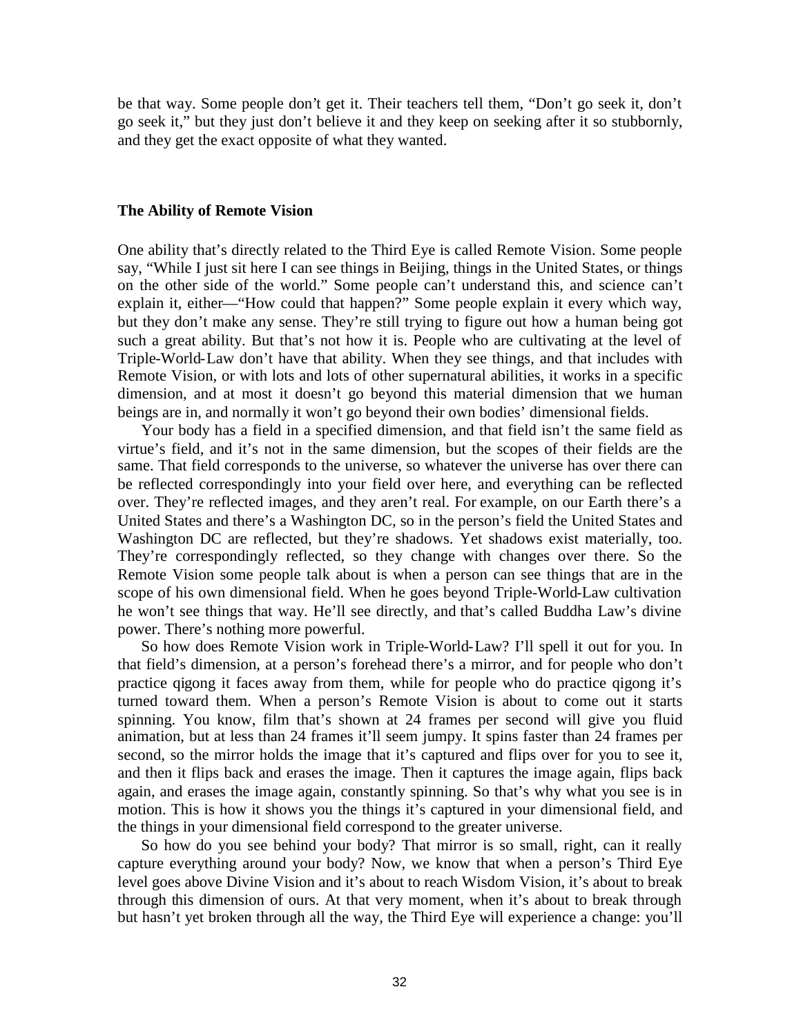be that way. Some people don't get it. Their teachers tell them, "Don't go seek it, don't go seek it," but they just don't believe it and they keep on seeking after it so stubbornly, and they get the exact opposite of what they wanted.

### The Ability of Remote Vision

One ability that's directly related to the Third Eye is called Remote Vision. Some people say, "While I just sit here I can see things in Beijing, things in the United States, or things on the other side of the world." Some people can't understand this, and science can't explain it, either—"How could that happen?" Some people explain it every which way, but they don't make any sense. They're still trying to figure out how a human being got such a great ability. But that's not how it is. People who are cultivating at the level of Triple-World-Law don't have that ability. When they see things, and that includes with Remote Vision, or with lots and lots of other supernatural abilities, it works in a specific dimension, and at most it doesn't go beyond this material dimension that we human beings are in, and normally it won't go beyond their own bodies' dimensional fields.

Your body has a field in a specified dimension, and that field isn't the same field as virtue's field, and it's not in the same dimension, but the scopes of their fields are the same. That field corresponds to the universe, so whatever the universe has over there can be reflected correspondingly into your field over here, and everything can be reflected over. They're reflected images, and they aren't real. For example, on our Earth there's a United States and there's a Washington DC, so in the person's field the United States and Washington DC are reflected, but they're shadows. Yet shadows exist materially, too. They're correspondingly reflected, so they change with changes over there. So the Remote Vision some people talk about is when a person can see things that are in the scope of his own dimensional field. When he goes beyond Triple-World-Law cultivation he won't see things that way. He'll see directly, and that's called Buddha Law's divine power. There's nothing more powerful.

So how does Remote Vision work in Triple-World-Law? I'll spell it out for you. In that field's dimension, at a person's forehead there's a mirror, and for people who don't practice qigong it faces away from them, while for people who do practice qigong it's turned toward them. When a person's Remote Vision is about to come out it starts spinning. You know, film that's shown at 24 frames per second will give you fluid animation, but at less than 24 frames it'll seem jumpy. It spins faster than 24 frames per second, so the mirror holds the image that it's captured and flips over for you to see it, and then it flips back and erases the image. Then it captures the image again, flips back again, and erases the image again, constantly spinning. So that's why what you see is in motion. This is how it shows you the things it's captured in your dimensional field, and the things in your dimensional field correspond to the greater universe.

So how do you see behind your body? That mirror is so small, right, can it really capture everything around your body? Now, we know that when a person's Third Eye level goes above Divine Vision and it's about to reach Wisdom Vision, it's about to break through this dimension of ours. At that very moment, when it's about to break through but hasn't yet broken through all the way, the Third Eye will experience a change: you'll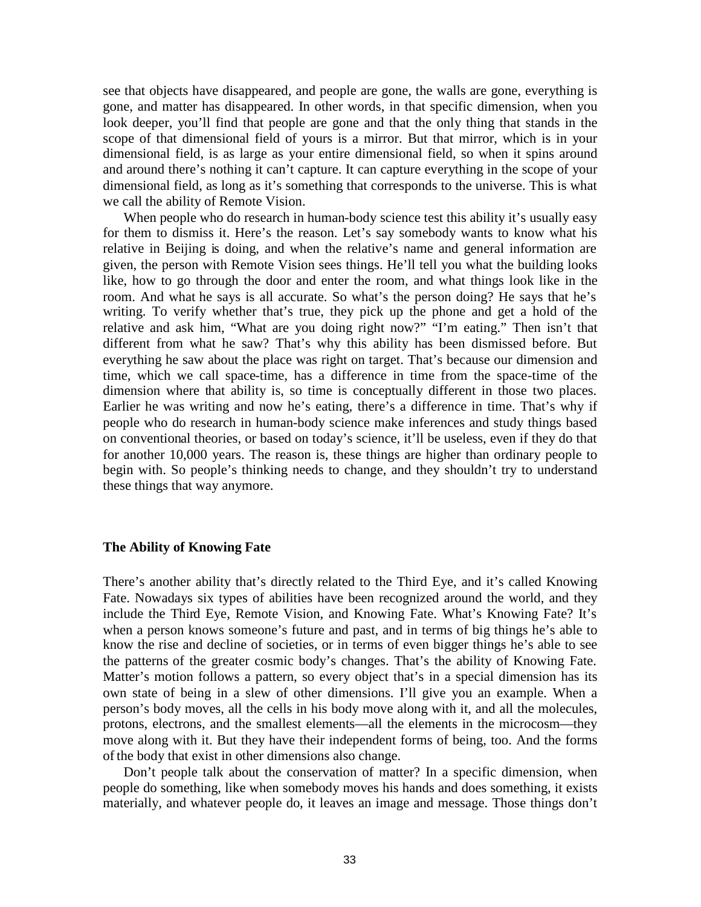see that objects have disappeared, and people are gone, the walls are gone, everything is gone, and matter has disappeared. In other words, in that specific dimension, when you look deeper, you'll find that people are gone and that the only thing that stands in the scope of that dimensional field of yours is a mirror. But that mirror, which is in your dimensional field, is as large as your entire dimensional field, so when it spins around and around there's nothing it can't capture. It can capture everything in the scope of your dimensional field, as long as it's something that corresponds to the universe. This is what we call the ability of Remote Vision.

When people who do research in human-body science test this ability it's usually easy for them to dismiss it. Here's the reason. Let's say somebody wants to know what his relative in Beijing is doing, and when the relative's name and general information are given, the person with Remote Vision sees things. He'll tell you what the building looks like, how to go through the door and enter the room, and what things look like in the room. And what he says is all accurate. So what's the person doing? He says that he's writing. To verify whether that's true, they pick up the phone and get a hold of the relative and ask him, "What are you doing right now?" "I'm eating." Then isn't that different from what he saw? That's why this ability has been dismissed before. But everything he saw about the place was right on target. That's because our dimension and time, which we call space-time, has a difference in time from the space-time of the dimension where that ability is, so time is conceptually different in those two places. Earlier he was writing and now he's eating, there's a difference in time. That's why if people who do research in human-body science make inferences and study things based on conventional theories, or based on today's science, it'll be useless, even if they do that for another 10,000 years. The reason is, these things are higher than ordinary people to begin with. So people's thinking needs to change, and they shouldn't try to understand these things that way anymore.

### The Ability of Knowing Fate

There's another ability that's directly related to the Third Eye, and it's called Knowing Fate. Nowadays six types of abilities have been recognized around the world, and they include the Third Eye, Remote Vision, and Knowing Fate. What's Knowing Fate? It's when a person knows someone's future and past, and in terms of big things he's able to know the rise and decline of societies, or in terms of even bigger things he's able to see the patterns of the greater cosmic body's changes. That's the ability of Knowing Fate. Matter's motion follows a pattern, so every object that's in a special dimension has its own state of being in a slew of other dimensions. I'll give you an example. When a person's body moves, all the cells in his body move along with it, and all the molecules, protons, electrons, and the smallest elements—all the elements in the microcosm—they move along with it. But they have their independent forms of being, too. And the forms of the body that exist in other dimensions also change.

Don't people talk about the conservation of matter? In a specific dimension, when people do something, like when somebody moves his hands and does something, it exists materially, and whatever people do, it leaves an image and message. Those things don't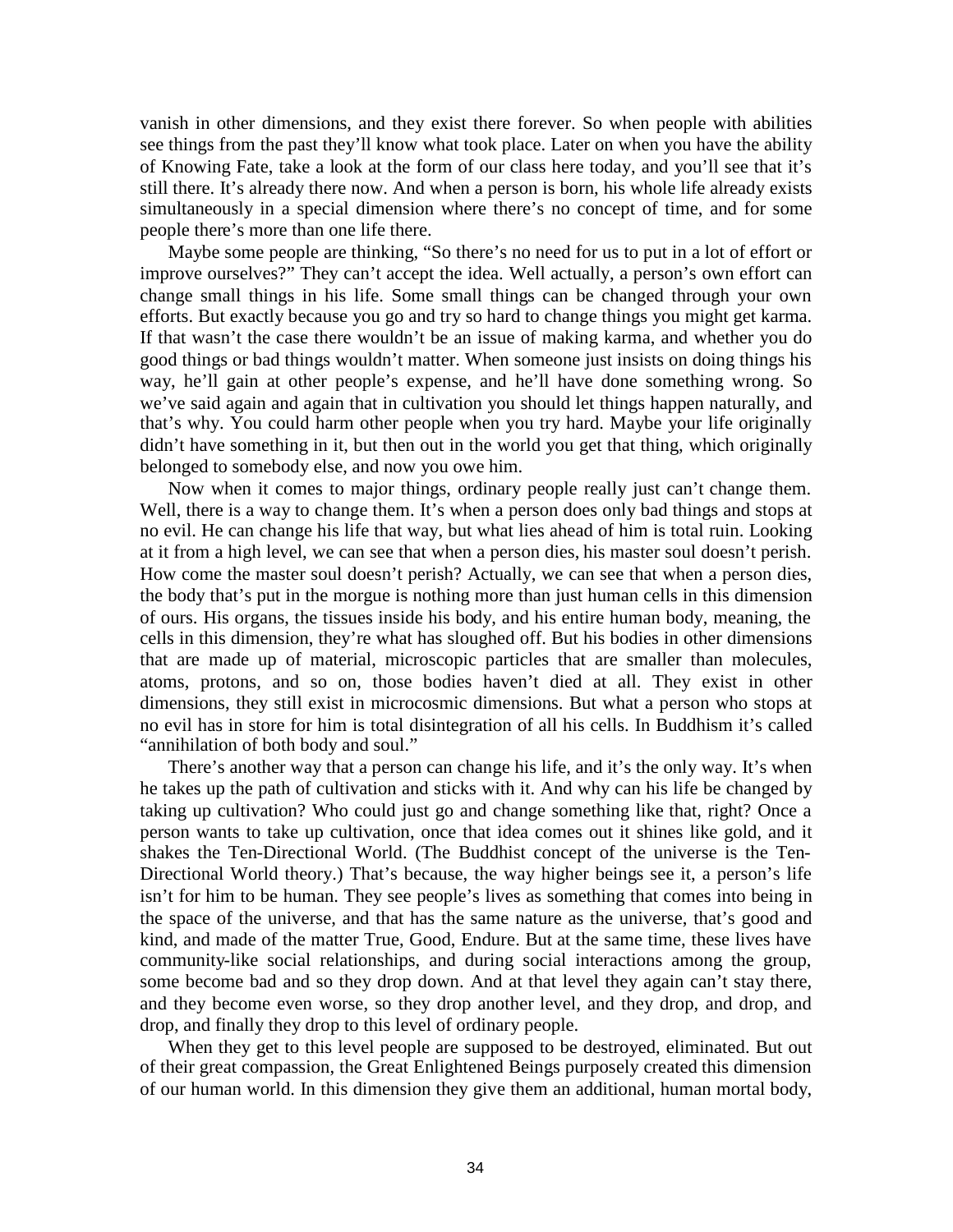vanish in other dimensions, and they exist there forever. So when people with abilities see things from the past they'll know what took place. Later on when you have the ability of Knowing Fate, take a look at the form of our class here today, and you'll see that it's still there. It's already there now. And when a person is born, his whole life already exists simultaneously in a special dimension where there's no concept of time, and for some people there's more than one life there.

Maybe some people are thinking, "So there's no need for us to put in a lot of effort or improve ourselves?" They can't accept the idea. Well actually, a person's own effort can change small things in his life. Some small things can be changed through your own efforts. But exactly because you go and try so hard to change things you might get karma. If that wasn't the case there wouldn't be an issue of making karma, and whether you do good things or bad things wouldn't matter. When someone just insists on doing things his way, he'll gain at other people's expense, and he'll have done something wrong. So we've said again and again that in cultivation you should let things happen naturally, and that's why. You could harm other people when you try hard. Maybe your life originally didn't have something in it, but then out in the world you get that thing, which originally belonged to somebody else, and now you owe him.

Now when it comes to major things, ordinary people really just can't change them. Well, there is a way to change them. It's when a person does only bad things and stops at no evil. He can change his life that way, but what lies ahead of him is total ruin. Looking at it from a high level, we can see that when a person dies, his master soul doesn't perish. How come the master soul doesn't perish? Actually, we can see that when a person dies, the body that's put in the morgue is nothing more than just human cells in this dimension of ours. His organs, the tissues inside his body, and his entire human body, meaning, the cells in this dimension, they're what has sloughed off. But his bodies in other dimensions that are made up of material, microscopic particles that are smaller than molecules, atoms, protons, and so on, those bodies haven't died at all. They exist in other dimensions, they still exist in microcosmic dimensions. But what a person who stops at no evil has in store for him is total disintegration of all his cells. In Buddhism it's called "annihilation of both body and soul."

There's another way that a person can change his life, and it's the only way. It's when he takes up the path of cultivation and sticks with it. And why can his life be changed by taking up cultivation? Who could just go and change something like that, right? Once a person wants to take up cultivation, once that idea comes out it shines like gold, and it shakes the Ten-Directional World. (The Buddhist concept of the universe is the Ten-Directional World theory.) That's because, the way higher beings see it, a person's life isn't for him to be human. They see people's lives as something that comes into being in the space of the universe, and that has the same nature as the universe, that's good and kind, and made of the matter True, Good, Endure. But at the same time, these lives have community-like social relationships, and during social interactions among the group, some become bad and so they drop down. And at that level they again can't stay there, and they become even worse, so they drop another level, and they drop, and drop, and drop, and finally they drop to this level of ordinary people.

When they get to this level people are supposed to be destroyed, eliminated. But out of their great compassion, the Great Enlightened Beings purposely created this dimension of our human world. In this dimension they give them an additional, human mortal body,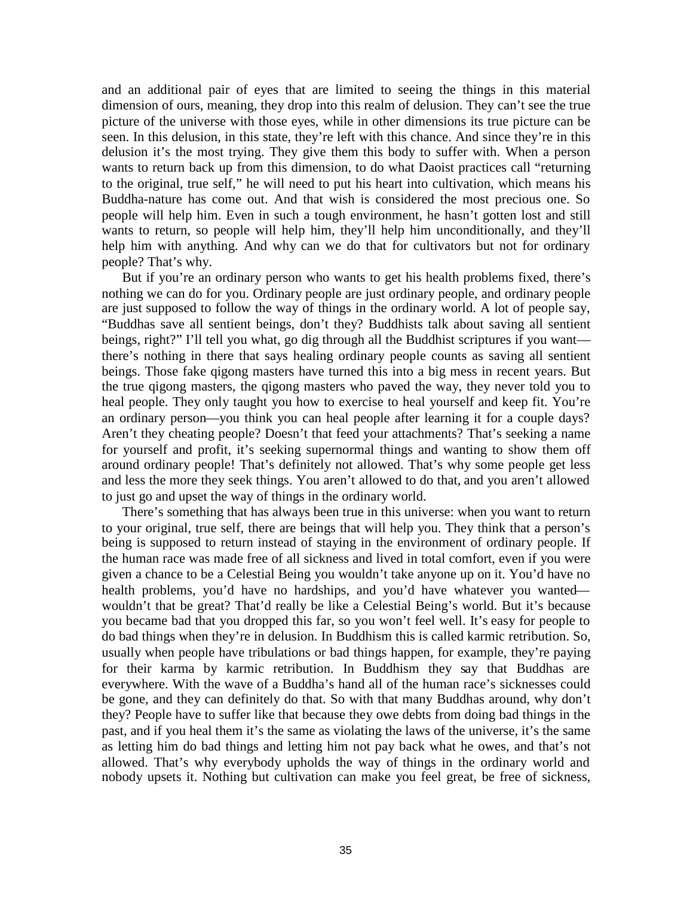and an additional pair of eyes that are limited to seeing the things in this material dimension of ours, meaning, they drop into this realm of delusion. They can't see the true picture of the universe with those eyes, while in other dimensions its true picture can be seen. In this delusion, in this state, they're left with this chance. And since they're in this delusion it's the most trying. They give them this body to suffer with. When a person wants to return back up from this dimension, to do what Daoist practices call "returning to the original, true self," he will need to put his heart into cultivation, which means his Buddha-nature has come out. And that wish is considered the most precious one. So people will help him. Even in such a tough environment, he hasn't gotten lost and still wants to return, so people will help him, they'll help him unconditionally, and they'll help him with anything. And why can we do that for cultivators but not for ordinary people? That's why.

But if you're an ordinary person who wants to get his health problems fixed, there's nothing we can do for you. Ordinary people are just ordinary people, and ordinary people are just supposed to follow the way of things in the ordinary world. A lot of people say, "Buddhas save all sentient beings, don't they? Buddhists talk about saving all sentient beings, right?" I'll tell you what, go dig through all the Buddhist scriptures if you want—there's nothing in there that says healing ordinary people counts as saving all sentient beings. Those fake qigong masters have turned this into a big mess in recent years. But the true qigong masters, the qigong masters who paved the way, they never told you to heal people. They only taught you how to exercise to heal yourself and keep fit. You're an ordinary person—you think you can heal people after learning it for a couple days? Aren't they cheating people? Doesn't that feed your attachments? That's seeking a name for yourself and profit, it's seeking supernormal things and wanting to show them off around ordinary people! That's definitely not allowed. That's why some people get less and less the more they seek things. You aren't allowed to do that, and you aren't allowed to just go and upset the way of things in the ordinary world.

There's something that has always been true in this universe: when you want to return to your original, true self, there are beings that will help you. They think that a person's being is supposed to return instead of staying in the environment of ordinary people. If the human race was made free of all sickness and lived in total comfort, even if you were given a chance to be a Celestial Being you wouldn't take anyone up on it. You'd have no health problems, you'd have no hardships, and you'd have whatever you wanted—wouldn't that be great? That'd really be like a Celestial Being's world. But it's because you became bad that you dropped this far, so you won't feel well. It's easy for people to do bad things when they're in delusion. In Buddhism this is called karmic retribution. So, usually when people have tribulations or bad things happen, for example, they're paying for their karma by karmic retribution. In Buddhism they say that Buddhas are everywhere. With the wave of a Buddha's hand all of the human race's sicknesses could be gone, and they can definitely do that. So with that many Buddhas around, why don't they? People have to suffer like that because they owe debts from doing bad things in the past, and if you heal them it's the same as violating the laws of the universe, it's the same as letting him do bad things and letting him not pay back what he owes, and that's not allowed. That's why everybody upholds the way of things in the ordinary world and nobody upsets it. Nothing but cultivation can make you feel great, be free of sickness,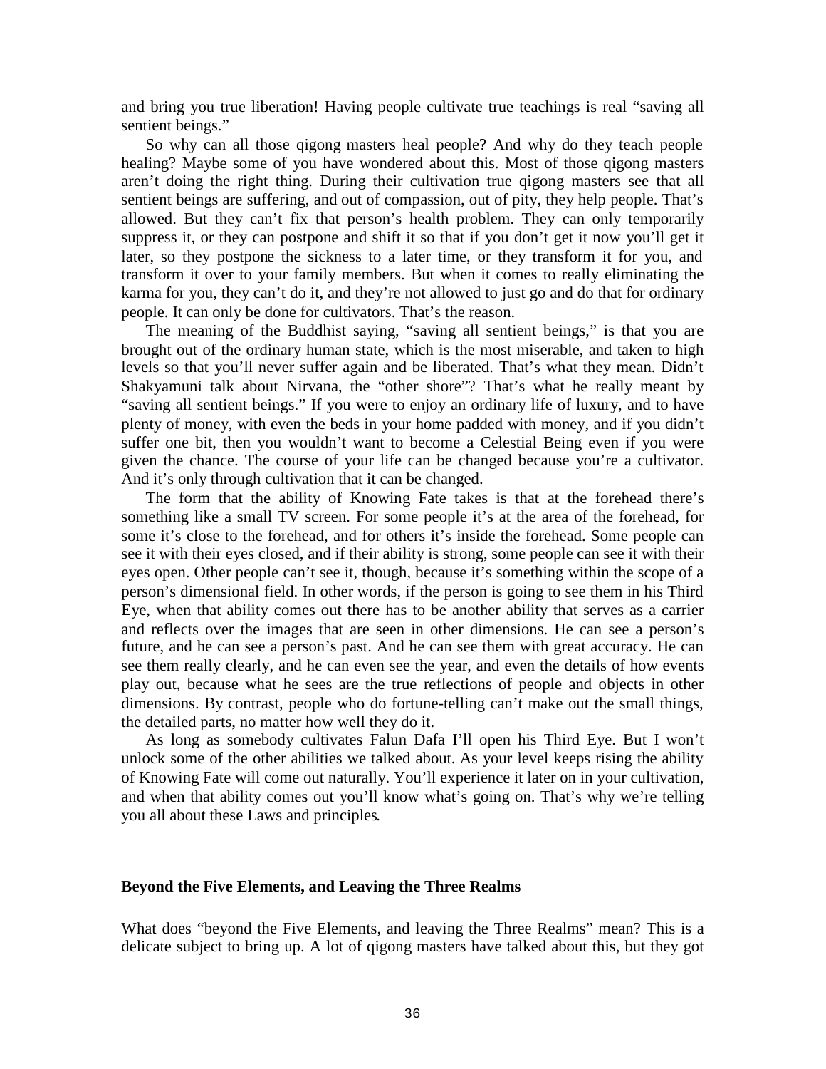and bring you true liberation! Having people cultivate true teachings is real "saving all sentient beings."

So why can all those qigong masters heal people? And why do they teach people healing? Maybe some of you have wondered about this. Most of those qigong masters aren't doing the right thing. During their cultivation true qigong masters see that all sentient beings are suffering, and out of compassion, out of pity, they help people. That's allowed. But they can't fix that person's health problem. They can only temporarily suppress it, or they can postpone and shift it so that if you don't get it now you'll get it later, so they postpone the sickness to a later time, or they transform it for you, and transform it over to your family members. But when it comes to really eliminating the karma for you, they can't do it, and they're not allowed to just go and do that for ordinary people. It can only be done for cultivators. That's the reason.

The meaning of the Buddhist saying, "saving all sentient beings," is that you are brought out of the ordinary human state, which is the most miserable, and taken to high levels so that you'll never suffer again and be liberated. That's what they mean. Didn't Shakyamuni talk about Nirvana, the "other shore"? That's what he really meant by "saving all sentient beings." If you were to enjoy an ordinary life of luxury, and to have plenty of money, with even the beds in your home padded with money, and if you didn't suffer one bit, then you wouldn't want to become a Celestial Being even if you were given the chance. The course of your life can be changed because you're a cultivator. And it's only through cultivation that it can be changed.

The form that the ability of Knowing Fate takes is that at the forehead there's something like a small TV screen. For some people it's at the area of the forehead, for some it's close to the forehead, and for others it's inside the forehead. Some people can see it with their eyes closed, and if their ability is strong, some people can see it with their eyes open. Other people can't see it, though, because it's something within the scope of a person's dimensional field. In other words, if the person is going to see them in his Third Eye, when that ability comes out there has to be another ability that serves as a carrier and reflects over the images that are seen in other dimensions. He can see a person's future, and he can see a person's past. And he can see them with great accuracy. He can see them really clearly, and he can even see the year, and even the details of how events play out, because what he sees are the true reflections of people and objects in other dimensions. By contrast, people who do fortune-telling can't make out the small things, the detailed parts, no matter how well they do it.

As long as somebody cultivates Falun Dafa I'll open his Third Eye. But I won't unlock some of the other abilities we talked about. As your level keeps rising the ability of Knowing Fate will come out naturally. You'll experience it later on in your cultivation, and when that ability comes out you'll know what's going on. That's why we're telling you all about these Laws and principles.

### Beyond the Five Elements, and Leaving the Three Realms

What does "beyond the Five Elements, and leaving the Three Realms" mean? This is a delicate subject to bring up. A lot of qigong masters have talked about this, but they got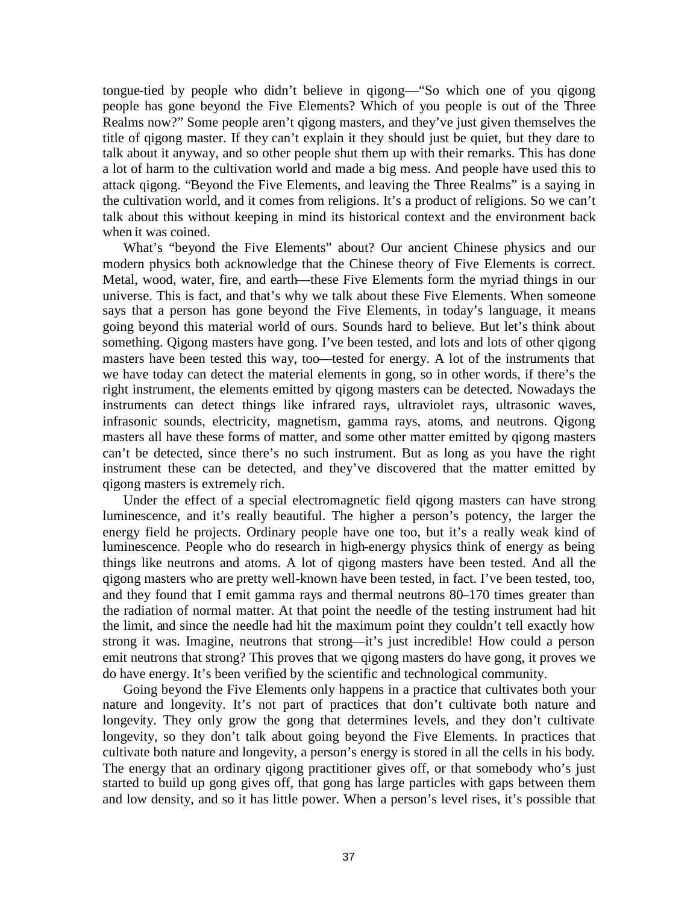tongue-tied by people who didn't believe in qigong—"So which one of you qigong people has gone beyond the Five Elements? Which of you people is out of the Three Realms now?" Some people aren't qigong masters, and they've just given themselves the title of qigong master. If they can't explain it they should just be quiet, but they dare to talk about it anyway, and so other people shut them up with their remarks. This has done a lot of harm to the cultivation world and made a big mess. And people have used this to attack qigong. "Beyond the Five Elements, and leaving the Three Realms" is a saying in the cultivation world, and it comes from religions. It's a product of religions. So we can't talk about this without keeping in mind its historical context and the environment back when it was coined.

What's "beyond the Five Elements" about? Our ancient Chinese physics and our modern physics both acknowledge that the Chinese theory of Five Elements is correct. Metal, wood, water, fire, and earth—these Five Elements form the myriad things in our universe. This is fact, and that's why we talk about these Five Elements. When someone says that a person has gone beyond the Five Elements, in today's language, it means going beyond this material world of ours. Sounds hard to believe. But let's think about something. Qigong masters have gong. I've been tested, and lots and lots of other qigong masters have been tested this way, too—tested for energy. A lot of the instruments that we have today can detect the material elements in gong, so in other words, if there's the right instrument, the elements emitted by qigong masters can be detected. Nowadays the instruments can detect things like infrared rays, ultraviolet rays, ultrasonic waves, infrasonic sounds, electricity, magnetism, gamma rays, atoms, and neutrons. Qigong masters all have these forms of matter, and some other matter emitted by qigong masters can't be detected, since there's no such instrument. But as long as you have the right instrument these can be detected, and they've discovered that the matter emitted by qigong masters is extremely rich.

Under the effect of a special electromagnetic field qigong masters can have strong luminescence, and it's really beautiful. The higher a person's potency, the larger the energy field he projects. Ordinary people have one too, but it's a really weak kind of luminescence. People who do research in high-energy physics think of energy as being things like neutrons and atoms. A lot of qigong masters have been tested. And all the qigong masters who are pretty well-known have been tested, in fact. I've been tested, too, and they found that I emit gamma rays and thermal neutrons 80–170 times greater than the radiation of normal matter. At that point the needle of the testing instrument had hit the limit, and since the needle had hit the maximum point they couldn't tell exactly how strong it was. Imagine, neutrons that strong—it's just incredible! How could a person emit neutrons that strong? This proves that we qigong masters do have gong, it proves we do have energy. It's been verified by the scientific and technological community.

Going beyond the Five Elements only happens in a practice that cultivates both your nature and longevity. It's not part of practices that don't cultivate both nature and longevity. They only grow the gong that determines levels, and they don't cultivate longevity, so they don't talk about going beyond the Five Elements. In practices that cultivate both nature and longevity, a person's energy is stored in all the cells in his body. The energy that an ordinary qigong practitioner gives off, or that somebody who's just started to build up gong gives off, that gong has large particles with gaps between them and low density, and so it has little power. When a person's level rises, it's possible that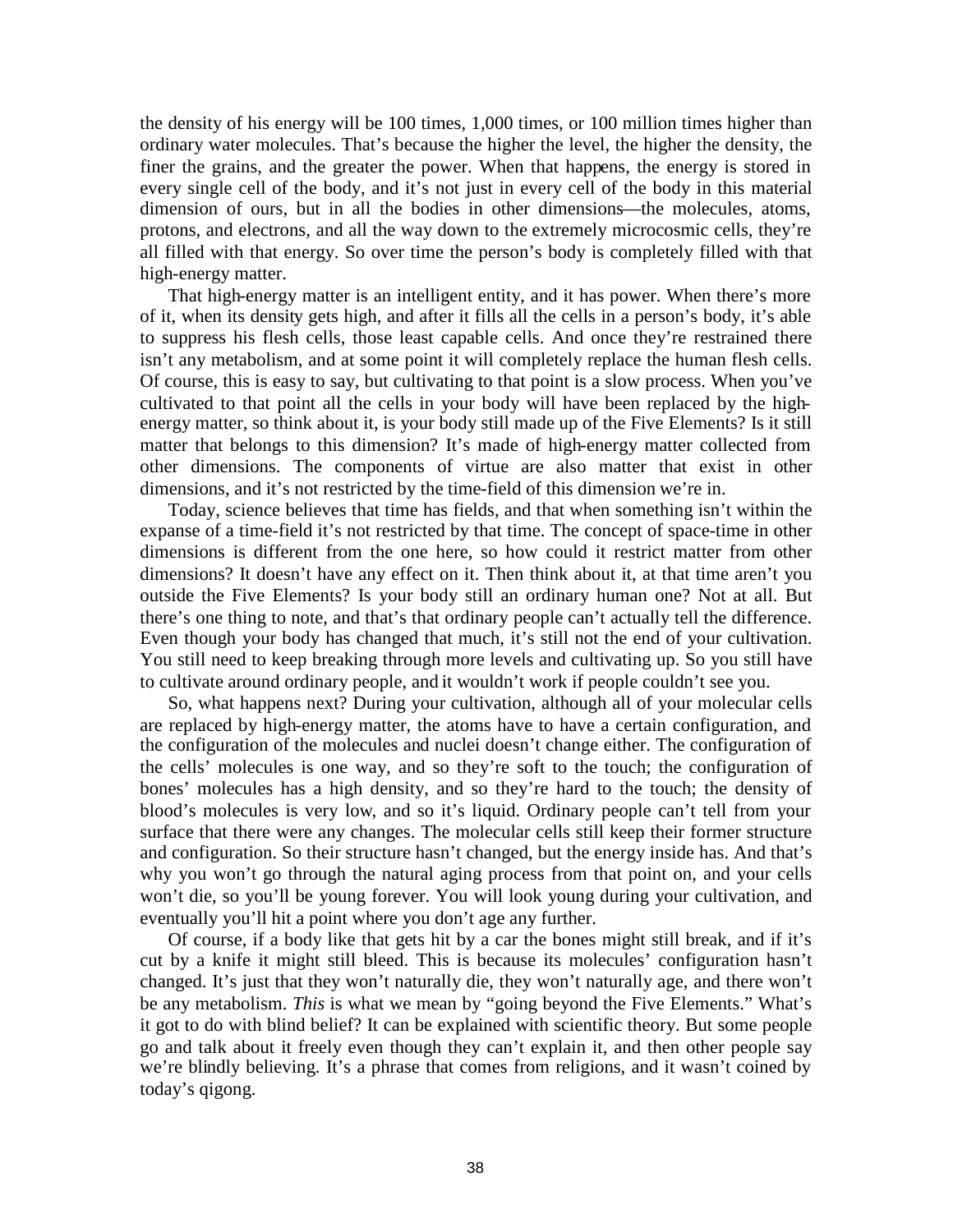the density of his energy will be 100 times, 1,000 times, or 100 million times higher than ordinary water molecules. That's because the higher the level, the higher the density, the finer the grains, and the greater the power. When that happens, the energy is stored in every single cell of the body, and it's not just in every cell of the body in this material dimension of ours, but in all the bodies in other dimensions—the molecules, atoms, protons, and electrons, and all the way down to the extremely microcosmic cells, they're all filled with that energy. So over time the person's body is completely filled with that high-energy matter.

That high-energy matter is an intelligent entity, and it has power. When there's more of it, when its density gets high, and after it fills all the cells in a person's body, it's able to suppress his flesh cells, those least capable cells. And once they're restrained there isn't any metabolism, and at some point it will completely replace the human flesh cells. Of course, this is easy to say, but cultivating to that point is a slow process. When you've cultivated to that point all the cells in your body will have been replaced by the high-energy matter, so think about it, is your body still made up of the Five Elements? Is it still matter that belongs to this dimension? It's made of high-energy matter collected from other dimensions. The components of virtue are also matter that exist in other dimensions, and it's not restricted by the time-field of this dimension we're in.

Today, science believes that time has fields, and that when something isn't within the expanse of a time-field it's not restricted by that time. The concept of space-time in other dimensions is different from the one here, so how could it restrict matter from other dimensions? It doesn't have any effect on it. Then think about it, at that time aren't you outside the Five Elements? Is your body still an ordinary human one? Not at all. But there's one thing to note, and that's that ordinary people can't actually tell the difference. Even though your body has changed that much, it's still not the end of your cultivation. You still need to keep breaking through more levels and cultivating up. So you still have to cultivate around ordinary people, and it wouldn't work if people couldn't see you.

So, what happens next? During your cultivation, although all of your molecular cells are replaced by high-energy matter, the atoms have to have a certain configuration, and the configuration of the molecules and nuclei doesn't change either. The configuration of the cells' molecules is one way, and so they're soft to the touch; the configuration of bones' molecules has a high density, and so they're hard to the touch; the density of blood's molecules is very low, and so it's liquid. Ordinary people can't tell from your surface that there were any changes. The molecular cells still keep their former structure and configuration. So their structure hasn't changed, but the energy inside has. And that's why you won't go through the natural aging process from that point on, and your cells won't die, so you'll be young forever. You will look young during your cultivation, and eventually you'll hit a point where you don't age any further.

Of course, if a body like that gets hit by a car the bones might still break, and if it's cut by a knife it might still bleed. This is because its molecules' configuration hasn't changed. It's just that they won't naturally die, they won't naturally age, and there won't be any metabolism. *This* is what we mean by "going beyond the Five Elements." What's it got to do with blind belief? It can be explained with scientific theory. But some people go and talk about it freely even though they can't explain it, and then other people say we're blindly believing. It's a phrase that comes from religions, and it wasn't coined by today's qigong.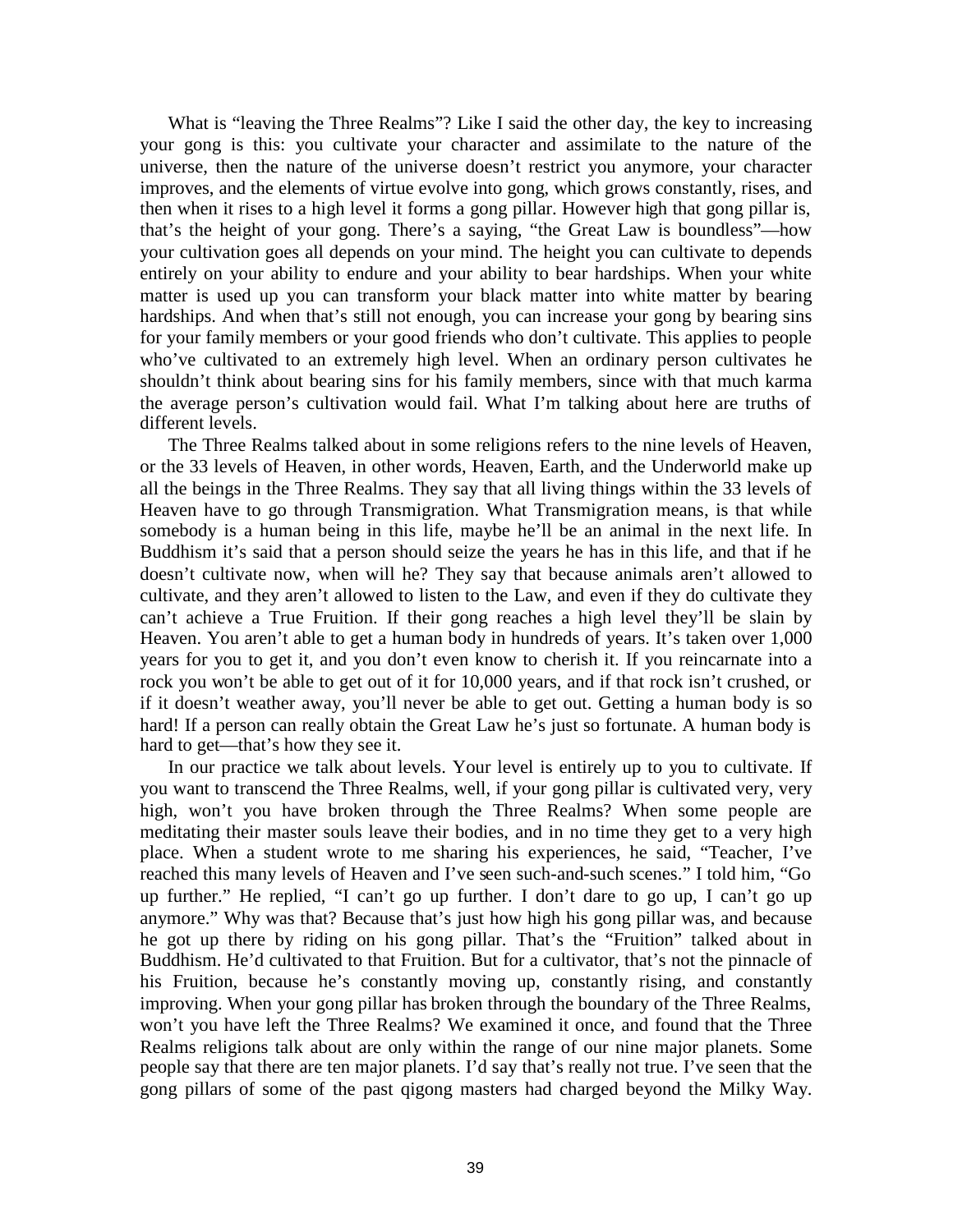What is “leaving the Three Realms”? Like I said the other day, the key to increasing your gong is this: you cultivate your character and assimilate to the nature of the universe, then the nature of the universe doesn’t restrict you anymore, your character improves, and the elements of virtue evolve into gong, which grows constantly, rises, and then when it rises to a high level it forms a gong pillar. However high that gong pillar is, that’s the height of your gong. There’s a saying, “the Great Law is boundless”—how your cultivation goes all depends on your mind. The height you can cultivate to depends entirely on your ability to endure and your ability to bear hardships. When your white matter is used up you can transform your black matter into white matter by bearing hardships. And when that’s still not enough, you can increase your gong by bearing sins for your family members or your good friends who don’t cultivate. This applies to people who’ve cultivated to an extremely high level. When an ordinary person cultivates he shouldn’t think about bearing sins for his family members, since with that much karma the average person’s cultivation would fail. What I’m talking about here are truths of different levels.

The Three Realms talked about in some religions refers to the nine levels of Heaven, or the 33 levels of Heaven, in other words, Heaven, Earth, and the Underworld make up all the beings in the Three Realms. They say that all living things within the 33 levels of Heaven have to go through Transmigration. What Transmigration means, is that while somebody is a human being in this life, maybe he’ll be an animal in the next life. In Buddhism it’s said that a person should seize the years he has in this life, and that if he doesn’t cultivate now, when will he? They say that because animals aren’t allowed to cultivate, and they aren’t allowed to listen to the Law, and even if they do cultivate they can’t achieve a True Fruition. If their gong reaches a high level they’ll be slain by Heaven. You aren’t able to get a human body in hundreds of years. It’s taken over 1,000 years for you to get it, and you don’t even know to cherish it. If you reincarnate into a rock you won’t be able to get out of it for 10,000 years, and if that rock isn’t crushed, or if it doesn’t weather away, you’ll never be able to get out. Getting a human body is so hard! If a person can really obtain the Great Law he’s just so fortunate. A human body is hard to get—that’s how they see it.

In our practice we talk about levels. Your level is entirely up to you to cultivate. If you want to transcend the Three Realms, well, if your gong pillar is cultivated very, very high, won’t you have broken through the Three Realms? When some people are meditating their master souls leave their bodies, and in no time they get to a very high place. When a student wrote to me sharing his experiences, he said, “Teacher, I’ve reached this many levels of Heaven and I’ve seen such-and-such scenes.” I told him, “Go up further.” He replied, “I can’t go up further. I don’t dare to go up, I can’t go up anymore.” Why was that? Because that’s just how high his gong pillar was, and because he got up there by riding on his gong pillar. That’s the “Fruition” talked about in Buddhism. He’d cultivated to that Fruition. But for a cultivator, that’s not the pinnacle of his Fruition, because he’s constantly moving up, constantly rising, and constantly improving. When your gong pillar has broken through the boundary of the Three Realms, won’t you have left the Three Realms? We examined it once, and found that the Three Realms religions talk about are only within the range of our nine major planets. Some people say that there are ten major planets. I’d say that’s really not true. I’ve seen that the gong pillars of some of the past qigong masters had charged beyond the Milky Way.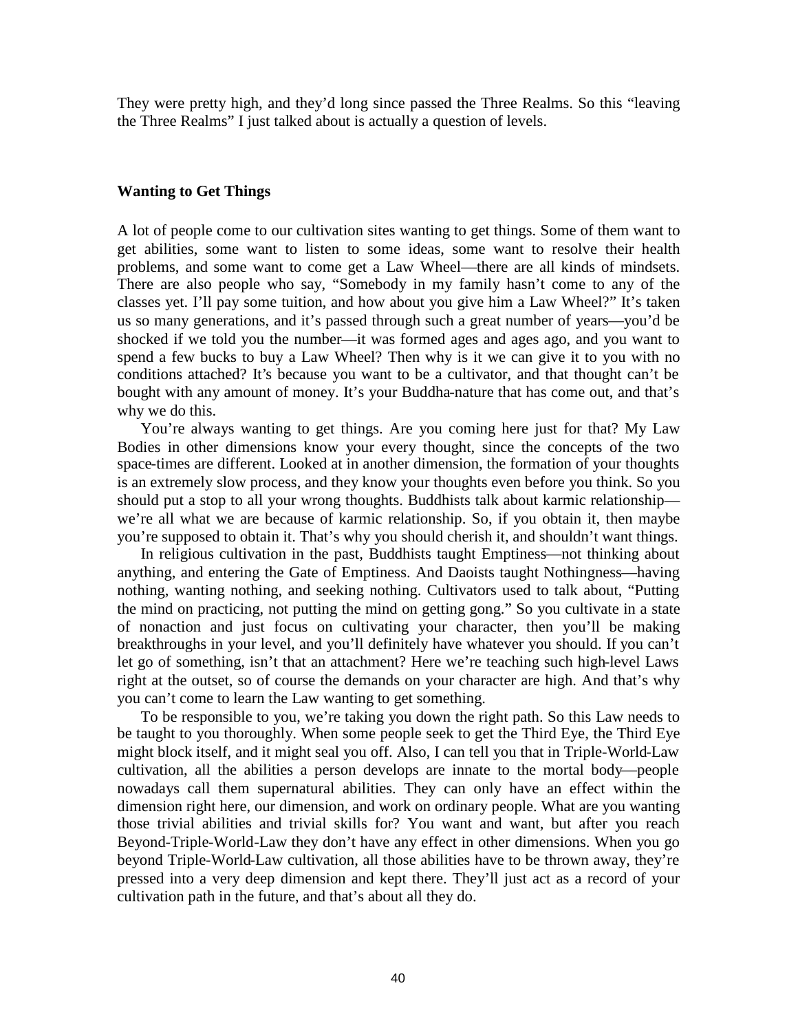They were pretty high, and they'd long since passed the Three Realms. So this "leaving the Three Realms" I just talked about is actually a question of levels.

### Wanting to Get Things

A lot of people come to our cultivation sites wanting to get things. Some of them want to get abilities, some want to listen to some ideas, some want to resolve their health problems, and some want to come get a Law Wheel—there are all kinds of mindsets. There are also people who say, "Somebody in my family hasn't come to any of the classes yet. I'll pay some tuition, and how about you give him a Law Wheel?" It's taken us so many generations, and it's passed through such a great number of years—you'd be shocked if we told you the number—it was formed ages and ages ago, and you want to spend a few bucks to buy a Law Wheel? Then why is it we can give it to you with no conditions attached? It's because you want to be a cultivator, and that thought can't be bought with any amount of money. It's your Buddha-nature that has come out, and that's why we do this.

You're always wanting to get things. Are you coming here just for that? My Law Bodies in other dimensions know your every thought, since the concepts of the two space-times are different. Looked at in another dimension, the formation of your thoughts is an extremely slow process, and they know your thoughts even before you think. So you should put a stop to all your wrong thoughts. Buddhists talk about karmic relationship—we're all what we are because of karmic relationship. So, if you obtain it, then maybe you're supposed to obtain it. That's why you should cherish it, and shouldn't want things.

In religious cultivation in the past, Buddhists taught Emptiness—not thinking about anything, and entering the Gate of Emptiness. And Daoists taught Nothingness—having nothing, wanting nothing, and seeking nothing. Cultivators used to talk about, "Putting the mind on practicing, not putting the mind on getting gong." So you cultivate in a state of nonaction and just focus on cultivating your character, then you'll be making breakthroughs in your level, and you'll definitely have whatever you should. If you can't let go of something, isn't that an attachment? Here we're teaching such high-level Laws right at the outset, so of course the demands on your character are high. And that's why you can't come to learn the Law wanting to get something.

To be responsible to you, we're taking you down the right path. So this Law needs to be taught to you thoroughly. When some people seek to get the Third Eye, the Third Eye might block itself, and it might seal you off. Also, I can tell you that in Triple-World-Law cultivation, all the abilities a person develops are innate to the mortal body—people nowadays call them supernatural abilities. They can only have an effect within the dimension right here, our dimension, and work on ordinary people. What are you wanting those trivial abilities and trivial skills for? You want and want, but after you reach Beyond-Triple-World-Law they don't have any effect in other dimensions. When you go beyond Triple-World-Law cultivation, all those abilities have to be thrown away, they're pressed into a very deep dimension and kept there. They'll just act as a record of your cultivation path in the future, and that's about all they do.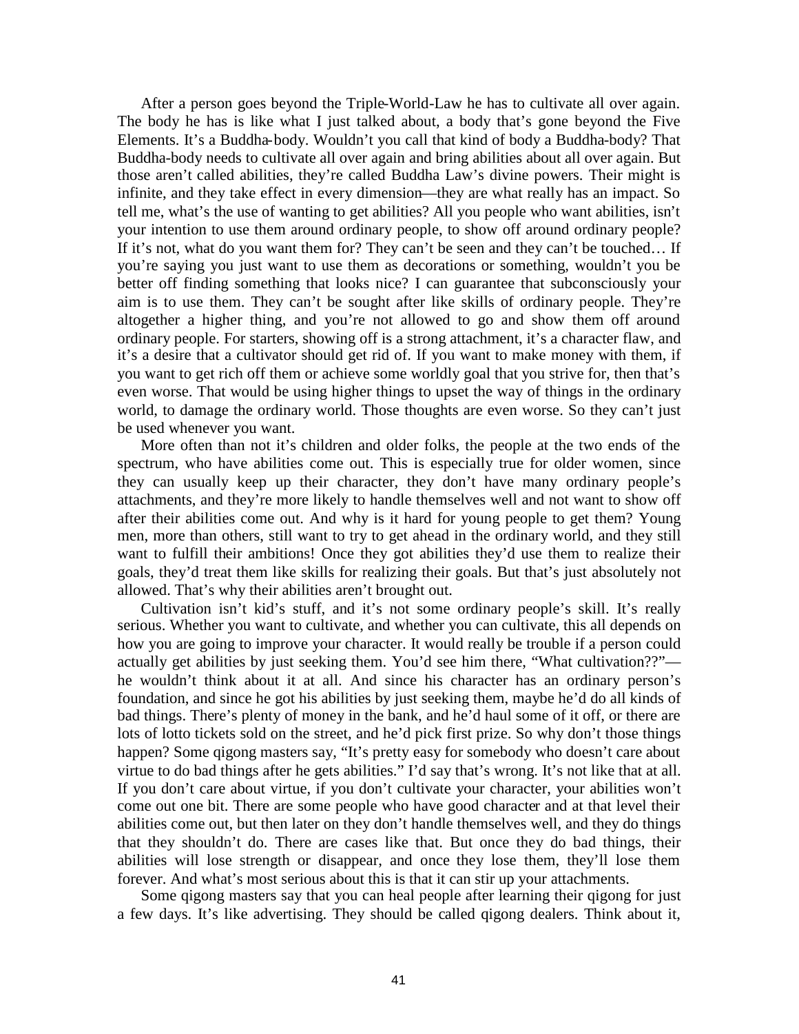After a person goes beyond the Triple-World-Law he has to cultivate all over again. The body he has is like what I just talked about, a body that's gone beyond the Five Elements. It's a Buddha-body. Wouldn't you call that kind of body a Buddha-body? That Buddha-body needs to cultivate all over again and bring abilities about all over again. But those aren't called abilities, they're called Buddha Law's divine powers. Their might is infinite, and they take effect in every dimension—they are what really has an impact. So tell me, what's the use of wanting to get abilities? All you people who want abilities, isn't your intention to use them around ordinary people, to show off around ordinary people? If it's not, what do you want them for? They can't be seen and they can't be touched… If you're saying you just want to use them as decorations or something, wouldn't you be better off finding something that looks nice? I can guarantee that subconsciously your aim is to use them. They can't be sought after like skills of ordinary people. They're altogether a higher thing, and you're not allowed to go and show them off around ordinary people. For starters, showing off is a strong attachment, it's a character flaw, and it's a desire that a cultivator should get rid of. If you want to make money with them, if you want to get rich off them or achieve some worldly goal that you strive for, then that's even worse. That would be using higher things to upset the way of things in the ordinary world, to damage the ordinary world. Those thoughts are even worse. So they can't just be used whenever you want.

More often than not it's children and older folks, the people at the two ends of the spectrum, who have abilities come out. This is especially true for older women, since they can usually keep up their character, they don't have many ordinary people's attachments, and they're more likely to handle themselves well and not want to show off after their abilities come out. And why is it hard for young people to get them? Young men, more than others, still want to try to get ahead in the ordinary world, and they still want to fulfill their ambitions! Once they got abilities they'd use them to realize their goals, they'd treat them like skills for realizing their goals. But that's just absolutely not allowed. That's why their abilities aren't brought out.

Cultivation isn't kid's stuff, and it's not some ordinary people's skill. It's really serious. Whether you want to cultivate, and whether you can cultivate, this all depends on how you are going to improve your character. It would really be trouble if a person could actually get abilities by just seeking them. You'd see him there, "What cultivation??"—he wouldn't think about it at all. And since his character has an ordinary person's foundation, and since he got his abilities by just seeking them, maybe he'd do all kinds of bad things. There's plenty of money in the bank, and he'd haul some of it off, or there are lots of lotto tickets sold on the street, and he'd pick first prize. So why don't those things happen? Some qigong masters say, "It's pretty easy for somebody who doesn't care about virtue to do bad things after he gets abilities." I'd say that's wrong. It's not like that at all. If you don't care about virtue, if you don't cultivate your character, your abilities won't come out one bit. There are some people who have good character and at that level their abilities come out, but then later on they don't handle themselves well, and they do things that they shouldn't do. There are cases like that. But once they do bad things, their abilities will lose strength or disappear, and once they lose them, they'll lose them forever. And what's most serious about this is that it can stir up your attachments.

Some qigong masters say that you can heal people after learning their qigong for just a few days. It's like advertising. They should be called qigong dealers. Think about it,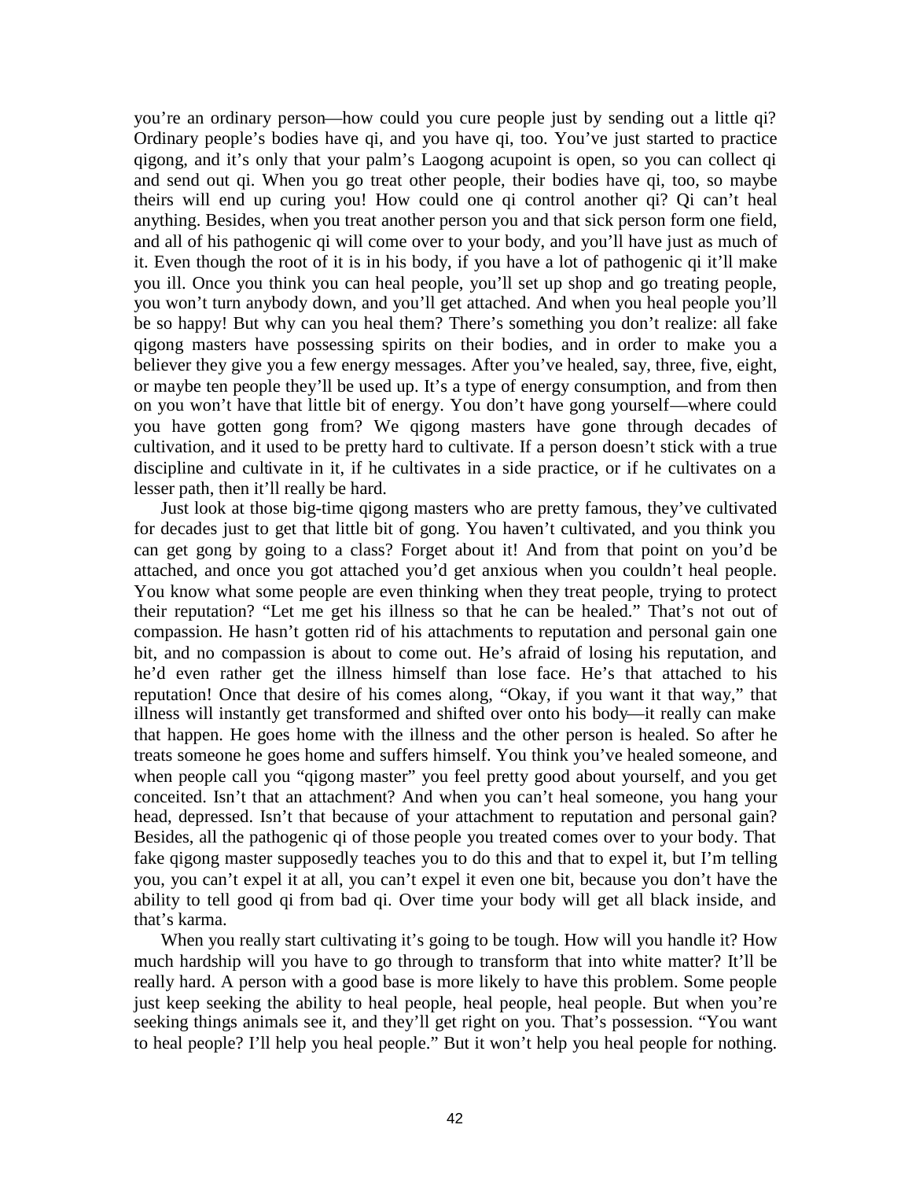you're an ordinary person—how could you cure people just by sending out a little qi? Ordinary people's bodies have qi, and you have qi, too. You've just started to practice qigong, and it's only that your palm's Laogong acupoint is open, so you can collect qi and send out qi. When you go treat other people, their bodies have qi, too, so maybe theirs will end up curing you! How could one qi control another qi? Qi can't heal anything. Besides, when you treat another person you and that sick person form one field, and all of his pathogenic qi will come over to your body, and you'll have just as much of it. Even though the root of it is in his body, if you have a lot of pathogenic qi it'll make you ill. Once you think you can heal people, you'll set up shop and go treating people, you won't turn anybody down, and you'll get attached. And when you heal people you'll be so happy! But why can you heal them? There's something you don't realize: all fake qigong masters have possessing spirits on their bodies, and in order to make you a believer they give you a few energy messages. After you've healed, say, three, five, eight, or maybe ten people they'll be used up. It's a type of energy consumption, and from then on you won't have that little bit of energy. You don't have gong yourself—where could you have gotten gong from? We qigong masters have gone through decades of cultivation, and it used to be pretty hard to cultivate. If a person doesn't stick with a true discipline and cultivate in it, if he cultivates in a side practice, or if he cultivates on a lesser path, then it'll really be hard.

Just look at those big-time qigong masters who are pretty famous, they've cultivated for decades just to get that little bit of gong. You haven't cultivated, and you think you can get gong by going to a class? Forget about it! And from that point on you'd be attached, and once you got attached you'd get anxious when you couldn't heal people. You know what some people are even thinking when they treat people, trying to protect their reputation? "Let me get his illness so that he can be healed." That's not out of compassion. He hasn't gotten rid of his attachments to reputation and personal gain one bit, and no compassion is about to come out. He's afraid of losing his reputation, and he'd even rather get the illness himself than lose face. He's that attached to his reputation! Once that desire of his comes along, "Okay, if you want it that way," that illness will instantly get transformed and shifted over onto his body—it really can make that happen. He goes home with the illness and the other person is healed. So after he treats someone he goes home and suffers himself. You think you've healed someone, and when people call you "qigong master" you feel pretty good about yourself, and you get conceited. Isn't that an attachment? And when you can't heal someone, you hang your head, depressed. Isn't that because of your attachment to reputation and personal gain? Besides, all the pathogenic qi of those people you treated comes over to your body. That fake qigong master supposedly teaches you to do this and that to expel it, but I'm telling you, you can't expel it at all, you can't expel it even one bit, because you don't have the ability to tell good qi from bad qi. Over time your body will get all black inside, and that's karma.

When you really start cultivating it's going to be tough. How will you handle it? How much hardship will you have to go through to transform that into white matter? It'll be really hard. A person with a good base is more likely to have this problem. Some people just keep seeking the ability to heal people, heal people, heal people. But when you're seeking things animals see it, and they'll get right on you. That's possession. "You want to heal people? I'll help you heal people." But it won't help you heal people for nothing.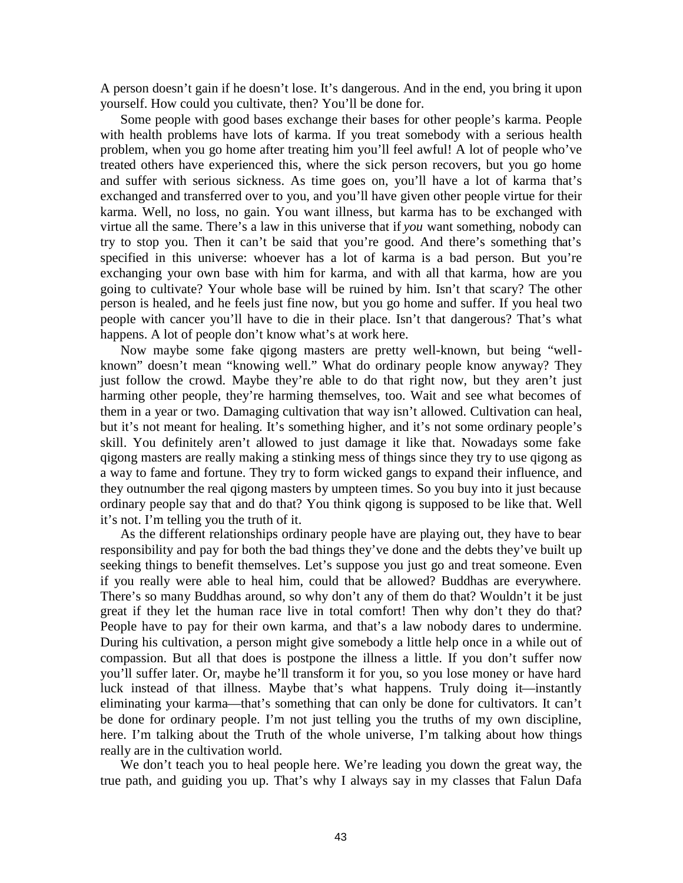A person doesn't gain if he doesn't lose. It's dangerous. And in the end, you bring it upon yourself. How could you cultivate, then? You'll be done for.

Some people with good bases exchange their bases for other people's karma. People with health problems have lots of karma. If you treat somebody with a serious health problem, when you go home after treating him you'll feel awful! A lot of people who've treated others have experienced this, where the sick person recovers, but you go home and suffer with serious sickness. As time goes on, you'll have a lot of karma that's exchanged and transferred over to you, and you'll have given other people virtue for their karma. Well, no loss, no gain. You want illness, but karma has to be exchanged with virtue all the same. There's a law in this universe that if *you* want something, nobody can try to stop you. Then it can't be said that you're good. And there's something that's specified in this universe: whoever has a lot of karma is a bad person. But you're exchanging your own base with him for karma, and with all that karma, how are you going to cultivate? Your whole base will be ruined by him. Isn't that scary? The other person is healed, and he feels just fine now, but you go home and suffer. If you heal two people with cancer you'll have to die in their place. Isn't that dangerous? That's what happens. A lot of people don't know what's at work here.

Now maybe some fake qigong masters are pretty well-known, but being "well-known" doesn't mean "knowing well." What do ordinary people know anyway? They just follow the crowd. Maybe they're able to do that right now, but they aren't just harming other people, they're harming themselves, too. Wait and see what becomes of them in a year or two. Damaging cultivation that way isn't allowed. Cultivation can heal, but it's not meant for healing. It's something higher, and it's not some ordinary people's skill. You definitely aren't allowed to just damage it like that. Nowadays some fake qigong masters are really making a stinking mess of things since they try to use qigong as a way to fame and fortune. They try to form wicked gangs to expand their influence, and they outnumber the real qigong masters by umpteen times. So you buy into it just because ordinary people say that and do that? You think qigong is supposed to be like that. Well it's not. I'm telling you the truth of it.

As the different relationships ordinary people have are playing out, they have to bear responsibility and pay for both the bad things they've done and the debts they've built up seeking things to benefit themselves. Let's suppose you just go and treat someone. Even if you really were able to heal him, could that be allowed? Buddhas are everywhere. There's so many Buddhas around, so why don't any of them do that? Wouldn't it be just great if they let the human race live in total comfort! Then why don't they do that? People have to pay for their own karma, and that's a law nobody dares to undermine. During his cultivation, a person might give somebody a little help once in a while out of compassion. But all that does is postpone the illness a little. If you don't suffer now you'll suffer later. Or, maybe he'll transform it for you, so you lose money or have hard luck instead of that illness. Maybe that's what happens. Truly doing it—instantly eliminating your karma—that's something that can only be done for cultivators. It can't be done for ordinary people. I'm not just telling you the truths of my own discipline, here. I'm talking about the Truth of the whole universe, I'm talking about how things really are in the cultivation world.

We don't teach you to heal people here. We're leading you down the great way, the true path, and guiding you up. That's why I always say in my classes that Falun Dafa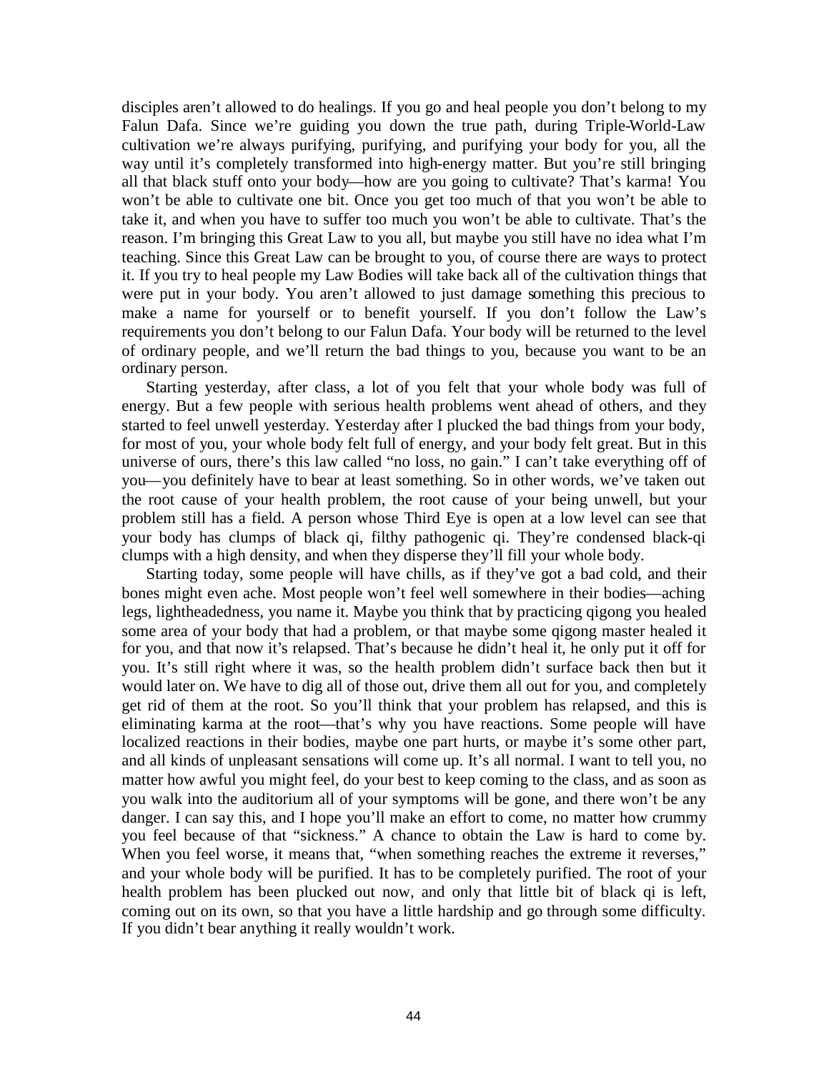disciples aren't allowed to do healings. If you go and heal people you don't belong to my Falun Dafa. Since we're guiding you down the true path, during Triple-World-Law cultivation we're always purifying, purifying, and purifying your body for you, all the way until it's completely transformed into high-energy matter. But you're still bringing all that black stuff onto your body—how are you going to cultivate? That's karma! You won't be able to cultivate one bit. Once you get too much of that you won't be able to take it, and when you have to suffer too much you won't be able to cultivate. That's the reason. I'm bringing this Great Law to you all, but maybe you still have no idea what I'm teaching. Since this Great Law can be brought to you, of course there are ways to protect it. If you try to heal people my Law Bodies will take back all of the cultivation things that were put in your body. You aren't allowed to just damage something this precious to make a name for yourself or to benefit yourself. If you don't follow the Law's requirements you don't belong to our Falun Dafa. Your body will be returned to the level of ordinary people, and we'll return the bad things to you, because you want to be an ordinary person.

Starting yesterday, after class, a lot of you felt that your whole body was full of energy. But a few people with serious health problems went ahead of others, and they started to feel unwell yesterday. Yesterday after I plucked the bad things from your body, for most of you, your whole body felt full of energy, and your body felt great. But in this universe of ours, there's this law called "no loss, no gain." I can't take everything off of you—you definitely have to bear at least something. So in other words, we've taken out the root cause of your health problem, the root cause of your being unwell, but your problem still has a field. A person whose Third Eye is open at a low level can see that your body has clumps of black qi, filthy pathogenic qi. They're condensed black-qi clumps with a high density, and when they disperse they'll fill your whole body.

Starting today, some people will have chills, as if they've got a bad cold, and their bones might even ache. Most people won't feel well somewhere in their bodies—aching legs, lightheadedness, you name it. Maybe you think that by practicing qigong you healed some area of your body that had a problem, or that maybe some qigong master healed it for you, and that now it's relapsed. That's because he didn't heal it, he only put it off for you. It's still right where it was, so the health problem didn't surface back then but it would later on. We have to dig all of those out, drive them all out for you, and completely get rid of them at the root. So you'll think that your problem has relapsed, and this is eliminating karma at the root—that's why you have reactions. Some people will have localized reactions in their bodies, maybe one part hurts, or maybe it's some other part, and all kinds of unpleasant sensations will come up. It's all normal. I want to tell you, no matter how awful you might feel, do your best to keep coming to the class, and as soon as you walk into the auditorium all of your symptoms will be gone, and there won't be any danger. I can say this, and I hope you'll make an effort to come, no matter how crummy you feel because of that "sickness." A chance to obtain the Law is hard to come by. When you feel worse, it means that, "when something reaches the extreme it reverses," and your whole body will be purified. It has to be completely purified. The root of your health problem has been plucked out now, and only that little bit of black qi is left, coming out on its own, so that you have a little hardship and go through some difficulty. If you didn't bear anything it really wouldn't work.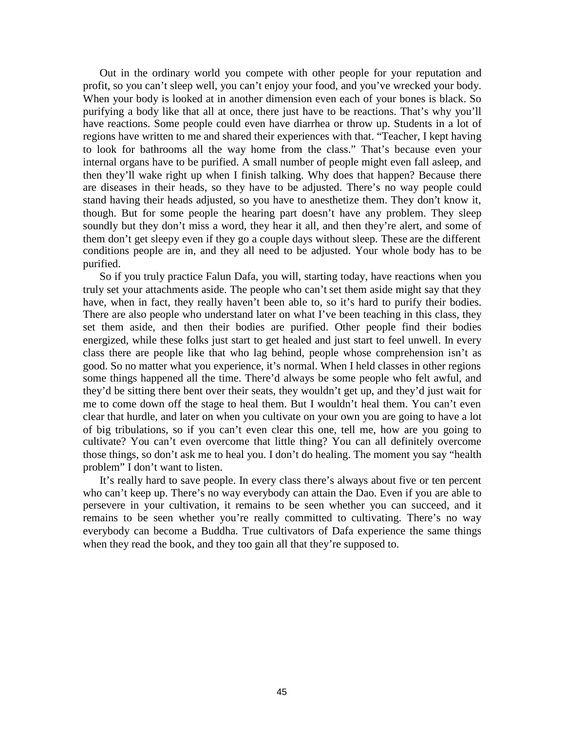Out in the ordinary world you compete with other people for your reputation and profit, so you can't sleep well, you can't enjoy your food, and you've wrecked your body. When your body is looked at in another dimension even each of your bones is black. So purifying a body like that all at once, there just have to be reactions. That's why you'll have reactions. Some people could even have diarrhea or throw up. Students in a lot of regions have written to me and shared their experiences with that. "Teacher, I kept having to look for bathrooms all the way home from the class." That's because even your internal organs have to be purified. A small number of people might even fall asleep, and then they'll wake right up when I finish talking. Why does that happen? Because there are diseases in their heads, so they have to be adjusted. There's no way people could stand having their heads adjusted, so you have to anesthetize them. They don't know it, though. But for some people the hearing part doesn't have any problem. They sleep soundly but they don't miss a word, they hear it all, and then they're alert, and some of them don't get sleepy even if they go a couple days without sleep. These are the different conditions people are in, and they all need to be adjusted. Your whole body has to be purified.

So if you truly practice Falun Dafa, you will, starting today, have reactions when you truly set your attachments aside. The people who can't set them aside might say that they have, when in fact, they really haven't been able to, so it's hard to purify their bodies. There are also people who understand later on what I've been teaching in this class, they set them aside, and then their bodies are purified. Other people find their bodies energized, while these folks just start to get healed and just start to feel unwell. In every class there are people like that who lag behind, people whose comprehension isn't as good. So no matter what you experience, it's normal. When I held classes in other regions some things happened all the time. There'd always be some people who felt awful, and they'd be sitting there bent over their seats, they wouldn't get up, and they'd just wait for me to come down off the stage to heal them. But I wouldn't heal them. You can't even clear that hurdle, and later on when you cultivate on your own you are going to have a lot of big tribulations, so if you can't even clear this one, tell me, how are you going to cultivate? You can't even overcome that little thing? You can all definitely overcome those things, so don't ask me to heal you. I don't do healing. The moment you say "health problem" I don't want to listen.

It's really hard to save people. In every class there's always about five or ten percent who can't keep up. There's no way everybody can attain the Dao. Even if you are able to persevere in your cultivation, it remains to be seen whether you can succeed, and it remains to be seen whether you're really committed to cultivating. There's no way everybody can become a Buddha. True cultivators of Dafa experience the same things when they read the book, and they too gain all that they're supposed to.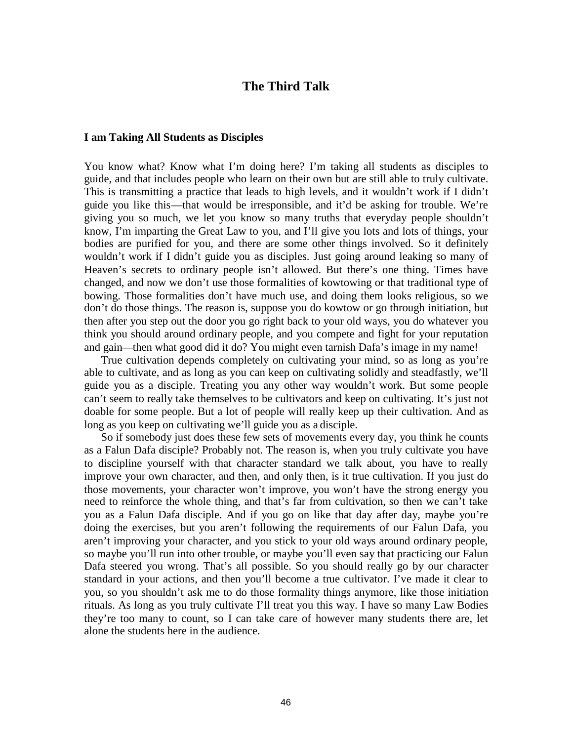# The Third Talk

### I am Taking All Students as Disciples

You know what? Know what I'm doing here? I'm taking all students as disciples to guide, and that includes people who learn on their own but are still able to truly cultivate. This is transmitting a practice that leads to high levels, and it wouldn't work if I didn't guide you like this—that would be irresponsible, and it'd be asking for trouble. We're giving you so much, we let you know so many truths that everyday people shouldn't know, I'm imparting the Great Law to you, and I'll give you lots and lots of things, your bodies are purified for you, and there are some other things involved. So it definitely wouldn't work if I didn't guide you as disciples. Just going around leaking so many of Heaven's secrets to ordinary people isn't allowed. But there's one thing. Times have changed, and now we don't use those formalities of kowtowing or that traditional type of bowing. Those formalities don't have much use, and doing them looks religious, so we don't do those things. The reason is, suppose you do kowtow or go through initiation, but then after you step out the door you go right back to your old ways, you do whatever you think you should around ordinary people, and you compete and fight for your reputation and gain—then what good did it do? You might even tarnish Dafa's image in my name!

True cultivation depends completely on cultivating your mind, so as long as you're able to cultivate, and as long as you can keep on cultivating solidly and steadfastly, we'll guide you as a disciple. Treating you any other way wouldn't work. But some people can't seem to really take themselves to be cultivators and keep on cultivating. It's just not doable for some people. But a lot of people will really keep up their cultivation. And as long as you keep on cultivating we'll guide you as a disciple.

So if somebody just does these few sets of movements every day, you think he counts as a Falun Dafa disciple? Probably not. The reason is, when you truly cultivate you have to discipline yourself with that character standard we talk about, you have to really improve your own character, and then, and only then, is it true cultivation. If you just do those movements, your character won't improve, you won't have the strong energy you need to reinforce the whole thing, and that's far from cultivation, so then we can't take you as a Falun Dafa disciple. And if you go on like that day after day, maybe you're doing the exercises, but you aren't following the requirements of our Falun Dafa, you aren't improving your character, and you stick to your old ways around ordinary people, so maybe you'll run into other trouble, or maybe you'll even say that practicing our Falun Dafa steered you wrong. That's all possible. So you should really go by our character standard in your actions, and then you'll become a true cultivator. I've made it clear to you, so you shouldn't ask me to do those formality things anymore, like those initiation rituals. As long as you truly cultivate I'll treat you this way. I have so many Law Bodies they're too many to count, so I can take care of however many students there are, let alone the students here in the audience.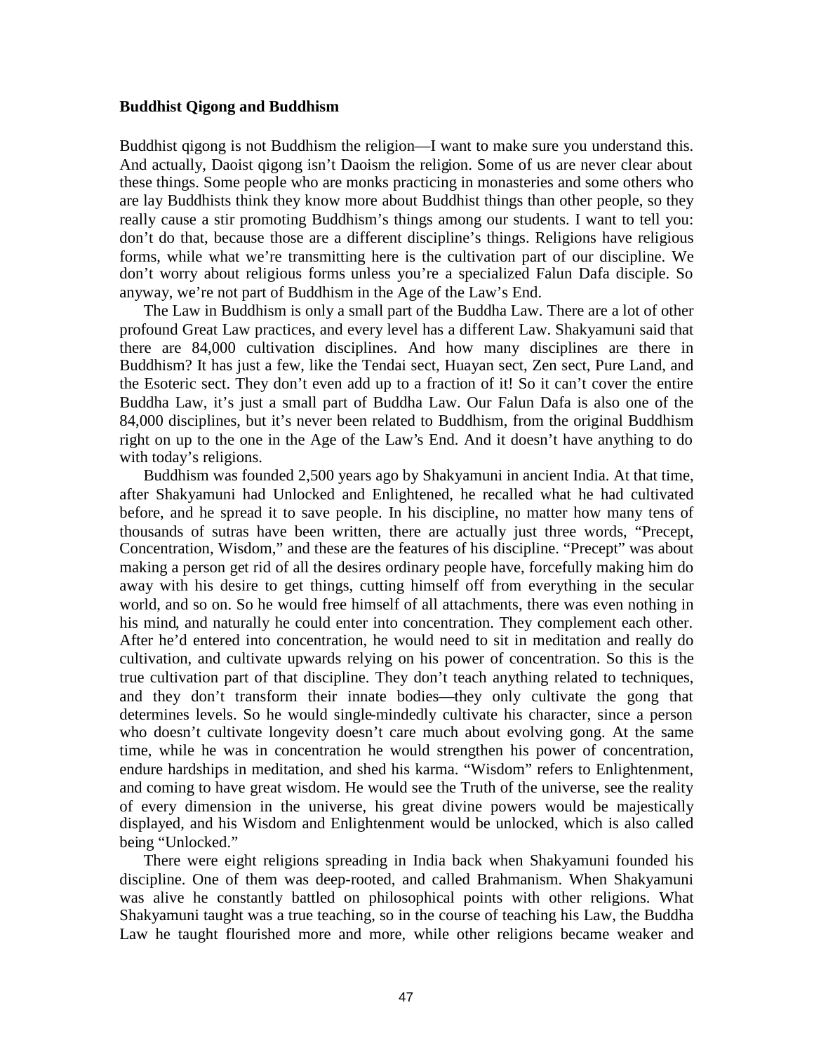### Buddhist Qigong and Buddhism

Buddhist qigong is not Buddhism the religion—I want to make sure you understand this. And actually, Daoist qigong isn't Daoism the religion. Some of us are never clear about these things. Some people who are monks practicing in monasteries and some others who are lay Buddhists think they know more about Buddhist things than other people, so they really cause a stir promoting Buddhism's things among our students. I want to tell you: don't do that, because those are a different discipline's things. Religions have religious forms, while what we're transmitting here is the cultivation part of our discipline. We don't worry about religious forms unless you're a specialized Falun Dafa disciple. So anyway, we're not part of Buddhism in the Age of the Law's End.

The Law in Buddhism is only a small part of the Buddha Law. There are a lot of other profound Great Law practices, and every level has a different Law. Shakyamuni said that there are 84,000 cultivation disciplines. And how many disciplines are there in Buddhism? It has just a few, like the Tendai sect, Huayan sect, Zen sect, Pure Land, and the Esoteric sect. They don't even add up to a fraction of it! So it can't cover the entire Buddha Law, it's just a small part of Buddha Law. Our Falun Dafa is also one of the 84,000 disciplines, but it's never been related to Buddhism, from the original Buddhism right on up to the one in the Age of the Law's End. And it doesn't have anything to do with today's religions.

Buddhism was founded 2,500 years ago by Shakyamuni in ancient India. At that time, after Shakyamuni had Unlocked and Enlightened, he recalled what he had cultivated before, and he spread it to save people. In his discipline, no matter how many tens of thousands of sutras have been written, there are actually just three words, "Precept, Concentration, Wisdom," and these are the features of his discipline. "Precept" was about making a person get rid of all the desires ordinary people have, forcefully making him do away with his desire to get things, cutting himself off from everything in the secular world, and so on. So he would free himself of all attachments, there was even nothing in his mind, and naturally he could enter into concentration. They complement each other. After he'd entered into concentration, he would need to sit in meditation and really do cultivation, and cultivate upwards relying on his power of concentration. So this is the true cultivation part of that discipline. They don't teach anything related to techniques, and they don't transform their innate bodies—they only cultivate the gong that determines levels. So he would single-mindedly cultivate his character, since a person who doesn't cultivate longevity doesn't care much about evolving gong. At the same time, while he was in concentration he would strengthen his power of concentration, endure hardships in meditation, and shed his karma. "Wisdom" refers to Enlightenment, and coming to have great wisdom. He would see the Truth of the universe, see the reality of every dimension in the universe, his great divine powers would be majestically displayed, and his Wisdom and Enlightenment would be unlocked, which is also called being "Unlocked."

There were eight religions spreading in India back when Shakyamuni founded his discipline. One of them was deep-rooted, and called Brahmanism. When Shakyamuni was alive he constantly battled on philosophical points with other religions. What Shakyamuni taught was a true teaching, so in the course of teaching his Law, the Buddha Law he taught flourished more and more, while other religions became weaker and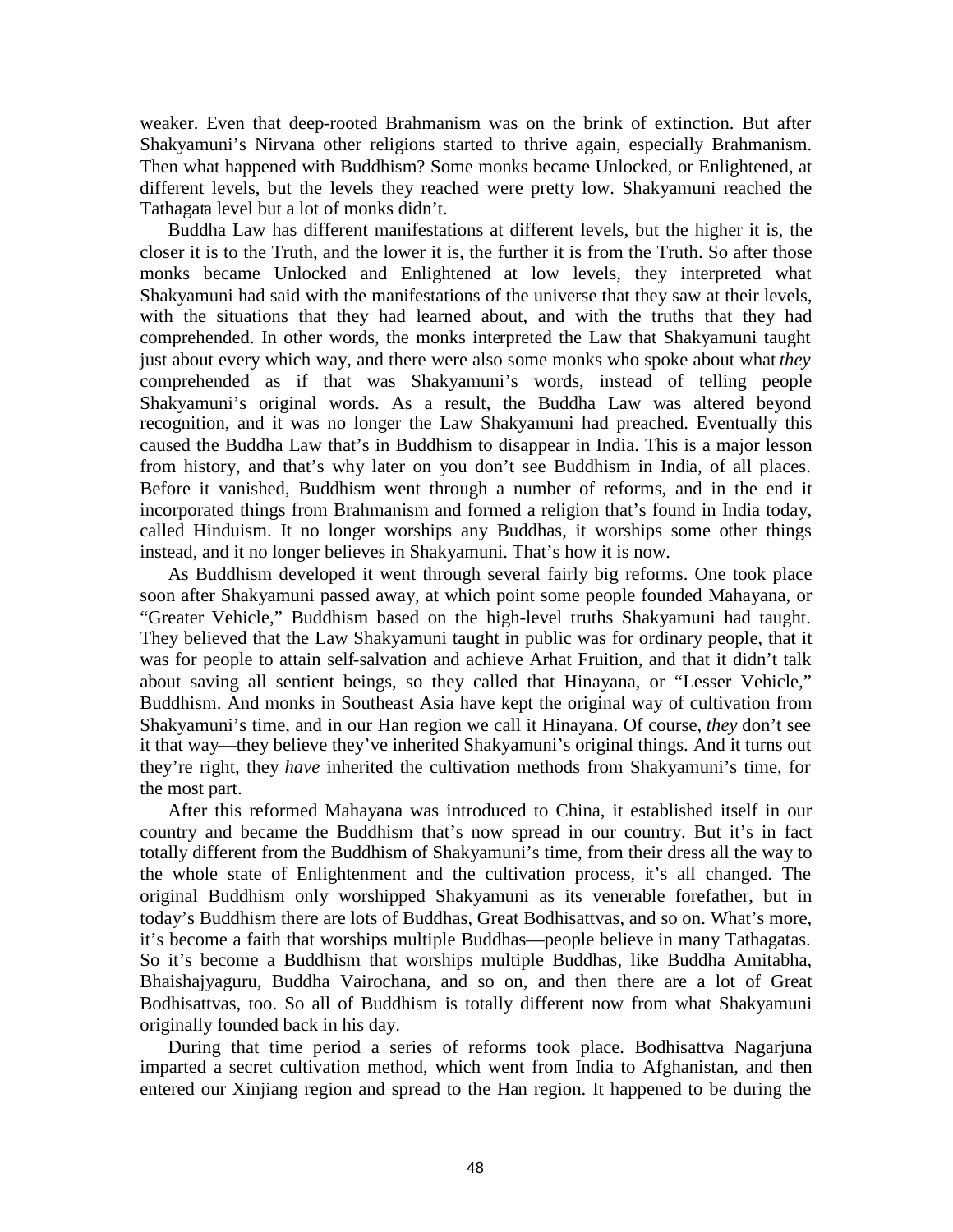weaker. Even that deep-rooted Brahmanism was on the brink of extinction. But after Shakyamuni's Nirvana other religions started to thrive again, especially Brahmanism. Then what happened with Buddhism? Some monks became Unlocked, or Enlightened, at different levels, but the levels they reached were pretty low. Shakyamuni reached the Tathagata level but a lot of monks didn't.

Buddha Law has different manifestations at different levels, but the higher it is, the closer it is to the Truth, and the lower it is, the further it is from the Truth. So after those monks became Unlocked and Enlightened at low levels, they interpreted what Shakyamuni had said with the manifestations of the universe that they saw at their levels, with the situations that they had learned about, and with the truths that they had comprehended. In other words, the monks interpreted the Law that Shakyamuni taught just about every which way, and there were also some monks who spoke about what *they* comprehended as if that was Shakyamuni's words, instead of telling people Shakyamuni's original words. As a result, the Buddha Law was altered beyond recognition, and it was no longer the Law Shakyamuni had preached. Eventually this caused the Buddha Law that's in Buddhism to disappear in India. This is a major lesson from history, and that's why later on you don't see Buddhism in India, of all places. Before it vanished, Buddhism went through a number of reforms, and in the end it incorporated things from Brahmanism and formed a religion that's found in India today, called Hinduism. It no longer worships any Buddhas, it worships some other things instead, and it no longer believes in Shakyamuni. That's how it is now.

As Buddhism developed it went through several fairly big reforms. One took place soon after Shakyamuni passed away, at which point some people founded Mahayana, or "Greater Vehicle," Buddhism based on the high-level truths Shakyamuni had taught. They believed that the Law Shakyamuni taught in public was for ordinary people, that it was for people to attain self-salvation and achieve Arhat Fruition, and that it didn't talk about saving all sentient beings, so they called that Hinayana, or "Lesser Vehicle," Buddhism. And monks in Southeast Asia have kept the original way of cultivation from Shakyamuni's time, and in our Han region we call it Hinayana. Of course, *they* don't see it that way—they believe they've inherited Shakyamuni's original things. And it turns out they're right, they *have* inherited the cultivation methods from Shakyamuni's time, for the most part.

After this reformed Mahayana was introduced to China, it established itself in our country and became the Buddhism that's now spread in our country. But it's in fact totally different from the Buddhism of Shakyamuni's time, from their dress all the way to the whole state of Enlightenment and the cultivation process, it's all changed. The original Buddhism only worshipped Shakyamuni as its venerable forefather, but in today's Buddhism there are lots of Buddhas, Great Bodhisattvas, and so on. What's more, it's become a faith that worships multiple Buddhas—people believe in many Tathagatas. So it's become a Buddhism that worships multiple Buddhas, like Buddha Amitabha, Bhaishajyaguru, Buddha Vairochana, and so on, and then there are a lot of Great Bodhisattvas, too. So all of Buddhism is totally different now from what Shakyamuni originally founded back in his day.

During that time period a series of reforms took place. Bodhisattva Nagarjuna imparted a secret cultivation method, which went from India to Afghanistan, and then entered our Xinjiang region and spread to the Han region. It happened to be during the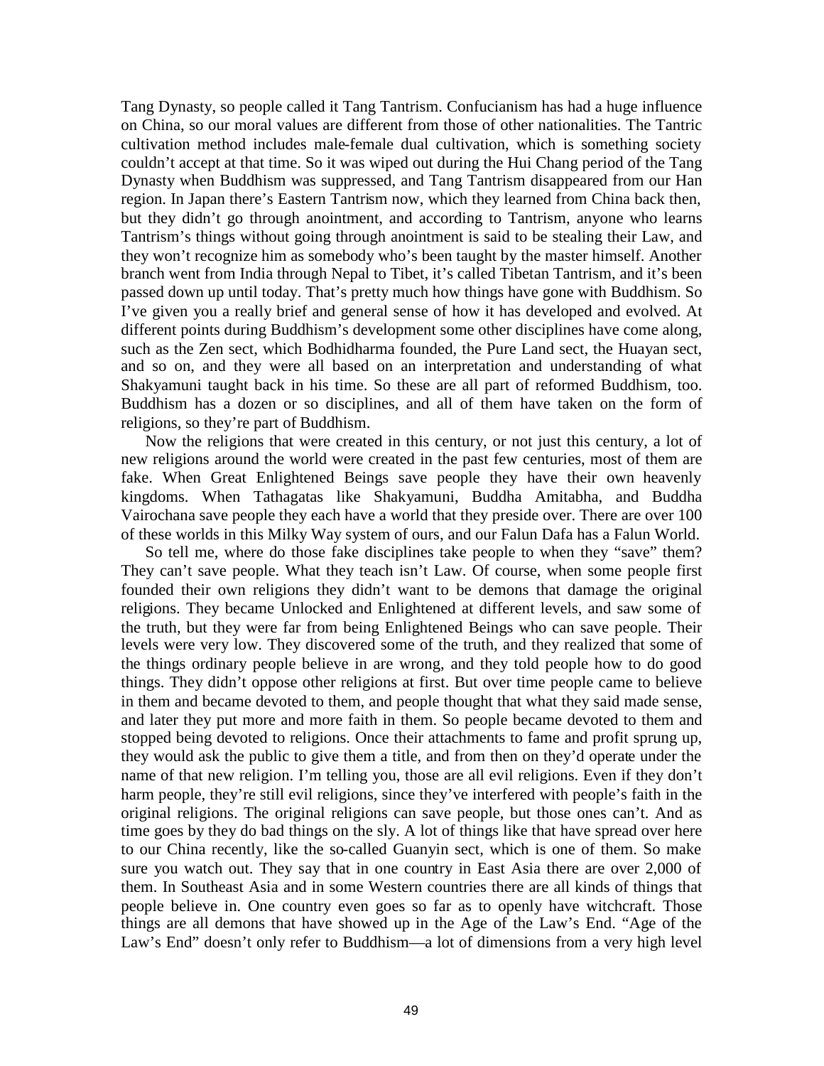Tang Dynasty, so people called it Tang Tantrism. Confucianism has had a huge influence on China, so our moral values are different from those of other nationalities. The Tantric cultivation method includes male-female dual cultivation, which is something society couldn't accept at that time. So it was wiped out during the Hui Chang period of the Tang Dynasty when Buddhism was suppressed, and Tang Tantrism disappeared from our Han region. In Japan there's Eastern Tantrism now, which they learned from China back then, but they didn't go through anointment, and according to Tantrism, anyone who learns Tantrism's things without going through anointment is said to be stealing their Law, and they won't recognize him as somebody who's been taught by the master himself. Another branch went from India through Nepal to Tibet, it's called Tibetan Tantrism, and it's been passed down up until today. That's pretty much how things have gone with Buddhism. So I've given you a really brief and general sense of how it has developed and evolved. At different points during Buddhism's development some other disciplines have come along, such as the Zen sect, which Bodhidharma founded, the Pure Land sect, the Huayan sect, and so on, and they were all based on an interpretation and understanding of what Shakyamuni taught back in his time. So these are all part of reformed Buddhism, too. Buddhism has a dozen or so disciplines, and all of them have taken on the form of religions, so they're part of Buddhism.

Now the religions that were created in this century, or not just this century, a lot of new religions around the world were created in the past few centuries, most of them are fake. When Great Enlightened Beings save people they have their own heavenly kingdoms. When Tathagatas like Shakyamuni, Buddha Amitabha, and Buddha Vairochana save people they each have a world that they preside over. There are over 100 of these worlds in this Milky Way system of ours, and our Falun Dafa has a Falun World.

So tell me, where do those fake disciplines take people to when they "save" them? They can't save people. What they teach isn't Law. Of course, when some people first founded their own religions they didn't want to be demons that damage the original religions. They became Unlocked and Enlightened at different levels, and saw some of the truth, but they were far from being Enlightened Beings who can save people. Their levels were very low. They discovered some of the truth, and they realized that some of the things ordinary people believe in are wrong, and they told people how to do good things. They didn't oppose other religions at first. But over time people came to believe in them and became devoted to them, and people thought that what they said made sense, and later they put more and more faith in them. So people became devoted to them and stopped being devoted to religions. Once their attachments to fame and profit sprung up, they would ask the public to give them a title, and from then on they'd operate under the name of that new religion. I'm telling you, those are all evil religions. Even if they don't harm people, they're still evil religions, since they've interfered with people's faith in the original religions. The original religions can save people, but those ones can't. And as time goes by they do bad things on the sly. A lot of things like that have spread over here to our China recently, like the so-called Guanyin sect, which is one of them. So make sure you watch out. They say that in one country in East Asia there are over 2,000 of them. In Southeast Asia and in some Western countries there are all kinds of things that people believe in. One country even goes so far as to openly have witchcraft. Those things are all demons that have showed up in the Age of the Law's End. "Age of the Law's End" doesn't only refer to Buddhism—a lot of dimensions from a very high level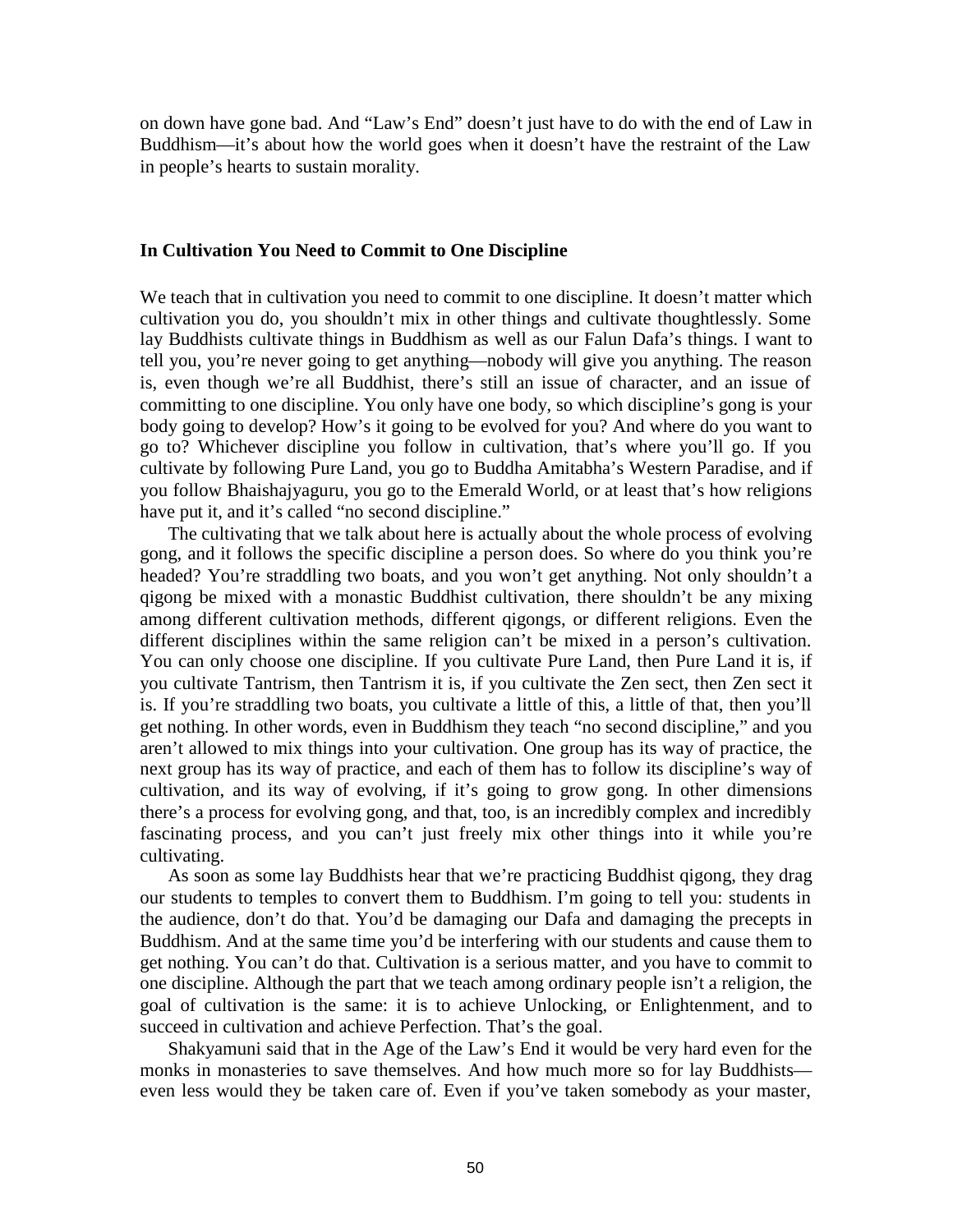on down have gone bad. And "Law's End" doesn't just have to do with the end of Law in Buddhism—it's about how the world goes when it doesn't have the restraint of the Law in people's hearts to sustain morality.

### In Cultivation You Need to Commit to One Discipline

We teach that in cultivation you need to commit to one discipline. It doesn't matter which cultivation you do, you shouldn't mix in other things and cultivate thoughtlessly. Some lay Buddhists cultivate things in Buddhism as well as our Falun Dafa's things. I want to tell you, you're never going to get anything—nobody will give you anything. The reason is, even though we're all Buddhist, there's still an issue of character, and an issue of committing to one discipline. You only have one body, so which discipline's gong is your body going to develop? How's it going to be evolved for you? And where do you want to go to? Whichever discipline you follow in cultivation, that's where you'll go. If you cultivate by following Pure Land, you go to Buddha Amitabha's Western Paradise, and if you follow Bhaishajyaguru, you go to the Emerald World, or at least that's how religions have put it, and it's called "no second discipline."

The cultivating that we talk about here is actually about the whole process of evolving gong, and it follows the specific discipline a person does. So where do you think you're headed? You're straddling two boats, and you won't get anything. Not only shouldn't a qigong be mixed with a monastic Buddhist cultivation, there shouldn't be any mixing among different cultivation methods, different qigongs, or different religions. Even the different disciplines within the same religion can't be mixed in a person's cultivation. You can only choose one discipline. If you cultivate Pure Land, then Pure Land it is, if you cultivate Tantrism, then Tantrism it is, if you cultivate the Zen sect, then Zen sect it is. If you're straddling two boats, you cultivate a little of this, a little of that, then you'll get nothing. In other words, even in Buddhism they teach "no second discipline," and you aren't allowed to mix things into your cultivation. One group has its way of practice, the next group has its way of practice, and each of them has to follow its discipline's way of cultivation, and its way of evolving, if it's going to grow gong. In other dimensions there's a process for evolving gong, and that, too, is an incredibly complex and incredibly fascinating process, and you can't just freely mix other things into it while you're cultivating.

As soon as some lay Buddhists hear that we're practicing Buddhist qigong, they drag our students to temples to convert them to Buddhism. I'm going to tell you: students in the audience, don't do that. You'd be damaging our Dafa and damaging the precepts in Buddhism. And at the same time you'd be interfering with our students and cause them to get nothing. You can't do that. Cultivation is a serious matter, and you have to commit to one discipline. Although the part that we teach among ordinary people isn't a religion, the goal of cultivation is the same: it is to achieve Unlocking, or Enlightenment, and to succeed in cultivation and achieve Perfection. That's the goal.

Shakyamuni said that in the Age of the Law's End it would be very hard even for the monks in monasteries to save themselves. And how much more so for lay Buddhists—even less would they be taken care of. Even if you've taken somebody as your master,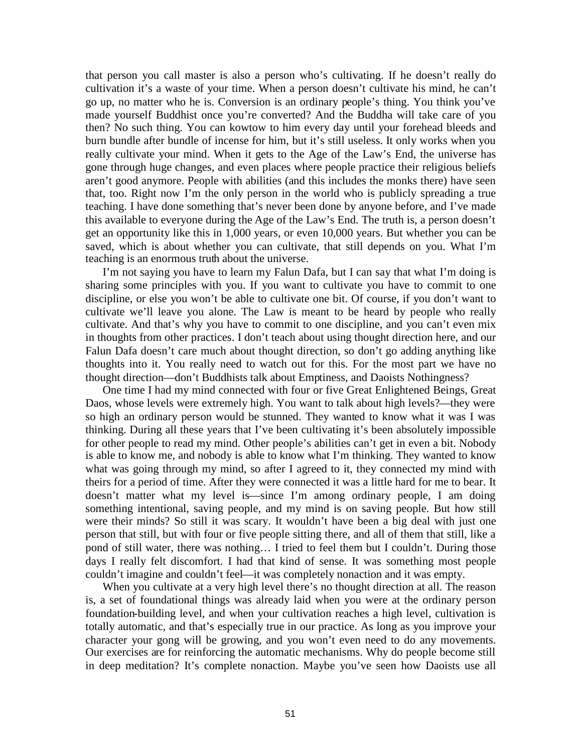that person you call master is also a person who's cultivating. If he doesn't really do cultivation it's a waste of your time. When a person doesn't cultivate his mind, he can't go up, no matter who he is. Conversion is an ordinary people's thing. You think you've made yourself Buddhist once you're converted? And the Buddha will take care of you then? No such thing. You can kowtow to him every day until your forehead bleeds and burn bundle after bundle of incense for him, but it's still useless. It only works when you really cultivate your mind. When it gets to the Age of the Law's End, the universe has gone through huge changes, and even places where people practice their religious beliefs aren't good anymore. People with abilities (and this includes the monks there) have seen that, too. Right now I'm the only person in the world who is publicly spreading a true teaching. I have done something that's never been done by anyone before, and I've made this available to everyone during the Age of the Law's End. The truth is, a person doesn't get an opportunity like this in 1,000 years, or even 10,000 years. But whether you can be saved, which is about whether you can cultivate, that still depends on you. What I'm teaching is an enormous truth about the universe.

I'm not saying you have to learn my Falun Dafa, but I can say that what I'm doing is sharing some principles with you. If you want to cultivate you have to commit to one discipline, or else you won't be able to cultivate one bit. Of course, if you don't want to cultivate we'll leave you alone. The Law is meant to be heard by people who really cultivate. And that's why you have to commit to one discipline, and you can't even mix in thoughts from other practices. I don't teach about using thought direction here, and our Falun Dafa doesn't care much about thought direction, so don't go adding anything like thoughts into it. You really need to watch out for this. For the most part we have no thought direction—don't Buddhists talk about Emptiness, and Daoists Nothingness?

One time I had my mind connected with four or five Great Enlightened Beings, Great Daos, whose levels were extremely high. You want to talk about high levels?—they were so high an ordinary person would be stunned. They wanted to know what it was I was thinking. During all these years that I've been cultivating it's been absolutely impossible for other people to read my mind. Other people's abilities can't get in even a bit. Nobody is able to know me, and nobody is able to know what I'm thinking. They wanted to know what was going through my mind, so after I agreed to it, they connected my mind with theirs for a period of time. After they were connected it was a little hard for me to bear. It doesn't matter what my level is—since I'm among ordinary people, I am doing something intentional, saving people, and my mind is on saving people. But how still were their minds? So still it was scary. It wouldn't have been a big deal with just one person that still, but with four or five people sitting there, and all of them that still, like a pond of still water, there was nothing… I tried to feel them but I couldn't. During those days I really felt discomfort. I had that kind of sense. It was something most people couldn't imagine and couldn't feel—it was completely nonaction and it was empty.

When you cultivate at a very high level there's no thought direction at all. The reason is, a set of foundational things was already laid when you were at the ordinary person foundation-building level, and when your cultivation reaches a high level, cultivation is totally automatic, and that's especially true in our practice. As long as you improve your character your gong will be growing, and you won't even need to do any movements. Our exercises are for reinforcing the automatic mechanisms. Why do people become still in deep meditation? It's complete nonaction. Maybe you've seen how Daoists use all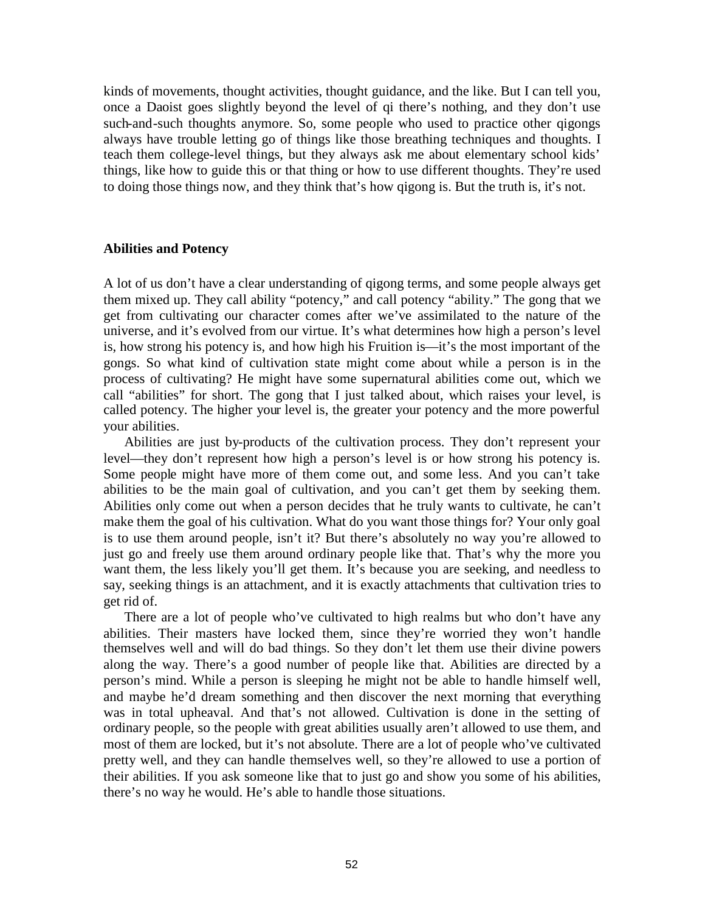kinds of movements, thought activities, thought guidance, and the like. But I can tell you, once a Daoist goes slightly beyond the level of qi there's nothing, and they don't use such-and-such thoughts anymore. So, some people who used to practice other qigongs always have trouble letting go of things like those breathing techniques and thoughts. I teach them college-level things, but they always ask me about elementary school kids' things, like how to guide this or that thing or how to use different thoughts. They're used to doing those things now, and they think that's how qigong is. But the truth is, it's not.

### Abilities and Potency

A lot of us don't have a clear understanding of qigong terms, and some people always get them mixed up. They call ability "potency," and call potency "ability." The gong that we get from cultivating our character comes after we've assimilated to the nature of the universe, and it's evolved from our virtue. It's what determines how high a person's level is, how strong his potency is, and how high his Fruition is—it's the most important of the gongs. So what kind of cultivation state might come about while a person is in the process of cultivating? He might have some supernatural abilities come out, which we call "abilities" for short. The gong that I just talked about, which raises your level, is called potency. The higher your level is, the greater your potency and the more powerful your abilities.

Abilities are just by-products of the cultivation process. They don't represent your level—they don't represent how high a person's level is or how strong his potency is. Some people might have more of them come out, and some less. And you can't take abilities to be the main goal of cultivation, and you can't get them by seeking them. Abilities only come out when a person decides that he truly wants to cultivate, he can't make them the goal of his cultivation. What do you want those things for? Your only goal is to use them around people, isn't it? But there's absolutely no way you're allowed to just go and freely use them around ordinary people like that. That's why the more you want them, the less likely you'll get them. It's because you are seeking, and needless to say, seeking things is an attachment, and it is exactly attachments that cultivation tries to get rid of.

There are a lot of people who've cultivated to high realms but who don't have any abilities. Their masters have locked them, since they're worried they won't handle themselves well and will do bad things. So they don't let them use their divine powers along the way. There's a good number of people like that. Abilities are directed by a person's mind. While a person is sleeping he might not be able to handle himself well, and maybe he'd dream something and then discover the next morning that everything was in total upheaval. And that's not allowed. Cultivation is done in the setting of ordinary people, so the people with great abilities usually aren't allowed to use them, and most of them are locked, but it's not absolute. There are a lot of people who've cultivated pretty well, and they can handle themselves well, so they're allowed to use a portion of their abilities. If you ask someone like that to just go and show you some of his abilities, there's no way he would. He's able to handle those situations.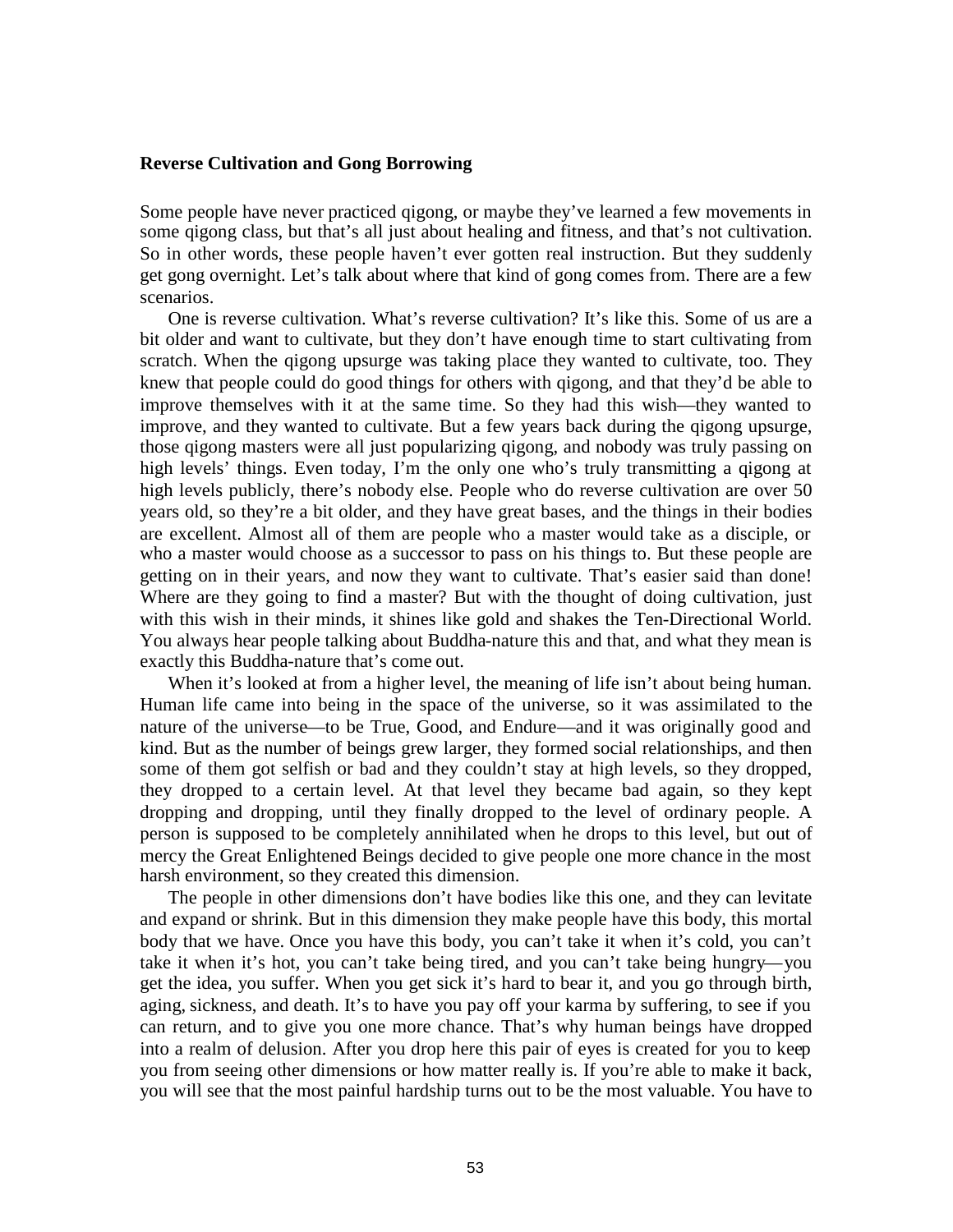### Reverse Cultivation and Gong Borrowing

Some people have never practiced qigong, or maybe they've learned a few movements in some qigong class, but that's all just about healing and fitness, and that's not cultivation. So in other words, these people haven't ever gotten real instruction. But they suddenly get gong overnight. Let's talk about where that kind of gong comes from. There are a few scenarios.

One is reverse cultivation. What's reverse cultivation? It's like this. Some of us are a bit older and want to cultivate, but they don't have enough time to start cultivating from scratch. When the qigong upsurge was taking place they wanted to cultivate, too. They knew that people could do good things for others with qigong, and that they'd be able to improve themselves with it at the same time. So they had this wish—they wanted to improve, and they wanted to cultivate. But a few years back during the qigong upsurge, those qigong masters were all just popularizing qigong, and nobody was truly passing on high levels' things. Even today, I'm the only one who's truly transmitting a qigong at high levels publicly, there's nobody else. People who do reverse cultivation are over 50 years old, so they're a bit older, and they have great bases, and the things in their bodies are excellent. Almost all of them are people who a master would take as a disciple, or who a master would choose as a successor to pass on his things to. But these people are getting on in their years, and now they want to cultivate. That's easier said than done! Where are they going to find a master? But with the thought of doing cultivation, just with this wish in their minds, it shines like gold and shakes the Ten-Directional World. You always hear people talking about Buddha-nature this and that, and what they mean is exactly this Buddha-nature that's come out.

When it's looked at from a higher level, the meaning of life isn't about being human. Human life came into being in the space of the universe, so it was assimilated to the nature of the universe—to be True, Good, and Endure—and it was originally good and kind. But as the number of beings grew larger, they formed social relationships, and then some of them got selfish or bad and they couldn't stay at high levels, so they dropped, they dropped to a certain level. At that level they became bad again, so they kept dropping and dropping, until they finally dropped to the level of ordinary people. A person is supposed to be completely annihilated when he drops to this level, but out of mercy the Great Enlightened Beings decided to give people one more chance in the most harsh environment, so they created this dimension.

The people in other dimensions don't have bodies like this one, and they can levitate and expand or shrink. But in this dimension they make people have this body, this mortal body that we have. Once you have this body, you can't take it when it's cold, you can't take it when it's hot, you can't take being tired, and you can't take being hungry—you get the idea, you suffer. When you get sick it's hard to bear it, and you go through birth, aging, sickness, and death. It's to have you pay off your karma by suffering, to see if you can return, and to give you one more chance. That's why human beings have dropped into a realm of delusion. After you drop here this pair of eyes is created for you to keep you from seeing other dimensions or how matter really is. If you're able to make it back, you will see that the most painful hardship turns out to be the most valuable. You have to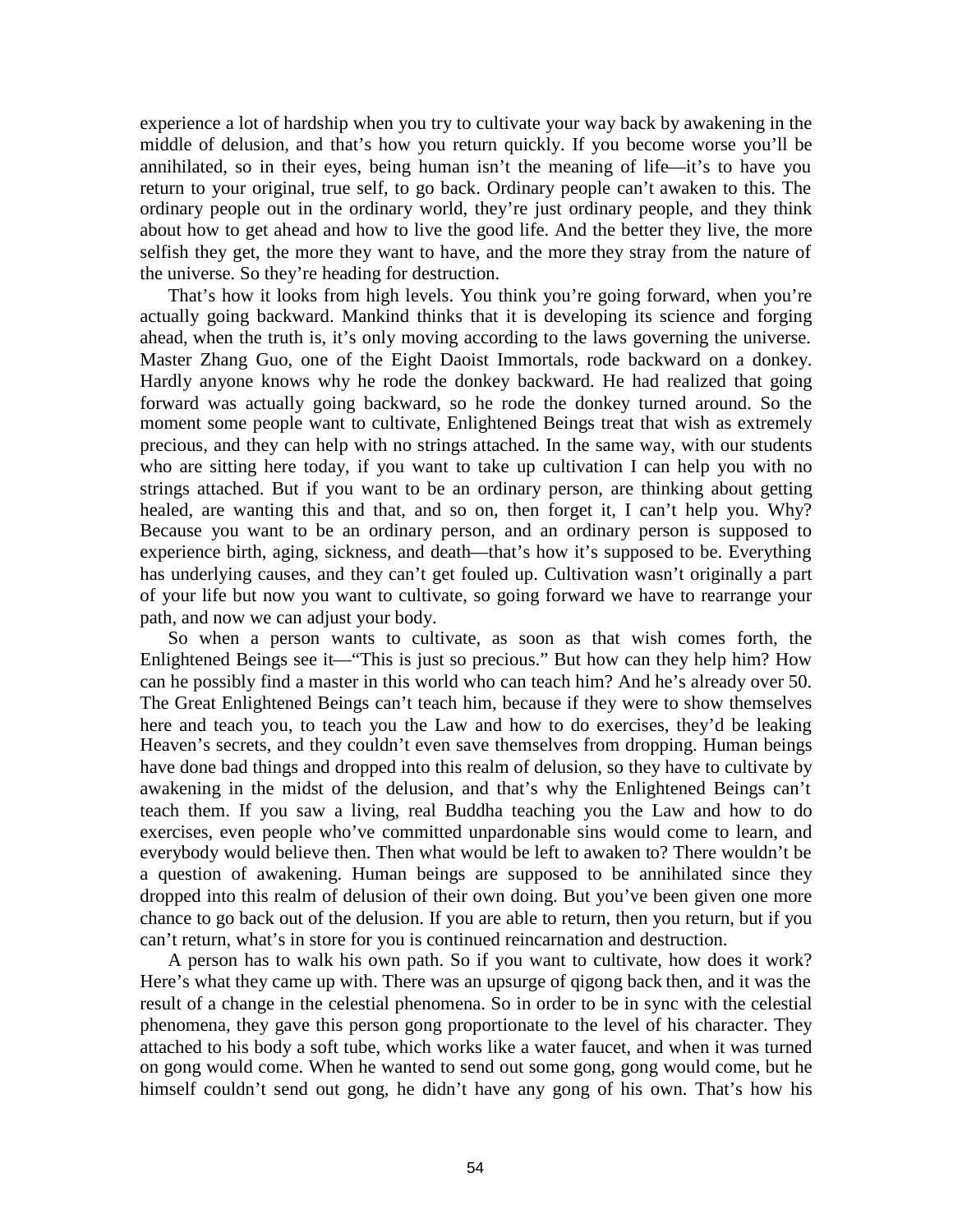experience a lot of hardship when you try to cultivate your way back by awakening in the middle of delusion, and that's how you return quickly. If you become worse you'll be annihilated, so in their eyes, being human isn't the meaning of life—it's to have you return to your original, true self, to go back. Ordinary people can't awaken to this. The ordinary people out in the ordinary world, they're just ordinary people, and they think about how to get ahead and how to live the good life. And the better they live, the more selfish they get, the more they want to have, and the more they stray from the nature of the universe. So they're heading for destruction.

That's how it looks from high levels. You think you're going forward, when you're actually going backward. Mankind thinks that it is developing its science and forging ahead, when the truth is, it's only moving according to the laws governing the universe. Master Zhang Guo, one of the Eight Daoist Immortals, rode backward on a donkey. Hardly anyone knows why he rode the donkey backward. He had realized that going forward was actually going backward, so he rode the donkey turned around. So the moment some people want to cultivate, Enlightened Beings treat that wish as extremely precious, and they can help with no strings attached. In the same way, with our students who are sitting here today, if you want to take up cultivation I can help you with no strings attached. But if you want to be an ordinary person, are thinking about getting healed, are wanting this and that, and so on, then forget it, I can't help you. Why? Because you want to be an ordinary person, and an ordinary person is supposed to experience birth, aging, sickness, and death—that's how it's supposed to be. Everything has underlying causes, and they can't get fouled up. Cultivation wasn't originally a part of your life but now you want to cultivate, so going forward we have to rearrange your path, and now we can adjust your body.

So when a person wants to cultivate, as soon as that wish comes forth, the Enlightened Beings see it—"This is just so precious." But how can they help him? How can he possibly find a master in this world who can teach him? And he's already over 50. The Great Enlightened Beings can't teach him, because if they were to show themselves here and teach you, to teach you the Law and how to do exercises, they'd be leaking Heaven's secrets, and they couldn't even save themselves from dropping. Human beings have done bad things and dropped into this realm of delusion, so they have to cultivate by awakening in the midst of the delusion, and that's why the Enlightened Beings can't teach them. If you saw a living, real Buddha teaching you the Law and how to do exercises, even people who've committed unpardonable sins would come to learn, and everybody would believe then. Then what would be left to awaken to? There wouldn't be a question of awakening. Human beings are supposed to be annihilated since they dropped into this realm of delusion of their own doing. But you've been given one more chance to go back out of the delusion. If you are able to return, then you return, but if you can't return, what's in store for you is continued reincarnation and destruction.

A person has to walk his own path. So if you want to cultivate, how does it work? Here's what they came up with. There was an upsurge of qigong back then, and it was the result of a change in the celestial phenomena. So in order to be in sync with the celestial phenomena, they gave this person gong proportionate to the level of his character. They attached to his body a soft tube, which works like a water faucet, and when it was turned on gong would come. When he wanted to send out some gong, gong would come, but he himself couldn't send out gong, he didn't have any gong of his own. That's how his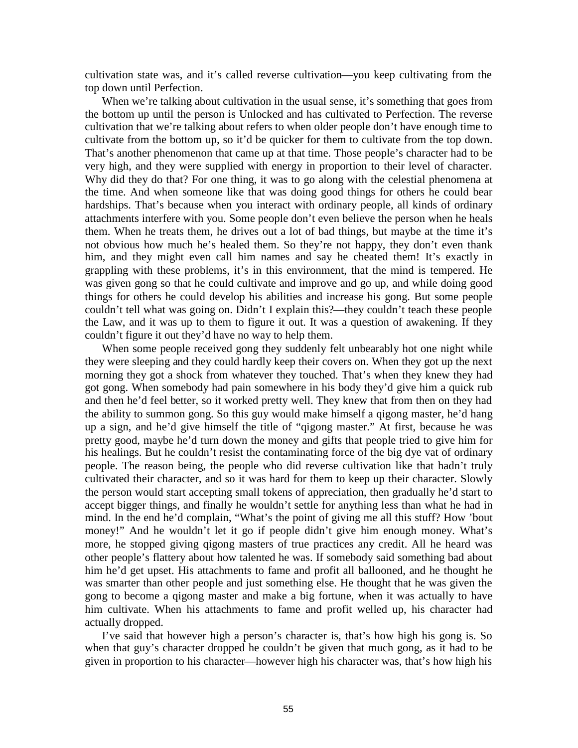cultivation state was, and it's called reverse cultivation—you keep cultivating from the top down until Perfection.

When we're talking about cultivation in the usual sense, it's something that goes from the bottom up until the person is Unlocked and has cultivated to Perfection. The reverse cultivation that we're talking about refers to when older people don't have enough time to cultivate from the bottom up, so it'd be quicker for them to cultivate from the top down. That's another phenomenon that came up at that time. Those people's character had to be very high, and they were supplied with energy in proportion to their level of character. Why did they do that? For one thing, it was to go along with the celestial phenomena at the time. And when someone like that was doing good things for others he could bear hardships. That's because when you interact with ordinary people, all kinds of ordinary attachments interfere with you. Some people don't even believe the person when he heals them. When he treats them, he drives out a lot of bad things, but maybe at the time it's not obvious how much he's healed them. So they're not happy, they don't even thank him, and they might even call him names and say he cheated them! It's exactly in grappling with these problems, it's in this environment, that the mind is tempered. He was given gong so that he could cultivate and improve and go up, and while doing good things for others he could develop his abilities and increase his gong. But some people couldn't tell what was going on. Didn't I explain this?—they couldn't teach these people the Law, and it was up to them to figure it out. It was a question of awakening. If they couldn't figure it out they'd have no way to help them.

When some people received gong they suddenly felt unbearably hot one night while they were sleeping and they could hardly keep their covers on. When they got up the next morning they got a shock from whatever they touched. That's when they knew they had got gong. When somebody had pain somewhere in his body they'd give him a quick rub and then he'd feel better, so it worked pretty well. They knew that from then on they had the ability to summon gong. So this guy would make himself a qigong master, he'd hang up a sign, and he'd give himself the title of "qigong master." At first, because he was pretty good, maybe he'd turn down the money and gifts that people tried to give him for his healings. But he couldn't resist the contaminating force of the big dye vat of ordinary people. The reason being, the people who did reverse cultivation like that hadn't truly cultivated their character, and so it was hard for them to keep up their character. Slowly the person would start accepting small tokens of appreciation, then gradually he'd start to accept bigger things, and finally he wouldn't settle for anything less than what he had in mind. In the end he'd complain, "What's the point of giving me all this stuff? How 'bout money!" And he wouldn't let it go if people didn't give him enough money. What's more, he stopped giving qigong masters of true practices any credit. All he heard was other people's flattery about how talented he was. If somebody said something bad about him he'd get upset. His attachments to fame and profit all ballooned, and he thought he was smarter than other people and just something else. He thought that he was given the gong to become a qigong master and make a big fortune, when it was actually to have him cultivate. When his attachments to fame and profit welled up, his character had actually dropped.

I've said that however high a person's character is, that's how high his gong is. So when that guy's character dropped he couldn't be given that much gong, as it had to be given in proportion to his character—however high his character was, that's how high his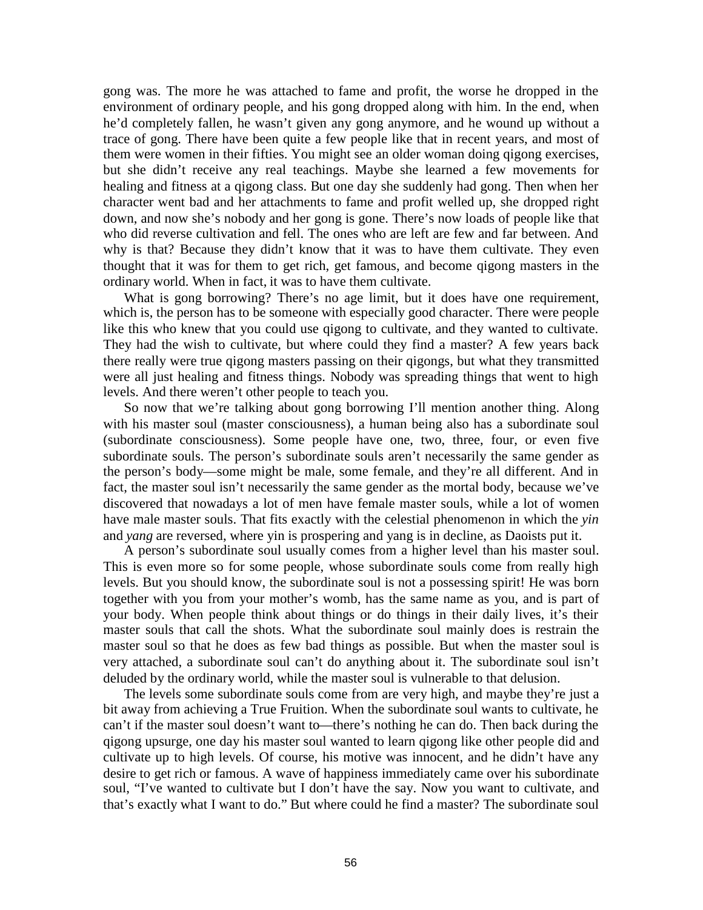gong was. The more he was attached to fame and profit, the worse he dropped in the environment of ordinary people, and his gong dropped along with him. In the end, when he'd completely fallen, he wasn't given any gong anymore, and he wound up without a trace of gong. There have been quite a few people like that in recent years, and most of them were women in their fifties. You might see an older woman doing qigong exercises, but she didn't receive any real teachings. Maybe she learned a few movements for healing and fitness at a qigong class. But one day she suddenly had gong. Then when her character went bad and her attachments to fame and profit welled up, she dropped right down, and now she's nobody and her gong is gone. There's now loads of people like that who did reverse cultivation and fell. The ones who are left are few and far between. And why is that? Because they didn't know that it was to have them cultivate. They even thought that it was for them to get rich, get famous, and become qigong masters in the ordinary world. When in fact, it was to have them cultivate.

What is gong borrowing? There's no age limit, but it does have one requirement, which is, the person has to be someone with especially good character. There were people like this who knew that you could use qigong to cultivate, and they wanted to cultivate. They had the wish to cultivate, but where could they find a master? A few years back there really were true qigong masters passing on their qigongs, but what they transmitted were all just healing and fitness things. Nobody was spreading things that went to high levels. And there weren't other people to teach you.

So now that we're talking about gong borrowing I'll mention another thing. Along with his master soul (master consciousness), a human being also has a subordinate soul (subordinate consciousness). Some people have one, two, three, four, or even five subordinate souls. The person's subordinate souls aren't necessarily the same gender as the person's body—some might be male, some female, and they're all different. And in fact, the master soul isn't necessarily the same gender as the mortal body, because we've discovered that nowadays a lot of men have female master souls, while a lot of women have male master souls. That fits exactly with the celestial phenomenon in which the *yin* and *yang* are reversed, where yin is prospering and yang is in decline, as Daoists put it.

A person's subordinate soul usually comes from a higher level than his master soul. This is even more so for some people, whose subordinate souls come from really high levels. But you should know, the subordinate soul is not a possessing spirit! He was born together with you from your mother's womb, has the same name as you, and is part of your body. When people think about things or do things in their daily lives, it's their master souls that call the shots. What the subordinate soul mainly does is restrain the master soul so that he does as few bad things as possible. But when the master soul is very attached, a subordinate soul can't do anything about it. The subordinate soul isn't deluded by the ordinary world, while the master soul is vulnerable to that delusion.

The levels some subordinate souls come from are very high, and maybe they're just a bit away from achieving a True Fruition. When the subordinate soul wants to cultivate, he can't if the master soul doesn't want to—there's nothing he can do. Then back during the qigong upsurge, one day his master soul wanted to learn qigong like other people did and cultivate up to high levels. Of course, his motive was innocent, and he didn't have any desire to get rich or famous. A wave of happiness immediately came over his subordinate soul, "I've wanted to cultivate but I don't have the say. Now you want to cultivate, and that's exactly what I want to do." But where could he find a master? The subordinate soul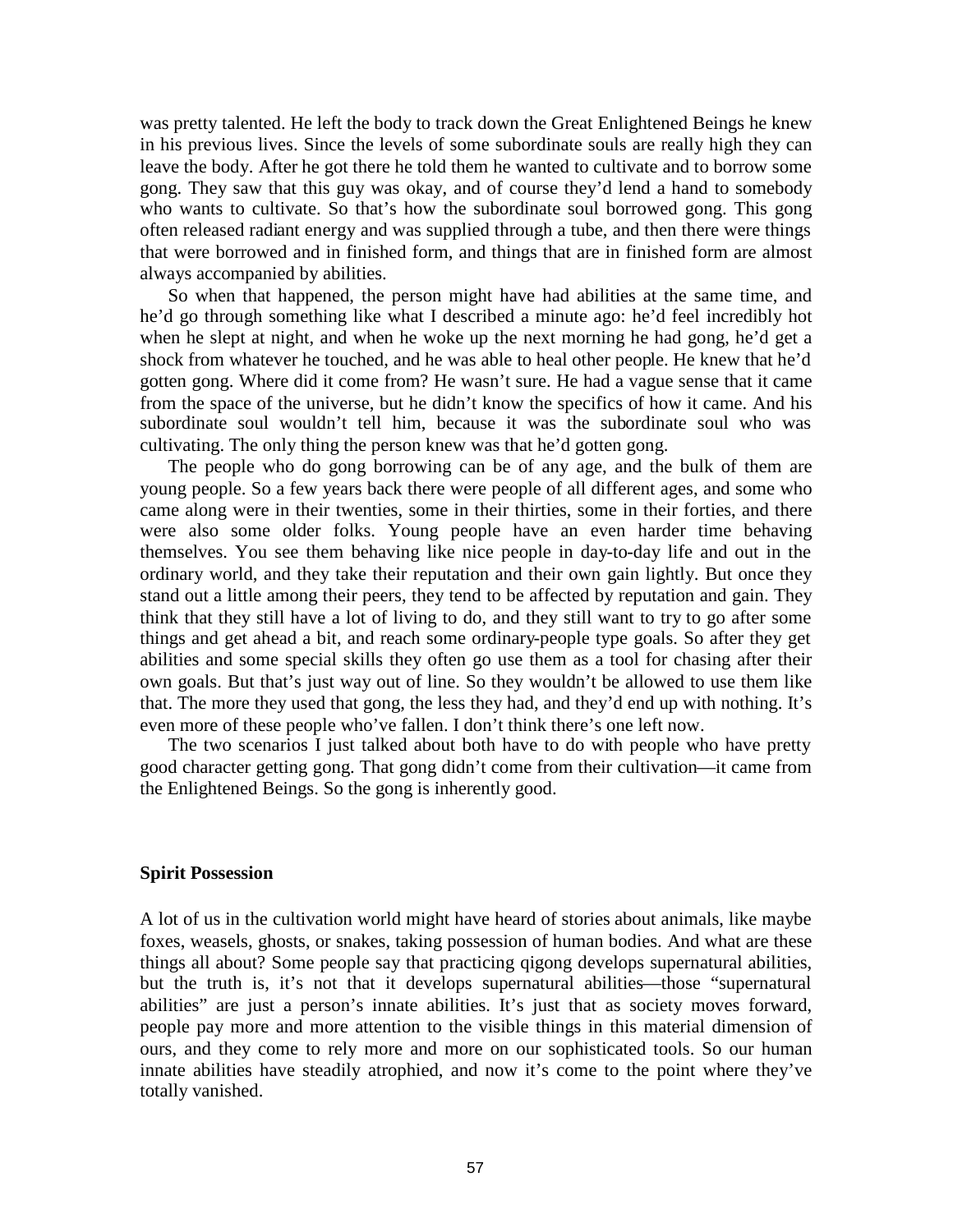was pretty talented. He left the body to track down the Great Enlightened Beings he knew in his previous lives. Since the levels of some subordinate souls are really high they can leave the body. After he got there he told them he wanted to cultivate and to borrow some gong. They saw that this guy was okay, and of course they'd lend a hand to somebody who wants to cultivate. So that's how the subordinate soul borrowed gong. This gong often released radiant energy and was supplied through a tube, and then there were things that were borrowed and in finished form, and things that are in finished form are almost always accompanied by abilities.

So when that happened, the person might have had abilities at the same time, and he'd go through something like what I described a minute ago: he'd feel incredibly hot when he slept at night, and when he woke up the next morning he had gong, he'd get a shock from whatever he touched, and he was able to heal other people. He knew that he'd gotten gong. Where did it come from? He wasn't sure. He had a vague sense that it came from the space of the universe, but he didn't know the specifics of how it came. And his subordinate soul wouldn't tell him, because it was the subordinate soul who was cultivating. The only thing the person knew was that he'd gotten gong.

The people who do gong borrowing can be of any age, and the bulk of them are young people. So a few years back there were people of all different ages, and some who came along were in their twenties, some in their thirties, some in their forties, and there were also some older folks. Young people have an even harder time behaving themselves. You see them behaving like nice people in day-to-day life and out in the ordinary world, and they take their reputation and their own gain lightly. But once they stand out a little among their peers, they tend to be affected by reputation and gain. They think that they still have a lot of living to do, and they still want to try to go after some things and get ahead a bit, and reach some ordinary-people type goals. So after they get abilities and some special skills they often go use them as a tool for chasing after their own goals. But that's just way out of line. So they wouldn't be allowed to use them like that. The more they used that gong, the less they had, and they'd end up with nothing. It's even more of these people who've fallen. I don't think there's one left now.

The two scenarios I just talked about both have to do with people who have pretty good character getting gong. That gong didn't come from their cultivation—it came from the Enlightened Beings. So the gong is inherently good.

### Spirit Possession

A lot of us in the cultivation world might have heard of stories about animals, like maybe foxes, weasels, ghosts, or snakes, taking possession of human bodies. And what are these things all about? Some people say that practicing qigong develops supernatural abilities, but the truth is, it's not that it develops supernatural abilities—those "supernatural abilities" are just a person's innate abilities. It's just that as society moves forward, people pay more and more attention to the visible things in this material dimension of ours, and they come to rely more and more on our sophisticated tools. So our human innate abilities have steadily atrophied, and now it's come to the point where they've totally vanished.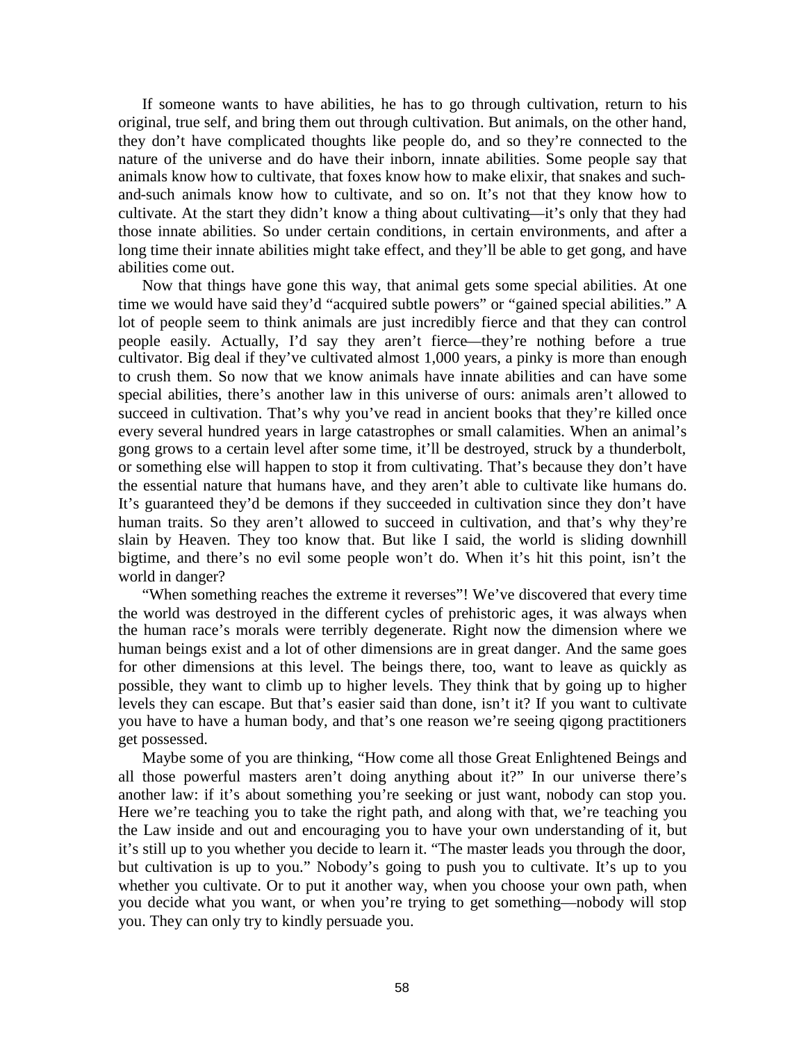If someone wants to have abilities, he has to go through cultivation, return to his original, true self, and bring them out through cultivation. But animals, on the other hand, they don't have complicated thoughts like people do, and so they're connected to the nature of the universe and do have their inborn, innate abilities. Some people say that animals know how to cultivate, that foxes know how to make elixir, that snakes and such-and-such animals know how to cultivate, and so on. It's not that they know how to cultivate. At the start they didn't know a thing about cultivating—it's only that they had those innate abilities. So under certain conditions, in certain environments, and after a long time their innate abilities might take effect, and they'll be able to get gong, and have abilities come out.

Now that things have gone this way, that animal gets some special abilities. At one time we would have said they'd "acquired subtle powers" or "gained special abilities." A lot of people seem to think animals are just incredibly fierce and that they can control people easily. Actually, I'd say they aren't fierce—they're nothing before a true cultivator. Big deal if they've cultivated almost 1,000 years, a pinky is more than enough to crush them. So now that we know animals have innate abilities and can have some special abilities, there's another law in this universe of ours: animals aren't allowed to succeed in cultivation. That's why you've read in ancient books that they're killed once every several hundred years in large catastrophes or small calamities. When an animal's gong grows to a certain level after some time, it'll be destroyed, struck by a thunderbolt, or something else will happen to stop it from cultivating. That's because they don't have the essential nature that humans have, and they aren't able to cultivate like humans do. It's guaranteed they'd be demons if they succeeded in cultivation since they don't have human traits. So they aren't allowed to succeed in cultivation, and that's why they're slain by Heaven. They too know that. But like I said, the world is sliding downhill bigtime, and there's no evil some people won't do. When it's hit this point, isn't the world in danger?

"When something reaches the extreme it reverses"! We've discovered that every time the world was destroyed in the different cycles of prehistoric ages, it was always when the human race's morals were terribly degenerate. Right now the dimension where we human beings exist and a lot of other dimensions are in great danger. And the same goes for other dimensions at this level. The beings there, too, want to leave as quickly as possible, they want to climb up to higher levels. They think that by going up to higher levels they can escape. But that's easier said than done, isn't it? If you want to cultivate you have to have a human body, and that's one reason we're seeing qigong practitioners get possessed.

Maybe some of you are thinking, "How come all those Great Enlightened Beings and all those powerful masters aren't doing anything about it?" In our universe there's another law: if it's about something you're seeking or just want, nobody can stop you. Here we're teaching you to take the right path, and along with that, we're teaching you the Law inside and out and encouraging you to have your own understanding of it, but it's still up to you whether you decide to learn it. "The master leads you through the door, but cultivation is up to you." Nobody's going to push you to cultivate. It's up to you whether you cultivate. Or to put it another way, when you choose your own path, when you decide what you want, or when you're trying to get something—nobody will stop you. They can only try to kindly persuade you.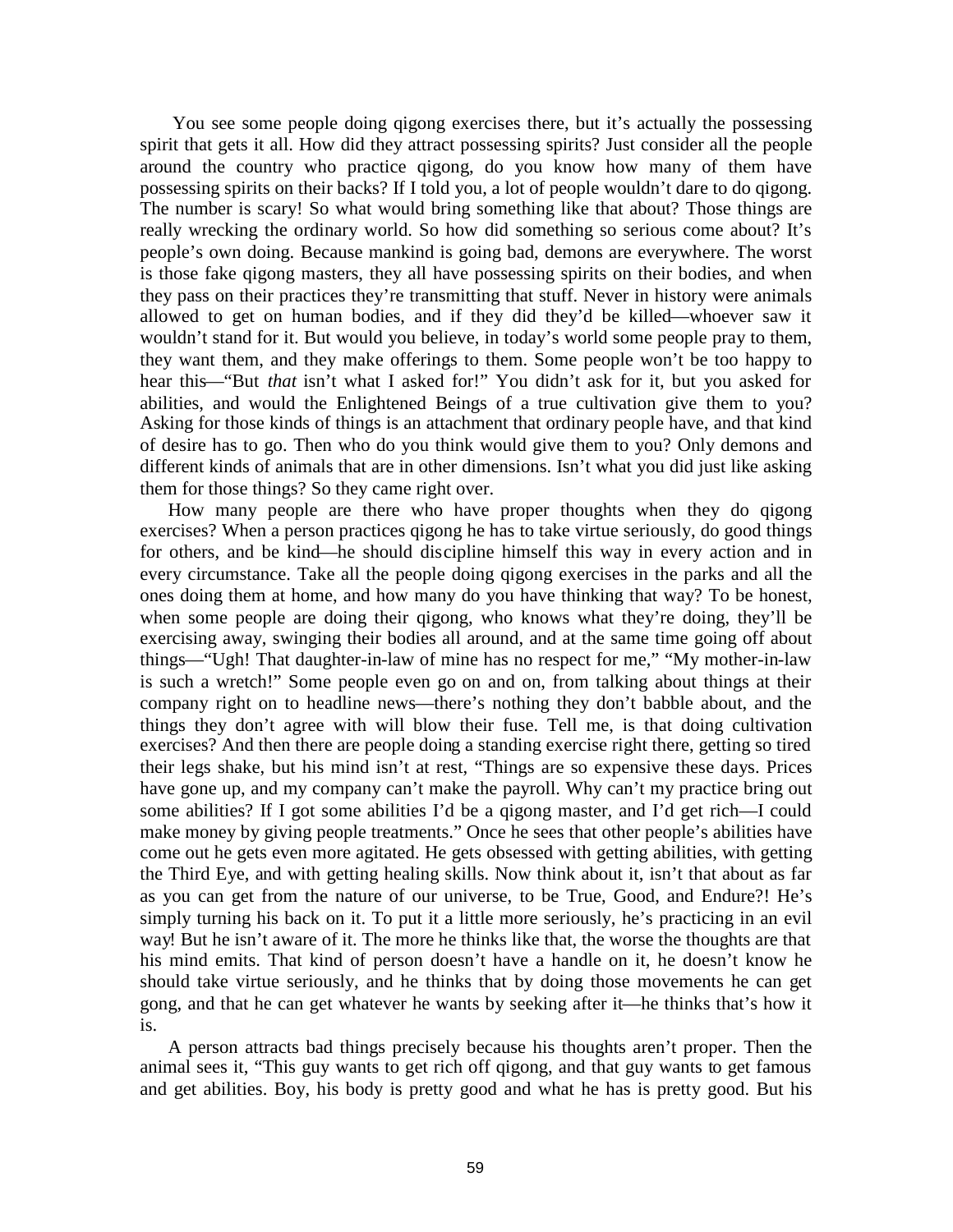You see some people doing qigong exercises there, but it's actually the possessing spirit that gets it all. How did they attract possessing spirits? Just consider all the people around the country who practice qigong, do you know how many of them have possessing spirits on their backs? If I told you, a lot of people wouldn't dare to do qigong. The number is scary! So what would bring something like that about? Those things are really wrecking the ordinary world. So how did something so serious come about? It's people's own doing. Because mankind is going bad, demons are everywhere. The worst is those fake qigong masters, they all have possessing spirits on their bodies, and when they pass on their practices they're transmitting that stuff. Never in history were animals allowed to get on human bodies, and if they did they'd be killed—whoever saw it wouldn't stand for it. But would you believe, in today's world some people pray to them, they want them, and they make offerings to them. Some people won't be too happy to hear this—"But *that* isn't what I asked for!" You didn't ask for it, but you asked for abilities, and would the Enlightened Beings of a true cultivation give them to you? Asking for those kinds of things is an attachment that ordinary people have, and that kind of desire has to go. Then who do you think would give them to you? Only demons and different kinds of animals that are in other dimensions. Isn't what you did just like asking them for those things? So they came right over.

How many people are there who have proper thoughts when they do qigong exercises? When a person practices qigong he has to take virtue seriously, do good things for others, and be kind—he should discipline himself this way in every action and in every circumstance. Take all the people doing qigong exercises in the parks and all the ones doing them at home, and how many do you have thinking that way? To be honest, when some people are doing their qigong, who knows what they're doing, they'll be exercising away, swinging their bodies all around, and at the same time going off about things—"Ugh! That daughter-in-law of mine has no respect for me," "My mother-in-law is such a wretch!" Some people even go on and on, from talking about things at their company right on to headline news—there's nothing they don't babble about, and the things they don't agree with will blow their fuse. Tell me, is that doing cultivation exercises? And then there are people doing a standing exercise right there, getting so tired their legs shake, but his mind isn't at rest, "Things are so expensive these days. Prices have gone up, and my company can't make the payroll. Why can't my practice bring out some abilities? If I got some abilities I'd be a qigong master, and I'd get rich—I could make money by giving people treatments." Once he sees that other people's abilities have come out he gets even more agitated. He gets obsessed with getting abilities, with getting the Third Eye, and with getting healing skills. Now think about it, isn't that about as far as you can get from the nature of our universe, to be True, Good, and Endure?! He's simply turning his back on it. To put it a little more seriously, he's practicing in an evil way! But he isn't aware of it. The more he thinks like that, the worse the thoughts are that his mind emits. That kind of person doesn't have a handle on it, he doesn't know he should take virtue seriously, and he thinks that by doing those movements he can get gong, and that he can get whatever he wants by seeking after it—he thinks that's how it is.

A person attracts bad things precisely because his thoughts aren't proper. Then the animal sees it, "This guy wants to get rich off qigong, and that guy wants to get famous and get abilities. Boy, his body is pretty good and what he has is pretty good. But his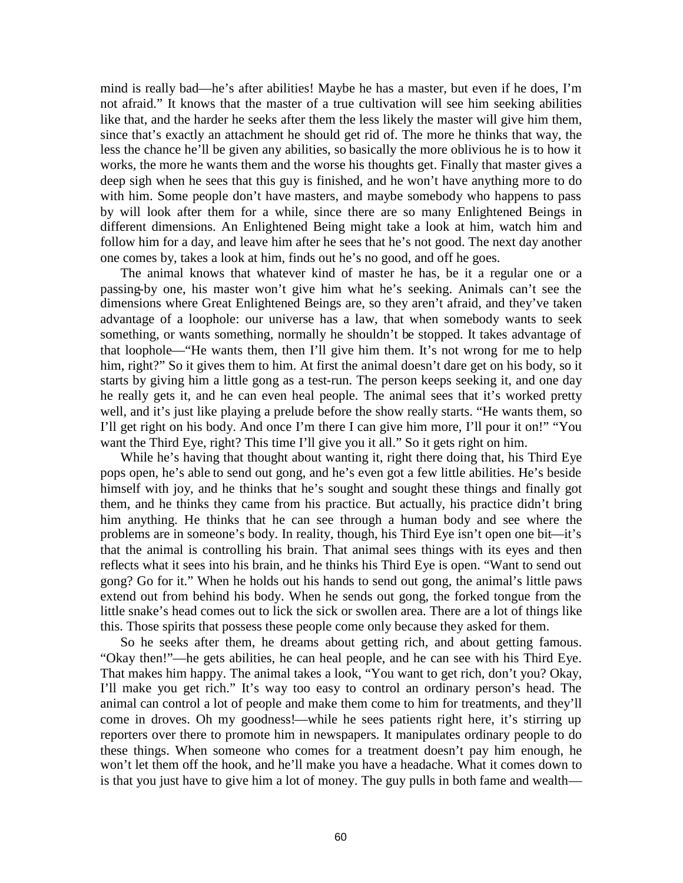mind is really bad—he's after abilities! Maybe he has a master, but even if he does, I'm not afraid." It knows that the master of a true cultivation will see him seeking abilities like that, and the harder he seeks after them the less likely the master will give him them, since that's exactly an attachment he should get rid of. The more he thinks that way, the less the chance he'll be given any abilities, so basically the more oblivious he is to how it works, the more he wants them and the worse his thoughts get. Finally that master gives a deep sigh when he sees that this guy is finished, and he won't have anything more to do with him. Some people don't have masters, and maybe somebody who happens to pass by will look after them for a while, since there are so many Enlightened Beings in different dimensions. An Enlightened Being might take a look at him, watch him and follow him for a day, and leave him after he sees that he's not good. The next day another one comes by, takes a look at him, finds out he's no good, and off he goes.

The animal knows that whatever kind of master he has, be it a regular one or a passing-by one, his master won't give him what he's seeking. Animals can't see the dimensions where Great Enlightened Beings are, so they aren't afraid, and they've taken advantage of a loophole: our universe has a law, that when somebody wants to seek something, or wants something, normally he shouldn't be stopped. It takes advantage of that loophole—"He wants them, then I'll give him them. It's not wrong for me to help him, right?" So it gives them to him. At first the animal doesn't dare get on his body, so it starts by giving him a little gong as a test-run. The person keeps seeking it, and one day he really gets it, and he can even heal people. The animal sees that it's worked pretty well, and it's just like playing a prelude before the show really starts. "He wants them, so I'll get right on his body. And once I'm there I can give him more, I'll pour it on!" "You want the Third Eye, right? This time I'll give you it all." So it gets right on him.

While he's having that thought about wanting it, right there doing that, his Third Eye pops open, he's able to send out gong, and he's even got a few little abilities. He's beside himself with joy, and he thinks that he's sought and sought these things and finally got them, and he thinks they came from his practice. But actually, his practice didn't bring him anything. He thinks that he can see through a human body and see where the problems are in someone's body. In reality, though, his Third Eye isn't open one bit—it's that the animal is controlling his brain. That animal sees things with its eyes and then reflects what it sees into his brain, and he thinks his Third Eye is open. "Want to send out gong? Go for it." When he holds out his hands to send out gong, the animal's little paws extend out from behind his body. When he sends out gong, the forked tongue from the little snake's head comes out to lick the sick or swollen area. There are a lot of things like this. Those spirits that possess these people come only because they asked for them.

So he seeks after them, he dreams about getting rich, and about getting famous. "Okay then!"—he gets abilities, he can heal people, and he can see with his Third Eye. That makes him happy. The animal takes a look, "You want to get rich, don't you? Okay, I'll make you get rich." It's way too easy to control an ordinary person's head. The animal can control a lot of people and make them come to him for treatments, and they'll come in droves. Oh my goodness!—while he sees patients right here, it's stirring up reporters over there to promote him in newspapers. It manipulates ordinary people to do these things. When someone who comes for a treatment doesn't pay him enough, he won't let them off the hook, and he'll make you have a headache. What it comes down to is that you just have to give him a lot of money. The guy pulls in both fame and wealth—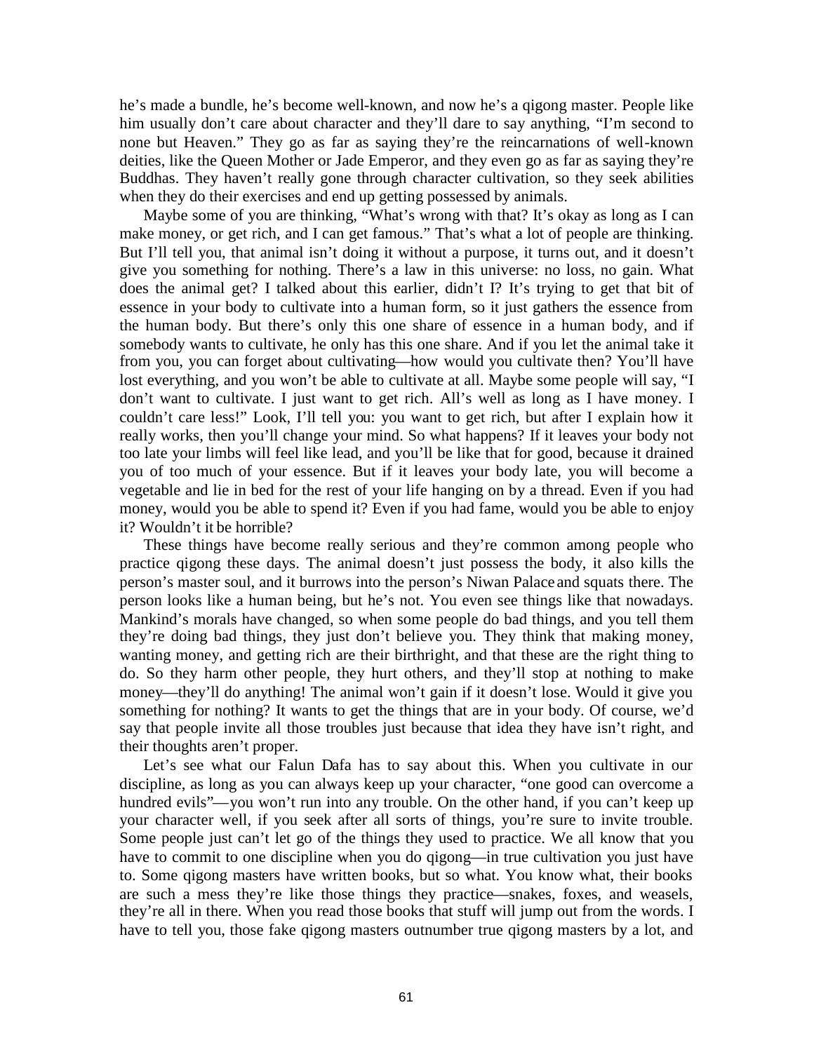he's made a bundle, he's become well-known, and now he's a qigong master. People like him usually don't care about character and they'll dare to say anything, "I'm second to none but Heaven." They go as far as saying they're the reincarnations of well-known deities, like the Queen Mother or Jade Emperor, and they even go as far as saying they're Buddhas. They haven't really gone through character cultivation, so they seek abilities when they do their exercises and end up getting possessed by animals.

Maybe some of you are thinking, "What's wrong with that? It's okay as long as I can make money, or get rich, and I can get famous." That's what a lot of people are thinking. But I'll tell you, that animal isn't doing it without a purpose, it turns out, and it doesn't give you something for nothing. There's a law in this universe: no loss, no gain. What does the animal get? I talked about this earlier, didn't I? It's trying to get that bit of essence in your body to cultivate into a human form, so it just gathers the essence from the human body. But there's only this one share of essence in a human body, and if somebody wants to cultivate, he only has this one share. And if you let the animal take it from you, you can forget about cultivating—how would you cultivate then? You'll have lost everything, and you won't be able to cultivate at all. Maybe some people will say, "I don't want to cultivate. I just want to get rich. All's well as long as I have money. I couldn't care less!" Look, I'll tell you: you want to get rich, but after I explain how it really works, then you'll change your mind. So what happens? If it leaves your body not too late your limbs will feel like lead, and you'll be like that for good, because it drained you of too much of your essence. But if it leaves your body late, you will become a vegetable and lie in bed for the rest of your life hanging on by a thread. Even if you had money, would you be able to spend it? Even if you had fame, would you be able to enjoy it? Wouldn't it be horrible?

These things have become really serious and they're common among people who practice qigong these days. The animal doesn't just possess the body, it also kills the person's master soul, and it burrows into the person's Niwan Palace and squats there. The person looks like a human being, but he's not. You even see things like that nowadays. Mankind's morals have changed, so when some people do bad things, and you tell them they're doing bad things, they just don't believe you. They think that making money, wanting money, and getting rich are their birthright, and that these are the right thing to do. So they harm other people, they hurt others, and they'll stop at nothing to make money—they'll do anything! The animal won't gain if it doesn't lose. Would it give you something for nothing? It wants to get the things that are in your body. Of course, we'd say that people invite all those troubles just because that idea they have isn't right, and their thoughts aren't proper.

Let's see what our Falun Dafa has to say about this. When you cultivate in our discipline, as long as you can always keep up your character, "one good can overcome a hundred evils"—you won't run into any trouble. On the other hand, if you can't keep up your character well, if you seek after all sorts of things, you're sure to invite trouble. Some people just can't let go of the things they used to practice. We all know that you have to commit to one discipline when you do qigong—in true cultivation you just have to. Some qigong masters have written books, but so what. You know what, their books are such a mess they're like those things they practice—snakes, foxes, and weasels, they're all in there. When you read those books that stuff will jump out from the words. I have to tell you, those fake qigong masters outnumber true qigong masters by a lot, and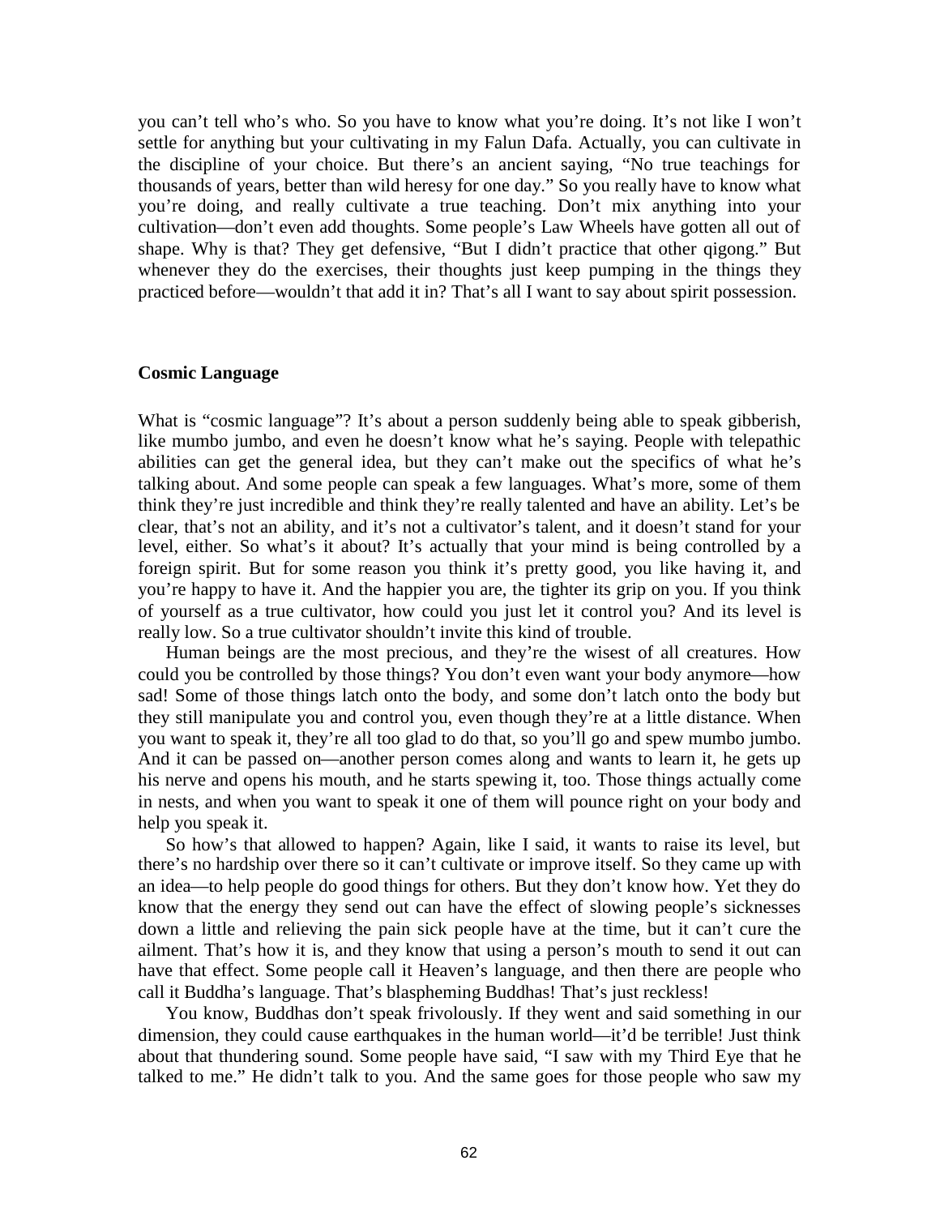you can't tell who's who. So you have to know what you're doing. It's not like I won't settle for anything but your cultivating in my Falun Dafa. Actually, you can cultivate in the discipline of your choice. But there's an ancient saying, "No true teachings for thousands of years, better than wild heresy for one day." So you really have to know what you're doing, and really cultivate a true teaching. Don't mix anything into your cultivation—don't even add thoughts. Some people's Law Wheels have gotten all out of shape. Why is that? They get defensive, "But I didn't practice that other qigong." But whenever they do the exercises, their thoughts just keep pumping in the things they practiced before—wouldn't that add it in? That's all I want to say about spirit possession.

## Cosmic Language

What is "cosmic language"? It's about a person suddenly being able to speak gibberish, like mumbo jumbo, and even he doesn't know what he's saying. People with telepathic abilities can get the general idea, but they can't make out the specifics of what he's talking about. And some people can speak a few languages. What's more, some of them think they're just incredible and think they're really talented and have an ability. Let's be clear, that's not an ability, and it's not a cultivator's talent, and it doesn't stand for your level, either. So what's it about? It's actually that your mind is being controlled by a foreign spirit. But for some reason you think it's pretty good, you like having it, and you're happy to have it. And the happier you are, the tighter its grip on you. If you think of yourself as a true cultivator, how could you just let it control you? And its level is really low. So a true cultivator shouldn't invite this kind of trouble.

Human beings are the most precious, and they're the wisest of all creatures. How could you be controlled by those things? You don't even want your body anymore—how sad! Some of those things latch onto the body, and some don't latch onto the body but they still manipulate you and control you, even though they're at a little distance. When you want to speak it, they're all too glad to do that, so you'll go and spew mumbo jumbo. And it can be passed on—another person comes along and wants to learn it, he gets up his nerve and opens his mouth, and he starts spewing it, too. Those things actually come in nests, and when you want to speak it one of them will pounce right on your body and help you speak it.

So how's that allowed to happen? Again, like I said, it wants to raise its level, but there's no hardship over there so it can't cultivate or improve itself. So they came up with an idea—to help people do good things for others. But they don't know how. Yet they do know that the energy they send out can have the effect of slowing people's sicknesses down a little and relieving the pain sick people have at the time, but it can't cure the ailment. That's how it is, and they know that using a person's mouth to send it out can have that effect. Some people call it Heaven's language, and then there are people who call it Buddha's language. That's blaspheming Buddhas! That's just reckless!

You know, Buddhas don't speak frivolously. If they went and said something in our dimension, they could cause earthquakes in the human world—it'd be terrible! Just think about that thundering sound. Some people have said, "I saw with my Third Eye that he talked to me." He didn't talk to you. And the same goes for those people who saw my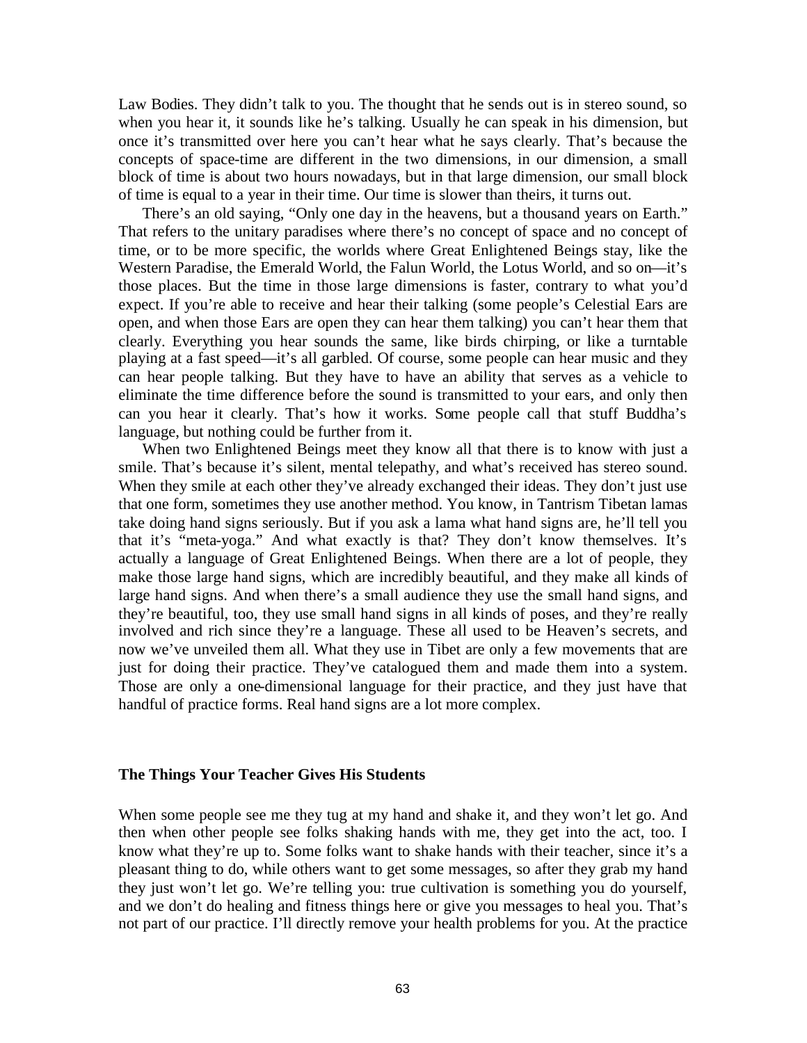Law Bodies. They didn't talk to you. The thought that he sends out is in stereo sound, so when you hear it, it sounds like he's talking. Usually he can speak in his dimension, but once it's transmitted over here you can't hear what he says clearly. That's because the concepts of space-time are different in the two dimensions, in our dimension, a small block of time is about two hours nowadays, but in that large dimension, our small block of time is equal to a year in their time. Our time is slower than theirs, it turns out.

There's an old saying, "Only one day in the heavens, but a thousand years on Earth." That refers to the unitary paradises where there's no concept of space and no concept of time, or to be more specific, the worlds where Great Enlightened Beings stay, like the Western Paradise, the Emerald World, the Falun World, the Lotus World, and so on—it's those places. But the time in those large dimensions is faster, contrary to what you'd expect. If you're able to receive and hear their talking (some people's Celestial Ears are open, and when those Ears are open they can hear them talking) you can't hear them that clearly. Everything you hear sounds the same, like birds chirping, or like a turntable playing at a fast speed—it's all garbled. Of course, some people can hear music and they can hear people talking. But they have to have an ability that serves as a vehicle to eliminate the time difference before the sound is transmitted to your ears, and only then can you hear it clearly. That's how it works. Some people call that stuff Buddha's language, but nothing could be further from it.

When two Enlightened Beings meet they know all that there is to know with just a smile. That's because it's silent, mental telepathy, and what's received has stereo sound. When they smile at each other they've already exchanged their ideas. They don't just use that one form, sometimes they use another method. You know, in Tantrism Tibetan lamas take doing hand signs seriously. But if you ask a lama what hand signs are, he'll tell you that it's "meta-yoga." And what exactly is that? They don't know themselves. It's actually a language of Great Enlightened Beings. When there are a lot of people, they make those large hand signs, which are incredibly beautiful, and they make all kinds of large hand signs. And when there's a small audience they use the small hand signs, and they're beautiful, too, they use small hand signs in all kinds of poses, and they're really involved and rich since they're a language. These all used to be Heaven's secrets, and now we've unveiled them all. What they use in Tibet are only a few movements that are just for doing their practice. They've catalogued them and made them into a system. Those are only a one-dimensional language for their practice, and they just have that handful of practice forms. Real hand signs are a lot more complex.

## The Things Your Teacher Gives His Students

When some people see me they tug at my hand and shake it, and they won't let go. And then when other people see folks shaking hands with me, they get into the act, too. I know what they're up to. Some folks want to shake hands with their teacher, since it's a pleasant thing to do, while others want to get some messages, so after they grab my hand they just won't let go. We're telling you: true cultivation is something you do yourself, and we don't do healing and fitness things here or give you messages to heal you. That's not part of our practice. I'll directly remove your health problems for you. At the practice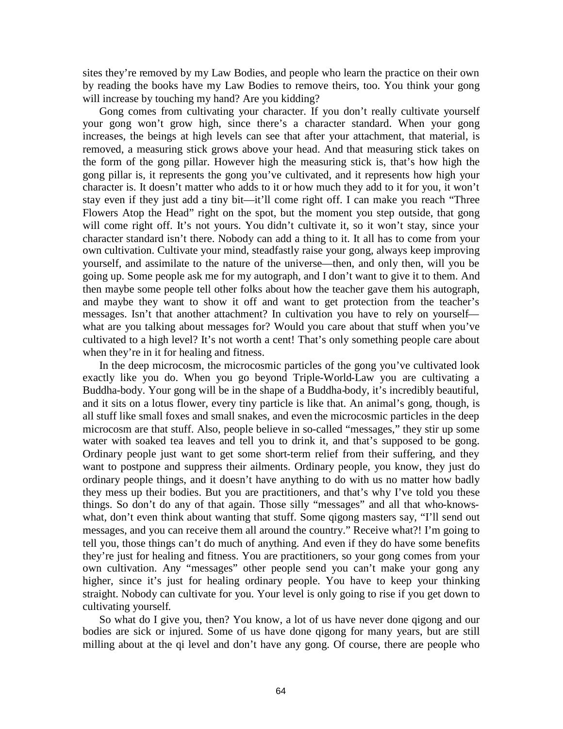sites they're removed by my Law Bodies, and people who learn the practice on their own by reading the books have my Law Bodies to remove theirs, too. You think your gong will increase by touching my hand? Are you kidding?

Gong comes from cultivating your character. If you don't really cultivate yourself your gong won't grow high, since there's a character standard. When your gong increases, the beings at high levels can see that after your attachment, that material, is removed, a measuring stick grows above your head. And that measuring stick takes on the form of the gong pillar. However high the measuring stick is, that's how high the gong pillar is, it represents the gong you've cultivated, and it represents how high your character is. It doesn't matter who adds to it or how much they add to it for you, it won't stay even if they just add a tiny bit—it'll come right off. I can make you reach "Three Flowers Atop the Head" right on the spot, but the moment you step outside, that gong will come right off. It's not yours. You didn't cultivate it, so it won't stay, since your character standard isn't there. Nobody can add a thing to it. It all has to come from your own cultivation. Cultivate your mind, steadfastly raise your gong, always keep improving yourself, and assimilate to the nature of the universe—then, and only then, will you be going up. Some people ask me for my autograph, and I don't want to give it to them. And then maybe some people tell other folks about how the teacher gave them his autograph, and maybe they want to show it off and want to get protection from the teacher's messages. Isn't that another attachment? In cultivation you have to rely on yourself—what are you talking about messages for? Would you care about that stuff when you've cultivated to a high level? It's not worth a cent! That's only something people care about when they're in it for healing and fitness.

In the deep microcosm, the microcosmic particles of the gong you've cultivated look exactly like you do. When you go beyond Triple-World-Law you are cultivating a Buddha-body. Your gong will be in the shape of a Buddha-body, it's incredibly beautiful, and it sits on a lotus flower, every tiny particle is like that. An animal's gong, though, is all stuff like small foxes and small snakes, and even the microcosmic particles in the deep microcosm are that stuff. Also, people believe in so-called "messages," they stir up some water with soaked tea leaves and tell you to drink it, and that's supposed to be gong. Ordinary people just want to get some short-term relief from their suffering, and they want to postpone and suppress their ailments. Ordinary people, you know, they just do ordinary people things, and it doesn't have anything to do with us no matter how badly they mess up their bodies. But you are practitioners, and that's why I've told you these things. So don't do any of that again. Those silly "messages" and all that who-knows-what, don't even think about wanting that stuff. Some qigong masters say, "I'll send out messages, and you can receive them all around the country." Receive what?! I'm going to tell you, those things can't do much of anything. And even if they do have some benefits they're just for healing and fitness. You are practitioners, so your gong comes from your own cultivation. Any "messages" other people send you can't make your gong any higher, since it's just for healing ordinary people. You have to keep your thinking straight. Nobody can cultivate for you. Your level is only going to rise if you get down to cultivating yourself.

So what do I give you, then? You know, a lot of us have never done qigong and our bodies are sick or injured. Some of us have done qigong for many years, but are still milling about at the qi level and don't have any gong. Of course, there are people who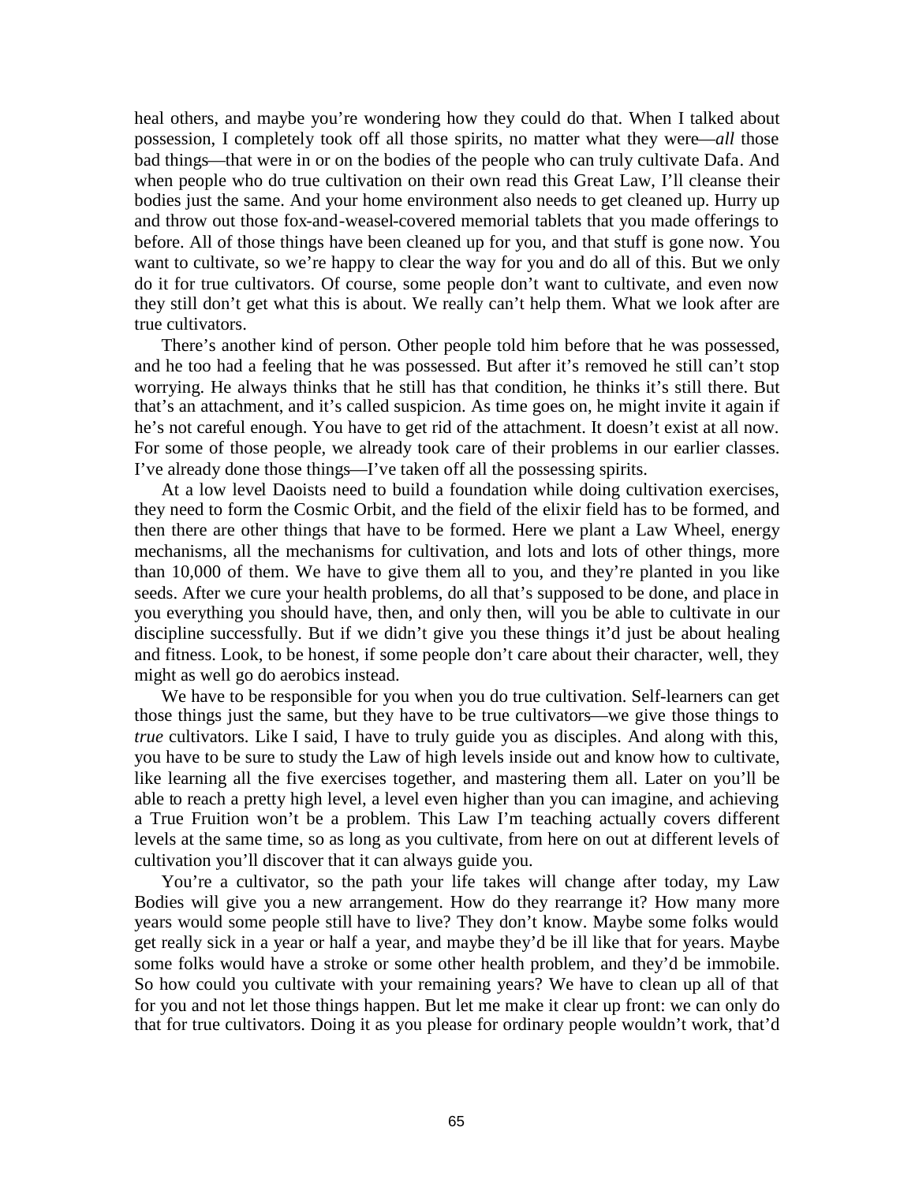heal others, and maybe you're wondering how they could do that. When I talked about possession, I completely took off all those spirits, no matter what they were—*all* those bad things—that were in or on the bodies of the people who can truly cultivate Dafa. And when people who do true cultivation on their own read this Great Law, I'll cleanse their bodies just the same. And your home environment also needs to get cleaned up. Hurry up and throw out those fox-and-weasel-covered memorial tablets that you made offerings to before. All of those things have been cleaned up for you, and that stuff is gone now. You want to cultivate, so we're happy to clear the way for you and do all of this. But we only do it for true cultivators. Of course, some people don't want to cultivate, and even now they still don't get what this is about. We really can't help them. What we look after are true cultivators.

There's another kind of person. Other people told him before that he was possessed, and he too had a feeling that he was possessed. But after it's removed he still can't stop worrying. He always thinks that he still has that condition, he thinks it's still there. But that's an attachment, and it's called suspicion. As time goes on, he might invite it again if he's not careful enough. You have to get rid of the attachment. It doesn't exist at all now. For some of those people, we already took care of their problems in our earlier classes. I've already done those things—I've taken off all the possessing spirits.

At a low level Daoists need to build a foundation while doing cultivation exercises, they need to form the Cosmic Orbit, and the field of the elixir field has to be formed, and then there are other things that have to be formed. Here we plant a Law Wheel, energy mechanisms, all the mechanisms for cultivation, and lots and lots of other things, more than 10,000 of them. We have to give them all to you, and they're planted in you like seeds. After we cure your health problems, do all that's supposed to be done, and place in you everything you should have, then, and only then, will you be able to cultivate in our discipline successfully. But if we didn't give you these things it'd just be about healing and fitness. Look, to be honest, if some people don't care about their character, well, they might as well go do aerobics instead.

We have to be responsible for you when you do true cultivation. Self-learners can get those things just the same, but they have to be true cultivators—we give those things to *true* cultivators. Like I said, I have to truly guide you as disciples. And along with this, you have to be sure to study the Law of high levels inside out and know how to cultivate, like learning all the five exercises together, and mastering them all. Later on you'll be able to reach a pretty high level, a level even higher than you can imagine, and achieving a True Fruition won't be a problem. This Law I'm teaching actually covers different levels at the same time, so as long as you cultivate, from here on out at different levels of cultivation you'll discover that it can always guide you.

You're a cultivator, so the path your life takes will change after today, my Law Bodies will give you a new arrangement. How do they rearrange it? How many more years would some people still have to live? They don't know. Maybe some folks would get really sick in a year or half a year, and maybe they'd be ill like that for years. Maybe some folks would have a stroke or some other health problem, and they'd be immobile. So how could you cultivate with your remaining years? We have to clean up all of that for you and not let those things happen. But let me make it clear up front: we can only do that for true cultivators. Doing it as you please for ordinary people wouldn't work, that'd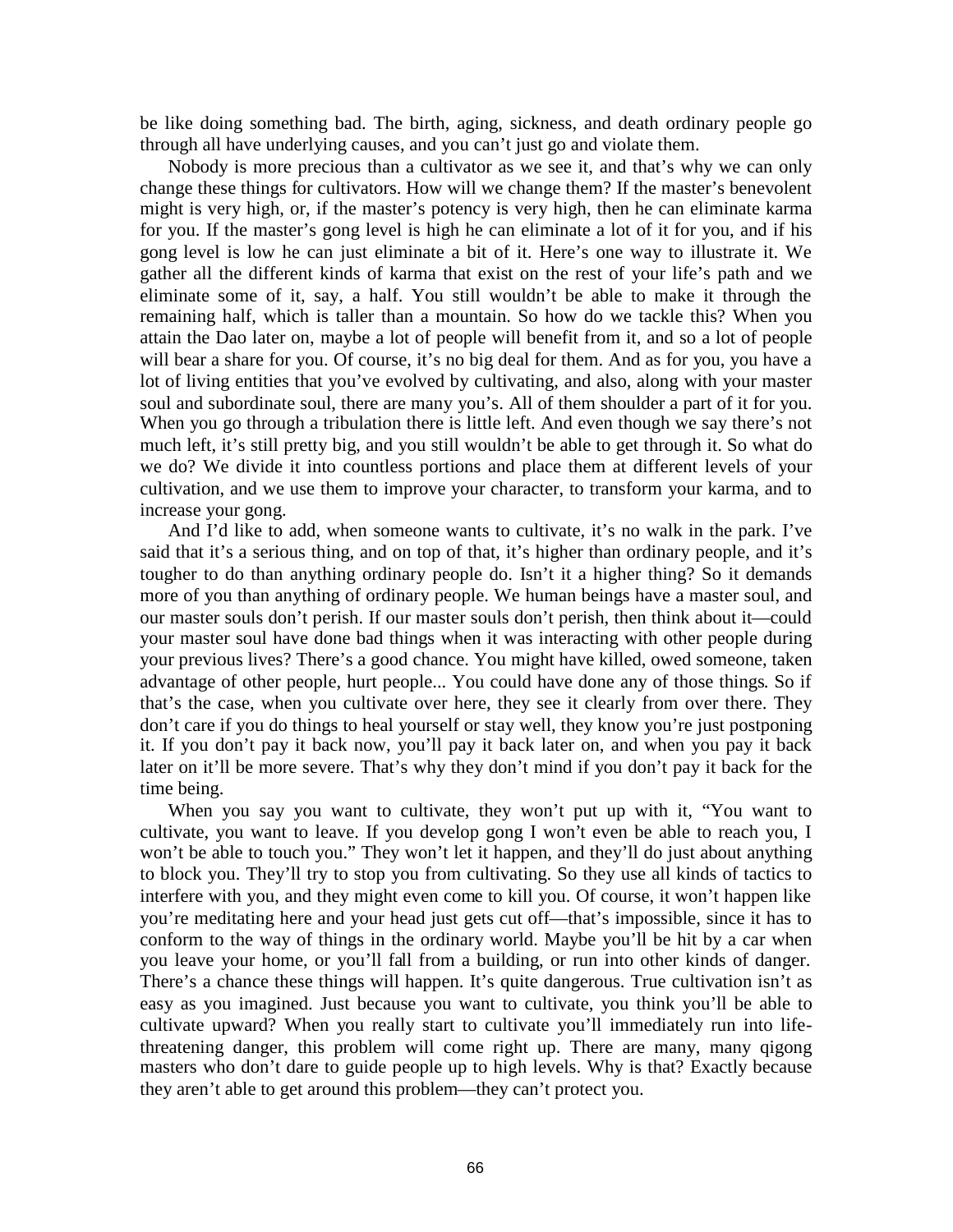be like doing something bad. The birth, aging, sickness, and death ordinary people go through all have underlying causes, and you can't just go and violate them.

Nobody is more precious than a cultivator as we see it, and that's why we can only change these things for cultivators. How will we change them? If the master's benevolent might is very high, or, if the master's potency is very high, then he can eliminate karma for you. If the master's gong level is high he can eliminate a lot of it for you, and if his gong level is low he can just eliminate a bit of it. Here's one way to illustrate it. We gather all the different kinds of karma that exist on the rest of your life's path and we eliminate some of it, say, a half. You still wouldn't be able to make it through the remaining half, which is taller than a mountain. So how do we tackle this? When you attain the Dao later on, maybe a lot of people will benefit from it, and so a lot of people will bear a share for you. Of course, it's no big deal for them. And as for you, you have a lot of living entities that you've evolved by cultivating, and also, along with your master soul and subordinate soul, there are many you's. All of them shoulder a part of it for you. When you go through a tribulation there is little left. And even though we say there's not much left, it's still pretty big, and you still wouldn't be able to get through it. So what do we do? We divide it into countless portions and place them at different levels of your cultivation, and we use them to improve your character, to transform your karma, and to increase your gong.

And I'd like to add, when someone wants to cultivate, it's no walk in the park. I've said that it's a serious thing, and on top of that, it's higher than ordinary people, and it's tougher to do than anything ordinary people do. Isn't it a higher thing? So it demands more of you than anything of ordinary people. We human beings have a master soul, and our master souls don't perish. If our master souls don't perish, then think about it—could your master soul have done bad things when it was interacting with other people during your previous lives? There's a good chance. You might have killed, owed someone, taken advantage of other people, hurt people... You could have done any of those things. So if that's the case, when you cultivate over here, they see it clearly from over there. They don't care if you do things to heal yourself or stay well, they know you're just postponing it. If you don't pay it back now, you'll pay it back later on, and when you pay it back later on it'll be more severe. That's why they don't mind if you don't pay it back for the time being.

When you say you want to cultivate, they won't put up with it, "You want to cultivate, you want to leave. If you develop gong I won't even be able to reach you, I won't be able to touch you." They won't let it happen, and they'll do just about anything to block you. They'll try to stop you from cultivating. So they use all kinds of tactics to interfere with you, and they might even come to kill you. Of course, it won't happen like you're meditating here and your head just gets cut off—that's impossible, since it has to conform to the way of things in the ordinary world. Maybe you'll be hit by a car when you leave your home, or you'll fall from a building, or run into other kinds of danger. There's a chance these things will happen. It's quite dangerous. True cultivation isn't as easy as you imagined. Just because you want to cultivate, you think you'll be able to cultivate upward? When you really start to cultivate you'll immediately run into life-threatening danger, this problem will come right up. There are many, many qigong masters who don't dare to guide people up to high levels. Why is that? Exactly because they aren't able to get around this problem—they can't protect you.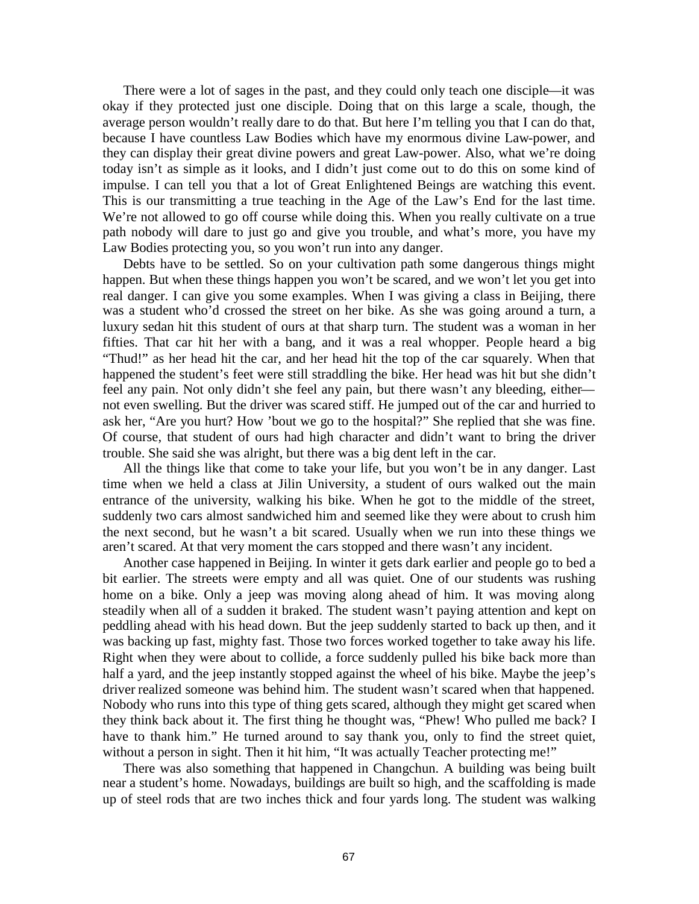There were a lot of sages in the past, and they could only teach one disciple—it was okay if they protected just one disciple. Doing that on this large a scale, though, the average person wouldn't really dare to do that. But here I'm telling you that I can do that, because I have countless Law Bodies which have my enormous divine Law-power, and they can display their great divine powers and great Law-power. Also, what we're doing today isn't as simple as it looks, and I didn't just come out to do this on some kind of impulse. I can tell you that a lot of Great Enlightened Beings are watching this event. This is our transmitting a true teaching in the Age of the Law's End for the last time. We're not allowed to go off course while doing this. When you really cultivate on a true path nobody will dare to just go and give you trouble, and what's more, you have my Law Bodies protecting you, so you won't run into any danger.

Debts have to be settled. So on your cultivation path some dangerous things might happen. But when these things happen you won't be scared, and we won't let you get into real danger. I can give you some examples. When I was giving a class in Beijing, there was a student who'd crossed the street on her bike. As she was going around a turn, a luxury sedan hit this student of ours at that sharp turn. The student was a woman in her fifties. That car hit her with a bang, and it was a real whopper. People heard a big "Thud!" as her head hit the car, and her head hit the top of the car squarely. When that happened the student's feet were still straddling the bike. Her head was hit but she didn't feel any pain. Not only didn't she feel any pain, but there wasn't any bleeding, either—not even swelling. But the driver was scared stiff. He jumped out of the car and hurried to ask her, "Are you hurt? How 'bout we go to the hospital?" She replied that she was fine. Of course, that student of ours had high character and didn't want to bring the driver trouble. She said she was alright, but there was a big dent left in the car.

All the things like that come to take your life, but you won't be in any danger. Last time when we held a class at Jilin University, a student of ours walked out the main entrance of the university, walking his bike. When he got to the middle of the street, suddenly two cars almost sandwiched him and seemed like they were about to crush him the next second, but he wasn't a bit scared. Usually when we run into these things we aren't scared. At that very moment the cars stopped and there wasn't any incident.

Another case happened in Beijing. In winter it gets dark earlier and people go to bed a bit earlier. The streets were empty and all was quiet. One of our students was rushing home on a bike. Only a jeep was moving along ahead of him. It was moving along steadily when all of a sudden it braked. The student wasn't paying attention and kept on peddling ahead with his head down. But the jeep suddenly started to back up then, and it was backing up fast, mighty fast. Those two forces worked together to take away his life. Right when they were about to collide, a force suddenly pulled his bike back more than half a yard, and the jeep instantly stopped against the wheel of his bike. Maybe the jeep's driver realized someone was behind him. The student wasn't scared when that happened. Nobody who runs into this type of thing gets scared, although they might get scared when they think back about it. The first thing he thought was, "Phew! Who pulled me back? I have to thank him." He turned around to say thank you, only to find the street quiet, without a person in sight. Then it hit him, "It was actually Teacher protecting me!"

There was also something that happened in Changchun. A building was being built near a student's home. Nowadays, buildings are built so high, and the scaffolding is made up of steel rods that are two inches thick and four yards long. The student was walking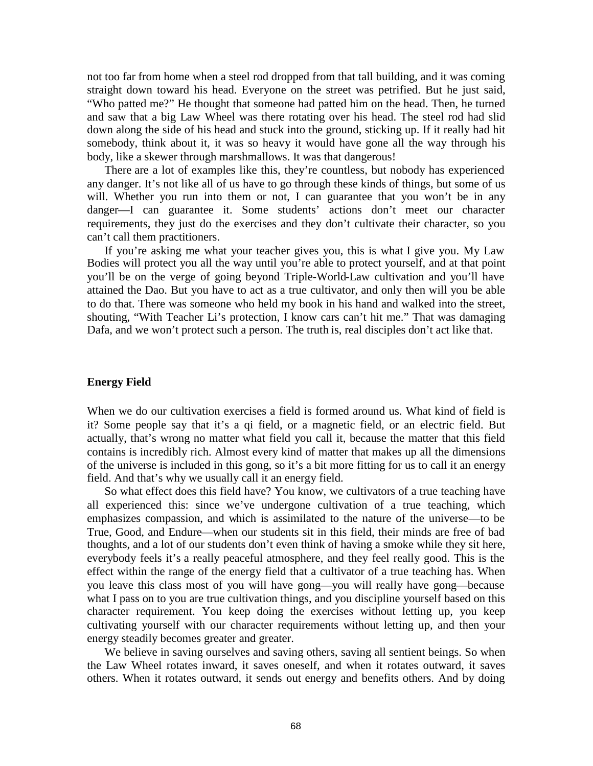not too far from home when a steel rod dropped from that tall building, and it was coming straight down toward his head. Everyone on the street was petrified. But he just said, "Who patted me?" He thought that someone had patted him on the head. Then, he turned and saw that a big Law Wheel was there rotating over his head. The steel rod had slid down along the side of his head and stuck into the ground, sticking up. If it really had hit somebody, think about it, it was so heavy it would have gone all the way through his body, like a skewer through marshmallows. It was that dangerous!

There are a lot of examples like this, they're countless, but nobody has experienced any danger. It's not like all of us have to go through these kinds of things, but some of us will. Whether you run into them or not, I can guarantee that you won't be in any danger—I can guarantee it. Some students' actions don't meet our character requirements, they just do the exercises and they don't cultivate their character, so you can't call them practitioners.

If you're asking me what your teacher gives you, this is what I give you. My Law Bodies will protect you all the way until you're able to protect yourself, and at that point you'll be on the verge of going beyond Triple-World-Law cultivation and you'll have attained the Dao. But you have to act as a true cultivator, and only then will you be able to do that. There was someone who held my book in his hand and walked into the street, shouting, "With Teacher Li's protection, I know cars can't hit me." That was damaging Dafa, and we won't protect such a person. The truth is, real disciples don't act like that.

### Energy Field

When we do our cultivation exercises a field is formed around us. What kind of field is it? Some people say that it's a qi field, or a magnetic field, or an electric field. But actually, that's wrong no matter what field you call it, because the matter that this field contains is incredibly rich. Almost every kind of matter that makes up all the dimensions of the universe is included in this gong, so it's a bit more fitting for us to call it an energy field. And that's why we usually call it an energy field.

So what effect does this field have? You know, we cultivators of a true teaching have all experienced this: since we've undergone cultivation of a true teaching, which emphasizes compassion, and which is assimilated to the nature of the universe—to be True, Good, and Endure—when our students sit in this field, their minds are free of bad thoughts, and a lot of our students don't even think of having a smoke while they sit here, everybody feels it's a really peaceful atmosphere, and they feel really good. This is the effect within the range of the energy field that a cultivator of a true teaching has. When you leave this class most of you will have gong—you will really have gong—because what I pass on to you are true cultivation things, and you discipline yourself based on this character requirement. You keep doing the exercises without letting up, you keep cultivating yourself with our character requirements without letting up, and then your energy steadily becomes greater and greater.

We believe in saving ourselves and saving others, saving all sentient beings. So when the Law Wheel rotates inward, it saves oneself, and when it rotates outward, it saves others. When it rotates outward, it sends out energy and benefits others. And by doing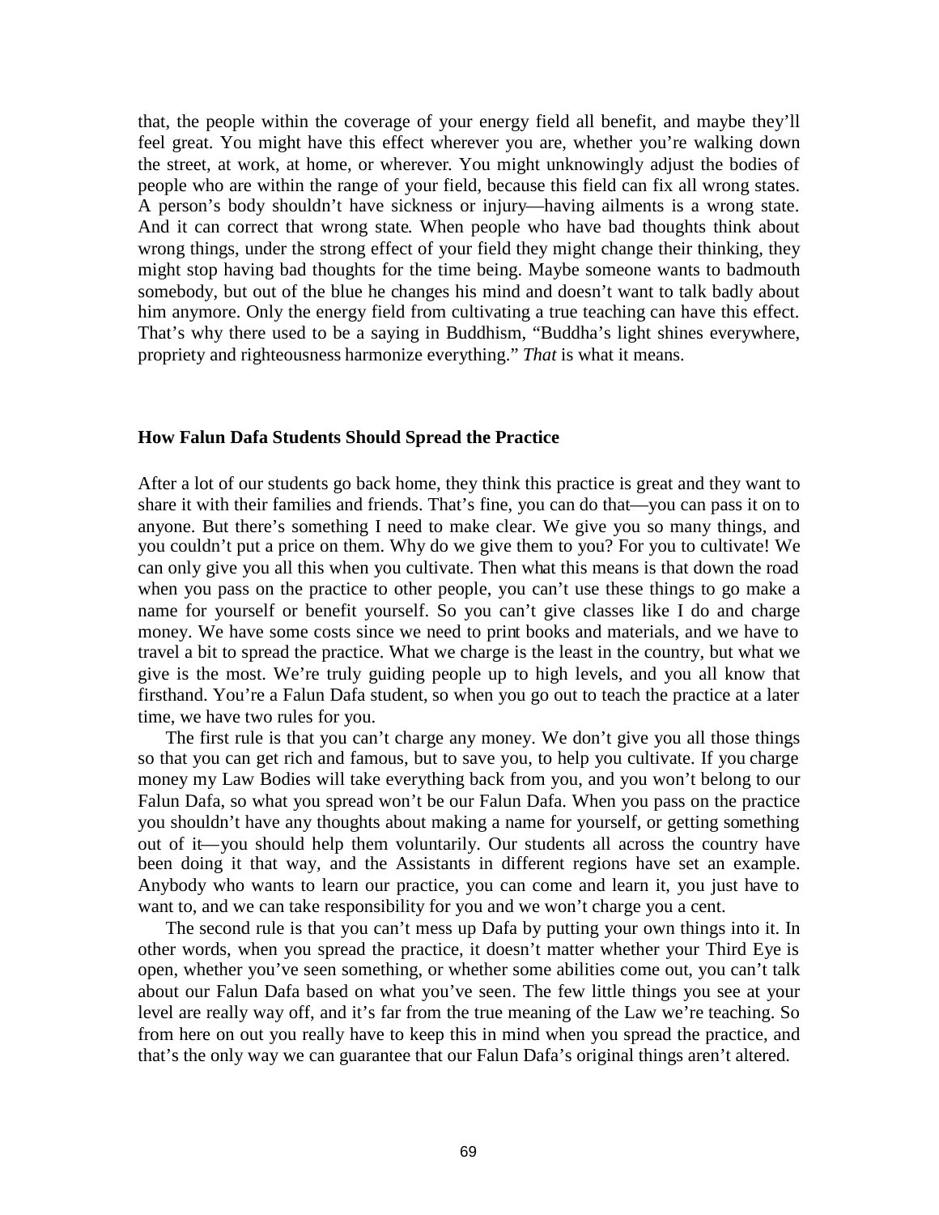that, the people within the coverage of your energy field all benefit, and maybe they'll feel great. You might have this effect wherever you are, whether you're walking down the street, at work, at home, or wherever. You might unknowingly adjust the bodies of people who are within the range of your field, because this field can fix all wrong states. A person's body shouldn't have sickness or injury—having ailments is a wrong state. And it can correct that wrong state. When people who have bad thoughts think about wrong things, under the strong effect of your field they might change their thinking, they might stop having bad thoughts for the time being. Maybe someone wants to badmouth somebody, but out of the blue he changes his mind and doesn't want to talk badly about him anymore. Only the energy field from cultivating a true teaching can have this effect. That's why there used to be a saying in Buddhism, "Buddha's light shines everywhere, propriety and righteousness harmonize everything." *That* is what it means.

### How Falun Dafa Students Should Spread the Practice

After a lot of our students go back home, they think this practice is great and they want to share it with their families and friends. That's fine, you can do that—you can pass it on to anyone. But there's something I need to make clear. We give you so many things, and you couldn't put a price on them. Why do we give them to you? For you to cultivate! We can only give you all this when you cultivate. Then what this means is that down the road when you pass on the practice to other people, you can't use these things to go make a name for yourself or benefit yourself. So you can't give classes like I do and charge money. We have some costs since we need to print books and materials, and we have to travel a bit to spread the practice. What we charge is the least in the country, but what we give is the most. We're truly guiding people up to high levels, and you all know that firsthand. You're a Falun Dafa student, so when you go out to teach the practice at a later time, we have two rules for you.

The first rule is that you can't charge any money. We don't give you all those things so that you can get rich and famous, but to save you, to help you cultivate. If you charge money my Law Bodies will take everything back from you, and you won't belong to our Falun Dafa, so what you spread won't be our Falun Dafa. When you pass on the practice you shouldn't have any thoughts about making a name for yourself, or getting something out of it—you should help them voluntarily. Our students all across the country have been doing it that way, and the Assistants in different regions have set an example. Anybody who wants to learn our practice, you can come and learn it, you just have to want to, and we can take responsibility for you and we won't charge you a cent.

The second rule is that you can't mess up Dafa by putting your own things into it. In other words, when you spread the practice, it doesn't matter whether your Third Eye is open, whether you've seen something, or whether some abilities come out, you can't talk about our Falun Dafa based on what you've seen. The few little things you see at your level are really way off, and it's far from the true meaning of the Law we're teaching. So from here on out you really have to keep this in mind when you spread the practice, and that's the only way we can guarantee that our Falun Dafa's original things aren't altered.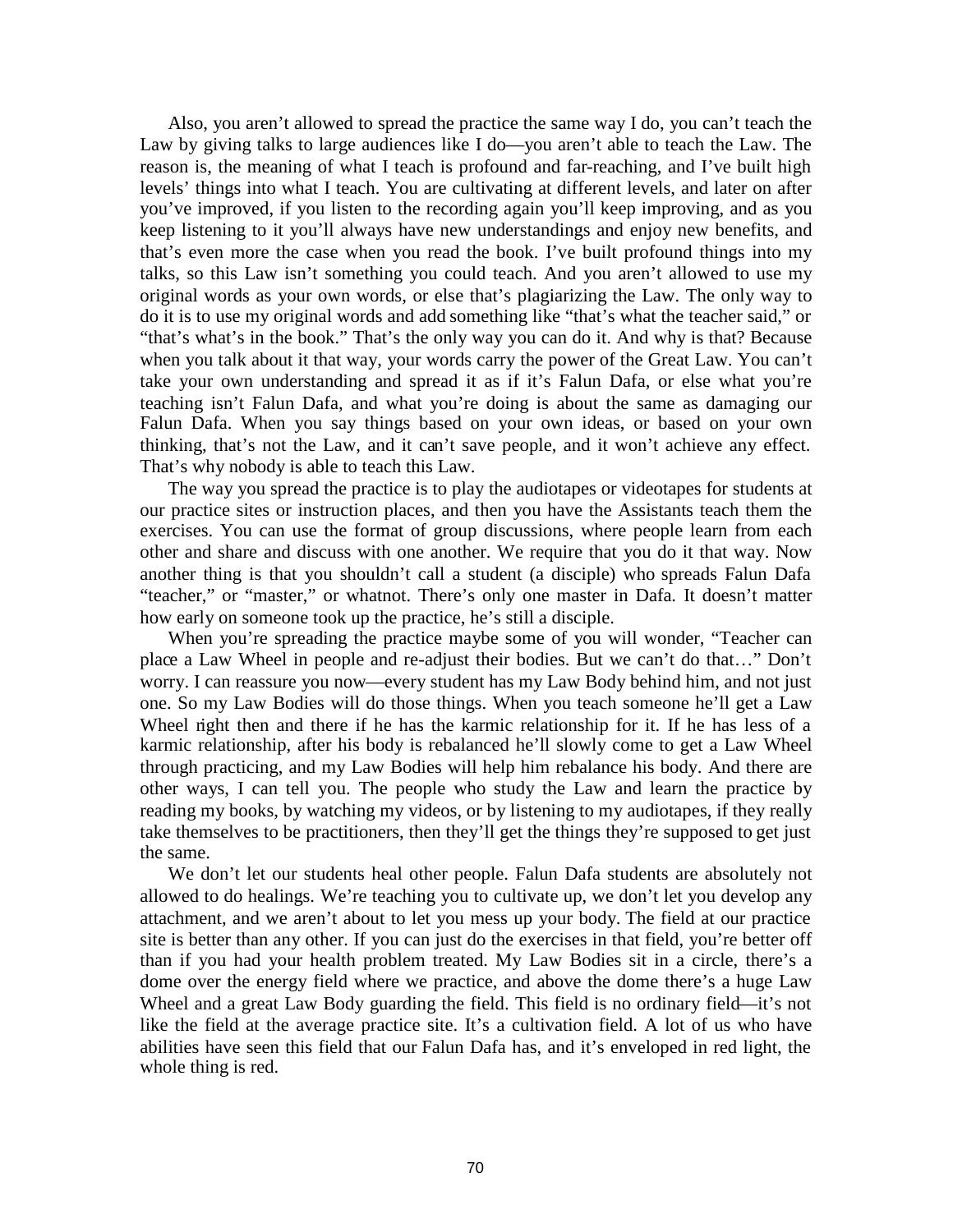Also, you aren't allowed to spread the practice the same way I do, you can't teach the Law by giving talks to large audiences like I do—you aren't able to teach the Law. The reason is, the meaning of what I teach is profound and far-reaching, and I've built high levels' things into what I teach. You are cultivating at different levels, and later on after you've improved, if you listen to the recording again you'll keep improving, and as you keep listening to it you'll always have new understandings and enjoy new benefits, and that's even more the case when you read the book. I've built profound things into my talks, so this Law isn't something you could teach. And you aren't allowed to use my original words as your own words, or else that's plagiarizing the Law. The only way to do it is to use my original words and add something like "that's what the teacher said," or "that's what's in the book." That's the only way you can do it. And why is that? Because when you talk about it that way, your words carry the power of the Great Law. You can't take your own understanding and spread it as if it's Falun Dafa, or else what you're teaching isn't Falun Dafa, and what you're doing is about the same as damaging our Falun Dafa. When you say things based on your own ideas, or based on your own thinking, that's not the Law, and it can't save people, and it won't achieve any effect. That's why nobody is able to teach this Law.

The way you spread the practice is to play the audiotapes or videotapes for students at our practice sites or instruction places, and then you have the Assistants teach them the exercises. You can use the format of group discussions, where people learn from each other and share and discuss with one another. We require that you do it that way. Now another thing is that you shouldn't call a student (a disciple) who spreads Falun Dafa "teacher," or "master," or whatnot. There's only one master in Dafa. It doesn't matter how early on someone took up the practice, he's still a disciple.

When you're spreading the practice maybe some of you will wonder, "Teacher can place a Law Wheel in people and re-adjust their bodies. But we can't do that…" Don't worry. I can reassure you now—every student has my Law Body behind him, and not just one. So my Law Bodies will do those things. When you teach someone he'll get a Law Wheel right then and there if he has the karmic relationship for it. If he has less of a karmic relationship, after his body is rebalanced he'll slowly come to get a Law Wheel through practicing, and my Law Bodies will help him rebalance his body. And there are other ways, I can tell you. The people who study the Law and learn the practice by reading my books, by watching my videos, or by listening to my audiotapes, if they really take themselves to be practitioners, then they'll get the things they're supposed to get just the same.

We don't let our students heal other people. Falun Dafa students are absolutely not allowed to do healings. We're teaching you to cultivate up, we don't let you develop any attachment, and we aren't about to let you mess up your body. The field at our practice site is better than any other. If you can just do the exercises in that field, you're better off than if you had your health problem treated. My Law Bodies sit in a circle, there's a dome over the energy field where we practice, and above the dome there's a huge Law Wheel and a great Law Body guarding the field. This field is no ordinary field—it's not like the field at the average practice site. It's a cultivation field. A lot of us who have abilities have seen this field that our Falun Dafa has, and it's enveloped in red light, the whole thing is red.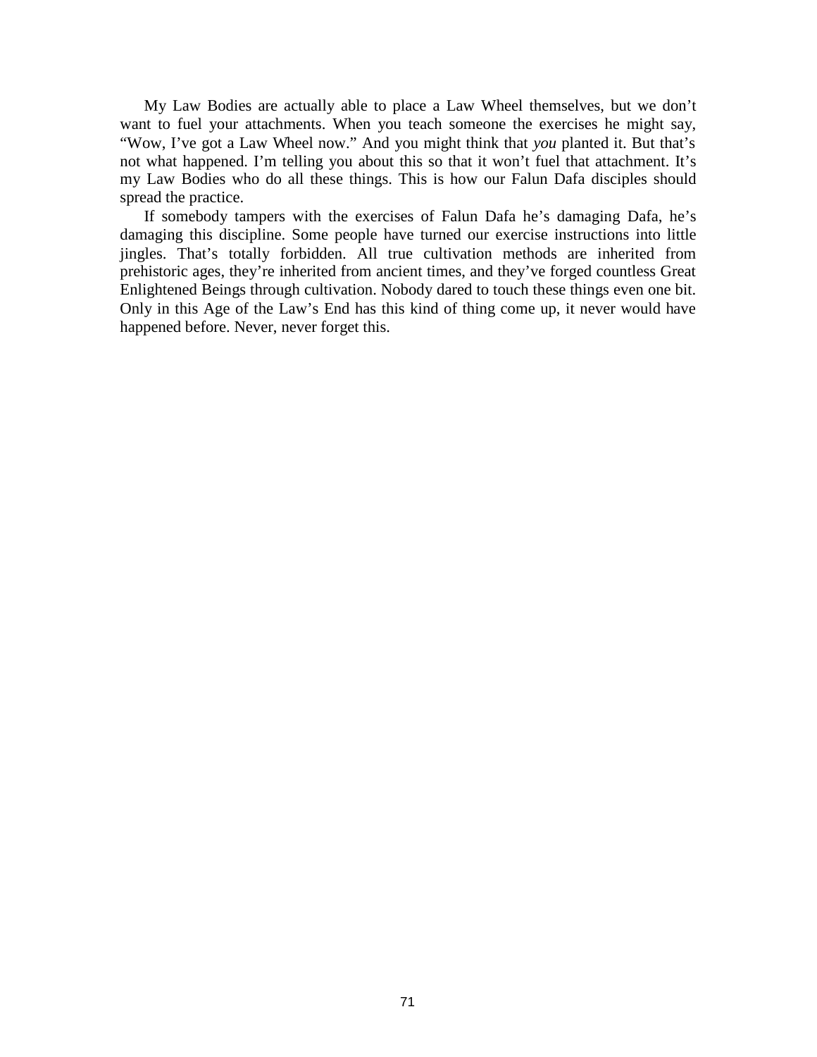My Law Bodies are actually able to place a Law Wheel themselves, but we don't want to fuel your attachments. When you teach someone the exercises he might say, "Wow, I've got a Law Wheel now." And you might think that *you* planted it. But that's not what happened. I'm telling you about this so that it won't fuel that attachment. It's my Law Bodies who do all these things. This is how our Falun Dafa disciples should spread the practice.

If somebody tampers with the exercises of Falun Dafa he's damaging Dafa, he's damaging this discipline. Some people have turned our exercise instructions into little jingles. That's totally forbidden. All true cultivation methods are inherited from prehistoric ages, they're inherited from ancient times, and they've forged countless Great Enlightened Beings through cultivation. Nobody dared to touch these things even one bit. Only in this Age of the Law's End has this kind of thing come up, it never would have happened before. Never, never forget this.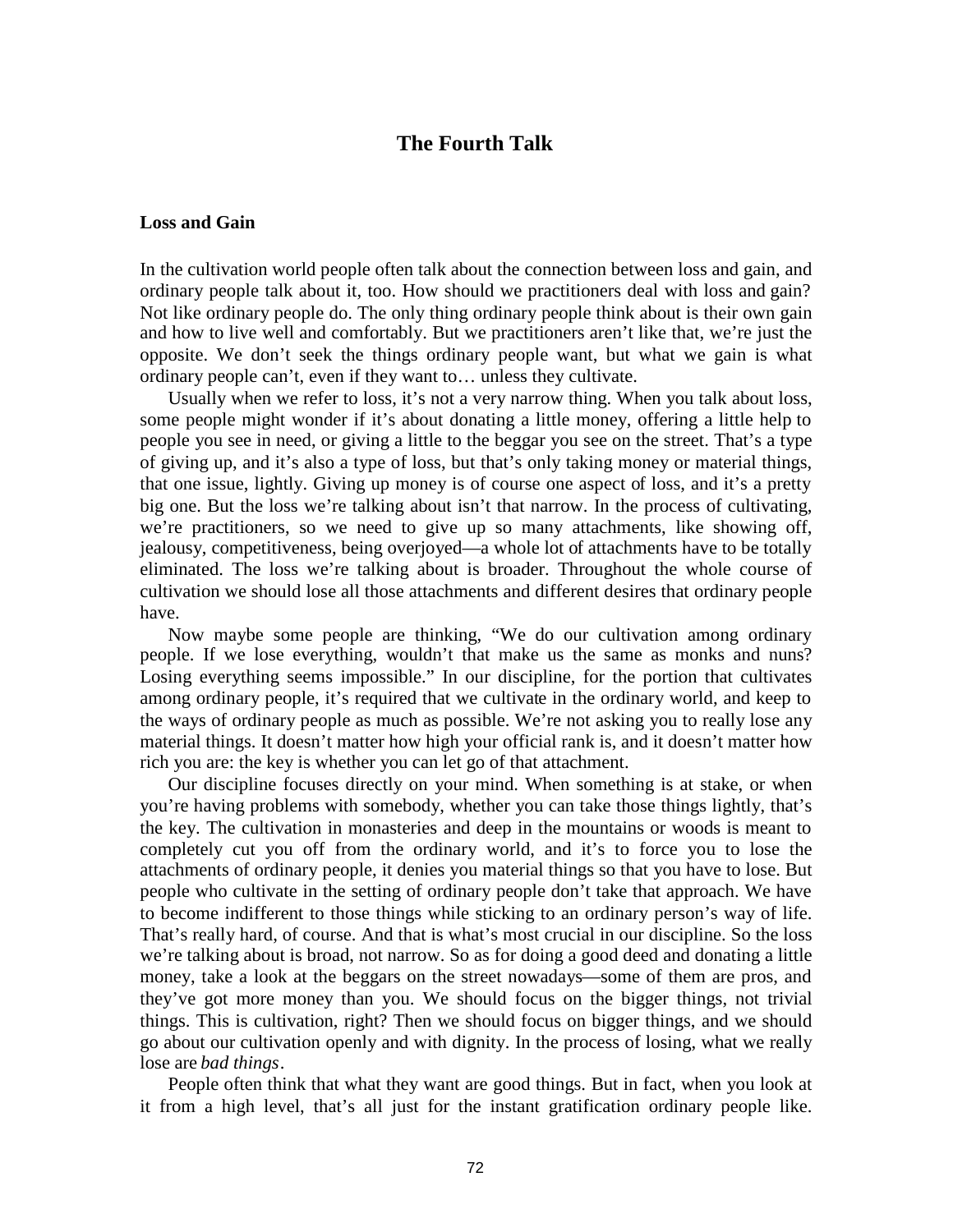# The Fourth Talk

### Loss and Gain

In the cultivation world people often talk about the connection between loss and gain, and ordinary people talk about it, too. How should we practitioners deal with loss and gain? Not like ordinary people do. The only thing ordinary people think about is their own gain and how to live well and comfortably. But we practitioners aren't like that, we're just the opposite. We don't seek the things ordinary people want, but what we gain is what ordinary people can't, even if they want to… unless they cultivate.

Usually when we refer to loss, it's not a very narrow thing. When you talk about loss, some people might wonder if it's about donating a little money, offering a little help to people you see in need, or giving a little to the beggar you see on the street. That's a type of giving up, and it's also a type of loss, but that's only taking money or material things, that one issue, lightly. Giving up money is of course one aspect of loss, and it's a pretty big one. But the loss we're talking about isn't that narrow. In the process of cultivating, we're practitioners, so we need to give up so many attachments, like showing off, jealousy, competitiveness, being overjoyed—a whole lot of attachments have to be totally eliminated. The loss we're talking about is broader. Throughout the whole course of cultivation we should lose all those attachments and different desires that ordinary people have.

Now maybe some people are thinking, "We do our cultivation among ordinary people. If we lose everything, wouldn't that make us the same as monks and nuns? Losing everything seems impossible." In our discipline, for the portion that cultivates among ordinary people, it's required that we cultivate in the ordinary world, and keep to the ways of ordinary people as much as possible. We're not asking you to really lose any material things. It doesn't matter how high your official rank is, and it doesn't matter how rich you are: the key is whether you can let go of that attachment.

Our discipline focuses directly on your mind. When something is at stake, or when you're having problems with somebody, whether you can take those things lightly, that's the key. The cultivation in monasteries and deep in the mountains or woods is meant to completely cut you off from the ordinary world, and it's to force you to lose the attachments of ordinary people, it denies you material things so that you have to lose. But people who cultivate in the setting of ordinary people don't take that approach. We have to become indifferent to those things while sticking to an ordinary person's way of life. That's really hard, of course. And that is what's most crucial in our discipline. So the loss we're talking about is broad, not narrow. So as for doing a good deed and donating a little money, take a look at the beggars on the street nowadays—some of them are pros, and they've got more money than you. We should focus on the bigger things, not trivial things. This is cultivation, right? Then we should focus on bigger things, and we should go about our cultivation openly and with dignity. In the process of losing, what we really lose are *bad things*.

People often think that what they want are good things. But in fact, when you look at it from a high level, that's all just for the instant gratification ordinary people like.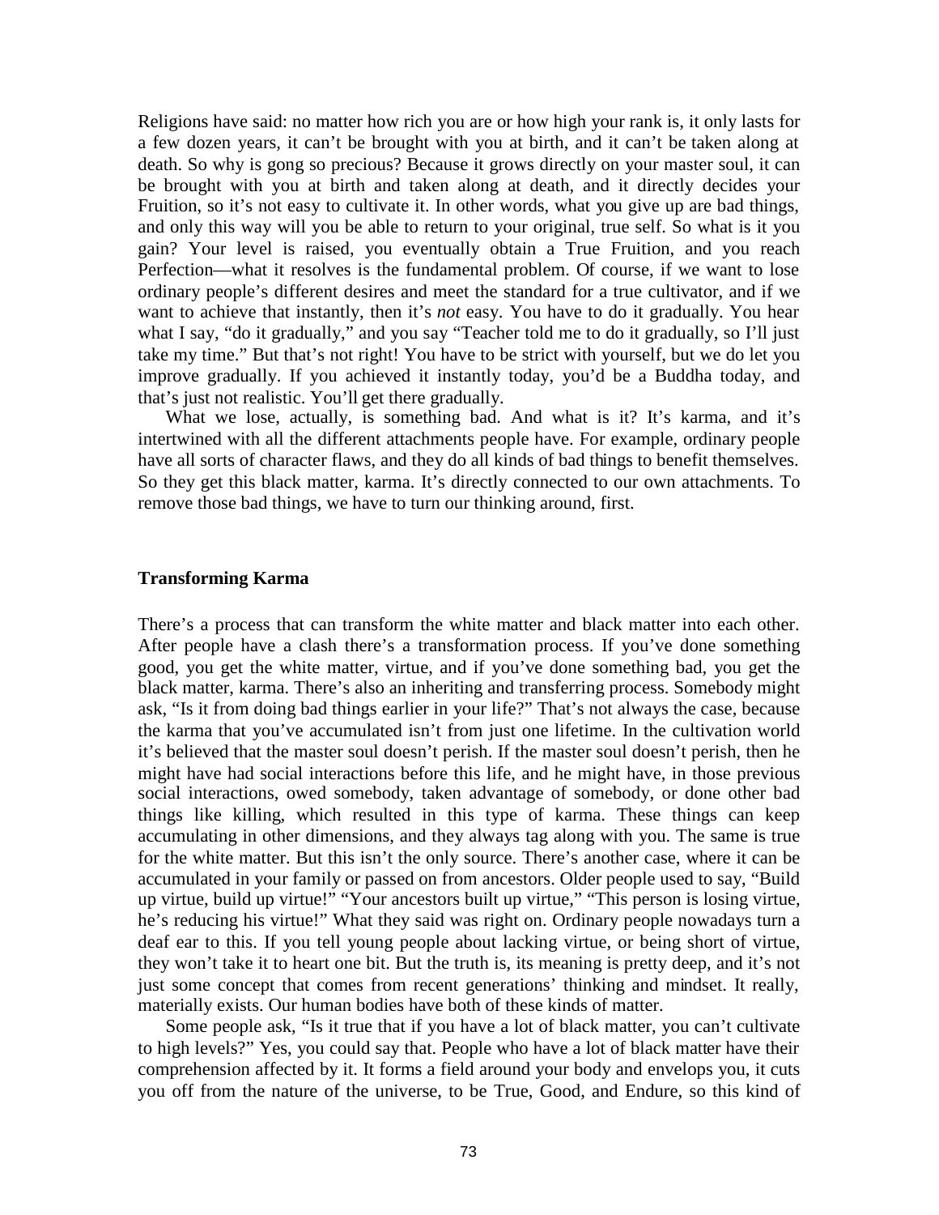Religions have said: no matter how rich you are or how high your rank is, it only lasts for a few dozen years, it can't be brought with you at birth, and it can't be taken along at death. So why is gong so precious? Because it grows directly on your master soul, it can be brought with you at birth and taken along at death, and it directly decides your Fruition, so it's not easy to cultivate it. In other words, what you give up are bad things, and only this way will you be able to return to your original, true self. So what is it you gain? Your level is raised, you eventually obtain a True Fruition, and you reach Perfection—what it resolves is the fundamental problem. Of course, if we want to lose ordinary people's different desires and meet the standard for a true cultivator, and if we want to achieve that instantly, then it's *not* easy. You have to do it gradually. You hear what I say, "do it gradually," and you say "Teacher told me to do it gradually, so I'll just take my time." But that's not right! You have to be strict with yourself, but we do let you improve gradually. If you achieved it instantly today, you'd be a Buddha today, and that's just not realistic. You'll get there gradually.

What we lose, actually, is something bad. And what is it? It's karma, and it's intertwined with all the different attachments people have. For example, ordinary people have all sorts of character flaws, and they do all kinds of bad things to benefit themselves. So they get this black matter, karma. It's directly connected to our own attachments. To remove those bad things, we have to turn our thinking around, first.

### Transforming Karma

There's a process that can transform the white matter and black matter into each other. After people have a clash there's a transformation process. If you've done something good, you get the white matter, virtue, and if you've done something bad, you get the black matter, karma. There's also an inheriting and transferring process. Somebody might ask, "Is it from doing bad things earlier in your life?" That's not always the case, because the karma that you've accumulated isn't from just one lifetime. In the cultivation world it's believed that the master soul doesn't perish. If the master soul doesn't perish, then he might have had social interactions before this life, and he might have, in those previous social interactions, owed somebody, taken advantage of somebody, or done other bad things like killing, which resulted in this type of karma. These things can keep accumulating in other dimensions, and they always tag along with you. The same is true for the white matter. But this isn't the only source. There's another case, where it can be accumulated in your family or passed on from ancestors. Older people used to say, "Build up virtue, build up virtue!" "Your ancestors built up virtue," "This person is losing virtue, he's reducing his virtue!" What they said was right on. Ordinary people nowadays turn a deaf ear to this. If you tell young people about lacking virtue, or being short of virtue, they won't take it to heart one bit. But the truth is, its meaning is pretty deep, and it's not just some concept that comes from recent generations' thinking and mindset. It really, materially exists. Our human bodies have both of these kinds of matter.

Some people ask, "Is it true that if you have a lot of black matter, you can't cultivate to high levels?" Yes, you could say that. People who have a lot of black matter have their comprehension affected by it. It forms a field around your body and envelops you, it cuts you off from the nature of the universe, to be True, Good, and Endure, so this kind of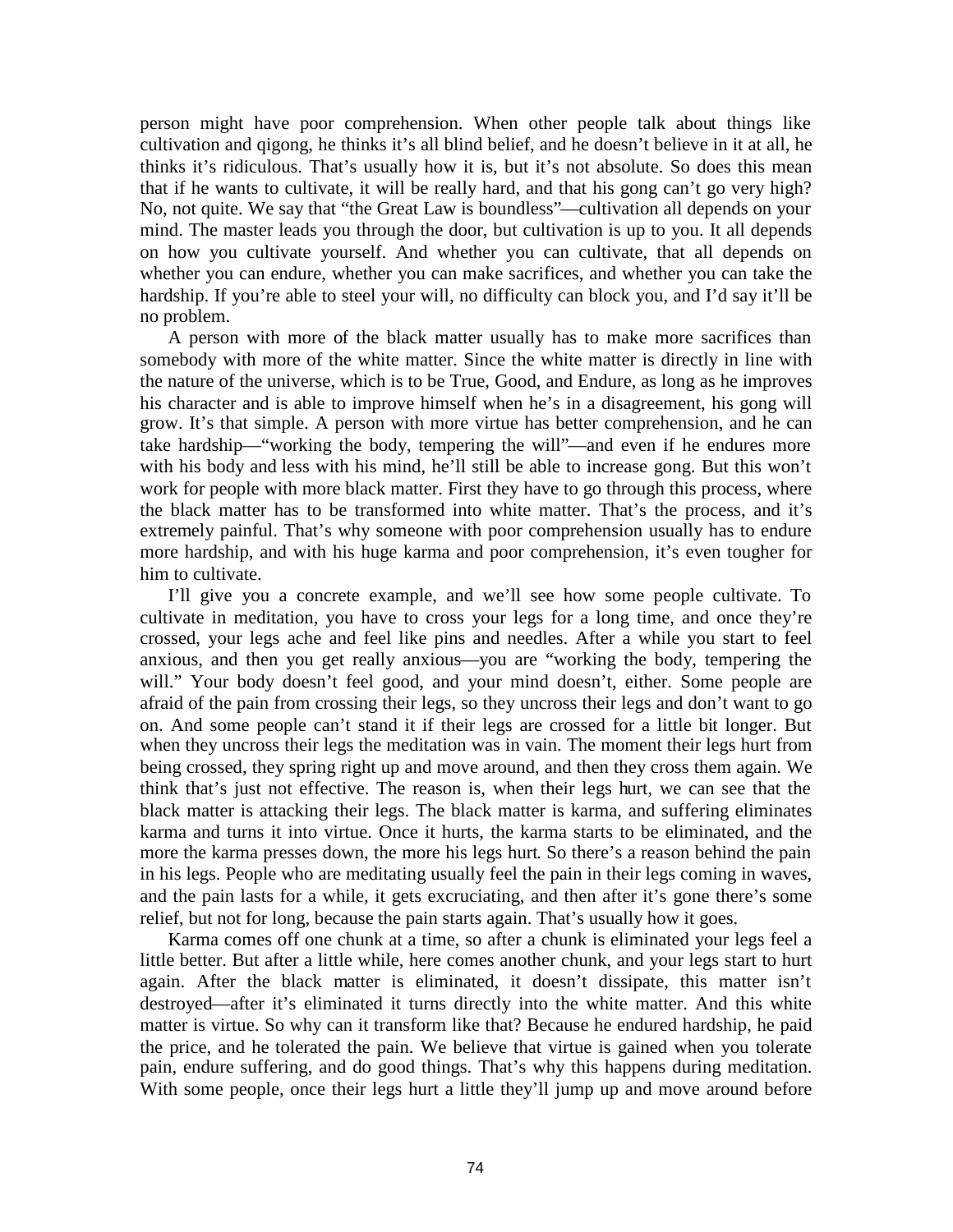person might have poor comprehension. When other people talk about things like cultivation and qigong, he thinks it's all blind belief, and he doesn't believe in it at all, he thinks it's ridiculous. That's usually how it is, but it's not absolute. So does this mean that if he wants to cultivate, it will be really hard, and that his gong can't go very high? No, not quite. We say that "the Great Law is boundless"—cultivation all depends on your mind. The master leads you through the door, but cultivation is up to you. It all depends on how you cultivate yourself. And whether you can cultivate, that all depends on whether you can endure, whether you can make sacrifices, and whether you can take the hardship. If you're able to steel your will, no difficulty can block you, and I'd say it'll be no problem.

A person with more of the black matter usually has to make more sacrifices than somebody with more of the white matter. Since the white matter is directly in line with the nature of the universe, which is to be True, Good, and Endure, as long as he improves his character and is able to improve himself when he's in a disagreement, his gong will grow. It's that simple. A person with more virtue has better comprehension, and he can take hardship—"working the body, tempering the will"—and even if he endures more with his body and less with his mind, he'll still be able to increase gong. But this won't work for people with more black matter. First they have to go through this process, where the black matter has to be transformed into white matter. That's the process, and it's extremely painful. That's why someone with poor comprehension usually has to endure more hardship, and with his huge karma and poor comprehension, it's even tougher for him to cultivate.

I'll give you a concrete example, and we'll see how some people cultivate. To cultivate in meditation, you have to cross your legs for a long time, and once they're crossed, your legs ache and feel like pins and needles. After a while you start to feel anxious, and then you get really anxious—you are "working the body, tempering the will." Your body doesn't feel good, and your mind doesn't, either. Some people are afraid of the pain from crossing their legs, so they uncross their legs and don't want to go on. And some people can't stand it if their legs are crossed for a little bit longer. But when they uncross their legs the meditation was in vain. The moment their legs hurt from being crossed, they spring right up and move around, and then they cross them again. We think that's just not effective. The reason is, when their legs hurt, we can see that the black matter is attacking their legs. The black matter is karma, and suffering eliminates karma and turns it into virtue. Once it hurts, the karma starts to be eliminated, and the more the karma presses down, the more his legs hurt. So there's a reason behind the pain in his legs. People who are meditating usually feel the pain in their legs coming in waves, and the pain lasts for a while, it gets excruciating, and then after it's gone there's some relief, but not for long, because the pain starts again. That's usually how it goes.

Karma comes off one chunk at a time, so after a chunk is eliminated your legs feel a little better. But after a little while, here comes another chunk, and your legs start to hurt again. After the black matter is eliminated, it doesn't dissipate, this matter isn't destroyed—after it's eliminated it turns directly into the white matter. And this white matter is virtue. So why can it transform like that? Because he endured hardship, he paid the price, and he tolerated the pain. We believe that virtue is gained when you tolerate pain, endure suffering, and do good things. That's why this happens during meditation. With some people, once their legs hurt a little they'll jump up and move around before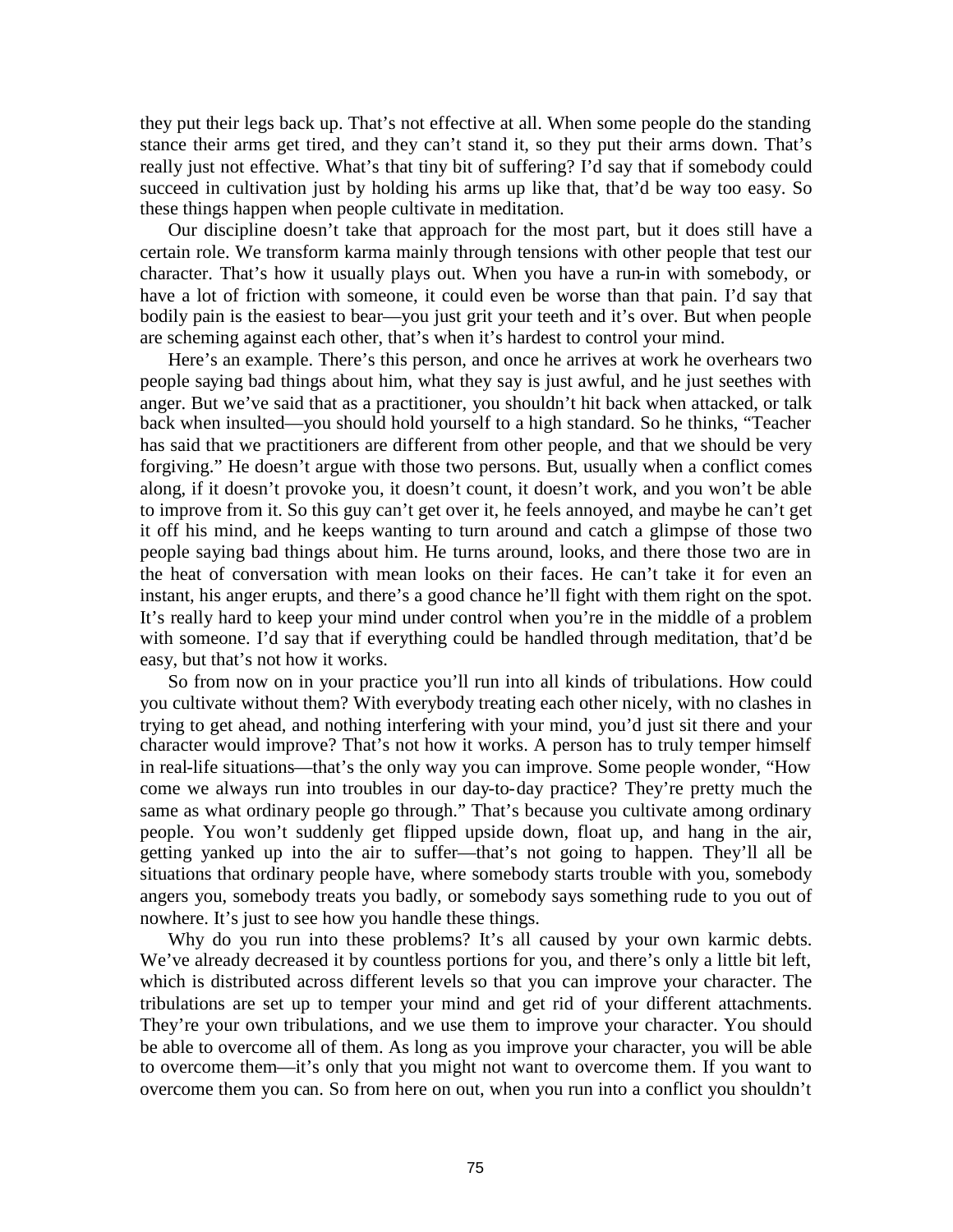they put their legs back up. That's not effective at all. When some people do the standing stance their arms get tired, and they can't stand it, so they put their arms down. That's really just not effective. What's that tiny bit of suffering? I'd say that if somebody could succeed in cultivation just by holding his arms up like that, that'd be way too easy. So these things happen when people cultivate in meditation.

Our discipline doesn't take that approach for the most part, but it does still have a certain role. We transform karma mainly through tensions with other people that test our character. That's how it usually plays out. When you have a run-in with somebody, or have a lot of friction with someone, it could even be worse than that pain. I'd say that bodily pain is the easiest to bear—you just grit your teeth and it's over. But when people are scheming against each other, that's when it's hardest to control your mind.

Here's an example. There's this person, and once he arrives at work he overhears two people saying bad things about him, what they say is just awful, and he just seethes with anger. But we've said that as a practitioner, you shouldn't hit back when attacked, or talk back when insulted—you should hold yourself to a high standard. So he thinks, "Teacher has said that we practitioners are different from other people, and that we should be very forgiving." He doesn't argue with those two persons. But, usually when a conflict comes along, if it doesn't provoke you, it doesn't count, it doesn't work, and you won't be able to improve from it. So this guy can't get over it, he feels annoyed, and maybe he can't get it off his mind, and he keeps wanting to turn around and catch a glimpse of those two people saying bad things about him. He turns around, looks, and there those two are in the heat of conversation with mean looks on their faces. He can't take it for even an instant, his anger erupts, and there's a good chance he'll fight with them right on the spot. It's really hard to keep your mind under control when you're in the middle of a problem with someone. I'd say that if everything could be handled through meditation, that'd be easy, but that's not how it works.

So from now on in your practice you'll run into all kinds of tribulations. How could you cultivate without them? With everybody treating each other nicely, with no clashes in trying to get ahead, and nothing interfering with your mind, you'd just sit there and your character would improve? That's not how it works. A person has to truly temper himself in real-life situations—that's the only way you can improve. Some people wonder, "How come we always run into troubles in our day-to-day practice? They're pretty much the same as what ordinary people go through." That's because you cultivate among ordinary people. You won't suddenly get flipped upside down, float up, and hang in the air, getting yanked up into the air to suffer—that's not going to happen. They'll all be situations that ordinary people have, where somebody starts trouble with you, somebody angers you, somebody treats you badly, or somebody says something rude to you out of nowhere. It's just to see how you handle these things.

Why do you run into these problems? It's all caused by your own karmic debts. We've already decreased it by countless portions for you, and there's only a little bit left, which is distributed across different levels so that you can improve your character. The tribulations are set up to temper your mind and get rid of your different attachments. They're your own tribulations, and we use them to improve your character. You should be able to overcome all of them. As long as you improve your character, you will be able to overcome them—it's only that you might not want to overcome them. If you want to overcome them you can. So from here on out, when you run into a conflict you shouldn't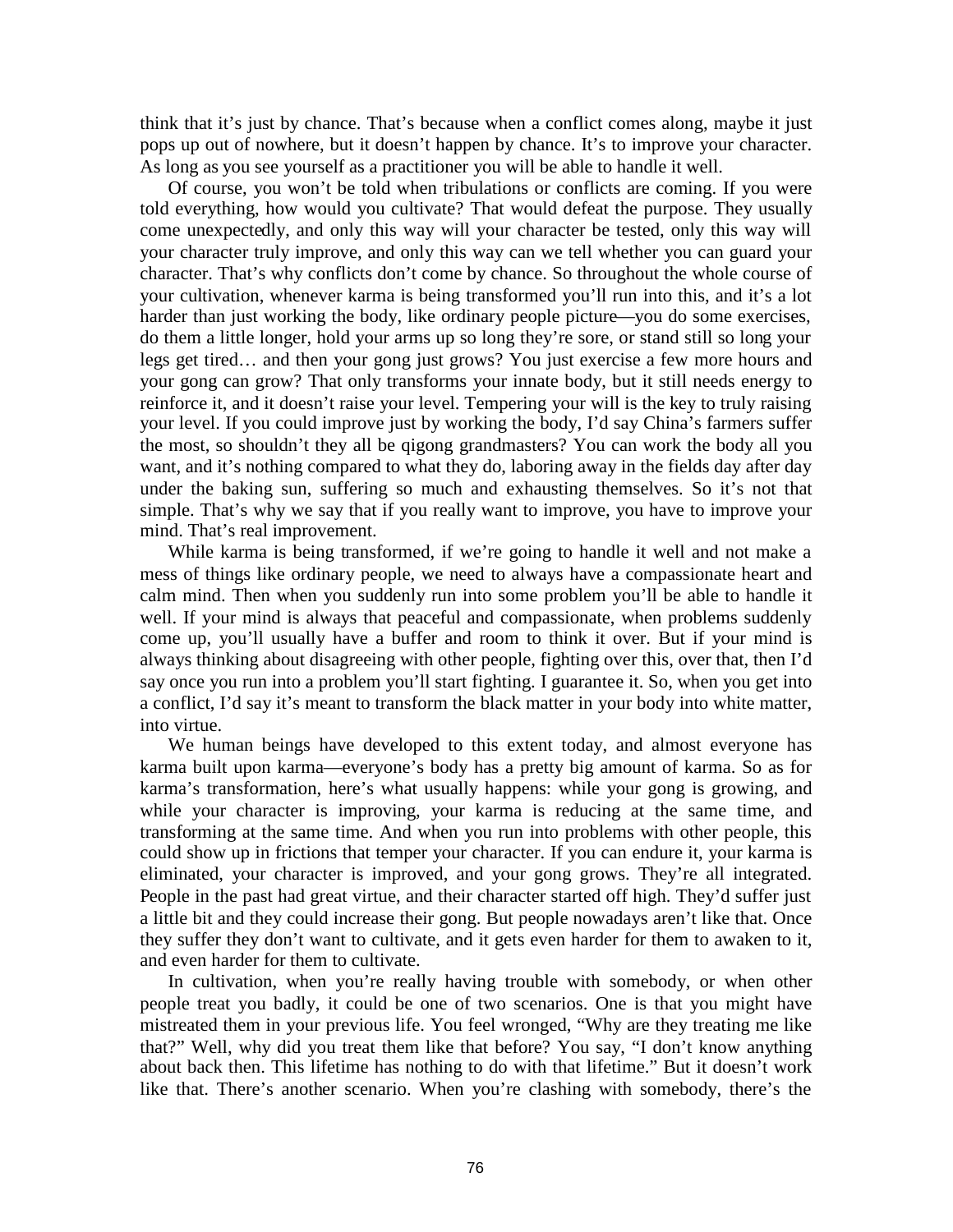think that it's just by chance. That's because when a conflict comes along, maybe it just pops up out of nowhere, but it doesn't happen by chance. It's to improve your character. As long as you see yourself as a practitioner you will be able to handle it well.

Of course, you won't be told when tribulations or conflicts are coming. If you were told everything, how would you cultivate? That would defeat the purpose. They usually come unexpectedly, and only this way will your character be tested, only this way will your character truly improve, and only this way can we tell whether you can guard your character. That's why conflicts don't come by chance. So throughout the whole course of your cultivation, whenever karma is being transformed you'll run into this, and it's a lot harder than just working the body, like ordinary people picture—you do some exercises, do them a little longer, hold your arms up so long they're sore, or stand still so long your legs get tired… and then your gong just grows? You just exercise a few more hours and your gong can grow? That only transforms your innate body, but it still needs energy to reinforce it, and it doesn't raise your level. Tempering your will is the key to truly raising your level. If you could improve just by working the body, I'd say China's farmers suffer the most, so shouldn't they all be qigong grandmasters? You can work the body all you want, and it's nothing compared to what they do, laboring away in the fields day after day under the baking sun, suffering so much and exhausting themselves. So it's not that simple. That's why we say that if you really want to improve, you have to improve your mind. That's real improvement.

While karma is being transformed, if we're going to handle it well and not make a mess of things like ordinary people, we need to always have a compassionate heart and calm mind. Then when you suddenly run into some problem you'll be able to handle it well. If your mind is always that peaceful and compassionate, when problems suddenly come up, you'll usually have a buffer and room to think it over. But if your mind is always thinking about disagreeing with other people, fighting over this, over that, then I'd say once you run into a problem you'll start fighting. I guarantee it. So, when you get into a conflict, I'd say it's meant to transform the black matter in your body into white matter, into virtue.

We human beings have developed to this extent today, and almost everyone has karma built upon karma—everyone's body has a pretty big amount of karma. So as for karma's transformation, here's what usually happens: while your gong is growing, and while your character is improving, your karma is reducing at the same time, and transforming at the same time. And when you run into problems with other people, this could show up in frictions that temper your character. If you can endure it, your karma is eliminated, your character is improved, and your gong grows. They're all integrated. People in the past had great virtue, and their character started off high. They'd suffer just a little bit and they could increase their gong. But people nowadays aren't like that. Once they suffer they don't want to cultivate, and it gets even harder for them to awaken to it, and even harder for them to cultivate.

In cultivation, when you're really having trouble with somebody, or when other people treat you badly, it could be one of two scenarios. One is that you might have mistreated them in your previous life. You feel wronged, "Why are they treating me like that?" Well, why did you treat them like that before? You say, "I don't know anything about back then. This lifetime has nothing to do with that lifetime." But it doesn't work like that. There's another scenario. When you're clashing with somebody, there's the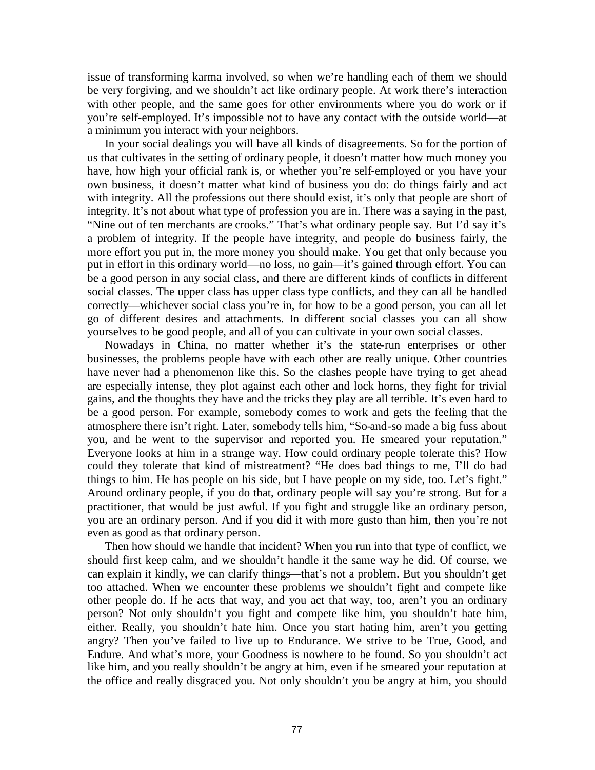issue of transforming karma involved, so when we're handling each of them we should be very forgiving, and we shouldn't act like ordinary people. At work there's interaction with other people, and the same goes for other environments where you do work or if you're self-employed. It's impossible not to have any contact with the outside world—at a minimum you interact with your neighbors.

In your social dealings you will have all kinds of disagreements. So for the portion of us that cultivates in the setting of ordinary people, it doesn't matter how much money you have, how high your official rank is, or whether you're self-employed or you have your own business, it doesn't matter what kind of business you do: do things fairly and act with integrity. All the professions out there should exist, it's only that people are short of integrity. It's not about what type of profession you are in. There was a saying in the past, "Nine out of ten merchants are crooks." That's what ordinary people say. But I'd say it's a problem of integrity. If the people have integrity, and people do business fairly, the more effort you put in, the more money you should make. You get that only because you put in effort in this ordinary world—no loss, no gain—it's gained through effort. You can be a good person in any social class, and there are different kinds of conflicts in different social classes. The upper class has upper class type conflicts, and they can all be handled correctly—whichever social class you're in, for how to be a good person, you can all let go of different desires and attachments. In different social classes you can all show yourselves to be good people, and all of you can cultivate in your own social classes.

Nowadays in China, no matter whether it's the state-run enterprises or other businesses, the problems people have with each other are really unique. Other countries have never had a phenomenon like this. So the clashes people have trying to get ahead are especially intense, they plot against each other and lock horns, they fight for trivial gains, and the thoughts they have and the tricks they play are all terrible. It's even hard to be a good person. For example, somebody comes to work and gets the feeling that the atmosphere there isn't right. Later, somebody tells him, "So-and-so made a big fuss about you, and he went to the supervisor and reported you. He smeared your reputation." Everyone looks at him in a strange way. How could ordinary people tolerate this? How could they tolerate that kind of mistreatment? "He does bad things to me, I'll do bad things to him. He has people on his side, but I have people on my side, too. Let's fight." Around ordinary people, if you do that, ordinary people will say you're strong. But for a practitioner, that would be just awful. If you fight and struggle like an ordinary person, you are an ordinary person. And if you did it with more gusto than him, then you're not even as good as that ordinary person.

Then how should we handle that incident? When you run into that type of conflict, we should first keep calm, and we shouldn't handle it the same way he did. Of course, we can explain it kindly, we can clarify things—that's not a problem. But you shouldn't get too attached. When we encounter these problems we shouldn't fight and compete like other people do. If he acts that way, and you act that way, too, aren't you an ordinary person? Not only shouldn't you fight and compete like him, you shouldn't hate him, either. Really, you shouldn't hate him. Once you start hating him, aren't you getting angry? Then you've failed to live up to Endurance. We strive to be True, Good, and Endure. And what's more, your Goodness is nowhere to be found. So you shouldn't act like him, and you really shouldn't be angry at him, even if he smeared your reputation at the office and really disgraced you. Not only shouldn't you be angry at him, you should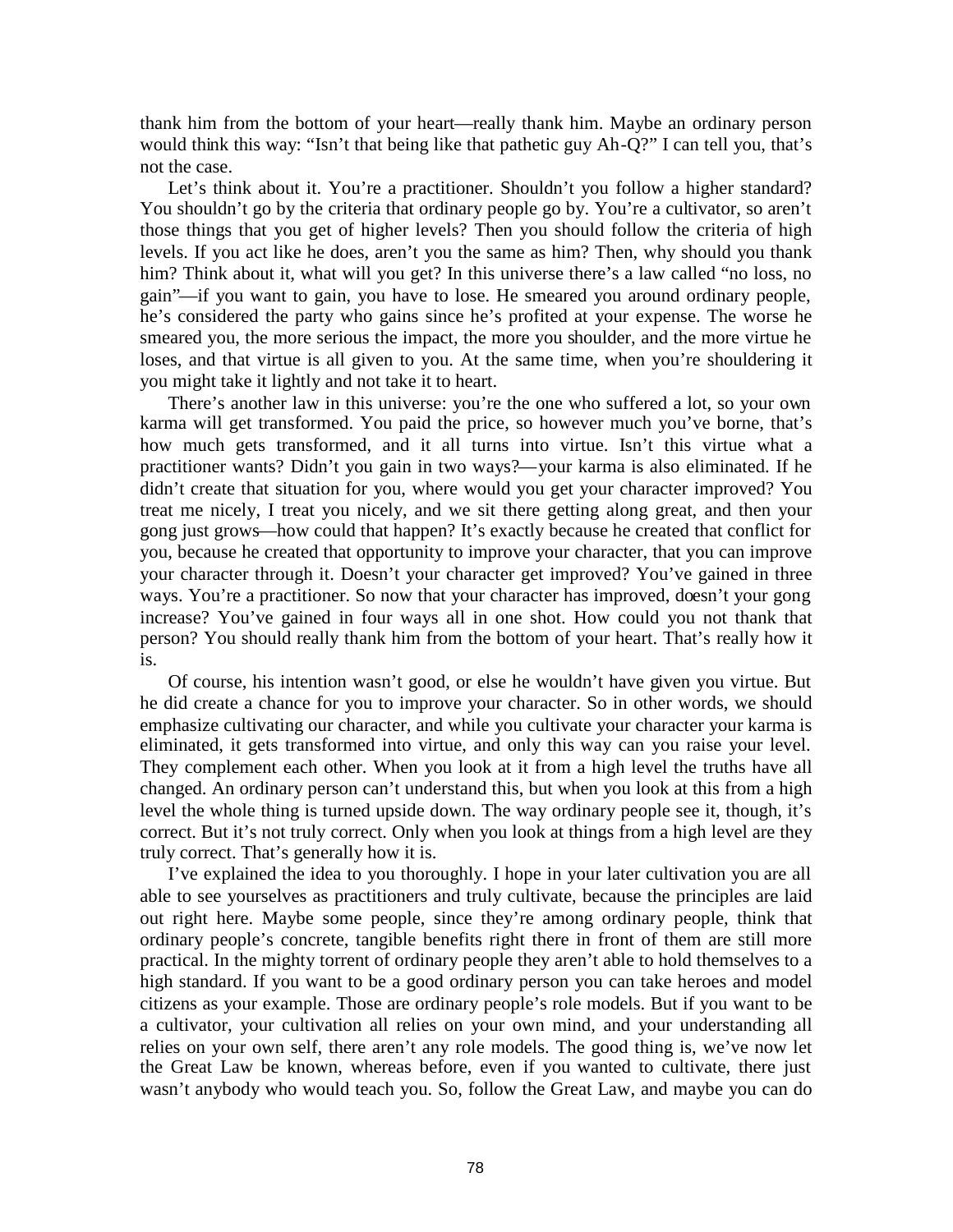thank him from the bottom of your heart—really thank him. Maybe an ordinary person would think this way: "Isn't that being like that pathetic guy Ah-Q?" I can tell you, that's not the case.

Let's think about it. You're a practitioner. Shouldn't you follow a higher standard? You shouldn't go by the criteria that ordinary people go by. You're a cultivator, so aren't those things that you get of higher levels? Then you should follow the criteria of high levels. If you act like he does, aren't you the same as him? Then, why should you thank him? Think about it, what will you get? In this universe there's a law called "no loss, no gain"—if you want to gain, you have to lose. He smeared you around ordinary people, he's considered the party who gains since he's profited at your expense. The worse he smeared you, the more serious the impact, the more you shoulder, and the more virtue he loses, and that virtue is all given to you. At the same time, when you're shouldering it you might take it lightly and not take it to heart.

There's another law in this universe: you're the one who suffered a lot, so your own karma will get transformed. You paid the price, so however much you've borne, that's how much gets transformed, and it all turns into virtue. Isn't this virtue what a practitioner wants? Didn't you gain in two ways?—your karma is also eliminated. If he didn't create that situation for you, where would you get your character improved? You treat me nicely, I treat you nicely, and we sit there getting along great, and then your gong just grows—how could that happen? It's exactly because he created that conflict for you, because he created that opportunity to improve your character, that you can improve your character through it. Doesn't your character get improved? You've gained in three ways. You're a practitioner. So now that your character has improved, doesn't your gong increase? You've gained in four ways all in one shot. How could you not thank that person? You should really thank him from the bottom of your heart. That's really how it is.

Of course, his intention wasn't good, or else he wouldn't have given you virtue. But he did create a chance for you to improve your character. So in other words, we should emphasize cultivating our character, and while you cultivate your character your karma is eliminated, it gets transformed into virtue, and only this way can you raise your level. They complement each other. When you look at it from a high level the truths have all changed. An ordinary person can't understand this, but when you look at this from a high level the whole thing is turned upside down. The way ordinary people see it, though, it's correct. But it's not truly correct. Only when you look at things from a high level are they truly correct. That's generally how it is.

I've explained the idea to you thoroughly. I hope in your later cultivation you are all able to see yourselves as practitioners and truly cultivate, because the principles are laid out right here. Maybe some people, since they're among ordinary people, think that ordinary people's concrete, tangible benefits right there in front of them are still more practical. In the mighty torrent of ordinary people they aren't able to hold themselves to a high standard. If you want to be a good ordinary person you can take heroes and model citizens as your example. Those are ordinary people's role models. But if you want to be a cultivator, your cultivation all relies on your own mind, and your understanding all relies on your own self, there aren't any role models. The good thing is, we've now let the Great Law be known, whereas before, even if you wanted to cultivate, there just wasn't anybody who would teach you. So, follow the Great Law, and maybe you can do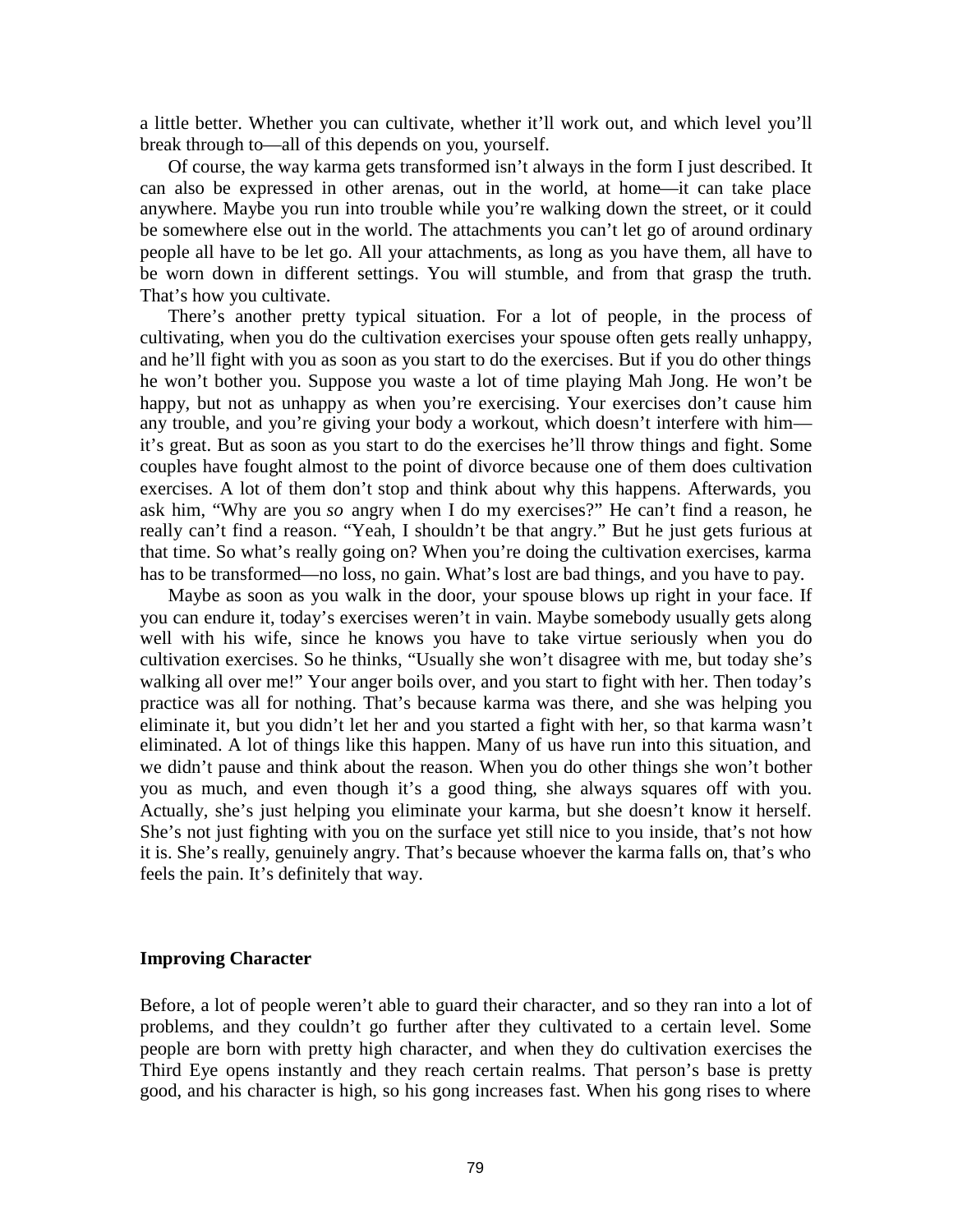a little better. Whether you can cultivate, whether it'll work out, and which level you'll break through to—all of this depends on you, yourself.

Of course, the way karma gets transformed isn't always in the form I just described. It can also be expressed in other arenas, out in the world, at home—it can take place anywhere. Maybe you run into trouble while you're walking down the street, or it could be somewhere else out in the world. The attachments you can't let go of around ordinary people all have to be let go. All your attachments, as long as you have them, all have to be worn down in different settings. You will stumble, and from that grasp the truth. That's how you cultivate.

There's another pretty typical situation. For a lot of people, in the process of cultivating, when you do the cultivation exercises your spouse often gets really unhappy, and he'll fight with you as soon as you start to do the exercises. But if you do other things he won't bother you. Suppose you waste a lot of time playing Mah Jong. He won't be happy, but not as unhappy as when you're exercising. Your exercises don't cause him any trouble, and you're giving your body a workout, which doesn't interfere with him—it's great. But as soon as you start to do the exercises he'll throw things and fight. Some couples have fought almost to the point of divorce because one of them does cultivation exercises. A lot of them don't stop and think about why this happens. Afterwards, you ask him, "Why are you *so* angry when I do my exercises?" He can't find a reason, he really can't find a reason. "Yeah, I shouldn't be that angry." But he just gets furious at that time. So what's really going on? When you're doing the cultivation exercises, karma has to be transformed—no loss, no gain. What's lost are bad things, and you have to pay.

Maybe as soon as you walk in the door, your spouse blows up right in your face. If you can endure it, today's exercises weren't in vain. Maybe somebody usually gets along well with his wife, since he knows you have to take virtue seriously when you do cultivation exercises. So he thinks, "Usually she won't disagree with me, but today she's walking all over me!" Your anger boils over, and you start to fight with her. Then today's practice was all for nothing. That's because karma was there, and she was helping you eliminate it, but you didn't let her and you started a fight with her, so that karma wasn't eliminated. A lot of things like this happen. Many of us have run into this situation, and we didn't pause and think about the reason. When you do other things she won't bother you as much, and even though it's a good thing, she always squares off with you. Actually, she's just helping you eliminate your karma, but she doesn't know it herself. She's not just fighting with you on the surface yet still nice to you inside, that's not how it is. She's really, genuinely angry. That's because whoever the karma falls on, that's who feels the pain. It's definitely that way.

### Improving Character

Before, a lot of people weren't able to guard their character, and so they ran into a lot of problems, and they couldn't go further after they cultivated to a certain level. Some people are born with pretty high character, and when they do cultivation exercises the Third Eye opens instantly and they reach certain realms. That person's base is pretty good, and his character is high, so his gong increases fast. When his gong rises to where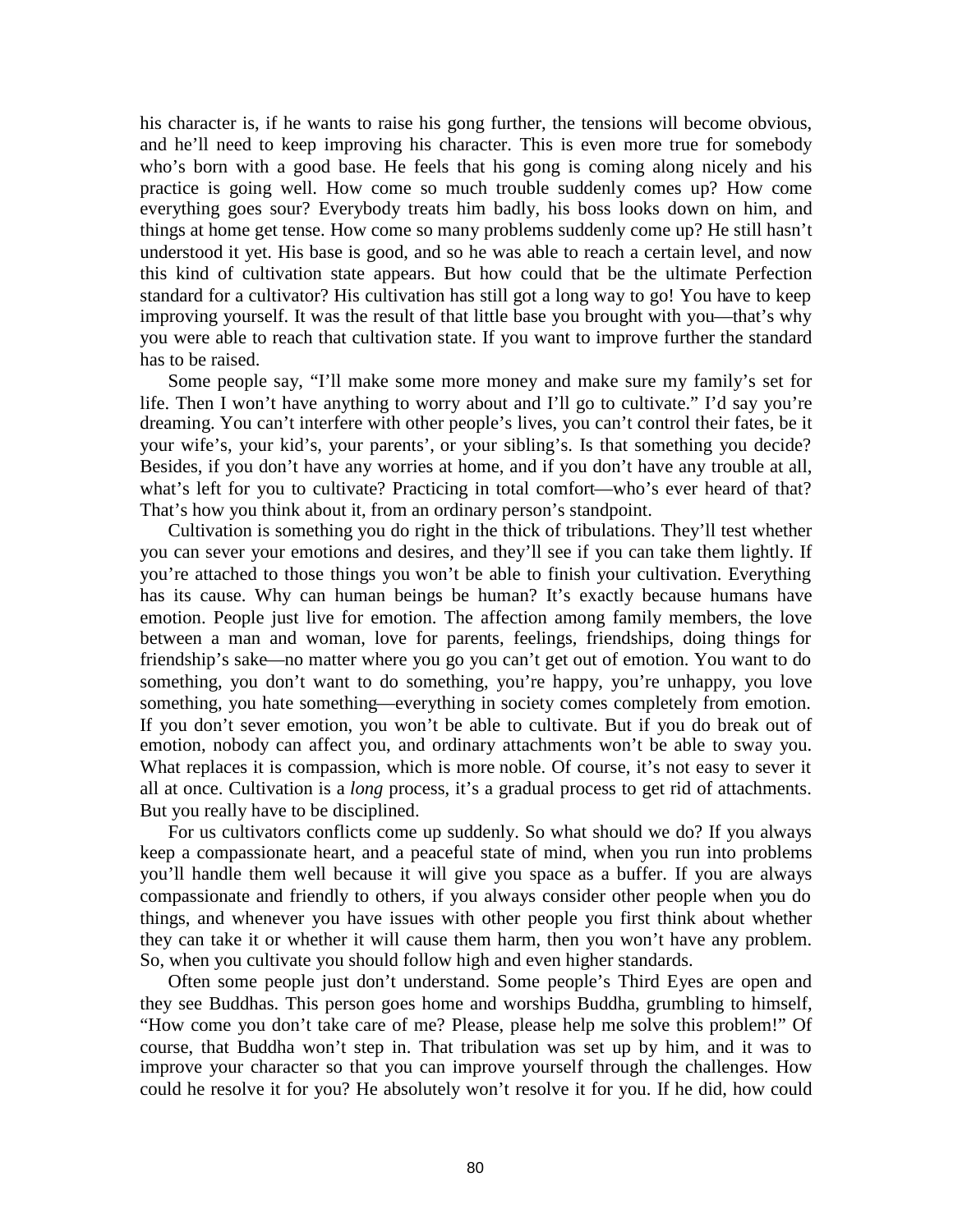his character is, if he wants to raise his gong further, the tensions will become obvious, and he'll need to keep improving his character. This is even more true for somebody who's born with a good base. He feels that his gong is coming along nicely and his practice is going well. How come so much trouble suddenly comes up? How come everything goes sour? Everybody treats him badly, his boss looks down on him, and things at home get tense. How come so many problems suddenly come up? He still hasn't understood it yet. His base is good, and so he was able to reach a certain level, and now this kind of cultivation state appears. But how could that be the ultimate Perfection standard for a cultivator? His cultivation has still got a long way to go! You have to keep improving yourself. It was the result of that little base you brought with you—that's why you were able to reach that cultivation state. If you want to improve further the standard has to be raised.

Some people say, "I'll make some more money and make sure my family's set for life. Then I won't have anything to worry about and I'll go to cultivate." I'd say you're dreaming. You can't interfere with other people's lives, you can't control their fates, be it your wife's, your kid's, your parents', or your sibling's. Is that something you decide? Besides, if you don't have any worries at home, and if you don't have any trouble at all, what's left for you to cultivate? Practicing in total comfort—who's ever heard of that? That's how you think about it, from an ordinary person's standpoint.

Cultivation is something you do right in the thick of tribulations. They'll test whether you can sever your emotions and desires, and they'll see if you can take them lightly. If you're attached to those things you won't be able to finish your cultivation. Everything has its cause. Why can human beings be human? It's exactly because humans have emotion. People just live for emotion. The affection among family members, the love between a man and woman, love for parents, feelings, friendships, doing things for friendship's sake—no matter where you go you can't get out of emotion. You want to do something, you don't want to do something, you're happy, you're unhappy, you love something, you hate something—everything in society comes completely from emotion. If you don't sever emotion, you won't be able to cultivate. But if you do break out of emotion, nobody can affect you, and ordinary attachments won't be able to sway you. What replaces it is compassion, which is more noble. Of course, it's not easy to sever it all at once. Cultivation is a *long* process, it's a gradual process to get rid of attachments. But you really have to be disciplined.

For us cultivators conflicts come up suddenly. So what should we do? If you always keep a compassionate heart, and a peaceful state of mind, when you run into problems you'll handle them well because it will give you space as a buffer. If you are always compassionate and friendly to others, if you always consider other people when you do things, and whenever you have issues with other people you first think about whether they can take it or whether it will cause them harm, then you won't have any problem. So, when you cultivate you should follow high and even higher standards.

Often some people just don't understand. Some people's Third Eyes are open and they see Buddhas. This person goes home and worships Buddha, grumbling to himself, "How come you don't take care of me? Please, please help me solve this problem!" Of course, that Buddha won't step in. That tribulation was set up by him, and it was to improve your character so that you can improve yourself through the challenges. How could he resolve it for you? He absolutely won't resolve it for you. If he did, how could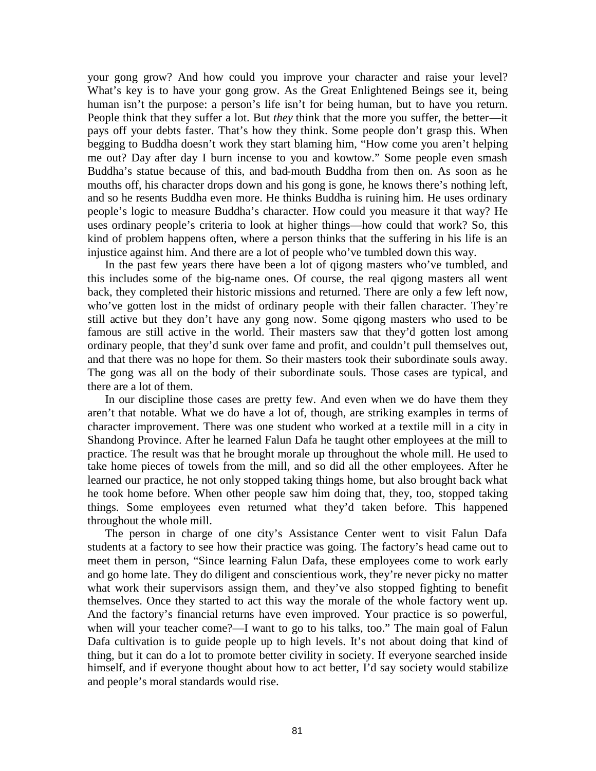your gong grow? And how could you improve your character and raise your level? What's key is to have your gong grow. As the Great Enlightened Beings see it, being human isn't the purpose: a person's life isn't for being human, but to have you return. People think that they suffer a lot. But *they* think that the more you suffer, the better—it pays off your debts faster. That's how they think. Some people don't grasp this. When begging to Buddha doesn't work they start blaming him, "How come you aren't helping me out? Day after day I burn incense to you and kowtow." Some people even smash Buddha's statue because of this, and bad-mouth Buddha from then on. As soon as he mouths off, his character drops down and his gong is gone, he knows there's nothing left, and so he resents Buddha even more. He thinks Buddha is ruining him. He uses ordinary people's logic to measure Buddha's character. How could you measure it that way? He uses ordinary people's criteria to look at higher things—how could that work? So, this kind of problem happens often, where a person thinks that the suffering in his life is an injustice against him. And there are a lot of people who've tumbled down this way.

In the past few years there have been a lot of qigong masters who've tumbled, and this includes some of the big-name ones. Of course, the real qigong masters all went back, they completed their historic missions and returned. There are only a few left now, who've gotten lost in the midst of ordinary people with their fallen character. They're still active but they don't have any gong now. Some qigong masters who used to be famous are still active in the world. Their masters saw that they'd gotten lost among ordinary people, that they'd sunk over fame and profit, and couldn't pull themselves out, and that there was no hope for them. So their masters took their subordinate souls away. The gong was all on the body of their subordinate souls. Those cases are typical, and there are a lot of them.

In our discipline those cases are pretty few. And even when we do have them they aren't that notable. What we do have a lot of, though, are striking examples in terms of character improvement. There was one student who worked at a textile mill in a city in Shandong Province. After he learned Falun Dafa he taught other employees at the mill to practice. The result was that he brought morale up throughout the whole mill. He used to take home pieces of towels from the mill, and so did all the other employees. After he learned our practice, he not only stopped taking things home, but also brought back what he took home before. When other people saw him doing that, they, too, stopped taking things. Some employees even returned what they'd taken before. This happened throughout the whole mill.

The person in charge of one city's Assistance Center went to visit Falun Dafa students at a factory to see how their practice was going. The factory's head came out to meet them in person, "Since learning Falun Dafa, these employees come to work early and go home late. They do diligent and conscientious work, they're never picky no matter what work their supervisors assign them, and they've also stopped fighting to benefit themselves. Once they started to act this way the morale of the whole factory went up. And the factory's financial returns have even improved. Your practice is so powerful, when will your teacher come?—I want to go to his talks, too." The main goal of Falun Dafa cultivation is to guide people up to high levels. It's not about doing that kind of thing, but it can do a lot to promote better civility in society. If everyone searched inside himself, and if everyone thought about how to act better, I'd say society would stabilize and people's moral standards would rise.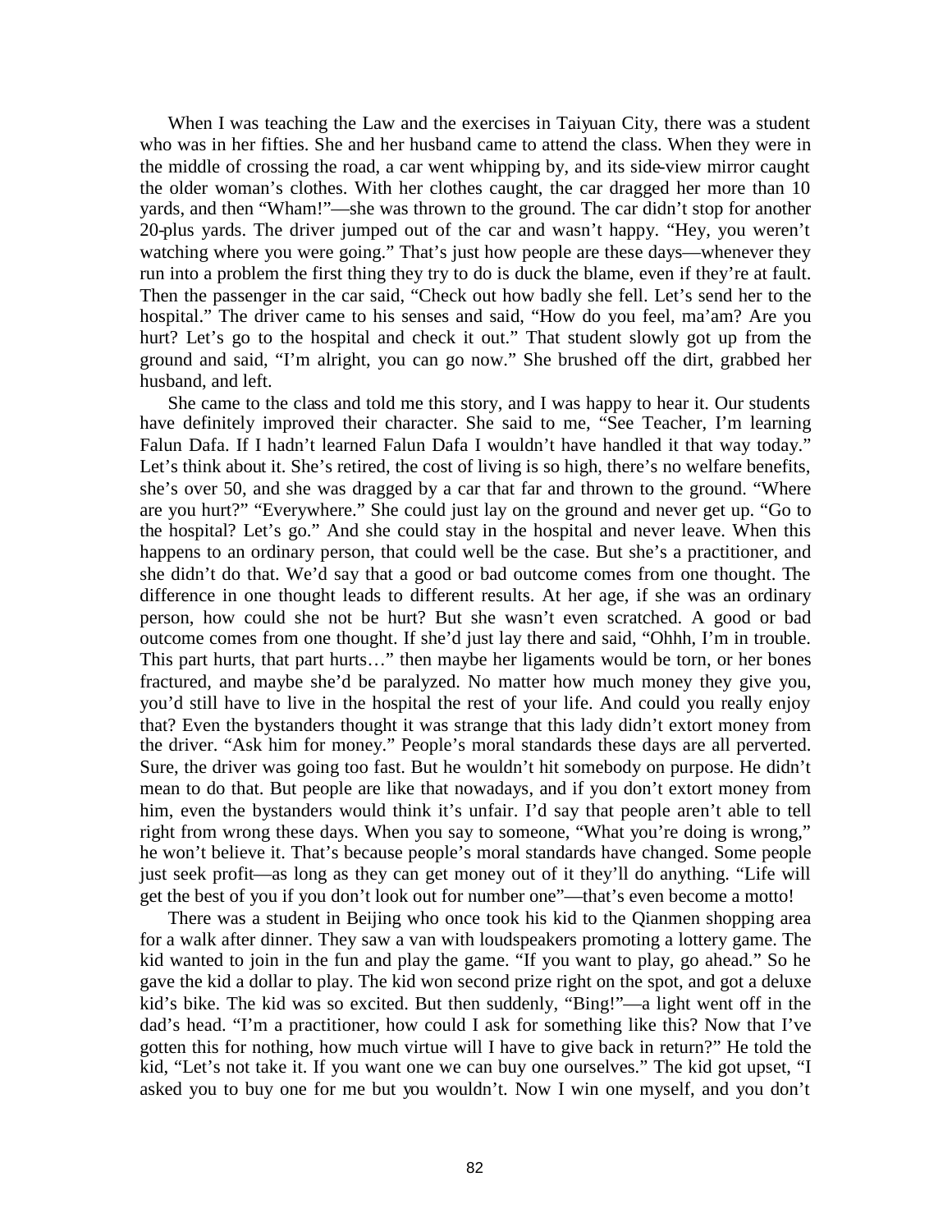When I was teaching the Law and the exercises in Taiyuan City, there was a student who was in her fifties. She and her husband came to attend the class. When they were in the middle of crossing the road, a car went whipping by, and its side-view mirror caught the older woman's clothes. With her clothes caught, the car dragged her more than 10 yards, and then "Wham!"—she was thrown to the ground. The car didn't stop for another 20-plus yards. The driver jumped out of the car and wasn't happy. "Hey, you weren't watching where you were going." That's just how people are these days—whenever they run into a problem the first thing they try to do is duck the blame, even if they're at fault. Then the passenger in the car said, "Check out how badly she fell. Let's send her to the hospital." The driver came to his senses and said, "How do you feel, ma'am? Are you hurt? Let's go to the hospital and check it out." That student slowly got up from the ground and said, "I'm alright, you can go now." She brushed off the dirt, grabbed her husband, and left.

She came to the class and told me this story, and I was happy to hear it. Our students have definitely improved their character. She said to me, "See Teacher, I'm learning Falun Dafa. If I hadn't learned Falun Dafa I wouldn't have handled it that way today." Let's think about it. She's retired, the cost of living is so high, there's no welfare benefits, she's over 50, and she was dragged by a car that far and thrown to the ground. "Where are you hurt?" "Everywhere." She could just lay on the ground and never get up. "Go to the hospital? Let's go." And she could stay in the hospital and never leave. When this happens to an ordinary person, that could well be the case. But she's a practitioner, and she didn't do that. We'd say that a good or bad outcome comes from one thought. The difference in one thought leads to different results. At her age, if she was an ordinary person, how could she not be hurt? But she wasn't even scratched. A good or bad outcome comes from one thought. If she'd just lay there and said, "Ohhh, I'm in trouble. This part hurts, that part hurts…" then maybe her ligaments would be torn, or her bones fractured, and maybe she'd be paralyzed. No matter how much money they give you, you'd still have to live in the hospital the rest of your life. And could you really enjoy that? Even the bystanders thought it was strange that this lady didn't extort money from the driver. "Ask him for money." People's moral standards these days are all perverted. Sure, the driver was going too fast. But he wouldn't hit somebody on purpose. He didn't mean to do that. But people are like that nowadays, and if you don't extort money from him, even the bystanders would think it's unfair. I'd say that people aren't able to tell right from wrong these days. When you say to someone, "What you're doing is wrong," he won't believe it. That's because people's moral standards have changed. Some people just seek profit—as long as they can get money out of it they'll do anything. "Life will get the best of you if you don't look out for number one"—that's even become a motto!

There was a student in Beijing who once took his kid to the Qianmen shopping area for a walk after dinner. They saw a van with loudspeakers promoting a lottery game. The kid wanted to join in the fun and play the game. "If you want to play, go ahead." So he gave the kid a dollar to play. The kid won second prize right on the spot, and got a deluxe kid's bike. The kid was so excited. But then suddenly, "Bing!"—a light went off in the dad's head. "I'm a practitioner, how could I ask for something like this? Now that I've gotten this for nothing, how much virtue will I have to give back in return?" He told the kid, "Let's not take it. If you want one we can buy one ourselves." The kid got upset, "I asked you to buy one for me but you wouldn't. Now I win one myself, and you don't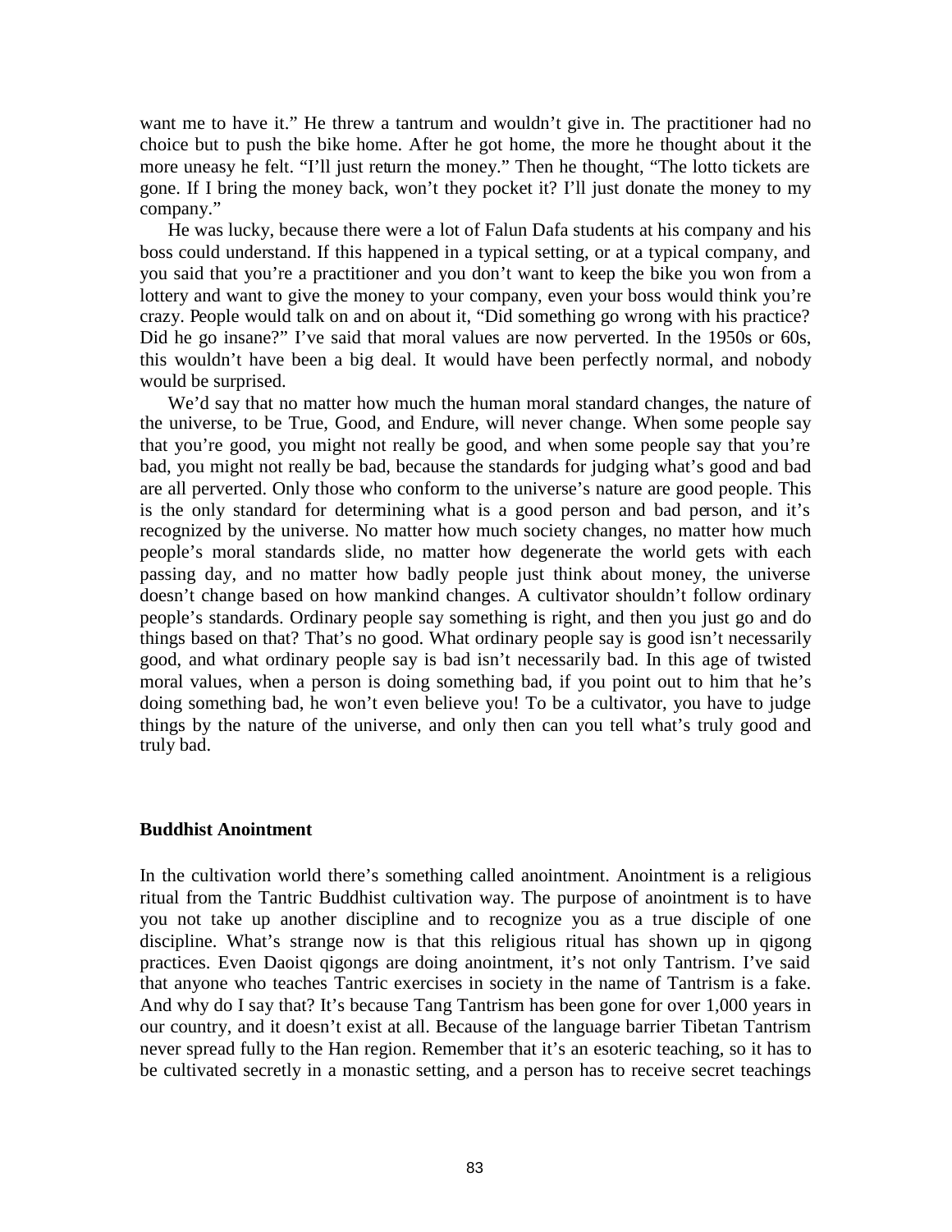want me to have it." He threw a tantrum and wouldn't give in. The practitioner had no choice but to push the bike home. After he got home, the more he thought about it the more uneasy he felt. "I'll just return the money." Then he thought, "The lotto tickets are gone. If I bring the money back, won't they pocket it? I'll just donate the money to my company."

He was lucky, because there were a lot of Falun Dafa students at his company and his boss could understand. If this happened in a typical setting, or at a typical company, and you said that you're a practitioner and you don't want to keep the bike you won from a lottery and want to give the money to your company, even your boss would think you're crazy. People would talk on and on about it, "Did something go wrong with his practice? Did he go insane?" I've said that moral values are now perverted. In the 1950s or 60s, this wouldn't have been a big deal. It would have been perfectly normal, and nobody would be surprised.

We'd say that no matter how much the human moral standard changes, the nature of the universe, to be True, Good, and Endure, will never change. When some people say that you're good, you might not really be good, and when some people say that you're bad, you might not really be bad, because the standards for judging what's good and bad are all perverted. Only those who conform to the universe's nature are good people. This is the only standard for determining what is a good person and bad person, and it's recognized by the universe. No matter how much society changes, no matter how much people's moral standards slide, no matter how degenerate the world gets with each passing day, and no matter how badly people just think about money, the universe doesn't change based on how mankind changes. A cultivator shouldn't follow ordinary people's standards. Ordinary people say something is right, and then you just go and do things based on that? That's no good. What ordinary people say is good isn't necessarily good, and what ordinary people say is bad isn't necessarily bad. In this age of twisted moral values, when a person is doing something bad, if you point out to him that he's doing something bad, he won't even believe you! To be a cultivator, you have to judge things by the nature of the universe, and only then can you tell what's truly good and truly bad.

### Buddhist Anointment

In the cultivation world there's something called anointment. Anointment is a religious ritual from the Tantric Buddhist cultivation way. The purpose of anointment is to have you not take up another discipline and to recognize you as a true disciple of one discipline. What's strange now is that this religious ritual has shown up in qigong practices. Even Daoist qigongs are doing anointment, it's not only Tantrism. I've said that anyone who teaches Tantric exercises in society in the name of Tantrism is a fake. And why do I say that? It's because Tang Tantrism has been gone for over 1,000 years in our country, and it doesn't exist at all. Because of the language barrier Tibetan Tantrism never spread fully to the Han region. Remember that it's an esoteric teaching, so it has to be cultivated secretly in a monastic setting, and a person has to receive secret teachings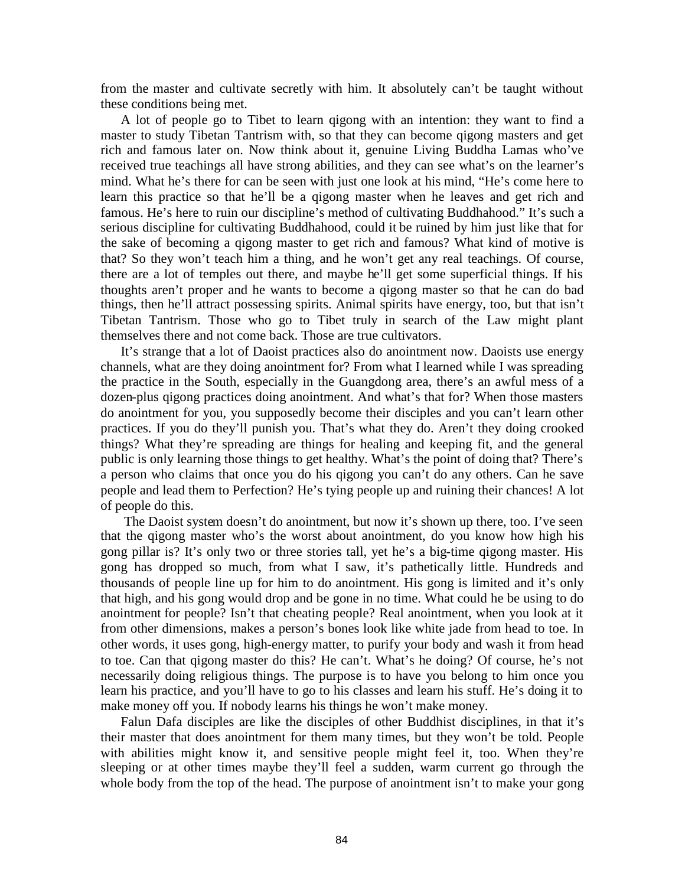from the master and cultivate secretly with him. It absolutely can't be taught without these conditions being met.

A lot of people go to Tibet to learn qigong with an intention: they want to find a master to study Tibetan Tantrism with, so that they can become qigong masters and get rich and famous later on. Now think about it, genuine Living Buddha Lamas who've received true teachings all have strong abilities, and they can see what's on the learner's mind. What he's there for can be seen with just one look at his mind, "He's come here to learn this practice so that he'll be a qigong master when he leaves and get rich and famous. He's here to ruin our discipline's method of cultivating Buddhahood." It's such a serious discipline for cultivating Buddhahood, could it be ruined by him just like that for the sake of becoming a qigong master to get rich and famous? What kind of motive is that? So they won't teach him a thing, and he won't get any real teachings. Of course, there are a lot of temples out there, and maybe he'll get some superficial things. If his thoughts aren't proper and he wants to become a qigong master so that he can do bad things, then he'll attract possessing spirits. Animal spirits have energy, too, but that isn't Tibetan Tantrism. Those who go to Tibet truly in search of the Law might plant themselves there and not come back. Those are true cultivators.

It's strange that a lot of Daoist practices also do anointment now. Daoists use energy channels, what are they doing anointment for? From what I learned while I was spreading the practice in the South, especially in the Guangdong area, there's an awful mess of a dozen-plus qigong practices doing anointment. And what's that for? When those masters do anointment for you, you supposedly become their disciples and you can't learn other practices. If you do they'll punish you. That's what they do. Aren't they doing crooked things? What they're spreading are things for healing and keeping fit, and the general public is only learning those things to get healthy. What's the point of doing that? There's a person who claims that once you do his qigong you can't do any others. Can he save people and lead them to Perfection? He's tying people up and ruining their chances! A lot of people do this.

The Daoist system doesn't do anointment, but now it's shown up there, too. I've seen that the qigong master who's the worst about anointment, do you know how high his gong pillar is? It's only two or three stories tall, yet he's a big-time qigong master. His gong has dropped so much, from what I saw, it's pathetically little. Hundreds and thousands of people line up for him to do anointment. His gong is limited and it's only that high, and his gong would drop and be gone in no time. What could he be using to do anointment for people? Isn't that cheating people? Real anointment, when you look at it from other dimensions, makes a person's bones look like white jade from head to toe. In other words, it uses gong, high-energy matter, to purify your body and wash it from head to toe. Can that qigong master do this? He can't. What's he doing? Of course, he's not necessarily doing religious things. The purpose is to have you belong to him once you learn his practice, and you'll have to go to his classes and learn his stuff. He's doing it to make money off you. If nobody learns his things he won't make money.

Falun Dafa disciples are like the disciples of other Buddhist disciplines, in that it's their master that does anointment for them many times, but they won't be told. People with abilities might know it, and sensitive people might feel it, too. When they're sleeping or at other times maybe they'll feel a sudden, warm current go through the whole body from the top of the head. The purpose of anointment isn't to make your gong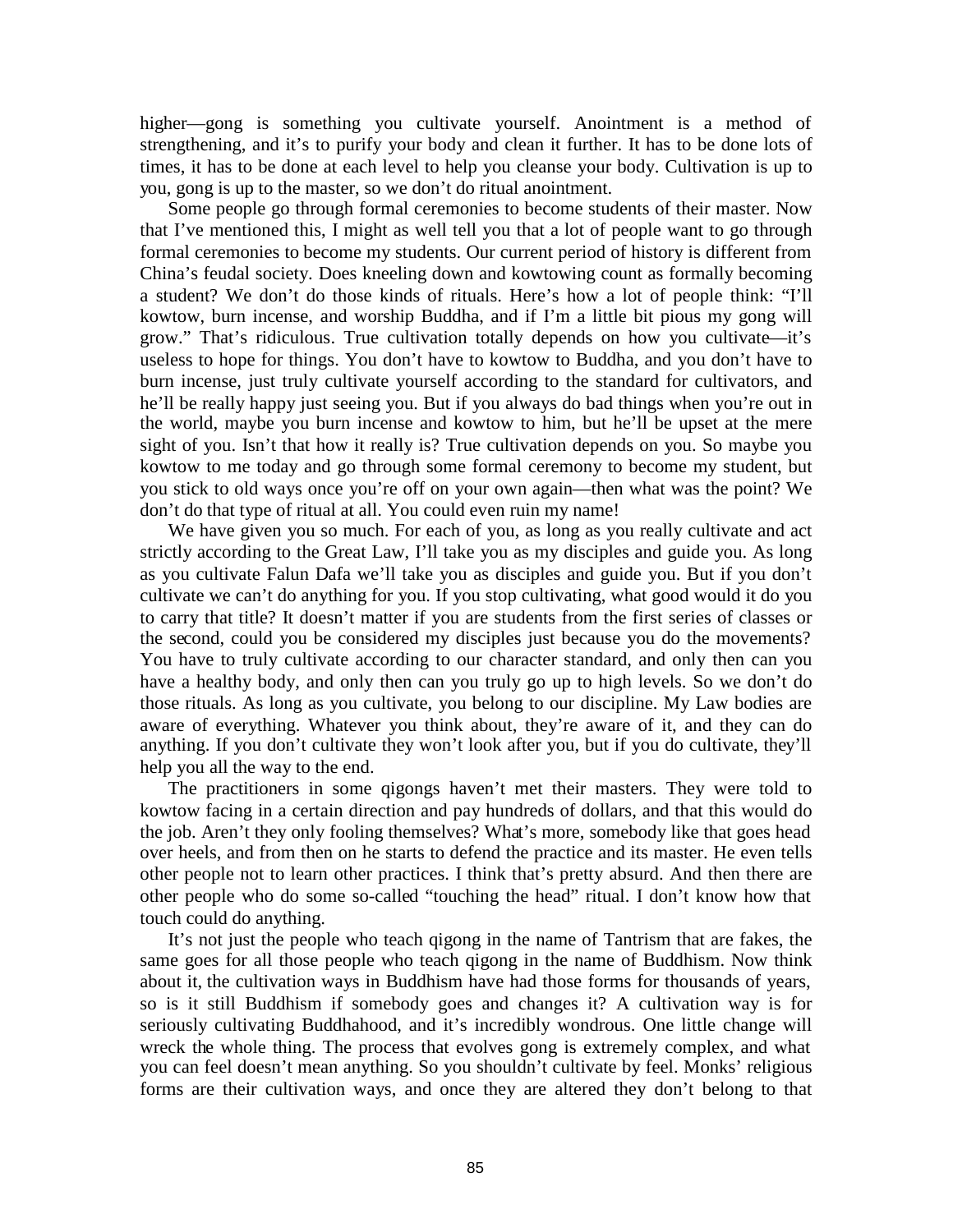higher—gong is something you cultivate yourself. Anointment is a method of strengthening, and it's to purify your body and clean it further. It has to be done lots of times, it has to be done at each level to help you cleanse your body. Cultivation is up to you, gong is up to the master, so we don't do ritual anointment.

Some people go through formal ceremonies to become students of their master. Now that I've mentioned this, I might as well tell you that a lot of people want to go through formal ceremonies to become my students. Our current period of history is different from China's feudal society. Does kneeling down and kowtowing count as formally becoming a student? We don't do those kinds of rituals. Here's how a lot of people think: "I'll kowtow, burn incense, and worship Buddha, and if I'm a little bit pious my gong will grow." That's ridiculous. True cultivation totally depends on how you cultivate—it's useless to hope for things. You don't have to kowtow to Buddha, and you don't have to burn incense, just truly cultivate yourself according to the standard for cultivators, and he'll be really happy just seeing you. But if you always do bad things when you're out in the world, maybe you burn incense and kowtow to him, but he'll be upset at the mere sight of you. Isn't that how it really is? True cultivation depends on you. So maybe you kowtow to me today and go through some formal ceremony to become my student, but you stick to old ways once you're off on your own again—then what was the point? We don't do that type of ritual at all. You could even ruin my name!

We have given you so much. For each of you, as long as you really cultivate and act strictly according to the Great Law, I'll take you as my disciples and guide you. As long as you cultivate Falun Dafa we'll take you as disciples and guide you. But if you don't cultivate we can't do anything for you. If you stop cultivating, what good would it do you to carry that title? It doesn't matter if you are students from the first series of classes or the second, could you be considered my disciples just because you do the movements? You have to truly cultivate according to our character standard, and only then can you have a healthy body, and only then can you truly go up to high levels. So we don't do those rituals. As long as you cultivate, you belong to our discipline. My Law bodies are aware of everything. Whatever you think about, they're aware of it, and they can do anything. If you don't cultivate they won't look after you, but if you do cultivate, they'll help you all the way to the end.

The practitioners in some qigongs haven't met their masters. They were told to kowtow facing in a certain direction and pay hundreds of dollars, and that this would do the job. Aren't they only fooling themselves? What's more, somebody like that goes head over heels, and from then on he starts to defend the practice and its master. He even tells other people not to learn other practices. I think that's pretty absurd. And then there are other people who do some so-called "touching the head" ritual. I don't know how that touch could do anything.

It's not just the people who teach qigong in the name of Tantrism that are fakes, the same goes for all those people who teach qigong in the name of Buddhism. Now think about it, the cultivation ways in Buddhism have had those forms for thousands of years, so is it still Buddhism if somebody goes and changes it? A cultivation way is for seriously cultivating Buddhahood, and it's incredibly wondrous. One little change will wreck the whole thing. The process that evolves gong is extremely complex, and what you can feel doesn't mean anything. So you shouldn't cultivate by feel. Monks' religious forms are their cultivation ways, and once they are altered they don't belong to that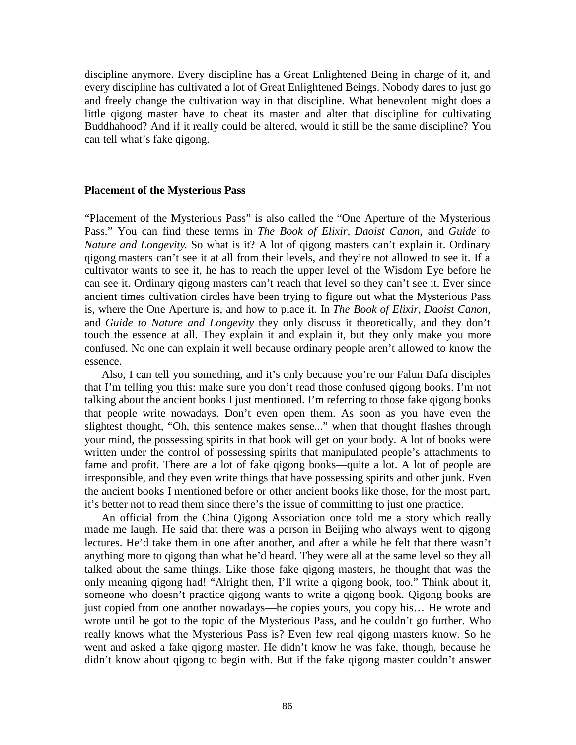discipline anymore. Every discipline has a Great Enlightened Being in charge of it, and every discipline has cultivated a lot of Great Enlightened Beings. Nobody dares to just go and freely change the cultivation way in that discipline. What benevolent might does a little qigong master have to cheat its master and alter that discipline for cultivating Buddhahood? And if it really could be altered, would it still be the same discipline? You can tell what's fake qigong.

### Placement of the Mysterious Pass

"Placement of the Mysterious Pass" is also called the "One Aperture of the Mysterious Pass." You can find these terms in *The Book of Elixir*, *Daoist Canon,* and *Guide to Nature and Longevity.* So what is it? A lot of qigong masters can't explain it. Ordinary qigong masters can't see it at all from their levels, and they're not allowed to see it. If a cultivator wants to see it, he has to reach the upper level of the Wisdom Eye before he can see it. Ordinary qigong masters can't reach that level so they can't see it. Ever since ancient times cultivation circles have been trying to figure out what the Mysterious Pass is, where the One Aperture is, and how to place it. In *The Book of Elixir*, *Daoist Canon,* and *Guide to Nature and Longevity* they only discuss it theoretically, and they don't touch the essence at all. They explain it and explain it, but they only make you more confused. No one can explain it well because ordinary people aren't allowed to know the essence.

Also, I can tell you something, and it's only because you're our Falun Dafa disciples that I'm telling you this: make sure you don't read those confused qigong books. I'm not talking about the ancient books I just mentioned. I'm referring to those fake qigong books that people write nowadays. Don't even open them. As soon as you have even the slightest thought, "Oh, this sentence makes sense..." when that thought flashes through your mind, the possessing spirits in that book will get on your body. A lot of books were written under the control of possessing spirits that manipulated people's attachments to fame and profit. There are a lot of fake qigong books—quite a lot. A lot of people are irresponsible, and they even write things that have possessing spirits and other junk. Even the ancient books I mentioned before or other ancient books like those, for the most part, it's better not to read them since there's the issue of committing to just one practice.

An official from the China Qigong Association once told me a story which really made me laugh. He said that there was a person in Beijing who always went to qigong lectures. He'd take them in one after another, and after a while he felt that there wasn't anything more to qigong than what he'd heard. They were all at the same level so they all talked about the same things. Like those fake qigong masters, he thought that was the only meaning qigong had! "Alright then, I'll write a qigong book, too." Think about it, someone who doesn't practice qigong wants to write a qigong book. Qigong books are just copied from one another nowadays—he copies yours, you copy his… He wrote and wrote until he got to the topic of the Mysterious Pass, and he couldn't go further. Who really knows what the Mysterious Pass is? Even few real qigong masters know. So he went and asked a fake qigong master. He didn't know he was fake, though, because he didn't know about qigong to begin with. But if the fake qigong master couldn't answer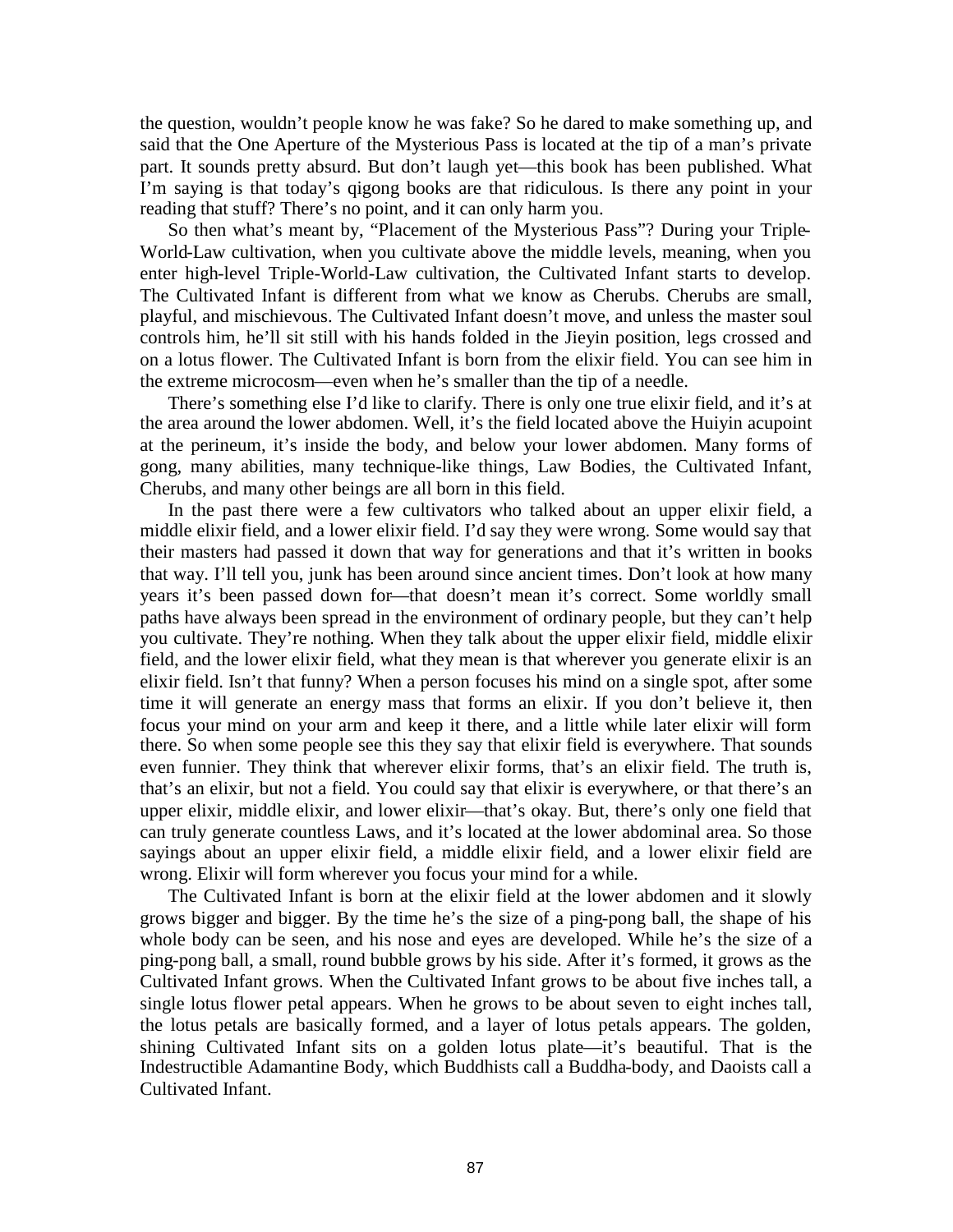the question, wouldn't people know he was fake? So he dared to make something up, and said that the One Aperture of the Mysterious Pass is located at the tip of a man's private part. It sounds pretty absurd. But don't laugh yet—this book has been published. What I'm saying is that today's qigong books are that ridiculous. Is there any point in your reading that stuff? There's no point, and it can only harm you.

So then what's meant by, "Placement of the Mysterious Pass"? During your Triple-World-Law cultivation, when you cultivate above the middle levels, meaning, when you enter high-level Triple-World-Law cultivation, the Cultivated Infant starts to develop. The Cultivated Infant is different from what we know as Cherubs. Cherubs are small, playful, and mischievous. The Cultivated Infant doesn't move, and unless the master soul controls him, he'll sit still with his hands folded in the Jieyin position, legs crossed and on a lotus flower. The Cultivated Infant is born from the elixir field. You can see him in the extreme microcosm—even when he's smaller than the tip of a needle.

There's something else I'd like to clarify. There is only one true elixir field, and it's at the area around the lower abdomen. Well, it's the field located above the Huiyin acupoint at the perineum, it's inside the body, and below your lower abdomen. Many forms of gong, many abilities, many technique-like things, Law Bodies, the Cultivated Infant, Cherubs, and many other beings are all born in this field.

In the past there were a few cultivators who talked about an upper elixir field, a middle elixir field, and a lower elixir field. I'd say they were wrong. Some would say that their masters had passed it down that way for generations and that it's written in books that way. I'll tell you, junk has been around since ancient times. Don't look at how many years it's been passed down for—that doesn't mean it's correct. Some worldly small paths have always been spread in the environment of ordinary people, but they can't help you cultivate. They're nothing. When they talk about the upper elixir field, middle elixir field, and the lower elixir field, what they mean is that wherever you generate elixir is an elixir field. Isn't that funny? When a person focuses his mind on a single spot, after some time it will generate an energy mass that forms an elixir. If you don't believe it, then focus your mind on your arm and keep it there, and a little while later elixir will form there. So when some people see this they say that elixir field is everywhere. That sounds even funnier. They think that wherever elixir forms, that's an elixir field. The truth is, that's an elixir, but not a field. You could say that elixir is everywhere, or that there's an upper elixir, middle elixir, and lower elixir—that's okay. But, there's only one field that can truly generate countless Laws, and it's located at the lower abdominal area. So those sayings about an upper elixir field, a middle elixir field, and a lower elixir field are wrong. Elixir will form wherever you focus your mind for a while.

The Cultivated Infant is born at the elixir field at the lower abdomen and it slowly grows bigger and bigger. By the time he's the size of a ping-pong ball, the shape of his whole body can be seen, and his nose and eyes are developed. While he's the size of a ping-pong ball, a small, round bubble grows by his side. After it's formed, it grows as the Cultivated Infant grows. When the Cultivated Infant grows to be about five inches tall, a single lotus flower petal appears. When he grows to be about seven to eight inches tall, the lotus petals are basically formed, and a layer of lotus petals appears. The golden, shining Cultivated Infant sits on a golden lotus plate—it's beautiful. That is the Indestructible Adamantine Body, which Buddhists call a Buddha-body, and Daoists call a Cultivated Infant.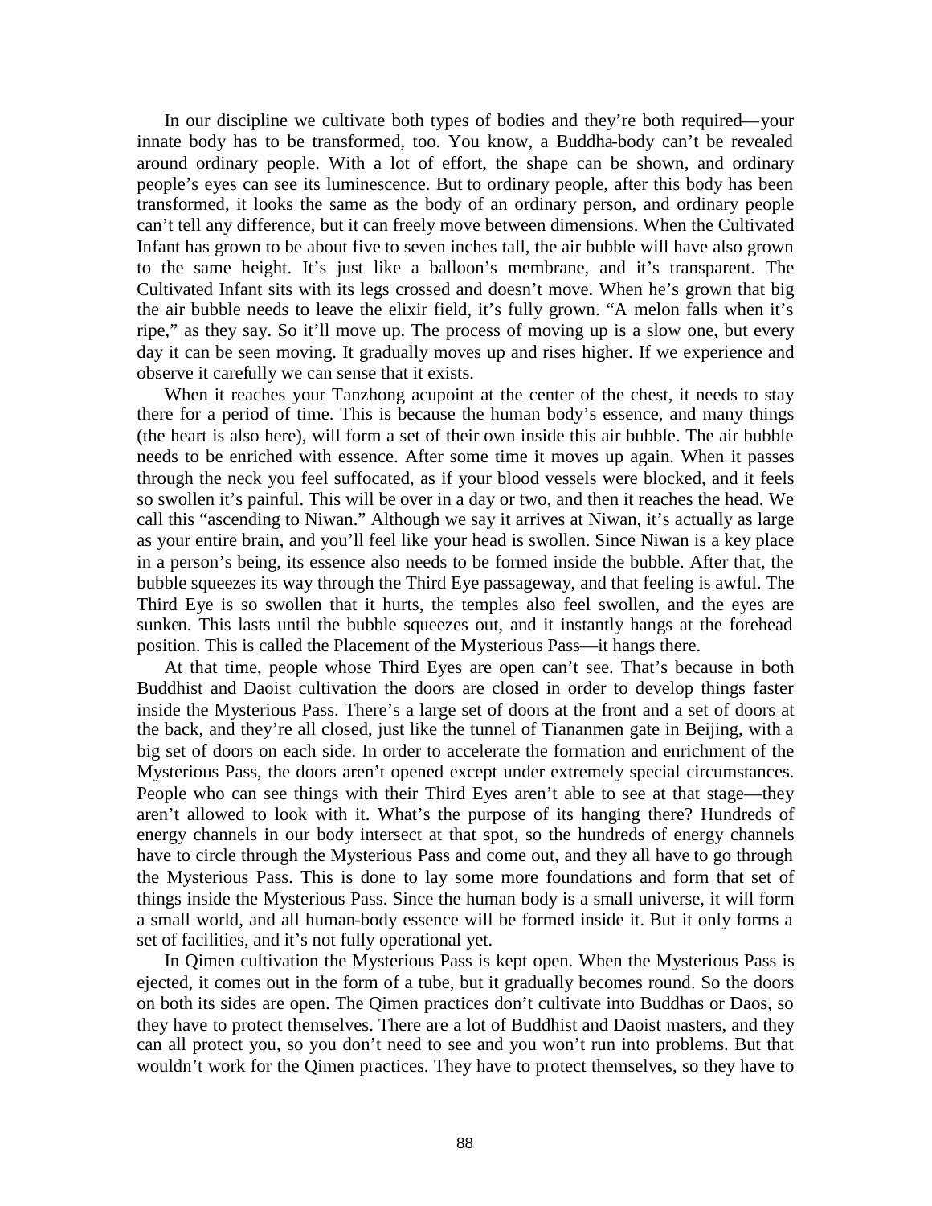In our discipline we cultivate both types of bodies and they're both required—your innate body has to be transformed, too. You know, a Buddha-body can't be revealed around ordinary people. With a lot of effort, the shape can be shown, and ordinary people's eyes can see its luminescence. But to ordinary people, after this body has been transformed, it looks the same as the body of an ordinary person, and ordinary people can't tell any difference, but it can freely move between dimensions. When the Cultivated Infant has grown to be about five to seven inches tall, the air bubble will have also grown to the same height. It's just like a balloon's membrane, and it's transparent. The Cultivated Infant sits with its legs crossed and doesn't move. When he's grown that big the air bubble needs to leave the elixir field, it's fully grown. "A melon falls when it's ripe," as they say. So it'll move up. The process of moving up is a slow one, but every day it can be seen moving. It gradually moves up and rises higher. If we experience and observe it carefully we can sense that it exists.

When it reaches your Tanzhong acupoint at the center of the chest, it needs to stay there for a period of time. This is because the human body's essence, and many things (the heart is also here), will form a set of their own inside this air bubble. The air bubble needs to be enriched with essence. After some time it moves up again. When it passes through the neck you feel suffocated, as if your blood vessels were blocked, and it feels so swollen it's painful. This will be over in a day or two, and then it reaches the head. We call this "ascending to Niwan." Although we say it arrives at Niwan, it's actually as large as your entire brain, and you'll feel like your head is swollen. Since Niwan is a key place in a person's being, its essence also needs to be formed inside the bubble. After that, the bubble squeezes its way through the Third Eye passageway, and that feeling is awful. The Third Eye is so swollen that it hurts, the temples also feel swollen, and the eyes are sunken. This lasts until the bubble squeezes out, and it instantly hangs at the forehead position. This is called the Placement of the Mysterious Pass—it hangs there.

At that time, people whose Third Eyes are open can't see. That's because in both Buddhist and Daoist cultivation the doors are closed in order to develop things faster inside the Mysterious Pass. There's a large set of doors at the front and a set of doors at the back, and they're all closed, just like the tunnel of Tiananmen gate in Beijing, with a big set of doors on each side. In order to accelerate the formation and enrichment of the Mysterious Pass, the doors aren't opened except under extremely special circumstances. People who can see things with their Third Eyes aren't able to see at that stage—they aren't allowed to look with it. What's the purpose of its hanging there? Hundreds of energy channels in our body intersect at that spot, so the hundreds of energy channels have to circle through the Mysterious Pass and come out, and they all have to go through the Mysterious Pass. This is done to lay some more foundations and form that set of things inside the Mysterious Pass. Since the human body is a small universe, it will form a small world, and all human-body essence will be formed inside it. But it only forms a set of facilities, and it's not fully operational yet.

In Qimen cultivation the Mysterious Pass is kept open. When the Mysterious Pass is ejected, it comes out in the form of a tube, but it gradually becomes round. So the doors on both its sides are open. The Qimen practices don't cultivate into Buddhas or Daos, so they have to protect themselves. There are a lot of Buddhist and Daoist masters, and they can all protect you, so you don't need to see and you won't run into problems. But that wouldn't work for the Qimen practices. They have to protect themselves, so they have to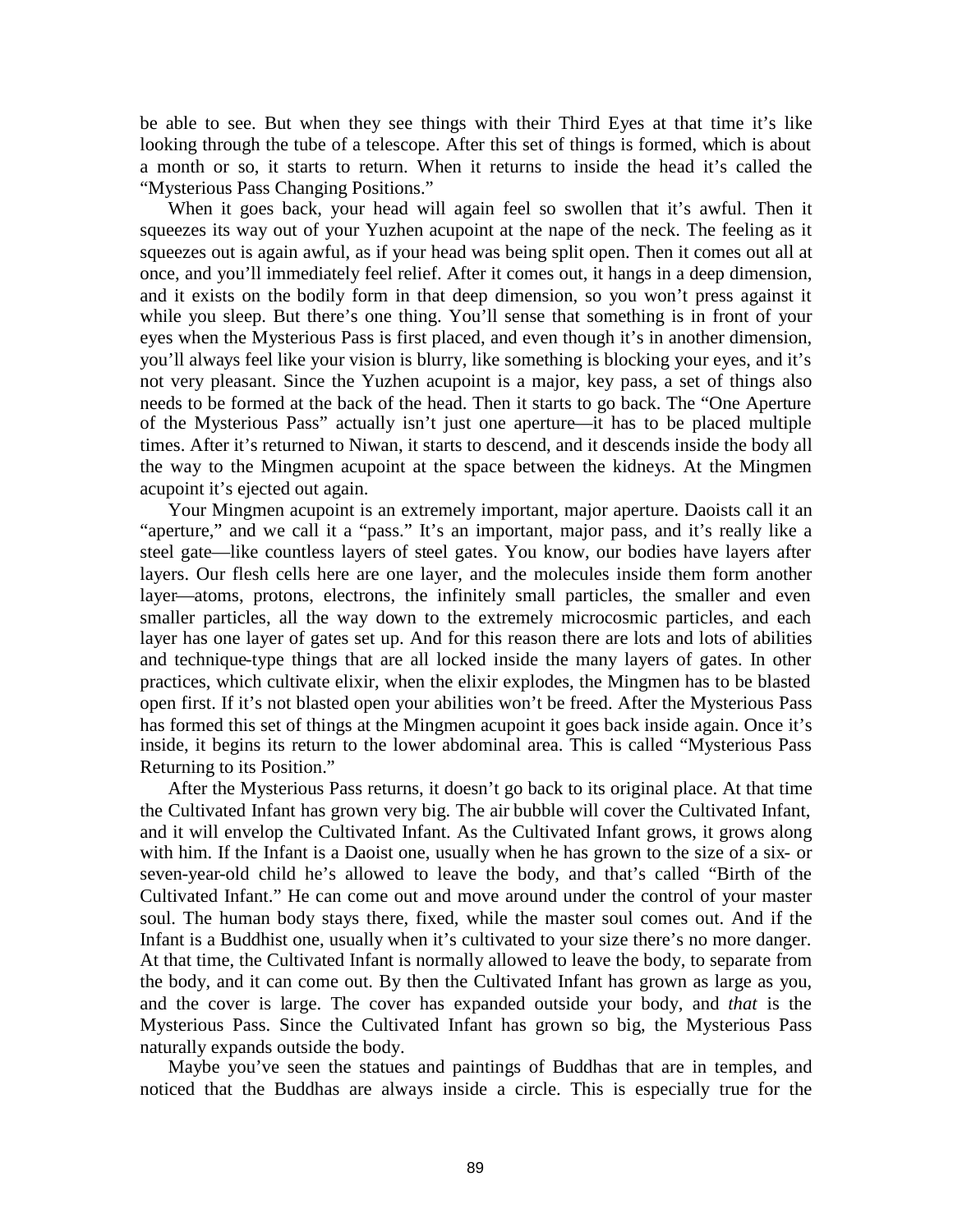be able to see. But when they see things with their Third Eyes at that time it's like looking through the tube of a telescope. After this set of things is formed, which is about a month or so, it starts to return. When it returns to inside the head it's called the "Mysterious Pass Changing Positions."

When it goes back, your head will again feel so swollen that it's awful. Then it squeezes its way out of your Yuzhen acupoint at the nape of the neck. The feeling as it squeezes out is again awful, as if your head was being split open. Then it comes out all at once, and you'll immediately feel relief. After it comes out, it hangs in a deep dimension, and it exists on the bodily form in that deep dimension, so you won't press against it while you sleep. But there's one thing. You'll sense that something is in front of your eyes when the Mysterious Pass is first placed, and even though it's in another dimension, you'll always feel like your vision is blurry, like something is blocking your eyes, and it's not very pleasant. Since the Yuzhen acupoint is a major, key pass, a set of things also needs to be formed at the back of the head. Then it starts to go back. The "One Aperture of the Mysterious Pass" actually isn't just one aperture—it has to be placed multiple times. After it's returned to Niwan, it starts to descend, and it descends inside the body all the way to the Mingmen acupoint at the space between the kidneys. At the Mingmen acupoint it's ejected out again.

Your Mingmen acupoint is an extremely important, major aperture. Daoists call it an "aperture," and we call it a "pass." It's an important, major pass, and it's really like a steel gate—like countless layers of steel gates. You know, our bodies have layers after layers. Our flesh cells here are one layer, and the molecules inside them form another layer—atoms, protons, electrons, the infinitely small particles, the smaller and even smaller particles, all the way down to the extremely microcosmic particles, and each layer has one layer of gates set up. And for this reason there are lots and lots of abilities and technique-type things that are all locked inside the many layers of gates. In other practices, which cultivate elixir, when the elixir explodes, the Mingmen has to be blasted open first. If it's not blasted open your abilities won't be freed. After the Mysterious Pass has formed this set of things at the Mingmen acupoint it goes back inside again. Once it's inside, it begins its return to the lower abdominal area. This is called "Mysterious Pass Returning to its Position."

After the Mysterious Pass returns, it doesn't go back to its original place. At that time the Cultivated Infant has grown very big. The air bubble will cover the Cultivated Infant, and it will envelop the Cultivated Infant. As the Cultivated Infant grows, it grows along with him. If the Infant is a Daoist one, usually when he has grown to the size of a six- or seven-year-old child he's allowed to leave the body, and that's called "Birth of the Cultivated Infant." He can come out and move around under the control of your master soul. The human body stays there, fixed, while the master soul comes out. And if the Infant is a Buddhist one, usually when it's cultivated to your size there's no more danger. At that time, the Cultivated Infant is normally allowed to leave the body, to separate from the body, and it can come out. By then the Cultivated Infant has grown as large as you, and the cover is large. The cover has expanded outside your body, and *that* is the Mysterious Pass. Since the Cultivated Infant has grown so big, the Mysterious Pass naturally expands outside the body.

Maybe you've seen the statues and paintings of Buddhas that are in temples, and noticed that the Buddhas are always inside a circle. This is especially true for the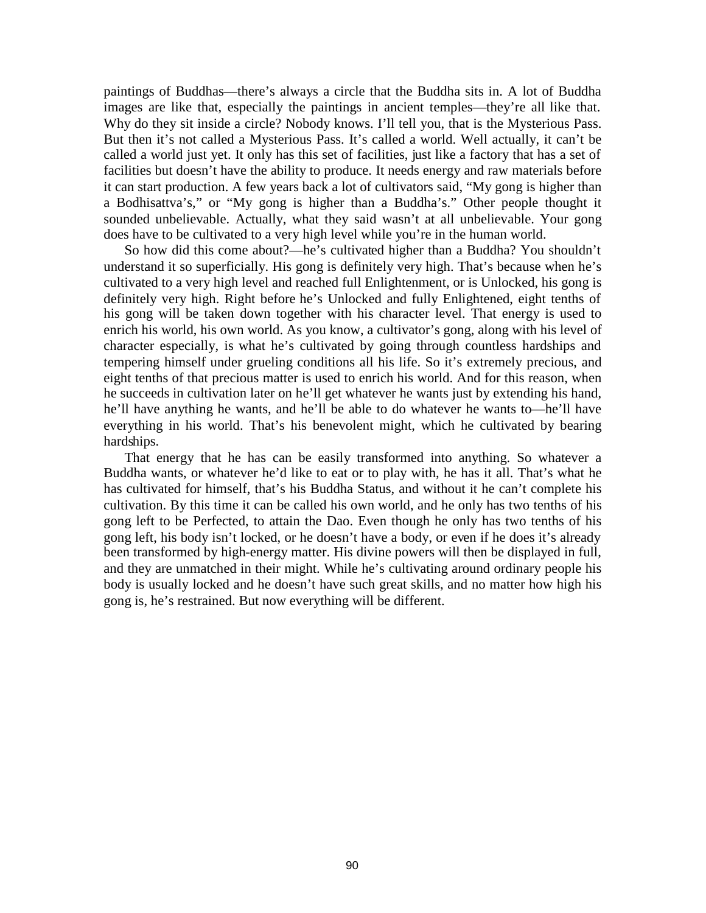paintings of Buddhas—there's always a circle that the Buddha sits in. A lot of Buddha images are like that, especially the paintings in ancient temples—they're all like that. Why do they sit inside a circle? Nobody knows. I'll tell you, that is the Mysterious Pass. But then it's not called a Mysterious Pass. It's called a world. Well actually, it can't be called a world just yet. It only has this set of facilities, just like a factory that has a set of facilities but doesn't have the ability to produce. It needs energy and raw materials before it can start production. A few years back a lot of cultivators said, "My gong is higher than a Bodhisattva's," or "My gong is higher than a Buddha's." Other people thought it sounded unbelievable. Actually, what they said wasn't at all unbelievable. Your gong does have to be cultivated to a very high level while you're in the human world.

So how did this come about?—he's cultivated higher than a Buddha? You shouldn't understand it so superficially. His gong is definitely very high. That's because when he's cultivated to a very high level and reached full Enlightenment, or is Unlocked, his gong is definitely very high. Right before he's Unlocked and fully Enlightened, eight tenths of his gong will be taken down together with his character level. That energy is used to enrich his world, his own world. As you know, a cultivator's gong, along with his level of character especially, is what he's cultivated by going through countless hardships and tempering himself under grueling conditions all his life. So it's extremely precious, and eight tenths of that precious matter is used to enrich his world. And for this reason, when he succeeds in cultivation later on he'll get whatever he wants just by extending his hand, he'll have anything he wants, and he'll be able to do whatever he wants to—he'll have everything in his world. That's his benevolent might, which he cultivated by bearing hardships.

That energy that he has can be easily transformed into anything. So whatever a Buddha wants, or whatever he'd like to eat or to play with, he has it all. That's what he has cultivated for himself, that's his Buddha Status, and without it he can't complete his cultivation. By this time it can be called his own world, and he only has two tenths of his gong left to be Perfected, to attain the Dao. Even though he only has two tenths of his gong left, his body isn't locked, or he doesn't have a body, or even if he does it's already been transformed by high-energy matter. His divine powers will then be displayed in full, and they are unmatched in their might. While he's cultivating around ordinary people his body is usually locked and he doesn't have such great skills, and no matter how high his gong is, he's restrained. But now everything will be different.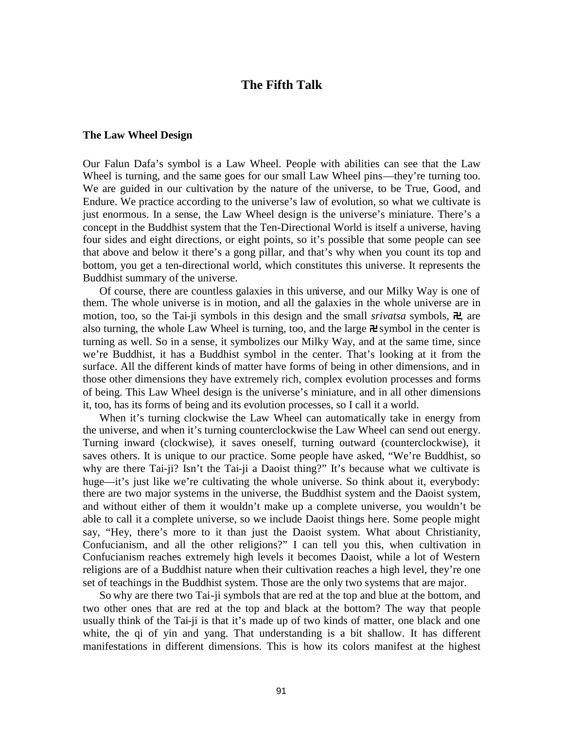## The Fifth Talk

### The Law Wheel Design

Our Falun Dafa's symbol is a Law Wheel. People with abilities can see that the Law Wheel is turning, and the same goes for our small Law Wheel pins—they're turning too. We are guided in our cultivation by the nature of the universe, to be True, Good, and Endure. We practice according to the universe's law of evolution, so what we cultivate is just enormous. In a sense, the Law Wheel design is the universe's miniature. There's a concept in the Buddhist system that the Ten-Directional World is itself a universe, having four sides and eight directions, or eight points, so it's possible that some people can see that above and below it there's a gong pillar, and that's why when you count its top and bottom, you get a ten-directional world, which constitutes this universe. It represents the Buddhist summary of the universe.

Of course, there are countless galaxies in this universe, and our Milky Way is one of them. The whole universe is in motion, and all the galaxies in the whole universe are in motion, too, so the Tai-ji symbols in this design and the small *srivatsa* symbols, 卍, are also turning, the whole Law Wheel is turning, too, and the large 卍 symbol in the center is turning as well. So in a sense, it symbolizes our Milky Way, and at the same time, since we're Buddhist, it has a Buddhist symbol in the center. That's looking at it from the surface. All the different kinds of matter have forms of being in other dimensions, and in those other dimensions they have extremely rich, complex evolution processes and forms of being. This Law Wheel design is the universe's miniature, and in all other dimensions it, too, has its forms of being and its evolution processes, so I call it a world.

When it's turning clockwise the Law Wheel can automatically take in energy from the universe, and when it's turning counterclockwise the Law Wheel can send out energy. Turning inward (clockwise), it saves oneself, turning outward (counterclockwise), it saves others. It is unique to our practice. Some people have asked, "We're Buddhist, so why are there Tai-ji? Isn't the Tai-ji a Daoist thing?" It's because what we cultivate is huge—it's just like we're cultivating the whole universe. So think about it, everybody: there are two major systems in the universe, the Buddhist system and the Daoist system, and without either of them it wouldn't make up a complete universe, you wouldn't be able to call it a complete universe, so we include Daoist things here. Some people might say, "Hey, there's more to it than just the Daoist system. What about Christianity, Confucianism, and all the other religions?" I can tell you this, when cultivation in Confucianism reaches extremely high levels it becomes Daoist, while a lot of Western religions are of a Buddhist nature when their cultivation reaches a high level, they're one set of teachings in the Buddhist system. Those are the only two systems that are major.

So why are there two Tai-ji symbols that are red at the top and blue at the bottom, and two other ones that are red at the top and black at the bottom? The way that people usually think of the Tai-ji is that it's made up of two kinds of matter, one black and one white, the qi of yin and yang. That understanding is a bit shallow. It has different manifestations in different dimensions. This is how its colors manifest at the highest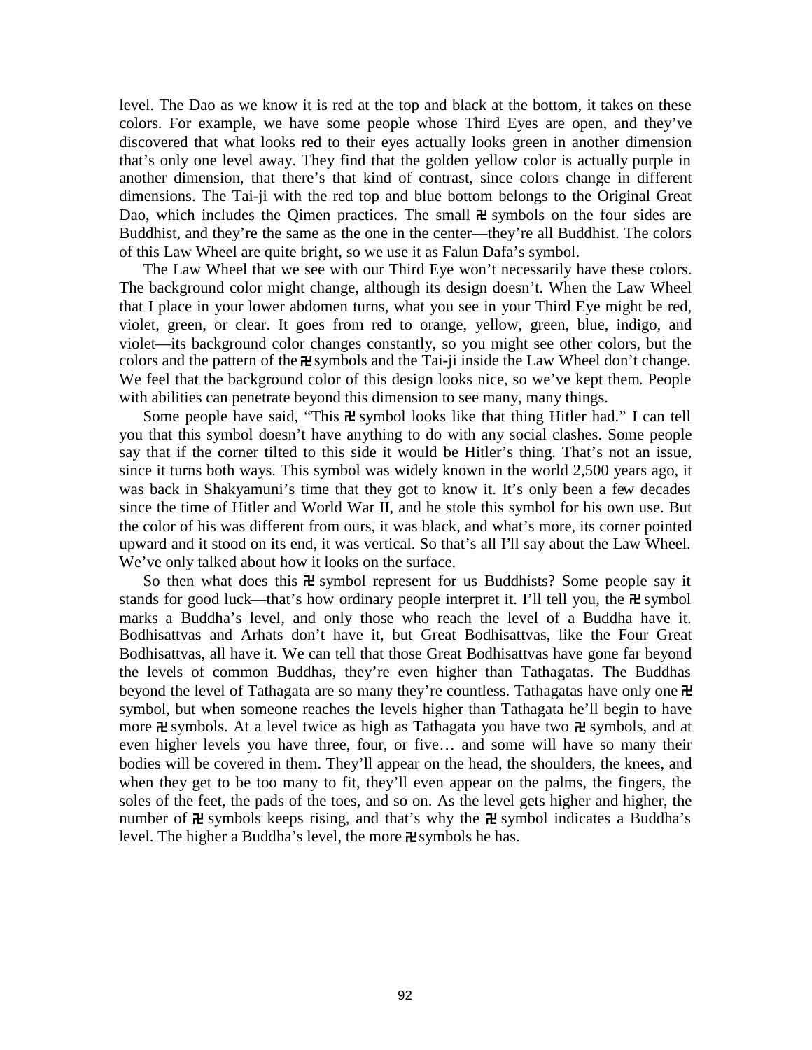level. The Dao as we know it is red at the top and black at the bottom, it takes on these colors. For example, we have some people whose Third Eyes are open, and they've discovered that what looks red to their eyes actually looks green in another dimension that's only one level away. They find that the golden yellow color is actually purple in another dimension, that there's that kind of contrast, since colors change in different dimensions. The Tai-ji with the red top and blue bottom belongs to the Original Great Dao, which includes the Qimen practices. The small 卍 symbols on the four sides are Buddhist, and they're the same as the one in the center—they're all Buddhist. The colors of this Law Wheel are quite bright, so we use it as Falun Dafa's symbol.

The Law Wheel that we see with our Third Eye won't necessarily have these colors. The background color might change, although its design doesn't. When the Law Wheel that I place in your lower abdomen turns, what you see in your Third Eye might be red, violet, green, or clear. It goes from red to orange, yellow, green, blue, indigo, and violet—its background color changes constantly, so you might see other colors, but the colors and the pattern of the 卍 symbols and the Tai-ji inside the Law Wheel don't change. We feel that the background color of this design looks nice, so we've kept them. People with abilities can penetrate beyond this dimension to see many, many things.

Some people have said, "This 卍 symbol looks like that thing Hitler had." I can tell you that this symbol doesn't have anything to do with any social clashes. Some people say that if the corner tilted to this side it would be Hitler's thing. That's not an issue, since it turns both ways. This symbol was widely known in the world 2,500 years ago, it was back in Shakyamuni's time that they got to know it. It's only been a few decades since the time of Hitler and World War II, and he stole this symbol for his own use. But the color of his was different from ours, it was black, and what's more, its corner pointed upward and it stood on its end, it was vertical. So that's all I'll say about the Law Wheel. We've only talked about how it looks on the surface.

So then what does this 卍 symbol represent for us Buddhists? Some people say it stands for good luck—that's how ordinary people interpret it. I'll tell you, the 卍 symbol marks a Buddha's level, and only those who reach the level of a Buddha have it. Bodhisattvas and Arhats don't have it, but Great Bodhisattvas, like the Four Great Bodhisattvas, all have it. We can tell that those Great Bodhisattvas have gone far beyond the levels of common Buddhas, they're even higher than Tathagatas. The Buddhas beyond the level of Tathagata are so many they're countless. Tathagatas have only one 卍 symbol, but when someone reaches the levels higher than Tathagata he'll begin to have more 卍 symbols. At a level twice as high as Tathagata you have two 卍 symbols, and at even higher levels you have three, four, or five… and some will have so many their bodies will be covered in them. They'll appear on the head, the shoulders, the knees, and when they get to be too many to fit, they'll even appear on the palms, the fingers, the soles of the feet, the pads of the toes, and so on. As the level gets higher and higher, the number of 卍 symbols keeps rising, and that's why the 卍 symbol indicates a Buddha's level. The higher a Buddha's level, the more 卍 symbols he has.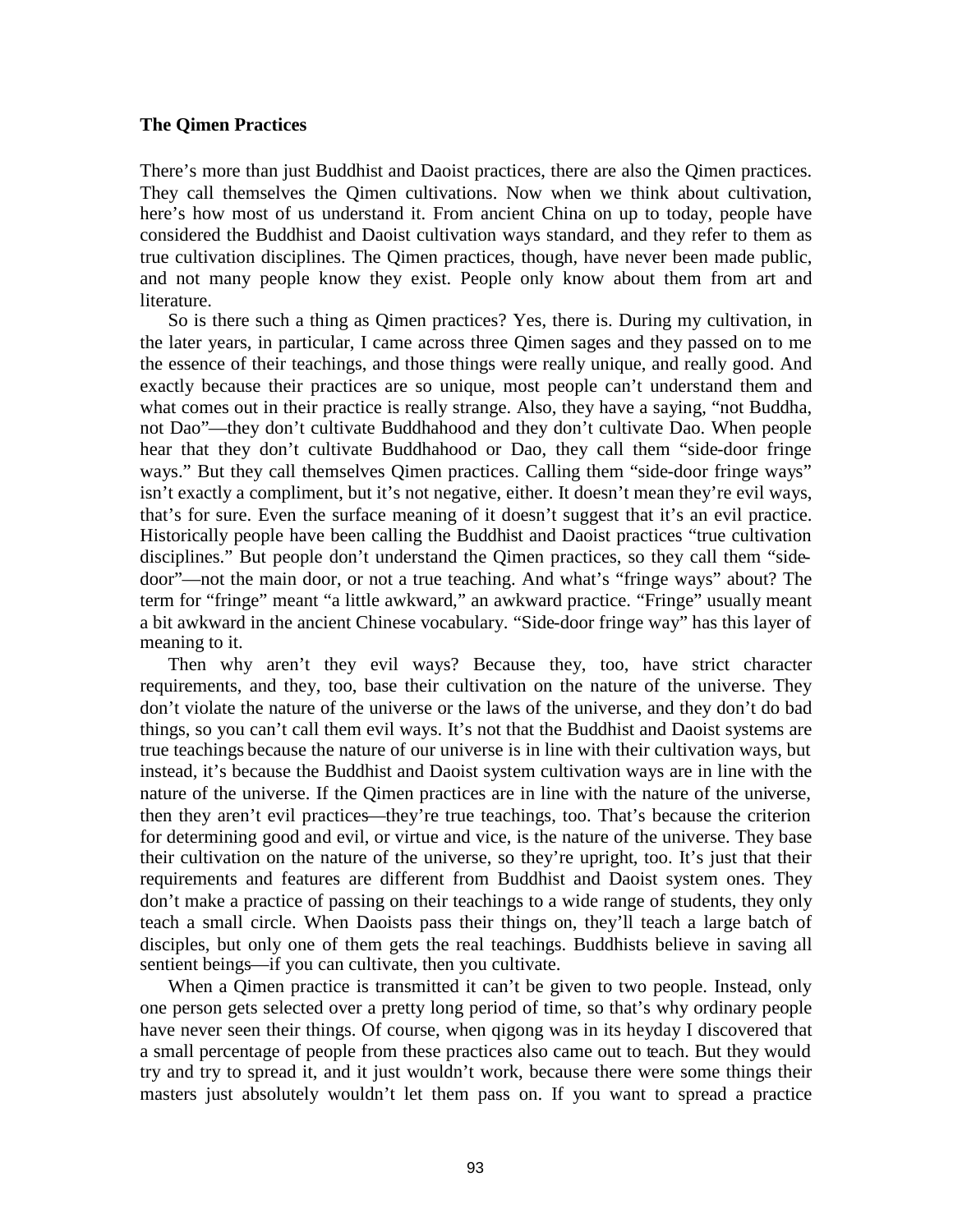### The Qimen Practices

There's more than just Buddhist and Daoist practices, there are also the Qimen practices. They call themselves the Qimen cultivations. Now when we think about cultivation, here's how most of us understand it. From ancient China on up to today, people have considered the Buddhist and Daoist cultivation ways standard, and they refer to them as true cultivation disciplines. The Qimen practices, though, have never been made public, and not many people know they exist. People only know about them from art and literature.

So is there such a thing as Qimen practices? Yes, there is. During my cultivation, in the later years, in particular, I came across three Qimen sages and they passed on to me the essence of their teachings, and those things were really unique, and really good. And exactly because their practices are so unique, most people can't understand them and what comes out in their practice is really strange. Also, they have a saying, "not Buddha, not Dao"—they don't cultivate Buddhahood and they don't cultivate Dao. When people hear that they don't cultivate Buddhahood or Dao, they call them "side-door fringe ways." But they call themselves Qimen practices. Calling them "side-door fringe ways" isn't exactly a compliment, but it's not negative, either. It doesn't mean they're evil ways, that's for sure. Even the surface meaning of it doesn't suggest that it's an evil practice. Historically people have been calling the Buddhist and Daoist practices "true cultivation disciplines." But people don't understand the Qimen practices, so they call them "side-door"—not the main door, or not a true teaching. And what's "fringe ways" about? The term for "fringe" meant "a little awkward," an awkward practice. "Fringe" usually meant a bit awkward in the ancient Chinese vocabulary. "Side-door fringe way" has this layer of meaning to it.

Then why aren't they evil ways? Because they, too, have strict character requirements, and they, too, base their cultivation on the nature of the universe. They don't violate the nature of the universe or the laws of the universe, and they don't do bad things, so you can't call them evil ways. It's not that the Buddhist and Daoist systems are true teachings because the nature of our universe is in line with their cultivation ways, but instead, it's because the Buddhist and Daoist system cultivation ways are in line with the nature of the universe. If the Qimen practices are in line with the nature of the universe, then they aren't evil practices—they're true teachings, too. That's because the criterion for determining good and evil, or virtue and vice, is the nature of the universe. They base their cultivation on the nature of the universe, so they're upright, too. It's just that their requirements and features are different from Buddhist and Daoist system ones. They don't make a practice of passing on their teachings to a wide range of students, they only teach a small circle. When Daoists pass their things on, they'll teach a large batch of disciples, but only one of them gets the real teachings. Buddhists believe in saving all sentient beings—if you can cultivate, then you cultivate.

When a Qimen practice is transmitted it can't be given to two people. Instead, only one person gets selected over a pretty long period of time, so that's why ordinary people have never seen their things. Of course, when qigong was in its heyday I discovered that a small percentage of people from these practices also came out to teach. But they would try and try to spread it, and it just wouldn't work, because there were some things their masters just absolutely wouldn't let them pass on. If you want to spread a practice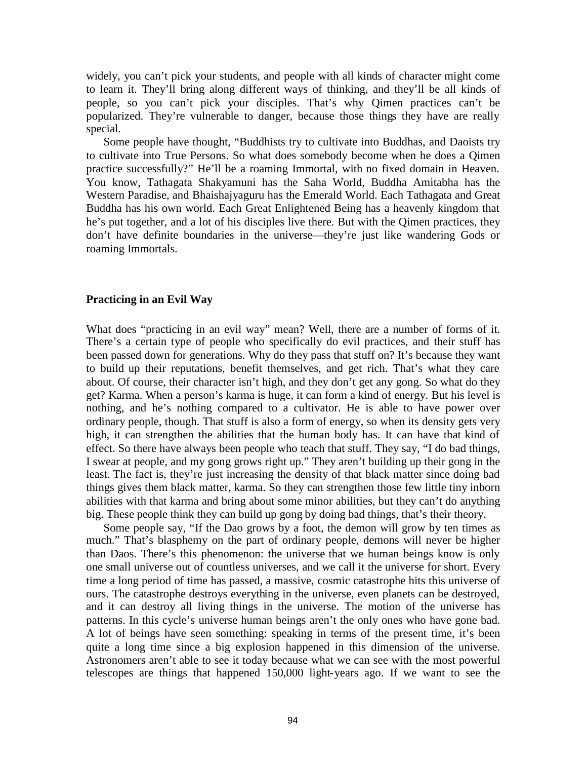widely, you can't pick your students, and people with all kinds of character might come to learn it. They'll bring along different ways of thinking, and they'll be all kinds of people, so you can't pick your disciples. That's why Qimen practices can't be popularized. They're vulnerable to danger, because those things they have are really special.

Some people have thought, "Buddhists try to cultivate into Buddhas, and Daoists try to cultivate into True Persons. So what does somebody become when he does a Qimen practice successfully?" He'll be a roaming Immortal, with no fixed domain in Heaven. You know, Tathagata Shakyamuni has the Saha World, Buddha Amitabha has the Western Paradise, and Bhaishajyaguru has the Emerald World. Each Tathagata and Great Buddha has his own world. Each Great Enlightened Being has a heavenly kingdom that he's put together, and a lot of his disciples live there. But with the Qimen practices, they don't have definite boundaries in the universe—they're just like wandering Gods or roaming Immortals.

### Practicing in an Evil Way

What does "practicing in an evil way" mean? Well, there are a number of forms of it. There's a certain type of people who specifically do evil practices, and their stuff has been passed down for generations. Why do they pass that stuff on? It's because they want to build up their reputations, benefit themselves, and get rich. That's what they care about. Of course, their character isn't high, and they don't get any gong. So what do they get? Karma. When a person's karma is huge, it can form a kind of energy. But his level is nothing, and he's nothing compared to a cultivator. He is able to have power over ordinary people, though. That stuff is also a form of energy, so when its density gets very high, it can strengthen the abilities that the human body has. It can have that kind of effect. So there have always been people who teach that stuff. They say, "I do bad things, I swear at people, and my gong grows right up." They aren't building up their gong in the least. The fact is, they're just increasing the density of that black matter since doing bad things gives them black matter, karma. So they can strengthen those few little tiny inborn abilities with that karma and bring about some minor abilities, but they can't do anything big. These people think they can build up gong by doing bad things, that's their theory.

Some people say, "If the Dao grows by a foot, the demon will grow by ten times as much." That's blasphemy on the part of ordinary people, demons will never be higher than Daos. There's this phenomenon: the universe that we human beings know is only one small universe out of countless universes, and we call it the universe for short. Every time a long period of time has passed, a massive, cosmic catastrophe hits this universe of ours. The catastrophe destroys everything in the universe, even planets can be destroyed, and it can destroy all living things in the universe. The motion of the universe has patterns. In this cycle's universe human beings aren't the only ones who have gone bad. A lot of beings have seen something: speaking in terms of the present time, it's been quite a long time since a big explosion happened in this dimension of the universe. Astronomers aren't able to see it today because what we can see with the most powerful telescopes are things that happened 150,000 light-years ago. If we want to see the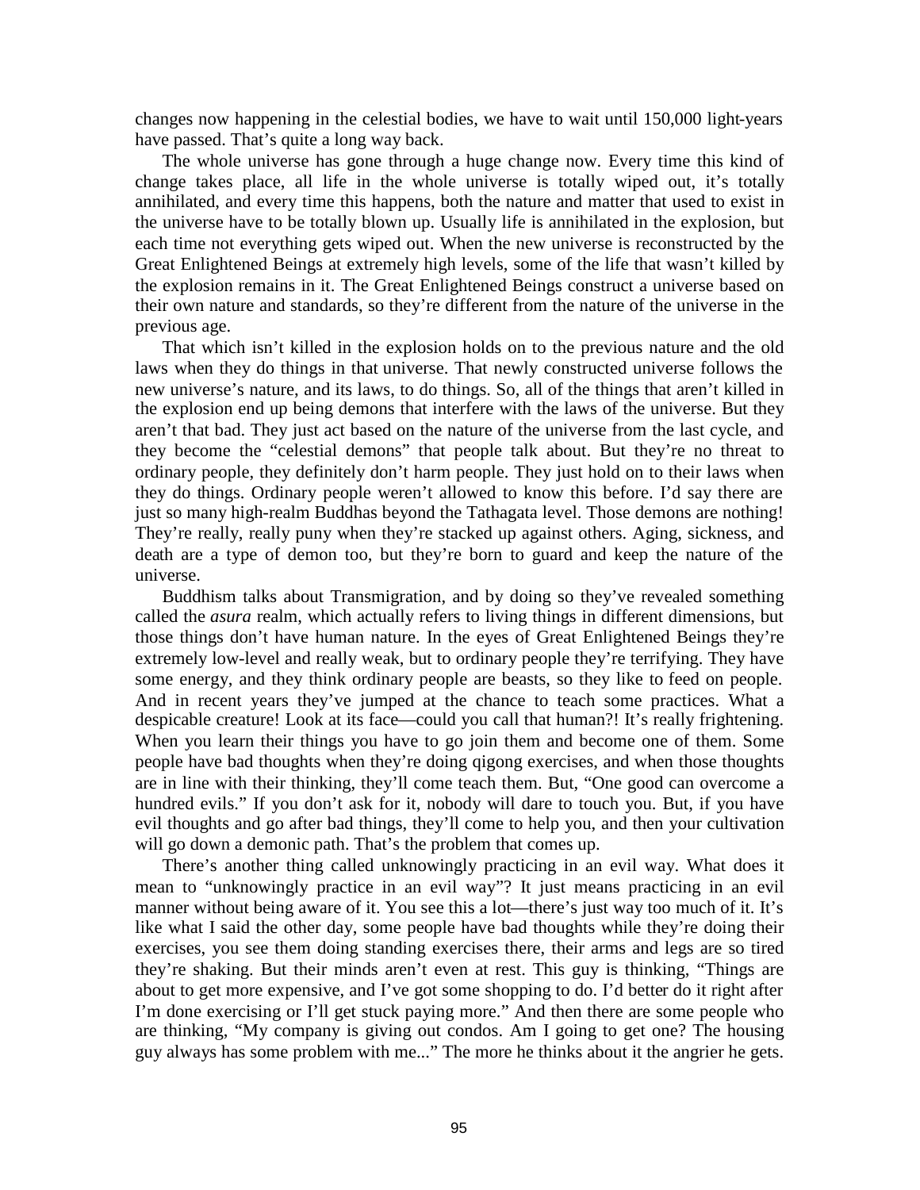changes now happening in the celestial bodies, we have to wait until 150,000 light-years have passed. That's quite a long way back.

The whole universe has gone through a huge change now. Every time this kind of change takes place, all life in the whole universe is totally wiped out, it's totally annihilated, and every time this happens, both the nature and matter that used to exist in the universe have to be totally blown up. Usually life is annihilated in the explosion, but each time not everything gets wiped out. When the new universe is reconstructed by the Great Enlightened Beings at extremely high levels, some of the life that wasn't killed by the explosion remains in it. The Great Enlightened Beings construct a universe based on their own nature and standards, so they're different from the nature of the universe in the previous age.

That which isn't killed in the explosion holds on to the previous nature and the old laws when they do things in that universe. That newly constructed universe follows the new universe's nature, and its laws, to do things. So, all of the things that aren't killed in the explosion end up being demons that interfere with the laws of the universe. But they aren't that bad. They just act based on the nature of the universe from the last cycle, and they become the "celestial demons" that people talk about. But they're no threat to ordinary people, they definitely don't harm people. They just hold on to their laws when they do things. Ordinary people weren't allowed to know this before. I'd say there are just so many high-realm Buddhas beyond the Tathagata level. Those demons are nothing! They're really, really puny when they're stacked up against others. Aging, sickness, and death are a type of demon too, but they're born to guard and keep the nature of the universe.

Buddhism talks about Transmigration, and by doing so they've revealed something called the *asura* realm, which actually refers to living things in different dimensions, but those things don't have human nature. In the eyes of Great Enlightened Beings they're extremely low-level and really weak, but to ordinary people they're terrifying. They have some energy, and they think ordinary people are beasts, so they like to feed on people. And in recent years they've jumped at the chance to teach some practices. What a despicable creature! Look at its face—could you call that human?! It's really frightening. When you learn their things you have to go join them and become one of them. Some people have bad thoughts when they're doing qigong exercises, and when those thoughts are in line with their thinking, they'll come teach them. But, "One good can overcome a hundred evils." If you don't ask for it, nobody will dare to touch you. But, if you have evil thoughts and go after bad things, they'll come to help you, and then your cultivation will go down a demonic path. That's the problem that comes up.

There's another thing called unknowingly practicing in an evil way. What does it mean to "unknowingly practice in an evil way"? It just means practicing in an evil manner without being aware of it. You see this a lot—there's just way too much of it. It's like what I said the other day, some people have bad thoughts while they're doing their exercises, you see them doing standing exercises there, their arms and legs are so tired they're shaking. But their minds aren't even at rest. This guy is thinking, "Things are about to get more expensive, and I've got some shopping to do. I'd better do it right after I'm done exercising or I'll get stuck paying more." And then there are some people who are thinking, "My company is giving out condos. Am I going to get one? The housing guy always has some problem with me..." The more he thinks about it the angrier he gets.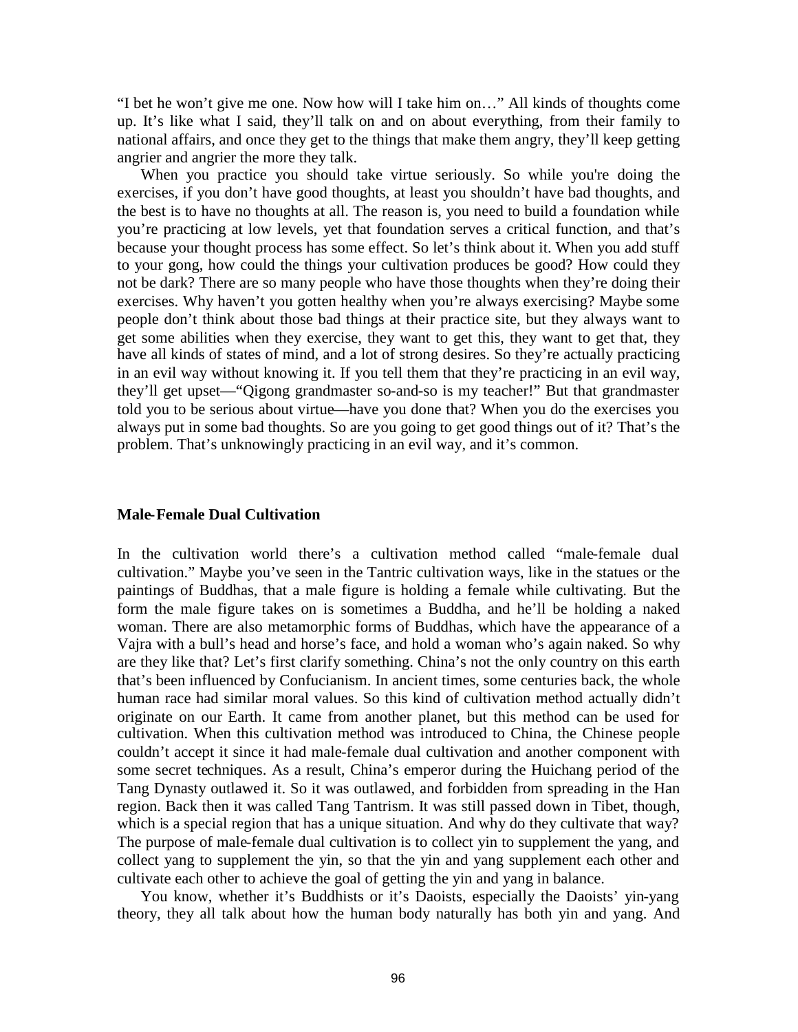"I bet he won't give me one. Now how will I take him on…" All kinds of thoughts come up. It's like what I said, they'll talk on and on about everything, from their family to national affairs, and once they get to the things that make them angry, they'll keep getting angrier and angrier the more they talk.

When you practice you should take virtue seriously. So while you're doing the exercises, if you don't have good thoughts, at least you shouldn't have bad thoughts, and the best is to have no thoughts at all. The reason is, you need to build a foundation while you're practicing at low levels, yet that foundation serves a critical function, and that's because your thought process has some effect. So let's think about it. When you add stuff to your gong, how could the things your cultivation produces be good? How could they not be dark? There are so many people who have those thoughts when they're doing their exercises. Why haven't you gotten healthy when you're always exercising? Maybe some people don't think about those bad things at their practice site, but they always want to get some abilities when they exercise, they want to get this, they want to get that, they have all kinds of states of mind, and a lot of strong desires. So they're actually practicing in an evil way without knowing it. If you tell them that they're practicing in an evil way, they'll get upset—"Qigong grandmaster so-and-so is my teacher!" But that grandmaster told you to be serious about virtue—have you done that? When you do the exercises you always put in some bad thoughts. So are you going to get good things out of it? That's the problem. That's unknowingly practicing in an evil way, and it's common.

### Male-Female Dual Cultivation

In the cultivation world there's a cultivation method called "male-female dual cultivation." Maybe you've seen in the Tantric cultivation ways, like in the statues or the paintings of Buddhas, that a male figure is holding a female while cultivating. But the form the male figure takes on is sometimes a Buddha, and he'll be holding a naked woman. There are also metamorphic forms of Buddhas, which have the appearance of a Vajra with a bull's head and horse's face, and hold a woman who's again naked. So why are they like that? Let's first clarify something. China's not the only country on this earth that's been influenced by Confucianism. In ancient times, some centuries back, the whole human race had similar moral values. So this kind of cultivation method actually didn't originate on our Earth. It came from another planet, but this method can be used for cultivation. When this cultivation method was introduced to China, the Chinese people couldn't accept it since it had male-female dual cultivation and another component with some secret techniques. As a result, China's emperor during the Huichang period of the Tang Dynasty outlawed it. So it was outlawed, and forbidden from spreading in the Han region. Back then it was called Tang Tantrism. It was still passed down in Tibet, though, which is a special region that has a unique situation. And why do they cultivate that way? The purpose of male-female dual cultivation is to collect yin to supplement the yang, and collect yang to supplement the yin, so that the yin and yang supplement each other and cultivate each other to achieve the goal of getting the yin and yang in balance.

You know, whether it's Buddhists or it's Daoists, especially the Daoists' yin-yang theory, they all talk about how the human body naturally has both yin and yang. And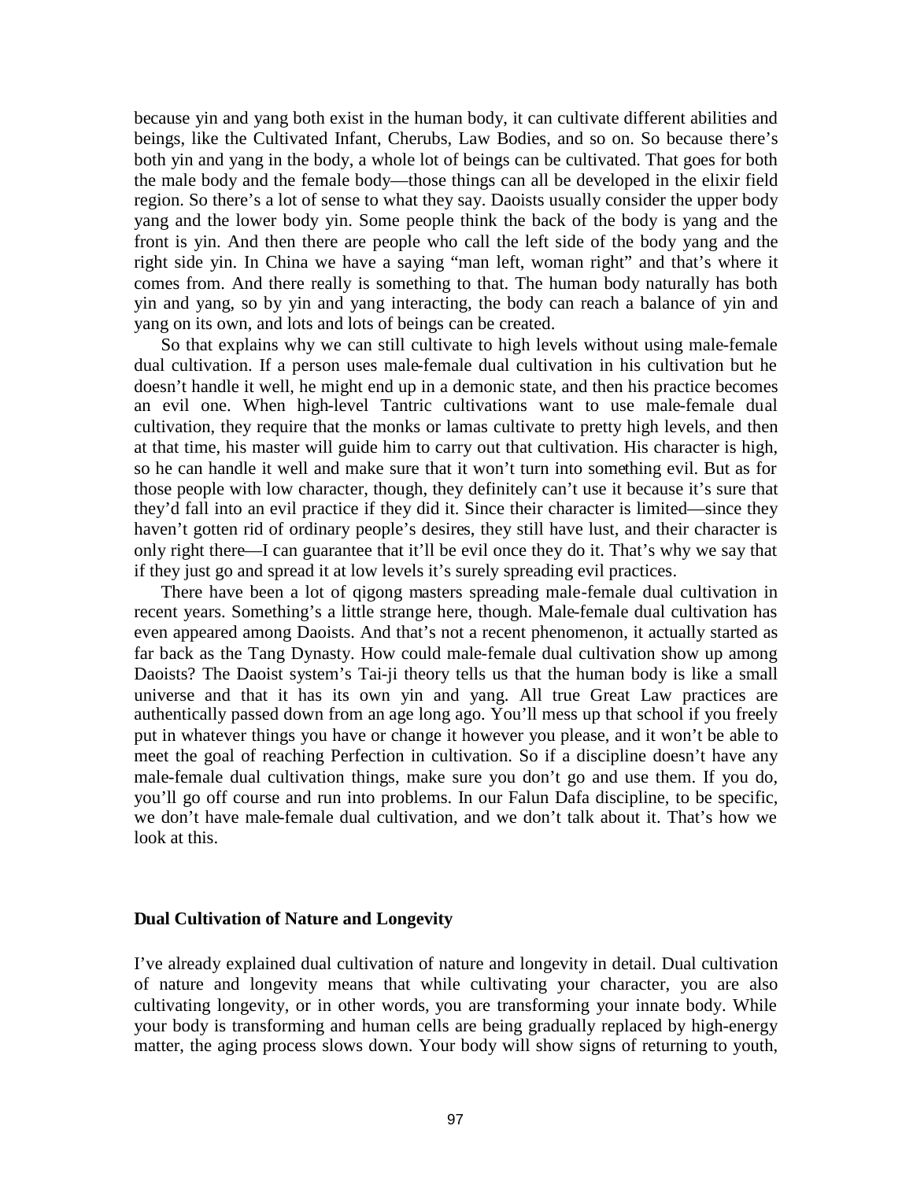because yin and yang both exist in the human body, it can cultivate different abilities and beings, like the Cultivated Infant, Cherubs, Law Bodies, and so on. So because there's both yin and yang in the body, a whole lot of beings can be cultivated. That goes for both the male body and the female body—those things can all be developed in the elixir field region. So there's a lot of sense to what they say. Daoists usually consider the upper body yang and the lower body yin. Some people think the back of the body is yang and the front is yin. And then there are people who call the left side of the body yang and the right side yin. In China we have a saying "man left, woman right" and that's where it comes from. And there really is something to that. The human body naturally has both yin and yang, so by yin and yang interacting, the body can reach a balance of yin and yang on its own, and lots and lots of beings can be created.

So that explains why we can still cultivate to high levels without using male-female dual cultivation. If a person uses male-female dual cultivation in his cultivation but he doesn't handle it well, he might end up in a demonic state, and then his practice becomes an evil one. When high-level Tantric cultivations want to use male-female dual cultivation, they require that the monks or lamas cultivate to pretty high levels, and then at that time, his master will guide him to carry out that cultivation. His character is high, so he can handle it well and make sure that it won't turn into something evil. But as for those people with low character, though, they definitely can't use it because it's sure that they'd fall into an evil practice if they did it. Since their character is limited—since they haven't gotten rid of ordinary people's desires, they still have lust, and their character is only right there—I can guarantee that it'll be evil once they do it. That's why we say that if they just go and spread it at low levels it's surely spreading evil practices.

There have been a lot of qigong masters spreading male-female dual cultivation in recent years. Something's a little strange here, though. Male-female dual cultivation has even appeared among Daoists. And that's not a recent phenomenon, it actually started as far back as the Tang Dynasty. How could male-female dual cultivation show up among Daoists? The Daoist system's Tai-ji theory tells us that the human body is like a small universe and that it has its own yin and yang. All true Great Law practices are authentically passed down from an age long ago. You'll mess up that school if you freely put in whatever things you have or change it however you please, and it won't be able to meet the goal of reaching Perfection in cultivation. So if a discipline doesn't have any male-female dual cultivation things, make sure you don't go and use them. If you do, you'll go off course and run into problems. In our Falun Dafa discipline, to be specific, we don't have male-female dual cultivation, and we don't talk about it. That's how we look at this.

### Dual Cultivation of Nature and Longevity

I've already explained dual cultivation of nature and longevity in detail. Dual cultivation of nature and longevity means that while cultivating your character, you are also cultivating longevity, or in other words, you are transforming your innate body. While your body is transforming and human cells are being gradually replaced by high-energy matter, the aging process slows down. Your body will show signs of returning to youth,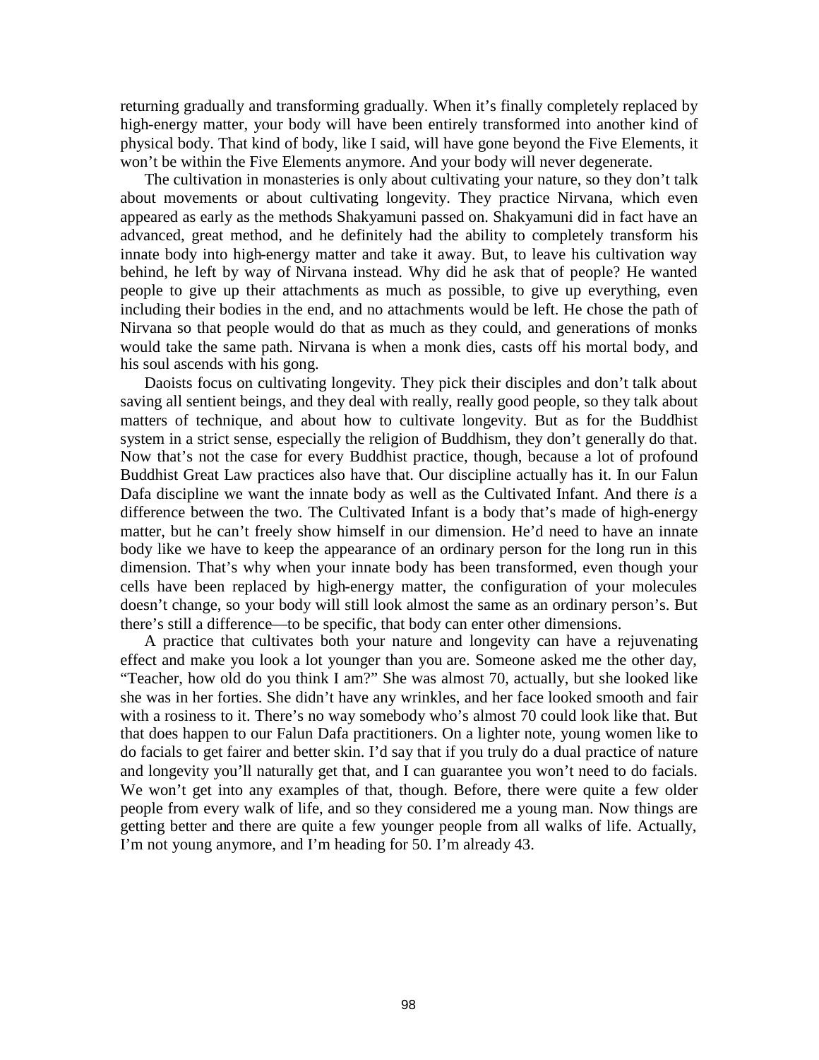returning gradually and transforming gradually. When it's finally completely replaced by high-energy matter, your body will have been entirely transformed into another kind of physical body. That kind of body, like I said, will have gone beyond the Five Elements, it won't be within the Five Elements anymore. And your body will never degenerate.

The cultivation in monasteries is only about cultivating your nature, so they don't talk about movements or about cultivating longevity. They practice Nirvana, which even appeared as early as the methods Shakyamuni passed on. Shakyamuni did in fact have an advanced, great method, and he definitely had the ability to completely transform his innate body into high-energy matter and take it away. But, to leave his cultivation way behind, he left by way of Nirvana instead. Why did he ask that of people? He wanted people to give up their attachments as much as possible, to give up everything, even including their bodies in the end, and no attachments would be left. He chose the path of Nirvana so that people would do that as much as they could, and generations of monks would take the same path. Nirvana is when a monk dies, casts off his mortal body, and his soul ascends with his gong.

Daoists focus on cultivating longevity. They pick their disciples and don't talk about saving all sentient beings, and they deal with really, really good people, so they talk about matters of technique, and about how to cultivate longevity. But as for the Buddhist system in a strict sense, especially the religion of Buddhism, they don't generally do that. Now that's not the case for every Buddhist practice, though, because a lot of profound Buddhist Great Law practices also have that. Our discipline actually has it. In our Falun Dafa discipline we want the innate body as well as the Cultivated Infant. And there *is* a difference between the two. The Cultivated Infant is a body that's made of high-energy matter, but he can't freely show himself in our dimension. He'd need to have an innate body like we have to keep the appearance of an ordinary person for the long run in this dimension. That's why when your innate body has been transformed, even though your cells have been replaced by high-energy matter, the configuration of your molecules doesn't change, so your body will still look almost the same as an ordinary person's. But there's still a difference—to be specific, that body can enter other dimensions.

A practice that cultivates both your nature and longevity can have a rejuvenating effect and make you look a lot younger than you are. Someone asked me the other day, "Teacher, how old do you think I am?" She was almost 70, actually, but she looked like she was in her forties. She didn't have any wrinkles, and her face looked smooth and fair with a rosiness to it. There's no way somebody who's almost 70 could look like that. But that does happen to our Falun Dafa practitioners. On a lighter note, young women like to do facials to get fairer and better skin. I'd say that if you truly do a dual practice of nature and longevity you'll naturally get that, and I can guarantee you won't need to do facials. We won't get into any examples of that, though. Before, there were quite a few older people from every walk of life, and so they considered me a young man. Now things are getting better and there are quite a few younger people from all walks of life. Actually, I'm not young anymore, and I'm heading for 50. I'm already 43.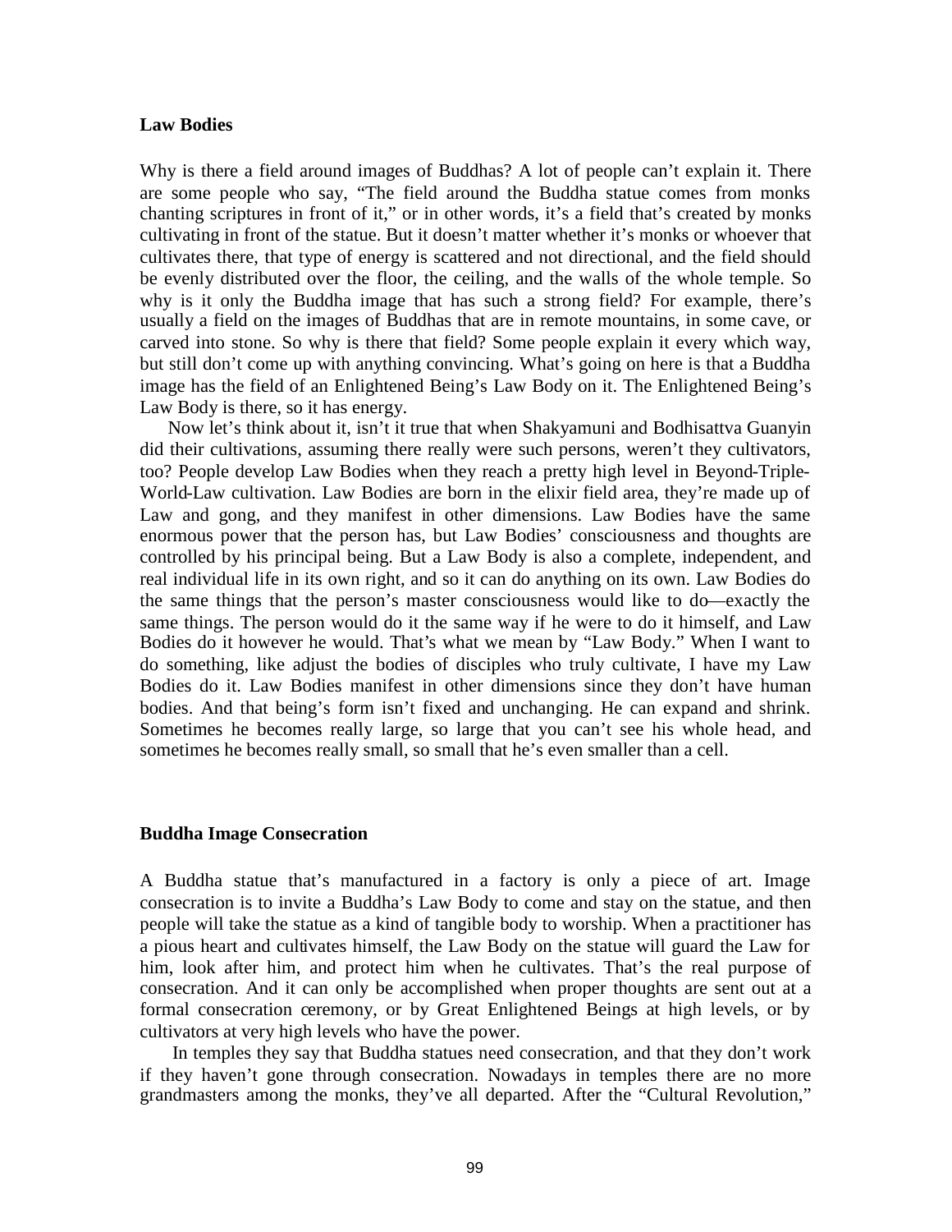**Law Bodies**

Why is there a field around images of Buddhas? A lot of people can't explain it. There are some people who say, "The field around the Buddha statue comes from monks chanting scriptures in front of it," or in other words, it's a field that's created by monks cultivating in front of the statue. But it doesn't matter whether it's monks or whoever that cultivates there, that type of energy is scattered and not directional, and the field should be evenly distributed over the floor, the ceiling, and the walls of the whole temple. So why is it only the Buddha image that has such a strong field? For example, there's usually a field on the images of Buddhas that are in remote mountains, in some cave, or carved into stone. So why is there that field? Some people explain it every which way, but still don't come up with anything convincing. What's going on here is that a Buddha image has the field of an Enlightened Being's Law Body on it. The Enlightened Being's Law Body is there, so it has energy.

Now let's think about it, isn't it true that when Shakyamuni and Bodhisattva Guanyin did their cultivations, assuming there really were such persons, weren't they cultivators, too? People develop Law Bodies when they reach a pretty high level in Beyond-Triple-World-Law cultivation. Law Bodies are born in the elixir field area, they're made up of Law and gong, and they manifest in other dimensions. Law Bodies have the same enormous power that the person has, but Law Bodies' consciousness and thoughts are controlled by his principal being. But a Law Body is also a complete, independent, and real individual life in its own right, and so it can do anything on its own. Law Bodies do the same things that the person's master consciousness would like to do—exactly the same things. The person would do it the same way if he were to do it himself, and Law Bodies do it however he would. That's what we mean by "Law Body." When I want to do something, like adjust the bodies of disciples who truly cultivate, I have my Law Bodies do it. Law Bodies manifest in other dimensions since they don't have human bodies. And that being's form isn't fixed and unchanging. He can expand and shrink. Sometimes he becomes really large, so large that you can't see his whole head, and sometimes he becomes really small, so small that he's even smaller than a cell.

**Buddha Image Consecration**

A Buddha statue that's manufactured in a factory is only a piece of art. Image consecration is to invite a Buddha's Law Body to come and stay on the statue, and then people will take the statue as a kind of tangible body to worship. When a practitioner has a pious heart and cultivates himself, the Law Body on the statue will guard the Law for him, look after him, and protect him when he cultivates. That's the real purpose of consecration. And it can only be accomplished when proper thoughts are sent out at a formal consecration ceremony, or by Great Enlightened Beings at high levels, or by cultivators at very high levels who have the power.

In temples they say that Buddha statues need consecration, and that they don't work if they haven't gone through consecration. Nowadays in temples there are no more grandmasters among the monks, they've all departed. After the "Cultural Revolution,"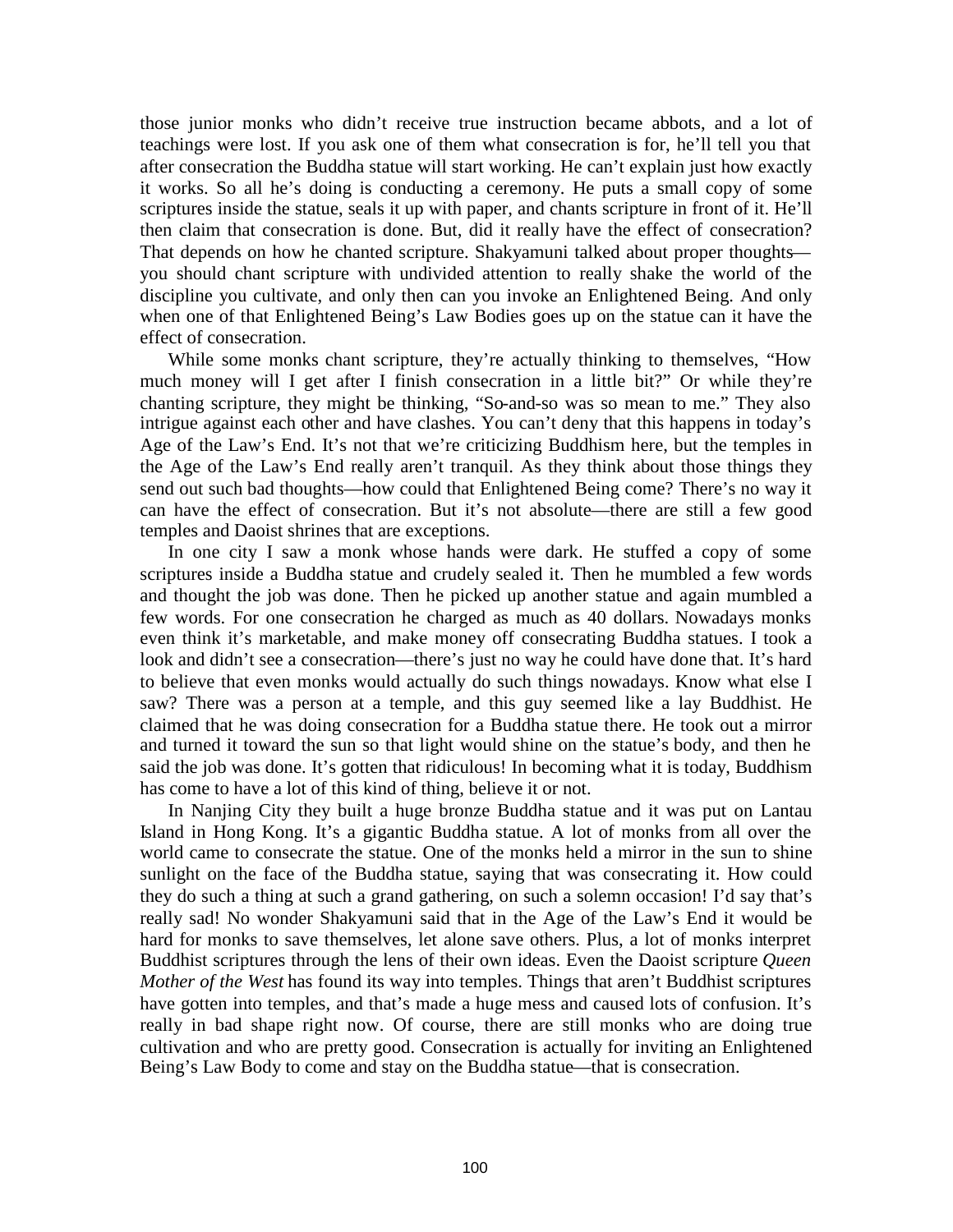those junior monks who didn't receive true instruction became abbots, and a lot of teachings were lost. If you ask one of them what consecration is for, he'll tell you that after consecration the Buddha statue will start working. He can't explain just how exactly it works. So all he's doing is conducting a ceremony. He puts a small copy of some scriptures inside the statue, seals it up with paper, and chants scripture in front of it. He'll then claim that consecration is done. But, did it really have the effect of consecration? That depends on how he chanted scripture. Shakyamuni talked about proper thoughts—you should chant scripture with undivided attention to really shake the world of the discipline you cultivate, and only then can you invoke an Enlightened Being. And only when one of that Enlightened Being's Law Bodies goes up on the statue can it have the effect of consecration.

While some monks chant scripture, they're actually thinking to themselves, "How much money will I get after I finish consecration in a little bit?" Or while they're chanting scripture, they might be thinking, "So-and-so was so mean to me." They also intrigue against each other and have clashes. You can't deny that this happens in today's Age of the Law's End. It's not that we're criticizing Buddhism here, but the temples in the Age of the Law's End really aren't tranquil. As they think about those things they send out such bad thoughts—how could that Enlightened Being come? There's no way it can have the effect of consecration. But it's not absolute—there are still a few good temples and Daoist shrines that are exceptions.

In one city I saw a monk whose hands were dark. He stuffed a copy of some scriptures inside a Buddha statue and crudely sealed it. Then he mumbled a few words and thought the job was done. Then he picked up another statue and again mumbled a few words. For one consecration he charged as much as 40 dollars. Nowadays monks even think it's marketable, and make money off consecrating Buddha statues. I took a look and didn't see a consecration—there's just no way he could have done that. It's hard to believe that even monks would actually do such things nowadays. Know what else I saw? There was a person at a temple, and this guy seemed like a lay Buddhist. He claimed that he was doing consecration for a Buddha statue there. He took out a mirror and turned it toward the sun so that light would shine on the statue's body, and then he said the job was done. It's gotten that ridiculous! In becoming what it is today, Buddhism has come to have a lot of this kind of thing, believe it or not.

In Nanjing City they built a huge bronze Buddha statue and it was put on Lantau Island in Hong Kong. It's a gigantic Buddha statue. A lot of monks from all over the world came to consecrate the statue. One of the monks held a mirror in the sun to shine sunlight on the face of the Buddha statue, saying that was consecrating it. How could they do such a thing at such a grand gathering, on such a solemn occasion! I'd say that's really sad! No wonder Shakyamuni said that in the Age of the Law's End it would be hard for monks to save themselves, let alone save others. Plus, a lot of monks interpret Buddhist scriptures through the lens of their own ideas. Even the Daoist scripture *Queen Mother of the West* has found its way into temples. Things that aren't Buddhist scriptures have gotten into temples, and that's made a huge mess and caused lots of confusion. It's really in bad shape right now. Of course, there are still monks who are doing true cultivation and who are pretty good. Consecration is actually for inviting an Enlightened Being's Law Body to come and stay on the Buddha statue—that is consecration.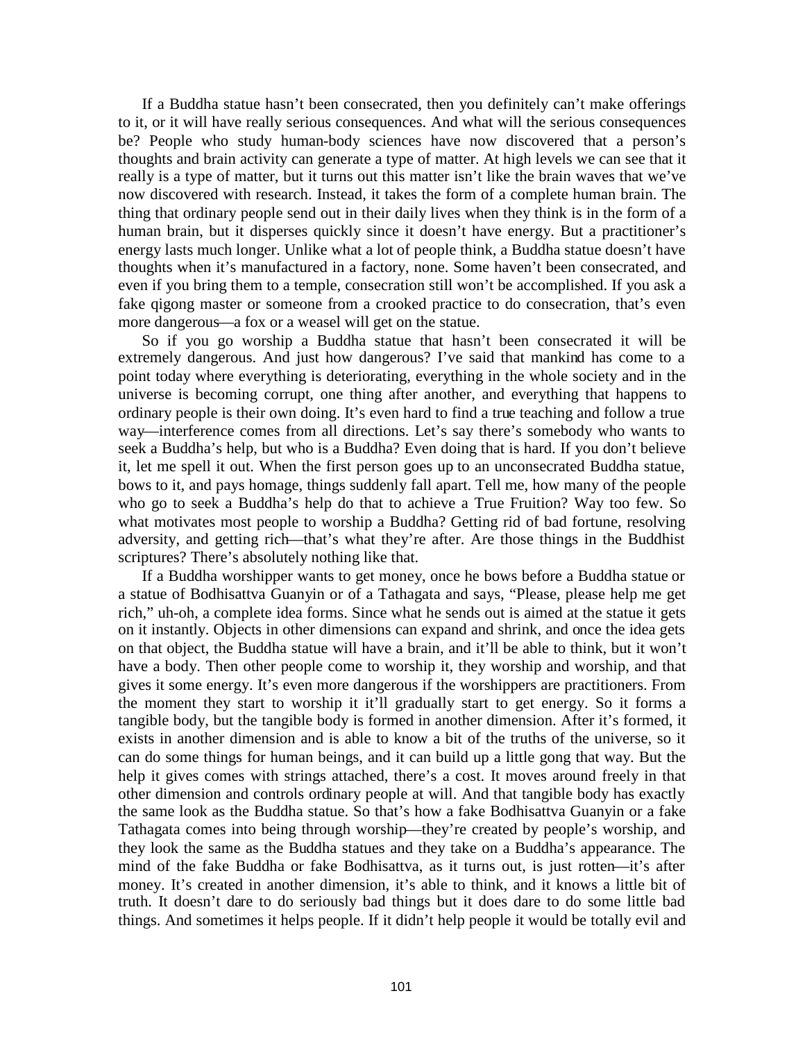If a Buddha statue hasn't been consecrated, then you definitely can't make offerings to it, or it will have really serious consequences. And what will the serious consequences be? People who study human-body sciences have now discovered that a person's thoughts and brain activity can generate a type of matter. At high levels we can see that it really is a type of matter, but it turns out this matter isn't like the brain waves that we've now discovered with research. Instead, it takes the form of a complete human brain. The thing that ordinary people send out in their daily lives when they think is in the form of a human brain, but it disperses quickly since it doesn't have energy. But a practitioner's energy lasts much longer. Unlike what a lot of people think, a Buddha statue doesn't have thoughts when it's manufactured in a factory, none. Some haven't been consecrated, and even if you bring them to a temple, consecration still won't be accomplished. If you ask a fake qigong master or someone from a crooked practice to do consecration, that's even more dangerous—a fox or a weasel will get on the statue.

So if you go worship a Buddha statue that hasn't been consecrated it will be extremely dangerous. And just how dangerous? I've said that mankind has come to a point today where everything is deteriorating, everything in the whole society and in the universe is becoming corrupt, one thing after another, and everything that happens to ordinary people is their own doing. It's even hard to find a true teaching and follow a true way—interference comes from all directions. Let's say there's somebody who wants to seek a Buddha's help, but who is a Buddha? Even doing that is hard. If you don't believe it, let me spell it out. When the first person goes up to an unconsecrated Buddha statue, bows to it, and pays homage, things suddenly fall apart. Tell me, how many of the people who go to seek a Buddha's help do that to achieve a True Fruition? Way too few. So what motivates most people to worship a Buddha? Getting rid of bad fortune, resolving adversity, and getting rich—that's what they're after. Are those things in the Buddhist scriptures? There's absolutely nothing like that.

If a Buddha worshipper wants to get money, once he bows before a Buddha statue or a statue of Bodhisattva Guanyin or of a Tathagata and says, "Please, please help me get rich," uh-oh, a complete idea forms. Since what he sends out is aimed at the statue it gets on it instantly. Objects in other dimensions can expand and shrink, and once the idea gets on that object, the Buddha statue will have a brain, and it'll be able to think, but it won't have a body. Then other people come to worship it, they worship and worship, and that gives it some energy. It's even more dangerous if the worshippers are practitioners. From the moment they start to worship it it'll gradually start to get energy. So it forms a tangible body, but the tangible body is formed in another dimension. After it's formed, it exists in another dimension and is able to know a bit of the truths of the universe, so it can do some things for human beings, and it can build up a little gong that way. But the help it gives comes with strings attached, there's a cost. It moves around freely in that other dimension and controls ordinary people at will. And that tangible body has exactly the same look as the Buddha statue. So that's how a fake Bodhisattva Guanyin or a fake Tathagata comes into being through worship—they're created by people's worship, and they look the same as the Buddha statues and they take on a Buddha's appearance. The mind of the fake Buddha or fake Bodhisattva, as it turns out, is just rotten—it's after money. It's created in another dimension, it's able to think, and it knows a little bit of truth. It doesn't dare to do seriously bad things but it does dare to do some little bad things. And sometimes it helps people. If it didn't help people it would be totally evil and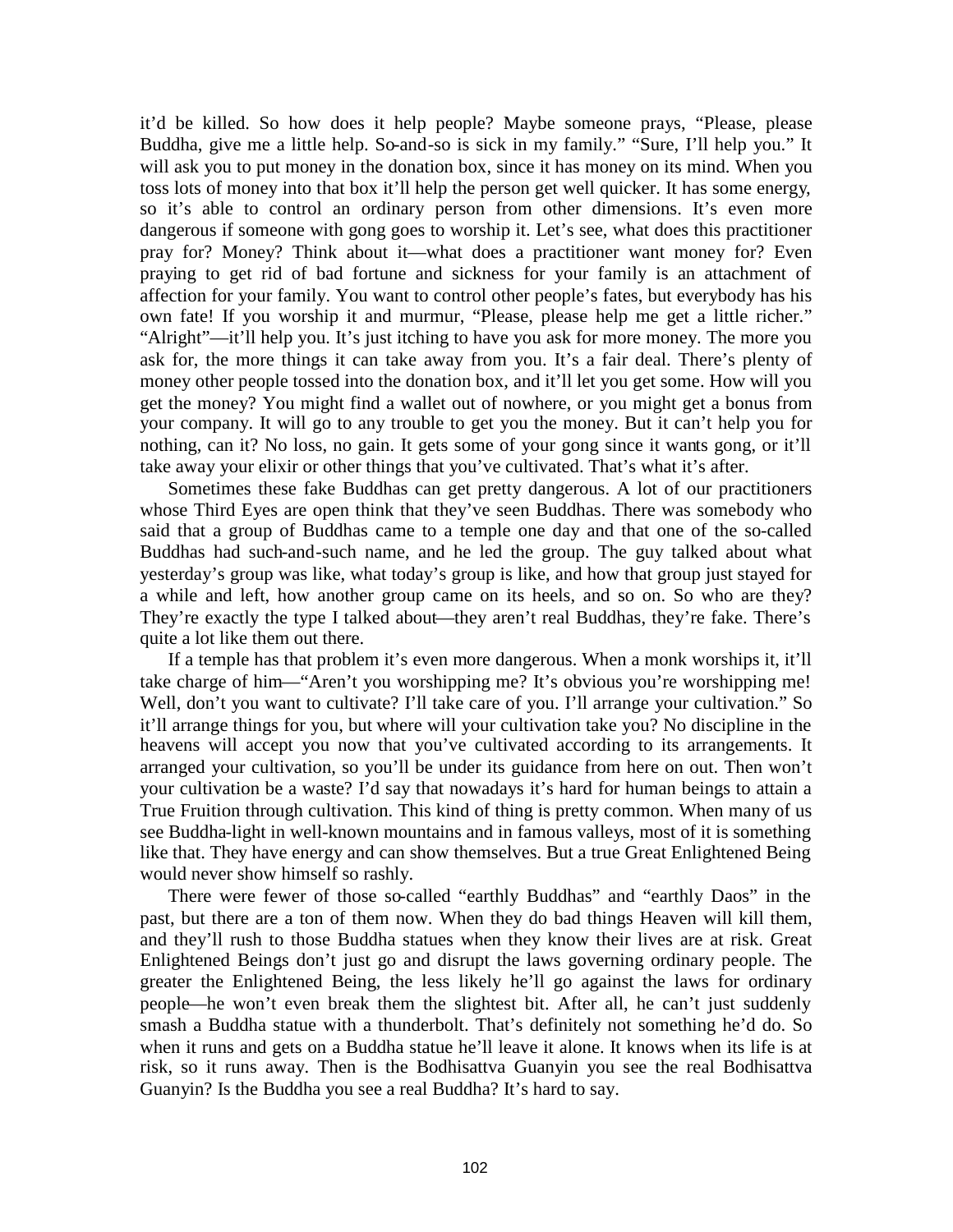it'd be killed. So how does it help people? Maybe someone prays, "Please, please Buddha, give me a little help. So-and-so is sick in my family." "Sure, I'll help you." It will ask you to put money in the donation box, since it has money on its mind. When you toss lots of money into that box it'll help the person get well quicker. It has some energy, so it's able to control an ordinary person from other dimensions. It's even more dangerous if someone with gong goes to worship it. Let's see, what does this practitioner pray for? Money? Think about it—what does a practitioner want money for? Even praying to get rid of bad fortune and sickness for your family is an attachment of affection for your family. You want to control other people's fates, but everybody has his own fate! If you worship it and murmur, "Please, please help me get a little richer." "Alright"—it'll help you. It's just itching to have you ask for more money. The more you ask for, the more things it can take away from you. It's a fair deal. There's plenty of money other people tossed into the donation box, and it'll let you get some. How will you get the money? You might find a wallet out of nowhere, or you might get a bonus from your company. It will go to any trouble to get you the money. But it can't help you for nothing, can it? No loss, no gain. It gets some of your gong since it wants gong, or it'll take away your elixir or other things that you've cultivated. That's what it's after.

Sometimes these fake Buddhas can get pretty dangerous. A lot of our practitioners whose Third Eyes are open think that they've seen Buddhas. There was somebody who said that a group of Buddhas came to a temple one day and that one of the so-called Buddhas had such-and-such name, and he led the group. The guy talked about what yesterday's group was like, what today's group is like, and how that group just stayed for a while and left, how another group came on its heels, and so on. So who are they? They're exactly the type I talked about—they aren't real Buddhas, they're fake. There's quite a lot like them out there.

If a temple has that problem it's even more dangerous. When a monk worships it, it'll take charge of him—"Aren't you worshipping me? It's obvious you're worshipping me! Well, don't you want to cultivate? I'll take care of you. I'll arrange your cultivation." So it'll arrange things for you, but where will your cultivation take you? No discipline in the heavens will accept you now that you've cultivated according to its arrangements. It arranged your cultivation, so you'll be under its guidance from here on out. Then won't your cultivation be a waste? I'd say that nowadays it's hard for human beings to attain a True Fruition through cultivation. This kind of thing is pretty common. When many of us see Buddha-light in well-known mountains and in famous valleys, most of it is something like that. They have energy and can show themselves. But a true Great Enlightened Being would never show himself so rashly.

There were fewer of those so-called "earthly Buddhas" and "earthly Daos" in the past, but there are a ton of them now. When they do bad things Heaven will kill them, and they'll rush to those Buddha statues when they know their lives are at risk. Great Enlightened Beings don't just go and disrupt the laws governing ordinary people. The greater the Enlightened Being, the less likely he'll go against the laws for ordinary people—he won't even break them the slightest bit. After all, he can't just suddenly smash a Buddha statue with a thunderbolt. That's definitely not something he'd do. So when it runs and gets on a Buddha statue he'll leave it alone. It knows when its life is at risk, so it runs away. Then is the Bodhisattva Guanyin you see the real Bodhisattva Guanyin? Is the Buddha you see a real Buddha? It's hard to say.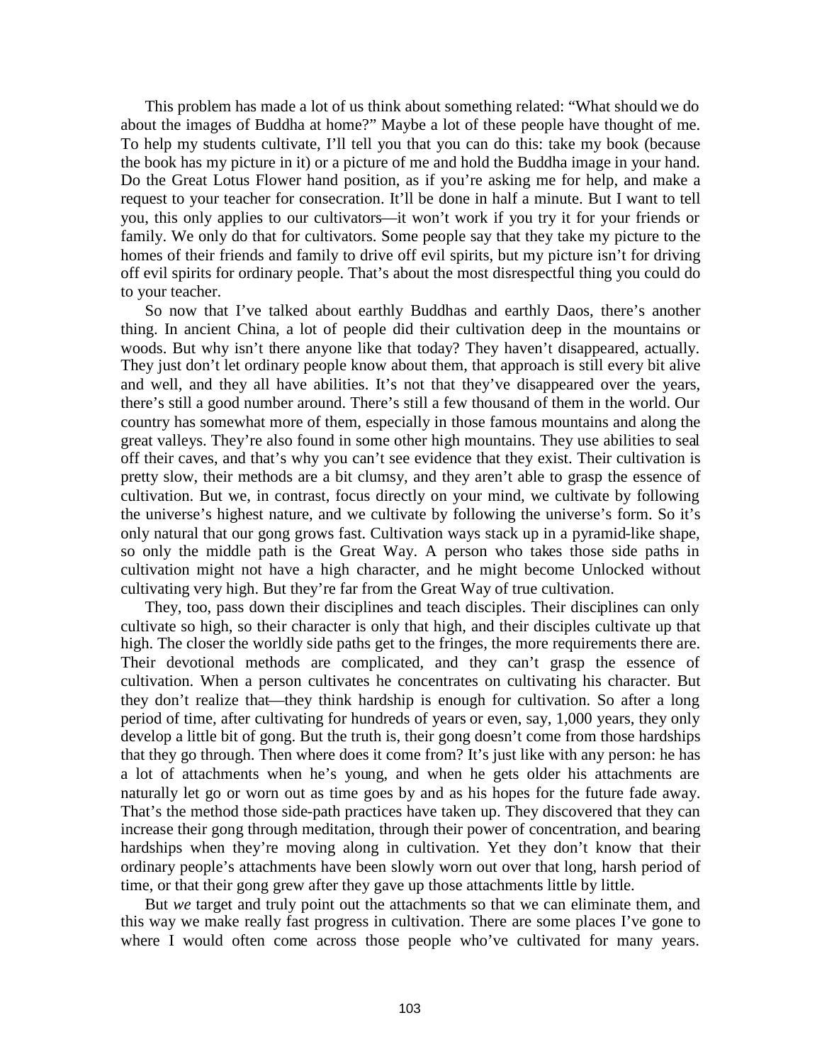This problem has made a lot of us think about something related: "What should we do about the images of Buddha at home?" Maybe a lot of these people have thought of me. To help my students cultivate, I'll tell you that you can do this: take my book (because the book has my picture in it) or a picture of me and hold the Buddha image in your hand. Do the Great Lotus Flower hand position, as if you're asking me for help, and make a request to your teacher for consecration. It'll be done in half a minute. But I want to tell you, this only applies to our cultivators—it won't work if you try it for your friends or family. We only do that for cultivators. Some people say that they take my picture to the homes of their friends and family to drive off evil spirits, but my picture isn't for driving off evil spirits for ordinary people. That's about the most disrespectful thing you could do to your teacher.

So now that I've talked about earthly Buddhas and earthly Daos, there's another thing. In ancient China, a lot of people did their cultivation deep in the mountains or woods. But why isn't there anyone like that today? They haven't disappeared, actually. They just don't let ordinary people know about them, that approach is still every bit alive and well, and they all have abilities. It's not that they've disappeared over the years, there's still a good number around. There's still a few thousand of them in the world. Our country has somewhat more of them, especially in those famous mountains and along the great valleys. They're also found in some other high mountains. They use abilities to seal off their caves, and that's why you can't see evidence that they exist. Their cultivation is pretty slow, their methods are a bit clumsy, and they aren't able to grasp the essence of cultivation. But we, in contrast, focus directly on your mind, we cultivate by following the universe's highest nature, and we cultivate by following the universe's form. So it's only natural that our gong grows fast. Cultivation ways stack up in a pyramid-like shape, so only the middle path is the Great Way. A person who takes those side paths in cultivation might not have a high character, and he might become Unlocked without cultivating very high. But they're far from the Great Way of true cultivation.

They, too, pass down their disciplines and teach disciples. Their disciplines can only cultivate so high, so their character is only that high, and their disciples cultivate up that high. The closer the worldly side paths get to the fringes, the more requirements there are. Their devotional methods are complicated, and they can't grasp the essence of cultivation. When a person cultivates he concentrates on cultivating his character. But they don't realize that—they think hardship is enough for cultivation. So after a long period of time, after cultivating for hundreds of years or even, say, 1,000 years, they only develop a little bit of gong. But the truth is, their gong doesn't come from those hardships that they go through. Then where does it come from? It's just like with any person: he has a lot of attachments when he's young, and when he gets older his attachments are naturally let go or worn out as time goes by and as his hopes for the future fade away. That's the method those side-path practices have taken up. They discovered that they can increase their gong through meditation, through their power of concentration, and bearing hardships when they're moving along in cultivation. Yet they don't know that their ordinary people's attachments have been slowly worn out over that long, harsh period of time, or that their gong grew after they gave up those attachments little by little.

But *we* target and truly point out the attachments so that we can eliminate them, and this way we make really fast progress in cultivation. There are some places I've gone to where I would often come across those people who've cultivated for many years.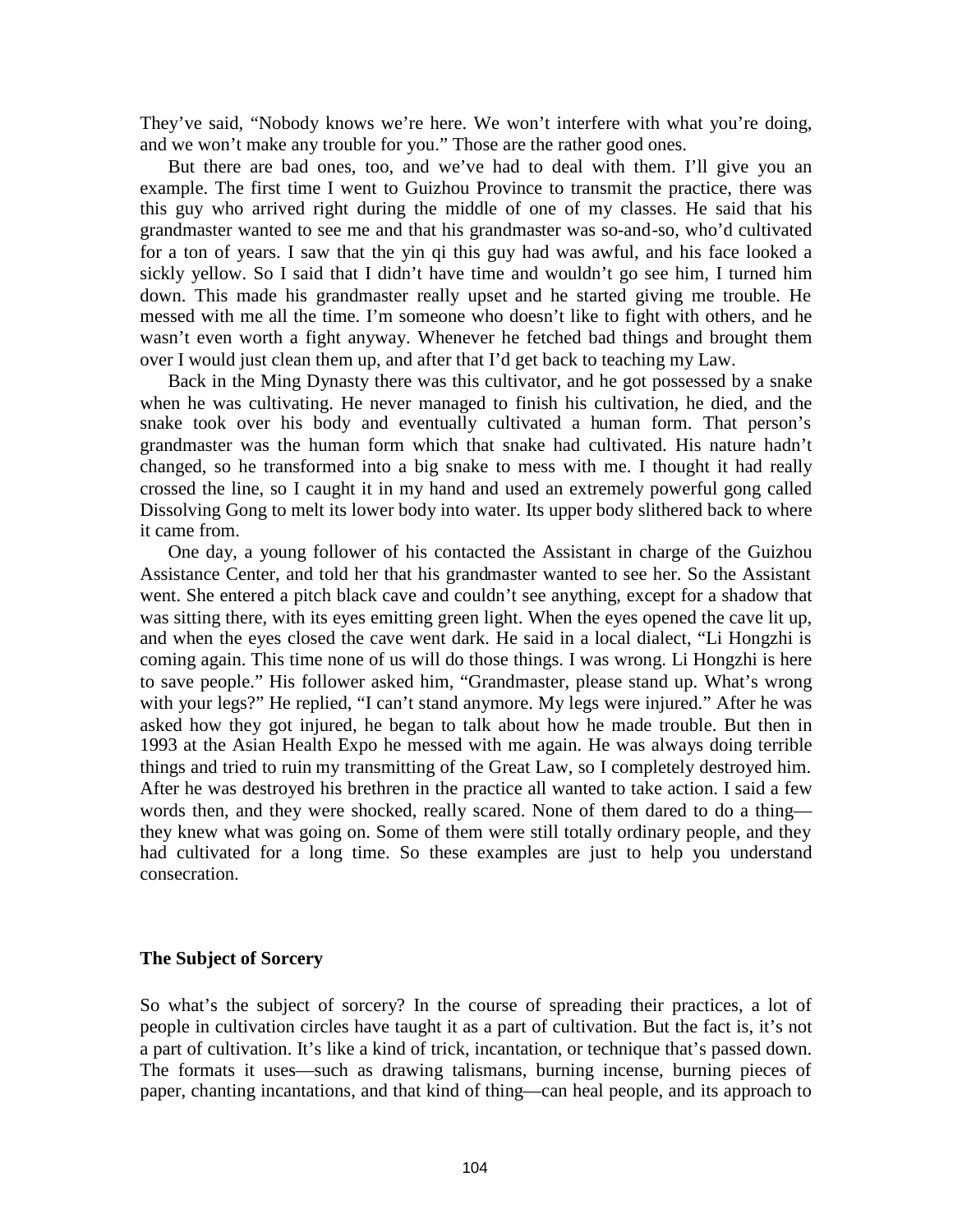They've said, "Nobody knows we're here. We won't interfere with what you're doing, and we won't make any trouble for you." Those are the rather good ones.

But there are bad ones, too, and we've had to deal with them. I'll give you an example. The first time I went to Guizhou Province to transmit the practice, there was this guy who arrived right during the middle of one of my classes. He said that his grandmaster wanted to see me and that his grandmaster was so-and-so, who'd cultivated for a ton of years. I saw that the yin qi this guy had was awful, and his face looked a sickly yellow. So I said that I didn't have time and wouldn't go see him, I turned him down. This made his grandmaster really upset and he started giving me trouble. He messed with me all the time. I'm someone who doesn't like to fight with others, and he wasn't even worth a fight anyway. Whenever he fetched bad things and brought them over I would just clean them up, and after that I'd get back to teaching my Law.

Back in the Ming Dynasty there was this cultivator, and he got possessed by a snake when he was cultivating. He never managed to finish his cultivation, he died, and the snake took over his body and eventually cultivated a human form. That person's grandmaster was the human form which that snake had cultivated. His nature hadn't changed, so he transformed into a big snake to mess with me. I thought it had really crossed the line, so I caught it in my hand and used an extremely powerful gong called Dissolving Gong to melt its lower body into water. Its upper body slithered back to where it came from.

One day, a young follower of his contacted the Assistant in charge of the Guizhou Assistance Center, and told her that his grandmaster wanted to see her. So the Assistant went. She entered a pitch black cave and couldn't see anything, except for a shadow that was sitting there, with its eyes emitting green light. When the eyes opened the cave lit up, and when the eyes closed the cave went dark. He said in a local dialect, "Li Hongzhi is coming again. This time none of us will do those things. I was wrong. Li Hongzhi is here to save people." His follower asked him, "Grandmaster, please stand up. What's wrong with your legs?" He replied, "I can't stand anymore. My legs were injured." After he was asked how they got injured, he began to talk about how he made trouble. But then in 1993 at the Asian Health Expo he messed with me again. He was always doing terrible things and tried to ruin my transmitting of the Great Law, so I completely destroyed him. After he was destroyed his brethren in the practice all wanted to take action. I said a few words then, and they were shocked, really scared. None of them dared to do a thing—they knew what was going on. Some of them were still totally ordinary people, and they had cultivated for a long time. So these examples are just to help you understand consecration.

### The Subject of Sorcery

So what's the subject of sorcery? In the course of spreading their practices, a lot of people in cultivation circles have taught it as a part of cultivation. But the fact is, it's not a part of cultivation. It's like a kind of trick, incantation, or technique that's passed down. The formats it uses—such as drawing talismans, burning incense, burning pieces of paper, chanting incantations, and that kind of thing—can heal people, and its approach to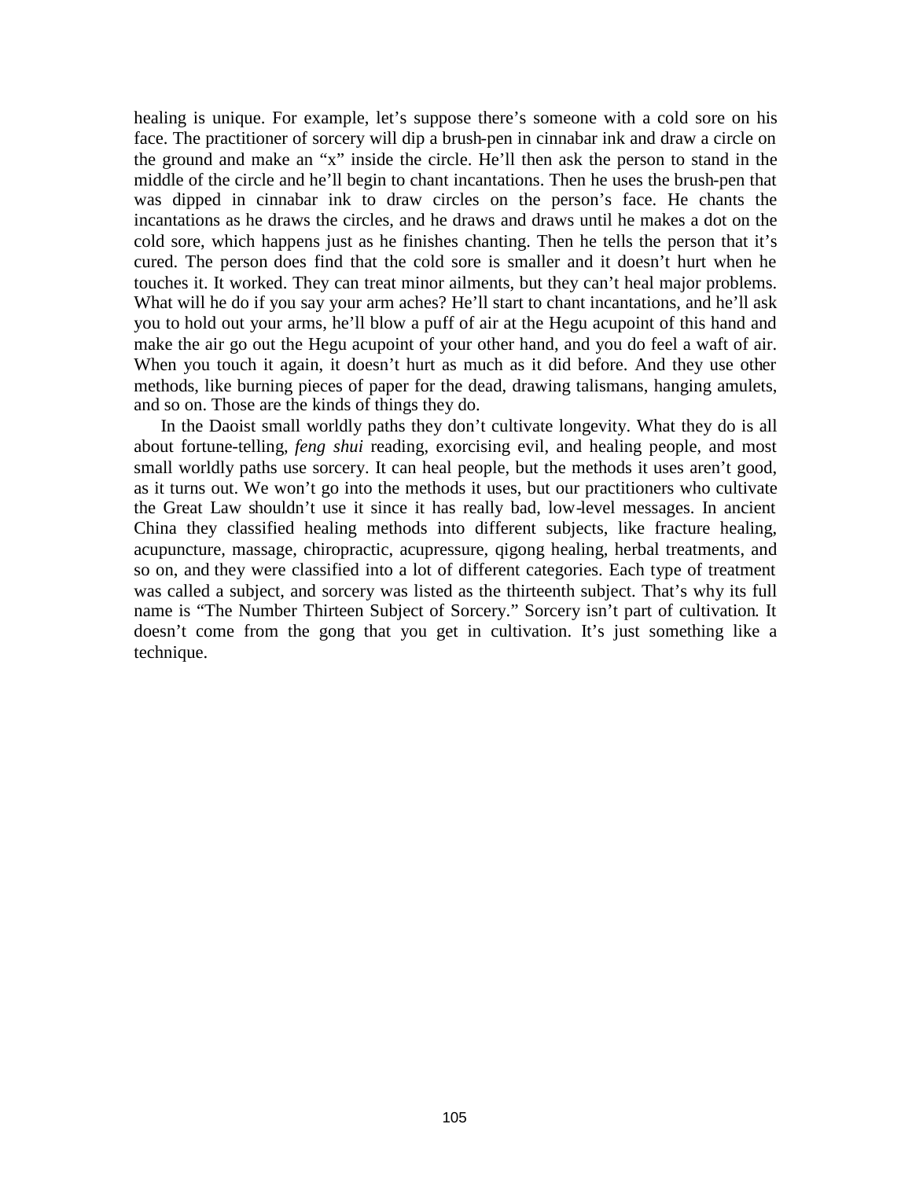healing is unique. For example, let's suppose there's someone with a cold sore on his face. The practitioner of sorcery will dip a brush-pen in cinnabar ink and draw a circle on the ground and make an "x" inside the circle. He'll then ask the person to stand in the middle of the circle and he'll begin to chant incantations. Then he uses the brush-pen that was dipped in cinnabar ink to draw circles on the person's face. He chants the incantations as he draws the circles, and he draws and draws until he makes a dot on the cold sore, which happens just as he finishes chanting. Then he tells the person that it's cured. The person does find that the cold sore is smaller and it doesn't hurt when he touches it. It worked. They can treat minor ailments, but they can't heal major problems. What will he do if you say your arm aches? He'll start to chant incantations, and he'll ask you to hold out your arms, he'll blow a puff of air at the Hegu acupoint of this hand and make the air go out the Hegu acupoint of your other hand, and you do feel a waft of air. When you touch it again, it doesn't hurt as much as it did before. And they use other methods, like burning pieces of paper for the dead, drawing talismans, hanging amulets, and so on. Those are the kinds of things they do.

In the Daoist small worldly paths they don't cultivate longevity. What they do is all about fortune-telling, *feng shui* reading, exorcising evil, and healing people, and most small worldly paths use sorcery. It can heal people, but the methods it uses aren't good, as it turns out. We won't go into the methods it uses, but our practitioners who cultivate the Great Law shouldn't use it since it has really bad, low-level messages. In ancient China they classified healing methods into different subjects, like fracture healing, acupuncture, massage, chiropractic, acupressure, qigong healing, herbal treatments, and so on, and they were classified into a lot of different categories. Each type of treatment was called a subject, and sorcery was listed as the thirteenth subject. That's why its full name is "The Number Thirteen Subject of Sorcery." Sorcery isn't part of cultivation. It doesn't come from the gong that you get in cultivation. It's just something like a technique.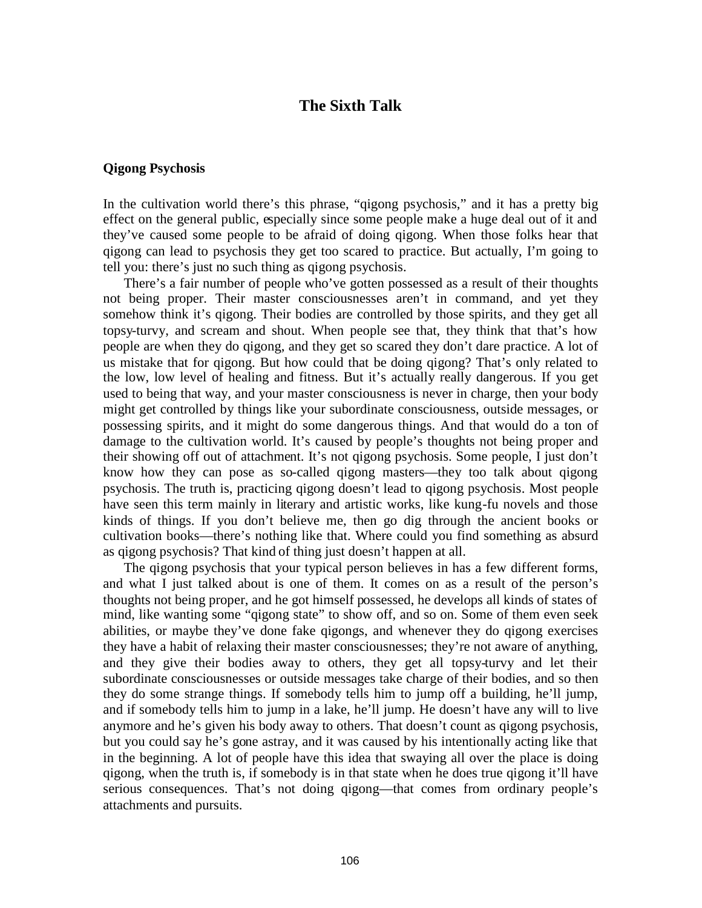# The Sixth Talk

## Qigong Psychosis

In the cultivation world there's this phrase, "qigong psychosis," and it has a pretty big effect on the general public, especially since some people make a huge deal out of it and they've caused some people to be afraid of doing qigong. When those folks hear that qigong can lead to psychosis they get too scared to practice. But actually, I'm going to tell you: there's just no such thing as qigong psychosis.

There's a fair number of people who've gotten possessed as a result of their thoughts not being proper. Their master consciousnesses aren't in command, and yet they somehow think it's qigong. Their bodies are controlled by those spirits, and they get all topsy-turvy, and scream and shout. When people see that, they think that that's how people are when they do qigong, and they get so scared they don't dare practice. A lot of us mistake that for qigong. But how could that be doing qigong? That's only related to the low, low level of healing and fitness. But it's actually really dangerous. If you get used to being that way, and your master consciousness is never in charge, then your body might get controlled by things like your subordinate consciousness, outside messages, or possessing spirits, and it might do some dangerous things. And that would do a ton of damage to the cultivation world. It's caused by people's thoughts not being proper and their showing off out of attachment. It's not qigong psychosis. Some people, I just don't know how they can pose as so-called qigong masters—they too talk about qigong psychosis. The truth is, practicing qigong doesn't lead to qigong psychosis. Most people have seen this term mainly in literary and artistic works, like kung-fu novels and those kinds of things. If you don't believe me, then go dig through the ancient books or cultivation books—there's nothing like that. Where could you find something as absurd as qigong psychosis? That kind of thing just doesn't happen at all.

The qigong psychosis that your typical person believes in has a few different forms, and what I just talked about is one of them. It comes on as a result of the person's thoughts not being proper, and he got himself possessed, he develops all kinds of states of mind, like wanting some "qigong state" to show off, and so on. Some of them even seek abilities, or maybe they've done fake qigongs, and whenever they do qigong exercises they have a habit of relaxing their master consciousnesses; they're not aware of anything, and they give their bodies away to others, they get all topsy-turvy and let their subordinate consciousnesses or outside messages take charge of their bodies, and so then they do some strange things. If somebody tells him to jump off a building, he'll jump, and if somebody tells him to jump in a lake, he'll jump. He doesn't have any will to live anymore and he's given his body away to others. That doesn't count as qigong psychosis, but you could say he's gone astray, and it was caused by his intentionally acting like that in the beginning. A lot of people have this idea that swaying all over the place is doing qigong, when the truth is, if somebody is in that state when he does true qigong it'll have serious consequences. That's not doing qigong—that comes from ordinary people's attachments and pursuits.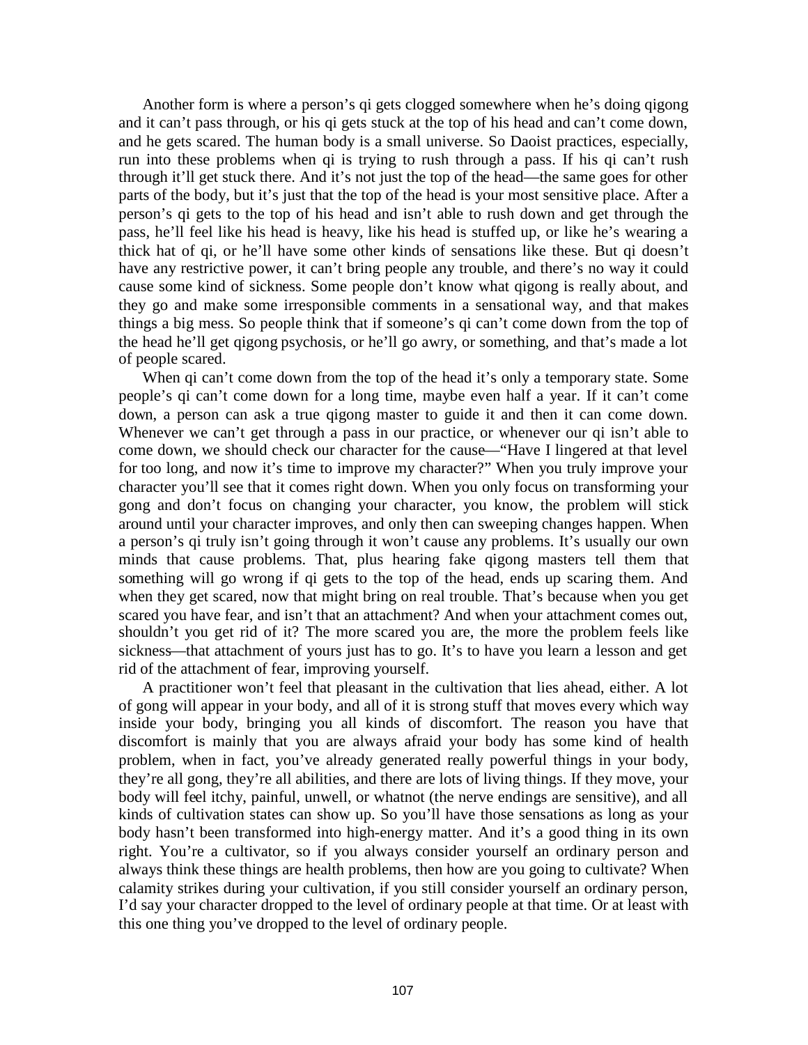Another form is where a person’s qi gets clogged somewhere when he’s doing qigong and it can’t pass through, or his qi gets stuck at the top of his head and can’t come down, and he gets scared. The human body is a small universe. So Daoist practices, especially, run into these problems when qi is trying to rush through a pass. If his qi can’t rush through it’ll get stuck there. And it’s not just the top of the head—the same goes for other parts of the body, but it’s just that the top of the head is your most sensitive place. After a person’s qi gets to the top of his head and isn’t able to rush down and get through the pass, he’ll feel like his head is heavy, like his head is stuffed up, or like he’s wearing a thick hat of qi, or he’ll have some other kinds of sensations like these. But qi doesn’t have any restrictive power, it can’t bring people any trouble, and there’s no way it could cause some kind of sickness. Some people don’t know what qigong is really about, and they go and make some irresponsible comments in a sensational way, and that makes things a big mess. So people think that if someone’s qi can’t come down from the top of the head he’ll get qigong psychosis, or he’ll go awry, or something, and that’s made a lot of people scared.

When qi can’t come down from the top of the head it’s only a temporary state. Some people’s qi can’t come down for a long time, maybe even half a year. If it can’t come down, a person can ask a true qigong master to guide it and then it can come down. Whenever we can’t get through a pass in our practice, or whenever our qi isn’t able to come down, we should check our character for the cause—“Have I lingered at that level for too long, and now it’s time to improve my character?” When you truly improve your character you’ll see that it comes right down. When you only focus on transforming your gong and don’t focus on changing your character, you know, the problem will stick around until your character improves, and only then can sweeping changes happen. When a person’s qi truly isn’t going through it won’t cause any problems. It’s usually our own minds that cause problems. That, plus hearing fake qigong masters tell them that something will go wrong if qi gets to the top of the head, ends up scaring them. And when they get scared, now that might bring on real trouble. That’s because when you get scared you have fear, and isn’t that an attachment? And when your attachment comes out, shouldn’t you get rid of it? The more scared you are, the more the problem feels like sickness—that attachment of yours just has to go. It’s to have you learn a lesson and get rid of the attachment of fear, improving yourself.

A practitioner won’t feel that pleasant in the cultivation that lies ahead, either. A lot of gong will appear in your body, and all of it is strong stuff that moves every which way inside your body, bringing you all kinds of discomfort. The reason you have that discomfort is mainly that you are always afraid your body has some kind of health problem, when in fact, you’ve already generated really powerful things in your body, they’re all gong, they’re all abilities, and there are lots of living things. If they move, your body will feel itchy, painful, unwell, or whatnot (the nerve endings are sensitive), and all kinds of cultivation states can show up. So you’ll have those sensations as long as your body hasn’t been transformed into high-energy matter. And it’s a good thing in its own right. You’re a cultivator, so if you always consider yourself an ordinary person and always think these things are health problems, then how are you going to cultivate? When calamity strikes during your cultivation, if you still consider yourself an ordinary person, I’d say your character dropped to the level of ordinary people at that time. Or at least with this one thing you’ve dropped to the level of ordinary people.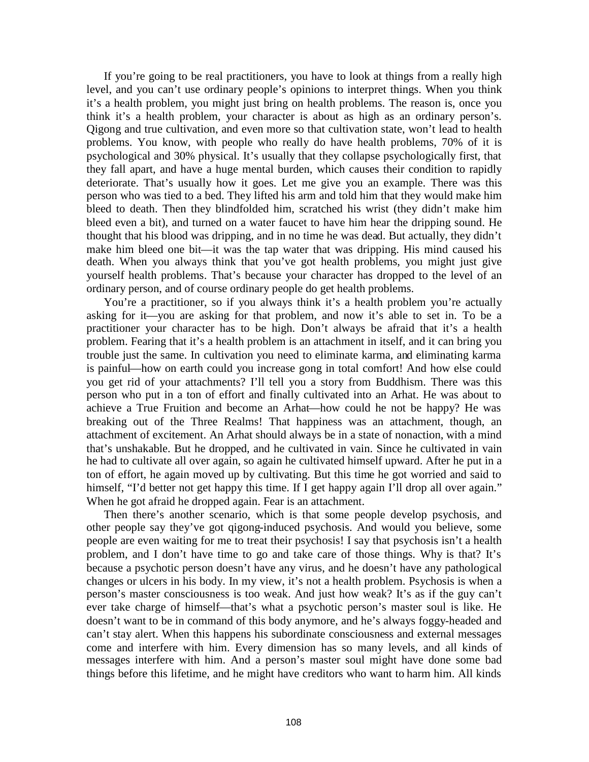If you're going to be real practitioners, you have to look at things from a really high level, and you can't use ordinary people's opinions to interpret things. When you think it's a health problem, you might just bring on health problems. The reason is, once you think it's a health problem, your character is about as high as an ordinary person's. Qigong and true cultivation, and even more so that cultivation state, won't lead to health problems. You know, with people who really do have health problems, 70% of it is psychological and 30% physical. It's usually that they collapse psychologically first, that they fall apart, and have a huge mental burden, which causes their condition to rapidly deteriorate. That's usually how it goes. Let me give you an example. There was this person who was tied to a bed. They lifted his arm and told him that they would make him bleed to death. Then they blindfolded him, scratched his wrist (they didn't make him bleed even a bit), and turned on a water faucet to have him hear the dripping sound. He thought that his blood was dripping, and in no time he was dead. But actually, they didn't make him bleed one bit—it was the tap water that was dripping. His mind caused his death. When you always think that you've got health problems, you might just give yourself health problems. That's because your character has dropped to the level of an ordinary person, and of course ordinary people do get health problems.

You're a practitioner, so if you always think it's a health problem you're actually asking for it—you are asking for that problem, and now it's able to set in. To be a practitioner your character has to be high. Don't always be afraid that it's a health problem. Fearing that it's a health problem is an attachment in itself, and it can bring you trouble just the same. In cultivation you need to eliminate karma, and eliminating karma is painful—how on earth could you increase gong in total comfort! And how else could you get rid of your attachments? I'll tell you a story from Buddhism. There was this person who put in a ton of effort and finally cultivated into an Arhat. He was about to achieve a True Fruition and become an Arhat—how could he not be happy? He was breaking out of the Three Realms! That happiness was an attachment, though, an attachment of excitement. An Arhat should always be in a state of nonaction, with a mind that's unshakable. But he dropped, and he cultivated in vain. Since he cultivated in vain he had to cultivate all over again, so again he cultivated himself upward. After he put in a ton of effort, he again moved up by cultivating. But this time he got worried and said to himself, "I'd better not get happy this time. If I get happy again I'll drop all over again." When he got afraid he dropped again. Fear is an attachment.

Then there's another scenario, which is that some people develop psychosis, and other people say they've got qigong-induced psychosis. And would you believe, some people are even waiting for me to treat their psychosis! I say that psychosis isn't a health problem, and I don't have time to go and take care of those things. Why is that? It's because a psychotic person doesn't have any virus, and he doesn't have any pathological changes or ulcers in his body. In my view, it's not a health problem. Psychosis is when a person's master consciousness is too weak. And just how weak? It's as if the guy can't ever take charge of himself—that's what a psychotic person's master soul is like. He doesn't want to be in command of this body anymore, and he's always foggy-headed and can't stay alert. When this happens his subordinate consciousness and external messages come and interfere with him. Every dimension has so many levels, and all kinds of messages interfere with him. And a person's master soul might have done some bad things before this lifetime, and he might have creditors who want to harm him. All kinds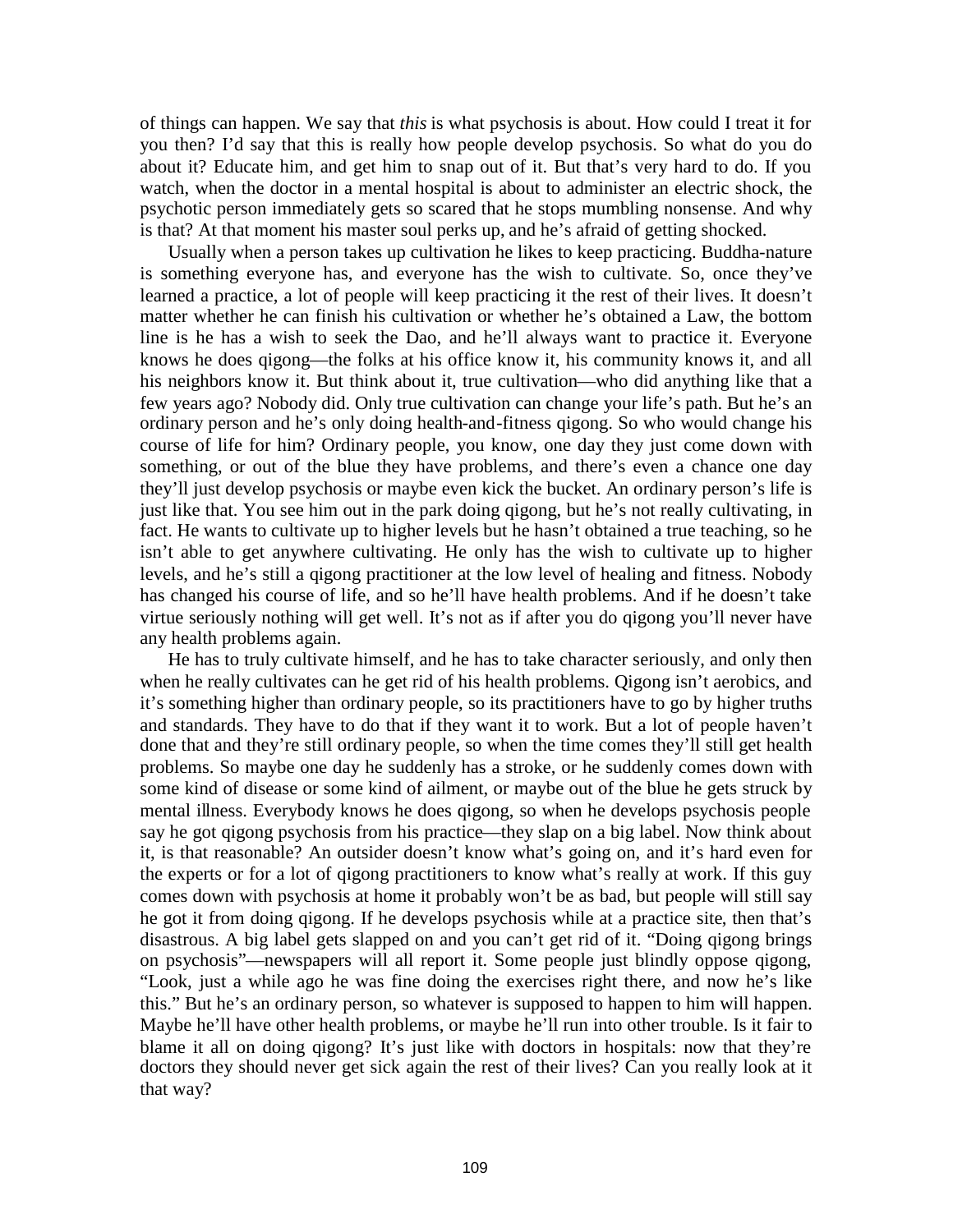of things can happen. We say that *this* is what psychosis is about. How could I treat it for you then? I'd say that this is really how people develop psychosis. So what do you do about it? Educate him, and get him to snap out of it. But that's very hard to do. If you watch, when the doctor in a mental hospital is about to administer an electric shock, the psychotic person immediately gets so scared that he stops mumbling nonsense. And why is that? At that moment his master soul perks up, and he's afraid of getting shocked.

Usually when a person takes up cultivation he likes to keep practicing. Buddha-nature is something everyone has, and everyone has the wish to cultivate. So, once they've learned a practice, a lot of people will keep practicing it the rest of their lives. It doesn't matter whether he can finish his cultivation or whether he's obtained a Law, the bottom line is he has a wish to seek the Dao, and he'll always want to practice it. Everyone knows he does qigong—the folks at his office know it, his community knows it, and all his neighbors know it. But think about it, true cultivation—who did anything like that a few years ago? Nobody did. Only true cultivation can change your life's path. But he's an ordinary person and he's only doing health-and-fitness qigong. So who would change his course of life for him? Ordinary people, you know, one day they just come down with something, or out of the blue they have problems, and there's even a chance one day they'll just develop psychosis or maybe even kick the bucket. An ordinary person's life is just like that. You see him out in the park doing qigong, but he's not really cultivating, in fact. He wants to cultivate up to higher levels but he hasn't obtained a true teaching, so he isn't able to get anywhere cultivating. He only has the wish to cultivate up to higher levels, and he's still a qigong practitioner at the low level of healing and fitness. Nobody has changed his course of life, and so he'll have health problems. And if he doesn't take virtue seriously nothing will get well. It's not as if after you do qigong you'll never have any health problems again.

He has to truly cultivate himself, and he has to take character seriously, and only then when he really cultivates can he get rid of his health problems. Qigong isn't aerobics, and it's something higher than ordinary people, so its practitioners have to go by higher truths and standards. They have to do that if they want it to work. But a lot of people haven't done that and they're still ordinary people, so when the time comes they'll still get health problems. So maybe one day he suddenly has a stroke, or he suddenly comes down with some kind of disease or some kind of ailment, or maybe out of the blue he gets struck by mental illness. Everybody knows he does qigong, so when he develops psychosis people say he got qigong psychosis from his practice—they slap on a big label. Now think about it, is that reasonable? An outsider doesn't know what's going on, and it's hard even for the experts or for a lot of qigong practitioners to know what's really at work. If this guy comes down with psychosis at home it probably won't be as bad, but people will still say he got it from doing qigong. If he develops psychosis while at a practice site, then that's disastrous. A big label gets slapped on and you can't get rid of it. "Doing qigong brings on psychosis"—newspapers will all report it. Some people just blindly oppose qigong, "Look, just a while ago he was fine doing the exercises right there, and now he's like this." But he's an ordinary person, so whatever is supposed to happen to him will happen. Maybe he'll have other health problems, or maybe he'll run into other trouble. Is it fair to blame it all on doing qigong? It's just like with doctors in hospitals: now that they're doctors they should never get sick again the rest of their lives? Can you really look at it that way?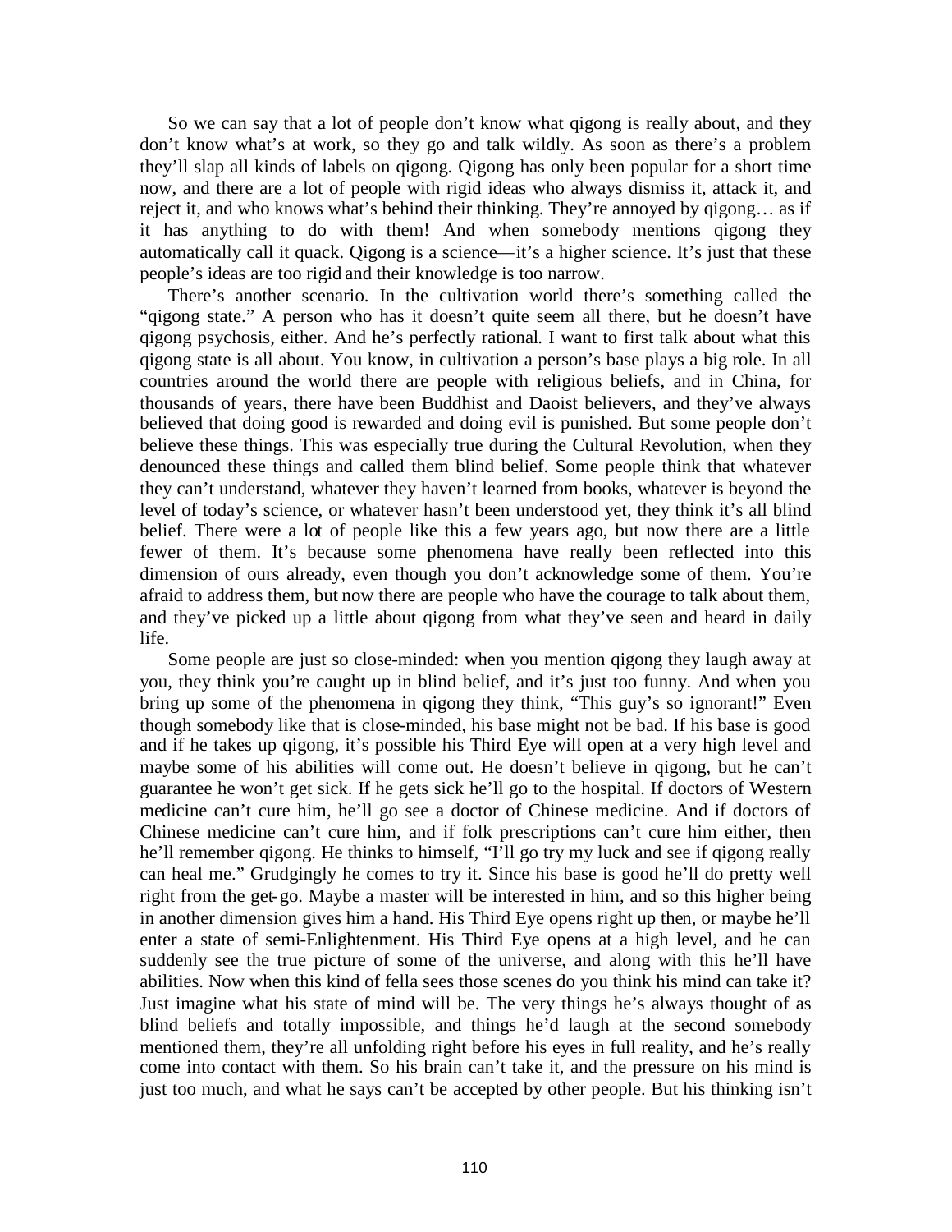So we can say that a lot of people don't know what qigong is really about, and they don't know what's at work, so they go and talk wildly. As soon as there's a problem they'll slap all kinds of labels on qigong. Qigong has only been popular for a short time now, and there are a lot of people with rigid ideas who always dismiss it, attack it, and reject it, and who knows what's behind their thinking. They're annoyed by qigong… as if it has anything to do with them! And when somebody mentions qigong they automatically call it quack. Qigong is a science—it's a higher science. It's just that these people's ideas are too rigid and their knowledge is too narrow.

There's another scenario. In the cultivation world there's something called the "qigong state." A person who has it doesn't quite seem all there, but he doesn't have qigong psychosis, either. And he's perfectly rational. I want to first talk about what this qigong state is all about. You know, in cultivation a person's base plays a big role. In all countries around the world there are people with religious beliefs, and in China, for thousands of years, there have been Buddhist and Daoist believers, and they've always believed that doing good is rewarded and doing evil is punished. But some people don't believe these things. This was especially true during the Cultural Revolution, when they denounced these things and called them blind belief. Some people think that whatever they can't understand, whatever they haven't learned from books, whatever is beyond the level of today's science, or whatever hasn't been understood yet, they think it's all blind belief. There were a lot of people like this a few years ago, but now there are a little fewer of them. It's because some phenomena have really been reflected into this dimension of ours already, even though you don't acknowledge some of them. You're afraid to address them, but now there are people who have the courage to talk about them, and they've picked up a little about qigong from what they've seen and heard in daily life.

Some people are just so close-minded: when you mention qigong they laugh away at you, they think you're caught up in blind belief, and it's just too funny. And when you bring up some of the phenomena in qigong they think, "This guy's so ignorant!" Even though somebody like that is close-minded, his base might not be bad. If his base is good and if he takes up qigong, it's possible his Third Eye will open at a very high level and maybe some of his abilities will come out. He doesn't believe in qigong, but he can't guarantee he won't get sick. If he gets sick he'll go to the hospital. If doctors of Western medicine can't cure him, he'll go see a doctor of Chinese medicine. And if doctors of Chinese medicine can't cure him, and if folk prescriptions can't cure him either, then he'll remember qigong. He thinks to himself, "I'll go try my luck and see if qigong really can heal me." Grudgingly he comes to try it. Since his base is good he'll do pretty well right from the get-go. Maybe a master will be interested in him, and so this higher being in another dimension gives him a hand. His Third Eye opens right up then, or maybe he'll enter a state of semi-Enlightenment. His Third Eye opens at a high level, and he can suddenly see the true picture of some of the universe, and along with this he'll have abilities. Now when this kind of fella sees those scenes do you think his mind can take it? Just imagine what his state of mind will be. The very things he's always thought of as blind beliefs and totally impossible, and things he'd laugh at the second somebody mentioned them, they're all unfolding right before his eyes in full reality, and he's really come into contact with them. So his brain can't take it, and the pressure on his mind is just too much, and what he says can't be accepted by other people. But his thinking isn't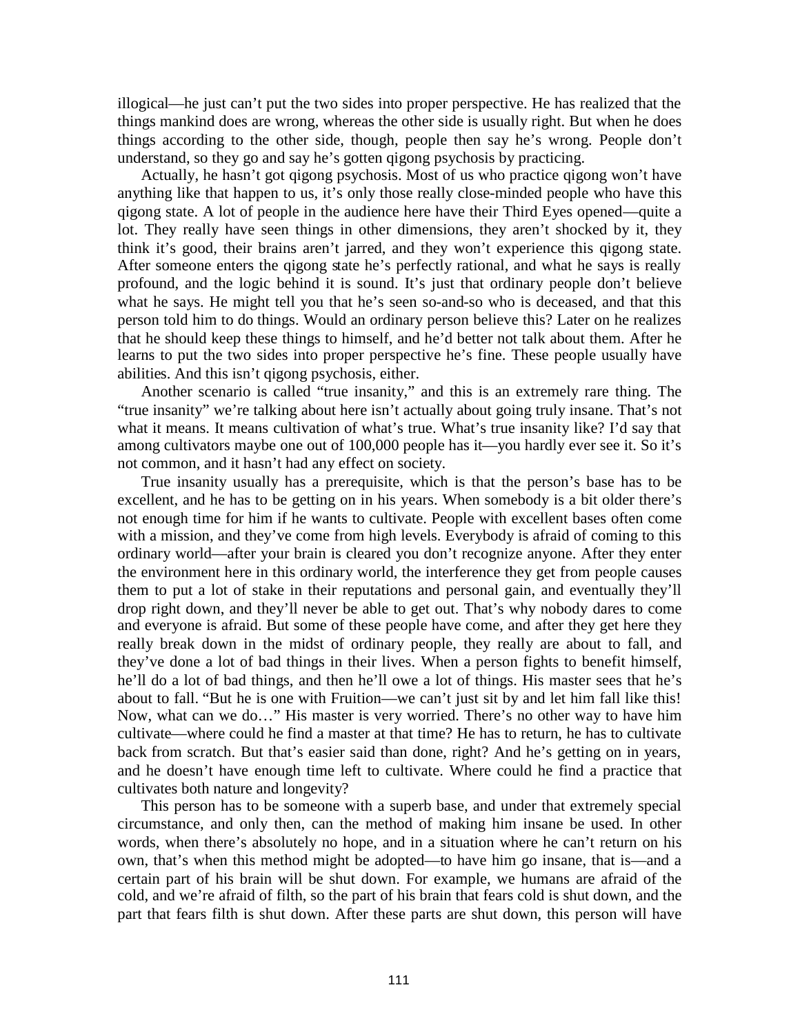illogical—he just can't put the two sides into proper perspective. He has realized that the things mankind does are wrong, whereas the other side is usually right. But when he does things according to the other side, though, people then say he's wrong. People don't understand, so they go and say he's gotten qigong psychosis by practicing.

Actually, he hasn't got qigong psychosis. Most of us who practice qigong won't have anything like that happen to us, it's only those really close-minded people who have this qigong state. A lot of people in the audience here have their Third Eyes opened—quite a lot. They really have seen things in other dimensions, they aren't shocked by it, they think it's good, their brains aren't jarred, and they won't experience this qigong state. After someone enters the qigong state he's perfectly rational, and what he says is really profound, and the logic behind it is sound. It's just that ordinary people don't believe what he says. He might tell you that he's seen so-and-so who is deceased, and that this person told him to do things. Would an ordinary person believe this? Later on he realizes that he should keep these things to himself, and he'd better not talk about them. After he learns to put the two sides into proper perspective he's fine. These people usually have abilities. And this isn't qigong psychosis, either.

Another scenario is called "true insanity," and this is an extremely rare thing. The "true insanity" we're talking about here isn't actually about going truly insane. That's not what it means. It means cultivation of what's true. What's true insanity like? I'd say that among cultivators maybe one out of 100,000 people has it—you hardly ever see it. So it's not common, and it hasn't had any effect on society.

True insanity usually has a prerequisite, which is that the person's base has to be excellent, and he has to be getting on in his years. When somebody is a bit older there's not enough time for him if he wants to cultivate. People with excellent bases often come with a mission, and they've come from high levels. Everybody is afraid of coming to this ordinary world—after your brain is cleared you don't recognize anyone. After they enter the environment here in this ordinary world, the interference they get from people causes them to put a lot of stake in their reputations and personal gain, and eventually they'll drop right down, and they'll never be able to get out. That's why nobody dares to come and everyone is afraid. But some of these people have come, and after they get here they really break down in the midst of ordinary people, they really are about to fall, and they've done a lot of bad things in their lives. When a person fights to benefit himself, he'll do a lot of bad things, and then he'll owe a lot of things. His master sees that he's about to fall. "But he is one with Fruition—we can't just sit by and let him fall like this! Now, what can we do…" His master is very worried. There's no other way to have him cultivate—where could he find a master at that time? He has to return, he has to cultivate back from scratch. But that's easier said than done, right? And he's getting on in years, and he doesn't have enough time left to cultivate. Where could he find a practice that cultivates both nature and longevity?

This person has to be someone with a superb base, and under that extremely special circumstance, and only then, can the method of making him insane be used. In other words, when there's absolutely no hope, and in a situation where he can't return on his own, that's when this method might be adopted—to have him go insane, that is—and a certain part of his brain will be shut down. For example, we humans are afraid of the cold, and we're afraid of filth, so the part of his brain that fears cold is shut down, and the part that fears filth is shut down. After these parts are shut down, this person will have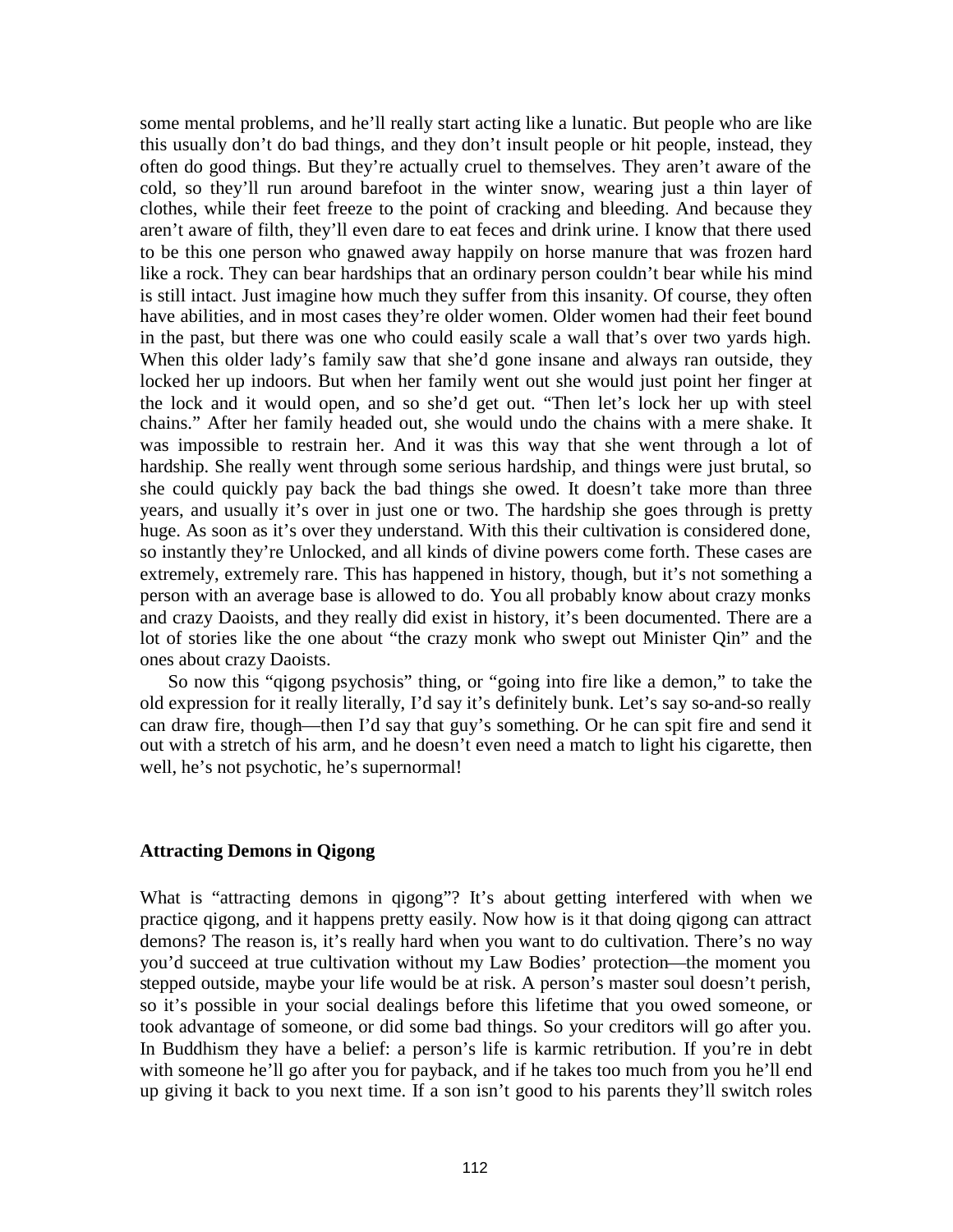some mental problems, and he'll really start acting like a lunatic. But people who are like this usually don't do bad things, and they don't insult people or hit people, instead, they often do good things. But they're actually cruel to themselves. They aren't aware of the cold, so they'll run around barefoot in the winter snow, wearing just a thin layer of clothes, while their feet freeze to the point of cracking and bleeding. And because they aren't aware of filth, they'll even dare to eat feces and drink urine. I know that there used to be this one person who gnawed away happily on horse manure that was frozen hard like a rock. They can bear hardships that an ordinary person couldn't bear while his mind is still intact. Just imagine how much they suffer from this insanity. Of course, they often have abilities, and in most cases they're older women. Older women had their feet bound in the past, but there was one who could easily scale a wall that's over two yards high. When this older lady's family saw that she'd gone insane and always ran outside, they locked her up indoors. But when her family went out she would just point her finger at the lock and it would open, and so she'd get out. "Then let's lock her up with steel chains." After her family headed out, she would undo the chains with a mere shake. It was impossible to restrain her. And it was this way that she went through a lot of hardship. She really went through some serious hardship, and things were just brutal, so she could quickly pay back the bad things she owed. It doesn't take more than three years, and usually it's over in just one or two. The hardship she goes through is pretty huge. As soon as it's over they understand. With this their cultivation is considered done, so instantly they're Unlocked, and all kinds of divine powers come forth. These cases are extremely, extremely rare. This has happened in history, though, but it's not something a person with an average base is allowed to do. You all probably know about crazy monks and crazy Daoists, and they really did exist in history, it's been documented. There are a lot of stories like the one about "the crazy monk who swept out Minister Qin" and the ones about crazy Daoists.

So now this "qigong psychosis" thing, or "going into fire like a demon," to take the old expression for it really literally, I'd say it's definitely bunk. Let's say so-and-so really can draw fire, though—then I'd say that guy's something. Or he can spit fire and send it out with a stretch of his arm, and he doesn't even need a match to light his cigarette, then well, he's not psychotic, he's supernormal!

### Attracting Demons in Qigong

What is "attracting demons in qigong"? It's about getting interfered with when we practice qigong, and it happens pretty easily. Now how is it that doing qigong can attract demons? The reason is, it's really hard when you want to do cultivation. There's no way you'd succeed at true cultivation without my Law Bodies' protection—the moment you stepped outside, maybe your life would be at risk. A person's master soul doesn't perish, so it's possible in your social dealings before this lifetime that you owed someone, or took advantage of someone, or did some bad things. So your creditors will go after you. In Buddhism they have a belief: a person's life is karmic retribution. If you're in debt with someone he'll go after you for payback, and if he takes too much from you he'll end up giving it back to you next time. If a son isn't good to his parents they'll switch roles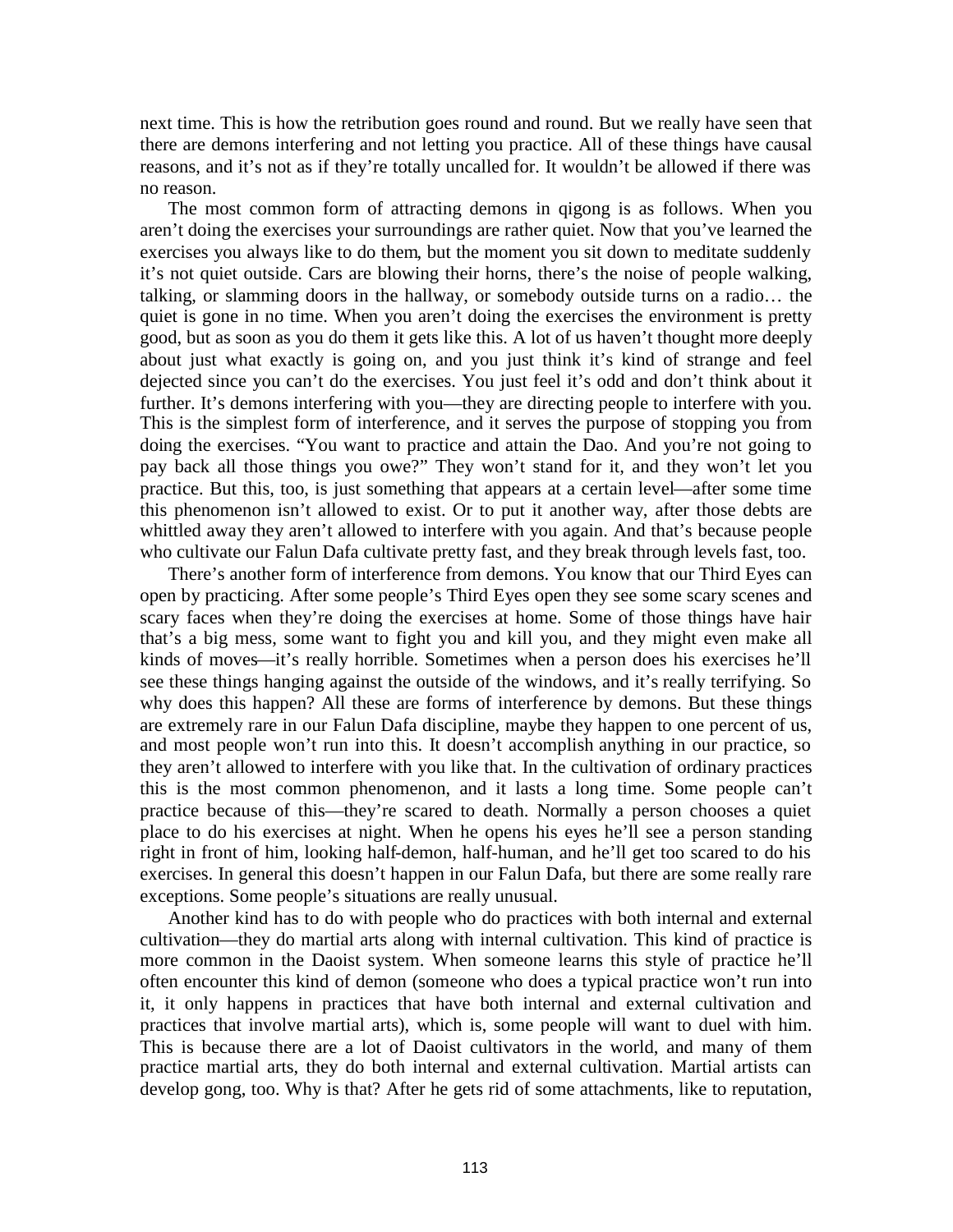next time. This is how the retribution goes round and round. But we really have seen that there are demons interfering and not letting you practice. All of these things have causal reasons, and it's not as if they're totally uncalled for. It wouldn't be allowed if there was no reason.

The most common form of attracting demons in qigong is as follows. When you aren't doing the exercises your surroundings are rather quiet. Now that you've learned the exercises you always like to do them, but the moment you sit down to meditate suddenly it's not quiet outside. Cars are blowing their horns, there's the noise of people walking, talking, or slamming doors in the hallway, or somebody outside turns on a radio… the quiet is gone in no time. When you aren't doing the exercises the environment is pretty good, but as soon as you do them it gets like this. A lot of us haven't thought more deeply about just what exactly is going on, and you just think it's kind of strange and feel dejected since you can't do the exercises. You just feel it's odd and don't think about it further. It's demons interfering with you—they are directing people to interfere with you. This is the simplest form of interference, and it serves the purpose of stopping you from doing the exercises. "You want to practice and attain the Dao. And you're not going to pay back all those things you owe?" They won't stand for it, and they won't let you practice. But this, too, is just something that appears at a certain level—after some time this phenomenon isn't allowed to exist. Or to put it another way, after those debts are whittled away they aren't allowed to interfere with you again. And that's because people who cultivate our Falun Dafa cultivate pretty fast, and they break through levels fast, too.

There's another form of interference from demons. You know that our Third Eyes can open by practicing. After some people's Third Eyes open they see some scary scenes and scary faces when they're doing the exercises at home. Some of those things have hair that's a big mess, some want to fight you and kill you, and they might even make all kinds of moves—it's really horrible. Sometimes when a person does his exercises he'll see these things hanging against the outside of the windows, and it's really terrifying. So why does this happen? All these are forms of interference by demons. But these things are extremely rare in our Falun Dafa discipline, maybe they happen to one percent of us, and most people won't run into this. It doesn't accomplish anything in our practice, so they aren't allowed to interfere with you like that. In the cultivation of ordinary practices this is the most common phenomenon, and it lasts a long time. Some people can't practice because of this—they're scared to death. Normally a person chooses a quiet place to do his exercises at night. When he opens his eyes he'll see a person standing right in front of him, looking half-demon, half-human, and he'll get too scared to do his exercises. In general this doesn't happen in our Falun Dafa, but there are some really rare exceptions. Some people's situations are really unusual.

Another kind has to do with people who do practices with both internal and external cultivation—they do martial arts along with internal cultivation. This kind of practice is more common in the Daoist system. When someone learns this style of practice he'll often encounter this kind of demon (someone who does a typical practice won't run into it, it only happens in practices that have both internal and external cultivation and practices that involve martial arts), which is, some people will want to duel with him. This is because there are a lot of Daoist cultivators in the world, and many of them practice martial arts, they do both internal and external cultivation. Martial artists can develop gong, too. Why is that? After he gets rid of some attachments, like to reputation,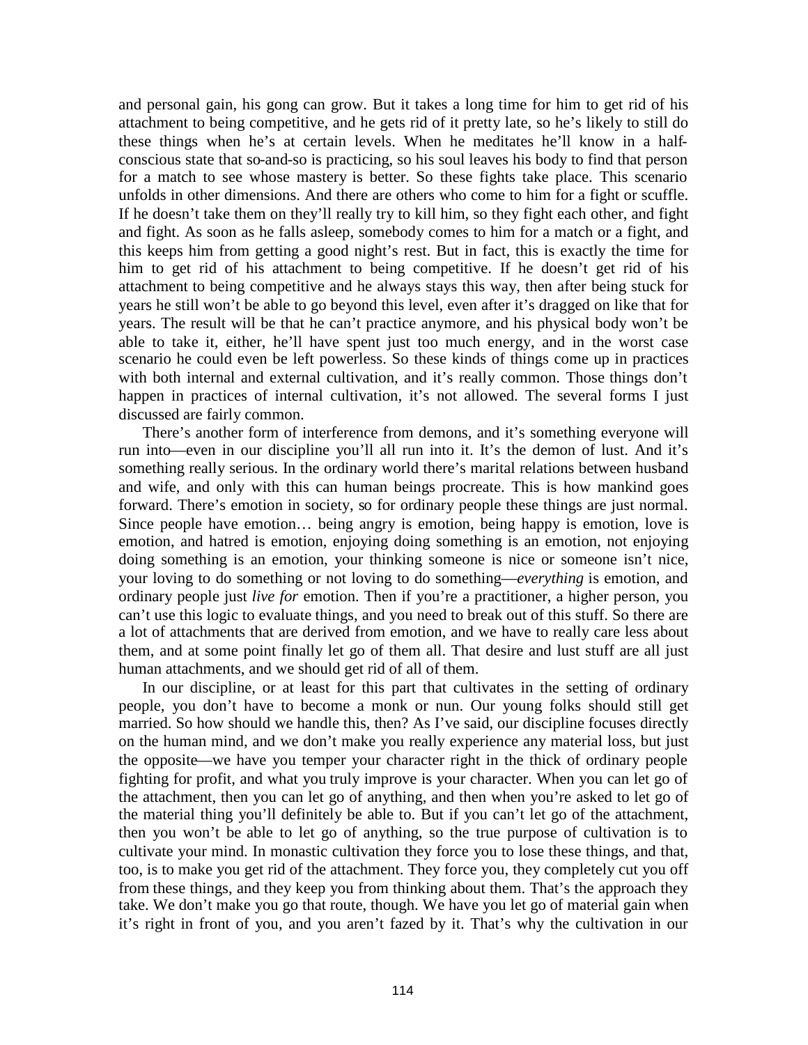and personal gain, his gong can grow. But it takes a long time for him to get rid of his attachment to being competitive, and he gets rid of it pretty late, so he's likely to still do these things when he's at certain levels. When he meditates he'll know in a half-conscious state that so-and-so is practicing, so his soul leaves his body to find that person for a match to see whose mastery is better. So these fights take place. This scenario unfolds in other dimensions. And there are others who come to him for a fight or scuffle. If he doesn't take them on they'll really try to kill him, so they fight each other, and fight and fight. As soon as he falls asleep, somebody comes to him for a match or a fight, and this keeps him from getting a good night's rest. But in fact, this is exactly the time for him to get rid of his attachment to being competitive. If he doesn't get rid of his attachment to being competitive and he always stays this way, then after being stuck for years he still won't be able to go beyond this level, even after it's dragged on like that for years. The result will be that he can't practice anymore, and his physical body won't be able to take it, either, he'll have spent just too much energy, and in the worst case scenario he could even be left powerless. So these kinds of things come up in practices with both internal and external cultivation, and it's really common. Those things don't happen in practices of internal cultivation, it's not allowed. The several forms I just discussed are fairly common.

There's another form of interference from demons, and it's something everyone will run into—even in our discipline you'll all run into it. It's the demon of lust. And it's something really serious. In the ordinary world there's marital relations between husband and wife, and only with this can human beings procreate. This is how mankind goes forward. There's emotion in society, so for ordinary people these things are just normal. Since people have emotion… being angry is emotion, being happy is emotion, love is emotion, and hatred is emotion, enjoying doing something is an emotion, not enjoying doing something is an emotion, your thinking someone is nice or someone isn't nice, your loving to do something or not loving to do something—*everything* is emotion, and ordinary people just *live for* emotion. Then if you're a practitioner, a higher person, you can't use this logic to evaluate things, and you need to break out of this stuff. So there are a lot of attachments that are derived from emotion, and we have to really care less about them, and at some point finally let go of them all. That desire and lust stuff are all just human attachments, and we should get rid of all of them.

In our discipline, or at least for this part that cultivates in the setting of ordinary people, you don't have to become a monk or nun. Our young folks should still get married. So how should we handle this, then? As I've said, our discipline focuses directly on the human mind, and we don't make you really experience any material loss, but just the opposite—we have you temper your character right in the thick of ordinary people fighting for profit, and what you truly improve is your character. When you can let go of the attachment, then you can let go of anything, and then when you're asked to let go of the material thing you'll definitely be able to. But if you can't let go of the attachment, then you won't be able to let go of anything, so the true purpose of cultivation is to cultivate your mind. In monastic cultivation they force you to lose these things, and that, too, is to make you get rid of the attachment. They force you, they completely cut you off from these things, and they keep you from thinking about them. That's the approach they take. We don't make you go that route, though. We have you let go of material gain when it's right in front of you, and you aren't fazed by it. That's why the cultivation in our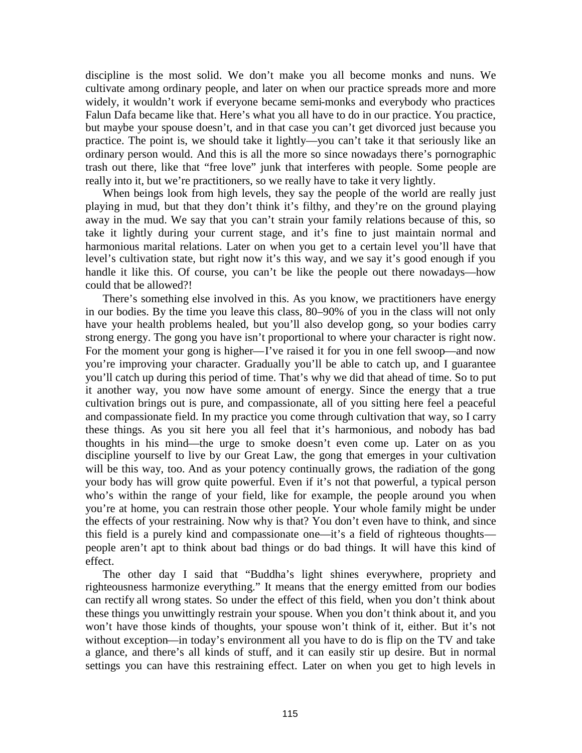discipline is the most solid. We don't make you all become monks and nuns. We cultivate among ordinary people, and later on when our practice spreads more and more widely, it wouldn't work if everyone became semi-monks and everybody who practices Falun Dafa became like that. Here's what you all have to do in our practice. You practice, but maybe your spouse doesn't, and in that case you can't get divorced just because you practice. The point is, we should take it lightly—you can't take it that seriously like an ordinary person would. And this is all the more so since nowadays there's pornographic trash out there, like that "free love" junk that interferes with people. Some people are really into it, but we're practitioners, so we really have to take it very lightly.

When beings look from high levels, they say the people of the world are really just playing in mud, but that they don't think it's filthy, and they're on the ground playing away in the mud. We say that you can't strain your family relations because of this, so take it lightly during your current stage, and it's fine to just maintain normal and harmonious marital relations. Later on when you get to a certain level you'll have that level's cultivation state, but right now it's this way, and we say it's good enough if you handle it like this. Of course, you can't be like the people out there nowadays—how could that be allowed?!

There's something else involved in this. As you know, we practitioners have energy in our bodies. By the time you leave this class, 80–90% of you in the class will not only have your health problems healed, but you'll also develop gong, so your bodies carry strong energy. The gong you have isn't proportional to where your character is right now. For the moment your gong is higher—I've raised it for you in one fell swoop—and now you're improving your character. Gradually you'll be able to catch up, and I guarantee you'll catch up during this period of time. That's why we did that ahead of time. So to put it another way, you now have some amount of energy. Since the energy that a true cultivation brings out is pure, and compassionate, all of you sitting here feel a peaceful and compassionate field. In my practice you come through cultivation that way, so I carry these things. As you sit here you all feel that it's harmonious, and nobody has bad thoughts in his mind—the urge to smoke doesn't even come up. Later on as you discipline yourself to live by our Great Law, the gong that emerges in your cultivation will be this way, too. And as your potency continually grows, the radiation of the gong your body has will grow quite powerful. Even if it's not that powerful, a typical person who's within the range of your field, like for example, the people around you when you're at home, you can restrain those other people. Your whole family might be under the effects of your restraining. Now why is that? You don't even have to think, and since this field is a purely kind and compassionate one—it's a field of righteous thoughts—people aren't apt to think about bad things or do bad things. It will have this kind of effect.

The other day I said that "Buddha's light shines everywhere, propriety and righteousness harmonize everything." It means that the energy emitted from our bodies can rectify all wrong states. So under the effect of this field, when you don't think about these things you unwittingly restrain your spouse. When you don't think about it, and you won't have those kinds of thoughts, your spouse won't think of it, either. But it's not without exception—in today's environment all you have to do is flip on the TV and take a glance, and there's all kinds of stuff, and it can easily stir up desire. But in normal settings you can have this restraining effect. Later on when you get to high levels in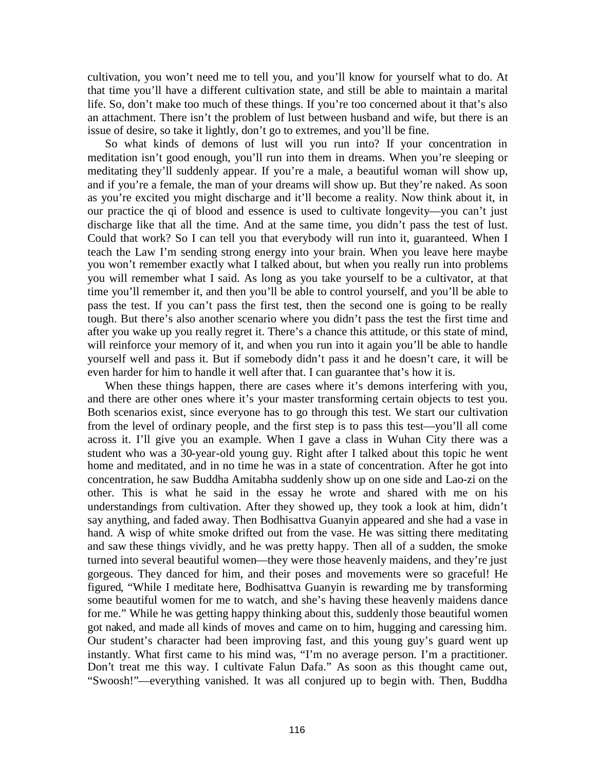cultivation, you won't need me to tell you, and you'll know for yourself what to do. At that time you'll have a different cultivation state, and still be able to maintain a marital life. So, don't make too much of these things. If you're too concerned about it that's also an attachment. There isn't the problem of lust between husband and wife, but there is an issue of desire, so take it lightly, don't go to extremes, and you'll be fine.

So what kinds of demons of lust will you run into? If your concentration in meditation isn't good enough, you'll run into them in dreams. When you're sleeping or meditating they'll suddenly appear. If you're a male, a beautiful woman will show up, and if you're a female, the man of your dreams will show up. But they're naked. As soon as you're excited you might discharge and it'll become a reality. Now think about it, in our practice the qi of blood and essence is used to cultivate longevity—you can't just discharge like that all the time. And at the same time, you didn't pass the test of lust. Could that work? So I can tell you that everybody will run into it, guaranteed. When I teach the Law I'm sending strong energy into your brain. When you leave here maybe you won't remember exactly what I talked about, but when you really run into problems you will remember what I said. As long as you take yourself to be a cultivator, at that time you'll remember it, and then you'll be able to control yourself, and you'll be able to pass the test. If you can't pass the first test, then the second one is going to be really tough. But there's also another scenario where you didn't pass the test the first time and after you wake up you really regret it. There's a chance this attitude, or this state of mind, will reinforce your memory of it, and when you run into it again you'll be able to handle yourself well and pass it. But if somebody didn't pass it and he doesn't care, it will be even harder for him to handle it well after that. I can guarantee that's how it is.

When these things happen, there are cases where it's demons interfering with you, and there are other ones where it's your master transforming certain objects to test you. Both scenarios exist, since everyone has to go through this test. We start our cultivation from the level of ordinary people, and the first step is to pass this test—you'll all come across it. I'll give you an example. When I gave a class in Wuhan City there was a student who was a 30-year-old young guy. Right after I talked about this topic he went home and meditated, and in no time he was in a state of concentration. After he got into concentration, he saw Buddha Amitabha suddenly show up on one side and Lao-zi on the other. This is what he said in the essay he wrote and shared with me on his understandings from cultivation. After they showed up, they took a look at him, didn't say anything, and faded away. Then Bodhisattva Guanyin appeared and she had a vase in hand. A wisp of white smoke drifted out from the vase. He was sitting there meditating and saw these things vividly, and he was pretty happy. Then all of a sudden, the smoke turned into several beautiful women—they were those heavenly maidens, and they're just gorgeous. They danced for him, and their poses and movements were so graceful! He figured, "While I meditate here, Bodhisattva Guanyin is rewarding me by transforming some beautiful women for me to watch, and she's having these heavenly maidens dance for me." While he was getting happy thinking about this, suddenly those beautiful women got naked, and made all kinds of moves and came on to him, hugging and caressing him. Our student's character had been improving fast, and this young guy's guard went up instantly. What first came to his mind was, "I'm no average person. I'm a practitioner. Don't treat me this way. I cultivate Falun Dafa." As soon as this thought came out, "Swoosh!"—everything vanished. It was all conjured up to begin with. Then, Buddha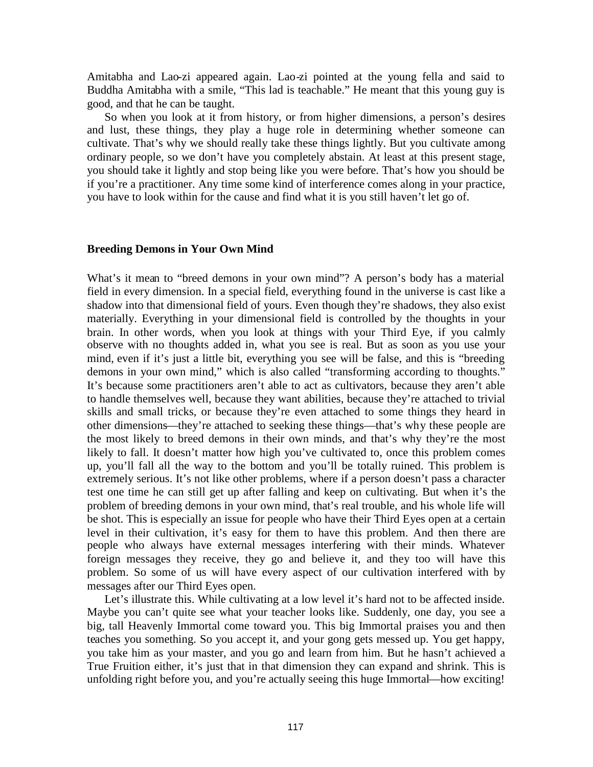Amitabha and Lao-zi appeared again. Lao-zi pointed at the young fella and said to Buddha Amitabha with a smile, "This lad is teachable." He meant that this young guy is good, and that he can be taught.

So when you look at it from history, or from higher dimensions, a person's desires and lust, these things, they play a huge role in determining whether someone can cultivate. That's why we should really take these things lightly. But you cultivate among ordinary people, so we don't have you completely abstain. At least at this present stage, you should take it lightly and stop being like you were before. That's how you should be if you're a practitioner. Any time some kind of interference comes along in your practice, you have to look within for the cause and find what it is you still haven't let go of.

### Breeding Demons in Your Own Mind

What's it mean to "breed demons in your own mind"? A person's body has a material field in every dimension. In a special field, everything found in the universe is cast like a shadow into that dimensional field of yours. Even though they're shadows, they also exist materially. Everything in your dimensional field is controlled by the thoughts in your brain. In other words, when you look at things with your Third Eye, if you calmly observe with no thoughts added in, what you see is real. But as soon as you use your mind, even if it's just a little bit, everything you see will be false, and this is "breeding demons in your own mind," which is also called "transforming according to thoughts." It's because some practitioners aren't able to act as cultivators, because they aren't able to handle themselves well, because they want abilities, because they're attached to trivial skills and small tricks, or because they're even attached to some things they heard in other dimensions—they're attached to seeking these things—that's why these people are the most likely to breed demons in their own minds, and that's why they're the most likely to fall. It doesn't matter how high you've cultivated to, once this problem comes up, you'll fall all the way to the bottom and you'll be totally ruined. This problem is extremely serious. It's not like other problems, where if a person doesn't pass a character test one time he can still get up after falling and keep on cultivating. But when it's the problem of breeding demons in your own mind, that's real trouble, and his whole life will be shot. This is especially an issue for people who have their Third Eyes open at a certain level in their cultivation, it's easy for them to have this problem. And then there are people who always have external messages interfering with their minds. Whatever foreign messages they receive, they go and believe it, and they too will have this problem. So some of us will have every aspect of our cultivation interfered with by messages after our Third Eyes open.

Let's illustrate this. While cultivating at a low level it's hard not to be affected inside. Maybe you can't quite see what your teacher looks like. Suddenly, one day, you see a big, tall Heavenly Immortal come toward you. This big Immortal praises you and then teaches you something. So you accept it, and your gong gets messed up. You get happy, you take him as your master, and you go and learn from him. But he hasn't achieved a True Fruition either, it's just that in that dimension they can expand and shrink. This is unfolding right before you, and you're actually seeing this huge Immortal—how exciting!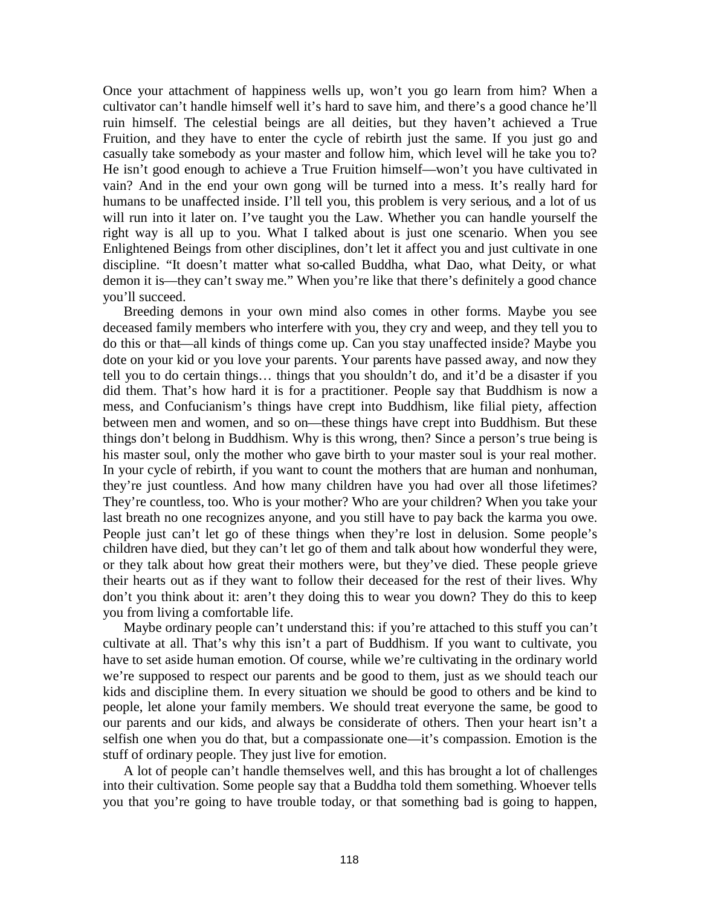Once your attachment of happiness wells up, won't you go learn from him? When a cultivator can't handle himself well it's hard to save him, and there's a good chance he'll ruin himself. The celestial beings are all deities, but they haven't achieved a True Fruition, and they have to enter the cycle of rebirth just the same. If you just go and casually take somebody as your master and follow him, which level will he take you to? He isn't good enough to achieve a True Fruition himself—won't you have cultivated in vain? And in the end your own gong will be turned into a mess. It's really hard for humans to be unaffected inside. I'll tell you, this problem is very serious, and a lot of us will run into it later on. I've taught you the Law. Whether you can handle yourself the right way is all up to you. What I talked about is just one scenario. When you see Enlightened Beings from other disciplines, don't let it affect you and just cultivate in one discipline. "It doesn't matter what so-called Buddha, what Dao, what Deity, or what demon it is—they can't sway me." When you're like that there's definitely a good chance you'll succeed.

Breeding demons in your own mind also comes in other forms. Maybe you see deceased family members who interfere with you, they cry and weep, and they tell you to do this or that—all kinds of things come up. Can you stay unaffected inside? Maybe you dote on your kid or you love your parents. Your parents have passed away, and now they tell you to do certain things… things that you shouldn't do, and it'd be a disaster if you did them. That's how hard it is for a practitioner. People say that Buddhism is now a mess, and Confucianism's things have crept into Buddhism, like filial piety, affection between men and women, and so on—these things have crept into Buddhism. But these things don't belong in Buddhism. Why is this wrong, then? Since a person's true being is his master soul, only the mother who gave birth to your master soul is your real mother. In your cycle of rebirth, if you want to count the mothers that are human and nonhuman, they're just countless. And how many children have you had over all those lifetimes? They're countless, too. Who is your mother? Who are your children? When you take your last breath no one recognizes anyone, and you still have to pay back the karma you owe. People just can't let go of these things when they're lost in delusion. Some people's children have died, but they can't let go of them and talk about how wonderful they were, or they talk about how great their mothers were, but they've died. These people grieve their hearts out as if they want to follow their deceased for the rest of their lives. Why don't you think about it: aren't they doing this to wear you down? They do this to keep you from living a comfortable life.

Maybe ordinary people can't understand this: if you're attached to this stuff you can't cultivate at all. That's why this isn't a part of Buddhism. If you want to cultivate, you have to set aside human emotion. Of course, while we're cultivating in the ordinary world we're supposed to respect our parents and be good to them, just as we should teach our kids and discipline them. In every situation we should be good to others and be kind to people, let alone your family members. We should treat everyone the same, be good to our parents and our kids, and always be considerate of others. Then your heart isn't a selfish one when you do that, but a compassionate one—it's compassion. Emotion is the stuff of ordinary people. They just live for emotion.

A lot of people can't handle themselves well, and this has brought a lot of challenges into their cultivation. Some people say that a Buddha told them something. Whoever tells you that you're going to have trouble today, or that something bad is going to happen,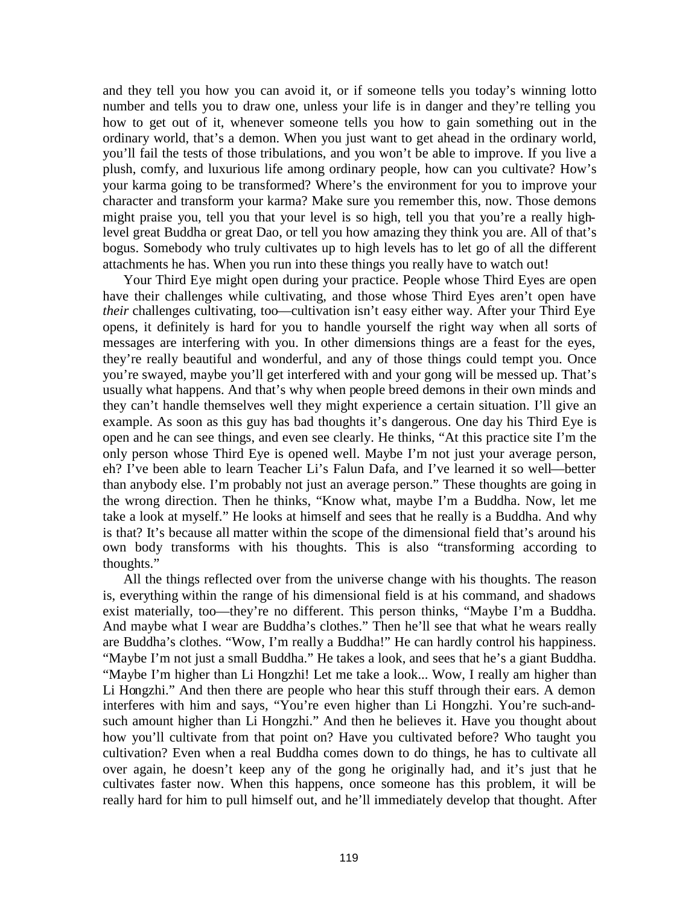and they tell you how you can avoid it, or if someone tells you today's winning lotto number and tells you to draw one, unless your life is in danger and they're telling you how to get out of it, whenever someone tells you how to gain something out in the ordinary world, that's a demon. When you just want to get ahead in the ordinary world, you'll fail the tests of those tribulations, and you won't be able to improve. If you live a plush, comfy, and luxurious life among ordinary people, how can you cultivate? How's your karma going to be transformed? Where's the environment for you to improve your character and transform your karma? Make sure you remember this, now. Those demons might praise you, tell you that your level is so high, tell you that you're a really high-level great Buddha or great Dao, or tell you how amazing they think you are. All of that's bogus. Somebody who truly cultivates up to high levels has to let go of all the different attachments he has. When you run into these things you really have to watch out!

Your Third Eye might open during your practice. People whose Third Eyes are open have their challenges while cultivating, and those whose Third Eyes aren't open have *their* challenges cultivating, too—cultivation isn't easy either way. After your Third Eye opens, it definitely is hard for you to handle yourself the right way when all sorts of messages are interfering with you. In other dimensions things are a feast for the eyes, they're really beautiful and wonderful, and any of those things could tempt you. Once you're swayed, maybe you'll get interfered with and your gong will be messed up. That's usually what happens. And that's why when people breed demons in their own minds and they can't handle themselves well they might experience a certain situation. I'll give an example. As soon as this guy has bad thoughts it's dangerous. One day his Third Eye is open and he can see things, and even see clearly. He thinks, "At this practice site I'm the only person whose Third Eye is opened well. Maybe I'm not just your average person, eh? I've been able to learn Teacher Li's Falun Dafa, and I've learned it so well—better than anybody else. I'm probably not just an average person." These thoughts are going in the wrong direction. Then he thinks, "Know what, maybe I'm a Buddha. Now, let me take a look at myself." He looks at himself and sees that he really is a Buddha. And why is that? It's because all matter within the scope of the dimensional field that's around his own body transforms with his thoughts. This is also "transforming according to thoughts."

All the things reflected over from the universe change with his thoughts. The reason is, everything within the range of his dimensional field is at his command, and shadows exist materially, too—they're no different. This person thinks, "Maybe I'm a Buddha. And maybe what I wear are Buddha's clothes." Then he'll see that what he wears really are Buddha's clothes. "Wow, I'm really a Buddha!" He can hardly control his happiness. "Maybe I'm not just a small Buddha." He takes a look, and sees that he's a giant Buddha. "Maybe I'm higher than Li Hongzhi! Let me take a look... Wow, I really am higher than Li Hongzhi." And then there are people who hear this stuff through their ears. A demon interferes with him and says, "You're even higher than Li Hongzhi. You're such-and-such amount higher than Li Hongzhi." And then he believes it. Have you thought about how you'll cultivate from that point on? Have you cultivated before? Who taught you cultivation? Even when a real Buddha comes down to do things, he has to cultivate all over again, he doesn't keep any of the gong he originally had, and it's just that he cultivates faster now. When this happens, once someone has this problem, it will be really hard for him to pull himself out, and he'll immediately develop that thought. After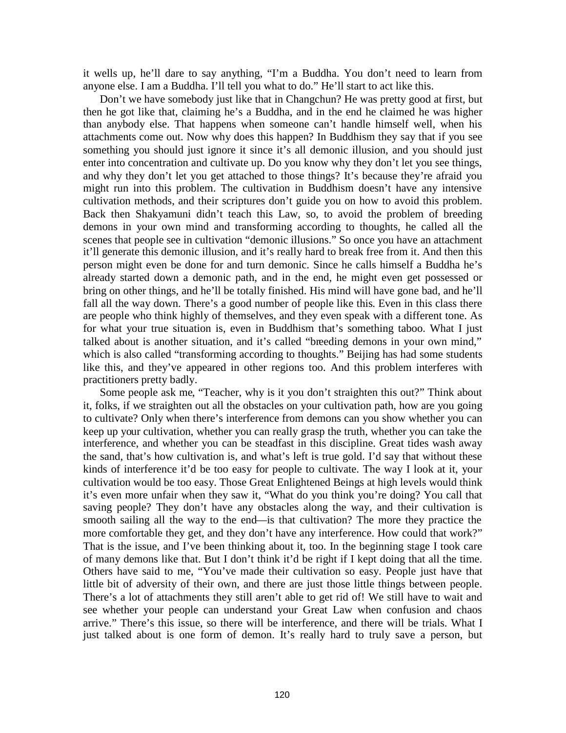it wells up, he'll dare to say anything, "I'm a Buddha. You don't need to learn from anyone else. I am a Buddha. I'll tell you what to do." He'll start to act like this.

Don't we have somebody just like that in Changchun? He was pretty good at first, but then he got like that, claiming he's a Buddha, and in the end he claimed he was higher than anybody else. That happens when someone can't handle himself well, when his attachments come out. Now why does this happen? In Buddhism they say that if you see something you should just ignore it since it's all demonic illusion, and you should just enter into concentration and cultivate up. Do you know why they don't let you see things, and why they don't let you get attached to those things? It's because they're afraid you might run into this problem. The cultivation in Buddhism doesn't have any intensive cultivation methods, and their scriptures don't guide you on how to avoid this problem. Back then Shakyamuni didn't teach this Law, so, to avoid the problem of breeding demons in your own mind and transforming according to thoughts, he called all the scenes that people see in cultivation "demonic illusions." So once you have an attachment it'll generate this demonic illusion, and it's really hard to break free from it. And then this person might even be done for and turn demonic. Since he calls himself a Buddha he's already started down a demonic path, and in the end, he might even get possessed or bring on other things, and he'll be totally finished. His mind will have gone bad, and he'll fall all the way down. There's a good number of people like this. Even in this class there are people who think highly of themselves, and they even speak with a different tone. As for what your true situation is, even in Buddhism that's something taboo. What I just talked about is another situation, and it's called "breeding demons in your own mind," which is also called "transforming according to thoughts." Beijing has had some students like this, and they've appeared in other regions too. And this problem interferes with practitioners pretty badly.

Some people ask me, "Teacher, why is it you don't straighten this out?" Think about it, folks, if we straighten out all the obstacles on your cultivation path, how are you going to cultivate? Only when there's interference from demons can you show whether you can keep up your cultivation, whether you can really grasp the truth, whether you can take the interference, and whether you can be steadfast in this discipline. Great tides wash away the sand, that's how cultivation is, and what's left is true gold. I'd say that without these kinds of interference it'd be too easy for people to cultivate. The way I look at it, your cultivation would be too easy. Those Great Enlightened Beings at high levels would think it's even more unfair when they saw it, "What do you think you're doing? You call that saving people? They don't have any obstacles along the way, and their cultivation is smooth sailing all the way to the end—is that cultivation? The more they practice the more comfortable they get, and they don't have any interference. How could that work?" That is the issue, and I've been thinking about it, too. In the beginning stage I took care of many demons like that. But I don't think it'd be right if I kept doing that all the time. Others have said to me, "You've made their cultivation so easy. People just have that little bit of adversity of their own, and there are just those little things between people. There's a lot of attachments they still aren't able to get rid of! We still have to wait and see whether your people can understand your Great Law when confusion and chaos arrive." There's this issue, so there will be interference, and there will be trials. What I just talked about is one form of demon. It's really hard to truly save a person, but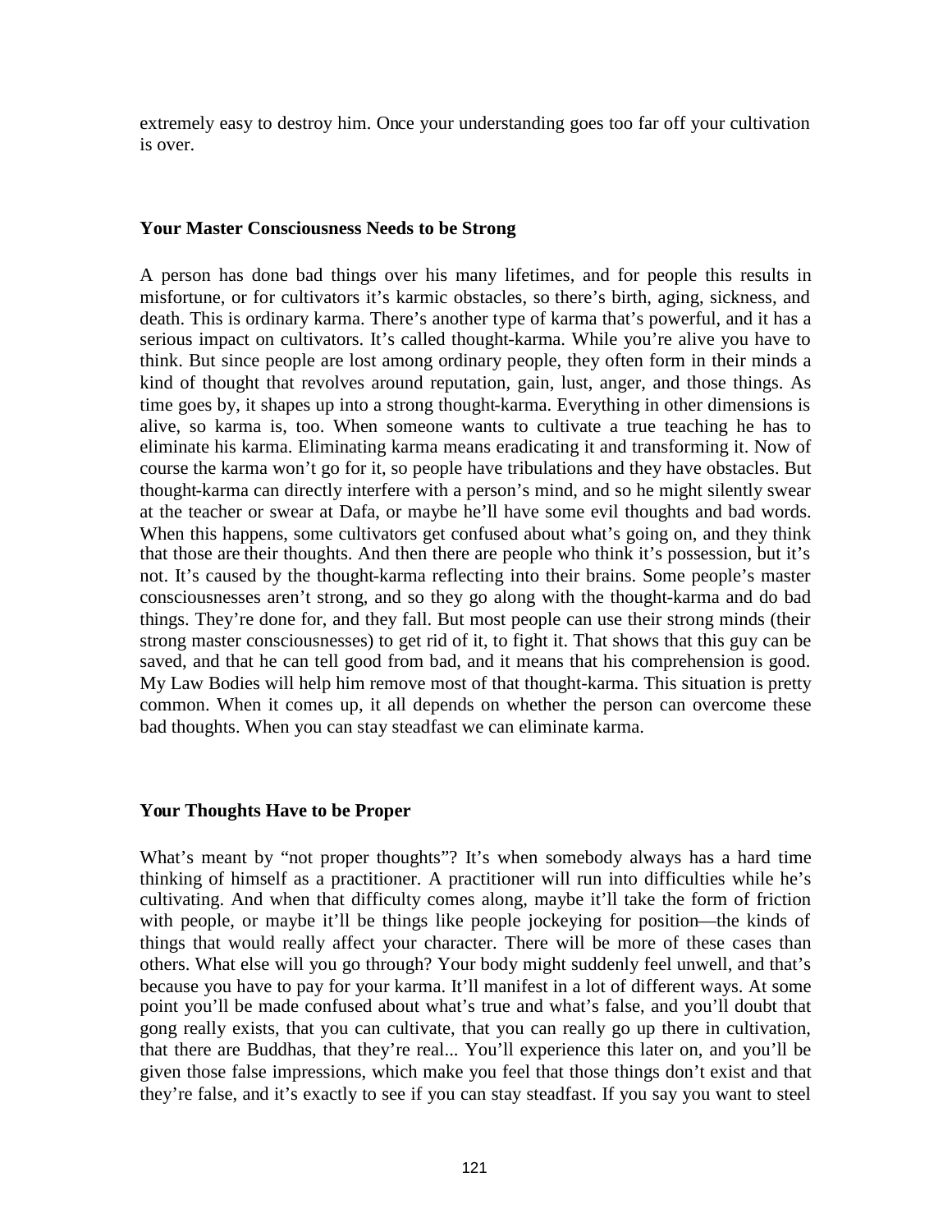extremely easy to destroy him. Once your understanding goes too far off your cultivation is over.

### Your Master Consciousness Needs to be Strong

A person has done bad things over his many lifetimes, and for people this results in misfortune, or for cultivators it's karmic obstacles, so there's birth, aging, sickness, and death. This is ordinary karma. There's another type of karma that's powerful, and it has a serious impact on cultivators. It's called thought-karma. While you're alive you have to think. But since people are lost among ordinary people, they often form in their minds a kind of thought that revolves around reputation, gain, lust, anger, and those things. As time goes by, it shapes up into a strong thought-karma. Everything in other dimensions is alive, so karma is, too. When someone wants to cultivate a true teaching he has to eliminate his karma. Eliminating karma means eradicating it and transforming it. Now of course the karma won't go for it, so people have tribulations and they have obstacles. But thought-karma can directly interfere with a person's mind, and so he might silently swear at the teacher or swear at Dafa, or maybe he'll have some evil thoughts and bad words. When this happens, some cultivators get confused about what's going on, and they think that those are their thoughts. And then there are people who think it's possession, but it's not. It's caused by the thought-karma reflecting into their brains. Some people's master consciousnesses aren't strong, and so they go along with the thought-karma and do bad things. They're done for, and they fall. But most people can use their strong minds (their strong master consciousnesses) to get rid of it, to fight it. That shows that this guy can be saved, and that he can tell good from bad, and it means that his comprehension is good. My Law Bodies will help him remove most of that thought-karma. This situation is pretty common. When it comes up, it all depends on whether the person can overcome these bad thoughts. When you can stay steadfast we can eliminate karma.

### Your Thoughts Have to be Proper

What's meant by "not proper thoughts"? It's when somebody always has a hard time thinking of himself as a practitioner. A practitioner will run into difficulties while he's cultivating. And when that difficulty comes along, maybe it'll take the form of friction with people, or maybe it'll be things like people jockeying for position—the kinds of things that would really affect your character. There will be more of these cases than others. What else will you go through? Your body might suddenly feel unwell, and that's because you have to pay for your karma. It'll manifest in a lot of different ways. At some point you'll be made confused about what's true and what's false, and you'll doubt that gong really exists, that you can cultivate, that you can really go up there in cultivation, that there are Buddhas, that they're real... You'll experience this later on, and you'll be given those false impressions, which make you feel that those things don't exist and that they're false, and it's exactly to see if you can stay steadfast. If you say you want to steel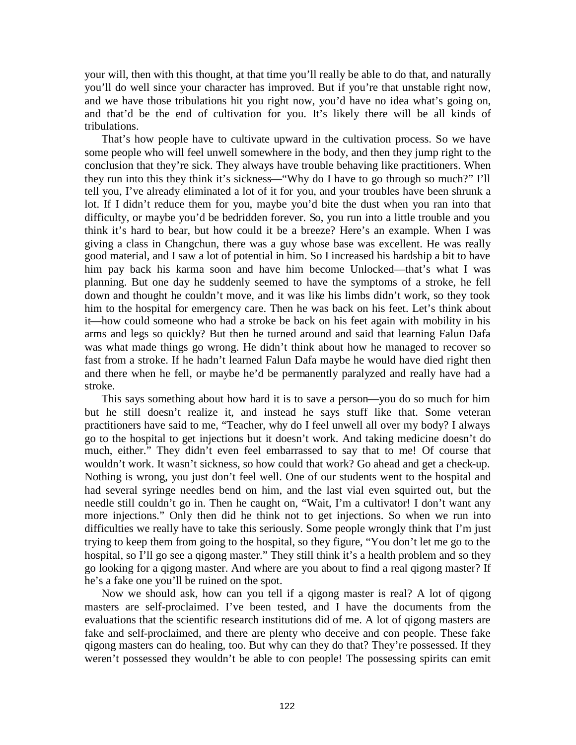your will, then with this thought, at that time you'll really be able to do that, and naturally you'll do well since your character has improved. But if you're that unstable right now, and we have those tribulations hit you right now, you'd have no idea what's going on, and that'd be the end of cultivation for you. It's likely there will be all kinds of tribulations.

That's how people have to cultivate upward in the cultivation process. So we have some people who will feel unwell somewhere in the body, and then they jump right to the conclusion that they're sick. They always have trouble behaving like practitioners. When they run into this they think it's sickness—"Why do I have to go through so much?" I'll tell you, I've already eliminated a lot of it for you, and your troubles have been shrunk a lot. If I didn't reduce them for you, maybe you'd bite the dust when you ran into that difficulty, or maybe you'd be bedridden forever. So, you run into a little trouble and you think it's hard to bear, but how could it be a breeze? Here's an example. When I was giving a class in Changchun, there was a guy whose base was excellent. He was really good material, and I saw a lot of potential in him. So I increased his hardship a bit to have him pay back his karma soon and have him become Unlocked—that's what I was planning. But one day he suddenly seemed to have the symptoms of a stroke, he fell down and thought he couldn't move, and it was like his limbs didn't work, so they took him to the hospital for emergency care. Then he was back on his feet. Let's think about it—how could someone who had a stroke be back on his feet again with mobility in his arms and legs so quickly? But then he turned around and said that learning Falun Dafa was what made things go wrong. He didn't think about how he managed to recover so fast from a stroke. If he hadn't learned Falun Dafa maybe he would have died right then and there when he fell, or maybe he'd be permanently paralyzed and really have had a stroke.

This says something about how hard it is to save a person—you do so much for him but he still doesn't realize it, and instead he says stuff like that. Some veteran practitioners have said to me, "Teacher, why do I feel unwell all over my body? I always go to the hospital to get injections but it doesn't work. And taking medicine doesn't do much, either." They didn't even feel embarrassed to say that to me! Of course that wouldn't work. It wasn't sickness, so how could that work? Go ahead and get a check-up. Nothing is wrong, you just don't feel well. One of our students went to the hospital and had several syringe needles bend on him, and the last vial even squirted out, but the needle still couldn't go in. Then he caught on, "Wait, I'm a cultivator! I don't want any more injections." Only then did he think not to get injections. So when we run into difficulties we really have to take this seriously. Some people wrongly think that I'm just trying to keep them from going to the hospital, so they figure, "You don't let me go to the hospital, so I'll go see a qigong master." They still think it's a health problem and so they go looking for a qigong master. And where are you about to find a real qigong master? If he's a fake one you'll be ruined on the spot.

Now we should ask, how can you tell if a qigong master is real? A lot of qigong masters are self-proclaimed. I've been tested, and I have the documents from the evaluations that the scientific research institutions did of me. A lot of qigong masters are fake and self-proclaimed, and there are plenty who deceive and con people. These fake qigong masters can do healing, too. But why can they do that? They're possessed. If they weren't possessed they wouldn't be able to con people! The possessing spirits can emit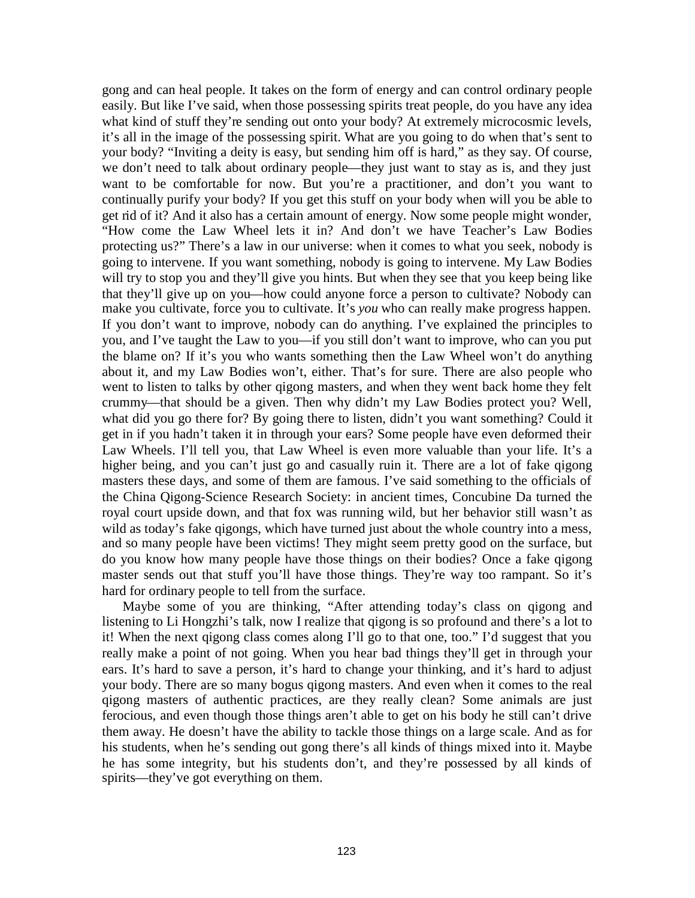gong and can heal people. It takes on the form of energy and can control ordinary people easily. But like I've said, when those possessing spirits treat people, do you have any idea what kind of stuff they're sending out onto your body? At extremely microcosmic levels, it's all in the image of the possessing spirit. What are you going to do when that's sent to your body? "Inviting a deity is easy, but sending him off is hard," as they say. Of course, we don't need to talk about ordinary people—they just want to stay as is, and they just want to be comfortable for now. But you're a practitioner, and don't you want to continually purify your body? If you get this stuff on your body when will you be able to get rid of it? And it also has a certain amount of energy. Now some people might wonder, "How come the Law Wheel lets it in? And don't we have Teacher's Law Bodies protecting us?" There's a law in our universe: when it comes to what you seek, nobody is going to intervene. If you want something, nobody is going to intervene. My Law Bodies will try to stop you and they'll give you hints. But when they see that you keep being like that they'll give up on you—how could anyone force a person to cultivate? Nobody can make you cultivate, force you to cultivate. It's *you* who can really make progress happen. If you don't want to improve, nobody can do anything. I've explained the principles to you, and I've taught the Law to you—if you still don't want to improve, who can you put the blame on? If it's you who wants something then the Law Wheel won't do anything about it, and my Law Bodies won't, either. That's for sure. There are also people who went to listen to talks by other qigong masters, and when they went back home they felt crummy—that should be a given. Then why didn't my Law Bodies protect you? Well, what did you go there for? By going there to listen, didn't you want something? Could it get in if you hadn't taken it in through your ears? Some people have even deformed their Law Wheels. I'll tell you, that Law Wheel is even more valuable than your life. It's a higher being, and you can't just go and casually ruin it. There are a lot of fake qigong masters these days, and some of them are famous. I've said something to the officials of the China Qigong-Science Research Society: in ancient times, Concubine Da turned the royal court upside down, and that fox was running wild, but her behavior still wasn't as wild as today's fake qigongs, which have turned just about the whole country into a mess, and so many people have been victims! They might seem pretty good on the surface, but do you know how many people have those things on their bodies? Once a fake qigong master sends out that stuff you'll have those things. They're way too rampant. So it's hard for ordinary people to tell from the surface.

Maybe some of you are thinking, "After attending today's class on qigong and listening to Li Hongzhi's talk, now I realize that qigong is so profound and there's a lot to it! When the next qigong class comes along I'll go to that one, too." I'd suggest that you really make a point of not going. When you hear bad things they'll get in through your ears. It's hard to save a person, it's hard to change your thinking, and it's hard to adjust your body. There are so many bogus qigong masters. And even when it comes to the real qigong masters of authentic practices, are they really clean? Some animals are just ferocious, and even though those things aren't able to get on his body he still can't drive them away. He doesn't have the ability to tackle those things on a large scale. And as for his students, when he's sending out gong there's all kinds of things mixed into it. Maybe he has some integrity, but his students don't, and they're possessed by all kinds of spirits—they've got everything on them.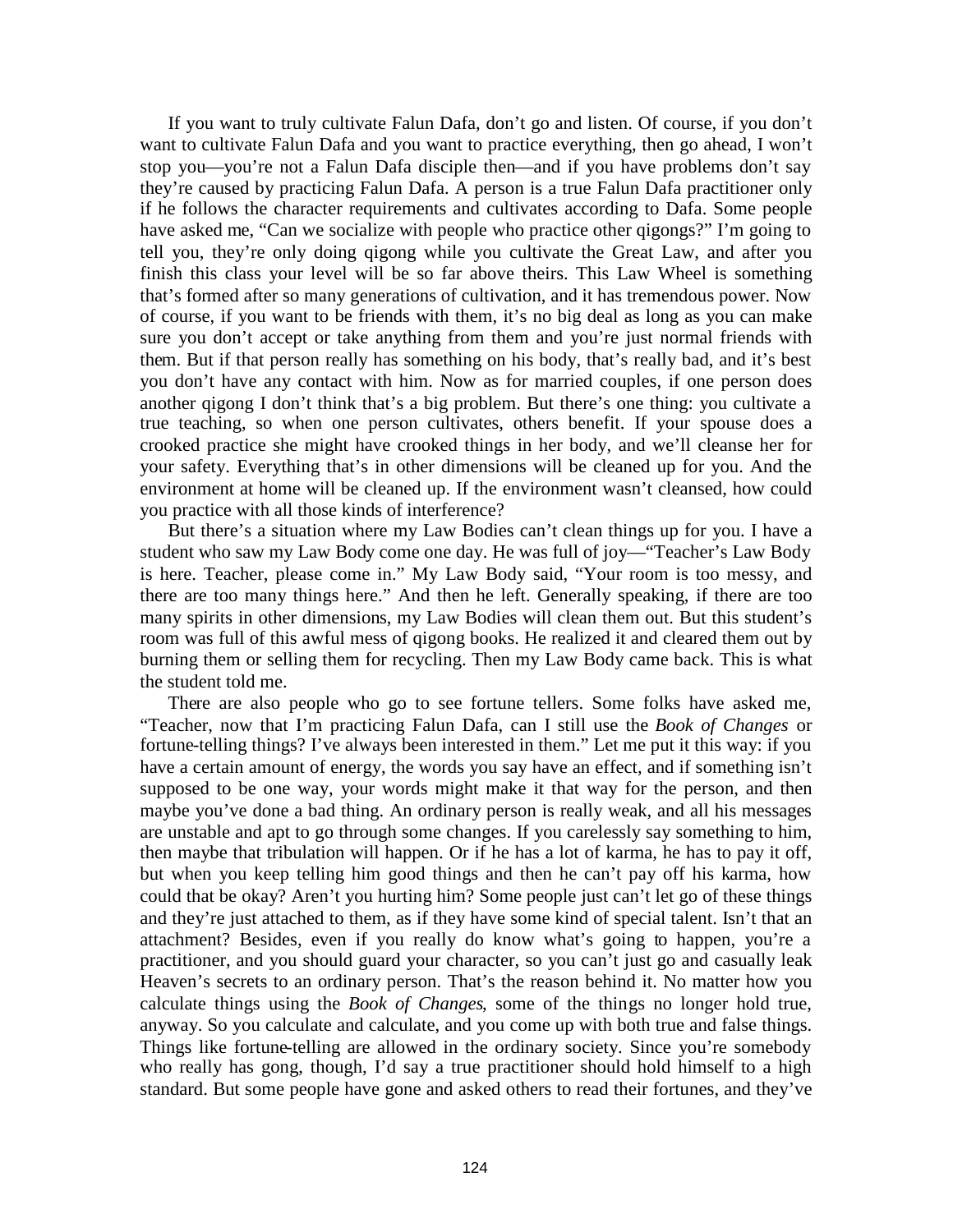If you want to truly cultivate Falun Dafa, don't go and listen. Of course, if you don't want to cultivate Falun Dafa and you want to practice everything, then go ahead, I won't stop you—you're not a Falun Dafa disciple then—and if you have problems don't say they're caused by practicing Falun Dafa. A person is a true Falun Dafa practitioner only if he follows the character requirements and cultivates according to Dafa. Some people have asked me, "Can we socialize with people who practice other qigongs?" I'm going to tell you, they're only doing qigong while you cultivate the Great Law, and after you finish this class your level will be so far above theirs. This Law Wheel is something that's formed after so many generations of cultivation, and it has tremendous power. Now of course, if you want to be friends with them, it's no big deal as long as you can make sure you don't accept or take anything from them and you're just normal friends with them. But if that person really has something on his body, that's really bad, and it's best you don't have any contact with him. Now as for married couples, if one person does another qigong I don't think that's a big problem. But there's one thing: you cultivate a true teaching, so when one person cultivates, others benefit. If your spouse does a crooked practice she might have crooked things in her body, and we'll cleanse her for your safety. Everything that's in other dimensions will be cleaned up for you. And the environment at home will be cleaned up. If the environment wasn't cleansed, how could you practice with all those kinds of interference?

But there's a situation where my Law Bodies can't clean things up for you. I have a student who saw my Law Body come one day. He was full of joy—"Teacher's Law Body is here. Teacher, please come in." My Law Body said, "Your room is too messy, and there are too many things here." And then he left. Generally speaking, if there are too many spirits in other dimensions, my Law Bodies will clean them out. But this student's room was full of this awful mess of qigong books. He realized it and cleared them out by burning them or selling them for recycling. Then my Law Body came back. This is what the student told me.

There are also people who go to see fortune tellers. Some folks have asked me, "Teacher, now that I'm practicing Falun Dafa, can I still use the *Book of Changes* or fortune-telling things? I've always been interested in them." Let me put it this way: if you have a certain amount of energy, the words you say have an effect, and if something isn't supposed to be one way, your words might make it that way for the person, and then maybe you've done a bad thing. An ordinary person is really weak, and all his messages are unstable and apt to go through some changes. If you carelessly say something to him, then maybe that tribulation will happen. Or if he has a lot of karma, he has to pay it off, but when you keep telling him good things and then he can't pay off his karma, how could that be okay? Aren't you hurting him? Some people just can't let go of these things and they're just attached to them, as if they have some kind of special talent. Isn't that an attachment? Besides, even if you really do know what's going to happen, you're a practitioner, and you should guard your character, so you can't just go and casually leak Heaven's secrets to an ordinary person. That's the reason behind it. No matter how you calculate things using the *Book of Changes*, some of the things no longer hold true, anyway. So you calculate and calculate, and you come up with both true and false things. Things like fortune-telling are allowed in the ordinary society. Since you're somebody who really has gong, though, I'd say a true practitioner should hold himself to a high standard. But some people have gone and asked others to read their fortunes, and they've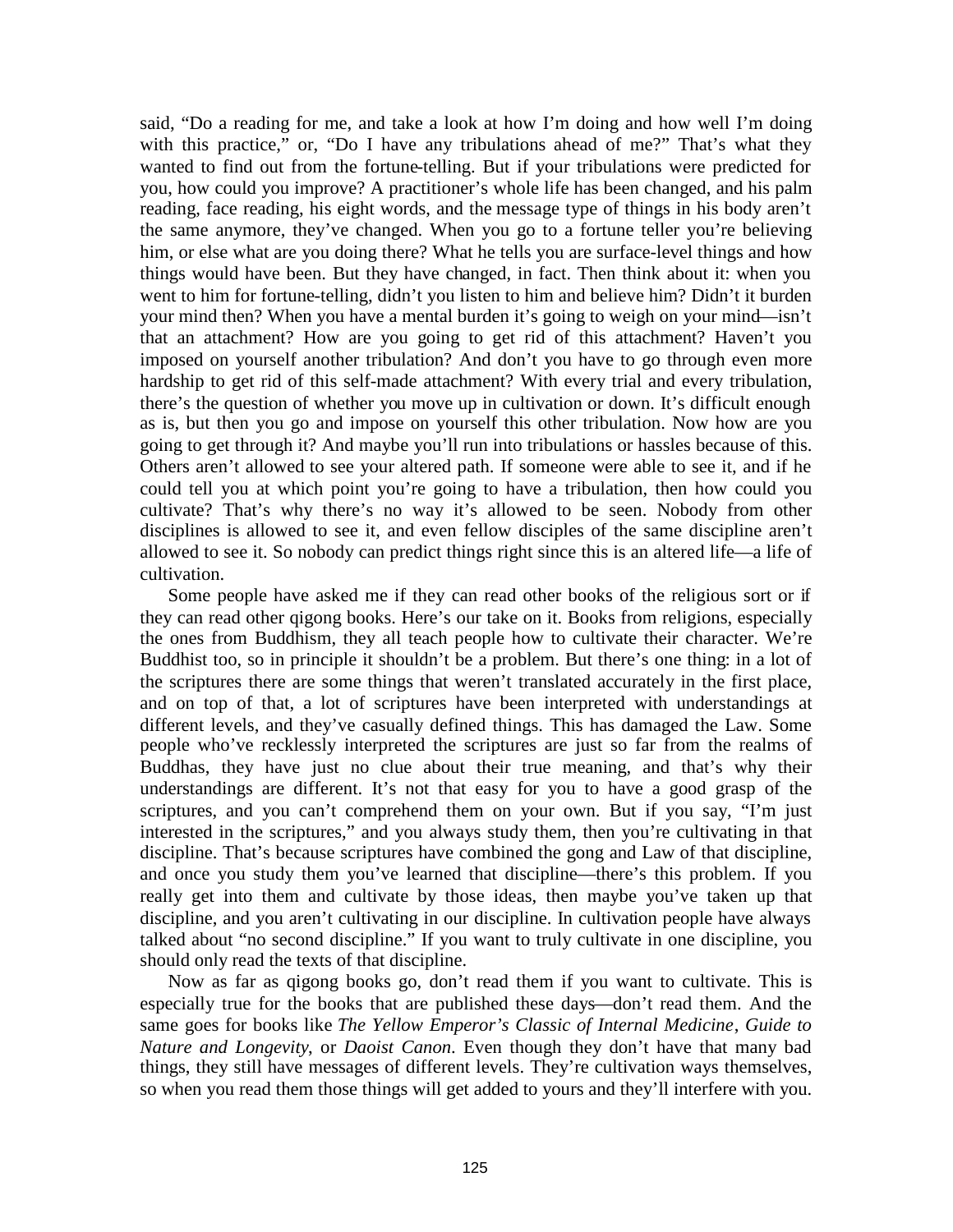said, "Do a reading for me, and take a look at how I'm doing and how well I'm doing with this practice," or, "Do I have any tribulations ahead of me?" That's what they wanted to find out from the fortune-telling. But if your tribulations were predicted for you, how could you improve? A practitioner's whole life has been changed, and his palm reading, face reading, his eight words, and the message type of things in his body aren't the same anymore, they've changed. When you go to a fortune teller you're believing him, or else what are you doing there? What he tells you are surface-level things and how things would have been. But they have changed, in fact. Then think about it: when you went to him for fortune-telling, didn't you listen to him and believe him? Didn't it burden your mind then? When you have a mental burden it's going to weigh on your mind—isn't that an attachment? How are you going to get rid of this attachment? Haven't you imposed on yourself another tribulation? And don't you have to go through even more hardship to get rid of this self-made attachment? With every trial and every tribulation, there's the question of whether you move up in cultivation or down. It's difficult enough as is, but then you go and impose on yourself this other tribulation. Now how are you going to get through it? And maybe you'll run into tribulations or hassles because of this. Others aren't allowed to see your altered path. If someone were able to see it, and if he could tell you at which point you're going to have a tribulation, then how could you cultivate? That's why there's no way it's allowed to be seen. Nobody from other disciplines is allowed to see it, and even fellow disciples of the same discipline aren't allowed to see it. So nobody can predict things right since this is an altered life—a life of cultivation.

Some people have asked me if they can read other books of the religious sort or if they can read other qigong books. Here's our take on it. Books from religions, especially the ones from Buddhism, they all teach people how to cultivate their character. We're Buddhist too, so in principle it shouldn't be a problem. But there's one thing: in a lot of the scriptures there are some things that weren't translated accurately in the first place, and on top of that, a lot of scriptures have been interpreted with understandings at different levels, and they've casually defined things. This has damaged the Law. Some people who've recklessly interpreted the scriptures are just so far from the realms of Buddhas, they have just no clue about their true meaning, and that's why their understandings are different. It's not that easy for you to have a good grasp of the scriptures, and you can't comprehend them on your own. But if you say, "I'm just interested in the scriptures," and you always study them, then you're cultivating in that discipline. That's because scriptures have combined the gong and Law of that discipline, and once you study them you've learned that discipline—there's this problem. If you really get into them and cultivate by those ideas, then maybe you've taken up that discipline, and you aren't cultivating in our discipline. In cultivation people have always talked about "no second discipline." If you want to truly cultivate in one discipline, you should only read the texts of that discipline.

Now as far as qigong books go, don't read them if you want to cultivate. This is especially true for the books that are published these days—don't read them. And the same goes for books like *The Yellow Emperor's Classic of Internal Medicine*, *Guide to Nature and Longevity*, or *Daoist Canon*. Even though they don't have that many bad things, they still have messages of different levels. They're cultivation ways themselves, so when you read them those things will get added to yours and they'll interfere with you.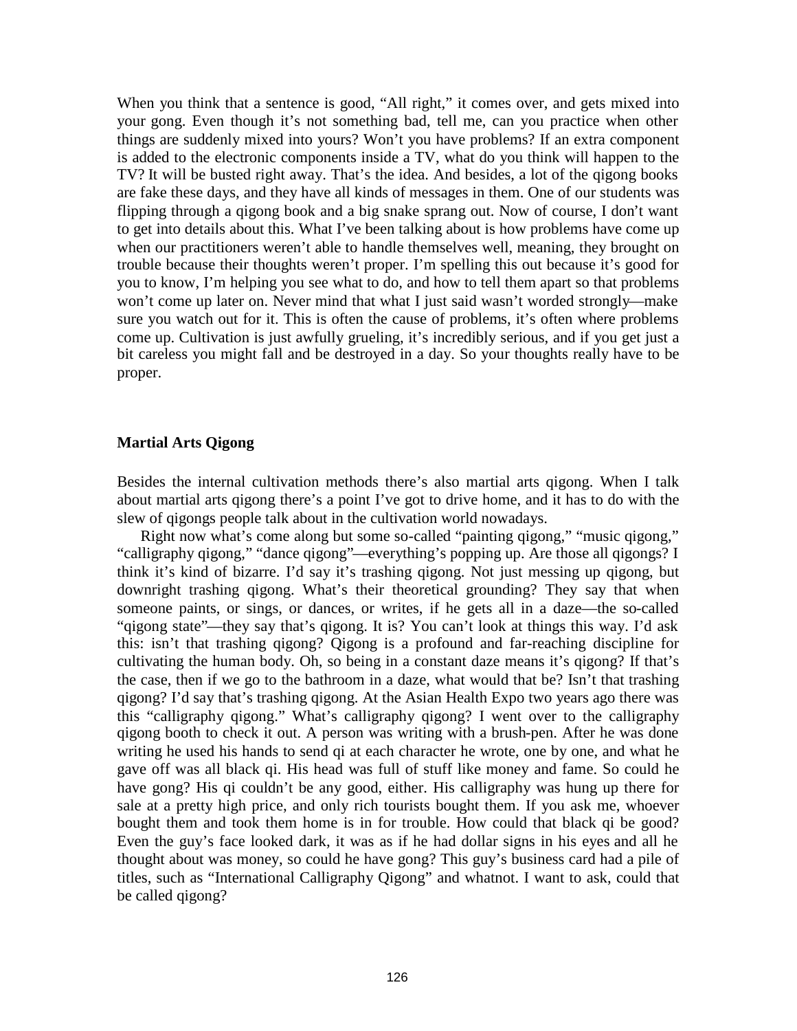When you think that a sentence is good, “All right,” it comes over, and gets mixed into your gong. Even though it’s not something bad, tell me, can you practice when other things are suddenly mixed into yours? Won’t you have problems? If an extra component is added to the electronic components inside a TV, what do you think will happen to the TV? It will be busted right away. That’s the idea. And besides, a lot of the qigong books are fake these days, and they have all kinds of messages in them. One of our students was flipping through a qigong book and a big snake sprang out. Now of course, I don’t want to get into details about this. What I’ve been talking about is how problems have come up when our practitioners weren’t able to handle themselves well, meaning, they brought on trouble because their thoughts weren’t proper. I’m spelling this out because it’s good for you to know, I’m helping you see what to do, and how to tell them apart so that problems won’t come up later on. Never mind that what I just said wasn’t worded strongly—make sure you watch out for it. This is often the cause of problems, it’s often where problems come up. Cultivation is just awfully grueling, it’s incredibly serious, and if you get just a bit careless you might fall and be destroyed in a day. So your thoughts really have to be proper.

**Martial Arts Qigong**

Besides the internal cultivation methods there’s also martial arts qigong. When I talk about martial arts qigong there’s a point I’ve got to drive home, and it has to do with the slew of qigongs people talk about in the cultivation world nowadays.

Right now what’s come along but some so-called “painting qigong,” “music qigong,” “calligraphy qigong,” “dance qigong”—everything’s popping up. Are those all qigongs? I think it’s kind of bizarre. I’d say it’s trashing qigong. Not just messing up qigong, but downright trashing qigong. What’s their theoretical grounding? They say that when someone paints, or sings, or dances, or writes, if he gets all in a daze—the so-called “qigong state”—they say that’s qigong. It is? You can’t look at things this way. I’d ask this: isn’t that trashing qigong? Qigong is a profound and far-reaching discipline for cultivating the human body. Oh, so being in a constant daze means it’s qigong? If that’s the case, then if we go to the bathroom in a daze, what would that be? Isn’t that trashing qigong? I’d say that’s trashing qigong. At the Asian Health Expo two years ago there was this “calligraphy qigong.” What’s calligraphy qigong? I went over to the calligraphy qigong booth to check it out. A person was writing with a brush-pen. After he was done writing he used his hands to send qi at each character he wrote, one by one, and what he gave off was all black qi. His head was full of stuff like money and fame. So could he have gong? His qi couldn’t be any good, either. His calligraphy was hung up there for sale at a pretty high price, and only rich tourists bought them. If you ask me, whoever bought them and took them home is in for trouble. How could that black qi be good? Even the guy’s face looked dark, it was as if he had dollar signs in his eyes and all he thought about was money, so could he have gong? This guy’s business card had a pile of titles, such as “International Calligraphy Qigong” and whatnot. I want to ask, could that be called qigong?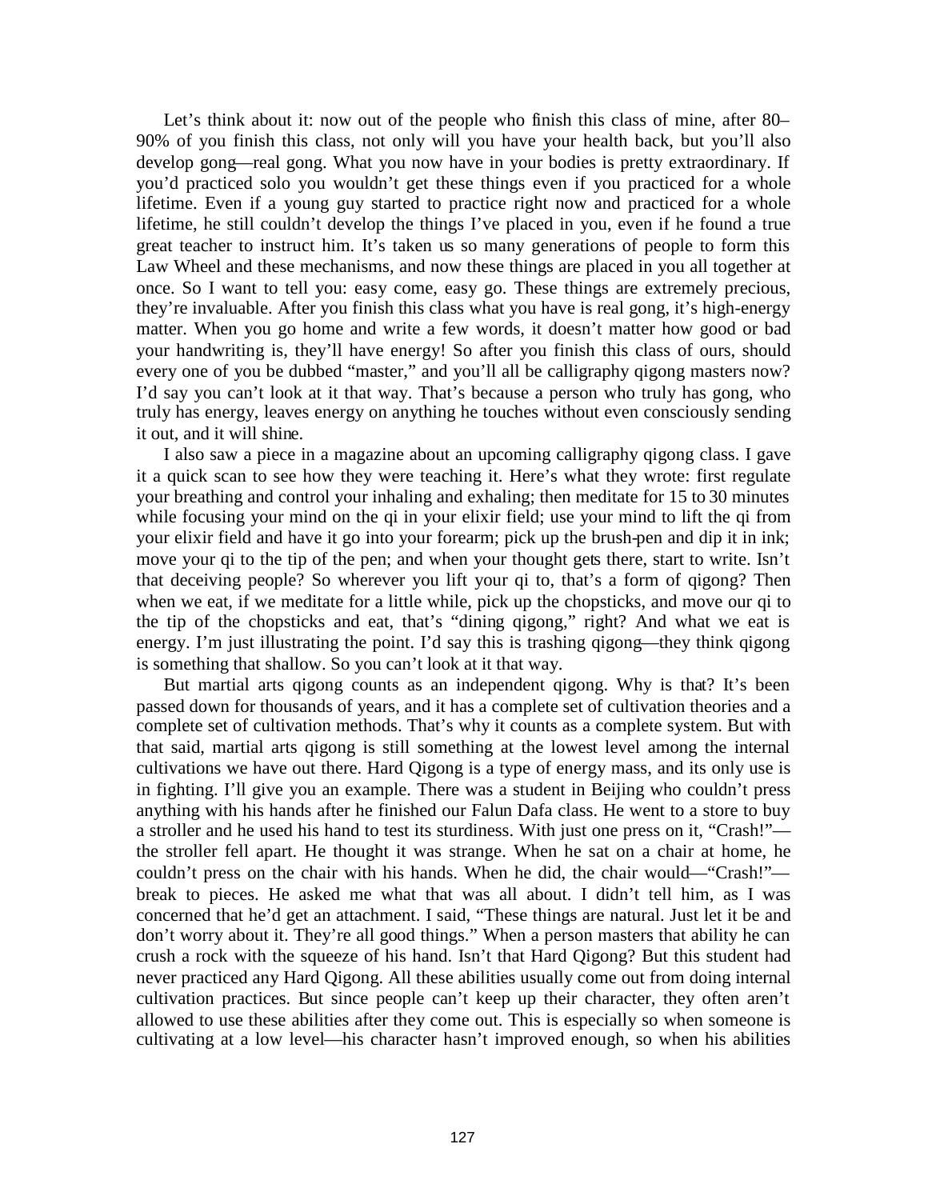Let's think about it: now out of the people who finish this class of mine, after 80–90% of you finish this class, not only will you have your health back, but you'll also develop gong—real gong. What you now have in your bodies is pretty extraordinary. If you'd practiced solo you wouldn't get these things even if you practiced for a whole lifetime. Even if a young guy started to practice right now and practiced for a whole lifetime, he still couldn't develop the things I've placed in you, even if he found a true great teacher to instruct him. It's taken us so many generations of people to form this Law Wheel and these mechanisms, and now these things are placed in you all together at once. So I want to tell you: easy come, easy go. These things are extremely precious, they're invaluable. After you finish this class what you have is real gong, it's high-energy matter. When you go home and write a few words, it doesn't matter how good or bad your handwriting is, they'll have energy! So after you finish this class of ours, should every one of you be dubbed "master," and you'll all be calligraphy qigong masters now? I'd say you can't look at it that way. That's because a person who truly has gong, who truly has energy, leaves energy on anything he touches without even consciously sending it out, and it will shine.

I also saw a piece in a magazine about an upcoming calligraphy qigong class. I gave it a quick scan to see how they were teaching it. Here's what they wrote: first regulate your breathing and control your inhaling and exhaling; then meditate for 15 to 30 minutes while focusing your mind on the qi in your elixir field; use your mind to lift the qi from your elixir field and have it go into your forearm; pick up the brush-pen and dip it in ink; move your qi to the tip of the pen; and when your thought gets there, start to write. Isn't that deceiving people? So wherever you lift your qi to, that's a form of qigong? Then when we eat, if we meditate for a little while, pick up the chopsticks, and move our qi to the tip of the chopsticks and eat, that's "dining qigong," right? And what we eat is energy. I'm just illustrating the point. I'd say this is trashing qigong—they think qigong is something that shallow. So you can't look at it that way.

But martial arts qigong counts as an independent qigong. Why is that? It's been passed down for thousands of years, and it has a complete set of cultivation theories and a complete set of cultivation methods. That's why it counts as a complete system. But with that said, martial arts qigong is still something at the lowest level among the internal cultivations we have out there. Hard Qigong is a type of energy mass, and its only use is in fighting. I'll give you an example. There was a student in Beijing who couldn't press anything with his hands after he finished our Falun Dafa class. He went to a store to buy a stroller and he used his hand to test its sturdiness. With just one press on it, "Crash!"—the stroller fell apart. He thought it was strange. When he sat on a chair at home, he couldn't press on the chair with his hands. When he did, the chair would—"Crash!"—break to pieces. He asked me what that was all about. I didn't tell him, as I was concerned that he'd get an attachment. I said, "These things are natural. Just let it be and don't worry about it. They're all good things." When a person masters that ability he can crush a rock with the squeeze of his hand. Isn't that Hard Qigong? But this student had never practiced any Hard Qigong. All these abilities usually come out from doing internal cultivation practices. But since people can't keep up their character, they often aren't allowed to use these abilities after they come out. This is especially so when someone is cultivating at a low level—his character hasn't improved enough, so when his abilities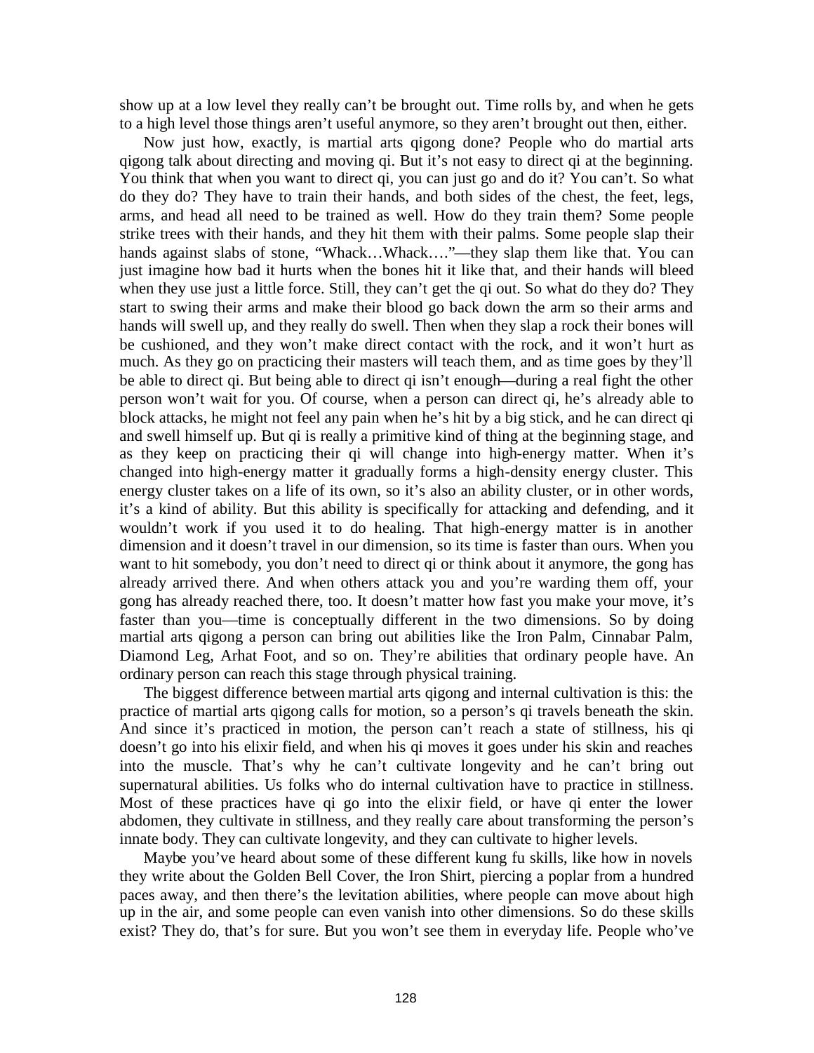show up at a low level they really can't be brought out. Time rolls by, and when he gets to a high level those things aren't useful anymore, so they aren't brought out then, either.

Now just how, exactly, is martial arts qigong done? People who do martial arts qigong talk about directing and moving qi. But it's not easy to direct qi at the beginning. You think that when you want to direct qi, you can just go and do it? You can't. So what do they do? They have to train their hands, and both sides of the chest, the feet, legs, arms, and head all need to be trained as well. How do they train them? Some people strike trees with their hands, and they hit them with their palms. Some people slap their hands against slabs of stone, "Whack…Whack…."—they slap them like that. You can just imagine how bad it hurts when the bones hit it like that, and their hands will bleed when they use just a little force. Still, they can't get the qi out. So what do they do? They start to swing their arms and make their blood go back down the arm so their arms and hands will swell up, and they really do swell. Then when they slap a rock their bones will be cushioned, and they won't make direct contact with the rock, and it won't hurt as much. As they go on practicing their masters will teach them, and as time goes by they'll be able to direct qi. But being able to direct qi isn't enough—during a real fight the other person won't wait for you. Of course, when a person can direct qi, he's already able to block attacks, he might not feel any pain when he's hit by a big stick, and he can direct qi and swell himself up. But qi is really a primitive kind of thing at the beginning stage, and as they keep on practicing their qi will change into high-energy matter. When it's changed into high-energy matter it gradually forms a high-density energy cluster. This energy cluster takes on a life of its own, so it's also an ability cluster, or in other words, it's a kind of ability. But this ability is specifically for attacking and defending, and it wouldn't work if you used it to do healing. That high-energy matter is in another dimension and it doesn't travel in our dimension, so its time is faster than ours. When you want to hit somebody, you don't need to direct qi or think about it anymore, the gong has already arrived there. And when others attack you and you're warding them off, your gong has already reached there, too. It doesn't matter how fast you make your move, it's faster than you—time is conceptually different in the two dimensions. So by doing martial arts qigong a person can bring out abilities like the Iron Palm, Cinnabar Palm, Diamond Leg, Arhat Foot, and so on. They're abilities that ordinary people have. An ordinary person can reach this stage through physical training.

The biggest difference between martial arts qigong and internal cultivation is this: the practice of martial arts qigong calls for motion, so a person's qi travels beneath the skin. And since it's practiced in motion, the person can't reach a state of stillness, his qi doesn't go into his elixir field, and when his qi moves it goes under his skin and reaches into the muscle. That's why he can't cultivate longevity and he can't bring out supernatural abilities. Us folks who do internal cultivation have to practice in stillness. Most of these practices have qi go into the elixir field, or have qi enter the lower abdomen, they cultivate in stillness, and they really care about transforming the person's innate body. They can cultivate longevity, and they can cultivate to higher levels.

Maybe you've heard about some of these different kung fu skills, like how in novels they write about the Golden Bell Cover, the Iron Shirt, piercing a poplar from a hundred paces away, and then there's the levitation abilities, where people can move about high up in the air, and some people can even vanish into other dimensions. So do these skills exist? They do, that's for sure. But you won't see them in everyday life. People who've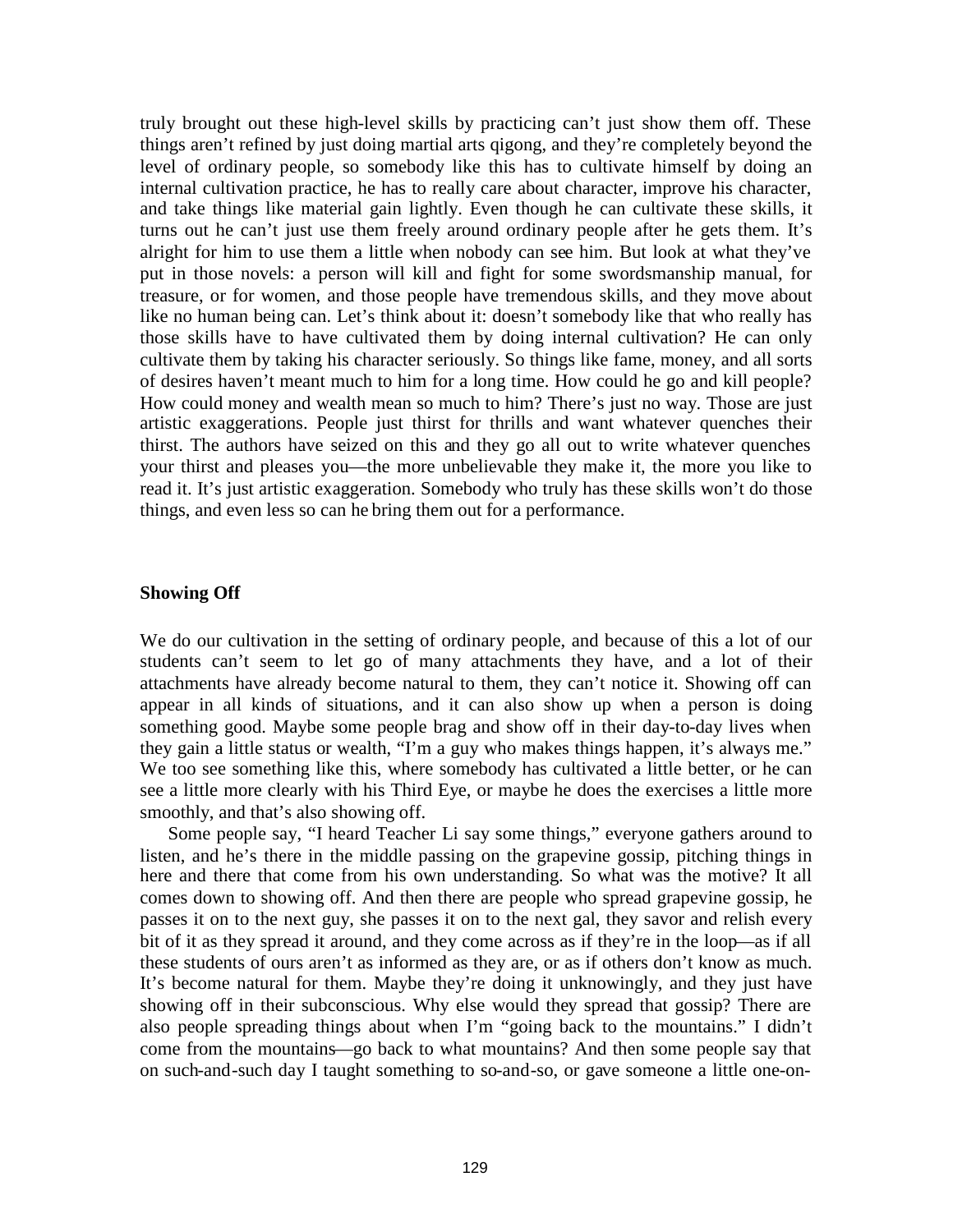truly brought out these high-level skills by practicing can't just show them off. These things aren't refined by just doing martial arts qigong, and they're completely beyond the level of ordinary people, so somebody like this has to cultivate himself by doing an internal cultivation practice, he has to really care about character, improve his character, and take things like material gain lightly. Even though he can cultivate these skills, it turns out he can't just use them freely around ordinary people after he gets them. It's alright for him to use them a little when nobody can see him. But look at what they've put in those novels: a person will kill and fight for some swordsmanship manual, for treasure, or for women, and those people have tremendous skills, and they move about like no human being can. Let's think about it: doesn't somebody like that who really has those skills have to have cultivated them by doing internal cultivation? He can only cultivate them by taking his character seriously. So things like fame, money, and all sorts of desires haven't meant much to him for a long time. How could he go and kill people? How could money and wealth mean so much to him? There's just no way. Those are just artistic exaggerations. People just thirst for thrills and want whatever quenches their thirst. The authors have seized on this and they go all out to write whatever quenches your thirst and pleases you—the more unbelievable they make it, the more you like to read it. It's just artistic exaggeration. Somebody who truly has these skills won't do those things, and even less so can he bring them out for a performance.

### Showing Off

We do our cultivation in the setting of ordinary people, and because of this a lot of our students can't seem to let go of many attachments they have, and a lot of their attachments have already become natural to them, they can't notice it. Showing off can appear in all kinds of situations, and it can also show up when a person is doing something good. Maybe some people brag and show off in their day-to-day lives when they gain a little status or wealth, "I'm a guy who makes things happen, it's always me." We too see something like this, where somebody has cultivated a little better, or he can see a little more clearly with his Third Eye, or maybe he does the exercises a little more smoothly, and that's also showing off.

Some people say, "I heard Teacher Li say some things," everyone gathers around to listen, and he's there in the middle passing on the grapevine gossip, pitching things in here and there that come from his own understanding. So what was the motive? It all comes down to showing off. And then there are people who spread grapevine gossip, he passes it on to the next guy, she passes it on to the next gal, they savor and relish every bit of it as they spread it around, and they come across as if they're in the loop—as if all these students of ours aren't as informed as they are, or as if others don't know as much. It's become natural for them. Maybe they're doing it unknowingly, and they just have showing off in their subconscious. Why else would they spread that gossip? There are also people spreading things about when I'm "going back to the mountains." I didn't come from the mountains—go back to what mountains? And then some people say that on such-and-such day I taught something to so-and-so, or gave someone a little one-on-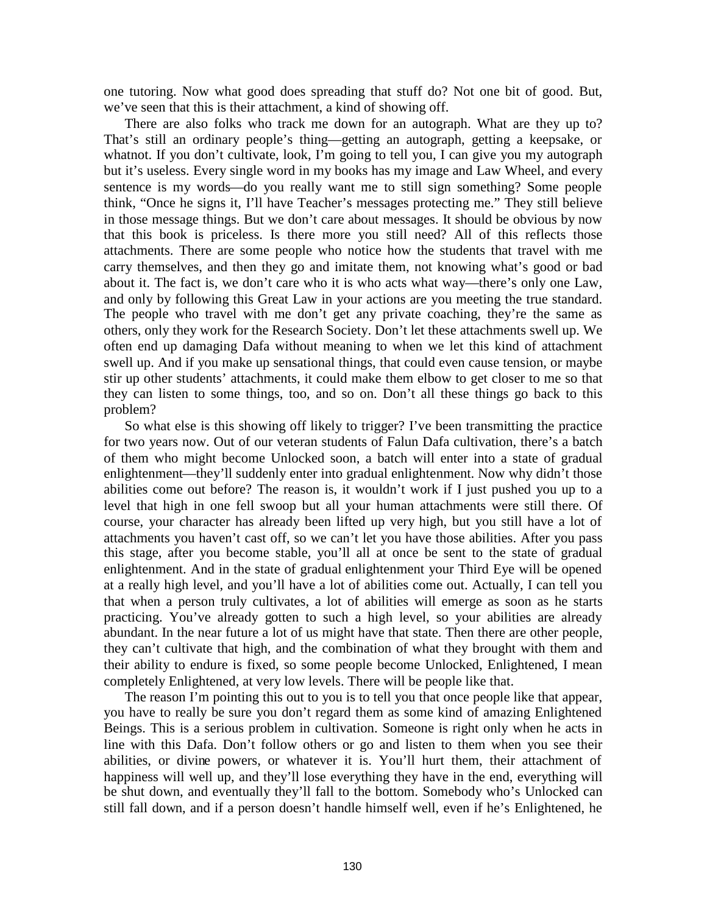one tutoring. Now what good does spreading that stuff do? Not one bit of good. But, we've seen that this is their attachment, a kind of showing off.

There are also folks who track me down for an autograph. What are they up to? That's still an ordinary people's thing—getting an autograph, getting a keepsake, or whatnot. If you don't cultivate, look, I'm going to tell you, I can give you my autograph but it's useless. Every single word in my books has my image and Law Wheel, and every sentence is my words—do you really want me to still sign something? Some people think, "Once he signs it, I'll have Teacher's messages protecting me." They still believe in those message things. But we don't care about messages. It should be obvious by now that this book is priceless. Is there more you still need? All of this reflects those attachments. There are some people who notice how the students that travel with me carry themselves, and then they go and imitate them, not knowing what's good or bad about it. The fact is, we don't care who it is who acts what way—there's only one Law, and only by following this Great Law in your actions are you meeting the true standard. The people who travel with me don't get any private coaching, they're the same as others, only they work for the Research Society. Don't let these attachments swell up. We often end up damaging Dafa without meaning to when we let this kind of attachment swell up. And if you make up sensational things, that could even cause tension, or maybe stir up other students' attachments, it could make them elbow to get closer to me so that they can listen to some things, too, and so on. Don't all these things go back to this problem?

So what else is this showing off likely to trigger? I've been transmitting the practice for two years now. Out of our veteran students of Falun Dafa cultivation, there's a batch of them who might become Unlocked soon, a batch will enter into a state of gradual enlightenment—they'll suddenly enter into gradual enlightenment. Now why didn't those abilities come out before? The reason is, it wouldn't work if I just pushed you up to a level that high in one fell swoop but all your human attachments were still there. Of course, your character has already been lifted up very high, but you still have a lot of attachments you haven't cast off, so we can't let you have those abilities. After you pass this stage, after you become stable, you'll all at once be sent to the state of gradual enlightenment. And in the state of gradual enlightenment your Third Eye will be opened at a really high level, and you'll have a lot of abilities come out. Actually, I can tell you that when a person truly cultivates, a lot of abilities will emerge as soon as he starts practicing. You've already gotten to such a high level, so your abilities are already abundant. In the near future a lot of us might have that state. Then there are other people, they can't cultivate that high, and the combination of what they brought with them and their ability to endure is fixed, so some people become Unlocked, Enlightened, I mean completely Enlightened, at very low levels. There will be people like that.

The reason I'm pointing this out to you is to tell you that once people like that appear, you have to really be sure you don't regard them as some kind of amazing Enlightened Beings. This is a serious problem in cultivation. Someone is right only when he acts in line with this Dafa. Don't follow others or go and listen to them when you see their abilities, or divine powers, or whatever it is. You'll hurt them, their attachment of happiness will well up, and they'll lose everything they have in the end, everything will be shut down, and eventually they'll fall to the bottom. Somebody who's Unlocked can still fall down, and if a person doesn't handle himself well, even if he's Enlightened, he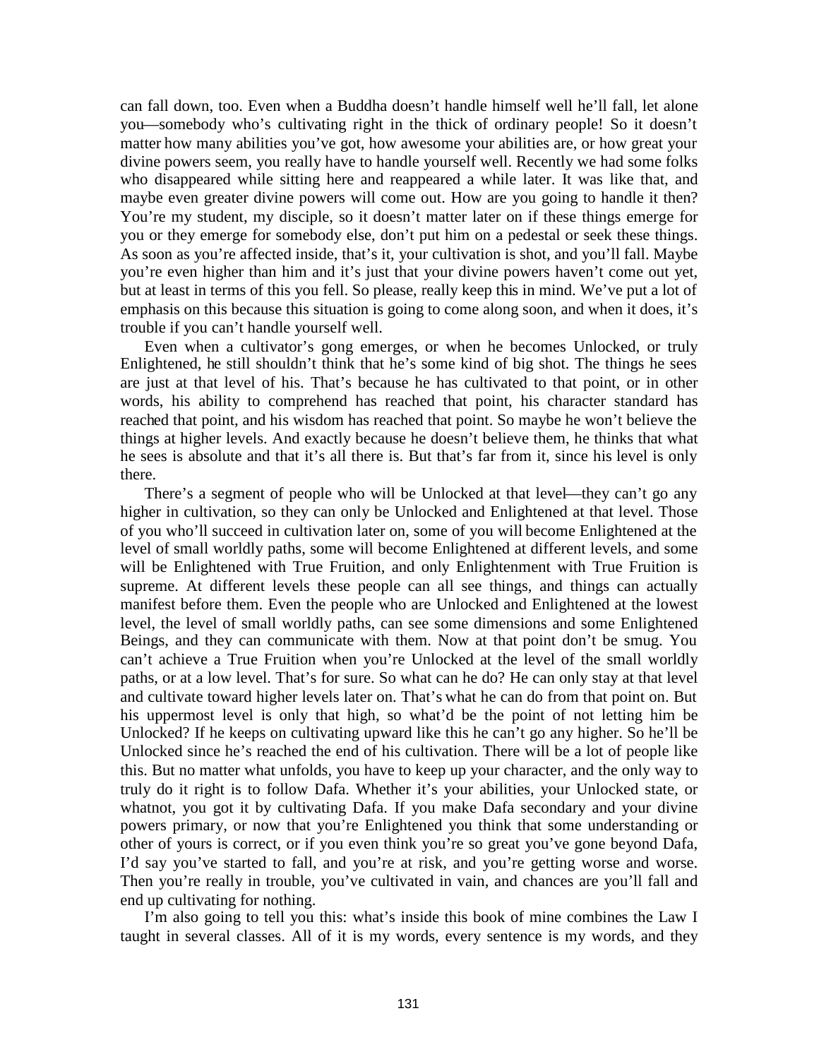can fall down, too. Even when a Buddha doesn't handle himself well he'll fall, let alone you—somebody who's cultivating right in the thick of ordinary people! So it doesn't matter how many abilities you've got, how awesome your abilities are, or how great your divine powers seem, you really have to handle yourself well. Recently we had some folks who disappeared while sitting here and reappeared a while later. It was like that, and maybe even greater divine powers will come out. How are you going to handle it then? You're my student, my disciple, so it doesn't matter later on if these things emerge for you or they emerge for somebody else, don't put him on a pedestal or seek these things. As soon as you're affected inside, that's it, your cultivation is shot, and you'll fall. Maybe you're even higher than him and it's just that your divine powers haven't come out yet, but at least in terms of this you fell. So please, really keep this in mind. We've put a lot of emphasis on this because this situation is going to come along soon, and when it does, it's trouble if you can't handle yourself well.

Even when a cultivator's gong emerges, or when he becomes Unlocked, or truly Enlightened, he still shouldn't think that he's some kind of big shot. The things he sees are just at that level of his. That's because he has cultivated to that point, or in other words, his ability to comprehend has reached that point, his character standard has reached that point, and his wisdom has reached that point. So maybe he won't believe the things at higher levels. And exactly because he doesn't believe them, he thinks that what he sees is absolute and that it's all there is. But that's far from it, since his level is only there.

There's a segment of people who will be Unlocked at that level—they can't go any higher in cultivation, so they can only be Unlocked and Enlightened at that level. Those of you who'll succeed in cultivation later on, some of you will become Enlightened at the level of small worldly paths, some will become Enlightened at different levels, and some will be Enlightened with True Fruition, and only Enlightenment with True Fruition is supreme. At different levels these people can all see things, and things can actually manifest before them. Even the people who are Unlocked and Enlightened at the lowest level, the level of small worldly paths, can see some dimensions and some Enlightened Beings, and they can communicate with them. Now at that point don't be smug. You can't achieve a True Fruition when you're Unlocked at the level of the small worldly paths, or at a low level. That's for sure. So what can he do? He can only stay at that level and cultivate toward higher levels later on. That's what he can do from that point on. But his uppermost level is only that high, so what'd be the point of not letting him be Unlocked? If he keeps on cultivating upward like this he can't go any higher. So he'll be Unlocked since he's reached the end of his cultivation. There will be a lot of people like this. But no matter what unfolds, you have to keep up your character, and the only way to truly do it right is to follow Dafa. Whether it's your abilities, your Unlocked state, or whatnot, you got it by cultivating Dafa. If you make Dafa secondary and your divine powers primary, or now that you're Enlightened you think that some understanding or other of yours is correct, or if you even think you're so great you've gone beyond Dafa, I'd say you've started to fall, and you're at risk, and you're getting worse and worse. Then you're really in trouble, you've cultivated in vain, and chances are you'll fall and end up cultivating for nothing.

I'm also going to tell you this: what's inside this book of mine combines the Law I taught in several classes. All of it is my words, every sentence is my words, and they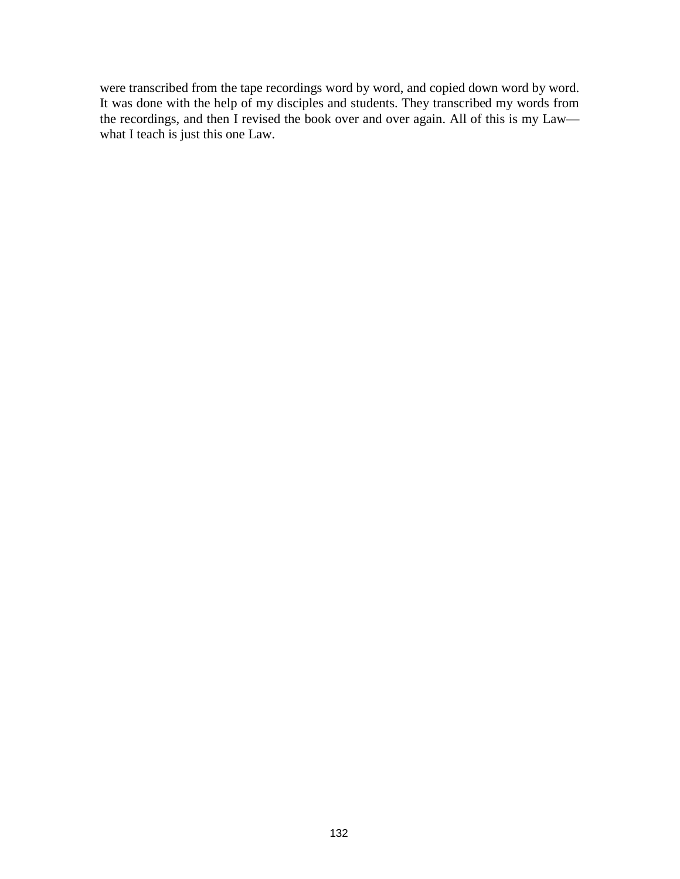were transcribed from the tape recordings word by word, and copied down word by word. It was done with the help of my disciples and students. They transcribed my words from the recordings, and then I revised the book over and over again. All of this is my Law—what I teach is just this one Law.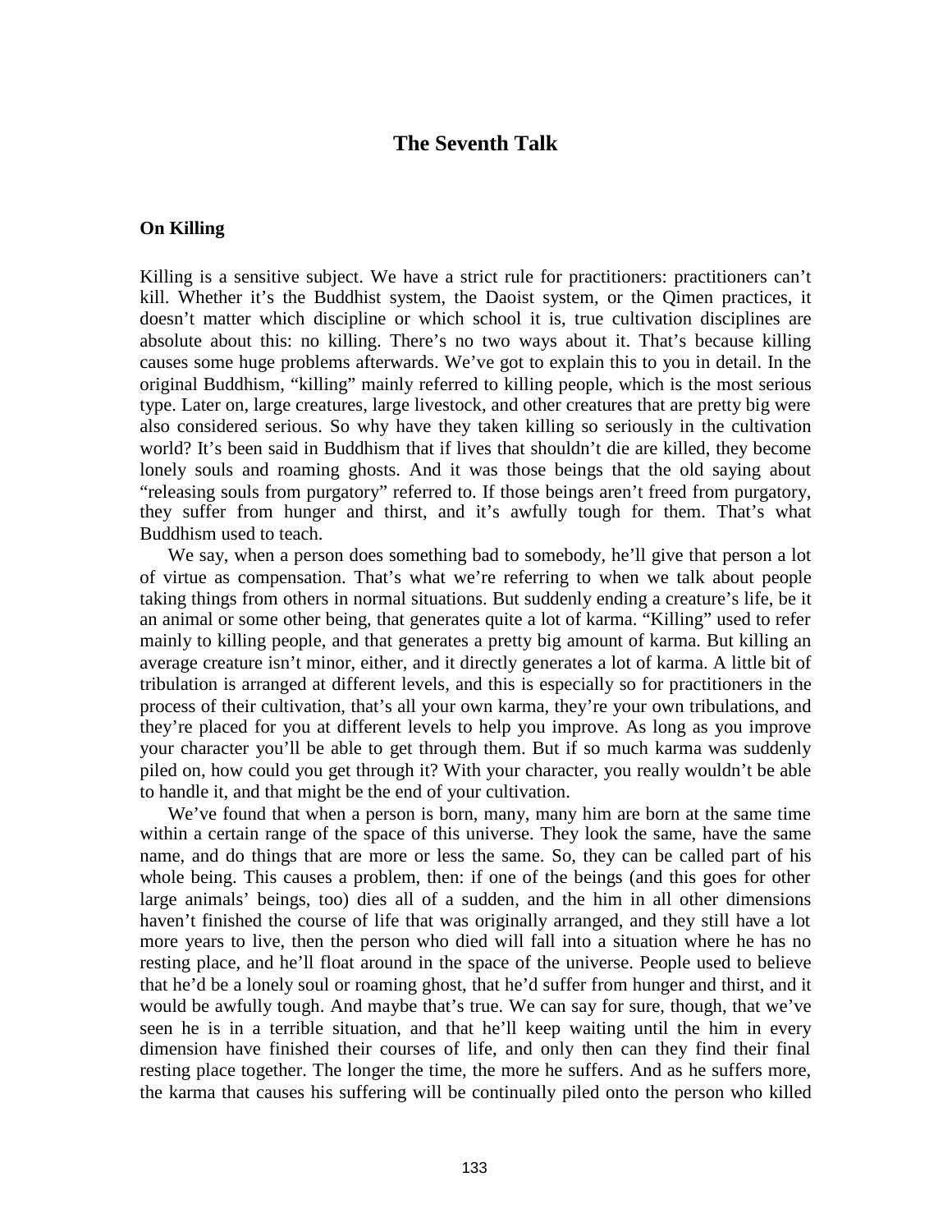# The Seventh Talk

### On Killing

Killing is a sensitive subject. We have a strict rule for practitioners: practitioners can't kill. Whether it's the Buddhist system, the Daoist system, or the Qimen practices, it doesn't matter which discipline or which school it is, true cultivation disciplines are absolute about this: no killing. There's no two ways about it. That's because killing causes some huge problems afterwards. We've got to explain this to you in detail. In the original Buddhism, "killing" mainly referred to killing people, which is the most serious type. Later on, large creatures, large livestock, and other creatures that are pretty big were also considered serious. So why have they taken killing so seriously in the cultivation world? It's been said in Buddhism that if lives that shouldn't die are killed, they become lonely souls and roaming ghosts. And it was those beings that the old saying about "releasing souls from purgatory" referred to. If those beings aren't freed from purgatory, they suffer from hunger and thirst, and it's awfully tough for them. That's what Buddhism used to teach.

We say, when a person does something bad to somebody, he'll give that person a lot of virtue as compensation. That's what we're referring to when we talk about people taking things from others in normal situations. But suddenly ending a creature's life, be it an animal or some other being, that generates quite a lot of karma. "Killing" used to refer mainly to killing people, and that generates a pretty big amount of karma. But killing an average creature isn't minor, either, and it directly generates a lot of karma. A little bit of tribulation is arranged at different levels, and this is especially so for practitioners in the process of their cultivation, that's all your own karma, they're your own tribulations, and they're placed for you at different levels to help you improve. As long as you improve your character you'll be able to get through them. But if so much karma was suddenly piled on, how could you get through it? With your character, you really wouldn't be able to handle it, and that might be the end of your cultivation.

We've found that when a person is born, many, many him are born at the same time within a certain range of the space of this universe. They look the same, have the same name, and do things that are more or less the same. So, they can be called part of his whole being. This causes a problem, then: if one of the beings (and this goes for other large animals' beings, too) dies all of a sudden, and the him in all other dimensions haven't finished the course of life that was originally arranged, and they still have a lot more years to live, then the person who died will fall into a situation where he has no resting place, and he'll float around in the space of the universe. People used to believe that he'd be a lonely soul or roaming ghost, that he'd suffer from hunger and thirst, and it would be awfully tough. And maybe that's true. We can say for sure, though, that we've seen he is in a terrible situation, and that he'll keep waiting until the him in every dimension have finished their courses of life, and only then can they find their final resting place together. The longer the time, the more he suffers. And as he suffers more, the karma that causes his suffering will be continually piled onto the person who killed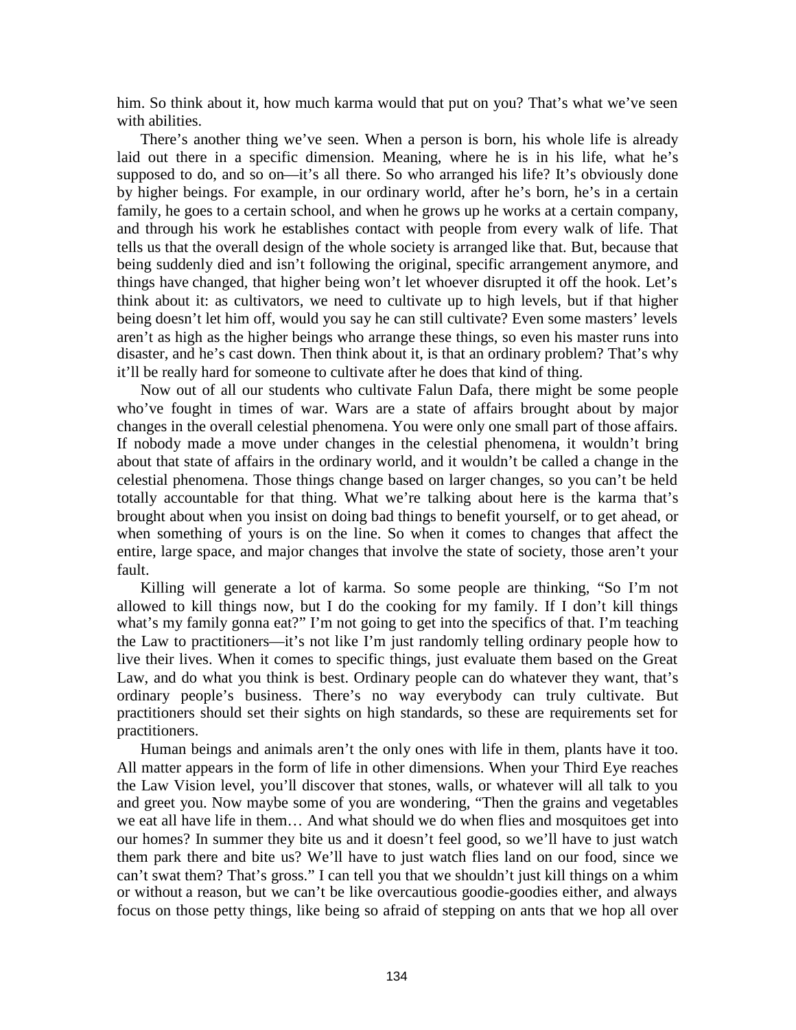him. So think about it, how much karma would that put on you? That's what we've seen with abilities.

There's another thing we've seen. When a person is born, his whole life is already laid out there in a specific dimension. Meaning, where he is in his life, what he's supposed to do, and so on—it's all there. So who arranged his life? It's obviously done by higher beings. For example, in our ordinary world, after he's born, he's in a certain family, he goes to a certain school, and when he grows up he works at a certain company, and through his work he establishes contact with people from every walk of life. That tells us that the overall design of the whole society is arranged like that. But, because that being suddenly died and isn't following the original, specific arrangement anymore, and things have changed, that higher being won't let whoever disrupted it off the hook. Let's think about it: as cultivators, we need to cultivate up to high levels, but if that higher being doesn't let him off, would you say he can still cultivate? Even some masters' levels aren't as high as the higher beings who arrange these things, so even his master runs into disaster, and he's cast down. Then think about it, is that an ordinary problem? That's why it'll be really hard for someone to cultivate after he does that kind of thing.

Now out of all our students who cultivate Falun Dafa, there might be some people who've fought in times of war. Wars are a state of affairs brought about by major changes in the overall celestial phenomena. You were only one small part of those affairs. If nobody made a move under changes in the celestial phenomena, it wouldn't bring about that state of affairs in the ordinary world, and it wouldn't be called a change in the celestial phenomena. Those things change based on larger changes, so you can't be held totally accountable for that thing. What we're talking about here is the karma that's brought about when you insist on doing bad things to benefit yourself, or to get ahead, or when something of yours is on the line. So when it comes to changes that affect the entire, large space, and major changes that involve the state of society, those aren't your fault.

Killing will generate a lot of karma. So some people are thinking, "So I'm not allowed to kill things now, but I do the cooking for my family. If I don't kill things what's my family gonna eat?" I'm not going to get into the specifics of that. I'm teaching the Law to practitioners—it's not like I'm just randomly telling ordinary people how to live their lives. When it comes to specific things, just evaluate them based on the Great Law, and do what you think is best. Ordinary people can do whatever they want, that's ordinary people's business. There's no way everybody can truly cultivate. But practitioners should set their sights on high standards, so these are requirements set for practitioners.

Human beings and animals aren't the only ones with life in them, plants have it too. All matter appears in the form of life in other dimensions. When your Third Eye reaches the Law Vision level, you'll discover that stones, walls, or whatever will all talk to you and greet you. Now maybe some of you are wondering, "Then the grains and vegetables we eat all have life in them… And what should we do when flies and mosquitoes get into our homes? In summer they bite us and it doesn't feel good, so we'll have to just watch them park there and bite us? We'll have to just watch flies land on our food, since we can't swat them? That's gross." I can tell you that we shouldn't just kill things on a whim or without a reason, but we can't be like overcautious goodie-goodies either, and always focus on those petty things, like being so afraid of stepping on ants that we hop all over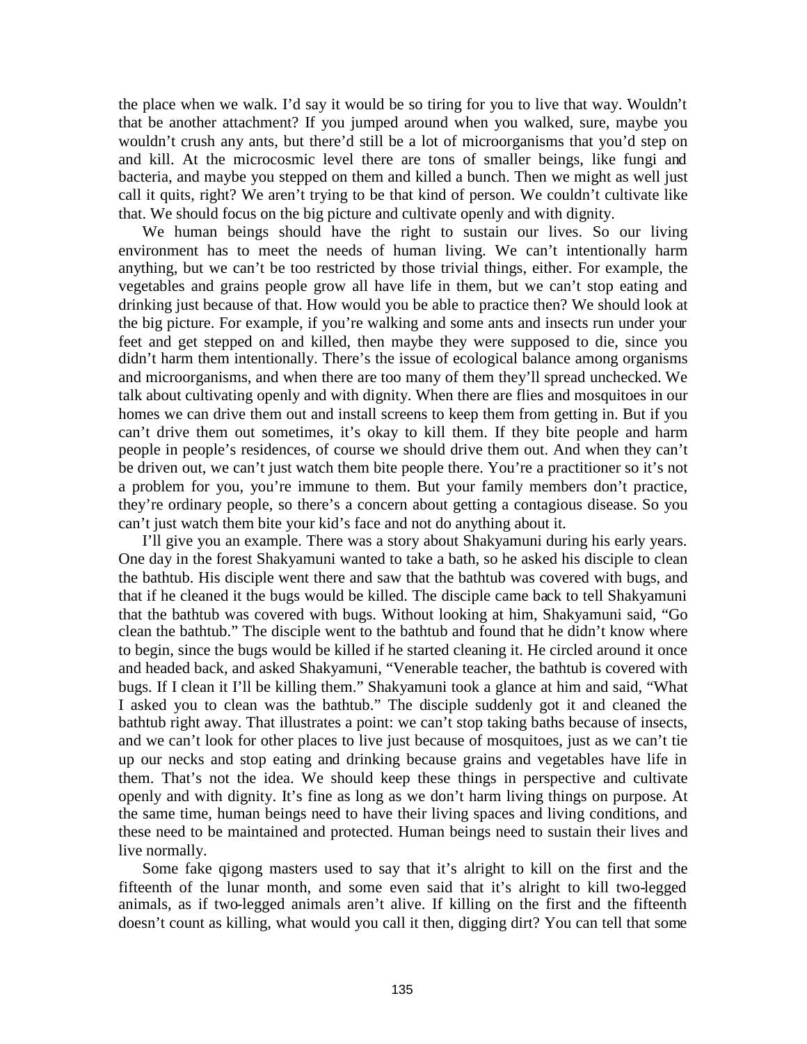the place when we walk. I'd say it would be so tiring for you to live that way. Wouldn't that be another attachment? If you jumped around when you walked, sure, maybe you wouldn't crush any ants, but there'd still be a lot of microorganisms that you'd step on and kill. At the microcosmic level there are tons of smaller beings, like fungi and bacteria, and maybe you stepped on them and killed a bunch. Then we might as well just call it quits, right? We aren't trying to be that kind of person. We couldn't cultivate like that. We should focus on the big picture and cultivate openly and with dignity.

We human beings should have the right to sustain our lives. So our living environment has to meet the needs of human living. We can't intentionally harm anything, but we can't be too restricted by those trivial things, either. For example, the vegetables and grains people grow all have life in them, but we can't stop eating and drinking just because of that. How would you be able to practice then? We should look at the big picture. For example, if you're walking and some ants and insects run under your feet and get stepped on and killed, then maybe they were supposed to die, since you didn't harm them intentionally. There's the issue of ecological balance among organisms and microorganisms, and when there are too many of them they'll spread unchecked. We talk about cultivating openly and with dignity. When there are flies and mosquitoes in our homes we can drive them out and install screens to keep them from getting in. But if you can't drive them out sometimes, it's okay to kill them. If they bite people and harm people in people's residences, of course we should drive them out. And when they can't be driven out, we can't just watch them bite people there. You're a practitioner so it's not a problem for you, you're immune to them. But your family members don't practice, they're ordinary people, so there's a concern about getting a contagious disease. So you can't just watch them bite your kid's face and not do anything about it.

I'll give you an example. There was a story about Shakyamuni during his early years. One day in the forest Shakyamuni wanted to take a bath, so he asked his disciple to clean the bathtub. His disciple went there and saw that the bathtub was covered with bugs, and that if he cleaned it the bugs would be killed. The disciple came back to tell Shakyamuni that the bathtub was covered with bugs. Without looking at him, Shakyamuni said, "Go clean the bathtub." The disciple went to the bathtub and found that he didn't know where to begin, since the bugs would be killed if he started cleaning it. He circled around it once and headed back, and asked Shakyamuni, "Venerable teacher, the bathtub is covered with bugs. If I clean it I'll be killing them." Shakyamuni took a glance at him and said, "What I asked you to clean was the bathtub." The disciple suddenly got it and cleaned the bathtub right away. That illustrates a point: we can't stop taking baths because of insects, and we can't look for other places to live just because of mosquitoes, just as we can't tie up our necks and stop eating and drinking because grains and vegetables have life in them. That's not the idea. We should keep these things in perspective and cultivate openly and with dignity. It's fine as long as we don't harm living things on purpose. At the same time, human beings need to have their living spaces and living conditions, and these need to be maintained and protected. Human beings need to sustain their lives and live normally.

Some fake qigong masters used to say that it's alright to kill on the first and the fifteenth of the lunar month, and some even said that it's alright to kill two-legged animals, as if two-legged animals aren't alive. If killing on the first and the fifteenth doesn't count as killing, what would you call it then, digging dirt? You can tell that some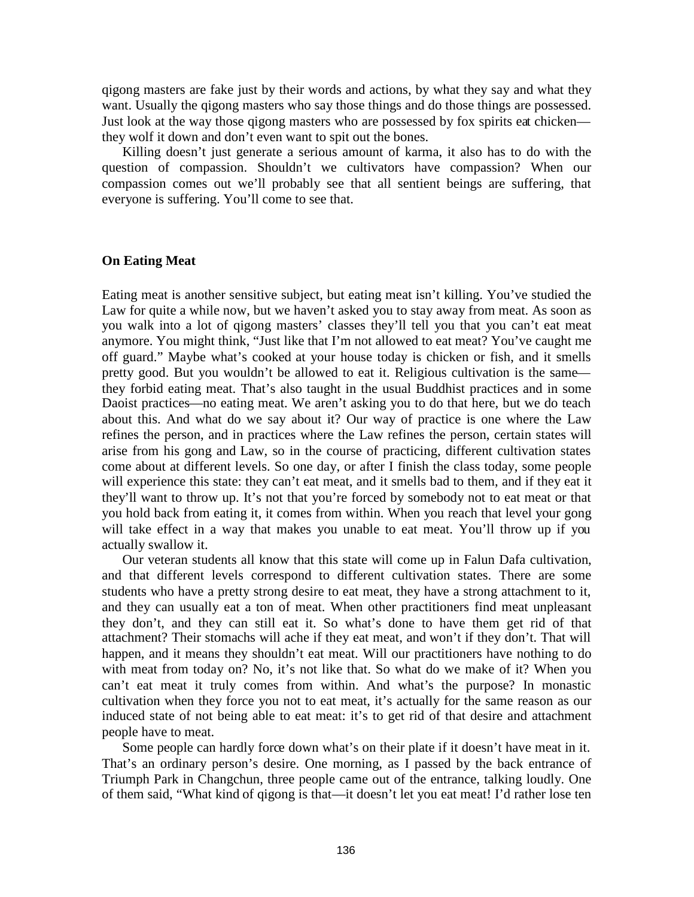qigong masters are fake just by their words and actions, by what they say and what they want. Usually the qigong masters who say those things and do those things are possessed. Just look at the way those qigong masters who are possessed by fox spirits eat chicken—they wolf it down and don't even want to spit out the bones.

Killing doesn't just generate a serious amount of karma, it also has to do with the question of compassion. Shouldn't we cultivators have compassion? When our compassion comes out we'll probably see that all sentient beings are suffering, that everyone is suffering. You'll come to see that.

### On Eating Meat

Eating meat is another sensitive subject, but eating meat isn't killing. You've studied the Law for quite a while now, but we haven't asked you to stay away from meat. As soon as you walk into a lot of qigong masters' classes they'll tell you that you can't eat meat anymore. You might think, "Just like that I'm not allowed to eat meat? You've caught me off guard." Maybe what's cooked at your house today is chicken or fish, and it smells pretty good. But you wouldn't be allowed to eat it. Religious cultivation is the same—they forbid eating meat. That's also taught in the usual Buddhist practices and in some Daoist practices—no eating meat. We aren't asking you to do that here, but we do teach about this. And what do we say about it? Our way of practice is one where the Law refines the person, and in practices where the Law refines the person, certain states will arise from his gong and Law, so in the course of practicing, different cultivation states come about at different levels. So one day, or after I finish the class today, some people will experience this state: they can't eat meat, and it smells bad to them, and if they eat it they'll want to throw up. It's not that you're forced by somebody not to eat meat or that you hold back from eating it, it comes from within. When you reach that level your gong will take effect in a way that makes you unable to eat meat. You'll throw up if you actually swallow it.

Our veteran students all know that this state will come up in Falun Dafa cultivation, and that different levels correspond to different cultivation states. There are some students who have a pretty strong desire to eat meat, they have a strong attachment to it, and they can usually eat a ton of meat. When other practitioners find meat unpleasant they don't, and they can still eat it. So what's done to have them get rid of that attachment? Their stomachs will ache if they eat meat, and won't if they don't. That will happen, and it means they shouldn't eat meat. Will our practitioners have nothing to do with meat from today on? No, it's not like that. So what do we make of it? When you can't eat meat it truly comes from within. And what's the purpose? In monastic cultivation when they force you not to eat meat, it's actually for the same reason as our induced state of not being able to eat meat: it's to get rid of that desire and attachment people have to meat.

Some people can hardly force down what's on their plate if it doesn't have meat in it. That's an ordinary person's desire. One morning, as I passed by the back entrance of Triumph Park in Changchun, three people came out of the entrance, talking loudly. One of them said, "What kind of qigong is that—it doesn't let you eat meat! I'd rather lose ten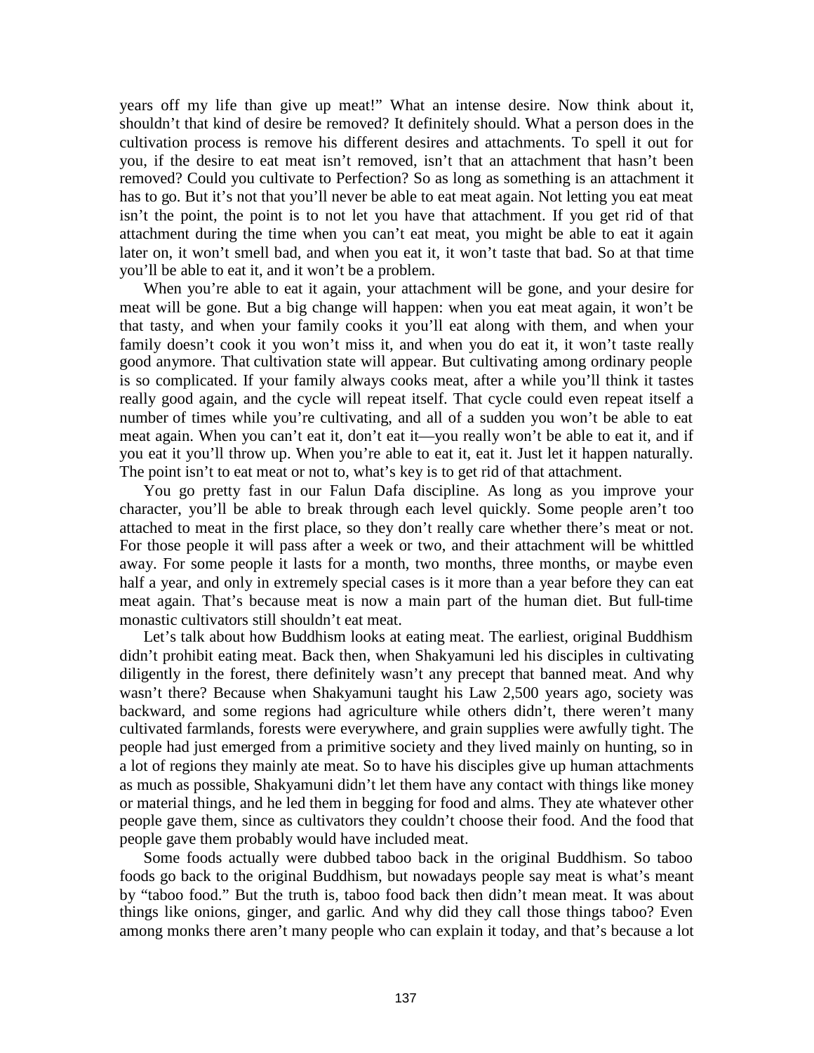years off my life than give up meat!" What an intense desire. Now think about it, shouldn't that kind of desire be removed? It definitely should. What a person does in the cultivation process is remove his different desires and attachments. To spell it out for you, if the desire to eat meat isn't removed, isn't that an attachment that hasn't been removed? Could you cultivate to Perfection? So as long as something is an attachment it has to go. But it's not that you'll never be able to eat meat again. Not letting you eat meat isn't the point, the point is to not let you have that attachment. If you get rid of that attachment during the time when you can't eat meat, you might be able to eat it again later on, it won't smell bad, and when you eat it, it won't taste that bad. So at that time you'll be able to eat it, and it won't be a problem.

When you're able to eat it again, your attachment will be gone, and your desire for meat will be gone. But a big change will happen: when you eat meat again, it won't be that tasty, and when your family cooks it you'll eat along with them, and when your family doesn't cook it you won't miss it, and when you do eat it, it won't taste really good anymore. That cultivation state will appear. But cultivating among ordinary people is so complicated. If your family always cooks meat, after a while you'll think it tastes really good again, and the cycle will repeat itself. That cycle could even repeat itself a number of times while you're cultivating, and all of a sudden you won't be able to eat meat again. When you can't eat it, don't eat it—you really won't be able to eat it, and if you eat it you'll throw up. When you're able to eat it, eat it. Just let it happen naturally. The point isn't to eat meat or not to, what's key is to get rid of that attachment.

You go pretty fast in our Falun Dafa discipline. As long as you improve your character, you'll be able to break through each level quickly. Some people aren't too attached to meat in the first place, so they don't really care whether there's meat or not. For those people it will pass after a week or two, and their attachment will be whittled away. For some people it lasts for a month, two months, three months, or maybe even half a year, and only in extremely special cases is it more than a year before they can eat meat again. That's because meat is now a main part of the human diet. But full-time monastic cultivators still shouldn't eat meat.

Let's talk about how Buddhism looks at eating meat. The earliest, original Buddhism didn't prohibit eating meat. Back then, when Shakyamuni led his disciples in cultivating diligently in the forest, there definitely wasn't any precept that banned meat. And why wasn't there? Because when Shakyamuni taught his Law 2,500 years ago, society was backward, and some regions had agriculture while others didn't, there weren't many cultivated farmlands, forests were everywhere, and grain supplies were awfully tight. The people had just emerged from a primitive society and they lived mainly on hunting, so in a lot of regions they mainly ate meat. So to have his disciples give up human attachments as much as possible, Shakyamuni didn't let them have any contact with things like money or material things, and he led them in begging for food and alms. They ate whatever other people gave them, since as cultivators they couldn't choose their food. And the food that people gave them probably would have included meat.

Some foods actually were dubbed taboo back in the original Buddhism. So taboo foods go back to the original Buddhism, but nowadays people say meat is what's meant by "taboo food." But the truth is, taboo food back then didn't mean meat. It was about things like onions, ginger, and garlic. And why did they call those things taboo? Even among monks there aren't many people who can explain it today, and that's because a lot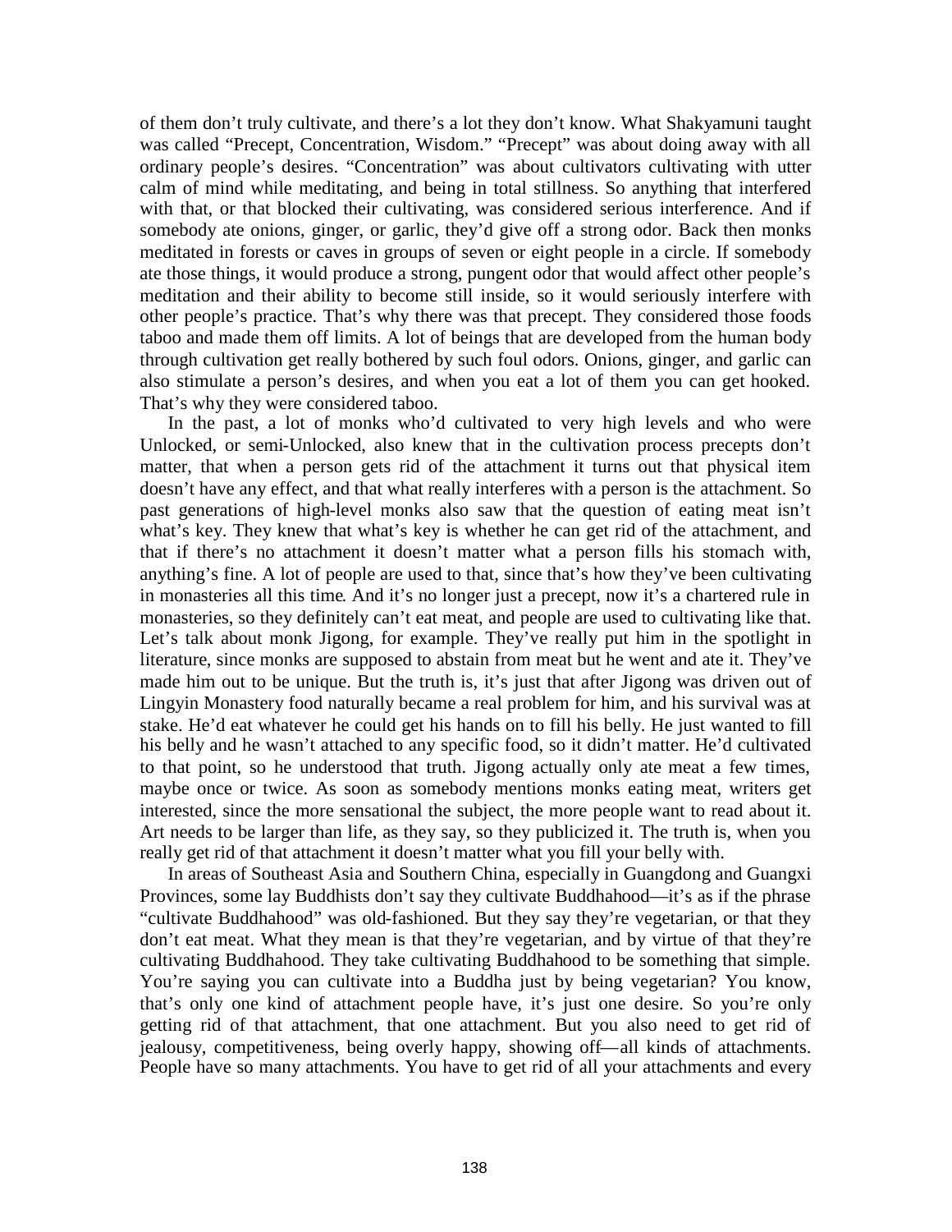of them don't truly cultivate, and there's a lot they don't know. What Shakyamuni taught was called "Precept, Concentration, Wisdom." "Precept" was about doing away with all ordinary people's desires. "Concentration" was about cultivators cultivating with utter calm of mind while meditating, and being in total stillness. So anything that interfered with that, or that blocked their cultivating, was considered serious interference. And if somebody ate onions, ginger, or garlic, they'd give off a strong odor. Back then monks meditated in forests or caves in groups of seven or eight people in a circle. If somebody ate those things, it would produce a strong, pungent odor that would affect other people's meditation and their ability to become still inside, so it would seriously interfere with other people's practice. That's why there was that precept. They considered those foods taboo and made them off limits. A lot of beings that are developed from the human body through cultivation get really bothered by such foul odors. Onions, ginger, and garlic can also stimulate a person's desires, and when you eat a lot of them you can get hooked. That's why they were considered taboo.

In the past, a lot of monks who'd cultivated to very high levels and who were Unlocked, or semi-Unlocked, also knew that in the cultivation process precepts don't matter, that when a person gets rid of the attachment it turns out that physical item doesn't have any effect, and that what really interferes with a person is the attachment. So past generations of high-level monks also saw that the question of eating meat isn't what's key. They knew that what's key is whether he can get rid of the attachment, and that if there's no attachment it doesn't matter what a person fills his stomach with, anything's fine. A lot of people are used to that, since that's how they've been cultivating in monasteries all this time. And it's no longer just a precept, now it's a chartered rule in monasteries, so they definitely can't eat meat, and people are used to cultivating like that. Let's talk about monk Jigong, for example. They've really put him in the spotlight in literature, since monks are supposed to abstain from meat but he went and ate it. They've made him out to be unique. But the truth is, it's just that after Jigong was driven out of Lingyin Monastery food naturally became a real problem for him, and his survival was at stake. He'd eat whatever he could get his hands on to fill his belly. He just wanted to fill his belly and he wasn't attached to any specific food, so it didn't matter. He'd cultivated to that point, so he understood that truth. Jigong actually only ate meat a few times, maybe once or twice. As soon as somebody mentions monks eating meat, writers get interested, since the more sensational the subject, the more people want to read about it. Art needs to be larger than life, as they say, so they publicized it. The truth is, when you really get rid of that attachment it doesn't matter what you fill your belly with.

In areas of Southeast Asia and Southern China, especially in Guangdong and Guangxi Provinces, some lay Buddhists don't say they cultivate Buddhahood—it's as if the phrase "cultivate Buddhahood" was old-fashioned. But they say they're vegetarian, or that they don't eat meat. What they mean is that they're vegetarian, and by virtue of that they're cultivating Buddhahood. They take cultivating Buddhahood to be something that simple. You're saying you can cultivate into a Buddha just by being vegetarian? You know, that's only one kind of attachment people have, it's just one desire. So you're only getting rid of that attachment, that one attachment. But you also need to get rid of jealousy, competitiveness, being overly happy, showing off—all kinds of attachments. People have so many attachments. You have to get rid of all your attachments and every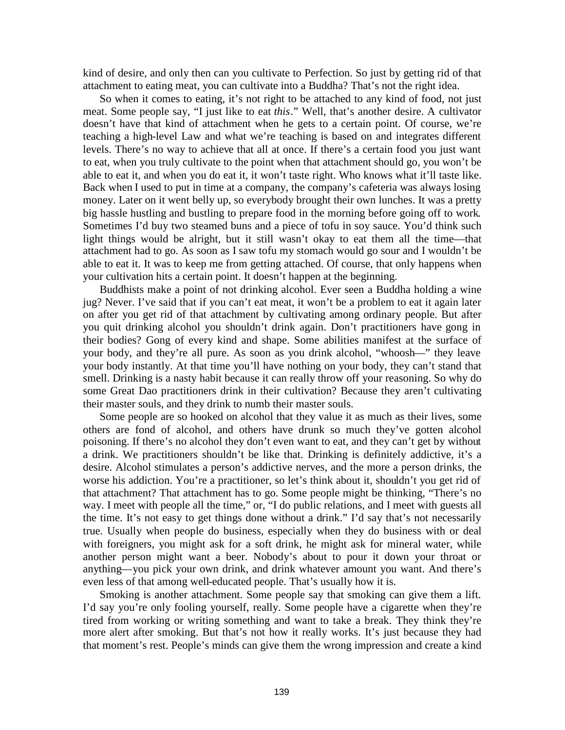kind of desire, and only then can you cultivate to Perfection. So just by getting rid of that attachment to eating meat, you can cultivate into a Buddha? That's not the right idea.

So when it comes to eating, it's not right to be attached to any kind of food, not just meat. Some people say, "I just like to eat *this*." Well, that's another desire. A cultivator doesn't have that kind of attachment when he gets to a certain point. Of course, we're teaching a high-level Law and what we're teaching is based on and integrates different levels. There's no way to achieve that all at once. If there's a certain food you just want to eat, when you truly cultivate to the point when that attachment should go, you won't be able to eat it, and when you do eat it, it won't taste right. Who knows what it'll taste like. Back when I used to put in time at a company, the company's cafeteria was always losing money. Later on it went belly up, so everybody brought their own lunches. It was a pretty big hassle hustling and bustling to prepare food in the morning before going off to work. Sometimes I'd buy two steamed buns and a piece of tofu in soy sauce. You'd think such light things would be alright, but it still wasn't okay to eat them all the time—that attachment had to go. As soon as I saw tofu my stomach would go sour and I wouldn't be able to eat it. It was to keep me from getting attached. Of course, that only happens when your cultivation hits a certain point. It doesn't happen at the beginning.

Buddhists make a point of not drinking alcohol. Ever seen a Buddha holding a wine jug? Never. I've said that if you can't eat meat, it won't be a problem to eat it again later on after you get rid of that attachment by cultivating among ordinary people. But after you quit drinking alcohol you shouldn't drink again. Don't practitioners have gong in their bodies? Gong of every kind and shape. Some abilities manifest at the surface of your body, and they're all pure. As soon as you drink alcohol, "whoosh—" they leave your body instantly. At that time you'll have nothing on your body, they can't stand that smell. Drinking is a nasty habit because it can really throw off your reasoning. So why do some Great Dao practitioners drink in their cultivation? Because they aren't cultivating their master souls, and they drink to numb their master souls.

Some people are so hooked on alcohol that they value it as much as their lives, some others are fond of alcohol, and others have drunk so much they've gotten alcohol poisoning. If there's no alcohol they don't even want to eat, and they can't get by without a drink. We practitioners shouldn't be like that. Drinking is definitely addictive, it's a desire. Alcohol stimulates a person's addictive nerves, and the more a person drinks, the worse his addiction. You're a practitioner, so let's think about it, shouldn't you get rid of that attachment? That attachment has to go. Some people might be thinking, "There's no way. I meet with people all the time," or, "I do public relations, and I meet with guests all the time. It's not easy to get things done without a drink." I'd say that's not necessarily true. Usually when people do business, especially when they do business with or deal with foreigners, you might ask for a soft drink, he might ask for mineral water, while another person might want a beer. Nobody's about to pour it down your throat or anything—you pick your own drink, and drink whatever amount you want. And there's even less of that among well-educated people. That's usually how it is.

Smoking is another attachment. Some people say that smoking can give them a lift. I'd say you're only fooling yourself, really. Some people have a cigarette when they're tired from working or writing something and want to take a break. They think they're more alert after smoking. But that's not how it really works. It's just because they had that moment's rest. People's minds can give them the wrong impression and create a kind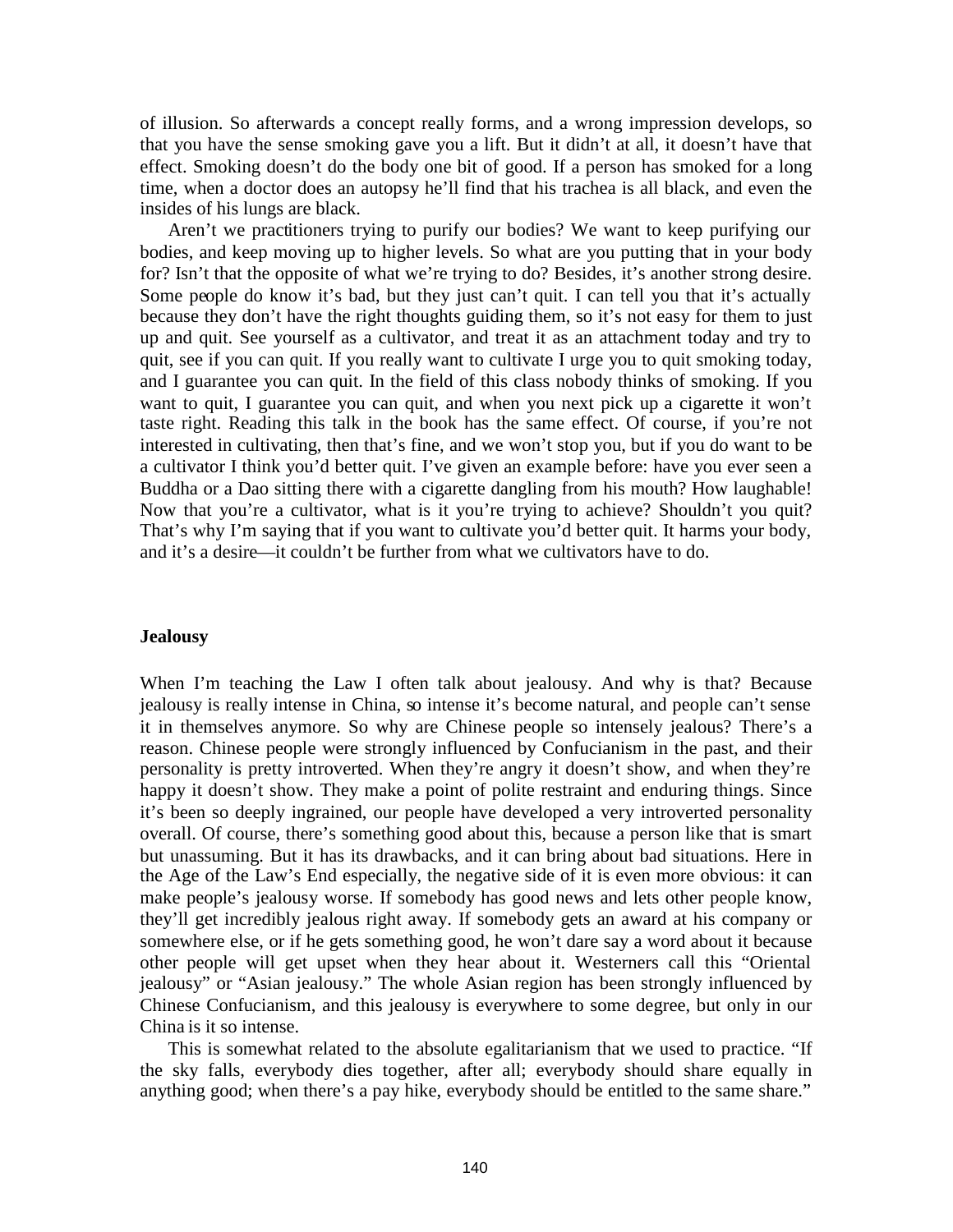of illusion. So afterwards a concept really forms, and a wrong impression develops, so that you have the sense smoking gave you a lift. But it didn't at all, it doesn't have that effect. Smoking doesn't do the body one bit of good. If a person has smoked for a long time, when a doctor does an autopsy he'll find that his trachea is all black, and even the insides of his lungs are black.

Aren't we practitioners trying to purify our bodies? We want to keep purifying our bodies, and keep moving up to higher levels. So what are you putting that in your body for? Isn't that the opposite of what we're trying to do? Besides, it's another strong desire. Some people do know it's bad, but they just can't quit. I can tell you that it's actually because they don't have the right thoughts guiding them, so it's not easy for them to just up and quit. See yourself as a cultivator, and treat it as an attachment today and try to quit, see if you can quit. If you really want to cultivate I urge you to quit smoking today, and I guarantee you can quit. In the field of this class nobody thinks of smoking. If you want to quit, I guarantee you can quit, and when you next pick up a cigarette it won't taste right. Reading this talk in the book has the same effect. Of course, if you're not interested in cultivating, then that's fine, and we won't stop you, but if you do want to be a cultivator I think you'd better quit. I've given an example before: have you ever seen a Buddha or a Dao sitting there with a cigarette dangling from his mouth? How laughable! Now that you're a cultivator, what is it you're trying to achieve? Shouldn't you quit? That's why I'm saying that if you want to cultivate you'd better quit. It harms your body, and it's a desire—it couldn't be further from what we cultivators have to do.

## Jealousy

When I'm teaching the Law I often talk about jealousy. And why is that? Because jealousy is really intense in China, so intense it's become natural, and people can't sense it in themselves anymore. So why are Chinese people so intensely jealous? There's a reason. Chinese people were strongly influenced by Confucianism in the past, and their personality is pretty introverted. When they're angry it doesn't show, and when they're happy it doesn't show. They make a point of polite restraint and enduring things. Since it's been so deeply ingrained, our people have developed a very introverted personality overall. Of course, there's something good about this, because a person like that is smart but unassuming. But it has its drawbacks, and it can bring about bad situations. Here in the Age of the Law's End especially, the negative side of it is even more obvious: it can make people's jealousy worse. If somebody has good news and lets other people know, they'll get incredibly jealous right away. If somebody gets an award at his company or somewhere else, or if he gets something good, he won't dare say a word about it because other people will get upset when they hear about it. Westerners call this "Oriental jealousy" or "Asian jealousy." The whole Asian region has been strongly influenced by Chinese Confucianism, and this jealousy is everywhere to some degree, but only in our China is it so intense.

This is somewhat related to the absolute egalitarianism that we used to practice. "If the sky falls, everybody dies together, after all; everybody should share equally in anything good; when there's a pay hike, everybody should be entitled to the same share."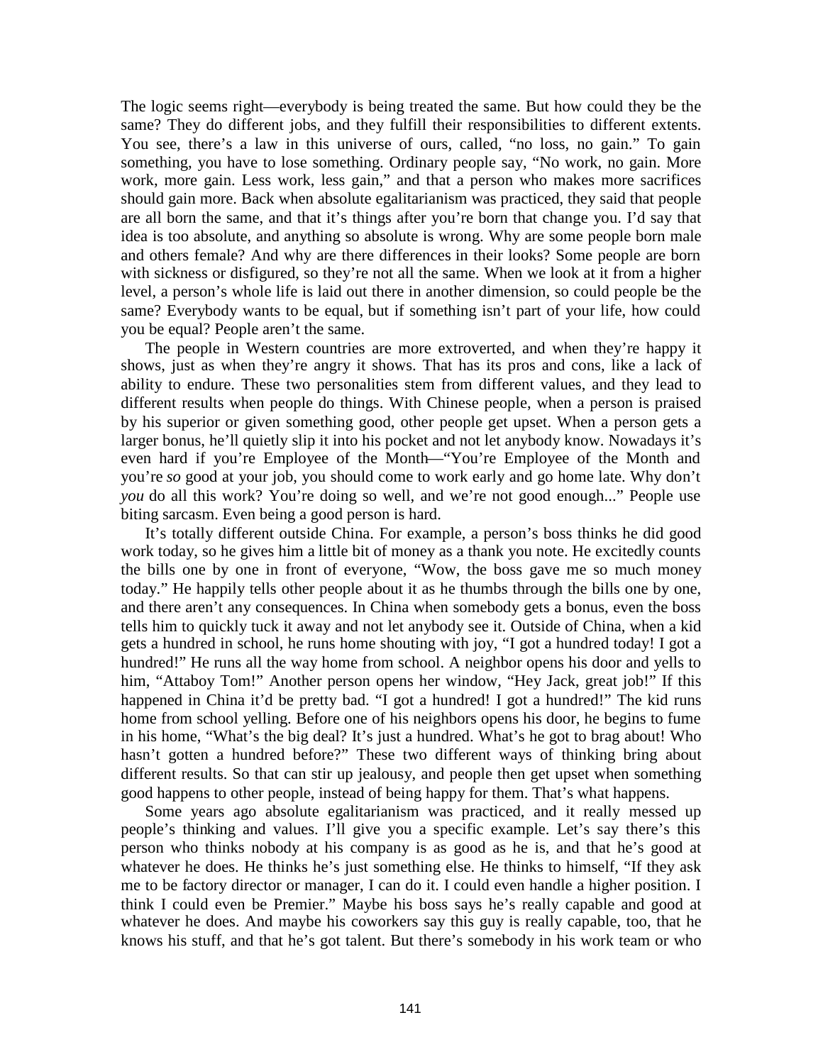The logic seems right—everybody is being treated the same. But how could they be the same? They do different jobs, and they fulfill their responsibilities to different extents. You see, there's a law in this universe of ours, called, "no loss, no gain." To gain something, you have to lose something. Ordinary people say, "No work, no gain. More work, more gain. Less work, less gain," and that a person who makes more sacrifices should gain more. Back when absolute egalitarianism was practiced, they said that people are all born the same, and that it's things after you're born that change you. I'd say that idea is too absolute, and anything so absolute is wrong. Why are some people born male and others female? And why are there differences in their looks? Some people are born with sickness or disfigured, so they're not all the same. When we look at it from a higher level, a person's whole life is laid out there in another dimension, so could people be the same? Everybody wants to be equal, but if something isn't part of your life, how could you be equal? People aren't the same.

The people in Western countries are more extroverted, and when they're happy it shows, just as when they're angry it shows. That has its pros and cons, like a lack of ability to endure. These two personalities stem from different values, and they lead to different results when people do things. With Chinese people, when a person is praised by his superior or given something good, other people get upset. When a person gets a larger bonus, he'll quietly slip it into his pocket and not let anybody know. Nowadays it's even hard if you're Employee of the Month—"You're Employee of the Month and you're *so* good at your job, you should come to work early and go home late. Why don't *you* do all this work? You're doing so well, and we're not good enough..." People use biting sarcasm. Even being a good person is hard.

It's totally different outside China. For example, a person's boss thinks he did good work today, so he gives him a little bit of money as a thank you note. He excitedly counts the bills one by one in front of everyone, "Wow, the boss gave me so much money today." He happily tells other people about it as he thumbs through the bills one by one, and there aren't any consequences. In China when somebody gets a bonus, even the boss tells him to quickly tuck it away and not let anybody see it. Outside of China, when a kid gets a hundred in school, he runs home shouting with joy, "I got a hundred today! I got a hundred!" He runs all the way home from school. A neighbor opens his door and yells to him, "Attaboy Tom!" Another person opens her window, "Hey Jack, great job!" If this happened in China it'd be pretty bad. "I got a hundred! I got a hundred!" The kid runs home from school yelling. Before one of his neighbors opens his door, he begins to fume in his home, "What's the big deal? It's just a hundred. What's he got to brag about! Who hasn't gotten a hundred before?" These two different ways of thinking bring about different results. So that can stir up jealousy, and people then get upset when something good happens to other people, instead of being happy for them. That's what happens.

Some years ago absolute egalitarianism was practiced, and it really messed up people's thinking and values. I'll give you a specific example. Let's say there's this person who thinks nobody at his company is as good as he is, and that he's good at whatever he does. He thinks he's just something else. He thinks to himself, "If they ask me to be factory director or manager, I can do it. I could even handle a higher position. I think I could even be Premier." Maybe his boss says he's really capable and good at whatever he does. And maybe his coworkers say this guy is really capable, too, that he knows his stuff, and that he's got talent. But there's somebody in his work team or who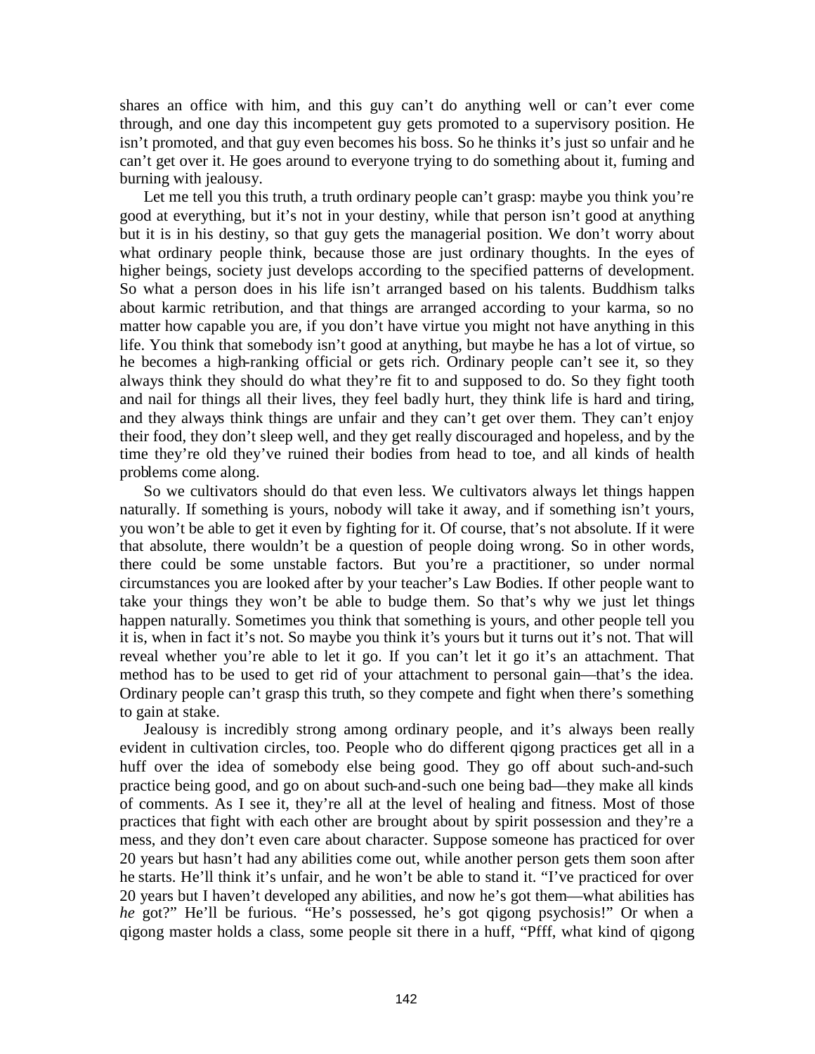shares an office with him, and this guy can't do anything well or can't ever come through, and one day this incompetent guy gets promoted to a supervisory position. He isn't promoted, and that guy even becomes his boss. So he thinks it's just so unfair and he can't get over it. He goes around to everyone trying to do something about it, fuming and burning with jealousy.

Let me tell you this truth, a truth ordinary people can't grasp: maybe you think you're good at everything, but it's not in your destiny, while that person isn't good at anything but it is in his destiny, so that guy gets the managerial position. We don't worry about what ordinary people think, because those are just ordinary thoughts. In the eyes of higher beings, society just develops according to the specified patterns of development. So what a person does in his life isn't arranged based on his talents. Buddhism talks about karmic retribution, and that things are arranged according to your karma, so no matter how capable you are, if you don't have virtue you might not have anything in this life. You think that somebody isn't good at anything, but maybe he has a lot of virtue, so he becomes a high-ranking official or gets rich. Ordinary people can't see it, so they always think they should do what they're fit to and supposed to do. So they fight tooth and nail for things all their lives, they feel badly hurt, they think life is hard and tiring, and they always think things are unfair and they can't get over them. They can't enjoy their food, they don't sleep well, and they get really discouraged and hopeless, and by the time they're old they've ruined their bodies from head to toe, and all kinds of health problems come along.

So we cultivators should do that even less. We cultivators always let things happen naturally. If something is yours, nobody will take it away, and if something isn't yours, you won't be able to get it even by fighting for it. Of course, that's not absolute. If it were that absolute, there wouldn't be a question of people doing wrong. So in other words, there could be some unstable factors. But you're a practitioner, so under normal circumstances you are looked after by your teacher's Law Bodies. If other people want to take your things they won't be able to budge them. So that's why we just let things happen naturally. Sometimes you think that something is yours, and other people tell you it is, when in fact it's not. So maybe you think it's yours but it turns out it's not. That will reveal whether you're able to let it go. If you can't let it go it's an attachment. That method has to be used to get rid of your attachment to personal gain—that's the idea. Ordinary people can't grasp this truth, so they compete and fight when there's something to gain at stake.

Jealousy is incredibly strong among ordinary people, and it's always been really evident in cultivation circles, too. People who do different qigong practices get all in a huff over the idea of somebody else being good. They go off about such-and-such practice being good, and go on about such-and-such one being bad—they make all kinds of comments. As I see it, they're all at the level of healing and fitness. Most of those practices that fight with each other are brought about by spirit possession and they're a mess, and they don't even care about character. Suppose someone has practiced for over 20 years but hasn't had any abilities come out, while another person gets them soon after he starts. He'll think it's unfair, and he won't be able to stand it. "I've practiced for over 20 years but I haven't developed any abilities, and now he's got them—what abilities has *he* got?" He'll be furious. "He's possessed, he's got qigong psychosis!" Or when a qigong master holds a class, some people sit there in a huff, "Pfff, what kind of qigong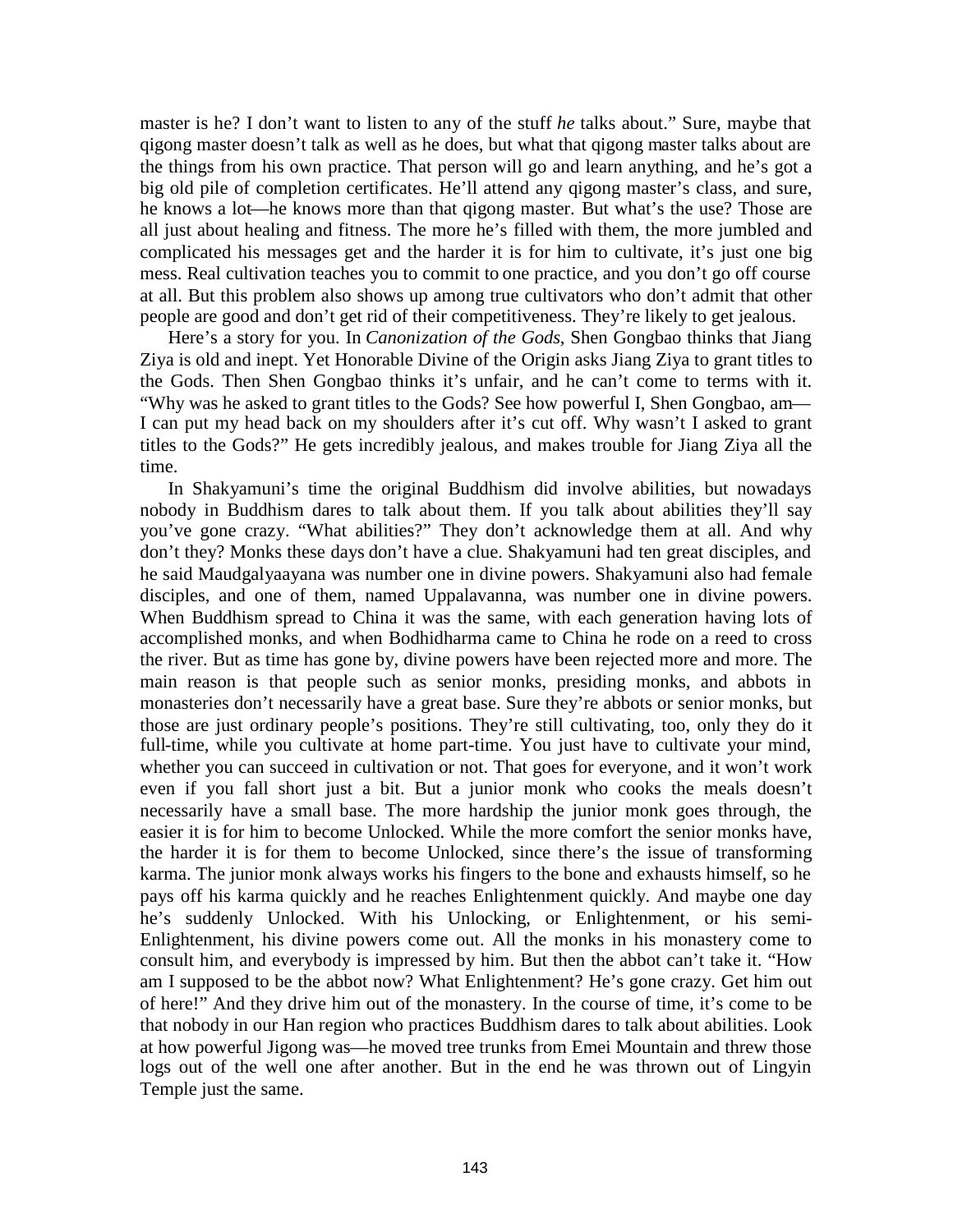master is he? I don't want to listen to any of the stuff *he* talks about." Sure, maybe that qigong master doesn't talk as well as he does, but what that qigong master talks about are the things from his own practice. That person will go and learn anything, and he's got a big old pile of completion certificates. He'll attend any qigong master's class, and sure, he knows a lot—he knows more than that qigong master. But what's the use? Those are all just about healing and fitness. The more he's filled with them, the more jumbled and complicated his messages get and the harder it is for him to cultivate, it's just one big mess. Real cultivation teaches you to commit to one practice, and you don't go off course at all. But this problem also shows up among true cultivators who don't admit that other people are good and don't get rid of their competitiveness. They're likely to get jealous.

Here's a story for you. In *Canonization of the Gods*, Shen Gongbao thinks that Jiang Ziya is old and inept. Yet Honorable Divine of the Origin asks Jiang Ziya to grant titles to the Gods. Then Shen Gongbao thinks it's unfair, and he can't come to terms with it. "Why was he asked to grant titles to the Gods? See how powerful I, Shen Gongbao, am—I can put my head back on my shoulders after it's cut off. Why wasn't I asked to grant titles to the Gods?" He gets incredibly jealous, and makes trouble for Jiang Ziya all the time.

In Shakyamuni's time the original Buddhism did involve abilities, but nowadays nobody in Buddhism dares to talk about them. If you talk about abilities they'll say you've gone crazy. "What abilities?" They don't acknowledge them at all. And why don't they? Monks these days don't have a clue. Shakyamuni had ten great disciples, and he said Maudgalyaayana was number one in divine powers. Shakyamuni also had female disciples, and one of them, named Uppalavanna, was number one in divine powers. When Buddhism spread to China it was the same, with each generation having lots of accomplished monks, and when Bodhidharma came to China he rode on a reed to cross the river. But as time has gone by, divine powers have been rejected more and more. The main reason is that people such as senior monks, presiding monks, and abbots in monasteries don't necessarily have a great base. Sure they're abbots or senior monks, but those are just ordinary people's positions. They're still cultivating, too, only they do it full-time, while you cultivate at home part-time. You just have to cultivate your mind, whether you can succeed in cultivation or not. That goes for everyone, and it won't work even if you fall short just a bit. But a junior monk who cooks the meals doesn't necessarily have a small base. The more hardship the junior monk goes through, the easier it is for him to become Unlocked. While the more comfort the senior monks have, the harder it is for them to become Unlocked, since there's the issue of transforming karma. The junior monk always works his fingers to the bone and exhausts himself, so he pays off his karma quickly and he reaches Enlightenment quickly. And maybe one day he's suddenly Unlocked. With his Unlocking, or Enlightenment, or his semi-Enlightenment, his divine powers come out. All the monks in his monastery come to consult him, and everybody is impressed by him. But then the abbot can't take it. "How am I supposed to be the abbot now? What Enlightenment? He's gone crazy. Get him out of here!" And they drive him out of the monastery. In the course of time, it's come to be that nobody in our Han region who practices Buddhism dares to talk about abilities. Look at how powerful Jigong was—he moved tree trunks from Emei Mountain and threw those logs out of the well one after another. But in the end he was thrown out of Lingyin Temple just the same.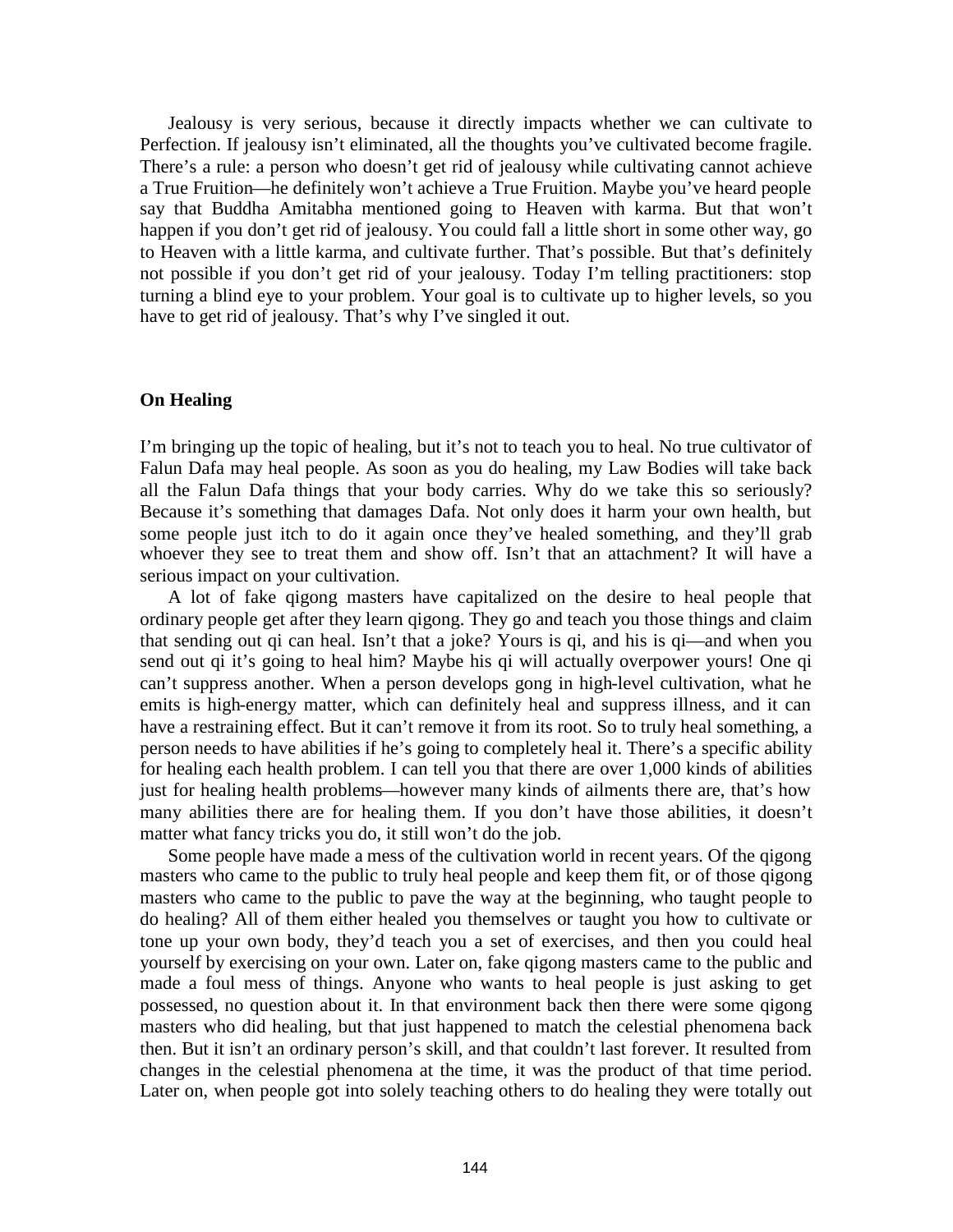Jealousy is very serious, because it directly impacts whether we can cultivate to Perfection. If jealousy isn't eliminated, all the thoughts you've cultivated become fragile. There's a rule: a person who doesn't get rid of jealousy while cultivating cannot achieve a True Fruition—he definitely won't achieve a True Fruition. Maybe you've heard people say that Buddha Amitabha mentioned going to Heaven with karma. But that won't happen if you don't get rid of jealousy. You could fall a little short in some other way, go to Heaven with a little karma, and cultivate further. That's possible. But that's definitely not possible if you don't get rid of your jealousy. Today I'm telling practitioners: stop turning a blind eye to your problem. Your goal is to cultivate up to higher levels, so you have to get rid of jealousy. That's why I've singled it out.

**On Healing**

I'm bringing up the topic of healing, but it's not to teach you to heal. No true cultivator of Falun Dafa may heal people. As soon as you do healing, my Law Bodies will take back all the Falun Dafa things that your body carries. Why do we take this so seriously? Because it's something that damages Dafa. Not only does it harm your own health, but some people just itch to do it again once they've healed something, and they'll grab whoever they see to treat them and show off. Isn't that an attachment? It will have a serious impact on your cultivation.

A lot of fake qigong masters have capitalized on the desire to heal people that ordinary people get after they learn qigong. They go and teach you those things and claim that sending out qi can heal. Isn't that a joke? Yours is qi, and his is qi—and when you send out qi it's going to heal him? Maybe his qi will actually overpower yours! One qi can't suppress another. When a person develops gong in high-level cultivation, what he emits is high-energy matter, which can definitely heal and suppress illness, and it can have a restraining effect. But it can't remove it from its root. So to truly heal something, a person needs to have abilities if he's going to completely heal it. There's a specific ability for healing each health problem. I can tell you that there are over 1,000 kinds of abilities just for healing health problems—however many kinds of ailments there are, that's how many abilities there are for healing them. If you don't have those abilities, it doesn't matter what fancy tricks you do, it still won't do the job.

Some people have made a mess of the cultivation world in recent years. Of the qigong masters who came to the public to truly heal people and keep them fit, or of those qigong masters who came to the public to pave the way at the beginning, who taught people to do healing? All of them either healed you themselves or taught you how to cultivate or tone up your own body, they'd teach you a set of exercises, and then you could heal yourself by exercising on your own. Later on, fake qigong masters came to the public and made a foul mess of things. Anyone who wants to heal people is just asking to get possessed, no question about it. In that environment back then there were some qigong masters who did healing, but that just happened to match the celestial phenomena back then. But it isn't an ordinary person's skill, and that couldn't last forever. It resulted from changes in the celestial phenomena at the time, it was the product of that time period. Later on, when people got into solely teaching others to do healing they were totally out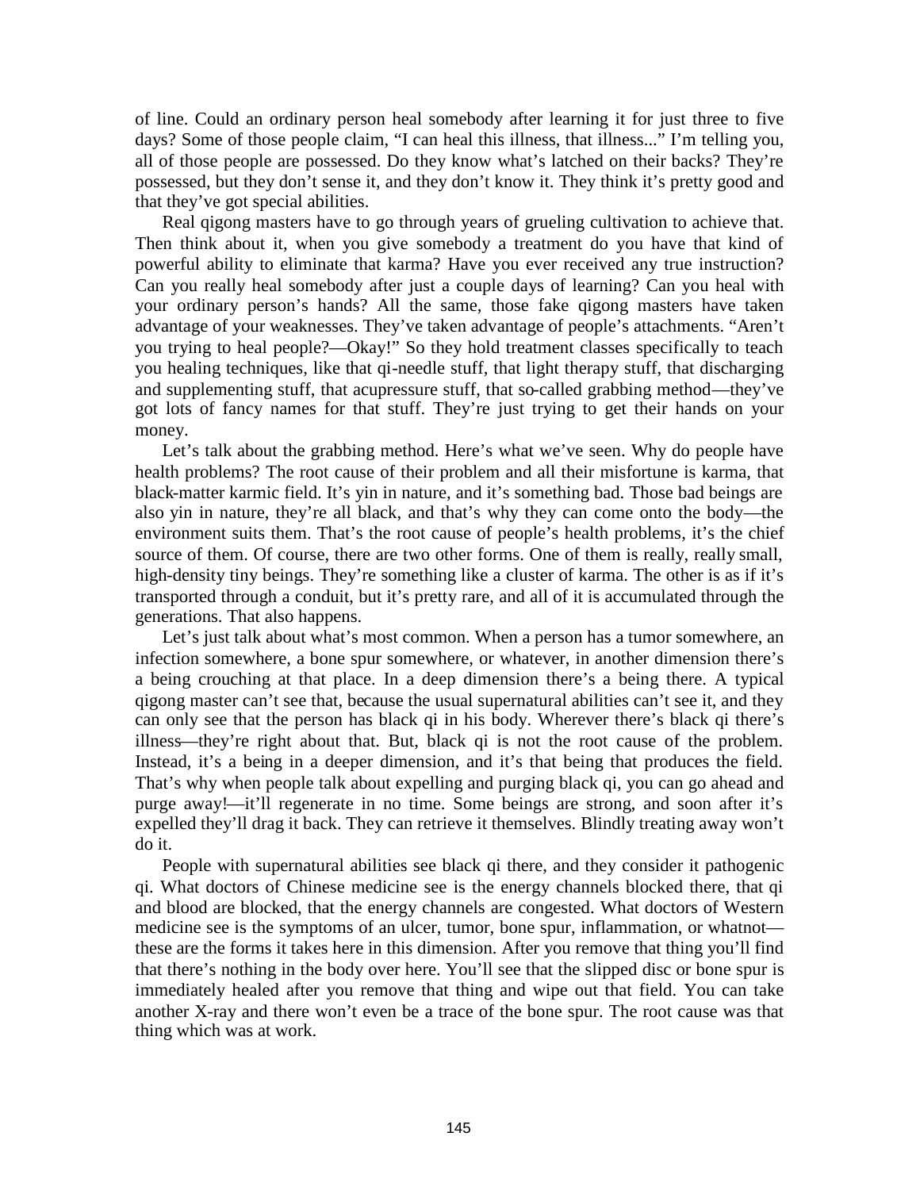of line. Could an ordinary person heal somebody after learning it for just three to five days? Some of those people claim, "I can heal this illness, that illness..." I'm telling you, all of those people are possessed. Do they know what's latched on their backs? They're possessed, but they don't sense it, and they don't know it. They think it's pretty good and that they've got special abilities.

Real qigong masters have to go through years of grueling cultivation to achieve that. Then think about it, when you give somebody a treatment do you have that kind of powerful ability to eliminate that karma? Have you ever received any true instruction? Can you really heal somebody after just a couple days of learning? Can you heal with your ordinary person's hands? All the same, those fake qigong masters have taken advantage of your weaknesses. They've taken advantage of people's attachments. "Aren't you trying to heal people?—Okay!" So they hold treatment classes specifically to teach you healing techniques, like that qi-needle stuff, that light therapy stuff, that discharging and supplementing stuff, that acupressure stuff, that so-called grabbing method—they've got lots of fancy names for that stuff. They're just trying to get their hands on your money.

Let's talk about the grabbing method. Here's what we've seen. Why do people have health problems? The root cause of their problem and all their misfortune is karma, that black-matter karmic field. It's yin in nature, and it's something bad. Those bad beings are also yin in nature, they're all black, and that's why they can come onto the body—the environment suits them. That's the root cause of people's health problems, it's the chief source of them. Of course, there are two other forms. One of them is really, really small, high-density tiny beings. They're something like a cluster of karma. The other is as if it's transported through a conduit, but it's pretty rare, and all of it is accumulated through the generations. That also happens.

Let's just talk about what's most common. When a person has a tumor somewhere, an infection somewhere, a bone spur somewhere, or whatever, in another dimension there's a being crouching at that place. In a deep dimension there's a being there. A typical qigong master can't see that, because the usual supernatural abilities can't see it, and they can only see that the person has black qi in his body. Wherever there's black qi there's illness—they're right about that. But, black qi is not the root cause of the problem. Instead, it's a being in a deeper dimension, and it's that being that produces the field. That's why when people talk about expelling and purging black qi, you can go ahead and purge away!—it'll regenerate in no time. Some beings are strong, and soon after it's expelled they'll drag it back. They can retrieve it themselves. Blindly treating away won't do it.

People with supernatural abilities see black qi there, and they consider it pathogenic qi. What doctors of Chinese medicine see is the energy channels blocked there, that qi and blood are blocked, that the energy channels are congested. What doctors of Western medicine see is the symptoms of an ulcer, tumor, bone spur, inflammation, or whatnot—these are the forms it takes here in this dimension. After you remove that thing you'll find that there's nothing in the body over here. You'll see that the slipped disc or bone spur is immediately healed after you remove that thing and wipe out that field. You can take another X-ray and there won't even be a trace of the bone spur. The root cause was that thing which was at work.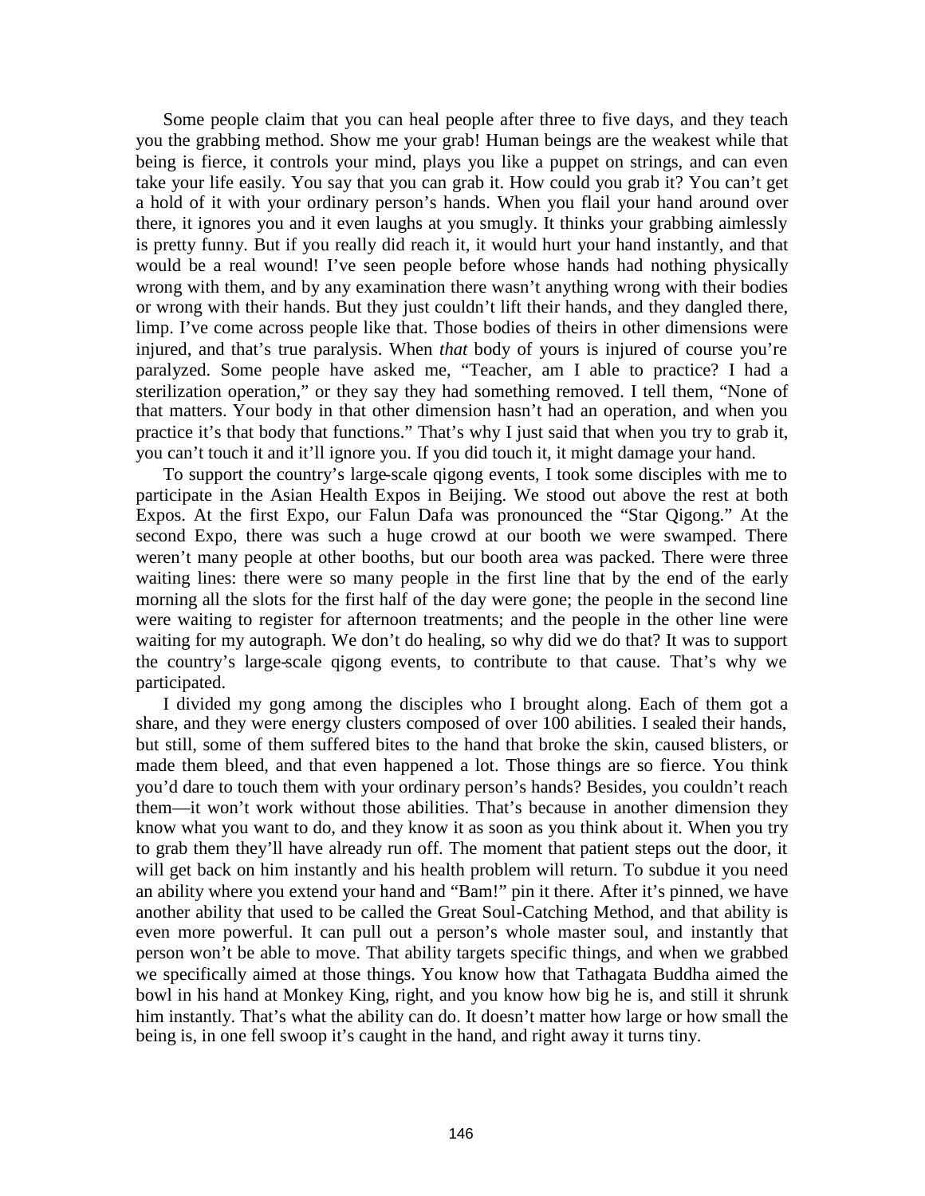Some people claim that you can heal people after three to five days, and they teach you the grabbing method. Show me your grab! Human beings are the weakest while that being is fierce, it controls your mind, plays you like a puppet on strings, and can even take your life easily. You say that you can grab it. How could you grab it? You can't get a hold of it with your ordinary person's hands. When you flail your hand around over there, it ignores you and it even laughs at you smugly. It thinks your grabbing aimlessly is pretty funny. But if you really did reach it, it would hurt your hand instantly, and that would be a real wound! I've seen people before whose hands had nothing physically wrong with them, and by any examination there wasn't anything wrong with their bodies or wrong with their hands. But they just couldn't lift their hands, and they dangled there, limp. I've come across people like that. Those bodies of theirs in other dimensions were injured, and that's true paralysis. When *that* body of yours is injured of course you're paralyzed. Some people have asked me, "Teacher, am I able to practice? I had a sterilization operation," or they say they had something removed. I tell them, "None of that matters. Your body in that other dimension hasn't had an operation, and when you practice it's that body that functions." That's why I just said that when you try to grab it, you can't touch it and it'll ignore you. If you did touch it, it might damage your hand.

To support the country's large-scale qigong events, I took some disciples with me to participate in the Asian Health Expos in Beijing. We stood out above the rest at both Expos. At the first Expo, our Falun Dafa was pronounced the "Star Qigong." At the second Expo, there was such a huge crowd at our booth we were swamped. There weren't many people at other booths, but our booth area was packed. There were three waiting lines: there were so many people in the first line that by the end of the early morning all the slots for the first half of the day were gone; the people in the second line were waiting to register for afternoon treatments; and the people in the other line were waiting for my autograph. We don't do healing, so why did we do that? It was to support the country's large-scale qigong events, to contribute to that cause. That's why we participated.

I divided my gong among the disciples who I brought along. Each of them got a share, and they were energy clusters composed of over 100 abilities. I sealed their hands, but still, some of them suffered bites to the hand that broke the skin, caused blisters, or made them bleed, and that even happened a lot. Those things are so fierce. You think you'd dare to touch them with your ordinary person's hands? Besides, you couldn't reach them—it won't work without those abilities. That's because in another dimension they know what you want to do, and they know it as soon as you think about it. When you try to grab them they'll have already run off. The moment that patient steps out the door, it will get back on him instantly and his health problem will return. To subdue it you need an ability where you extend your hand and "Bam!" pin it there. After it's pinned, we have another ability that used to be called the Great Soul-Catching Method, and that ability is even more powerful. It can pull out a person's whole master soul, and instantly that person won't be able to move. That ability targets specific things, and when we grabbed we specifically aimed at those things. You know how that Tathagata Buddha aimed the bowl in his hand at Monkey King, right, and you know how big he is, and still it shrunk him instantly. That's what the ability can do. It doesn't matter how large or how small the being is, in one fell swoop it's caught in the hand, and right away it turns tiny.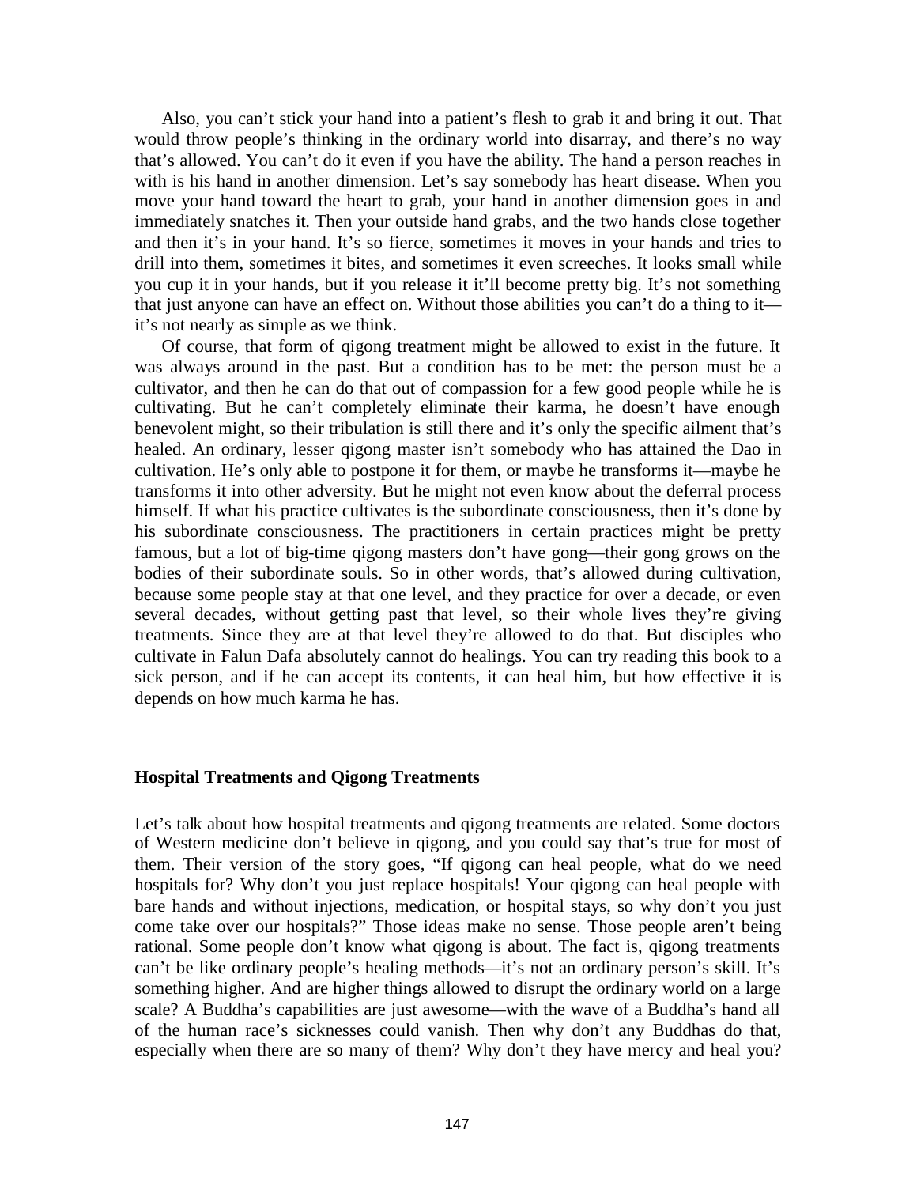Also, you can't stick your hand into a patient's flesh to grab it and bring it out. That would throw people's thinking in the ordinary world into disarray, and there's no way that's allowed. You can't do it even if you have the ability. The hand a person reaches in with is his hand in another dimension. Let's say somebody has heart disease. When you move your hand toward the heart to grab, your hand in another dimension goes in and immediately snatches it. Then your outside hand grabs, and the two hands close together and then it's in your hand. It's so fierce, sometimes it moves in your hands and tries to drill into them, sometimes it bites, and sometimes it even screeches. It looks small while you cup it in your hands, but if you release it it'll become pretty big. It's not something that just anyone can have an effect on. Without those abilities you can't do a thing to it—it's not nearly as simple as we think.

Of course, that form of qigong treatment might be allowed to exist in the future. It was always around in the past. But a condition has to be met: the person must be a cultivator, and then he can do that out of compassion for a few good people while he is cultivating. But he can't completely eliminate their karma, he doesn't have enough benevolent might, so their tribulation is still there and it's only the specific ailment that's healed. An ordinary, lesser qigong master isn't somebody who has attained the Dao in cultivation. He's only able to postpone it for them, or maybe he transforms it—maybe he transforms it into other adversity. But he might not even know about the deferral process himself. If what his practice cultivates is the subordinate consciousness, then it's done by his subordinate consciousness. The practitioners in certain practices might be pretty famous, but a lot of big-time qigong masters don't have gong—their gong grows on the bodies of their subordinate souls. So in other words, that's allowed during cultivation, because some people stay at that one level, and they practice for over a decade, or even several decades, without getting past that level, so their whole lives they're giving treatments. Since they are at that level they're allowed to do that. But disciples who cultivate in Falun Dafa absolutely cannot do healings. You can try reading this book to a sick person, and if he can accept its contents, it can heal him, but how effective it is depends on how much karma he has.

### Hospital Treatments and Qigong Treatments

Let's talk about how hospital treatments and qigong treatments are related. Some doctors of Western medicine don't believe in qigong, and you could say that's true for most of them. Their version of the story goes, "If qigong can heal people, what do we need hospitals for? Why don't you just replace hospitals! Your qigong can heal people with bare hands and without injections, medication, or hospital stays, so why don't you just come take over our hospitals?" Those ideas make no sense. Those people aren't being rational. Some people don't know what qigong is about. The fact is, qigong treatments can't be like ordinary people's healing methods—it's not an ordinary person's skill. It's something higher. And are higher things allowed to disrupt the ordinary world on a large scale? A Buddha's capabilities are just awesome—with the wave of a Buddha's hand all of the human race's sicknesses could vanish. Then why don't any Buddhas do that, especially when there are so many of them? Why don't they have mercy and heal you?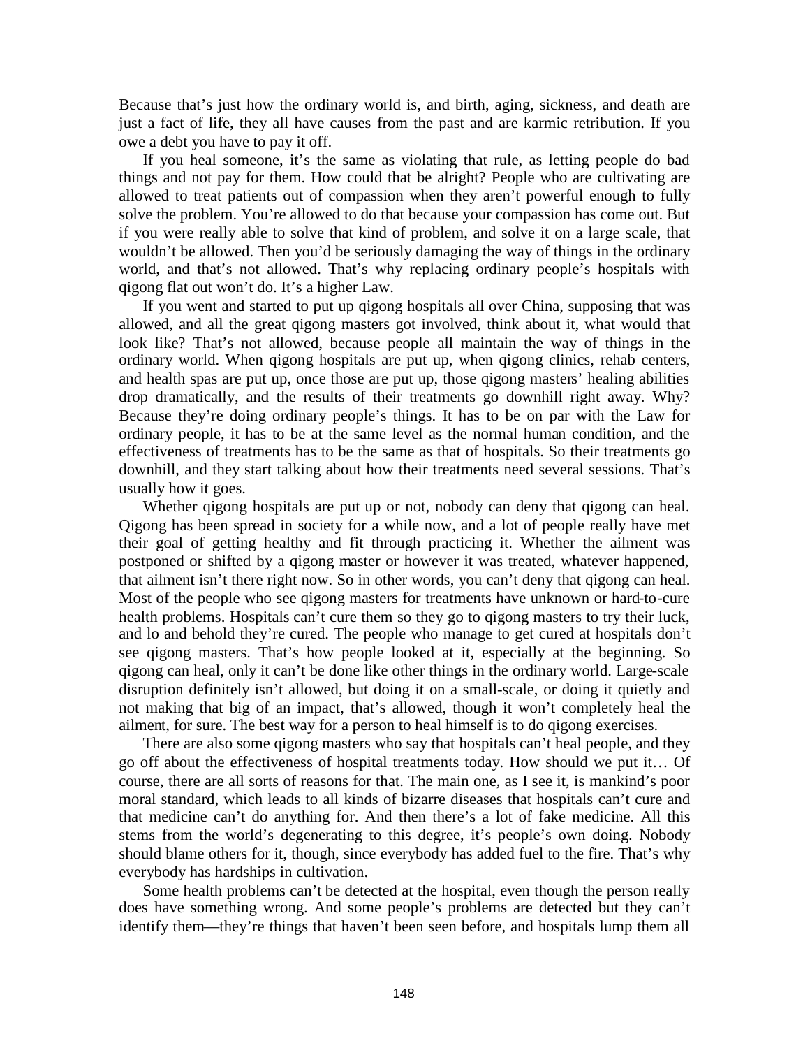Because that's just how the ordinary world is, and birth, aging, sickness, and death are just a fact of life, they all have causes from the past and are karmic retribution. If you owe a debt you have to pay it off.

If you heal someone, it's the same as violating that rule, as letting people do bad things and not pay for them. How could that be alright? People who are cultivating are allowed to treat patients out of compassion when they aren't powerful enough to fully solve the problem. You're allowed to do that because your compassion has come out. But if you were really able to solve that kind of problem, and solve it on a large scale, that wouldn't be allowed. Then you'd be seriously damaging the way of things in the ordinary world, and that's not allowed. That's why replacing ordinary people's hospitals with qigong flat out won't do. It's a higher Law.

If you went and started to put up qigong hospitals all over China, supposing that was allowed, and all the great qigong masters got involved, think about it, what would that look like? That's not allowed, because people all maintain the way of things in the ordinary world. When qigong hospitals are put up, when qigong clinics, rehab centers, and health spas are put up, once those are put up, those qigong masters' healing abilities drop dramatically, and the results of their treatments go downhill right away. Why? Because they're doing ordinary people's things. It has to be on par with the Law for ordinary people, it has to be at the same level as the normal human condition, and the effectiveness of treatments has to be the same as that of hospitals. So their treatments go downhill, and they start talking about how their treatments need several sessions. That's usually how it goes.

Whether qigong hospitals are put up or not, nobody can deny that qigong can heal. Qigong has been spread in society for a while now, and a lot of people really have met their goal of getting healthy and fit through practicing it. Whether the ailment was postponed or shifted by a qigong master or however it was treated, whatever happened, that ailment isn't there right now. So in other words, you can't deny that qigong can heal. Most of the people who see qigong masters for treatments have unknown or hard-to-cure health problems. Hospitals can't cure them so they go to qigong masters to try their luck, and lo and behold they're cured. The people who manage to get cured at hospitals don't see qigong masters. That's how people looked at it, especially at the beginning. So qigong can heal, only it can't be done like other things in the ordinary world. Large-scale disruption definitely isn't allowed, but doing it on a small-scale, or doing it quietly and not making that big of an impact, that's allowed, though it won't completely heal the ailment, for sure. The best way for a person to heal himself is to do qigong exercises.

There are also some qigong masters who say that hospitals can't heal people, and they go off about the effectiveness of hospital treatments today. How should we put it… Of course, there are all sorts of reasons for that. The main one, as I see it, is mankind's poor moral standard, which leads to all kinds of bizarre diseases that hospitals can't cure and that medicine can't do anything for. And then there's a lot of fake medicine. All this stems from the world's degenerating to this degree, it's people's own doing. Nobody should blame others for it, though, since everybody has added fuel to the fire. That's why everybody has hardships in cultivation.

Some health problems can't be detected at the hospital, even though the person really does have something wrong. And some people's problems are detected but they can't identify them—they're things that haven't been seen before, and hospitals lump them all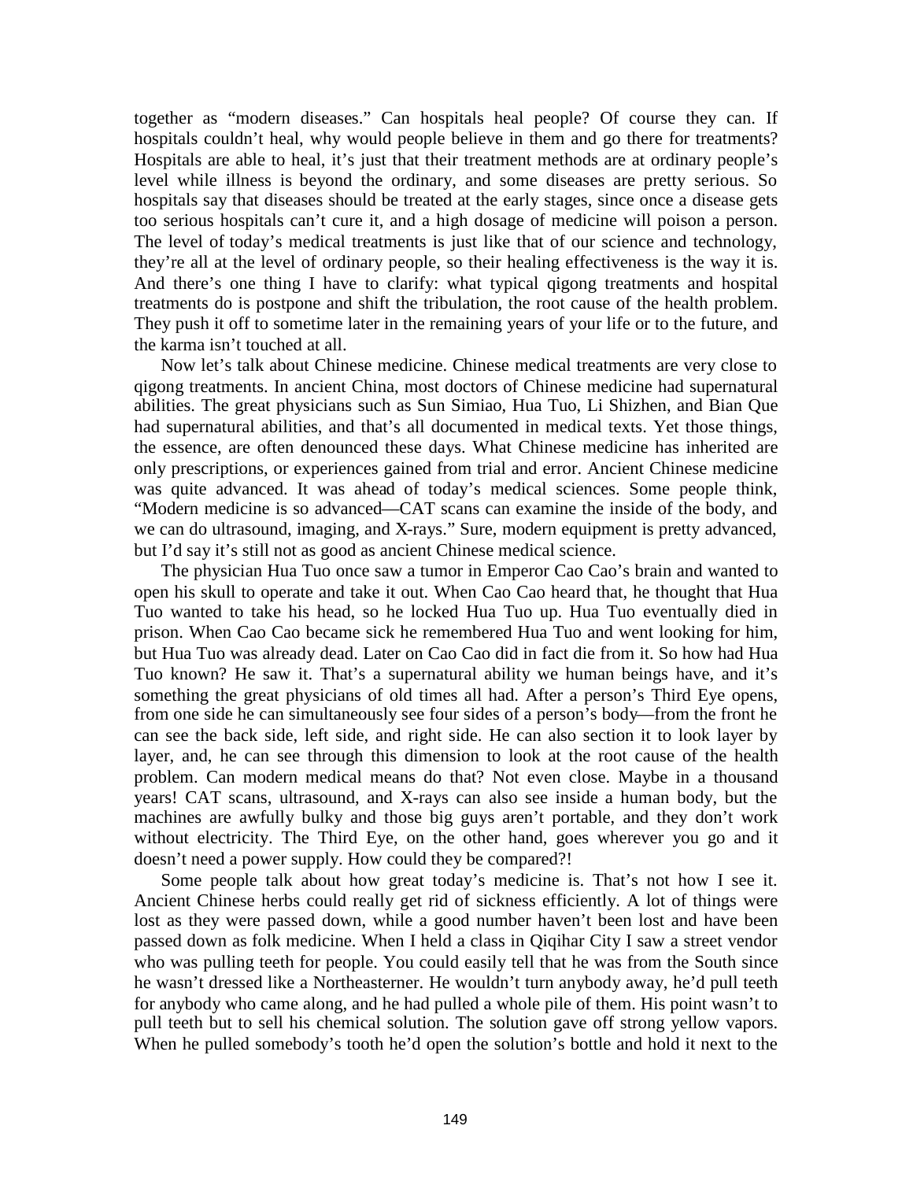together as "modern diseases." Can hospitals heal people? Of course they can. If hospitals couldn't heal, why would people believe in them and go there for treatments? Hospitals are able to heal, it's just that their treatment methods are at ordinary people's level while illness is beyond the ordinary, and some diseases are pretty serious. So hospitals say that diseases should be treated at the early stages, since once a disease gets too serious hospitals can't cure it, and a high dosage of medicine will poison a person. The level of today's medical treatments is just like that of our science and technology, they're all at the level of ordinary people, so their healing effectiveness is the way it is. And there's one thing I have to clarify: what typical qigong treatments and hospital treatments do is postpone and shift the tribulation, the root cause of the health problem. They push it off to sometime later in the remaining years of your life or to the future, and the karma isn't touched at all.

Now let's talk about Chinese medicine. Chinese medical treatments are very close to qigong treatments. In ancient China, most doctors of Chinese medicine had supernatural abilities. The great physicians such as Sun Simiao, Hua Tuo, Li Shizhen, and Bian Que had supernatural abilities, and that's all documented in medical texts. Yet those things, the essence, are often denounced these days. What Chinese medicine has inherited are only prescriptions, or experiences gained from trial and error. Ancient Chinese medicine was quite advanced. It was ahead of today's medical sciences. Some people think, "Modern medicine is so advanced—CAT scans can examine the inside of the body, and we can do ultrasound, imaging, and X-rays." Sure, modern equipment is pretty advanced, but I'd say it's still not as good as ancient Chinese medical science.

The physician Hua Tuo once saw a tumor in Emperor Cao Cao's brain and wanted to open his skull to operate and take it out. When Cao Cao heard that, he thought that Hua Tuo wanted to take his head, so he locked Hua Tuo up. Hua Tuo eventually died in prison. When Cao Cao became sick he remembered Hua Tuo and went looking for him, but Hua Tuo was already dead. Later on Cao Cao did in fact die from it. So how had Hua Tuo known? He saw it. That's a supernatural ability we human beings have, and it's something the great physicians of old times all had. After a person's Third Eye opens, from one side he can simultaneously see four sides of a person's body—from the front he can see the back side, left side, and right side. He can also section it to look layer by layer, and, he can see through this dimension to look at the root cause of the health problem. Can modern medical means do that? Not even close. Maybe in a thousand years! CAT scans, ultrasound, and X-rays can also see inside a human body, but the machines are awfully bulky and those big guys aren't portable, and they don't work without electricity. The Third Eye, on the other hand, goes wherever you go and it doesn't need a power supply. How could they be compared?!

Some people talk about how great today's medicine is. That's not how I see it. Ancient Chinese herbs could really get rid of sickness efficiently. A lot of things were lost as they were passed down, while a good number haven't been lost and have been passed down as folk medicine. When I held a class in Qiqihar City I saw a street vendor who was pulling teeth for people. You could easily tell that he was from the South since he wasn't dressed like a Northeasterner. He wouldn't turn anybody away, he'd pull teeth for anybody who came along, and he had pulled a whole pile of them. His point wasn't to pull teeth but to sell his chemical solution. The solution gave off strong yellow vapors. When he pulled somebody's tooth he'd open the solution's bottle and hold it next to the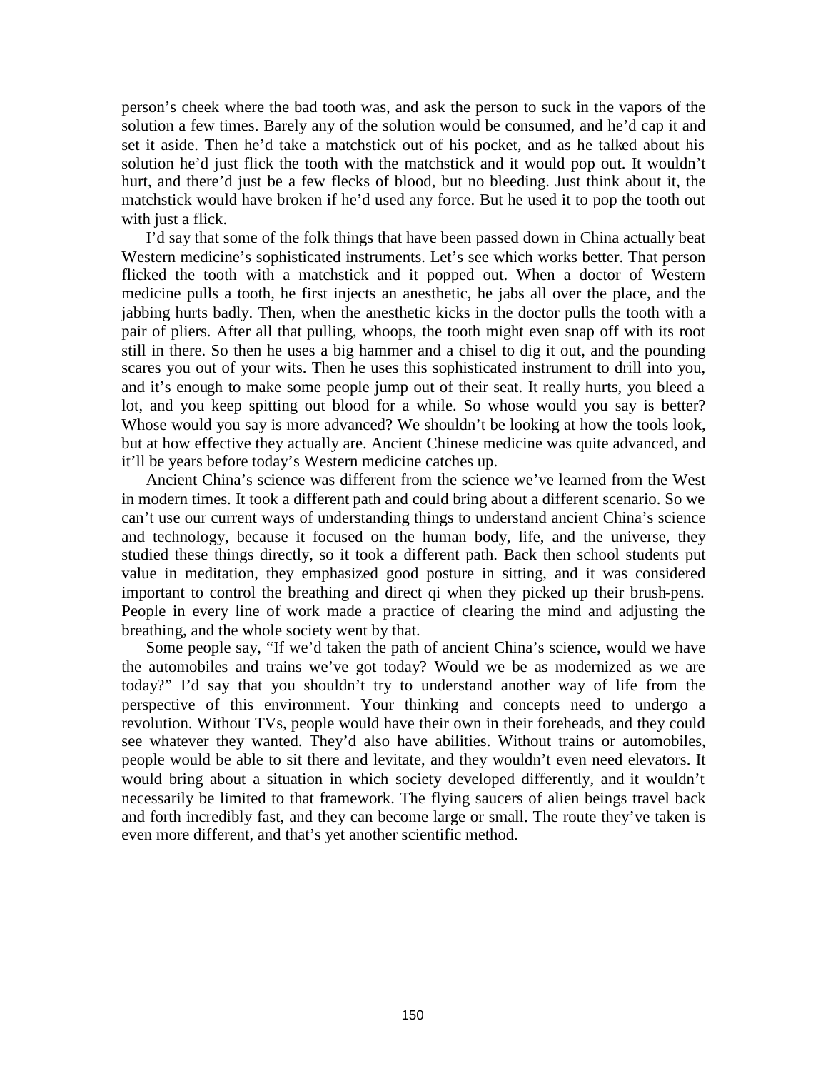person's cheek where the bad tooth was, and ask the person to suck in the vapors of the solution a few times. Barely any of the solution would be consumed, and he'd cap it and set it aside. Then he'd take a matchstick out of his pocket, and as he talked about his solution he'd just flick the tooth with the matchstick and it would pop out. It wouldn't hurt, and there'd just be a few flecks of blood, but no bleeding. Just think about it, the matchstick would have broken if he'd used any force. But he used it to pop the tooth out with just a flick.

I'd say that some of the folk things that have been passed down in China actually beat Western medicine's sophisticated instruments. Let's see which works better. That person flicked the tooth with a matchstick and it popped out. When a doctor of Western medicine pulls a tooth, he first injects an anesthetic, he jabs all over the place, and the jabbing hurts badly. Then, when the anesthetic kicks in the doctor pulls the tooth with a pair of pliers. After all that pulling, whoops, the tooth might even snap off with its root still in there. So then he uses a big hammer and a chisel to dig it out, and the pounding scares you out of your wits. Then he uses this sophisticated instrument to drill into you, and it's enough to make some people jump out of their seat. It really hurts, you bleed a lot, and you keep spitting out blood for a while. So whose would you say is better? Whose would you say is more advanced? We shouldn't be looking at how the tools look, but at how effective they actually are. Ancient Chinese medicine was quite advanced, and it'll be years before today's Western medicine catches up.

Ancient China's science was different from the science we've learned from the West in modern times. It took a different path and could bring about a different scenario. So we can't use our current ways of understanding things to understand ancient China's science and technology, because it focused on the human body, life, and the universe, they studied these things directly, so it took a different path. Back then school students put value in meditation, they emphasized good posture in sitting, and it was considered important to control the breathing and direct qi when they picked up their brush-pens. People in every line of work made a practice of clearing the mind and adjusting the breathing, and the whole society went by that.

Some people say, "If we'd taken the path of ancient China's science, would we have the automobiles and trains we've got today? Would we be as modernized as we are today?" I'd say that you shouldn't try to understand another way of life from the perspective of this environment. Your thinking and concepts need to undergo a revolution. Without TVs, people would have their own in their foreheads, and they could see whatever they wanted. They'd also have abilities. Without trains or automobiles, people would be able to sit there and levitate, and they wouldn't even need elevators. It would bring about a situation in which society developed differently, and it wouldn't necessarily be limited to that framework. The flying saucers of alien beings travel back and forth incredibly fast, and they can become large or small. The route they've taken is even more different, and that's yet another scientific method.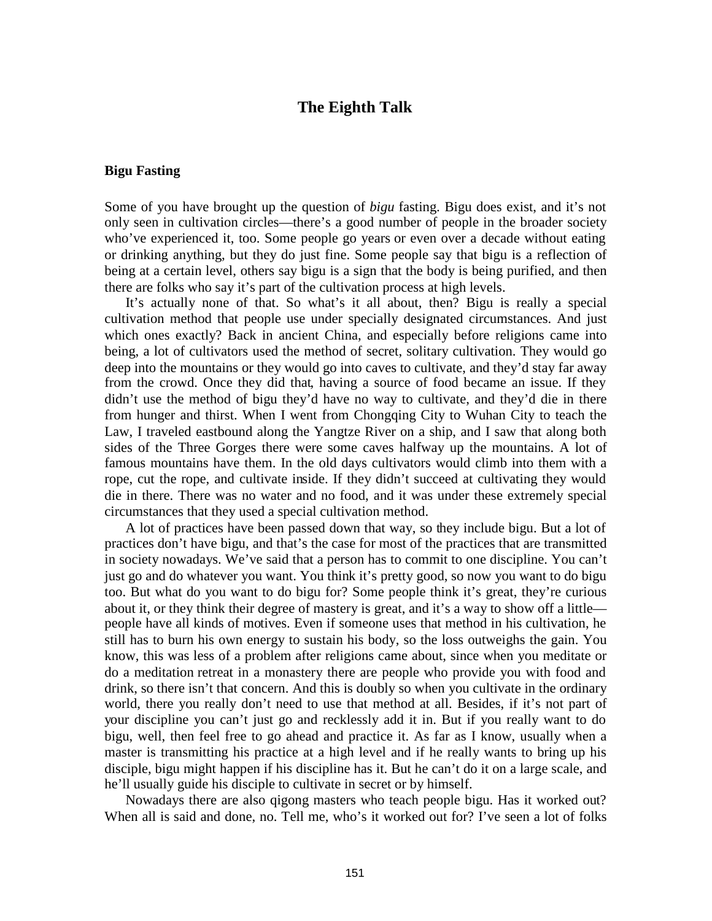# The Eighth Talk

## Bigu Fasting

Some of you have brought up the question of *bigu* fasting. Bigu does exist, and it's not only seen in cultivation circles—there's a good number of people in the broader society who've experienced it, too. Some people go years or even over a decade without eating or drinking anything, but they do just fine. Some people say that bigu is a reflection of being at a certain level, others say bigu is a sign that the body is being purified, and then there are folks who say it's part of the cultivation process at high levels.

It's actually none of that. So what's it all about, then? Bigu is really a special cultivation method that people use under specially designated circumstances. And just which ones exactly? Back in ancient China, and especially before religions came into being, a lot of cultivators used the method of secret, solitary cultivation. They would go deep into the mountains or they would go into caves to cultivate, and they'd stay far away from the crowd. Once they did that, having a source of food became an issue. If they didn't use the method of bigu they'd have no way to cultivate, and they'd die in there from hunger and thirst. When I went from Chongqing City to Wuhan City to teach the Law, I traveled eastbound along the Yangtze River on a ship, and I saw that along both sides of the Three Gorges there were some caves halfway up the mountains. A lot of famous mountains have them. In the old days cultivators would climb into them with a rope, cut the rope, and cultivate inside. If they didn't succeed at cultivating they would die in there. There was no water and no food, and it was under these extremely special circumstances that they used a special cultivation method.

A lot of practices have been passed down that way, so they include bigu. But a lot of practices don't have bigu, and that's the case for most of the practices that are transmitted in society nowadays. We've said that a person has to commit to one discipline. You can't just go and do whatever you want. You think it's pretty good, so now you want to do bigu too. But what do you want to do bigu for? Some people think it's great, they're curious about it, or they think their degree of mastery is great, and it's a way to show off a little—people have all kinds of motives. Even if someone uses that method in his cultivation, he still has to burn his own energy to sustain his body, so the loss outweighs the gain. You know, this was less of a problem after religions came about, since when you meditate or do a meditation retreat in a monastery there are people who provide you with food and drink, so there isn't that concern. And this is doubly so when you cultivate in the ordinary world, there you really don't need to use that method at all. Besides, if it's not part of your discipline you can't just go and recklessly add it in. But if you really want to do bigu, well, then feel free to go ahead and practice it. As far as I know, usually when a master is transmitting his practice at a high level and if he really wants to bring up his disciple, bigu might happen if his discipline has it. But he can't do it on a large scale, and he'll usually guide his disciple to cultivate in secret or by himself.

Nowadays there are also qigong masters who teach people bigu. Has it worked out? When all is said and done, no. Tell me, who's it worked out for? I've seen a lot of folks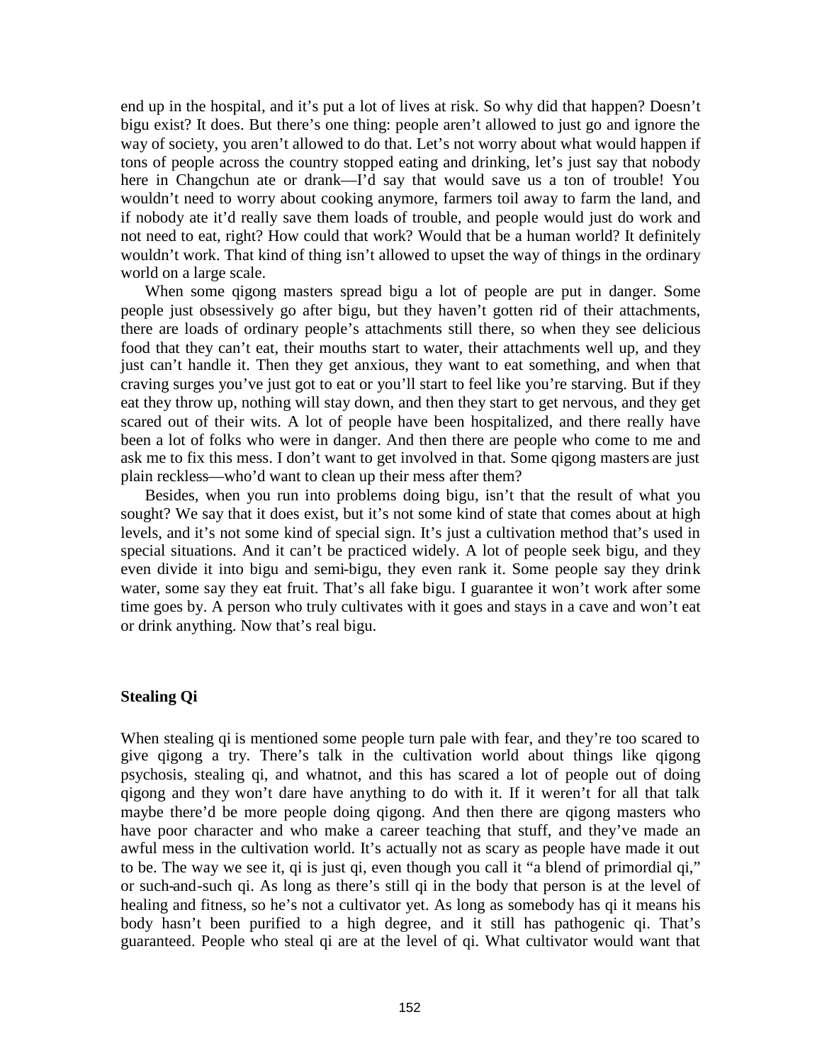end up in the hospital, and it's put a lot of lives at risk. So why did that happen? Doesn't bigu exist? It does. But there's one thing: people aren't allowed to just go and ignore the way of society, you aren't allowed to do that. Let's not worry about what would happen if tons of people across the country stopped eating and drinking, let's just say that nobody here in Changchun ate or drank—I'd say that would save us a ton of trouble! You wouldn't need to worry about cooking anymore, farmers toil away to farm the land, and if nobody ate it'd really save them loads of trouble, and people would just do work and not need to eat, right? How could that work? Would that be a human world? It definitely wouldn't work. That kind of thing isn't allowed to upset the way of things in the ordinary world on a large scale.

When some qigong masters spread bigu a lot of people are put in danger. Some people just obsessively go after bigu, but they haven't gotten rid of their attachments, there are loads of ordinary people's attachments still there, so when they see delicious food that they can't eat, their mouths start to water, their attachments well up, and they just can't handle it. Then they get anxious, they want to eat something, and when that craving surges you've just got to eat or you'll start to feel like you're starving. But if they eat they throw up, nothing will stay down, and then they start to get nervous, and they get scared out of their wits. A lot of people have been hospitalized, and there really have been a lot of folks who were in danger. And then there are people who come to me and ask me to fix this mess. I don't want to get involved in that. Some qigong masters are just plain reckless—who'd want to clean up their mess after them?

Besides, when you run into problems doing bigu, isn't that the result of what you sought? We say that it does exist, but it's not some kind of state that comes about at high levels, and it's not some kind of special sign. It's just a cultivation method that's used in special situations. And it can't be practiced widely. A lot of people seek bigu, and they even divide it into bigu and semi-bigu, they even rank it. Some people say they drink water, some say they eat fruit. That's all fake bigu. I guarantee it won't work after some time goes by. A person who truly cultivates with it goes and stays in a cave and won't eat or drink anything. Now that's real bigu.

### Stealing Qi

When stealing qi is mentioned some people turn pale with fear, and they're too scared to give qigong a try. There's talk in the cultivation world about things like qigong psychosis, stealing qi, and whatnot, and this has scared a lot of people out of doing qigong and they won't dare have anything to do with it. If it weren't for all that talk maybe there'd be more people doing qigong. And then there are qigong masters who have poor character and who make a career teaching that stuff, and they've made an awful mess in the cultivation world. It's actually not as scary as people have made it out to be. The way we see it, qi is just qi, even though you call it "a blend of primordial qi," or such-and-such qi. As long as there's still qi in the body that person is at the level of healing and fitness, so he's not a cultivator yet. As long as somebody has qi it means his body hasn't been purified to a high degree, and it still has pathogenic qi. That's guaranteed. People who steal qi are at the level of qi. What cultivator would want that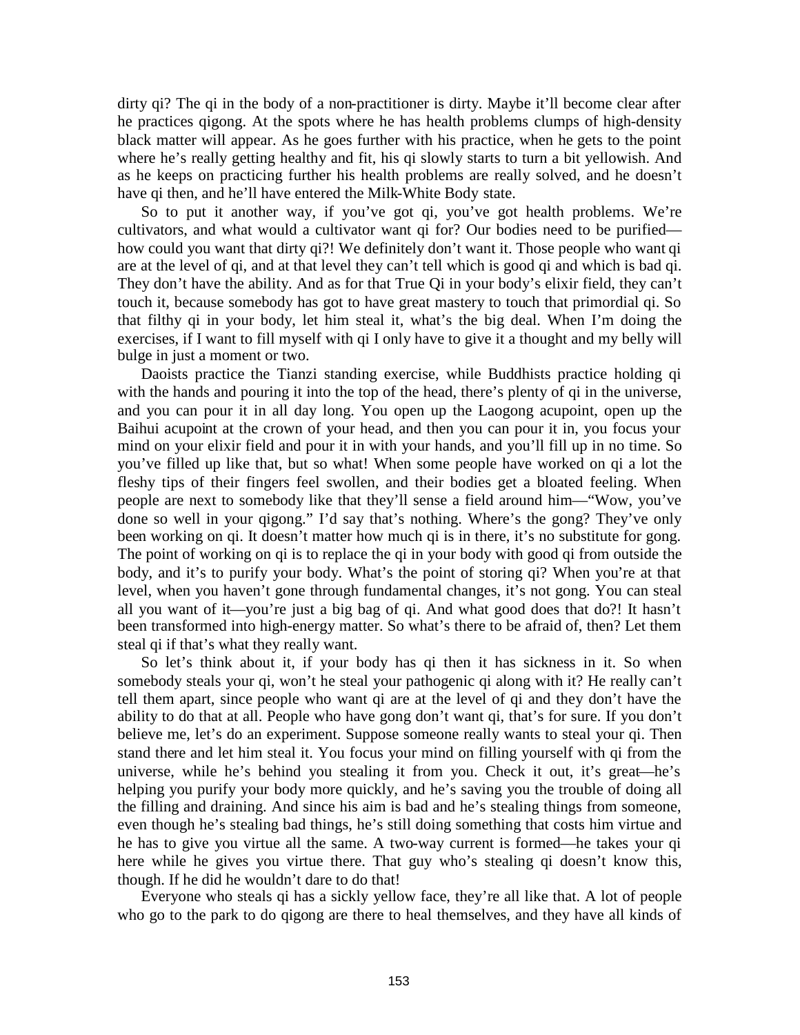dirty qi? The qi in the body of a non-practitioner is dirty. Maybe it'll become clear after he practices qigong. At the spots where he has health problems clumps of high-density black matter will appear. As he goes further with his practice, when he gets to the point where he's really getting healthy and fit, his qi slowly starts to turn a bit yellowish. And as he keeps on practicing further his health problems are really solved, and he doesn't have qi then, and he'll have entered the Milk-White Body state.

So to put it another way, if you've got qi, you've got health problems. We're cultivators, and what would a cultivator want qi for? Our bodies need to be purified—how could you want that dirty qi?! We definitely don't want it. Those people who want qi are at the level of qi, and at that level they can't tell which is good qi and which is bad qi. They don't have the ability. And as for that True Qi in your body's elixir field, they can't touch it, because somebody has got to have great mastery to touch that primordial qi. So that filthy qi in your body, let him steal it, what's the big deal. When I'm doing the exercises, if I want to fill myself with qi I only have to give it a thought and my belly will bulge in just a moment or two.

Daoists practice the Tianzi standing exercise, while Buddhists practice holding qi with the hands and pouring it into the top of the head, there's plenty of qi in the universe, and you can pour it in all day long. You open up the Laogong acupoint, open up the Baihui acupoint at the crown of your head, and then you can pour it in, you focus your mind on your elixir field and pour it in with your hands, and you'll fill up in no time. So you've filled up like that, but so what! When some people have worked on qi a lot the fleshy tips of their fingers feel swollen, and their bodies get a bloated feeling. When people are next to somebody like that they'll sense a field around him—"Wow, you've done so well in your qigong." I'd say that's nothing. Where's the gong? They've only been working on qi. It doesn't matter how much qi is in there, it's no substitute for gong. The point of working on qi is to replace the qi in your body with good qi from outside the body, and it's to purify your body. What's the point of storing qi? When you're at that level, when you haven't gone through fundamental changes, it's not gong. You can steal all you want of it—you're just a big bag of qi. And what good does that do?! It hasn't been transformed into high-energy matter. So what's there to be afraid of, then? Let them steal qi if that's what they really want.

So let's think about it, if your body has qi then it has sickness in it. So when somebody steals your qi, won't he steal your pathogenic qi along with it? He really can't tell them apart, since people who want qi are at the level of qi and they don't have the ability to do that at all. People who have gong don't want qi, that's for sure. If you don't believe me, let's do an experiment. Suppose someone really wants to steal your qi. Then stand there and let him steal it. You focus your mind on filling yourself with qi from the universe, while he's behind you stealing it from you. Check it out, it's great—he's helping you purify your body more quickly, and he's saving you the trouble of doing all the filling and draining. And since his aim is bad and he's stealing things from someone, even though he's stealing bad things, he's still doing something that costs him virtue and he has to give you virtue all the same. A two-way current is formed—he takes your qi here while he gives you virtue there. That guy who's stealing qi doesn't know this, though. If he did he wouldn't dare to do that!

Everyone who steals qi has a sickly yellow face, they're all like that. A lot of people who go to the park to do qigong are there to heal themselves, and they have all kinds of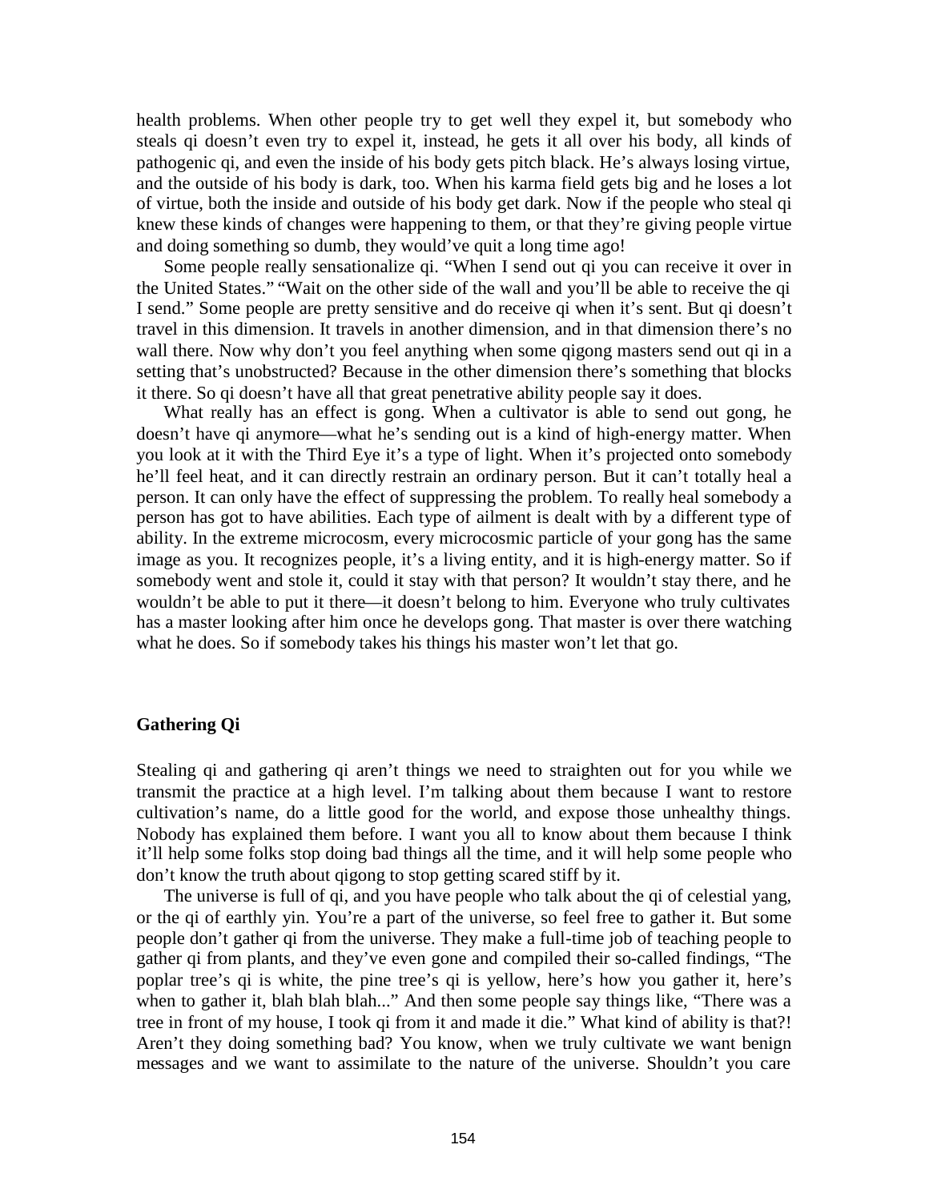health problems. When other people try to get well they expel it, but somebody who steals qi doesn't even try to expel it, instead, he gets it all over his body, all kinds of pathogenic qi, and even the inside of his body gets pitch black. He's always losing virtue, and the outside of his body is dark, too. When his karma field gets big and he loses a lot of virtue, both the inside and outside of his body get dark. Now if the people who steal qi knew these kinds of changes were happening to them, or that they're giving people virtue and doing something so dumb, they would've quit a long time ago!

Some people really sensationalize qi. "When I send out qi you can receive it over in the United States." "Wait on the other side of the wall and you'll be able to receive the qi I send." Some people are pretty sensitive and do receive qi when it's sent. But qi doesn't travel in this dimension. It travels in another dimension, and in that dimension there's no wall there. Now why don't you feel anything when some qigong masters send out qi in a setting that's unobstructed? Because in the other dimension there's something that blocks it there. So qi doesn't have all that great penetrative ability people say it does.

What really has an effect is gong. When a cultivator is able to send out gong, he doesn't have qi anymore—what he's sending out is a kind of high-energy matter. When you look at it with the Third Eye it's a type of light. When it's projected onto somebody he'll feel heat, and it can directly restrain an ordinary person. But it can't totally heal a person. It can only have the effect of suppressing the problem. To really heal somebody a person has got to have abilities. Each type of ailment is dealt with by a different type of ability. In the extreme microcosm, every microcosmic particle of your gong has the same image as you. It recognizes people, it's a living entity, and it is high-energy matter. So if somebody went and stole it, could it stay with that person? It wouldn't stay there, and he wouldn't be able to put it there—it doesn't belong to him. Everyone who truly cultivates has a master looking after him once he develops gong. That master is over there watching what he does. So if somebody takes his things his master won't let that go.

### Gathering Qi

Stealing qi and gathering qi aren't things we need to straighten out for you while we transmit the practice at a high level. I'm talking about them because I want to restore cultivation's name, do a little good for the world, and expose those unhealthy things. Nobody has explained them before. I want you all to know about them because I think it'll help some folks stop doing bad things all the time, and it will help some people who don't know the truth about qigong to stop getting scared stiff by it.

The universe is full of qi, and you have people who talk about the qi of celestial yang, or the qi of earthly yin. You're a part of the universe, so feel free to gather it. But some people don't gather qi from the universe. They make a full-time job of teaching people to gather qi from plants, and they've even gone and compiled their so-called findings, "The poplar tree's qi is white, the pine tree's qi is yellow, here's how you gather it, here's when to gather it, blah blah blah..." And then some people say things like, "There was a tree in front of my house, I took qi from it and made it die." What kind of ability is that?! Aren't they doing something bad? You know, when we truly cultivate we want benign messages and we want to assimilate to the nature of the universe. Shouldn't you care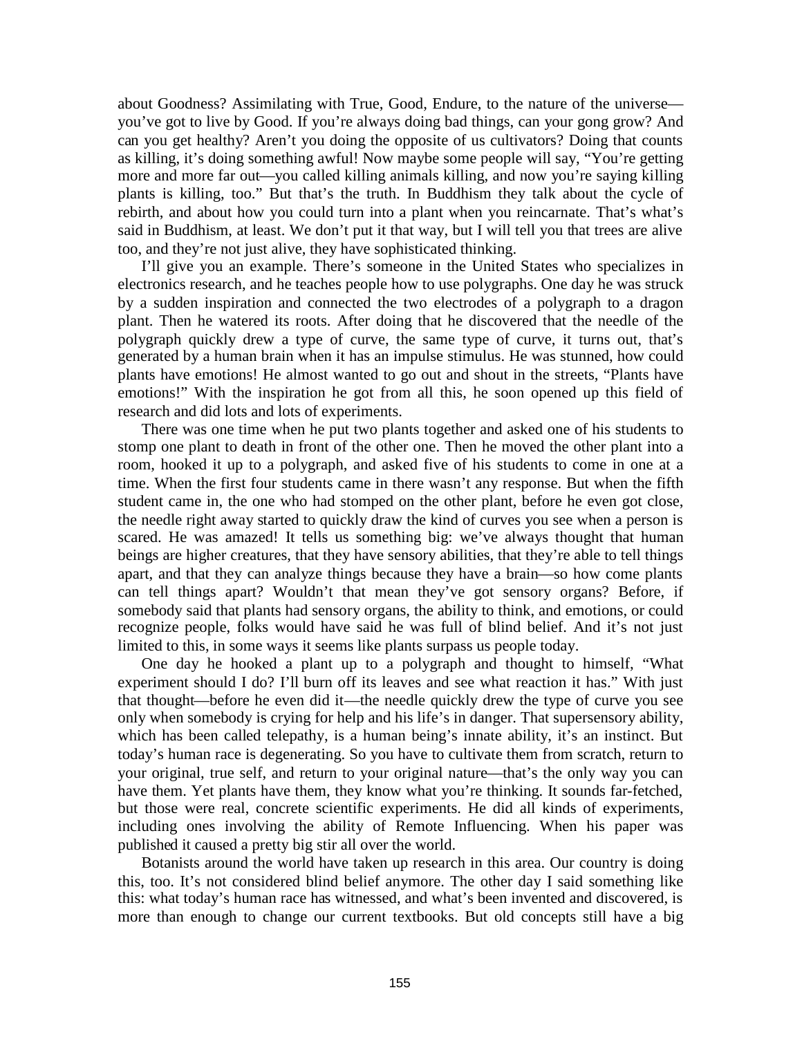about Goodness? Assimilating with True, Good, Endure, to the nature of the universe—you've got to live by Good. If you're always doing bad things, can your gong grow? And can you get healthy? Aren't you doing the opposite of us cultivators? Doing that counts as killing, it's doing something awful! Now maybe some people will say, "You're getting more and more far out—you called killing animals killing, and now you're saying killing plants is killing, too." But that's the truth. In Buddhism they talk about the cycle of rebirth, and about how you could turn into a plant when you reincarnate. That's what's said in Buddhism, at least. We don't put it that way, but I will tell you that trees are alive too, and they're not just alive, they have sophisticated thinking.

I'll give you an example. There's someone in the United States who specializes in electronics research, and he teaches people how to use polygraphs. One day he was struck by a sudden inspiration and connected the two electrodes of a polygraph to a dragon plant. Then he watered its roots. After doing that he discovered that the needle of the polygraph quickly drew a type of curve, the same type of curve, it turns out, that's generated by a human brain when it has an impulse stimulus. He was stunned, how could plants have emotions! He almost wanted to go out and shout in the streets, "Plants have emotions!" With the inspiration he got from all this, he soon opened up this field of research and did lots and lots of experiments.

There was one time when he put two plants together and asked one of his students to stomp one plant to death in front of the other one. Then he moved the other plant into a room, hooked it up to a polygraph, and asked five of his students to come in one at a time. When the first four students came in there wasn't any response. But when the fifth student came in, the one who had stomped on the other plant, before he even got close, the needle right away started to quickly draw the kind of curves you see when a person is scared. He was amazed! It tells us something big: we've always thought that human beings are higher creatures, that they have sensory abilities, that they're able to tell things apart, and that they can analyze things because they have a brain—so how come plants can tell things apart? Wouldn't that mean they've got sensory organs? Before, if somebody said that plants had sensory organs, the ability to think, and emotions, or could recognize people, folks would have said he was full of blind belief. And it's not just limited to this, in some ways it seems like plants surpass us people today.

One day he hooked a plant up to a polygraph and thought to himself, "What experiment should I do? I'll burn off its leaves and see what reaction it has." With just that thought—before he even did it—the needle quickly drew the type of curve you see only when somebody is crying for help and his life's in danger. That supersensory ability, which has been called telepathy, is a human being's innate ability, it's an instinct. But today's human race is degenerating. So you have to cultivate them from scratch, return to your original, true self, and return to your original nature—that's the only way you can have them. Yet plants have them, they know what you're thinking. It sounds far-fetched, but those were real, concrete scientific experiments. He did all kinds of experiments, including ones involving the ability of Remote Influencing. When his paper was published it caused a pretty big stir all over the world.

Botanists around the world have taken up research in this area. Our country is doing this, too. It's not considered blind belief anymore. The other day I said something like this: what today's human race has witnessed, and what's been invented and discovered, is more than enough to change our current textbooks. But old concepts still have a big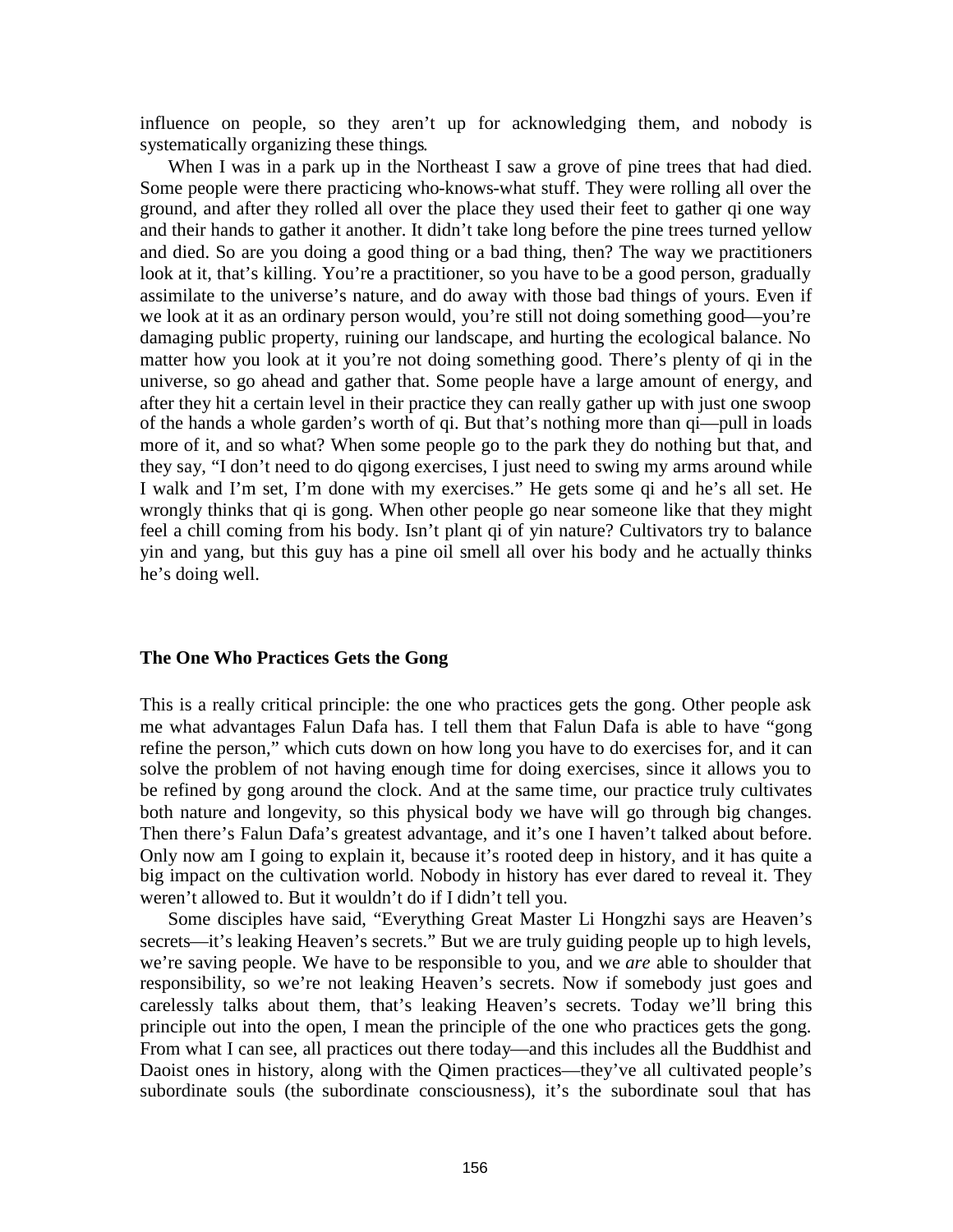influence on people, so they aren't up for acknowledging them, and nobody is systematically organizing these things.

When I was in a park up in the Northeast I saw a grove of pine trees that had died. Some people were there practicing who-knows-what stuff. They were rolling all over the ground, and after they rolled all over the place they used their feet to gather qi one way and their hands to gather it another. It didn't take long before the pine trees turned yellow and died. So are you doing a good thing or a bad thing, then? The way we practitioners look at it, that's killing. You're a practitioner, so you have to be a good person, gradually assimilate to the universe's nature, and do away with those bad things of yours. Even if we look at it as an ordinary person would, you're still not doing something good—you're damaging public property, ruining our landscape, and hurting the ecological balance. No matter how you look at it you're not doing something good. There's plenty of qi in the universe, so go ahead and gather that. Some people have a large amount of energy, and after they hit a certain level in their practice they can really gather up with just one swoop of the hands a whole garden's worth of qi. But that's nothing more than qi—pull in loads more of it, and so what? When some people go to the park they do nothing but that, and they say, "I don't need to do qigong exercises, I just need to swing my arms around while I walk and I'm set, I'm done with my exercises." He gets some qi and he's all set. He wrongly thinks that qi is gong. When other people go near someone like that they might feel a chill coming from his body. Isn't plant qi of yin nature? Cultivators try to balance yin and yang, but this guy has a pine oil smell all over his body and he actually thinks he's doing well.

### The One Who Practices Gets the Gong

This is a really critical principle: the one who practices gets the gong. Other people ask me what advantages Falun Dafa has. I tell them that Falun Dafa is able to have "gong refine the person," which cuts down on how long you have to do exercises for, and it can solve the problem of not having enough time for doing exercises, since it allows you to be refined by gong around the clock. And at the same time, our practice truly cultivates both nature and longevity, so this physical body we have will go through big changes. Then there's Falun Dafa's greatest advantage, and it's one I haven't talked about before. Only now am I going to explain it, because it's rooted deep in history, and it has quite a big impact on the cultivation world. Nobody in history has ever dared to reveal it. They weren't allowed to. But it wouldn't do if I didn't tell you.

Some disciples have said, "Everything Great Master Li Hongzhi says are Heaven's secrets—it's leaking Heaven's secrets." But we are truly guiding people up to high levels, we're saving people. We have to be responsible to you, and we *are* able to shoulder that responsibility, so we're not leaking Heaven's secrets. Now if somebody just goes and carelessly talks about them, that's leaking Heaven's secrets. Today we'll bring this principle out into the open, I mean the principle of the one who practices gets the gong. From what I can see, all practices out there today—and this includes all the Buddhist and Daoist ones in history, along with the Qimen practices—they've all cultivated people's subordinate souls (the subordinate consciousness), it's the subordinate soul that has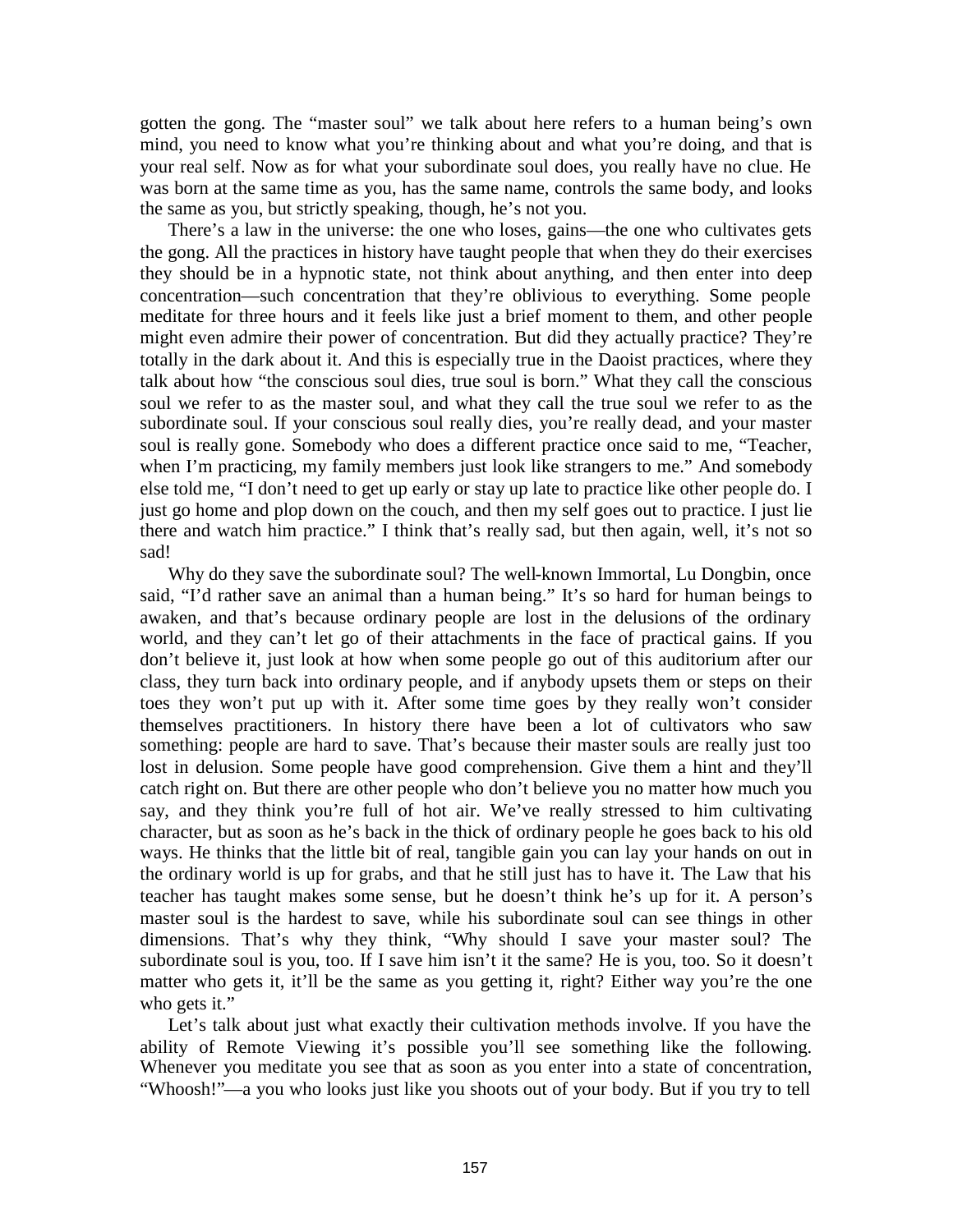gotten the gong. The "master soul" we talk about here refers to a human being's own mind, you need to know what you're thinking about and what you're doing, and that is your real self. Now as for what your subordinate soul does, you really have no clue. He was born at the same time as you, has the same name, controls the same body, and looks the same as you, but strictly speaking, though, he's not you.

There's a law in the universe: the one who loses, gains—the one who cultivates gets the gong. All the practices in history have taught people that when they do their exercises they should be in a hypnotic state, not think about anything, and then enter into deep concentration—such concentration that they're oblivious to everything. Some people meditate for three hours and it feels like just a brief moment to them, and other people might even admire their power of concentration. But did they actually practice? They're totally in the dark about it. And this is especially true in the Daoist practices, where they talk about how "the conscious soul dies, true soul is born." What they call the conscious soul we refer to as the master soul, and what they call the true soul we refer to as the subordinate soul. If your conscious soul really dies, you're really dead, and your master soul is really gone. Somebody who does a different practice once said to me, "Teacher, when I'm practicing, my family members just look like strangers to me." And somebody else told me, "I don't need to get up early or stay up late to practice like other people do. I just go home and plop down on the couch, and then my self goes out to practice. I just lie there and watch him practice." I think that's really sad, but then again, well, it's not so sad!

Why do they save the subordinate soul? The well-known Immortal, Lu Dongbin, once said, "I'd rather save an animal than a human being." It's so hard for human beings to awaken, and that's because ordinary people are lost in the delusions of the ordinary world, and they can't let go of their attachments in the face of practical gains. If you don't believe it, just look at how when some people go out of this auditorium after our class, they turn back into ordinary people, and if anybody upsets them or steps on their toes they won't put up with it. After some time goes by they really won't consider themselves practitioners. In history there have been a lot of cultivators who saw something: people are hard to save. That's because their master souls are really just too lost in delusion. Some people have good comprehension. Give them a hint and they'll catch right on. But there are other people who don't believe you no matter how much you say, and they think you're full of hot air. We've really stressed to him cultivating character, but as soon as he's back in the thick of ordinary people he goes back to his old ways. He thinks that the little bit of real, tangible gain you can lay your hands on out in the ordinary world is up for grabs, and that he still just has to have it. The Law that his teacher has taught makes some sense, but he doesn't think he's up for it. A person's master soul is the hardest to save, while his subordinate soul can see things in other dimensions. That's why they think, "Why should I save your master soul? The subordinate soul is you, too. If I save him isn't it the same? He is you, too. So it doesn't matter who gets it, it'll be the same as you getting it, right? Either way you're the one who gets it."

Let's talk about just what exactly their cultivation methods involve. If you have the ability of Remote Viewing it's possible you'll see something like the following. Whenever you meditate you see that as soon as you enter into a state of concentration, "Whoosh!"—a you who looks just like you shoots out of your body. But if you try to tell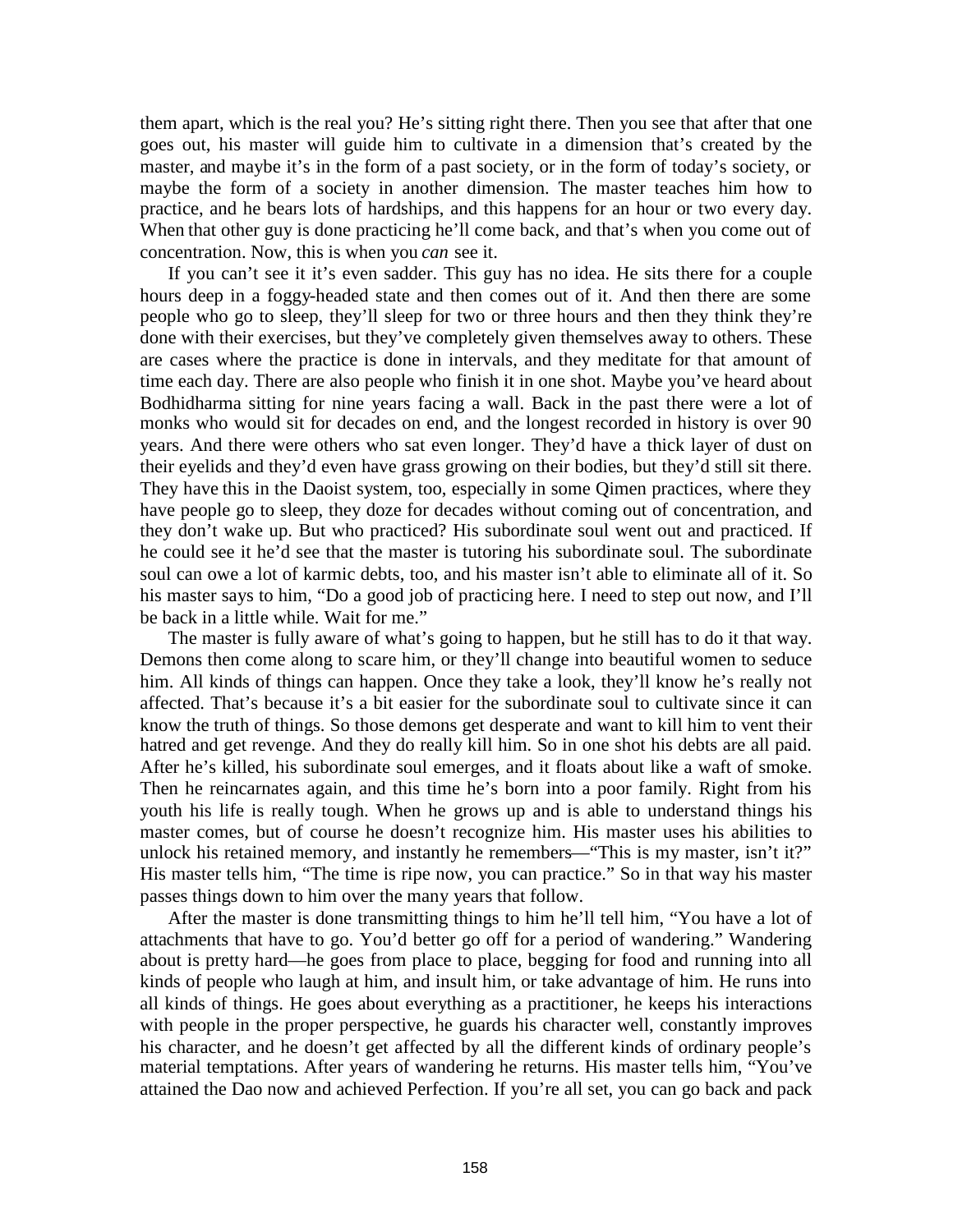them apart, which is the real you? He's sitting right there. Then you see that after that one goes out, his master will guide him to cultivate in a dimension that's created by the master, and maybe it's in the form of a past society, or in the form of today's society, or maybe the form of a society in another dimension. The master teaches him how to practice, and he bears lots of hardships, and this happens for an hour or two every day. When that other guy is done practicing he'll come back, and that's when you come out of concentration. Now, this is when you *can* see it.

If you can't see it it's even sadder. This guy has no idea. He sits there for a couple hours deep in a foggy-headed state and then comes out of it. And then there are some people who go to sleep, they'll sleep for two or three hours and then they think they're done with their exercises, but they've completely given themselves away to others. These are cases where the practice is done in intervals, and they meditate for that amount of time each day. There are also people who finish it in one shot. Maybe you've heard about Bodhidharma sitting for nine years facing a wall. Back in the past there were a lot of monks who would sit for decades on end, and the longest recorded in history is over 90 years. And there were others who sat even longer. They'd have a thick layer of dust on their eyelids and they'd even have grass growing on their bodies, but they'd still sit there. They have this in the Daoist system, too, especially in some Qimen practices, where they have people go to sleep, they doze for decades without coming out of concentration, and they don't wake up. But who practiced? His subordinate soul went out and practiced. If he could see it he'd see that the master is tutoring his subordinate soul. The subordinate soul can owe a lot of karmic debts, too, and his master isn't able to eliminate all of it. So his master says to him, "Do a good job of practicing here. I need to step out now, and I'll be back in a little while. Wait for me."

The master is fully aware of what's going to happen, but he still has to do it that way. Demons then come along to scare him, or they'll change into beautiful women to seduce him. All kinds of things can happen. Once they take a look, they'll know he's really not affected. That's because it's a bit easier for the subordinate soul to cultivate since it can know the truth of things. So those demons get desperate and want to kill him to vent their hatred and get revenge. And they do really kill him. So in one shot his debts are all paid. After he's killed, his subordinate soul emerges, and it floats about like a waft of smoke. Then he reincarnates again, and this time he's born into a poor family. Right from his youth his life is really tough. When he grows up and is able to understand things his master comes, but of course he doesn't recognize him. His master uses his abilities to unlock his retained memory, and instantly he remembers—"This is my master, isn't it?" His master tells him, "The time is ripe now, you can practice." So in that way his master passes things down to him over the many years that follow.

After the master is done transmitting things to him he'll tell him, "You have a lot of attachments that have to go. You'd better go off for a period of wandering." Wandering about is pretty hard—he goes from place to place, begging for food and running into all kinds of people who laugh at him, and insult him, or take advantage of him. He runs into all kinds of things. He goes about everything as a practitioner, he keeps his interactions with people in the proper perspective, he guards his character well, constantly improves his character, and he doesn't get affected by all the different kinds of ordinary people's material temptations. After years of wandering he returns. His master tells him, "You've attained the Dao now and achieved Perfection. If you're all set, you can go back and pack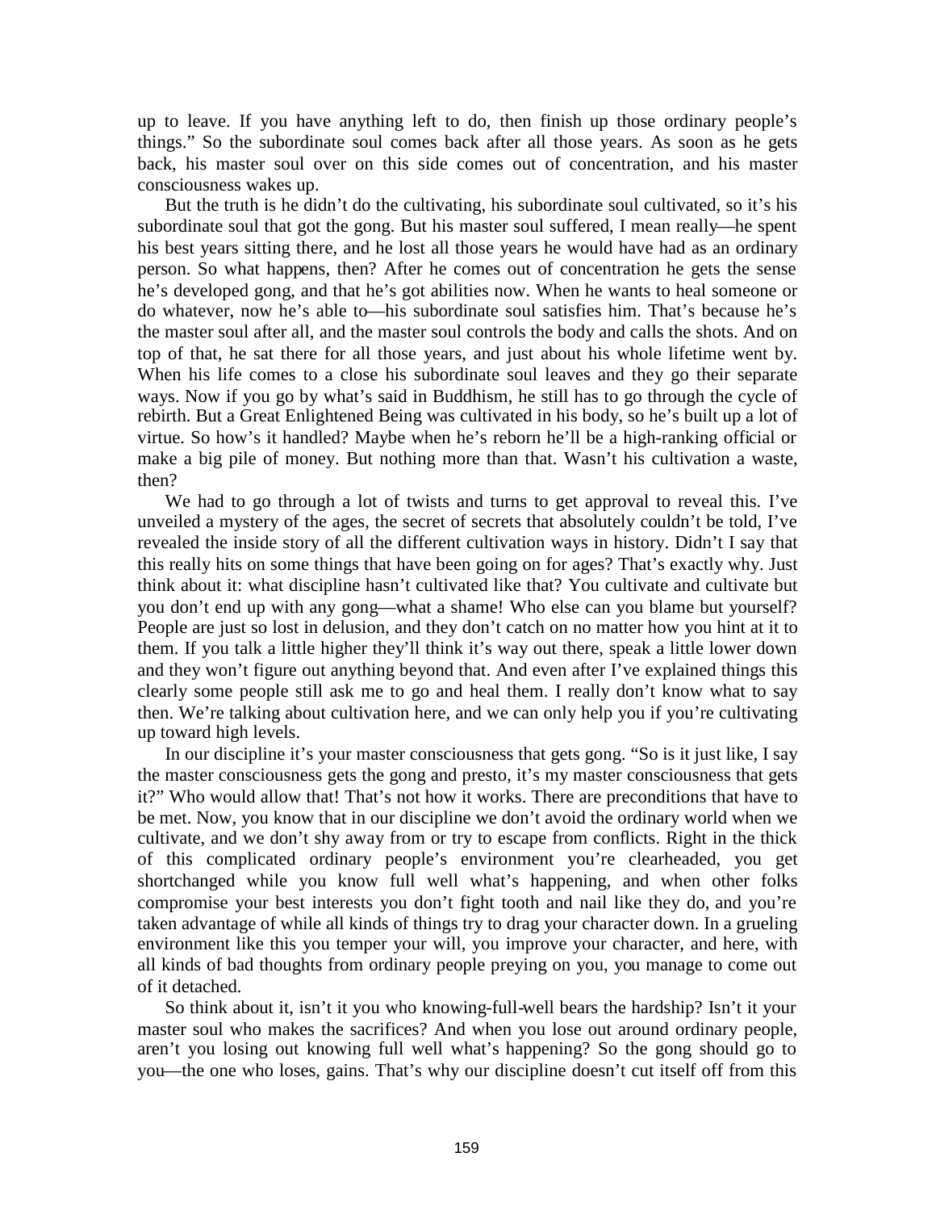up to leave. If you have anything left to do, then finish up those ordinary people's things." So the subordinate soul comes back after all those years. As soon as he gets back, his master soul over on this side comes out of concentration, and his master consciousness wakes up.

But the truth is he didn't do the cultivating, his subordinate soul cultivated, so it's his subordinate soul that got the gong. But his master soul suffered, I mean really—he spent his best years sitting there, and he lost all those years he would have had as an ordinary person. So what happens, then? After he comes out of concentration he gets the sense he's developed gong, and that he's got abilities now. When he wants to heal someone or do whatever, now he's able to—his subordinate soul satisfies him. That's because he's the master soul after all, and the master soul controls the body and calls the shots. And on top of that, he sat there for all those years, and just about his whole lifetime went by. When his life comes to a close his subordinate soul leaves and they go their separate ways. Now if you go by what's said in Buddhism, he still has to go through the cycle of rebirth. But a Great Enlightened Being was cultivated in his body, so he's built up a lot of virtue. So how's it handled? Maybe when he's reborn he'll be a high-ranking official or make a big pile of money. But nothing more than that. Wasn't his cultivation a waste, then?

We had to go through a lot of twists and turns to get approval to reveal this. I've unveiled a mystery of the ages, the secret of secrets that absolutely couldn't be told, I've revealed the inside story of all the different cultivation ways in history. Didn't I say that this really hits on some things that have been going on for ages? That's exactly why. Just think about it: what discipline hasn't cultivated like that? You cultivate and cultivate but you don't end up with any gong—what a shame! Who else can you blame but yourself? People are just so lost in delusion, and they don't catch on no matter how you hint at it to them. If you talk a little higher they'll think it's way out there, speak a little lower down and they won't figure out anything beyond that. And even after I've explained things this clearly some people still ask me to go and heal them. I really don't know what to say then. We're talking about cultivation here, and we can only help you if you're cultivating up toward high levels.

In our discipline it's your master consciousness that gets gong. "So is it just like, I say the master consciousness gets the gong and presto, it's my master consciousness that gets it?" Who would allow that! That's not how it works. There are preconditions that have to be met. Now, you know that in our discipline we don't avoid the ordinary world when we cultivate, and we don't shy away from or try to escape from conflicts. Right in the thick of this complicated ordinary people's environment you're clearheaded, you get shortchanged while you know full well what's happening, and when other folks compromise your best interests you don't fight tooth and nail like they do, and you're taken advantage of while all kinds of things try to drag your character down. In a grueling environment like this you temper your will, you improve your character, and here, with all kinds of bad thoughts from ordinary people preying on you, you manage to come out of it detached.

So think about it, isn't it you who knowing-full-well bears the hardship? Isn't it your master soul who makes the sacrifices? And when you lose out around ordinary people, aren't you losing out knowing full well what's happening? So the gong should go to you—the one who loses, gains. That's why our discipline doesn't cut itself off from this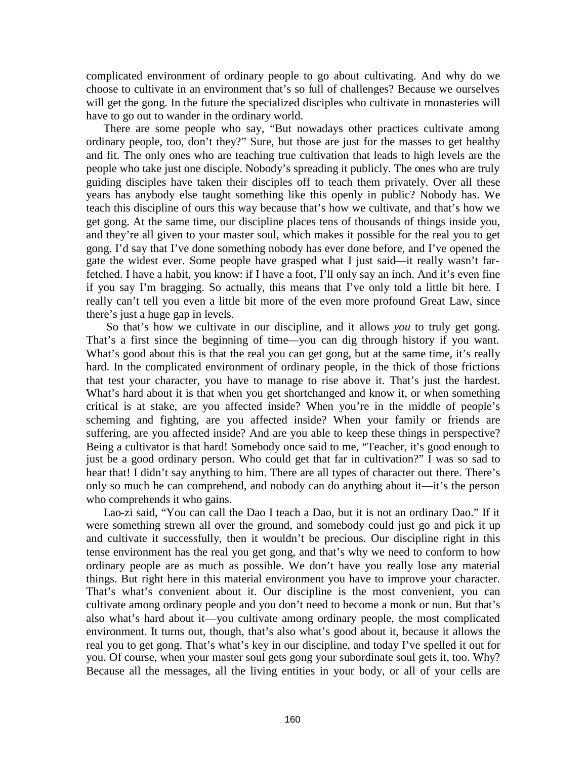complicated environment of ordinary people to go about cultivating. And why do we choose to cultivate in an environment that's so full of challenges? Because we ourselves will get the gong. In the future the specialized disciples who cultivate in monasteries will have to go out to wander in the ordinary world.

There are some people who say, "But nowadays other practices cultivate among ordinary people, too, don't they?" Sure, but those are just for the masses to get healthy and fit. The only ones who are teaching true cultivation that leads to high levels are the people who take just one disciple. Nobody's spreading it publicly. The ones who are truly guiding disciples have taken their disciples off to teach them privately. Over all these years has anybody else taught something like this openly in public? Nobody has. We teach this discipline of ours this way because that's how we cultivate, and that's how we get gong. At the same time, our discipline places tens of thousands of things inside you, and they're all given to your master soul, which makes it possible for the real you to get gong. I'd say that I've done something nobody has ever done before, and I've opened the gate the widest ever. Some people have grasped what I just said—it really wasn't far-fetched. I have a habit, you know: if I have a foot, I'll only say an inch. And it's even fine if you say I'm bragging. So actually, this means that I've only told a little bit here. I really can't tell you even a little bit more of the even more profound Great Law, since there's just a huge gap in levels.

So that's how we cultivate in our discipline, and it allows *you* to truly get gong. That's a first since the beginning of time—you can dig through history if you want. What's good about this is that the real you can get gong, but at the same time, it's really hard. In the complicated environment of ordinary people, in the thick of those frictions that test your character, you have to manage to rise above it. That's just the hardest. What's hard about it is that when you get shortchanged and know it, or when something critical is at stake, are you affected inside? When you're in the middle of people's scheming and fighting, are you affected inside? When your family or friends are suffering, are you affected inside? And are you able to keep these things in perspective? Being a cultivator is that hard! Somebody once said to me, "Teacher, it's good enough to just be a good ordinary person. Who could get that far in cultivation?" I was so sad to hear that! I didn't say anything to him. There are all types of character out there. There's only so much he can comprehend, and nobody can do anything about it—it's the person who comprehends it who gains.

Lao-zi said, "You can call the Dao I teach a Dao, but it is not an ordinary Dao." If it were something strewn all over the ground, and somebody could just go and pick it up and cultivate it successfully, then it wouldn't be precious. Our discipline right in this tense environment has the real you get gong, and that's why we need to conform to how ordinary people are as much as possible. We don't have you really lose any material things. But right here in this material environment you have to improve your character. That's what's convenient about it. Our discipline is the most convenient, you can cultivate among ordinary people and you don't need to become a monk or nun. But that's also what's hard about it—you cultivate among ordinary people, the most complicated environment. It turns out, though, that's also what's good about it, because it allows the real you to get gong. That's what's key in our discipline, and today I've spelled it out for you. Of course, when your master soul gets gong your subordinate soul gets it, too. Why? Because all the messages, all the living entities in your body, or all of your cells are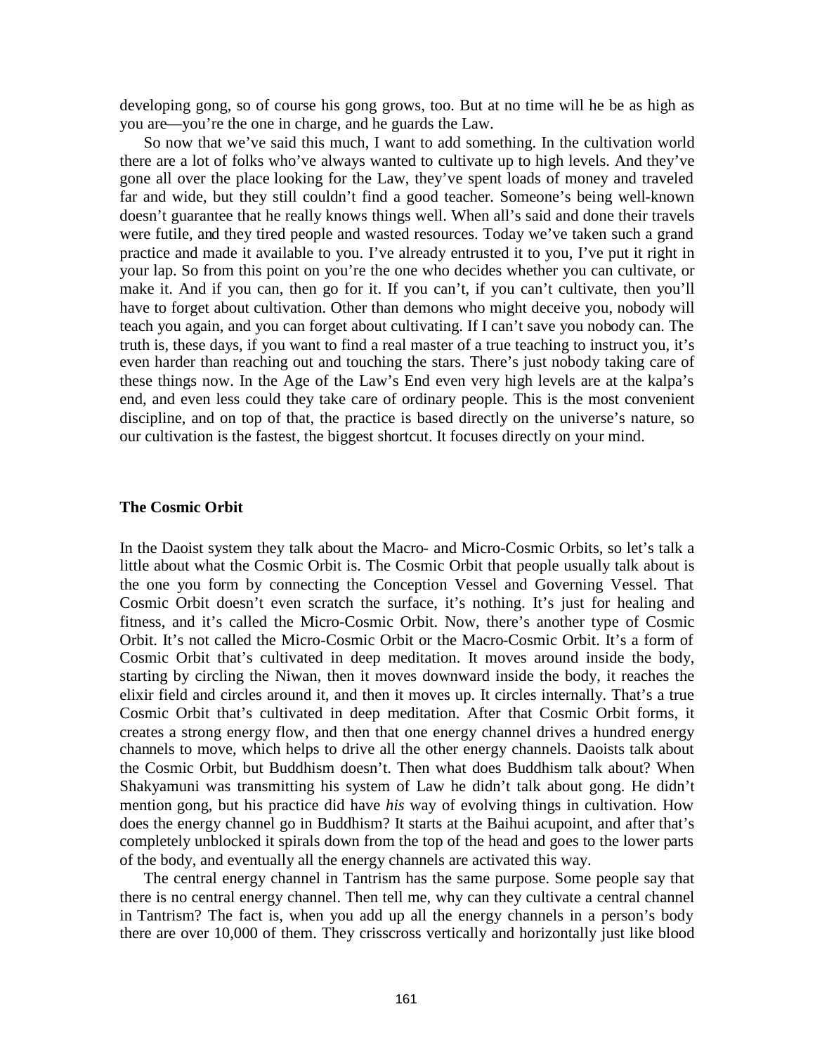developing gong, so of course his gong grows, too. But at no time will he be as high as you are—you're the one in charge, and he guards the Law.

So now that we've said this much, I want to add something. In the cultivation world there are a lot of folks who've always wanted to cultivate up to high levels. And they've gone all over the place looking for the Law, they've spent loads of money and traveled far and wide, but they still couldn't find a good teacher. Someone's being well-known doesn't guarantee that he really knows things well. When all's said and done their travels were futile, and they tired people and wasted resources. Today we've taken such a grand practice and made it available to you. I've already entrusted it to you, I've put it right in your lap. So from this point on you're the one who decides whether you can cultivate, or make it. And if you can, then go for it. If you can't, if you can't cultivate, then you'll have to forget about cultivation. Other than demons who might deceive you, nobody will teach you again, and you can forget about cultivating. If I can't save you nobody can. The truth is, these days, if you want to find a real master of a true teaching to instruct you, it's even harder than reaching out and touching the stars. There's just nobody taking care of these things now. In the Age of the Law's End even very high levels are at the kalpa's end, and even less could they take care of ordinary people. This is the most convenient discipline, and on top of that, the practice is based directly on the universe's nature, so our cultivation is the fastest, the biggest shortcut. It focuses directly on your mind.

### The Cosmic Orbit

In the Daoist system they talk about the Macro- and Micro-Cosmic Orbits, so let's talk a little about what the Cosmic Orbit is. The Cosmic Orbit that people usually talk about is the one you form by connecting the Conception Vessel and Governing Vessel. That Cosmic Orbit doesn't even scratch the surface, it's nothing. It's just for healing and fitness, and it's called the Micro-Cosmic Orbit. Now, there's another type of Cosmic Orbit. It's not called the Micro-Cosmic Orbit or the Macro-Cosmic Orbit. It's a form of Cosmic Orbit that's cultivated in deep meditation. It moves around inside the body, starting by circling the Niwan, then it moves downward inside the body, it reaches the elixir field and circles around it, and then it moves up. It circles internally. That's a true Cosmic Orbit that's cultivated in deep meditation. After that Cosmic Orbit forms, it creates a strong energy flow, and then that one energy channel drives a hundred energy channels to move, which helps to drive all the other energy channels. Daoists talk about the Cosmic Orbit, but Buddhism doesn't. Then what does Buddhism talk about? When Shakyamuni was transmitting his system of Law he didn't talk about gong. He didn't mention gong, but his practice did have *his* way of evolving things in cultivation. How does the energy channel go in Buddhism? It starts at the Baihui acupoint, and after that's completely unblocked it spirals down from the top of the head and goes to the lower parts of the body, and eventually all the energy channels are activated this way.

The central energy channel in Tantrism has the same purpose. Some people say that there is no central energy channel. Then tell me, why can they cultivate a central channel in Tantrism? The fact is, when you add up all the energy channels in a person's body there are over 10,000 of them. They crisscross vertically and horizontally just like blood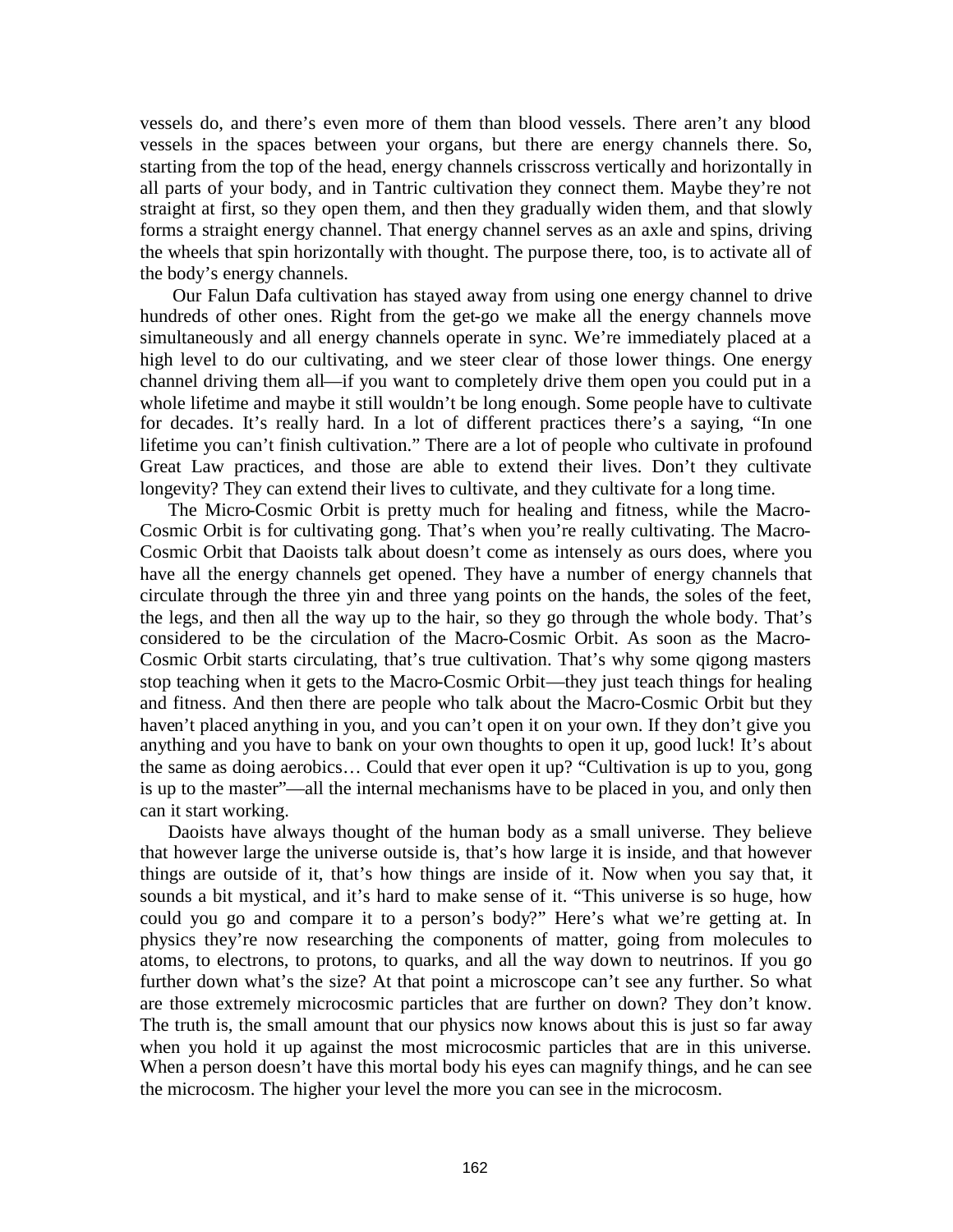vessels do, and there's even more of them than blood vessels. There aren't any blood vessels in the spaces between your organs, but there are energy channels there. So, starting from the top of the head, energy channels crisscross vertically and horizontally in all parts of your body, and in Tantric cultivation they connect them. Maybe they're not straight at first, so they open them, and then they gradually widen them, and that slowly forms a straight energy channel. That energy channel serves as an axle and spins, driving the wheels that spin horizontally with thought. The purpose there, too, is to activate all of the body's energy channels.

Our Falun Dafa cultivation has stayed away from using one energy channel to drive hundreds of other ones. Right from the get-go we make all the energy channels move simultaneously and all energy channels operate in sync. We're immediately placed at a high level to do our cultivating, and we steer clear of those lower things. One energy channel driving them all—if you want to completely drive them open you could put in a whole lifetime and maybe it still wouldn't be long enough. Some people have to cultivate for decades. It's really hard. In a lot of different practices there's a saying, "In one lifetime you can't finish cultivation." There are a lot of people who cultivate in profound Great Law practices, and those are able to extend their lives. Don't they cultivate longevity? They can extend their lives to cultivate, and they cultivate for a long time.

The Micro-Cosmic Orbit is pretty much for healing and fitness, while the Macro-Cosmic Orbit is for cultivating gong. That's when you're really cultivating. The Macro-Cosmic Orbit that Daoists talk about doesn't come as intensely as ours does, where you have all the energy channels get opened. They have a number of energy channels that circulate through the three yin and three yang points on the hands, the soles of the feet, the legs, and then all the way up to the hair, so they go through the whole body. That's considered to be the circulation of the Macro-Cosmic Orbit. As soon as the Macro-Cosmic Orbit starts circulating, that's true cultivation. That's why some qigong masters stop teaching when it gets to the Macro-Cosmic Orbit—they just teach things for healing and fitness. And then there are people who talk about the Macro-Cosmic Orbit but they haven't placed anything in you, and you can't open it on your own. If they don't give you anything and you have to bank on your own thoughts to open it up, good luck! It's about the same as doing aerobics… Could that ever open it up? "Cultivation is up to you, gong is up to the master"—all the internal mechanisms have to be placed in you, and only then can it start working.

Daoists have always thought of the human body as a small universe. They believe that however large the universe outside is, that's how large it is inside, and that however things are outside of it, that's how things are inside of it. Now when you say that, it sounds a bit mystical, and it's hard to make sense of it. "This universe is so huge, how could you go and compare it to a person's body?" Here's what we're getting at. In physics they're now researching the components of matter, going from molecules to atoms, to electrons, to protons, to quarks, and all the way down to neutrinos. If you go further down what's the size? At that point a microscope can't see any further. So what are those extremely microcosmic particles that are further on down? They don't know. The truth is, the small amount that our physics now knows about this is just so far away when you hold it up against the most microcosmic particles that are in this universe. When a person doesn't have this mortal body his eyes can magnify things, and he can see the microcosm. The higher your level the more you can see in the microcosm.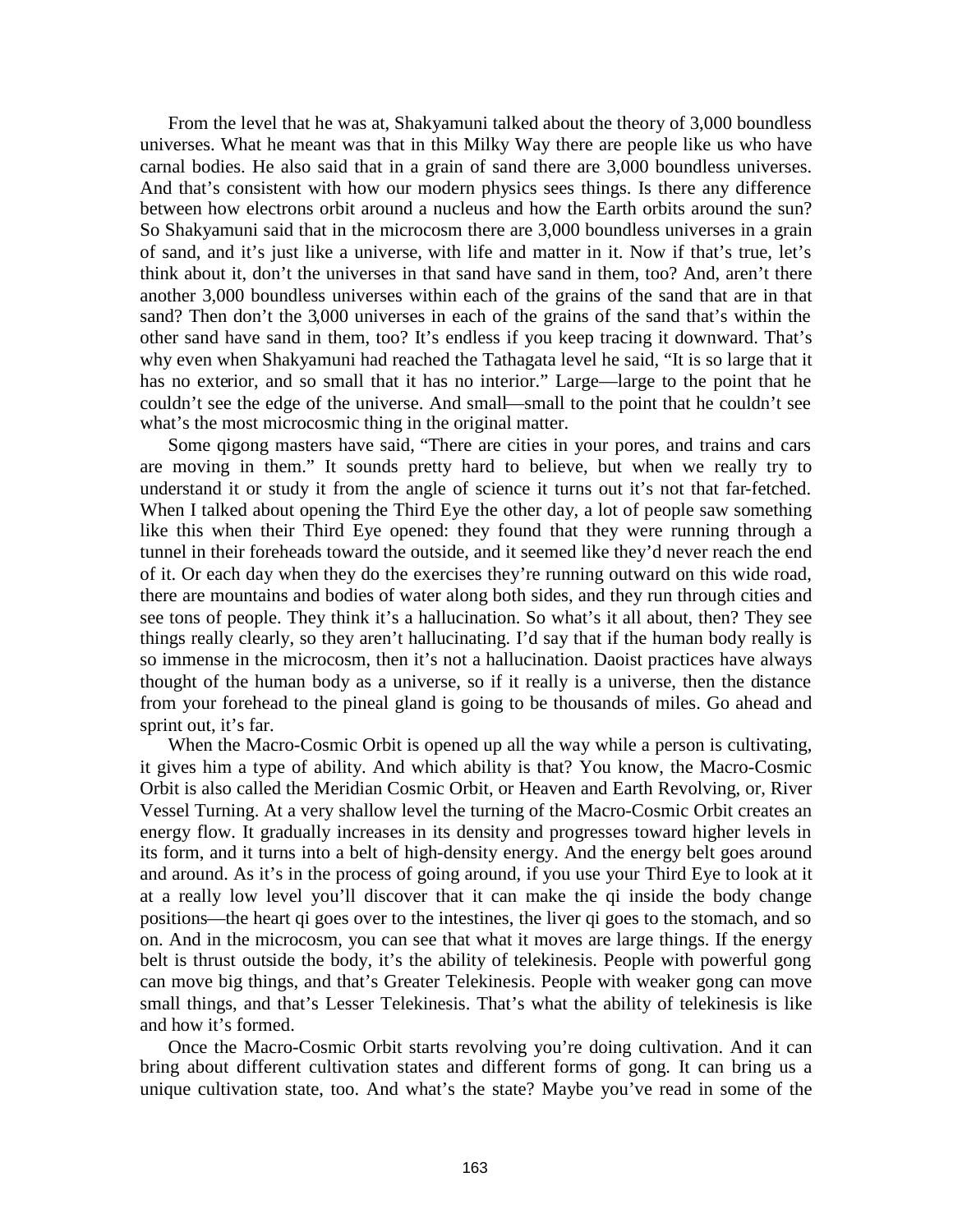From the level that he was at, Shakyamuni talked about the theory of 3,000 boundless universes. What he meant was that in this Milky Way there are people like us who have carnal bodies. He also said that in a grain of sand there are 3,000 boundless universes. And that's consistent with how our modern physics sees things. Is there any difference between how electrons orbit around a nucleus and how the Earth orbits around the sun? So Shakyamuni said that in the microcosm there are 3,000 boundless universes in a grain of sand, and it's just like a universe, with life and matter in it. Now if that's true, let's think about it, don't the universes in that sand have sand in them, too? And, aren't there another 3,000 boundless universes within each of the grains of the sand that are in that sand? Then don't the 3,000 universes in each of the grains of the sand that's within the other sand have sand in them, too? It's endless if you keep tracing it downward. That's why even when Shakyamuni had reached the Tathagata level he said, "It is so large that it has no exterior, and so small that it has no interior." Large—large to the point that he couldn't see the edge of the universe. And small—small to the point that he couldn't see what's the most microcosmic thing in the original matter.

Some qigong masters have said, "There are cities in your pores, and trains and cars are moving in them." It sounds pretty hard to believe, but when we really try to understand it or study it from the angle of science it turns out it's not that far-fetched. When I talked about opening the Third Eye the other day, a lot of people saw something like this when their Third Eye opened: they found that they were running through a tunnel in their foreheads toward the outside, and it seemed like they'd never reach the end of it. Or each day when they do the exercises they're running outward on this wide road, there are mountains and bodies of water along both sides, and they run through cities and see tons of people. They think it's a hallucination. So what's it all about, then? They see things really clearly, so they aren't hallucinating. I'd say that if the human body really is so immense in the microcosm, then it's not a hallucination. Daoist practices have always thought of the human body as a universe, so if it really is a universe, then the distance from your forehead to the pineal gland is going to be thousands of miles. Go ahead and sprint out, it's far.

When the Macro-Cosmic Orbit is opened up all the way while a person is cultivating, it gives him a type of ability. And which ability is that? You know, the Macro-Cosmic Orbit is also called the Meridian Cosmic Orbit, or Heaven and Earth Revolving, or, River Vessel Turning. At a very shallow level the turning of the Macro-Cosmic Orbit creates an energy flow. It gradually increases in its density and progresses toward higher levels in its form, and it turns into a belt of high-density energy. And the energy belt goes around and around. As it's in the process of going around, if you use your Third Eye to look at it at a really low level you'll discover that it can make the qi inside the body change positions—the heart qi goes over to the intestines, the liver qi goes to the stomach, and so on. And in the microcosm, you can see that what it moves are large things. If the energy belt is thrust outside the body, it's the ability of telekinesis. People with powerful gong can move big things, and that's Greater Telekinesis. People with weaker gong can move small things, and that's Lesser Telekinesis. That's what the ability of telekinesis is like and how it's formed.

Once the Macro-Cosmic Orbit starts revolving you're doing cultivation. And it can bring about different cultivation states and different forms of gong. It can bring us a unique cultivation state, too. And what's the state? Maybe you've read in some of the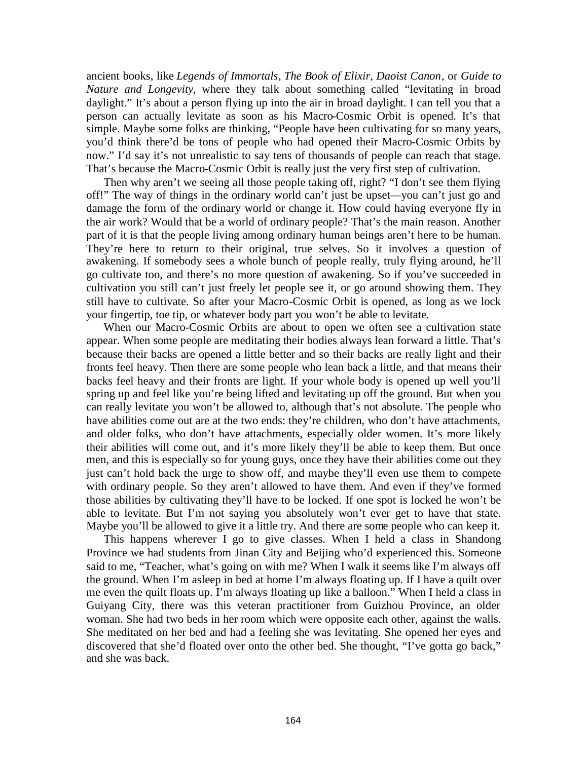ancient books, like *Legends of Immortals*, *The Book of Elixir, Daoist Canon*, or *Guide to Nature and Longevity*, where they talk about something called "levitating in broad daylight." It's about a person flying up into the air in broad daylight. I can tell you that a person can actually levitate as soon as his Macro-Cosmic Orbit is opened. It's that simple. Maybe some folks are thinking, "People have been cultivating for so many years, you'd think there'd be tons of people who had opened their Macro-Cosmic Orbits by now." I'd say it's not unrealistic to say tens of thousands of people can reach that stage. That's because the Macro-Cosmic Orbit is really just the very first step of cultivation.

Then why aren't we seeing all those people taking off, right? "I don't see them flying off!" The way of things in the ordinary world can't just be upset—you can't just go and damage the form of the ordinary world or change it. How could having everyone fly in the air work? Would that be a world of ordinary people? That's the main reason. Another part of it is that the people living among ordinary human beings aren't here to be human. They're here to return to their original, true selves. So it involves a question of awakening. If somebody sees a whole bunch of people really, truly flying around, he'll go cultivate too, and there's no more question of awakening. So if you've succeeded in cultivation you still can't just freely let people see it, or go around showing them. They still have to cultivate. So after your Macro-Cosmic Orbit is opened, as long as we lock your fingertip, toe tip, or whatever body part you won't be able to levitate.

When our Macro-Cosmic Orbits are about to open we often see a cultivation state appear. When some people are meditating their bodies always lean forward a little. That's because their backs are opened a little better and so their backs are really light and their fronts feel heavy. Then there are some people who lean back a little, and that means their backs feel heavy and their fronts are light. If your whole body is opened up well you'll spring up and feel like you're being lifted and levitating up off the ground. But when you can really levitate you won't be allowed to, although that's not absolute. The people who have abilities come out are at the two ends: they're children, who don't have attachments, and older folks, who don't have attachments, especially older women. It's more likely their abilities will come out, and it's more likely they'll be able to keep them. But once men, and this is especially so for young guys, once they have their abilities come out they just can't hold back the urge to show off, and maybe they'll even use them to compete with ordinary people. So they aren't allowed to have them. And even if they've formed those abilities by cultivating they'll have to be locked. If one spot is locked he won't be able to levitate. But I'm not saying you absolutely won't ever get to have that state. Maybe you'll be allowed to give it a little try. And there are some people who can keep it.

This happens wherever I go to give classes. When I held a class in Shandong Province we had students from Jinan City and Beijing who'd experienced this. Someone said to me, "Teacher, what's going on with me? When I walk it seems like I'm always off the ground. When I'm asleep in bed at home I'm always floating up. If I have a quilt over me even the quilt floats up. I'm always floating up like a balloon." When I held a class in Guiyang City, there was this veteran practitioner from Guizhou Province, an older woman. She had two beds in her room which were opposite each other, against the walls. She meditated on her bed and had a feeling she was levitating. She opened her eyes and discovered that she'd floated over onto the other bed. She thought, "I've gotta go back," and she was back.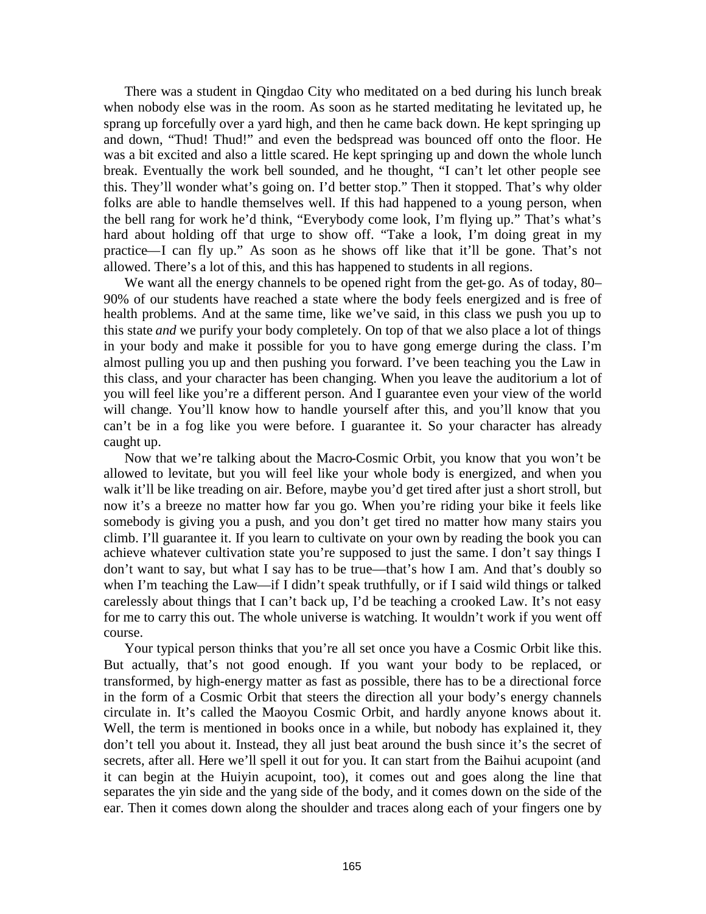There was a student in Qingdao City who meditated on a bed during his lunch break when nobody else was in the room. As soon as he started meditating he levitated up, he sprang up forcefully over a yard high, and then he came back down. He kept springing up and down, "Thud! Thud!" and even the bedspread was bounced off onto the floor. He was a bit excited and also a little scared. He kept springing up and down the whole lunch break. Eventually the work bell sounded, and he thought, "I can't let other people see this. They'll wonder what's going on. I'd better stop." Then it stopped. That's why older folks are able to handle themselves well. If this had happened to a young person, when the bell rang for work he'd think, "Everybody come look, I'm flying up." That's what's hard about holding off that urge to show off. "Take a look, I'm doing great in my practice—I can fly up." As soon as he shows off like that it'll be gone. That's not allowed. There's a lot of this, and this has happened to students in all regions.

We want all the energy channels to be opened right from the get-go. As of today, 80–90% of our students have reached a state where the body feels energized and is free of health problems. And at the same time, like we've said, in this class we push you up to this state *and* we purify your body completely. On top of that we also place a lot of things in your body and make it possible for you to have gong emerge during the class. I'm almost pulling you up and then pushing you forward. I've been teaching you the Law in this class, and your character has been changing. When you leave the auditorium a lot of you will feel like you're a different person. And I guarantee even your view of the world will change. You'll know how to handle yourself after this, and you'll know that you can't be in a fog like you were before. I guarantee it. So your character has already caught up.

Now that we're talking about the Macro-Cosmic Orbit, you know that you won't be allowed to levitate, but you will feel like your whole body is energized, and when you walk it'll be like treading on air. Before, maybe you'd get tired after just a short stroll, but now it's a breeze no matter how far you go. When you're riding your bike it feels like somebody is giving you a push, and you don't get tired no matter how many stairs you climb. I'll guarantee it. If you learn to cultivate on your own by reading the book you can achieve whatever cultivation state you're supposed to just the same. I don't say things I don't want to say, but what I say has to be true—that's how I am. And that's doubly so when I'm teaching the Law—if I didn't speak truthfully, or if I said wild things or talked carelessly about things that I can't back up, I'd be teaching a crooked Law. It's not easy for me to carry this out. The whole universe is watching. It wouldn't work if you went off course.

Your typical person thinks that you're all set once you have a Cosmic Orbit like this. But actually, that's not good enough. If you want your body to be replaced, or transformed, by high-energy matter as fast as possible, there has to be a directional force in the form of a Cosmic Orbit that steers the direction all your body's energy channels circulate in. It's called the Maoyou Cosmic Orbit, and hardly anyone knows about it. Well, the term is mentioned in books once in a while, but nobody has explained it, they don't tell you about it. Instead, they all just beat around the bush since it's the secret of secrets, after all. Here we'll spell it out for you. It can start from the Baihui acupoint (and it can begin at the Huiyin acupoint, too), it comes out and goes along the line that separates the yin side and the yang side of the body, and it comes down on the side of the ear. Then it comes down along the shoulder and traces along each of your fingers one by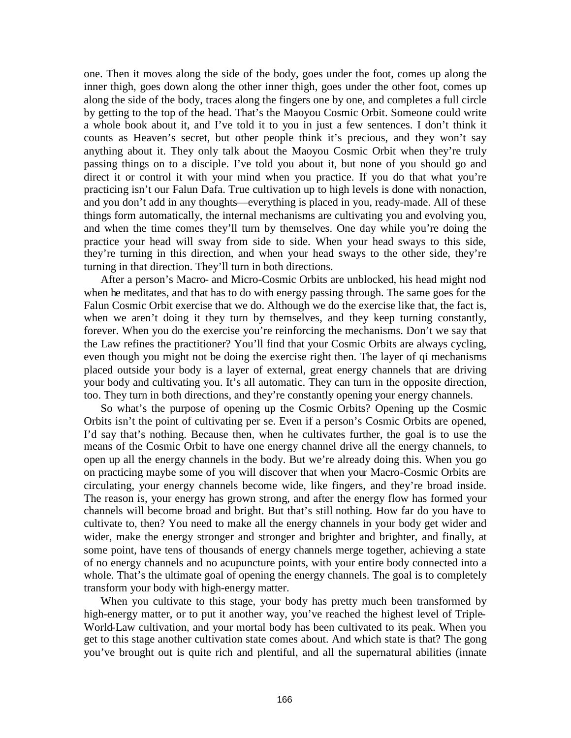one. Then it moves along the side of the body, goes under the foot, comes up along the inner thigh, goes down along the other inner thigh, goes under the other foot, comes up along the side of the body, traces along the fingers one by one, and completes a full circle by getting to the top of the head. That's the Maoyou Cosmic Orbit. Someone could write a whole book about it, and I've told it to you in just a few sentences. I don't think it counts as Heaven's secret, but other people think it's precious, and they won't say anything about it. They only talk about the Maoyou Cosmic Orbit when they're truly passing things on to a disciple. I've told you about it, but none of you should go and direct it or control it with your mind when you practice. If you do that what you're practicing isn't our Falun Dafa. True cultivation up to high levels is done with nonaction, and you don't add in any thoughts—everything is placed in you, ready-made. All of these things form automatically, the internal mechanisms are cultivating you and evolving you, and when the time comes they'll turn by themselves. One day while you're doing the practice your head will sway from side to side. When your head sways to this side, they're turning in this direction, and when your head sways to the other side, they're turning in that direction. They'll turn in both directions.

After a person's Macro- and Micro-Cosmic Orbits are unblocked, his head might nod when he meditates, and that has to do with energy passing through. The same goes for the Falun Cosmic Orbit exercise that we do. Although we do the exercise like that, the fact is, when we aren't doing it they turn by themselves, and they keep turning constantly, forever. When you do the exercise you're reinforcing the mechanisms. Don't we say that the Law refines the practitioner? You'll find that your Cosmic Orbits are always cycling, even though you might not be doing the exercise right then. The layer of qi mechanisms placed outside your body is a layer of external, great energy channels that are driving your body and cultivating you. It's all automatic. They can turn in the opposite direction, too. They turn in both directions, and they're constantly opening your energy channels.

So what's the purpose of opening up the Cosmic Orbits? Opening up the Cosmic Orbits isn't the point of cultivating per se. Even if a person's Cosmic Orbits are opened, I'd say that's nothing. Because then, when he cultivates further, the goal is to use the means of the Cosmic Orbit to have one energy channel drive all the energy channels, to open up all the energy channels in the body. But we're already doing this. When you go on practicing maybe some of you will discover that when your Macro-Cosmic Orbits are circulating, your energy channels become wide, like fingers, and they're broad inside. The reason is, your energy has grown strong, and after the energy flow has formed your channels will become broad and bright. But that's still nothing. How far do you have to cultivate to, then? You need to make all the energy channels in your body get wider and wider, make the energy stronger and stronger and brighter and brighter, and finally, at some point, have tens of thousands of energy channels merge together, achieving a state of no energy channels and no acupuncture points, with your entire body connected into a whole. That's the ultimate goal of opening the energy channels. The goal is to completely transform your body with high-energy matter.

When you cultivate to this stage, your body has pretty much been transformed by high-energy matter, or to put it another way, you've reached the highest level of Triple-World-Law cultivation, and your mortal body has been cultivated to its peak. When you get to this stage another cultivation state comes about. And which state is that? The gong you've brought out is quite rich and plentiful, and all the supernatural abilities (innate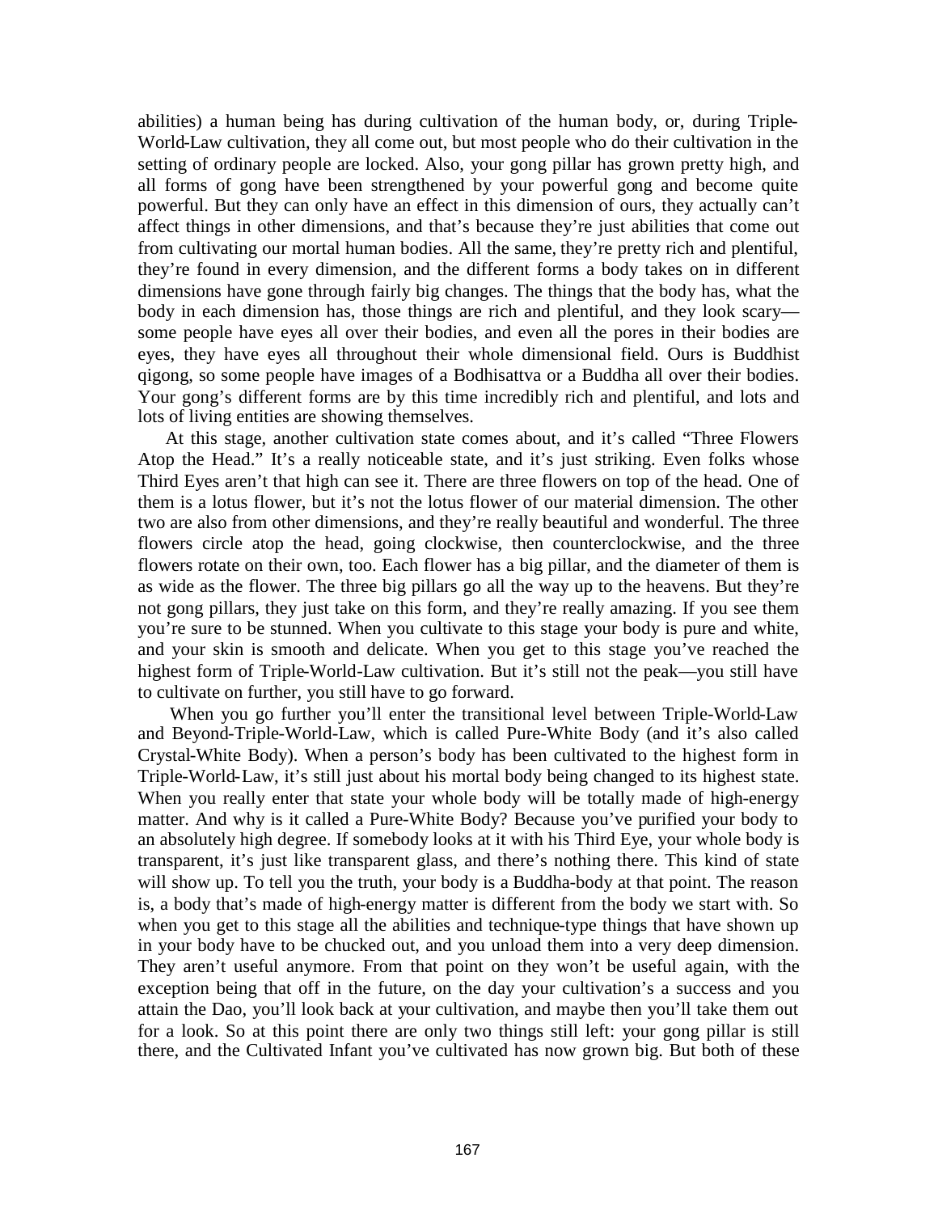abilities) a human being has during cultivation of the human body, or, during Triple-World-Law cultivation, they all come out, but most people who do their cultivation in the setting of ordinary people are locked. Also, your gong pillar has grown pretty high, and all forms of gong have been strengthened by your powerful gong and become quite powerful. But they can only have an effect in this dimension of ours, they actually can't affect things in other dimensions, and that's because they're just abilities that come out from cultivating our mortal human bodies. All the same, they're pretty rich and plentiful, they're found in every dimension, and the different forms a body takes on in different dimensions have gone through fairly big changes. The things that the body has, what the body in each dimension has, those things are rich and plentiful, and they look scary—some people have eyes all over their bodies, and even all the pores in their bodies are eyes, they have eyes all throughout their whole dimensional field. Ours is Buddhist qigong, so some people have images of a Bodhisattva or a Buddha all over their bodies. Your gong's different forms are by this time incredibly rich and plentiful, and lots and lots of living entities are showing themselves.

At this stage, another cultivation state comes about, and it's called "Three Flowers Atop the Head." It's a really noticeable state, and it's just striking. Even folks whose Third Eyes aren't that high can see it. There are three flowers on top of the head. One of them is a lotus flower, but it's not the lotus flower of our material dimension. The other two are also from other dimensions, and they're really beautiful and wonderful. The three flowers circle atop the head, going clockwise, then counterclockwise, and the three flowers rotate on their own, too. Each flower has a big pillar, and the diameter of them is as wide as the flower. The three big pillars go all the way up to the heavens. But they're not gong pillars, they just take on this form, and they're really amazing. If you see them you're sure to be stunned. When you cultivate to this stage your body is pure and white, and your skin is smooth and delicate. When you get to this stage you've reached the highest form of Triple-World-Law cultivation. But it's still not the peak—you still have to cultivate on further, you still have to go forward.

When you go further you'll enter the transitional level between Triple-World-Law and Beyond-Triple-World-Law, which is called Pure-White Body (and it's also called Crystal-White Body). When a person's body has been cultivated to the highest form in Triple-World-Law, it's still just about his mortal body being changed to its highest state. When you really enter that state your whole body will be totally made of high-energy matter. And why is it called a Pure-White Body? Because you've purified your body to an absolutely high degree. If somebody looks at it with his Third Eye, your whole body is transparent, it's just like transparent glass, and there's nothing there. This kind of state will show up. To tell you the truth, your body is a Buddha-body at that point. The reason is, a body that's made of high-energy matter is different from the body we start with. So when you get to this stage all the abilities and technique-type things that have shown up in your body have to be chucked out, and you unload them into a very deep dimension. They aren't useful anymore. From that point on they won't be useful again, with the exception being that off in the future, on the day your cultivation's a success and you attain the Dao, you'll look back at your cultivation, and maybe then you'll take them out for a look. So at this point there are only two things still left: your gong pillar is still there, and the Cultivated Infant you've cultivated has now grown big. But both of these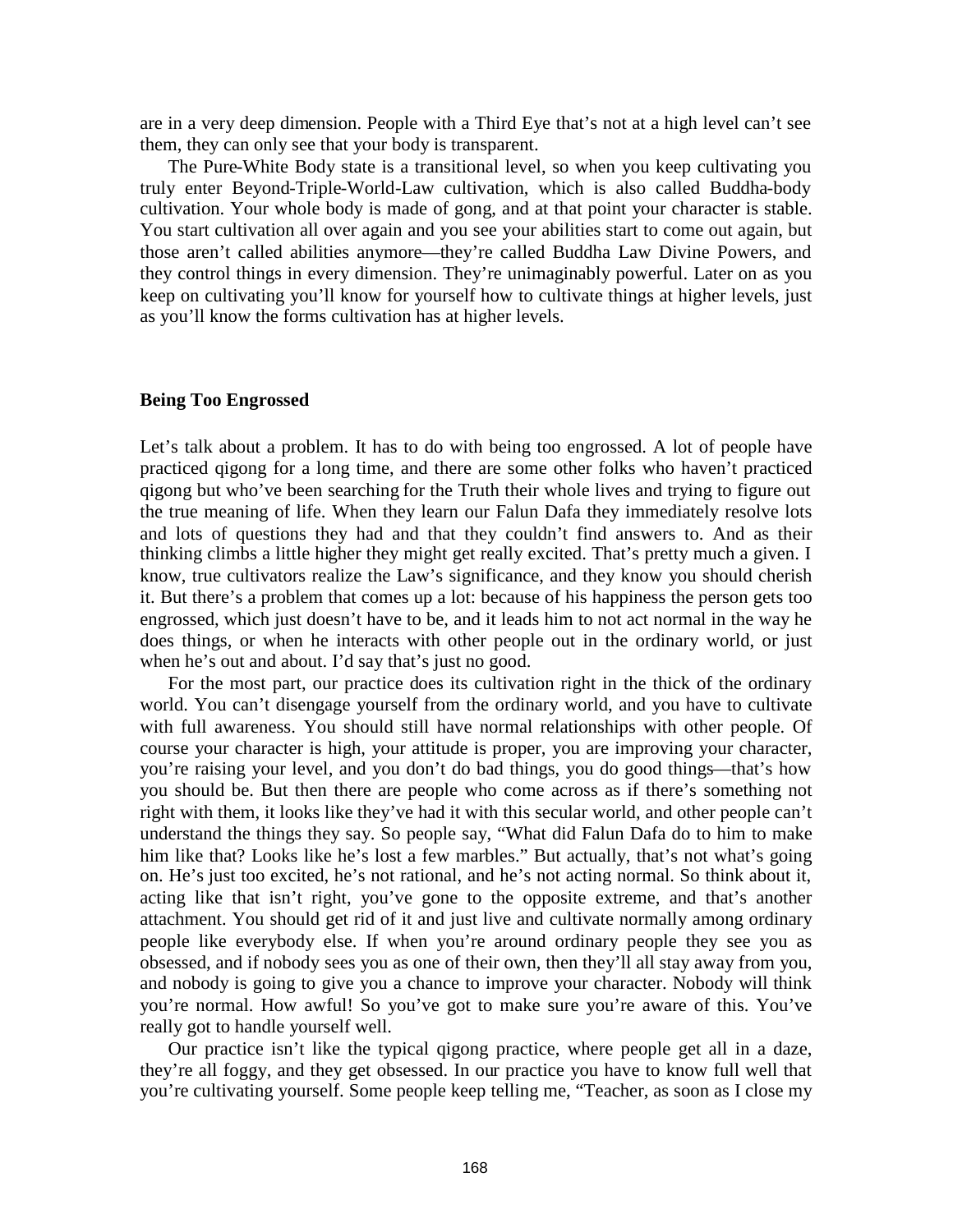are in a very deep dimension. People with a Third Eye that's not at a high level can't see them, they can only see that your body is transparent.

The Pure-White Body state is a transitional level, so when you keep cultivating you truly enter Beyond-Triple-World-Law cultivation, which is also called Buddha-body cultivation. Your whole body is made of gong, and at that point your character is stable. You start cultivation all over again and you see your abilities start to come out again, but those aren't called abilities anymore—they're called Buddha Law Divine Powers, and they control things in every dimension. They're unimaginably powerful. Later on as you keep on cultivating you'll know for yourself how to cultivate things at higher levels, just as you'll know the forms cultivation has at higher levels.

### Being Too Engrossed

Let's talk about a problem. It has to do with being too engrossed. A lot of people have practiced qigong for a long time, and there are some other folks who haven't practiced qigong but who've been searching for the Truth their whole lives and trying to figure out the true meaning of life. When they learn our Falun Dafa they immediately resolve lots and lots of questions they had and that they couldn't find answers to. And as their thinking climbs a little higher they might get really excited. That's pretty much a given. I know, true cultivators realize the Law's significance, and they know you should cherish it. But there's a problem that comes up a lot: because of his happiness the person gets too engrossed, which just doesn't have to be, and it leads him to not act normal in the way he does things, or when he interacts with other people out in the ordinary world, or just when he's out and about. I'd say that's just no good.

For the most part, our practice does its cultivation right in the thick of the ordinary world. You can't disengage yourself from the ordinary world, and you have to cultivate with full awareness. You should still have normal relationships with other people. Of course your character is high, your attitude is proper, you are improving your character, you're raising your level, and you don't do bad things, you do good things—that's how you should be. But then there are people who come across as if there's something not right with them, it looks like they've had it with this secular world, and other people can't understand the things they say. So people say, "What did Falun Dafa do to him to make him like that? Looks like he's lost a few marbles." But actually, that's not what's going on. He's just too excited, he's not rational, and he's not acting normal. So think about it, acting like that isn't right, you've gone to the opposite extreme, and that's another attachment. You should get rid of it and just live and cultivate normally among ordinary people like everybody else. If when you're around ordinary people they see you as obsessed, and if nobody sees you as one of their own, then they'll all stay away from you, and nobody is going to give you a chance to improve your character. Nobody will think you're normal. How awful! So you've got to make sure you're aware of this. You've really got to handle yourself well.

Our practice isn't like the typical qigong practice, where people get all in a daze, they're all foggy, and they get obsessed. In our practice you have to know full well that you're cultivating yourself. Some people keep telling me, "Teacher, as soon as I close my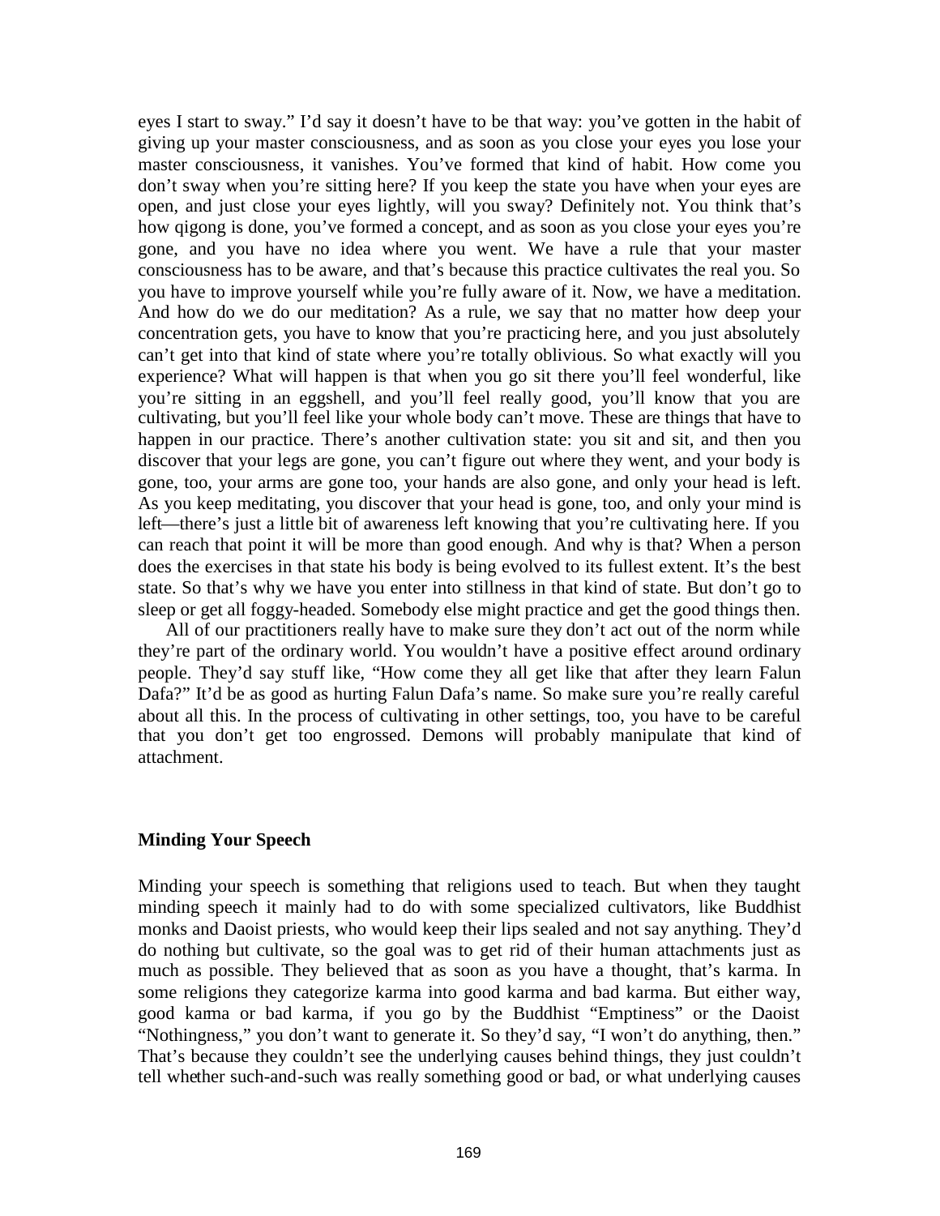eyes I start to sway." I'd say it doesn't have to be that way: you've gotten in the habit of giving up your master consciousness, and as soon as you close your eyes you lose your master consciousness, it vanishes. You've formed that kind of habit. How come you don't sway when you're sitting here? If you keep the state you have when your eyes are open, and just close your eyes lightly, will you sway? Definitely not. You think that's how qigong is done, you've formed a concept, and as soon as you close your eyes you're gone, and you have no idea where you went. We have a rule that your master consciousness has to be aware, and that's because this practice cultivates the real you. So you have to improve yourself while you're fully aware of it. Now, we have a meditation. And how do we do our meditation? As a rule, we say that no matter how deep your concentration gets, you have to know that you're practicing here, and you just absolutely can't get into that kind of state where you're totally oblivious. So what exactly will you experience? What will happen is that when you go sit there you'll feel wonderful, like you're sitting in an eggshell, and you'll feel really good, you'll know that you are cultivating, but you'll feel like your whole body can't move. These are things that have to happen in our practice. There's another cultivation state: you sit and sit, and then you discover that your legs are gone, you can't figure out where they went, and your body is gone, too, your arms are gone too, your hands are also gone, and only your head is left. As you keep meditating, you discover that your head is gone, too, and only your mind is left—there's just a little bit of awareness left knowing that you're cultivating here. If you can reach that point it will be more than good enough. And why is that? When a person does the exercises in that state his body is being evolved to its fullest extent. It's the best state. So that's why we have you enter into stillness in that kind of state. But don't go to sleep or get all foggy-headed. Somebody else might practice and get the good things then.

All of our practitioners really have to make sure they don't act out of the norm while they're part of the ordinary world. You wouldn't have a positive effect around ordinary people. They'd say stuff like, "How come they all get like that after they learn Falun Dafa?" It'd be as good as hurting Falun Dafa's name. So make sure you're really careful about all this. In the process of cultivating in other settings, too, you have to be careful that you don't get too engrossed. Demons will probably manipulate that kind of attachment.

### Minding Your Speech

Minding your speech is something that religions used to teach. But when they taught minding speech it mainly had to do with some specialized cultivators, like Buddhist monks and Daoist priests, who would keep their lips sealed and not say anything. They'd do nothing but cultivate, so the goal was to get rid of their human attachments just as much as possible. They believed that as soon as you have a thought, that's karma. In some religions they categorize karma into good karma and bad karma. But either way, good karma or bad karma, if you go by the Buddhist "Emptiness" or the Daoist "Nothingness," you don't want to generate it. So they'd say, "I won't do anything, then." That's because they couldn't see the underlying causes behind things, they just couldn't tell whether such-and-such was really something good or bad, or what underlying causes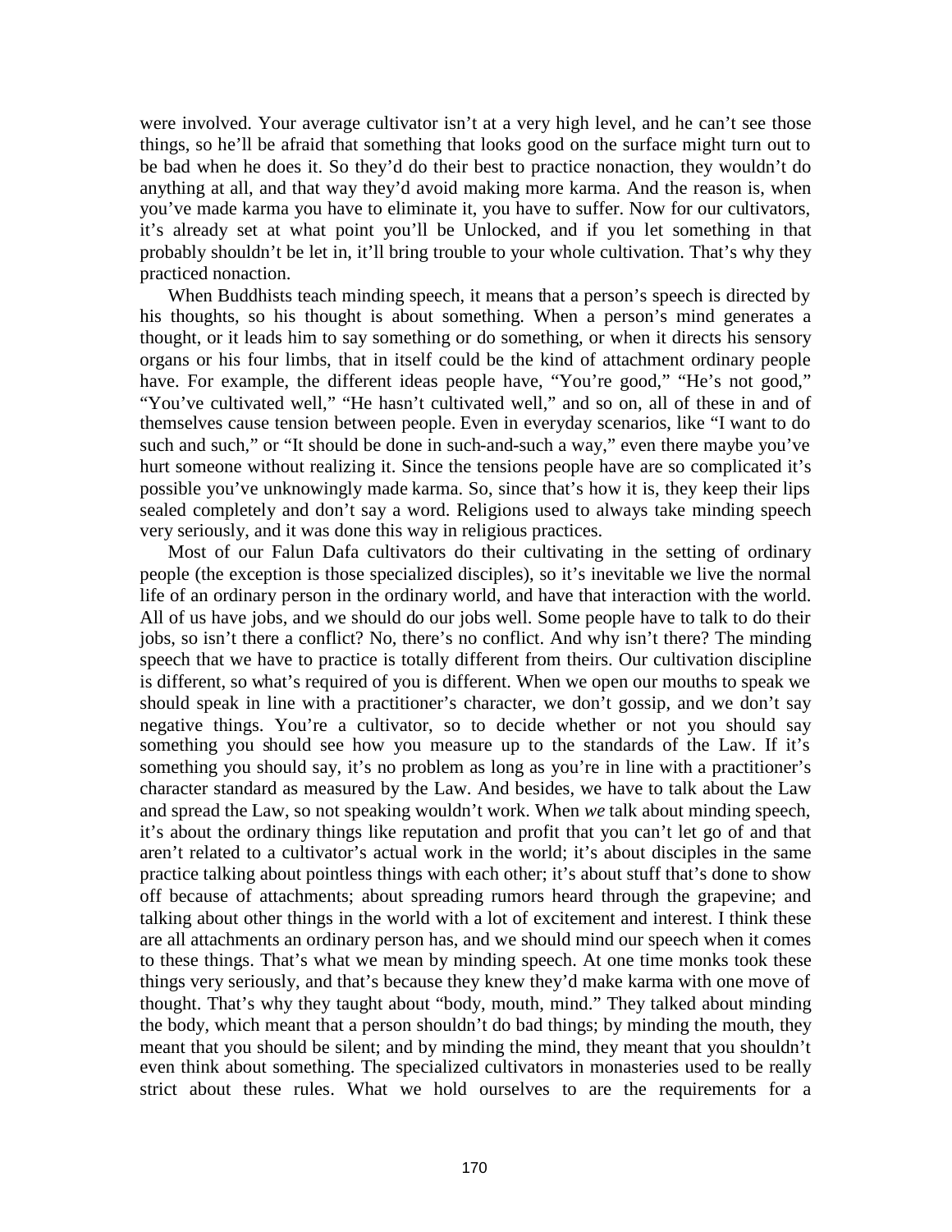were involved. Your average cultivator isn't at a very high level, and he can't see those things, so he'll be afraid that something that looks good on the surface might turn out to be bad when he does it. So they'd do their best to practice nonaction, they wouldn't do anything at all, and that way they'd avoid making more karma. And the reason is, when you've made karma you have to eliminate it, you have to suffer. Now for our cultivators, it's already set at what point you'll be Unlocked, and if you let something in that probably shouldn't be let in, it'll bring trouble to your whole cultivation. That's why they practiced nonaction.

When Buddhists teach minding speech, it means that a person's speech is directed by his thoughts, so his thought is about something. When a person's mind generates a thought, or it leads him to say something or do something, or when it directs his sensory organs or his four limbs, that in itself could be the kind of attachment ordinary people have. For example, the different ideas people have, "You're good," "He's not good," "You've cultivated well," "He hasn't cultivated well," and so on, all of these in and of themselves cause tension between people. Even in everyday scenarios, like "I want to do such and such," or "It should be done in such-and-such a way," even there maybe you've hurt someone without realizing it. Since the tensions people have are so complicated it's possible you've unknowingly made karma. So, since that's how it is, they keep their lips sealed completely and don't say a word. Religions used to always take minding speech very seriously, and it was done this way in religious practices.

Most of our Falun Dafa cultivators do their cultivating in the setting of ordinary people (the exception is those specialized disciples), so it's inevitable we live the normal life of an ordinary person in the ordinary world, and have that interaction with the world. All of us have jobs, and we should do our jobs well. Some people have to talk to do their jobs, so isn't there a conflict? No, there's no conflict. And why isn't there? The minding speech that we have to practice is totally different from theirs. Our cultivation discipline is different, so what's required of you is different. When we open our mouths to speak we should speak in line with a practitioner's character, we don't gossip, and we don't say negative things. You're a cultivator, so to decide whether or not you should say something you should see how you measure up to the standards of the Law. If it's something you should say, it's no problem as long as you're in line with a practitioner's character standard as measured by the Law. And besides, we have to talk about the Law and spread the Law, so not speaking wouldn't work. When *we* talk about minding speech, it's about the ordinary things like reputation and profit that you can't let go of and that aren't related to a cultivator's actual work in the world; it's about disciples in the same practice talking about pointless things with each other; it's about stuff that's done to show off because of attachments; about spreading rumors heard through the grapevine; and talking about other things in the world with a lot of excitement and interest. I think these are all attachments an ordinary person has, and we should mind our speech when it comes to these things. That's what we mean by minding speech. At one time monks took these things very seriously, and that's because they knew they'd make karma with one move of thought. That's why they taught about "body, mouth, mind." They talked about minding the body, which meant that a person shouldn't do bad things; by minding the mouth, they meant that you should be silent; and by minding the mind, they meant that you shouldn't even think about something. The specialized cultivators in monasteries used to be really strict about these rules. What we hold ourselves to are the requirements for a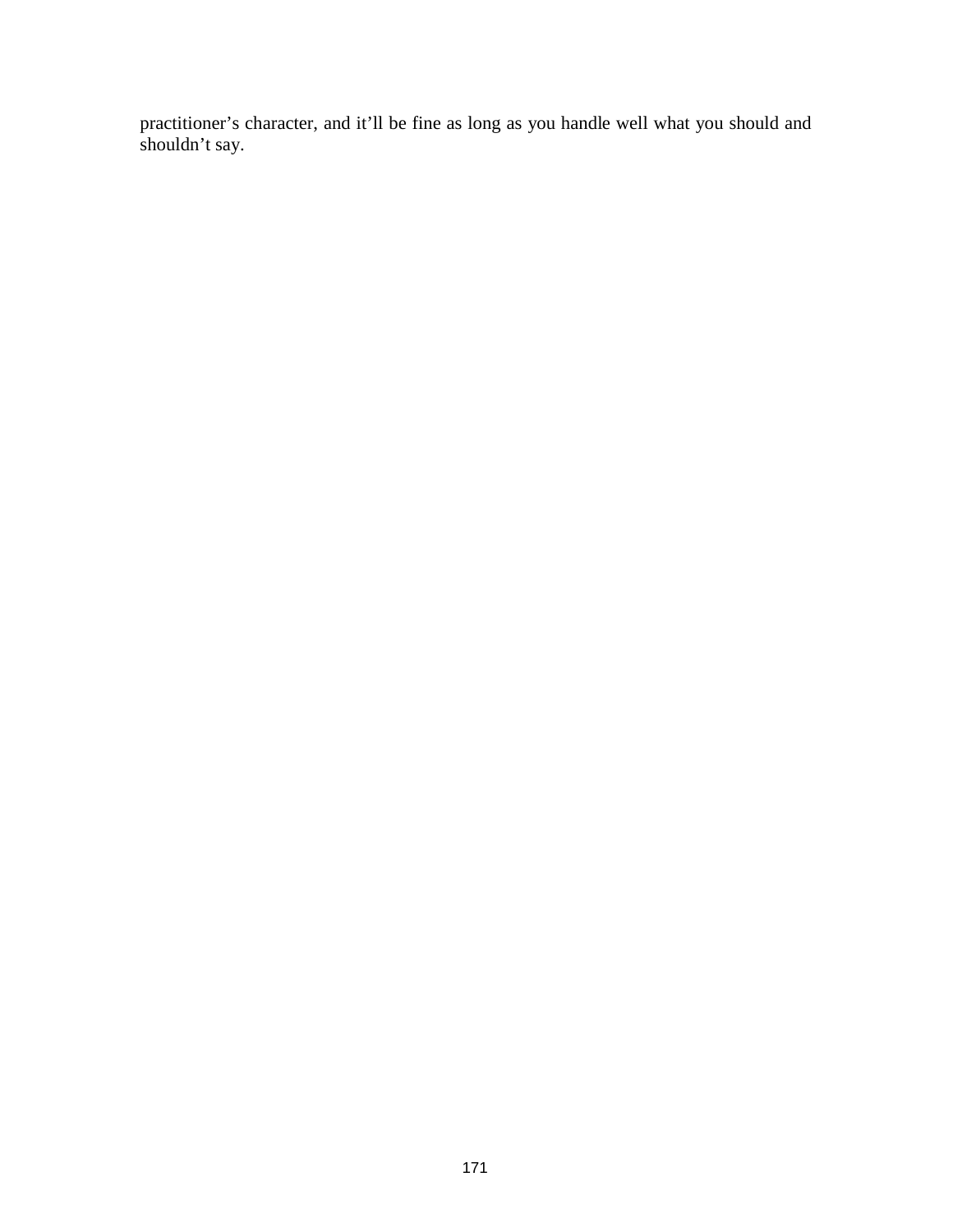practitioner's character, and it'll be fine as long as you handle well what you should and shouldn't say.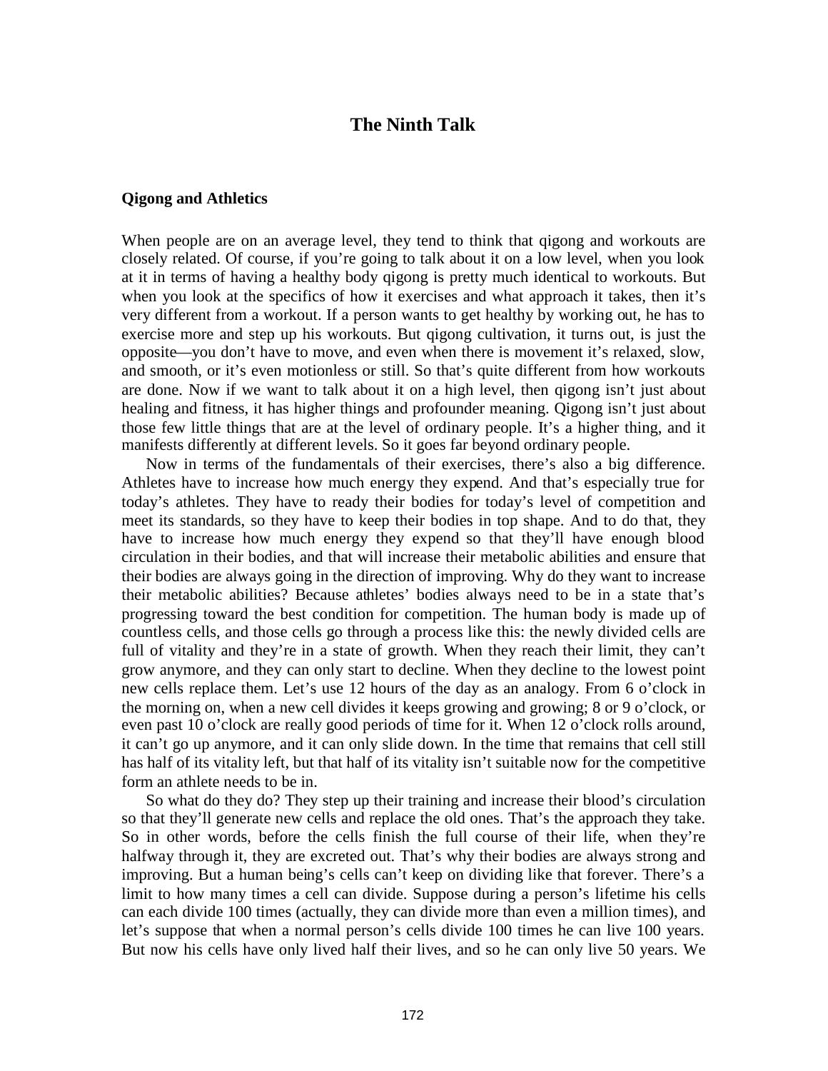# The Ninth Talk

## Qigong and Athletics

When people are on an average level, they tend to think that qigong and workouts are closely related. Of course, if you're going to talk about it on a low level, when you look at it in terms of having a healthy body qigong is pretty much identical to workouts. But when you look at the specifics of how it exercises and what approach it takes, then it's very different from a workout. If a person wants to get healthy by working out, he has to exercise more and step up his workouts. But qigong cultivation, it turns out, is just the opposite—you don't have to move, and even when there is movement it's relaxed, slow, and smooth, or it's even motionless or still. So that's quite different from how workouts are done. Now if we want to talk about it on a high level, then qigong isn't just about healing and fitness, it has higher things and profounder meaning. Qigong isn't just about those few little things that are at the level of ordinary people. It's a higher thing, and it manifests differently at different levels. So it goes far beyond ordinary people.

Now in terms of the fundamentals of their exercises, there's also a big difference. Athletes have to increase how much energy they expend. And that's especially true for today's athletes. They have to ready their bodies for today's level of competition and meet its standards, so they have to keep their bodies in top shape. And to do that, they have to increase how much energy they expend so that they'll have enough blood circulation in their bodies, and that will increase their metabolic abilities and ensure that their bodies are always going in the direction of improving. Why do they want to increase their metabolic abilities? Because athletes' bodies always need to be in a state that's progressing toward the best condition for competition. The human body is made up of countless cells, and those cells go through a process like this: the newly divided cells are full of vitality and they're in a state of growth. When they reach their limit, they can't grow anymore, and they can only start to decline. When they decline to the lowest point new cells replace them. Let's use 12 hours of the day as an analogy. From 6 o'clock in the morning on, when a new cell divides it keeps growing and growing; 8 or 9 o'clock, or even past 10 o'clock are really good periods of time for it. When 12 o'clock rolls around, it can't go up anymore, and it can only slide down. In the time that remains that cell still has half of its vitality left, but that half of its vitality isn't suitable now for the competitive form an athlete needs to be in.

So what do they do? They step up their training and increase their blood's circulation so that they'll generate new cells and replace the old ones. That's the approach they take. So in other words, before the cells finish the full course of their life, when they're halfway through it, they are excreted out. That's why their bodies are always strong and improving. But a human being's cells can't keep on dividing like that forever. There's a limit to how many times a cell can divide. Suppose during a person's lifetime his cells can each divide 100 times (actually, they can divide more than even a million times), and let's suppose that when a normal person's cells divide 100 times he can live 100 years. But now his cells have only lived half their lives, and so he can only live 50 years. We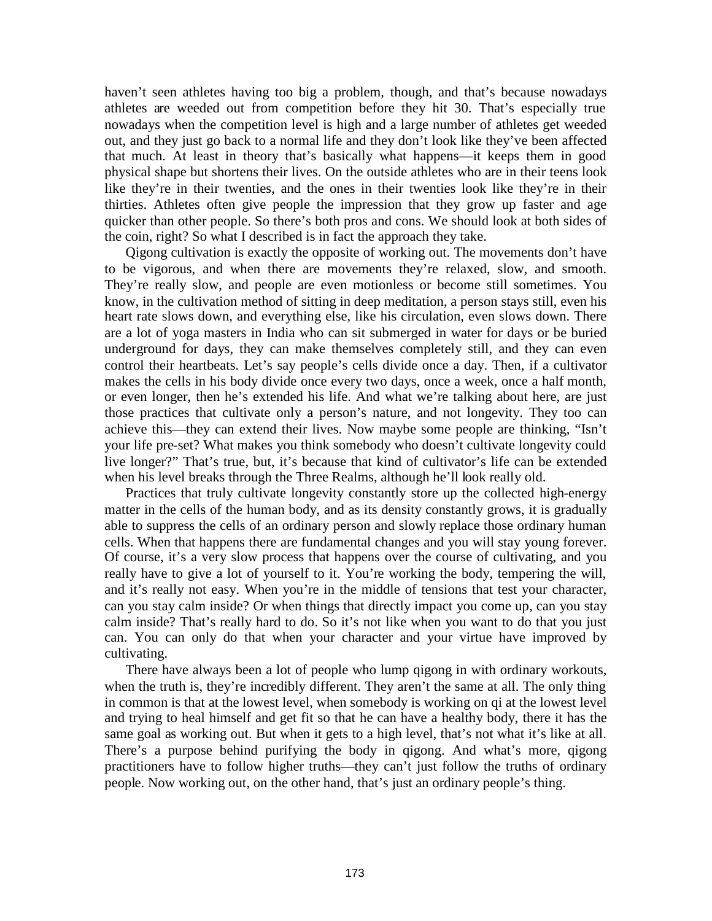haven't seen athletes having too big a problem, though, and that's because nowadays athletes are weeded out from competition before they hit 30. That's especially true nowadays when the competition level is high and a large number of athletes get weeded out, and they just go back to a normal life and they don't look like they've been affected that much. At least in theory that's basically what happens—it keeps them in good physical shape but shortens their lives. On the outside athletes who are in their teens look like they're in their twenties, and the ones in their twenties look like they're in their thirties. Athletes often give people the impression that they grow up faster and age quicker than other people. So there's both pros and cons. We should look at both sides of the coin, right? So what I described is in fact the approach they take.

Qigong cultivation is exactly the opposite of working out. The movements don't have to be vigorous, and when there are movements they're relaxed, slow, and smooth. They're really slow, and people are even motionless or become still sometimes. You know, in the cultivation method of sitting in deep meditation, a person stays still, even his heart rate slows down, and everything else, like his circulation, even slows down. There are a lot of yoga masters in India who can sit submerged in water for days or be buried underground for days, they can make themselves completely still, and they can even control their heartbeats. Let's say people's cells divide once a day. Then, if a cultivator makes the cells in his body divide once every two days, once a week, once a half month, or even longer, then he's extended his life. And what we're talking about here, are just those practices that cultivate only a person's nature, and not longevity. They too can achieve this—they can extend their lives. Now maybe some people are thinking, "Isn't your life pre-set? What makes you think somebody who doesn't cultivate longevity could live longer?" That's true, but, it's because that kind of cultivator's life can be extended when his level breaks through the Three Realms, although he'll look really old.

Practices that truly cultivate longevity constantly store up the collected high-energy matter in the cells of the human body, and as its density constantly grows, it is gradually able to suppress the cells of an ordinary person and slowly replace those ordinary human cells. When that happens there are fundamental changes and you will stay young forever. Of course, it's a very slow process that happens over the course of cultivating, and you really have to give a lot of yourself to it. You're working the body, tempering the will, and it's really not easy. When you're in the middle of tensions that test your character, can you stay calm inside? Or when things that directly impact you come up, can you stay calm inside? That's really hard to do. So it's not like when you want to do that you just can. You can only do that when your character and your virtue have improved by cultivating.

There have always been a lot of people who lump qigong in with ordinary workouts, when the truth is, they're incredibly different. They aren't the same at all. The only thing in common is that at the lowest level, when somebody is working on qi at the lowest level and trying to heal himself and get fit so that he can have a healthy body, there it has the same goal as working out. But when it gets to a high level, that's not what it's like at all. There's a purpose behind purifying the body in qigong. And what's more, qigong practitioners have to follow higher truths—they can't just follow the truths of ordinary people. Now working out, on the other hand, that's just an ordinary people's thing.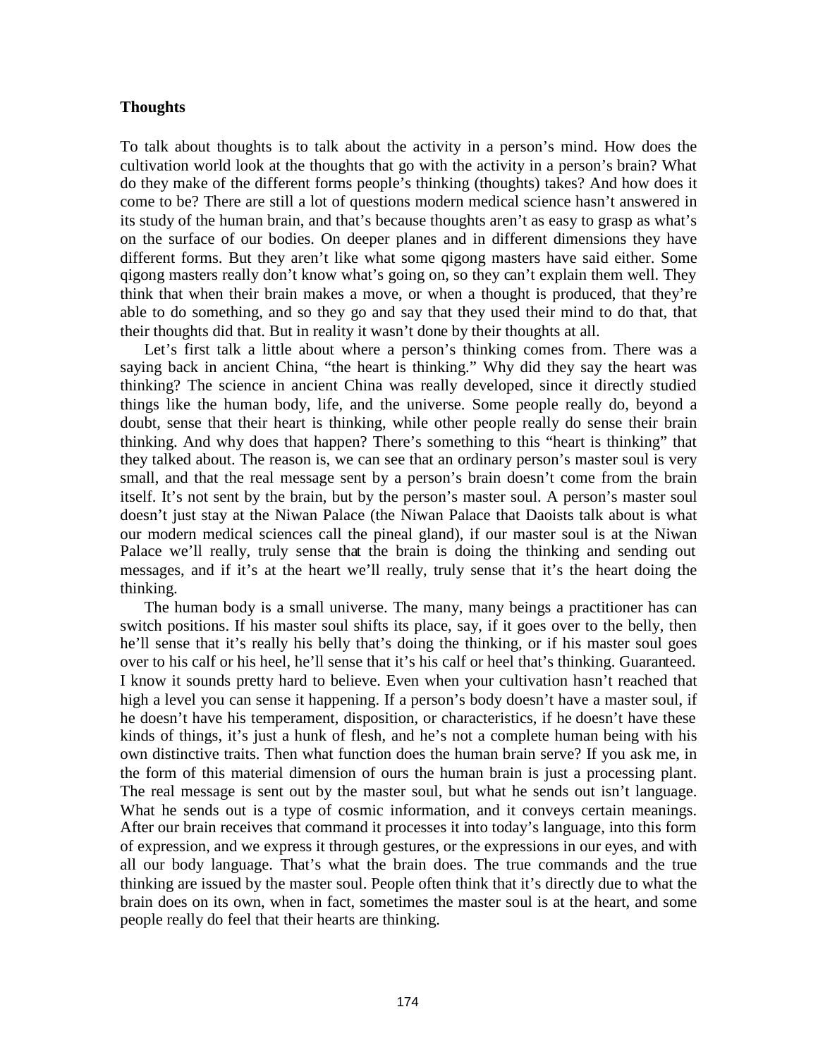### Thoughts

To talk about thoughts is to talk about the activity in a person's mind. How does the cultivation world look at the thoughts that go with the activity in a person's brain? What do they make of the different forms people's thinking (thoughts) takes? And how does it come to be? There are still a lot of questions modern medical science hasn't answered in its study of the human brain, and that's because thoughts aren't as easy to grasp as what's on the surface of our bodies. On deeper planes and in different dimensions they have different forms. But they aren't like what some qigong masters have said either. Some qigong masters really don't know what's going on, so they can't explain them well. They think that when their brain makes a move, or when a thought is produced, that they're able to do something, and so they go and say that they used their mind to do that, that their thoughts did that. But in reality it wasn't done by their thoughts at all.

Let's first talk a little about where a person's thinking comes from. There was a saying back in ancient China, "the heart is thinking." Why did they say the heart was thinking? The science in ancient China was really developed, since it directly studied things like the human body, life, and the universe. Some people really do, beyond a doubt, sense that their heart is thinking, while other people really do sense their brain thinking. And why does that happen? There's something to this "heart is thinking" that they talked about. The reason is, we can see that an ordinary person's master soul is very small, and that the real message sent by a person's brain doesn't come from the brain itself. It's not sent by the brain, but by the person's master soul. A person's master soul doesn't just stay at the Niwan Palace (the Niwan Palace that Daoists talk about is what our modern medical sciences call the pineal gland), if our master soul is at the Niwan Palace we'll really, truly sense that the brain is doing the thinking and sending out messages, and if it's at the heart we'll really, truly sense that it's the heart doing the thinking.

The human body is a small universe. The many, many beings a practitioner has can switch positions. If his master soul shifts its place, say, if it goes over to the belly, then he'll sense that it's really his belly that's doing the thinking, or if his master soul goes over to his calf or his heel, he'll sense that it's his calf or heel that's thinking. Guaranteed. I know it sounds pretty hard to believe. Even when your cultivation hasn't reached that high a level you can sense it happening. If a person's body doesn't have a master soul, if he doesn't have his temperament, disposition, or characteristics, if he doesn't have these kinds of things, it's just a hunk of flesh, and he's not a complete human being with his own distinctive traits. Then what function does the human brain serve? If you ask me, in the form of this material dimension of ours the human brain is just a processing plant. The real message is sent out by the master soul, but what he sends out isn't language. What he sends out is a type of cosmic information, and it conveys certain meanings. After our brain receives that command it processes it into today's language, into this form of expression, and we express it through gestures, or the expressions in our eyes, and with all our body language. That's what the brain does. The true commands and the true thinking are issued by the master soul. People often think that it's directly due to what the brain does on its own, when in fact, sometimes the master soul is at the heart, and some people really do feel that their hearts are thinking.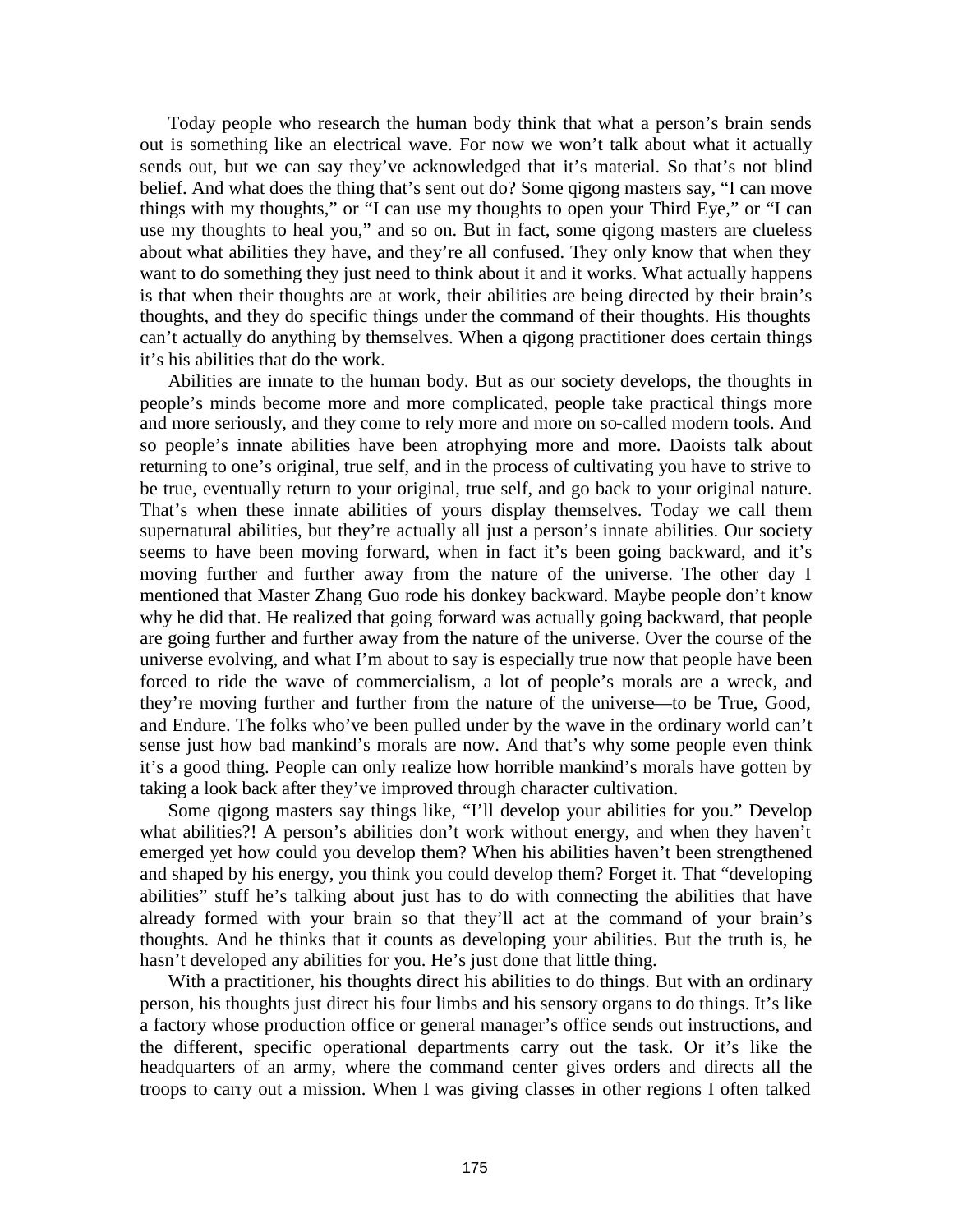Today people who research the human body think that what a person's brain sends out is something like an electrical wave. For now we won't talk about what it actually sends out, but we can say they've acknowledged that it's material. So that's not blind belief. And what does the thing that's sent out do? Some qigong masters say, "I can move things with my thoughts," or "I can use my thoughts to open your Third Eye," or "I can use my thoughts to heal you," and so on. But in fact, some qigong masters are clueless about what abilities they have, and they're all confused. They only know that when they want to do something they just need to think about it and it works. What actually happens is that when their thoughts are at work, their abilities are being directed by their brain's thoughts, and they do specific things under the command of their thoughts. His thoughts can't actually do anything by themselves. When a qigong practitioner does certain things it's his abilities that do the work.

Abilities are innate to the human body. But as our society develops, the thoughts in people's minds become more and more complicated, people take practical things more and more seriously, and they come to rely more and more on so-called modern tools. And so people's innate abilities have been atrophying more and more. Daoists talk about returning to one's original, true self, and in the process of cultivating you have to strive to be true, eventually return to your original, true self, and go back to your original nature. That's when these innate abilities of yours display themselves. Today we call them supernatural abilities, but they're actually all just a person's innate abilities. Our society seems to have been moving forward, when in fact it's been going backward, and it's moving further and further away from the nature of the universe. The other day I mentioned that Master Zhang Guo rode his donkey backward. Maybe people don't know why he did that. He realized that going forward was actually going backward, that people are going further and further away from the nature of the universe. Over the course of the universe evolving, and what I'm about to say is especially true now that people have been forced to ride the wave of commercialism, a lot of people's morals are a wreck, and they're moving further and further from the nature of the universe—to be True, Good, and Endure. The folks who've been pulled under by the wave in the ordinary world can't sense just how bad mankind's morals are now. And that's why some people even think it's a good thing. People can only realize how horrible mankind's morals have gotten by taking a look back after they've improved through character cultivation.

Some qigong masters say things like, "I'll develop your abilities for you." Develop what abilities?! A person's abilities don't work without energy, and when they haven't emerged yet how could you develop them? When his abilities haven't been strengthened and shaped by his energy, you think you could develop them? Forget it. That "developing abilities" stuff he's talking about just has to do with connecting the abilities that have already formed with your brain so that they'll act at the command of your brain's thoughts. And he thinks that it counts as developing your abilities. But the truth is, he hasn't developed any abilities for you. He's just done that little thing.

With a practitioner, his thoughts direct his abilities to do things. But with an ordinary person, his thoughts just direct his four limbs and his sensory organs to do things. It's like a factory whose production office or general manager's office sends out instructions, and the different, specific operational departments carry out the task. Or it's like the headquarters of an army, where the command center gives orders and directs all the troops to carry out a mission. When I was giving classes in other regions I often talked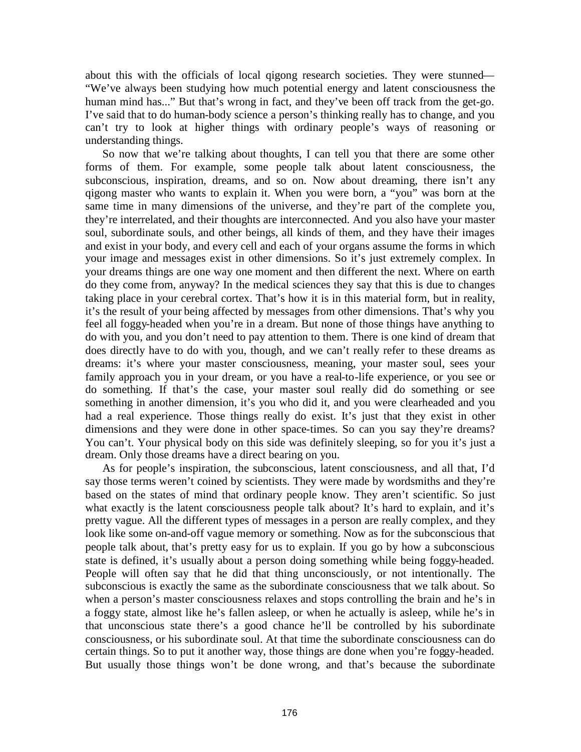about this with the officials of local qigong research societies. They were stunned—"We've always been studying how much potential energy and latent consciousness the human mind has..." But that's wrong in fact, and they've been off track from the get-go. I've said that to do human-body science a person's thinking really has to change, and you can't try to look at higher things with ordinary people's ways of reasoning or understanding things.

So now that we're talking about thoughts, I can tell you that there are some other forms of them. For example, some people talk about latent consciousness, the subconscious, inspiration, dreams, and so on. Now about dreaming, there isn't any qigong master who wants to explain it. When you were born, a "you" was born at the same time in many dimensions of the universe, and they're part of the complete you, they're interrelated, and their thoughts are interconnected. And you also have your master soul, subordinate souls, and other beings, all kinds of them, and they have their images and exist in your body, and every cell and each of your organs assume the forms in which your image and messages exist in other dimensions. So it's just extremely complex. In your dreams things are one way one moment and then different the next. Where on earth do they come from, anyway? In the medical sciences they say that this is due to changes taking place in your cerebral cortex. That's how it is in this material form, but in reality, it's the result of your being affected by messages from other dimensions. That's why you feel all foggy-headed when you're in a dream. But none of those things have anything to do with you, and you don't need to pay attention to them. There is one kind of dream that does directly have to do with you, though, and we can't really refer to these dreams as dreams: it's where your master consciousness, meaning, your master soul, sees your family approach you in your dream, or you have a real-to-life experience, or you see or do something. If that's the case, your master soul really did do something or see something in another dimension, it's you who did it, and you were clearheaded and you had a real experience. Those things really do exist. It's just that they exist in other dimensions and they were done in other space-times. So can you say they're dreams? You can't. Your physical body on this side was definitely sleeping, so for you it's just a dream. Only those dreams have a direct bearing on you.

As for people's inspiration, the subconscious, latent consciousness, and all that, I'd say those terms weren't coined by scientists. They were made by wordsmiths and they're based on the states of mind that ordinary people know. They aren't scientific. So just what exactly is the latent consciousness people talk about? It's hard to explain, and it's pretty vague. All the different types of messages in a person are really complex, and they look like some on-and-off vague memory or something. Now as for the subconscious that people talk about, that's pretty easy for us to explain. If you go by how a subconscious state is defined, it's usually about a person doing something while being foggy-headed. People will often say that he did that thing unconsciously, or not intentionally. The subconscious is exactly the same as the subordinate consciousness that we talk about. So when a person's master consciousness relaxes and stops controlling the brain and he's in a foggy state, almost like he's fallen asleep, or when he actually is asleep, while he's in that unconscious state there's a good chance he'll be controlled by his subordinate consciousness, or his subordinate soul. At that time the subordinate consciousness can do certain things. So to put it another way, those things are done when you're foggy-headed. But usually those things won't be done wrong, and that's because the subordinate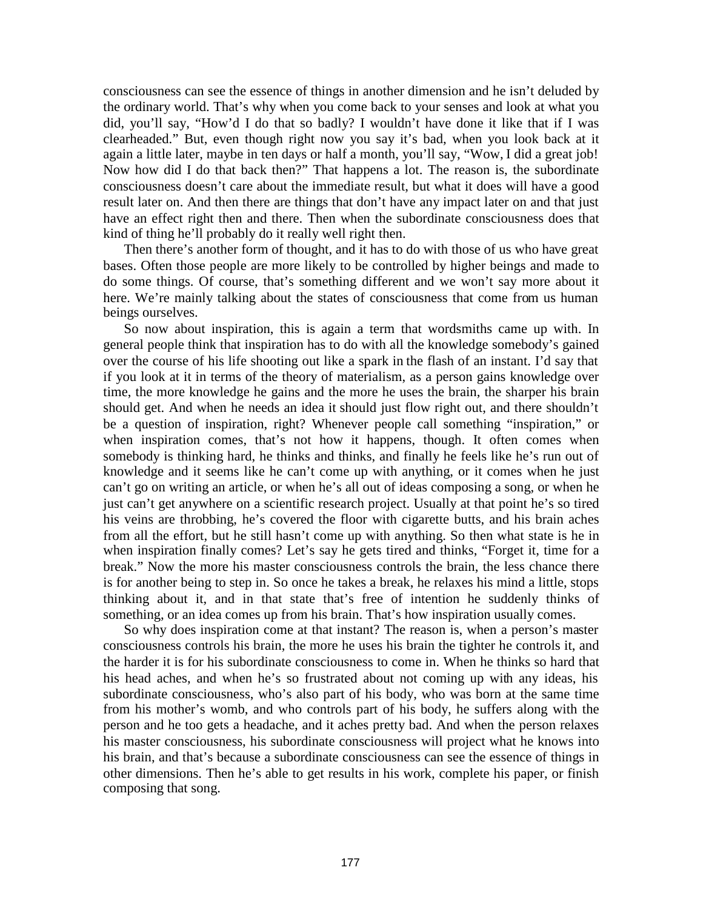consciousness can see the essence of things in another dimension and he isn't deluded by the ordinary world. That's why when you come back to your senses and look at what you did, you'll say, "How'd I do that so badly? I wouldn't have done it like that if I was clearheaded." But, even though right now you say it's bad, when you look back at it again a little later, maybe in ten days or half a month, you'll say, "Wow, I did a great job! Now how did I do that back then?" That happens a lot. The reason is, the subordinate consciousness doesn't care about the immediate result, but what it does will have a good result later on. And then there are things that don't have any impact later on and that just have an effect right then and there. Then when the subordinate consciousness does that kind of thing he'll probably do it really well right then.

Then there's another form of thought, and it has to do with those of us who have great bases. Often those people are more likely to be controlled by higher beings and made to do some things. Of course, that's something different and we won't say more about it here. We're mainly talking about the states of consciousness that come from us human beings ourselves.

So now about inspiration, this is again a term that wordsmiths came up with. In general people think that inspiration has to do with all the knowledge somebody's gained over the course of his life shooting out like a spark in the flash of an instant. I'd say that if you look at it in terms of the theory of materialism, as a person gains knowledge over time, the more knowledge he gains and the more he uses the brain, the sharper his brain should get. And when he needs an idea it should just flow right out, and there shouldn't be a question of inspiration, right? Whenever people call something "inspiration," or when inspiration comes, that's not how it happens, though. It often comes when somebody is thinking hard, he thinks and thinks, and finally he feels like he's run out of knowledge and it seems like he can't come up with anything, or it comes when he just can't go on writing an article, or when he's all out of ideas composing a song, or when he just can't get anywhere on a scientific research project. Usually at that point he's so tired his veins are throbbing, he's covered the floor with cigarette butts, and his brain aches from all the effort, but he still hasn't come up with anything. So then what state is he in when inspiration finally comes? Let's say he gets tired and thinks, "Forget it, time for a break." Now the more his master consciousness controls the brain, the less chance there is for another being to step in. So once he takes a break, he relaxes his mind a little, stops thinking about it, and in that state that's free of intention he suddenly thinks of something, or an idea comes up from his brain. That's how inspiration usually comes.

So why does inspiration come at that instant? The reason is, when a person's master consciousness controls his brain, the more he uses his brain the tighter he controls it, and the harder it is for his subordinate consciousness to come in. When he thinks so hard that his head aches, and when he's so frustrated about not coming up with any ideas, his subordinate consciousness, who's also part of his body, who was born at the same time from his mother's womb, and who controls part of his body, he suffers along with the person and he too gets a headache, and it aches pretty bad. And when the person relaxes his master consciousness, his subordinate consciousness will project what he knows into his brain, and that's because a subordinate consciousness can see the essence of things in other dimensions. Then he's able to get results in his work, complete his paper, or finish composing that song.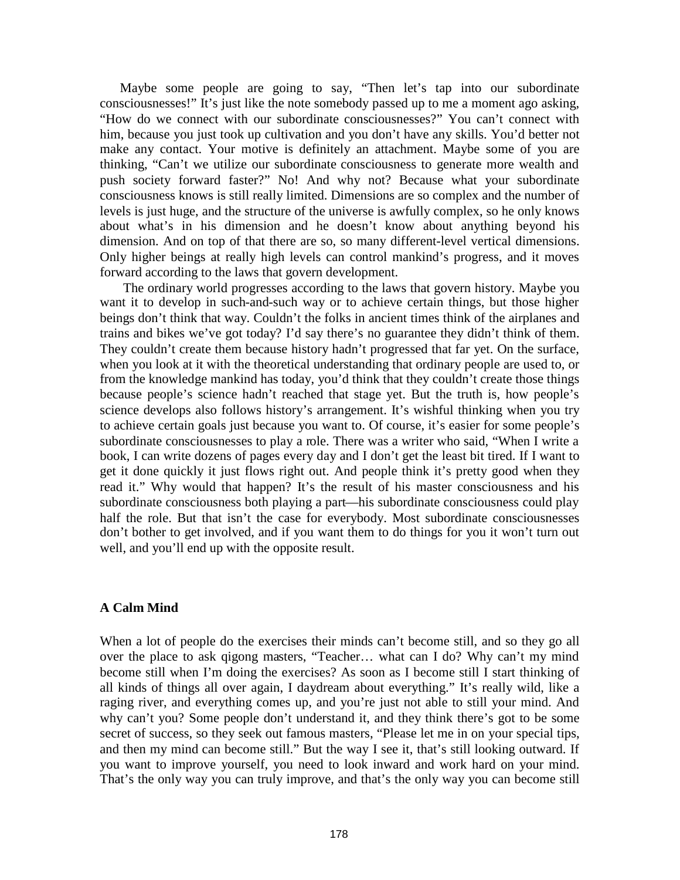Maybe some people are going to say, "Then let's tap into our subordinate consciousnesses!" It's just like the note somebody passed up to me a moment ago asking, "How do we connect with our subordinate consciousnesses?" You can't connect with him, because you just took up cultivation and you don't have any skills. You'd better not make any contact. Your motive is definitely an attachment. Maybe some of you are thinking, "Can't we utilize our subordinate consciousness to generate more wealth and push society forward faster?" No! And why not? Because what your subordinate consciousness knows is still really limited. Dimensions are so complex and the number of levels is just huge, and the structure of the universe is awfully complex, so he only knows about what's in his dimension and he doesn't know about anything beyond his dimension. And on top of that there are so, so many different-level vertical dimensions. Only higher beings at really high levels can control mankind's progress, and it moves forward according to the laws that govern development.

The ordinary world progresses according to the laws that govern history. Maybe you want it to develop in such-and-such way or to achieve certain things, but those higher beings don't think that way. Couldn't the folks in ancient times think of the airplanes and trains and bikes we've got today? I'd say there's no guarantee they didn't think of them. They couldn't create them because history hadn't progressed that far yet. On the surface, when you look at it with the theoretical understanding that ordinary people are used to, or from the knowledge mankind has today, you'd think that they couldn't create those things because people's science hadn't reached that stage yet. But the truth is, how people's science develops also follows history's arrangement. It's wishful thinking when you try to achieve certain goals just because you want to. Of course, it's easier for some people's subordinate consciousnesses to play a role. There was a writer who said, "When I write a book, I can write dozens of pages every day and I don't get the least bit tired. If I want to get it done quickly it just flows right out. And people think it's pretty good when they read it." Why would that happen? It's the result of his master consciousness and his subordinate consciousness both playing a part—his subordinate consciousness could play half the role. But that isn't the case for everybody. Most subordinate consciousnesses don't bother to get involved, and if you want them to do things for you it won't turn out well, and you'll end up with the opposite result.

### A Calm Mind

When a lot of people do the exercises their minds can't become still, and so they go all over the place to ask qigong masters, "Teacher… what can I do? Why can't my mind become still when I'm doing the exercises? As soon as I become still I start thinking of all kinds of things all over again, I daydream about everything." It's really wild, like a raging river, and everything comes up, and you're just not able to still your mind. And why can't you? Some people don't understand it, and they think there's got to be some secret of success, so they seek out famous masters, "Please let me in on your special tips, and then my mind can become still." But the way I see it, that's still looking outward. If you want to improve yourself, you need to look inward and work hard on your mind. That's the only way you can truly improve, and that's the only way you can become still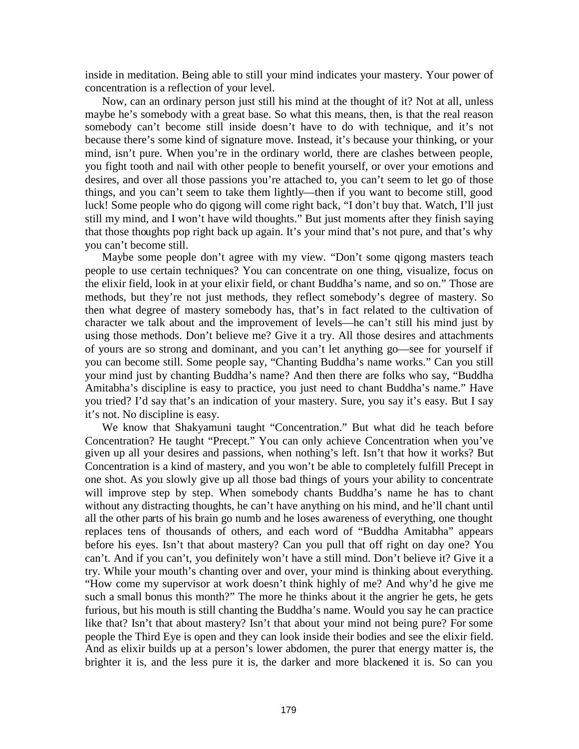inside in meditation. Being able to still your mind indicates your mastery. Your power of concentration is a reflection of your level.

Now, can an ordinary person just still his mind at the thought of it? Not at all, unless maybe he's somebody with a great base. So what this means, then, is that the real reason somebody can't become still inside doesn't have to do with technique, and it's not because there's some kind of signature move. Instead, it's because your thinking, or your mind, isn't pure. When you're in the ordinary world, there are clashes between people, you fight tooth and nail with other people to benefit yourself, or over your emotions and desires, and over all those passions you're attached to, you can't seem to let go of those things, and you can't seem to take them lightly—then if you want to become still, good luck! Some people who do qigong will come right back, "I don't buy that. Watch, I'll just still my mind, and I won't have wild thoughts." But just moments after they finish saying that those thoughts pop right back up again. It's your mind that's not pure, and that's why you can't become still.

Maybe some people don't agree with my view. "Don't some qigong masters teach people to use certain techniques? You can concentrate on one thing, visualize, focus on the elixir field, look in at your elixir field, or chant Buddha's name, and so on." Those are methods, but they're not just methods, they reflect somebody's degree of mastery. So then what degree of mastery somebody has, that's in fact related to the cultivation of character we talk about and the improvement of levels—he can't still his mind just by using those methods. Don't believe me? Give it a try. All those desires and attachments of yours are so strong and dominant, and you can't let anything go—see for yourself if you can become still. Some people say, "Chanting Buddha's name works." Can you still your mind just by chanting Buddha's name? And then there are folks who say, "Buddha Amitabha's discipline is easy to practice, you just need to chant Buddha's name." Have you tried? I'd say that's an indication of your mastery. Sure, you say it's easy. But I say it's not. No discipline is easy.

We know that Shakyamuni taught "Concentration." But what did he teach before Concentration? He taught "Precept." You can only achieve Concentration when you've given up all your desires and passions, when nothing's left. Isn't that how it works? But Concentration is a kind of mastery, and you won't be able to completely fulfill Precept in one shot. As you slowly give up all those bad things of yours your ability to concentrate will improve step by step. When somebody chants Buddha's name he has to chant without any distracting thoughts, he can't have anything on his mind, and he'll chant until all the other parts of his brain go numb and he loses awareness of everything, one thought replaces tens of thousands of others, and each word of "Buddha Amitabha" appears before his eyes. Isn't that about mastery? Can you pull that off right on day one? You can't. And if you can't, you definitely won't have a still mind. Don't believe it? Give it a try. While your mouth's chanting over and over, your mind is thinking about everything. "How come my supervisor at work doesn't think highly of me? And why'd he give me such a small bonus this month?" The more he thinks about it the angrier he gets, he gets furious, but his mouth is still chanting the Buddha's name. Would you say he can practice like that? Isn't that about mastery? Isn't that about your mind not being pure? For some people the Third Eye is open and they can look inside their bodies and see the elixir field. And as elixir builds up at a person's lower abdomen, the purer that energy matter is, the brighter it is, and the less pure it is, the darker and more blackened it is. So can you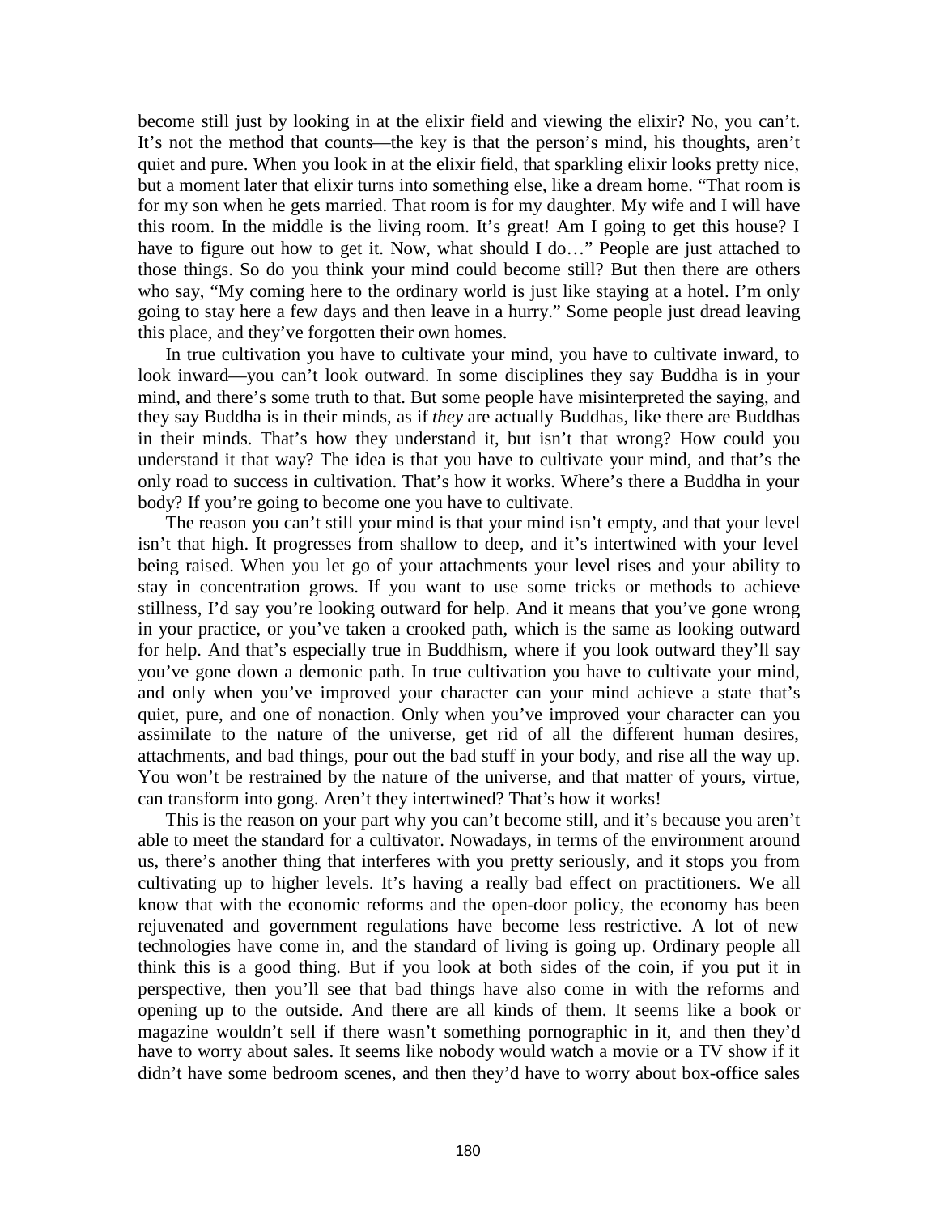become still just by looking in at the elixir field and viewing the elixir? No, you can't. It's not the method that counts—the key is that the person's mind, his thoughts, aren't quiet and pure. When you look in at the elixir field, that sparkling elixir looks pretty nice, but a moment later that elixir turns into something else, like a dream home. "That room is for my son when he gets married. That room is for my daughter. My wife and I will have this room. In the middle is the living room. It's great! Am I going to get this house? I have to figure out how to get it. Now, what should I do…" People are just attached to those things. So do you think your mind could become still? But then there are others who say, "My coming here to the ordinary world is just like staying at a hotel. I'm only going to stay here a few days and then leave in a hurry." Some people just dread leaving this place, and they've forgotten their own homes.

In true cultivation you have to cultivate your mind, you have to cultivate inward, to look inward—you can't look outward. In some disciplines they say Buddha is in your mind, and there's some truth to that. But some people have misinterpreted the saying, and they say Buddha is in their minds, as if *they* are actually Buddhas, like there are Buddhas in their minds. That's how they understand it, but isn't that wrong? How could you understand it that way? The idea is that you have to cultivate your mind, and that's the only road to success in cultivation. That's how it works. Where's there a Buddha in your body? If you're going to become one you have to cultivate.

The reason you can't still your mind is that your mind isn't empty, and that your level isn't that high. It progresses from shallow to deep, and it's intertwined with your level being raised. When you let go of your attachments your level rises and your ability to stay in concentration grows. If you want to use some tricks or methods to achieve stillness, I'd say you're looking outward for help. And it means that you've gone wrong in your practice, or you've taken a crooked path, which is the same as looking outward for help. And that's especially true in Buddhism, where if you look outward they'll say you've gone down a demonic path. In true cultivation you have to cultivate your mind, and only when you've improved your character can your mind achieve a state that's quiet, pure, and one of nonaction. Only when you've improved your character can you assimilate to the nature of the universe, get rid of all the different human desires, attachments, and bad things, pour out the bad stuff in your body, and rise all the way up. You won't be restrained by the nature of the universe, and that matter of yours, virtue, can transform into gong. Aren't they intertwined? That's how it works!

This is the reason on your part why you can't become still, and it's because you aren't able to meet the standard for a cultivator. Nowadays, in terms of the environment around us, there's another thing that interferes with you pretty seriously, and it stops you from cultivating up to higher levels. It's having a really bad effect on practitioners. We all know that with the economic reforms and the open-door policy, the economy has been rejuvenated and government regulations have become less restrictive. A lot of new technologies have come in, and the standard of living is going up. Ordinary people all think this is a good thing. But if you look at both sides of the coin, if you put it in perspective, then you'll see that bad things have also come in with the reforms and opening up to the outside. And there are all kinds of them. It seems like a book or magazine wouldn't sell if there wasn't something pornographic in it, and then they'd have to worry about sales. It seems like nobody would watch a movie or a TV show if it didn't have some bedroom scenes, and then they'd have to worry about box-office sales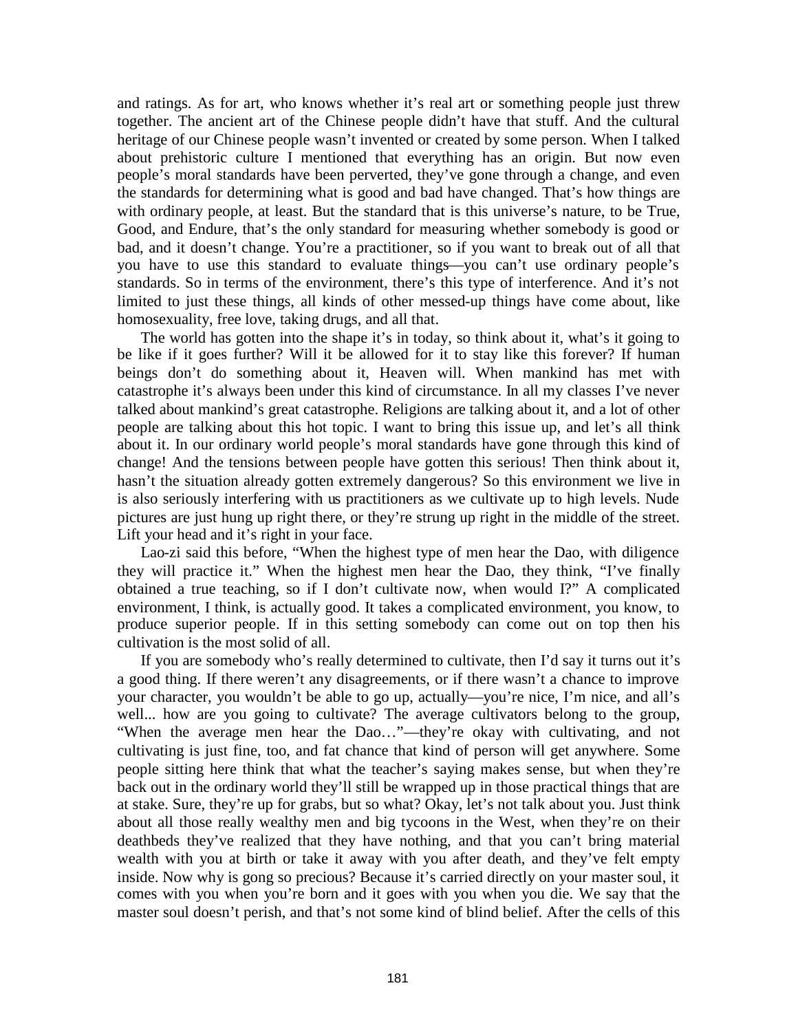and ratings. As for art, who knows whether it's real art or something people just threw together. The ancient art of the Chinese people didn't have that stuff. And the cultural heritage of our Chinese people wasn't invented or created by some person. When I talked about prehistoric culture I mentioned that everything has an origin. But now even people's moral standards have been perverted, they've gone through a change, and even the standards for determining what is good and bad have changed. That's how things are with ordinary people, at least. But the standard that is this universe's nature, to be True, Good, and Endure, that's the only standard for measuring whether somebody is good or bad, and it doesn't change. You're a practitioner, so if you want to break out of all that you have to use this standard to evaluate things—you can't use ordinary people's standards. So in terms of the environment, there's this type of interference. And it's not limited to just these things, all kinds of other messed-up things have come about, like homosexuality, free love, taking drugs, and all that.

The world has gotten into the shape it's in today, so think about it, what's it going to be like if it goes further? Will it be allowed for it to stay like this forever? If human beings don't do something about it, Heaven will. When mankind has met with catastrophe it's always been under this kind of circumstance. In all my classes I've never talked about mankind's great catastrophe. Religions are talking about it, and a lot of other people are talking about this hot topic. I want to bring this issue up, and let's all think about it. In our ordinary world people's moral standards have gone through this kind of change! And the tensions between people have gotten this serious! Then think about it, hasn't the situation already gotten extremely dangerous? So this environment we live in is also seriously interfering with us practitioners as we cultivate up to high levels. Nude pictures are just hung up right there, or they're strung up right in the middle of the street. Lift your head and it's right in your face.

Lao-zi said this before, "When the highest type of men hear the Dao, with diligence they will practice it." When the highest men hear the Dao, they think, "I've finally obtained a true teaching, so if I don't cultivate now, when would I?" A complicated environment, I think, is actually good. It takes a complicated environment, you know, to produce superior people. If in this setting somebody can come out on top then his cultivation is the most solid of all.

If you are somebody who's really determined to cultivate, then I'd say it turns out it's a good thing. If there weren't any disagreements, or if there wasn't a chance to improve your character, you wouldn't be able to go up, actually—you're nice, I'm nice, and all's well... how are you going to cultivate? The average cultivators belong to the group, "When the average men hear the Dao…"—they're okay with cultivating, and not cultivating is just fine, too, and fat chance that kind of person will get anywhere. Some people sitting here think that what the teacher's saying makes sense, but when they're back out in the ordinary world they'll still be wrapped up in those practical things that are at stake. Sure, they're up for grabs, but so what? Okay, let's not talk about you. Just think about all those really wealthy men and big tycoons in the West, when they're on their deathbeds they've realized that they have nothing, and that you can't bring material wealth with you at birth or take it away with you after death, and they've felt empty inside. Now why is gong so precious? Because it's carried directly on your master soul, it comes with you when you're born and it goes with you when you die. We say that the master soul doesn't perish, and that's not some kind of blind belief. After the cells of this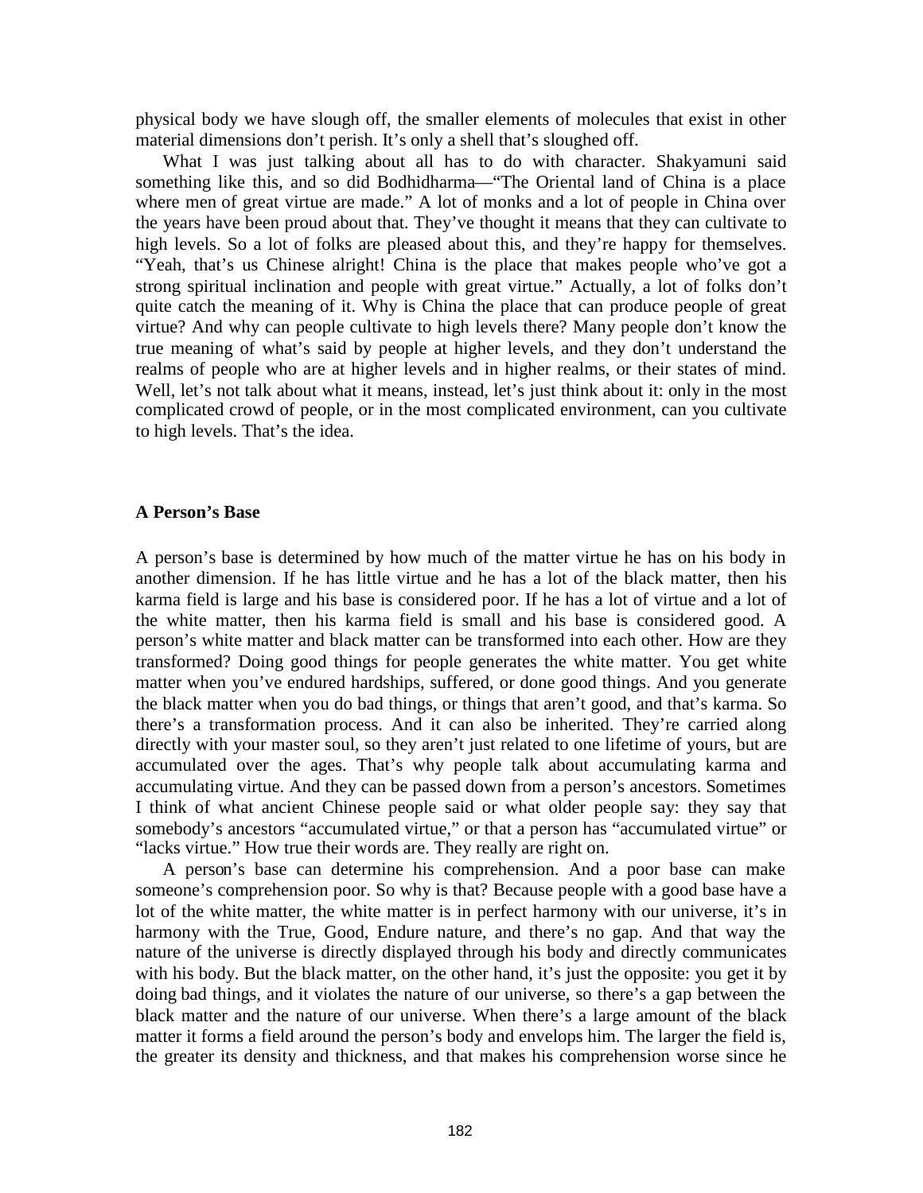physical body we have slough off, the smaller elements of molecules that exist in other material dimensions don't perish. It's only a shell that's sloughed off.

What I was just talking about all has to do with character. Shakyamuni said something like this, and so did Bodhidharma—"The Oriental land of China is a place where men of great virtue are made." A lot of monks and a lot of people in China over the years have been proud about that. They've thought it means that they can cultivate to high levels. So a lot of folks are pleased about this, and they're happy for themselves. "Yeah, that's us Chinese alright! China is the place that makes people who've got a strong spiritual inclination and people with great virtue." Actually, a lot of folks don't quite catch the meaning of it. Why is China the place that can produce people of great virtue? And why can people cultivate to high levels there? Many people don't know the true meaning of what's said by people at higher levels, and they don't understand the realms of people who are at higher levels and in higher realms, or their states of mind. Well, let's not talk about what it means, instead, let's just think about it: only in the most complicated crowd of people, or in the most complicated environment, can you cultivate to high levels. That's the idea.

**A Person's Base**

A person's base is determined by how much of the matter virtue he has on his body in another dimension. If he has little virtue and he has a lot of the black matter, then his karma field is large and his base is considered poor. If he has a lot of virtue and a lot of the white matter, then his karma field is small and his base is considered good. A person's white matter and black matter can be transformed into each other. How are they transformed? Doing good things for people generates the white matter. You get white matter when you've endured hardships, suffered, or done good things. And you generate the black matter when you do bad things, or things that aren't good, and that's karma. So there's a transformation process. And it can also be inherited. They're carried along directly with your master soul, so they aren't just related to one lifetime of yours, but are accumulated over the ages. That's why people talk about accumulating karma and accumulating virtue. And they can be passed down from a person's ancestors. Sometimes I think of what ancient Chinese people said or what older people say: they say that somebody's ancestors "accumulated virtue," or that a person has "accumulated virtue" or "lacks virtue." How true their words are. They really are right on.

A person's base can determine his comprehension. And a poor base can make someone's comprehension poor. So why is that? Because people with a good base have a lot of the white matter, the white matter is in perfect harmony with our universe, it's in harmony with the True, Good, Endure nature, and there's no gap. And that way the nature of the universe is directly displayed through his body and directly communicates with his body. But the black matter, on the other hand, it's just the opposite: you get it by doing bad things, and it violates the nature of our universe, so there's a gap between the black matter and the nature of our universe. When there's a large amount of the black matter it forms a field around the person's body and envelops him. The larger the field is, the greater its density and thickness, and that makes his comprehension worse since he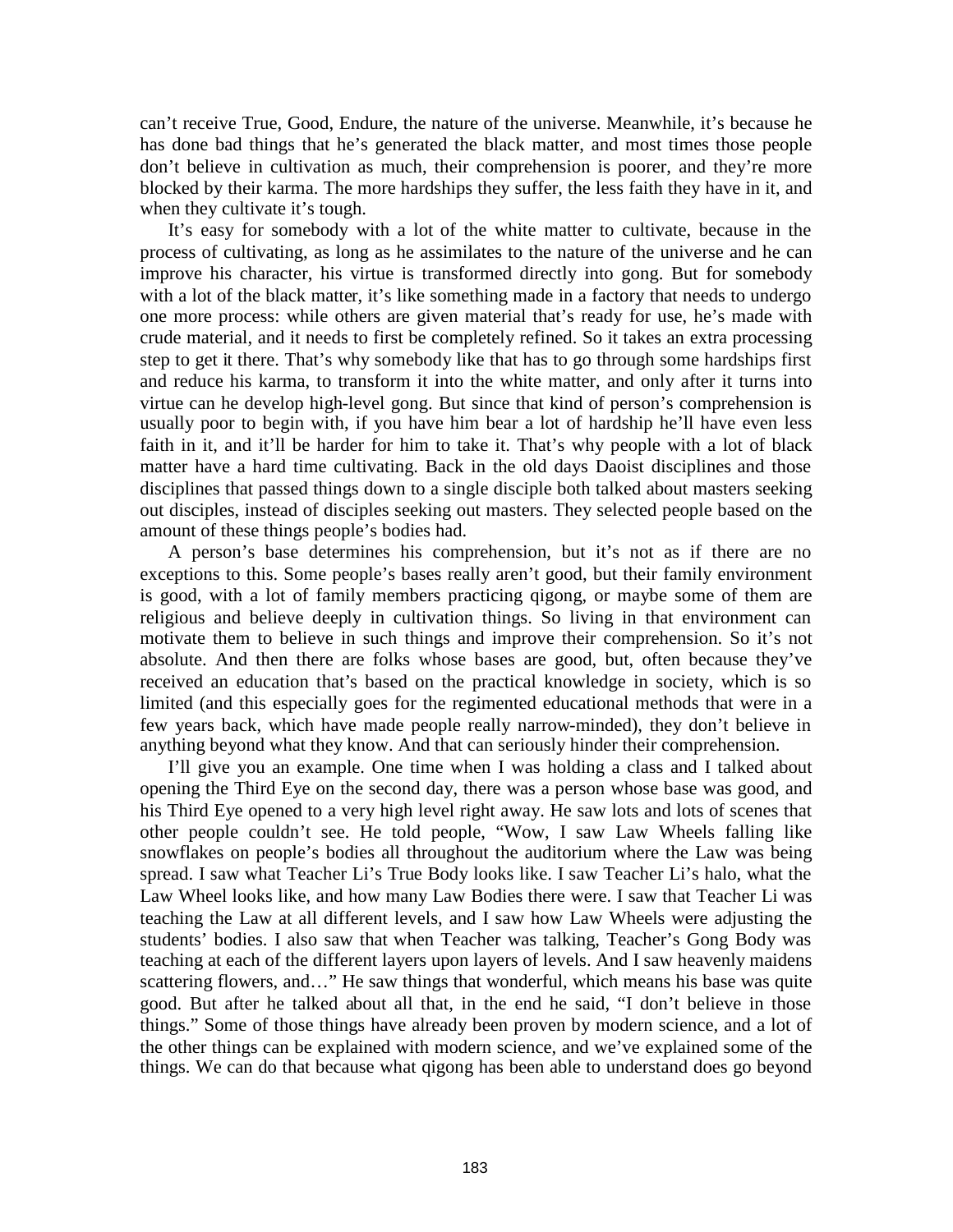can't receive True, Good, Endure, the nature of the universe. Meanwhile, it's because he has done bad things that he's generated the black matter, and most times those people don't believe in cultivation as much, their comprehension is poorer, and they're more blocked by their karma. The more hardships they suffer, the less faith they have in it, and when they cultivate it's tough.

It's easy for somebody with a lot of the white matter to cultivate, because in the process of cultivating, as long as he assimilates to the nature of the universe and he can improve his character, his virtue is transformed directly into gong. But for somebody with a lot of the black matter, it's like something made in a factory that needs to undergo one more process: while others are given material that's ready for use, he's made with crude material, and it needs to first be completely refined. So it takes an extra processing step to get it there. That's why somebody like that has to go through some hardships first and reduce his karma, to transform it into the white matter, and only after it turns into virtue can he develop high-level gong. But since that kind of person's comprehension is usually poor to begin with, if you have him bear a lot of hardship he'll have even less faith in it, and it'll be harder for him to take it. That's why people with a lot of black matter have a hard time cultivating. Back in the old days Daoist disciplines and those disciplines that passed things down to a single disciple both talked about masters seeking out disciples, instead of disciples seeking out masters. They selected people based on the amount of these things people's bodies had.

A person's base determines his comprehension, but it's not as if there are no exceptions to this. Some people's bases really aren't good, but their family environment is good, with a lot of family members practicing qigong, or maybe some of them are religious and believe deeply in cultivation things. So living in that environment can motivate them to believe in such things and improve their comprehension. So it's not absolute. And then there are folks whose bases are good, but, often because they've received an education that's based on the practical knowledge in society, which is so limited (and this especially goes for the regimented educational methods that were in a few years back, which have made people really narrow-minded), they don't believe in anything beyond what they know. And that can seriously hinder their comprehension.

I'll give you an example. One time when I was holding a class and I talked about opening the Third Eye on the second day, there was a person whose base was good, and his Third Eye opened to a very high level right away. He saw lots and lots of scenes that other people couldn't see. He told people, "Wow, I saw Law Wheels falling like snowflakes on people's bodies all throughout the auditorium where the Law was being spread. I saw what Teacher Li's True Body looks like. I saw Teacher Li's halo, what the Law Wheel looks like, and how many Law Bodies there were. I saw that Teacher Li was teaching the Law at all different levels, and I saw how Law Wheels were adjusting the students' bodies. I also saw that when Teacher was talking, Teacher's Gong Body was teaching at each of the different layers upon layers of levels. And I saw heavenly maidens scattering flowers, and…" He saw things that wonderful, which means his base was quite good. But after he talked about all that, in the end he said, "I don't believe in those things." Some of those things have already been proven by modern science, and a lot of the other things can be explained with modern science, and we've explained some of the things. We can do that because what qigong has been able to understand does go beyond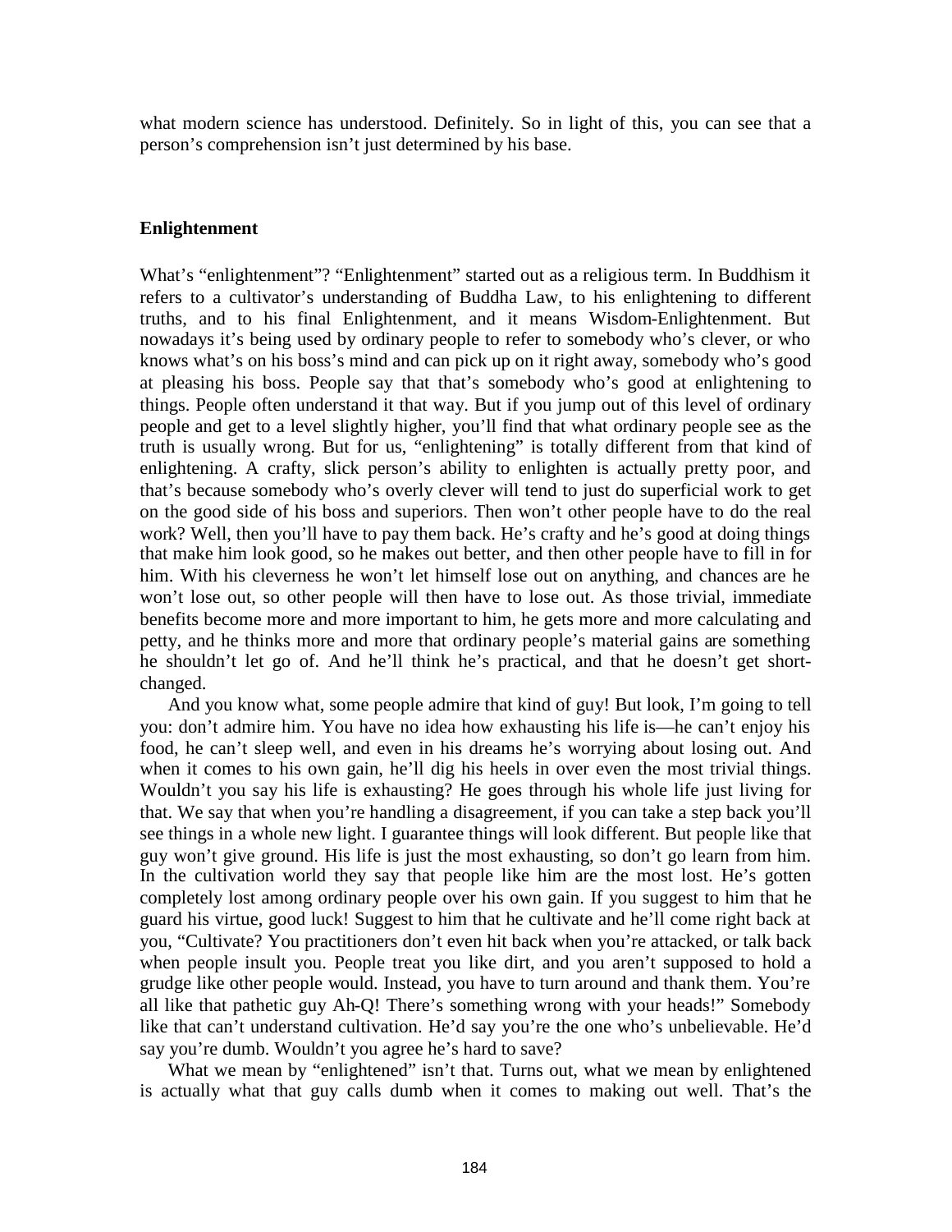what modern science has understood. Definitely. So in light of this, you can see that a person's comprehension isn't just determined by his base.

### Enlightenment

What's "enlightenment"? "Enlightenment" started out as a religious term. In Buddhism it refers to a cultivator's understanding of Buddha Law, to his enlightening to different truths, and to his final Enlightenment, and it means Wisdom-Enlightenment. But nowadays it's being used by ordinary people to refer to somebody who's clever, or who knows what's on his boss's mind and can pick up on it right away, somebody who's good at pleasing his boss. People say that that's somebody who's good at enlightening to things. People often understand it that way. But if you jump out of this level of ordinary people and get to a level slightly higher, you'll find that what ordinary people see as the truth is usually wrong. But for us, "enlightening" is totally different from that kind of enlightening. A crafty, slick person's ability to enlighten is actually pretty poor, and that's because somebody who's overly clever will tend to just do superficial work to get on the good side of his boss and superiors. Then won't other people have to do the real work? Well, then you'll have to pay them back. He's crafty and he's good at doing things that make him look good, so he makes out better, and then other people have to fill in for him. With his cleverness he won't let himself lose out on anything, and chances are he won't lose out, so other people will then have to lose out. As those trivial, immediate benefits become more and more important to him, he gets more and more calculating and petty, and he thinks more and more that ordinary people's material gains are something he shouldn't let go of. And he'll think he's practical, and that he doesn't get short-changed.

And you know what, some people admire that kind of guy! But look, I'm going to tell you: don't admire him. You have no idea how exhausting his life is—he can't enjoy his food, he can't sleep well, and even in his dreams he's worrying about losing out. And when it comes to his own gain, he'll dig his heels in over even the most trivial things. Wouldn't you say his life is exhausting? He goes through his whole life just living for that. We say that when you're handling a disagreement, if you can take a step back you'll see things in a whole new light. I guarantee things will look different. But people like that guy won't give ground. His life is just the most exhausting, so don't go learn from him. In the cultivation world they say that people like him are the most lost. He's gotten completely lost among ordinary people over his own gain. If you suggest to him that he guard his virtue, good luck! Suggest to him that he cultivate and he'll come right back at you, "Cultivate? You practitioners don't even hit back when you're attacked, or talk back when people insult you. People treat you like dirt, and you aren't supposed to hold a grudge like other people would. Instead, you have to turn around and thank them. You're all like that pathetic guy Ah-Q! There's something wrong with your heads!" Somebody like that can't understand cultivation. He'd say you're the one who's unbelievable. He'd say you're dumb. Wouldn't you agree he's hard to save?

What we mean by "enlightened" isn't that. Turns out, what we mean by enlightened is actually what that guy calls dumb when it comes to making out well. That's the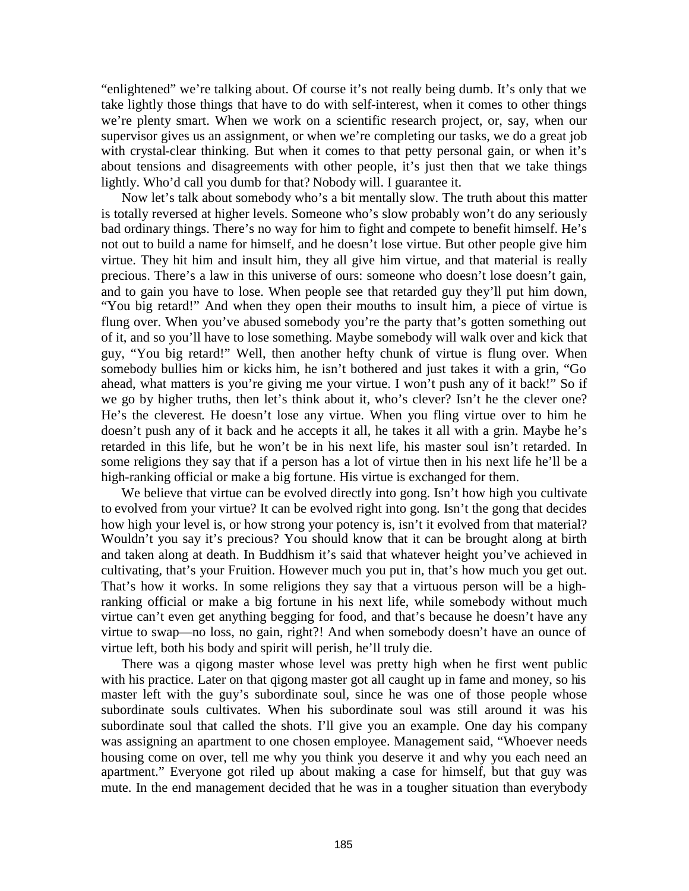"enlightened" we're talking about. Of course it's not really being dumb. It's only that we take lightly those things that have to do with self-interest, when it comes to other things we're plenty smart. When we work on a scientific research project, or, say, when our supervisor gives us an assignment, or when we're completing our tasks, we do a great job with crystal-clear thinking. But when it comes to that petty personal gain, or when it's about tensions and disagreements with other people, it's just then that we take things lightly. Who'd call you dumb for that? Nobody will. I guarantee it.

Now let's talk about somebody who's a bit mentally slow. The truth about this matter is totally reversed at higher levels. Someone who's slow probably won't do any seriously bad ordinary things. There's no way for him to fight and compete to benefit himself. He's not out to build a name for himself, and he doesn't lose virtue. But other people give him virtue. They hit him and insult him, they all give him virtue, and that material is really precious. There's a law in this universe of ours: someone who doesn't lose doesn't gain, and to gain you have to lose. When people see that retarded guy they'll put him down, "You big retard!" And when they open their mouths to insult him, a piece of virtue is flung over. When you've abused somebody you're the party that's gotten something out of it, and so you'll have to lose something. Maybe somebody will walk over and kick that guy, "You big retard!" Well, then another hefty chunk of virtue is flung over. When somebody bullies him or kicks him, he isn't bothered and just takes it with a grin, "Go ahead, what matters is you're giving me your virtue. I won't push any of it back!" So if we go by higher truths, then let's think about it, who's clever? Isn't he the clever one? He's the cleverest. He doesn't lose any virtue. When you fling virtue over to him he doesn't push any of it back and he accepts it all, he takes it all with a grin. Maybe he's retarded in this life, but he won't be in his next life, his master soul isn't retarded. In some religions they say that if a person has a lot of virtue then in his next life he'll be a high-ranking official or make a big fortune. His virtue is exchanged for them.

We believe that virtue can be evolved directly into gong. Isn't how high you cultivate to evolved from your virtue? It can be evolved right into gong. Isn't the gong that decides how high your level is, or how strong your potency is, isn't it evolved from that material? Wouldn't you say it's precious? You should know that it can be brought along at birth and taken along at death. In Buddhism it's said that whatever height you've achieved in cultivating, that's your Fruition. However much you put in, that's how much you get out. That's how it works. In some religions they say that a virtuous person will be a high-ranking official or make a big fortune in his next life, while somebody without much virtue can't even get anything begging for food, and that's because he doesn't have any virtue to swap—no loss, no gain, right?! And when somebody doesn't have an ounce of virtue left, both his body and spirit will perish, he'll truly die.

There was a qigong master whose level was pretty high when he first went public with his practice. Later on that qigong master got all caught up in fame and money, so his master left with the guy's subordinate soul, since he was one of those people whose subordinate souls cultivates. When his subordinate soul was still around it was his subordinate soul that called the shots. I'll give you an example. One day his company was assigning an apartment to one chosen employee. Management said, "Whoever needs housing come on over, tell me why you think you deserve it and why you each need an apartment." Everyone got riled up about making a case for himself, but that guy was mute. In the end management decided that he was in a tougher situation than everybody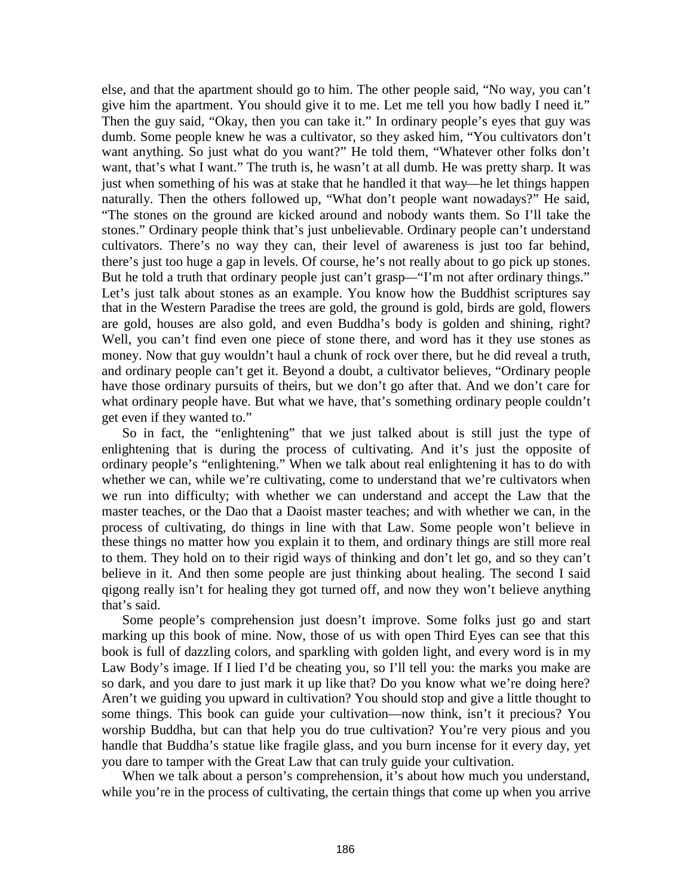else, and that the apartment should go to him. The other people said, "No way, you can't give him the apartment. You should give it to me. Let me tell you how badly I need it." Then the guy said, "Okay, then you can take it." In ordinary people's eyes that guy was dumb. Some people knew he was a cultivator, so they asked him, "You cultivators don't want anything. So just what do you want?" He told them, "Whatever other folks don't want, that's what I want." The truth is, he wasn't at all dumb. He was pretty sharp. It was just when something of his was at stake that he handled it that way—he let things happen naturally. Then the others followed up, "What don't people want nowadays?" He said, "The stones on the ground are kicked around and nobody wants them. So I'll take the stones." Ordinary people think that's just unbelievable. Ordinary people can't understand cultivators. There's no way they can, their level of awareness is just too far behind, there's just too huge a gap in levels. Of course, he's not really about to go pick up stones. But he told a truth that ordinary people just can't grasp—"I'm not after ordinary things." Let's just talk about stones as an example. You know how the Buddhist scriptures say that in the Western Paradise the trees are gold, the ground is gold, birds are gold, flowers are gold, houses are also gold, and even Buddha's body is golden and shining, right? Well, you can't find even one piece of stone there, and word has it they use stones as money. Now that guy wouldn't haul a chunk of rock over there, but he did reveal a truth, and ordinary people can't get it. Beyond a doubt, a cultivator believes, "Ordinary people have those ordinary pursuits of theirs, but we don't go after that. And we don't care for what ordinary people have. But what we have, that's something ordinary people couldn't get even if they wanted to."

So in fact, the "enlightening" that we just talked about is still just the type of enlightening that is during the process of cultivating. And it's just the opposite of ordinary people's "enlightening." When we talk about real enlightening it has to do with whether we can, while we're cultivating, come to understand that we're cultivators when we run into difficulty; with whether we can understand and accept the Law that the master teaches, or the Dao that a Daoist master teaches; and with whether we can, in the process of cultivating, do things in line with that Law. Some people won't believe in these things no matter how you explain it to them, and ordinary things are still more real to them. They hold on to their rigid ways of thinking and don't let go, and so they can't believe in it. And then some people are just thinking about healing. The second I said qigong really isn't for healing they got turned off, and now they won't believe anything that's said.

Some people's comprehension just doesn't improve. Some folks just go and start marking up this book of mine. Now, those of us with open Third Eyes can see that this book is full of dazzling colors, and sparkling with golden light, and every word is in my Law Body's image. If I lied I'd be cheating you, so I'll tell you: the marks you make are so dark, and you dare to just mark it up like that? Do you know what we're doing here? Aren't we guiding you upward in cultivation? You should stop and give a little thought to some things. This book can guide your cultivation—now think, isn't it precious? You worship Buddha, but can that help you do true cultivation? You're very pious and you handle that Buddha's statue like fragile glass, and you burn incense for it every day, yet you dare to tamper with the Great Law that can truly guide your cultivation.

When we talk about a person's comprehension, it's about how much you understand, while you're in the process of cultivating, the certain things that come up when you arrive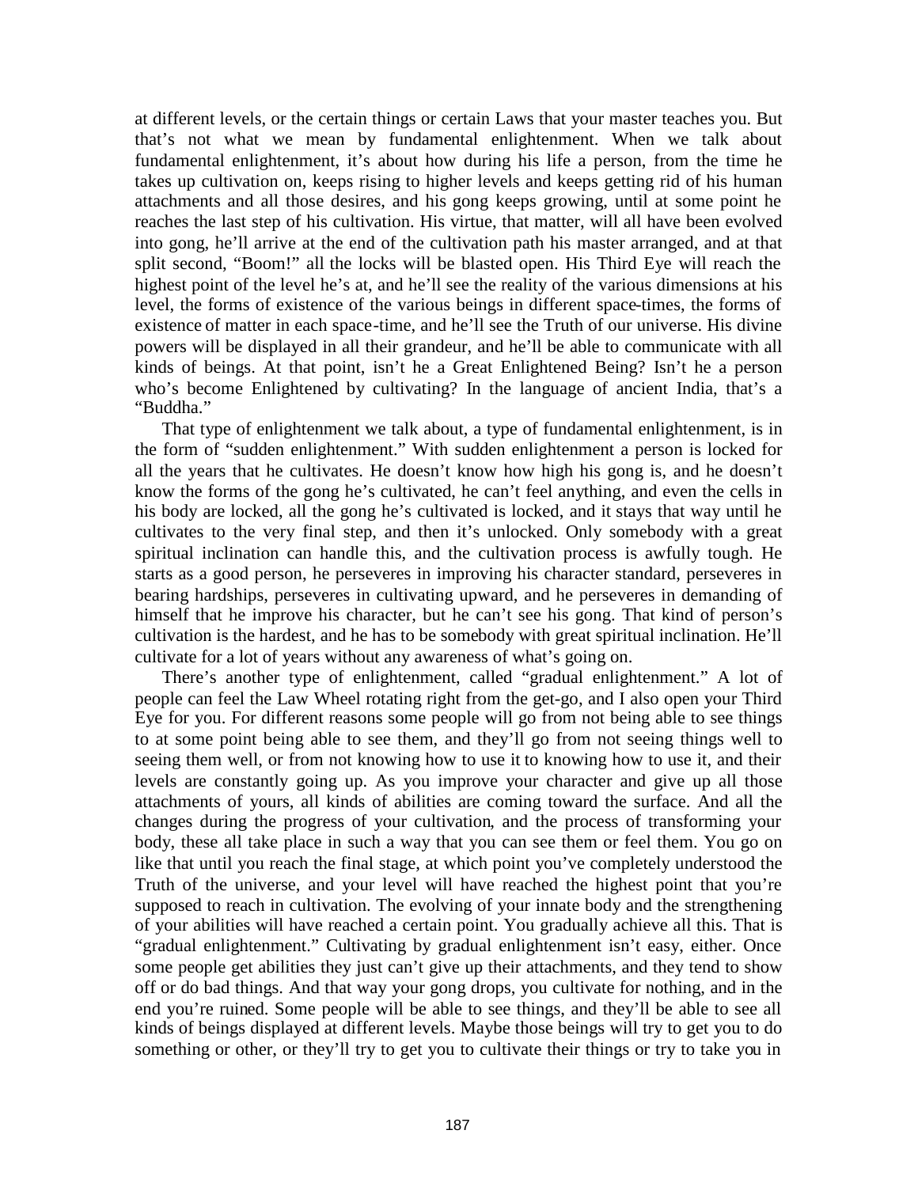at different levels, or the certain things or certain Laws that your master teaches you. But that's not what we mean by fundamental enlightenment. When we talk about fundamental enlightenment, it's about how during his life a person, from the time he takes up cultivation on, keeps rising to higher levels and keeps getting rid of his human attachments and all those desires, and his gong keeps growing, until at some point he reaches the last step of his cultivation. His virtue, that matter, will all have been evolved into gong, he'll arrive at the end of the cultivation path his master arranged, and at that split second, "Boom!" all the locks will be blasted open. His Third Eye will reach the highest point of the level he's at, and he'll see the reality of the various dimensions at his level, the forms of existence of the various beings in different space-times, the forms of existence of matter in each space-time, and he'll see the Truth of our universe. His divine powers will be displayed in all their grandeur, and he'll be able to communicate with all kinds of beings. At that point, isn't he a Great Enlightened Being? Isn't he a person who's become Enlightened by cultivating? In the language of ancient India, that's a "Buddha."

That type of enlightenment we talk about, a type of fundamental enlightenment, is in the form of "sudden enlightenment." With sudden enlightenment a person is locked for all the years that he cultivates. He doesn't know how high his gong is, and he doesn't know the forms of the gong he's cultivated, he can't feel anything, and even the cells in his body are locked, all the gong he's cultivated is locked, and it stays that way until he cultivates to the very final step, and then it's unlocked. Only somebody with a great spiritual inclination can handle this, and the cultivation process is awfully tough. He starts as a good person, he perseveres in improving his character standard, perseveres in bearing hardships, perseveres in cultivating upward, and he perseveres in demanding of himself that he improve his character, but he can't see his gong. That kind of person's cultivation is the hardest, and he has to be somebody with great spiritual inclination. He'll cultivate for a lot of years without any awareness of what's going on.

There's another type of enlightenment, called "gradual enlightenment." A lot of people can feel the Law Wheel rotating right from the get-go, and I also open your Third Eye for you. For different reasons some people will go from not being able to see things to at some point being able to see them, and they'll go from not seeing things well to seeing them well, or from not knowing how to use it to knowing how to use it, and their levels are constantly going up. As you improve your character and give up all those attachments of yours, all kinds of abilities are coming toward the surface. And all the changes during the progress of your cultivation, and the process of transforming your body, these all take place in such a way that you can see them or feel them. You go on like that until you reach the final stage, at which point you've completely understood the Truth of the universe, and your level will have reached the highest point that you're supposed to reach in cultivation. The evolving of your innate body and the strengthening of your abilities will have reached a certain point. You gradually achieve all this. That is "gradual enlightenment." Cultivating by gradual enlightenment isn't easy, either. Once some people get abilities they just can't give up their attachments, and they tend to show off or do bad things. And that way your gong drops, you cultivate for nothing, and in the end you're ruined. Some people will be able to see things, and they'll be able to see all kinds of beings displayed at different levels. Maybe those beings will try to get you to do something or other, or they'll try to get you to cultivate their things or try to take you in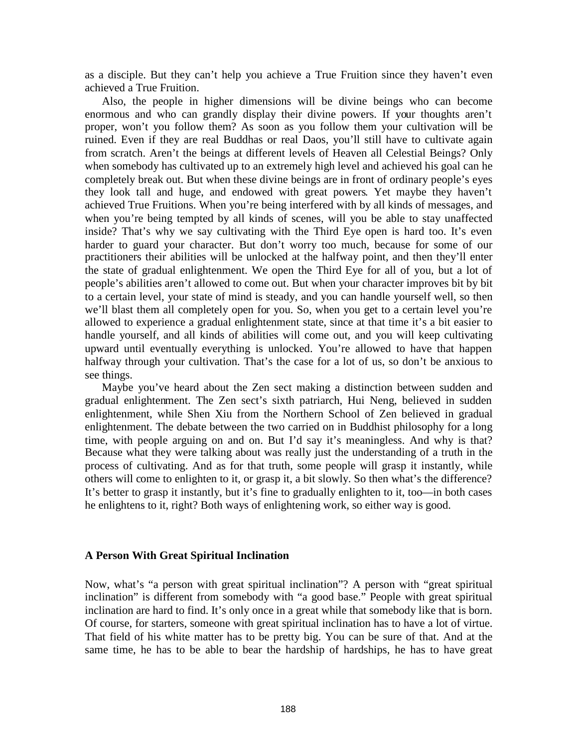as a disciple. But they can't help you achieve a True Fruition since they haven't even achieved a True Fruition.

Also, the people in higher dimensions will be divine beings who can become enormous and who can grandly display their divine powers. If your thoughts aren't proper, won't you follow them? As soon as you follow them your cultivation will be ruined. Even if they are real Buddhas or real Daos, you'll still have to cultivate again from scratch. Aren't the beings at different levels of Heaven all Celestial Beings? Only when somebody has cultivated up to an extremely high level and achieved his goal can he completely break out. But when these divine beings are in front of ordinary people's eyes they look tall and huge, and endowed with great powers. Yet maybe they haven't achieved True Fruitions. When you're being interfered with by all kinds of messages, and when you're being tempted by all kinds of scenes, will you be able to stay unaffected inside? That's why we say cultivating with the Third Eye open is hard too. It's even harder to guard your character. But don't worry too much, because for some of our practitioners their abilities will be unlocked at the halfway point, and then they'll enter the state of gradual enlightenment. We open the Third Eye for all of you, but a lot of people's abilities aren't allowed to come out. But when your character improves bit by bit to a certain level, your state of mind is steady, and you can handle yourself well, so then we'll blast them all completely open for you. So, when you get to a certain level you're allowed to experience a gradual enlightenment state, since at that time it's a bit easier to handle yourself, and all kinds of abilities will come out, and you will keep cultivating upward until eventually everything is unlocked. You're allowed to have that happen halfway through your cultivation. That's the case for a lot of us, so don't be anxious to see things.

Maybe you've heard about the Zen sect making a distinction between sudden and gradual enlightenment. The Zen sect's sixth patriarch, Hui Neng, believed in sudden enlightenment, while Shen Xiu from the Northern School of Zen believed in gradual enlightenment. The debate between the two carried on in Buddhist philosophy for a long time, with people arguing on and on. But I'd say it's meaningless. And why is that? Because what they were talking about was really just the understanding of a truth in the process of cultivating. And as for that truth, some people will grasp it instantly, while others will come to enlighten to it, or grasp it, a bit slowly. So then what's the difference? It's better to grasp it instantly, but it's fine to gradually enlighten to it, too—in both cases he enlightens to it, right? Both ways of enlightening work, so either way is good.

### A Person With Great Spiritual Inclination

Now, what's "a person with great spiritual inclination"? A person with "great spiritual inclination" is different from somebody with "a good base." People with great spiritual inclination are hard to find. It's only once in a great while that somebody like that is born. Of course, for starters, someone with great spiritual inclination has to have a lot of virtue. That field of his white matter has to be pretty big. You can be sure of that. And at the same time, he has to be able to bear the hardship of hardships, he has to have great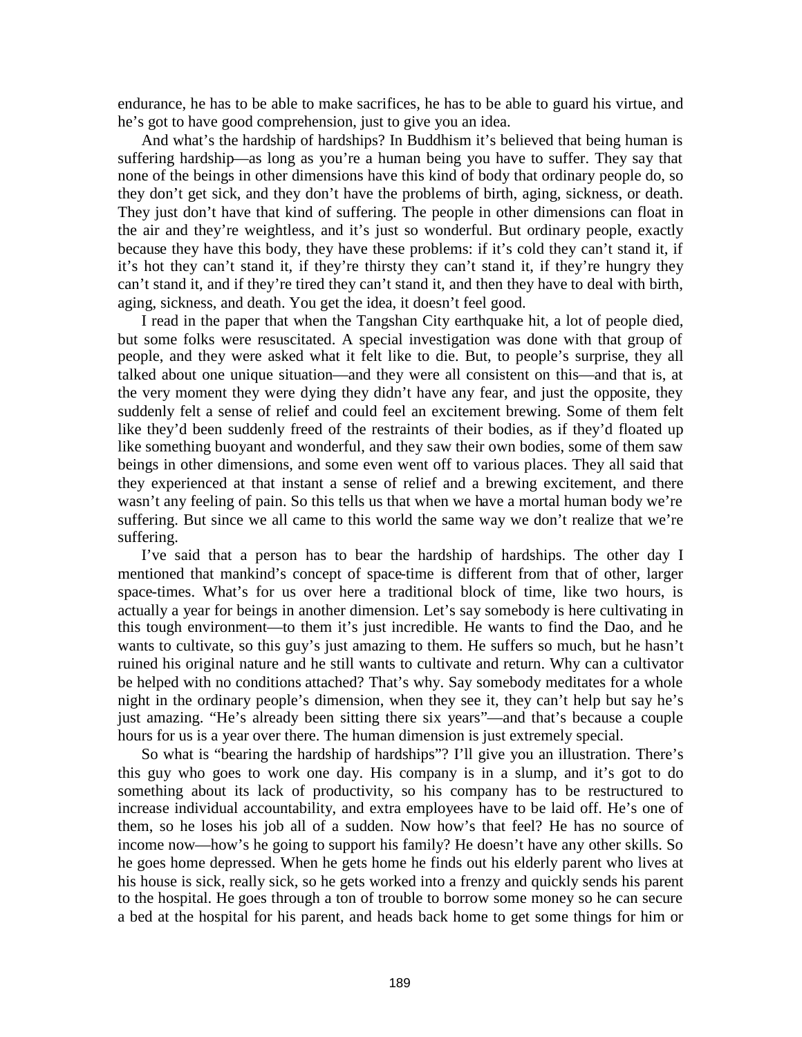endurance, he has to be able to make sacrifices, he has to be able to guard his virtue, and he's got to have good comprehension, just to give you an idea.

And what's the hardship of hardships? In Buddhism it's believed that being human is suffering hardship—as long as you're a human being you have to suffer. They say that none of the beings in other dimensions have this kind of body that ordinary people do, so they don't get sick, and they don't have the problems of birth, aging, sickness, or death. They just don't have that kind of suffering. The people in other dimensions can float in the air and they're weightless, and it's just so wonderful. But ordinary people, exactly because they have this body, they have these problems: if it's cold they can't stand it, if it's hot they can't stand it, if they're thirsty they can't stand it, if they're hungry they can't stand it, and if they're tired they can't stand it, and then they have to deal with birth, aging, sickness, and death. You get the idea, it doesn't feel good.

I read in the paper that when the Tangshan City earthquake hit, a lot of people died, but some folks were resuscitated. A special investigation was done with that group of people, and they were asked what it felt like to die. But, to people's surprise, they all talked about one unique situation—and they were all consistent on this—and that is, at the very moment they were dying they didn't have any fear, and just the opposite, they suddenly felt a sense of relief and could feel an excitement brewing. Some of them felt like they'd been suddenly freed of the restraints of their bodies, as if they'd floated up like something buoyant and wonderful, and they saw their own bodies, some of them saw beings in other dimensions, and some even went off to various places. They all said that they experienced at that instant a sense of relief and a brewing excitement, and there wasn't any feeling of pain. So this tells us that when we have a mortal human body we're suffering. But since we all came to this world the same way we don't realize that we're suffering.

I've said that a person has to bear the hardship of hardships. The other day I mentioned that mankind's concept of space-time is different from that of other, larger space-times. What's for us over here a traditional block of time, like two hours, is actually a year for beings in another dimension. Let's say somebody is here cultivating in this tough environment—to them it's just incredible. He wants to find the Dao, and he wants to cultivate, so this guy's just amazing to them. He suffers so much, but he hasn't ruined his original nature and he still wants to cultivate and return. Why can a cultivator be helped with no conditions attached? That's why. Say somebody meditates for a whole night in the ordinary people's dimension, when they see it, they can't help but say he's just amazing. "He's already been sitting there six years"—and that's because a couple hours for us is a year over there. The human dimension is just extremely special.

So what is "bearing the hardship of hardships"? I'll give you an illustration. There's this guy who goes to work one day. His company is in a slump, and it's got to do something about its lack of productivity, so his company has to be restructured to increase individual accountability, and extra employees have to be laid off. He's one of them, so he loses his job all of a sudden. Now how's that feel? He has no source of income now—how's he going to support his family? He doesn't have any other skills. So he goes home depressed. When he gets home he finds out his elderly parent who lives at his house is sick, really sick, so he gets worked into a frenzy and quickly sends his parent to the hospital. He goes through a ton of trouble to borrow some money so he can secure a bed at the hospital for his parent, and heads back home to get some things for him or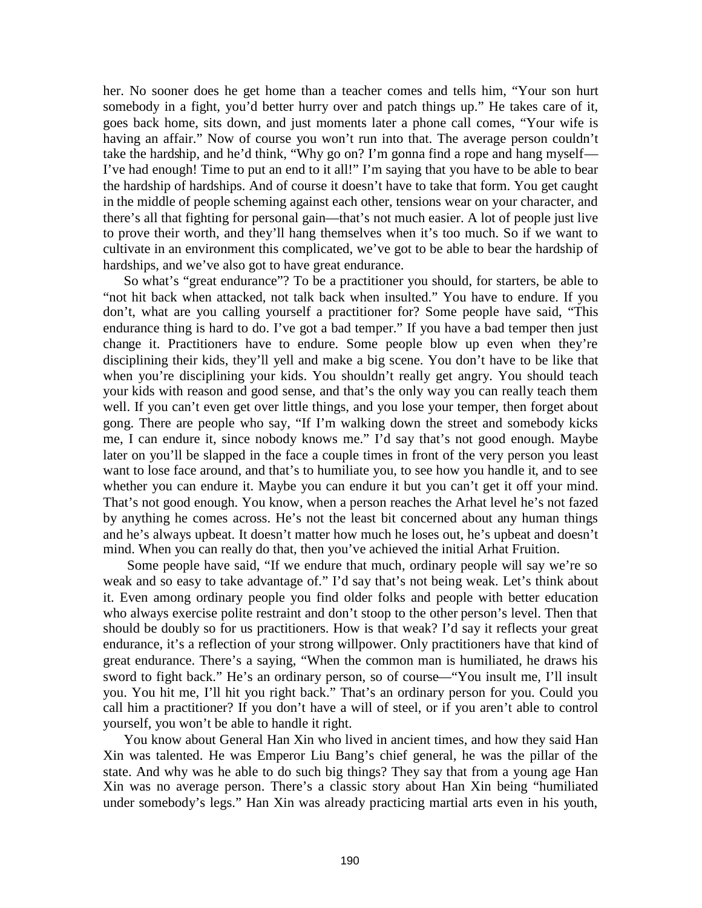her. No sooner does he get home than a teacher comes and tells him, “Your son hurt somebody in a fight, you’d better hurry over and patch things up.” He takes care of it, goes back home, sits down, and just moments later a phone call comes, “Your wife is having an affair.” Now of course you won’t run into that. The average person couldn’t take the hardship, and he’d think, “Why go on? I’m gonna find a rope and hang myself—I’ve had enough! Time to put an end to it all!” I’m saying that you have to be able to bear the hardship of hardships. And of course it doesn’t have to take that form. You get caught in the middle of people scheming against each other, tensions wear on your character, and there’s all that fighting for personal gain—that’s not much easier. A lot of people just live to prove their worth, and they’ll hang themselves when it’s too much. So if we want to cultivate in an environment this complicated, we’ve got to be able to bear the hardship of hardships, and we’ve also got to have great endurance.

So what’s “great endurance”? To be a practitioner you should, for starters, be able to “not hit back when attacked, not talk back when insulted.” You have to endure. If you don’t, what are you calling yourself a practitioner for? Some people have said, “This endurance thing is hard to do. I’ve got a bad temper.” If you have a bad temper then just change it. Practitioners have to endure. Some people blow up even when they’re disciplining their kids, they’ll yell and make a big scene. You don’t have to be like that when you’re disciplining your kids. You shouldn’t really get angry. You should teach your kids with reason and good sense, and that’s the only way you can really teach them well. If you can’t even get over little things, and you lose your temper, then forget about gong. There are people who say, “If I’m walking down the street and somebody kicks me, I can endure it, since nobody knows me.” I’d say that’s not good enough. Maybe later on you’ll be slapped in the face a couple times in front of the very person you least want to lose face around, and that’s to humiliate you, to see how you handle it, and to see whether you can endure it. Maybe you can endure it but you can’t get it off your mind. That’s not good enough. You know, when a person reaches the Arhat level he’s not fazed by anything he comes across. He’s not the least bit concerned about any human things and he’s always upbeat. It doesn’t matter how much he loses out, he’s upbeat and doesn’t mind. When you can really do that, then you’ve achieved the initial Arhat Fruition.

Some people have said, “If we endure that much, ordinary people will say we’re so weak and so easy to take advantage of.” I’d say that’s not being weak. Let’s think about it. Even among ordinary people you find older folks and people with better education who always exercise polite restraint and don’t stoop to the other person’s level. Then that should be doubly so for us practitioners. How is that weak? I’d say it reflects your great endurance, it’s a reflection of your strong willpower. Only practitioners have that kind of great endurance. There’s a saying, “When the common man is humiliated, he draws his sword to fight back.” He’s an ordinary person, so of course—“You insult me, I’ll insult you. You hit me, I’ll hit you right back.” That’s an ordinary person for you. Could you call him a practitioner? If you don’t have a will of steel, or if you aren’t able to control yourself, you won’t be able to handle it right.

You know about General Han Xin who lived in ancient times, and how they said Han Xin was talented. He was Emperor Liu Bang’s chief general, he was the pillar of the state. And why was he able to do such big things? They say that from a young age Han Xin was no average person. There’s a classic story about Han Xin being “humiliated under somebody’s legs.” Han Xin was already practicing martial arts even in his youth,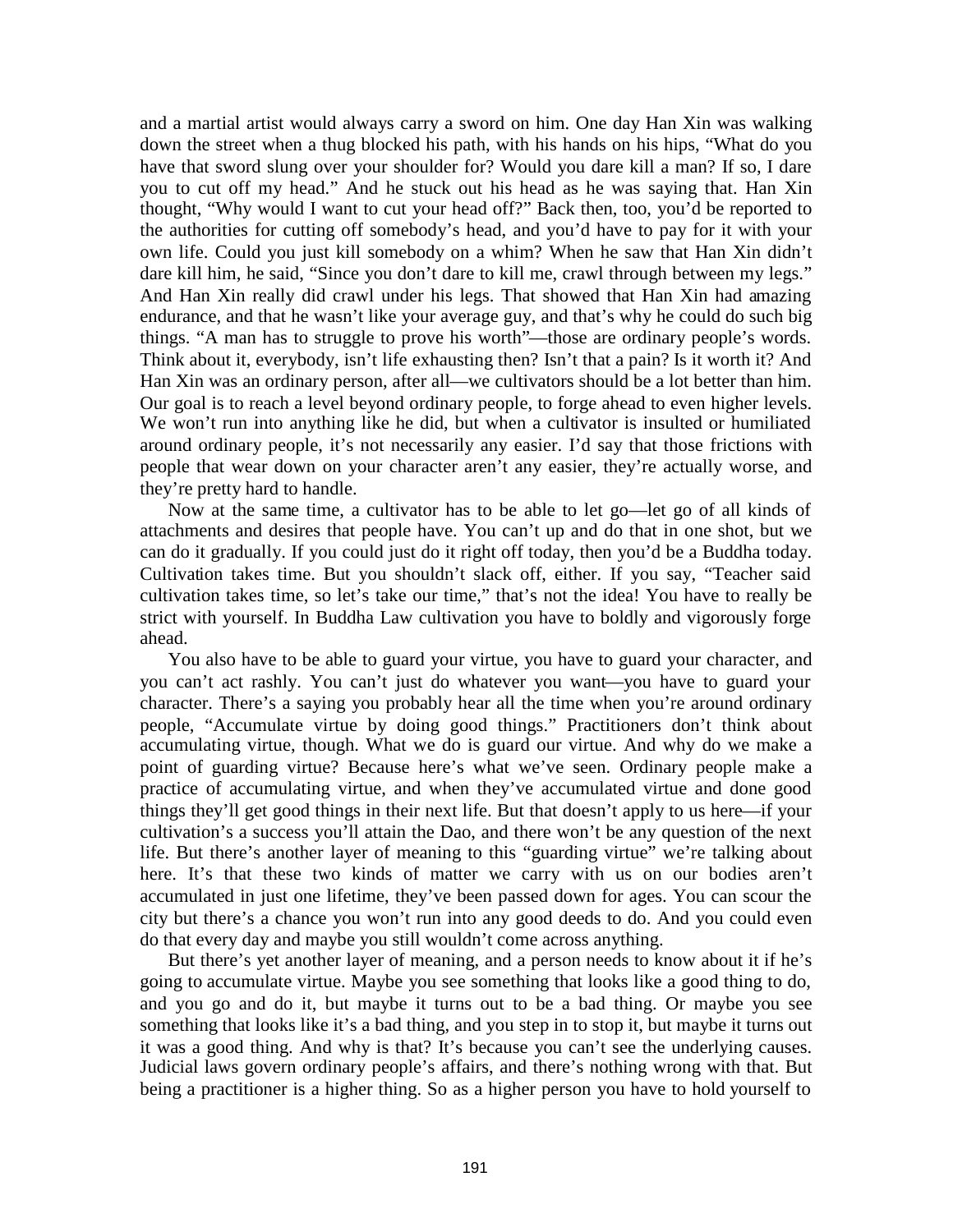and a martial artist would always carry a sword on him. One day Han Xin was walking down the street when a thug blocked his path, with his hands on his hips, "What do you have that sword slung over your shoulder for? Would you dare kill a man? If so, I dare you to cut off my head." And he stuck out his head as he was saying that. Han Xin thought, "Why would I want to cut your head off?" Back then, too, you'd be reported to the authorities for cutting off somebody's head, and you'd have to pay for it with your own life. Could you just kill somebody on a whim? When he saw that Han Xin didn't dare kill him, he said, "Since you don't dare to kill me, crawl through between my legs." And Han Xin really did crawl under his legs. That showed that Han Xin had amazing endurance, and that he wasn't like your average guy, and that's why he could do such big things. "A man has to struggle to prove his worth"—those are ordinary people's words. Think about it, everybody, isn't life exhausting then? Isn't that a pain? Is it worth it? And Han Xin was an ordinary person, after all—we cultivators should be a lot better than him. Our goal is to reach a level beyond ordinary people, to forge ahead to even higher levels. We won't run into anything like he did, but when a cultivator is insulted or humiliated around ordinary people, it's not necessarily any easier. I'd say that those frictions with people that wear down on your character aren't any easier, they're actually worse, and they're pretty hard to handle.

Now at the same time, a cultivator has to be able to let go—let go of all kinds of attachments and desires that people have. You can't up and do that in one shot, but we can do it gradually. If you could just do it right off today, then you'd be a Buddha today. Cultivation takes time. But you shouldn't slack off, either. If you say, "Teacher said cultivation takes time, so let's take our time," that's not the idea! You have to really be strict with yourself. In Buddha Law cultivation you have to boldly and vigorously forge ahead.

You also have to be able to guard your virtue, you have to guard your character, and you can't act rashly. You can't just do whatever you want—you have to guard your character. There's a saying you probably hear all the time when you're around ordinary people, "Accumulate virtue by doing good things." Practitioners don't think about accumulating virtue, though. What we do is guard our virtue. And why do we make a point of guarding virtue? Because here's what we've seen. Ordinary people make a practice of accumulating virtue, and when they've accumulated virtue and done good things they'll get good things in their next life. But that doesn't apply to us here—if your cultivation's a success you'll attain the Dao, and there won't be any question of the next life. But there's another layer of meaning to this "guarding virtue" we're talking about here. It's that these two kinds of matter we carry with us on our bodies aren't accumulated in just one lifetime, they've been passed down for ages. You can scour the city but there's a chance you won't run into any good deeds to do. And you could even do that every day and maybe you still wouldn't come across anything.

But there's yet another layer of meaning, and a person needs to know about it if he's going to accumulate virtue. Maybe you see something that looks like a good thing to do, and you go and do it, but maybe it turns out to be a bad thing. Or maybe you see something that looks like it's a bad thing, and you step in to stop it, but maybe it turns out it was a good thing. And why is that? It's because you can't see the underlying causes. Judicial laws govern ordinary people's affairs, and there's nothing wrong with that. But being a practitioner is a higher thing. So as a higher person you have to hold yourself to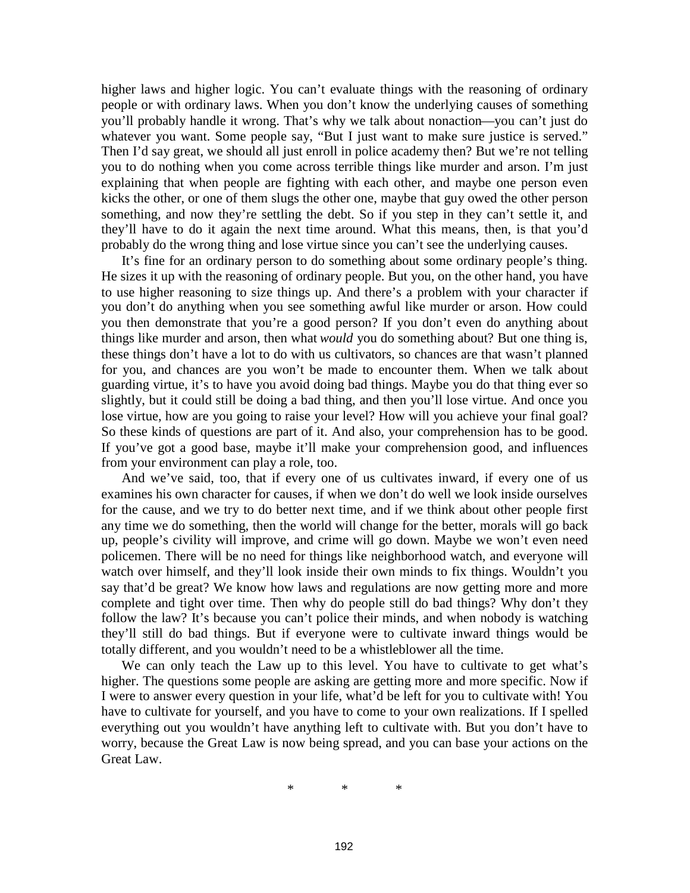higher laws and higher logic. You can't evaluate things with the reasoning of ordinary people or with ordinary laws. When you don't know the underlying causes of something you'll probably handle it wrong. That's why we talk about nonaction—you can't just do whatever you want. Some people say, "But I just want to make sure justice is served." Then I'd say great, we should all just enroll in police academy then? But we're not telling you to do nothing when you come across terrible things like murder and arson. I'm just explaining that when people are fighting with each other, and maybe one person even kicks the other, or one of them slugs the other one, maybe that guy owed the other person something, and now they're settling the debt. So if you step in they can't settle it, and they'll have to do it again the next time around. What this means, then, is that you'd probably do the wrong thing and lose virtue since you can't see the underlying causes.

It's fine for an ordinary person to do something about some ordinary people's thing. He sizes it up with the reasoning of ordinary people. But you, on the other hand, you have to use higher reasoning to size things up. And there's a problem with your character if you don't do anything when you see something awful like murder or arson. How could you then demonstrate that you're a good person? If you don't even do anything about things like murder and arson, then what *would* you do something about? But one thing is, these things don't have a lot to do with us cultivators, so chances are that wasn't planned for you, and chances are you won't be made to encounter them. When we talk about guarding virtue, it's to have you avoid doing bad things. Maybe you do that thing ever so slightly, but it could still be doing a bad thing, and then you'll lose virtue. And once you lose virtue, how are you going to raise your level? How will you achieve your final goal? So these kinds of questions are part of it. And also, your comprehension has to be good. If you've got a good base, maybe it'll make your comprehension good, and influences from your environment can play a role, too.

And we've said, too, that if every one of us cultivates inward, if every one of us examines his own character for causes, if when we don't do well we look inside ourselves for the cause, and we try to do better next time, and if we think about other people first any time we do something, then the world will change for the better, morals will go back up, people's civility will improve, and crime will go down. Maybe we won't even need policemen. There will be no need for things like neighborhood watch, and everyone will watch over himself, and they'll look inside their own minds to fix things. Wouldn't you say that'd be great? We know how laws and regulations are now getting more and more complete and tight over time. Then why do people still do bad things? Why don't they follow the law? It's because you can't police their minds, and when nobody is watching they'll still do bad things. But if everyone were to cultivate inward things would be totally different, and you wouldn't need to be a whistleblower all the time.

We can only teach the Law up to this level. You have to cultivate to get what's higher. The questions some people are asking are getting more and more specific. Now if I were to answer every question in your life, what'd be left for you to cultivate with! You have to cultivate for yourself, and you have to come to your own realizations. If I spelled everything out you wouldn't have anything left to cultivate with. But you don't have to worry, because the Great Law is now being spread, and you can base your actions on the Great Law.

\* \* \*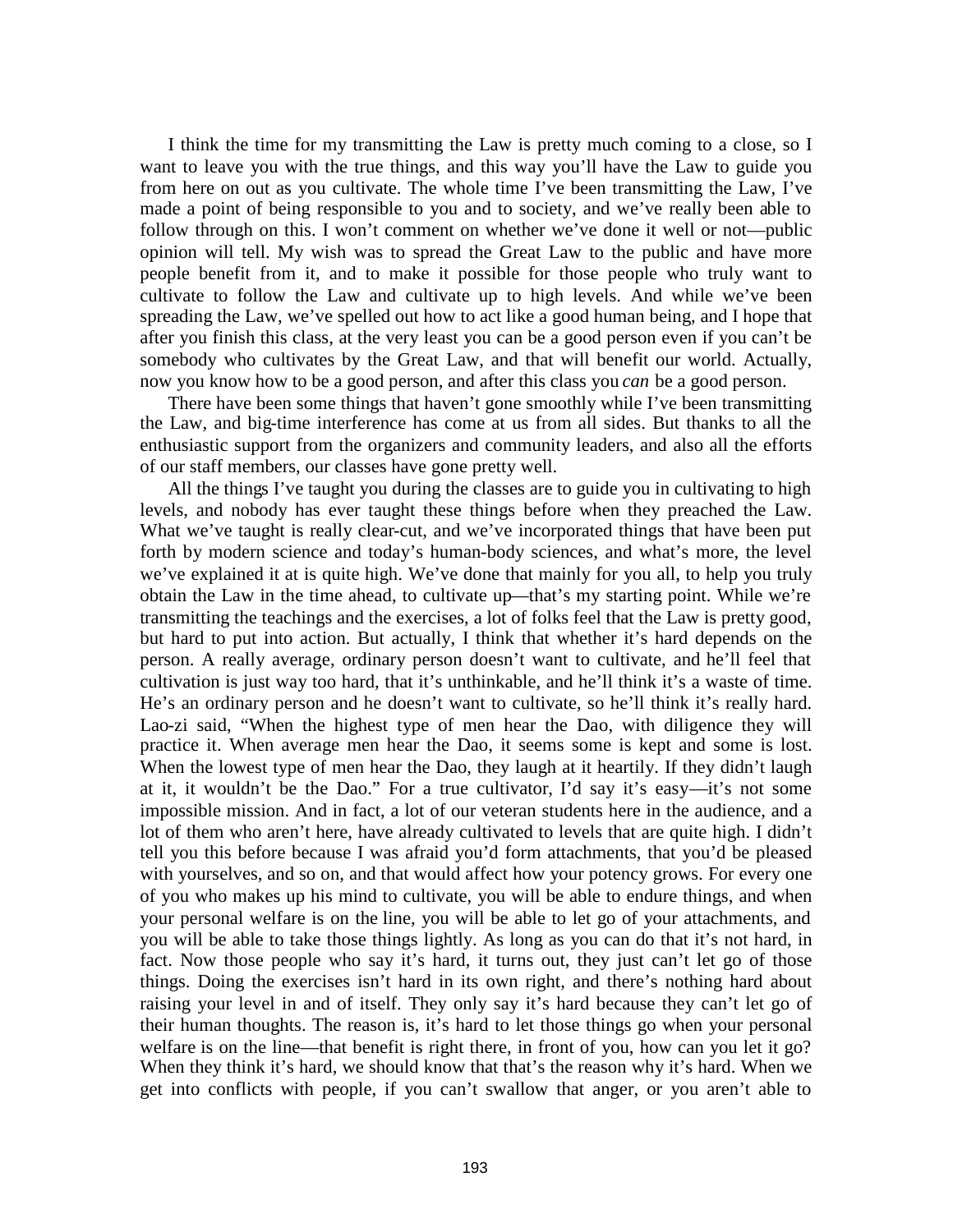I think the time for my transmitting the Law is pretty much coming to a close, so I want to leave you with the true things, and this way you'll have the Law to guide you from here on out as you cultivate. The whole time I've been transmitting the Law, I've made a point of being responsible to you and to society, and we've really been able to follow through on this. I won't comment on whether we've done it well or not—public opinion will tell. My wish was to spread the Great Law to the public and have more people benefit from it, and to make it possible for those people who truly want to cultivate to follow the Law and cultivate up to high levels. And while we've been spreading the Law, we've spelled out how to act like a good human being, and I hope that after you finish this class, at the very least you can be a good person even if you can't be somebody who cultivates by the Great Law, and that will benefit our world. Actually, now you know how to be a good person, and after this class you *can* be a good person.

There have been some things that haven't gone smoothly while I've been transmitting the Law, and big-time interference has come at us from all sides. But thanks to all the enthusiastic support from the organizers and community leaders, and also all the efforts of our staff members, our classes have gone pretty well.

All the things I've taught you during the classes are to guide you in cultivating to high levels, and nobody has ever taught these things before when they preached the Law. What we've taught is really clear-cut, and we've incorporated things that have been put forth by modern science and today's human-body sciences, and what's more, the level we've explained it at is quite high. We've done that mainly for you all, to help you truly obtain the Law in the time ahead, to cultivate up—that's my starting point. While we're transmitting the teachings and the exercises, a lot of folks feel that the Law is pretty good, but hard to put into action. But actually, I think that whether it's hard depends on the person. A really average, ordinary person doesn't want to cultivate, and he'll feel that cultivation is just way too hard, that it's unthinkable, and he'll think it's a waste of time. He's an ordinary person and he doesn't want to cultivate, so he'll think it's really hard. Lao-zi said, "When the highest type of men hear the Dao, with diligence they will practice it. When average men hear the Dao, it seems some is kept and some is lost. When the lowest type of men hear the Dao, they laugh at it heartily. If they didn't laugh at it, it wouldn't be the Dao." For a true cultivator, I'd say it's easy—it's not some impossible mission. And in fact, a lot of our veteran students here in the audience, and a lot of them who aren't here, have already cultivated to levels that are quite high. I didn't tell you this before because I was afraid you'd form attachments, that you'd be pleased with yourselves, and so on, and that would affect how your potency grows. For every one of you who makes up his mind to cultivate, you will be able to endure things, and when your personal welfare is on the line, you will be able to let go of your attachments, and you will be able to take those things lightly. As long as you can do that it's not hard, in fact. Now those people who say it's hard, it turns out, they just can't let go of those things. Doing the exercises isn't hard in its own right, and there's nothing hard about raising your level in and of itself. They only say it's hard because they can't let go of their human thoughts. The reason is, it's hard to let those things go when your personal welfare is on the line—that benefit is right there, in front of you, how can you let it go? When they think it's hard, we should know that that's the reason why it's hard. When we get into conflicts with people, if you can't swallow that anger, or you aren't able to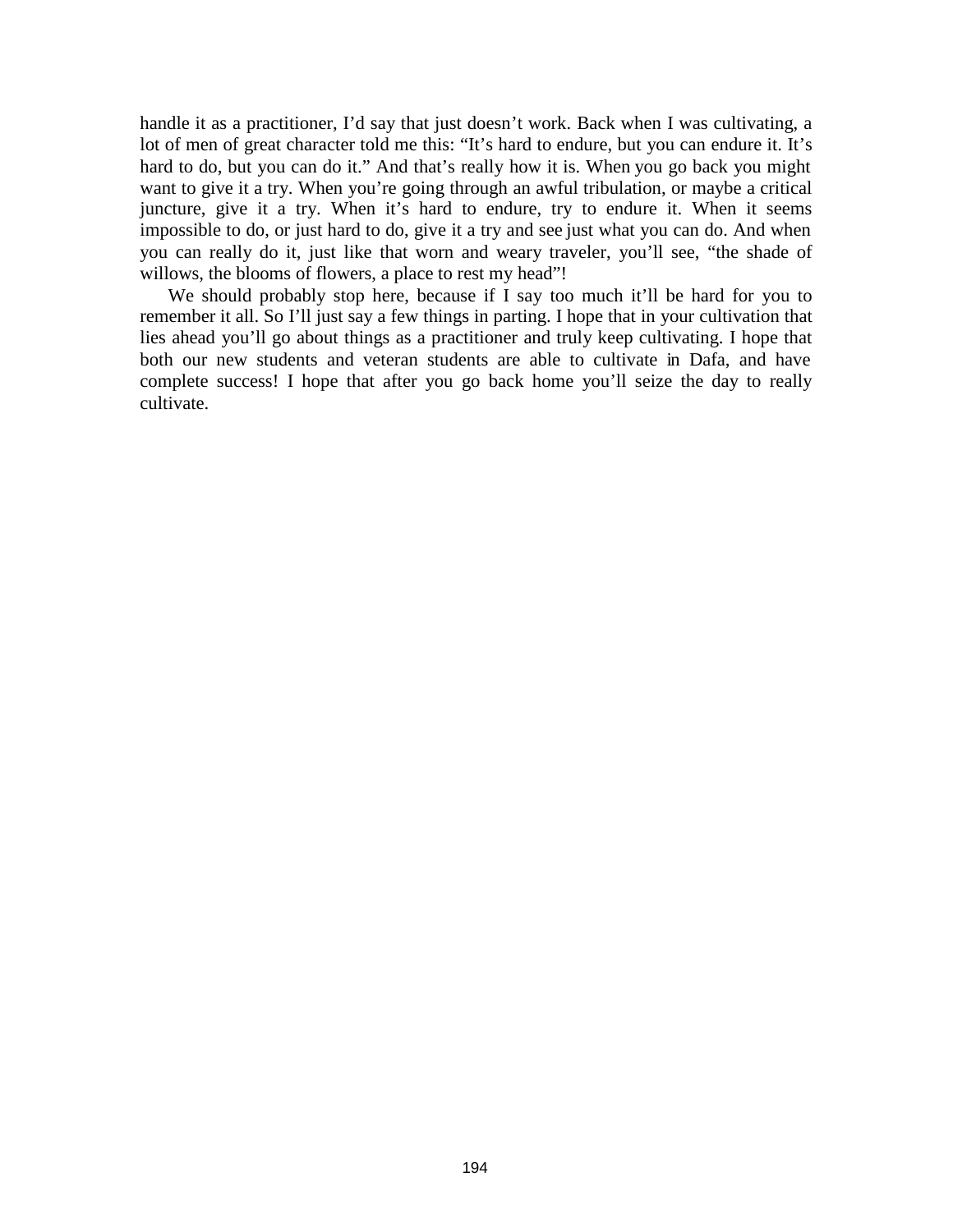handle it as a practitioner, I'd say that just doesn't work. Back when I was cultivating, a lot of men of great character told me this: "It's hard to endure, but you can endure it. It's hard to do, but you can do it." And that's really how it is. When you go back you might want to give it a try. When you're going through an awful tribulation, or maybe a critical juncture, give it a try. When it's hard to endure, try to endure it. When it seems impossible to do, or just hard to do, give it a try and see just what you can do. And when you can really do it, just like that worn and weary traveler, you'll see, "the shade of willows, the blooms of flowers, a place to rest my head"!

We should probably stop here, because if I say too much it'll be hard for you to remember it all. So I'll just say a few things in parting. I hope that in your cultivation that lies ahead you'll go about things as a practitioner and truly keep cultivating. I hope that both our new students and veteran students are able to cultivate in Dafa, and have complete success! I hope that after you go back home you'll seize the day to really cultivate.